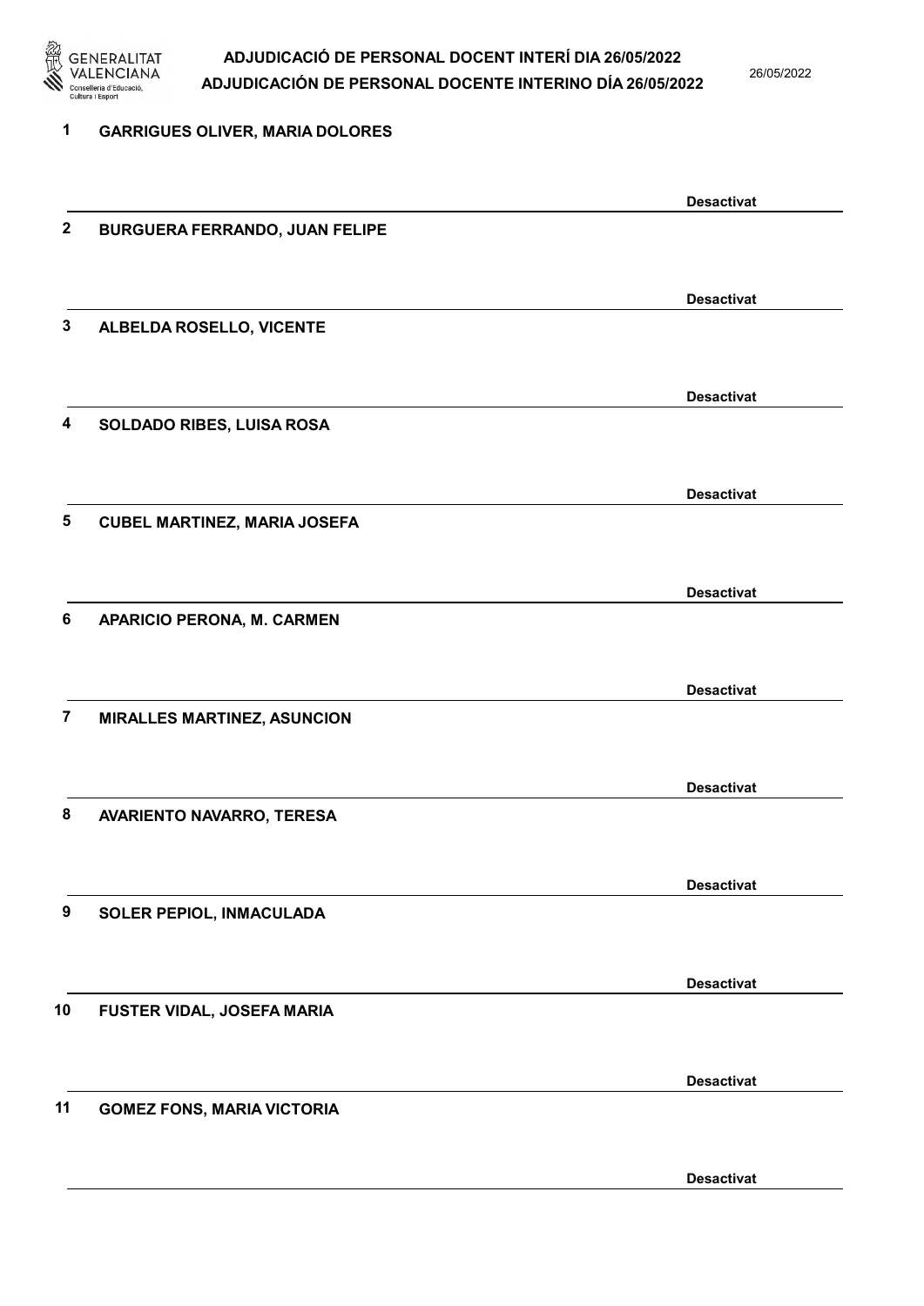# ADJUDICACIÓ DE PERSONAL DOCENT INTERÍ DIA 26/05/2022
# ADJUDICACIÓN DE PERSONAL DOCENTE INTERINO DÍA 26/05/2022

26/05/2022

**1 GARRIGUES OLIVER, MARIA DOLORES**

**Desactivat**

**2 BURGUERA FERRANDO, JUAN FELIPE**

**Desactivat**

**3 ALBELDA ROSELLO, VICENTE**

**Desactivat**

**4 SOLDADO RIBES, LUISA ROSA**

**Desactivat**

**5 CUBEL MARTINEZ, MARIA JOSEFA**

**Desactivat**

**6 APARICIO PERONA, M. CARMEN**

**Desactivat**

**7 MIRALLES MARTINEZ, ASUNCION**

**Desactivat**

**8 AVARIENTO NAVARRO, TERESA**

**Desactivat**

**9 SOLER PEPIOL, INMACULADA**

**Desactivat**

**10 FUSTER VIDAL, JOSEFA MARIA**

**Desactivat**

**11 GOMEZ FONS, MARIA VICTORIA**

**Desactivat**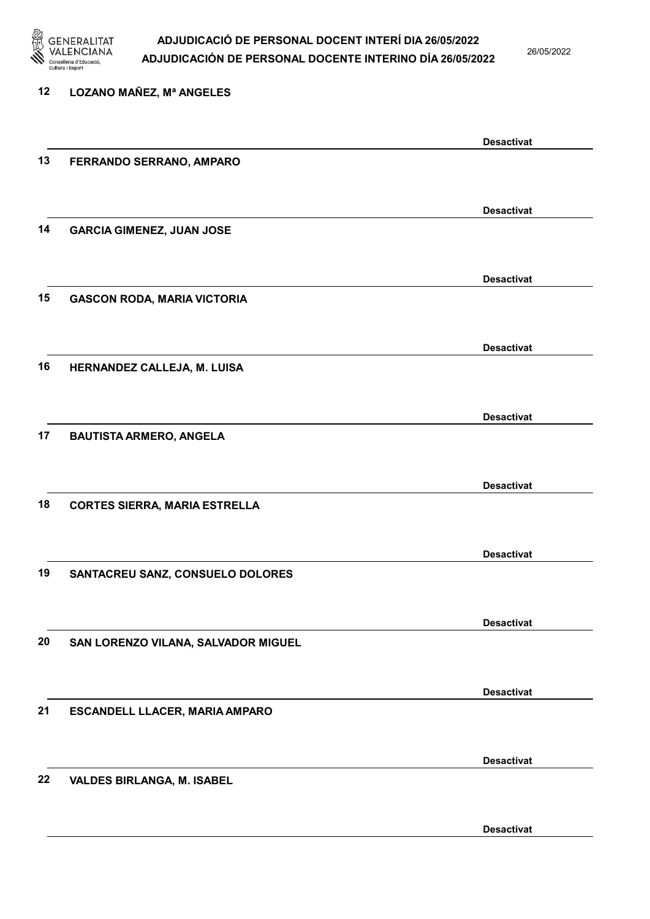12 LOZANO MAÑEZ, Mª ANGELES

Desactivat

13 FERRANDO SERRANO, AMPARO

Desactivat

14 GARCIA GIMENEZ, JUAN JOSE

Desactivat

15 GASCON RODA, MARIA VICTORIA

Desactivat

16 HERNANDEZ CALLEJA, M. LUISA

Desactivat

17 BAUTISTA ARMERO, ANGELA

Desactivat

18 CORTES SIERRA, MARIA ESTRELLA

Desactivat

19 SANTACREU SANZ, CONSUELO DOLORES

Desactivat

20 SAN LORENZO VILANA, SALVADOR MIGUEL

Desactivat

21 ESCANDELL LLACER, MARIA AMPARO

Desactivat

22 VALDES BIRLANGA, M. ISABEL

Desactivat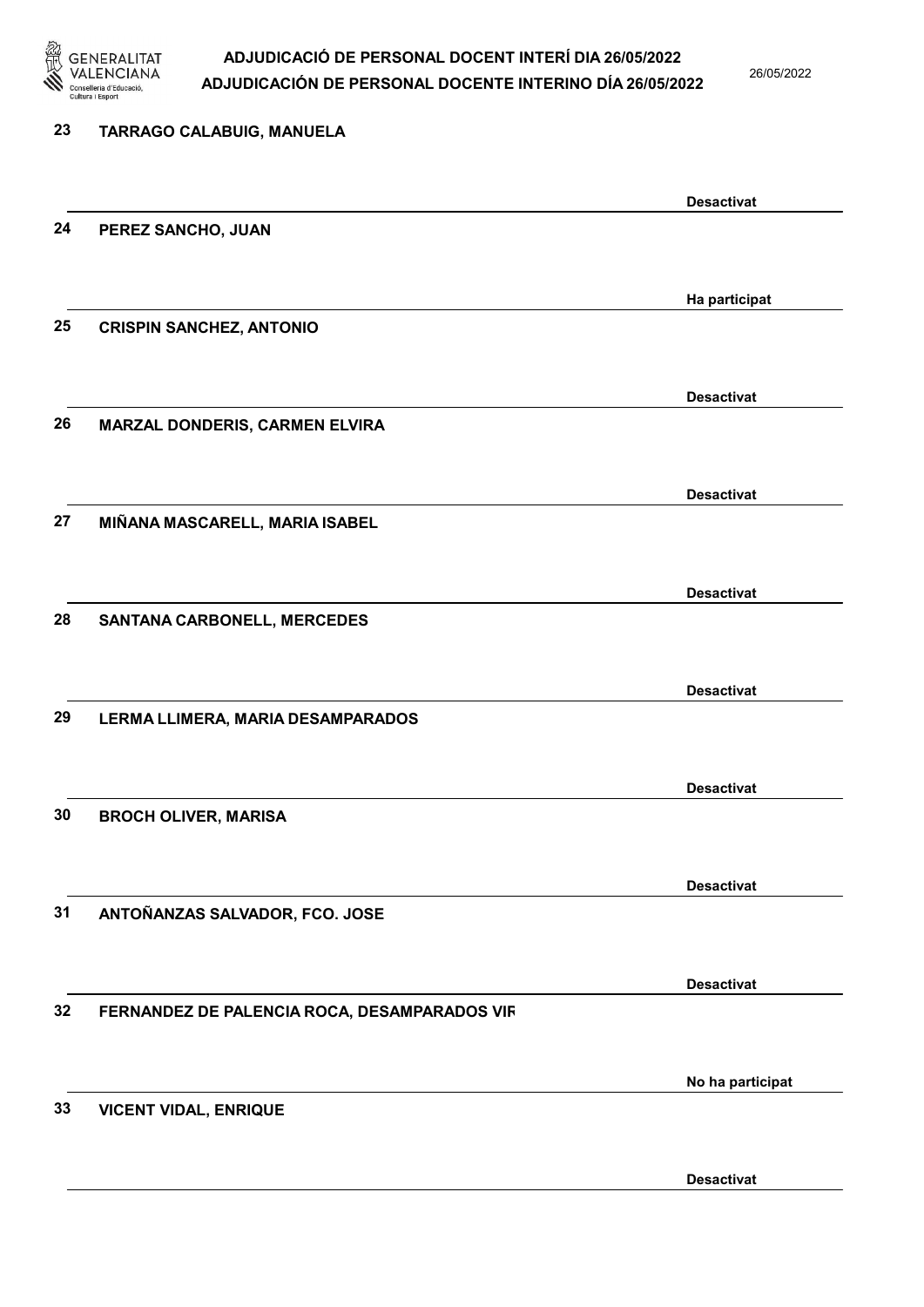| Núm. | Nom | Estat |
|---|---|---|
| 23 | TARRAGO CALABUIG, MANUELA | Desactivat |
| 24 | PEREZ SANCHO, JUAN | Ha participat |
| 25 | CRISPIN SANCHEZ, ANTONIO | Desactivat |
| 26 | MARZAL DONDERIS, CARMEN ELVIRA | Desactivat |
| 27 | MIÑANA MASCARELL, MARIA ISABEL | Desactivat |
| 28 | SANTANA CARBONELL, MERCEDES | Desactivat |
| 29 | LERMA LLIMERA, MARIA DESAMPARADOS | Desactivat |
| 30 | BROCH OLIVER, MARISA | Desactivat |
| 31 | ANTOÑANZAS SALVADOR, FCO. JOSE | Desactivat |
| 32 | FERNANDEZ DE PALENCIA ROCA, DESAMPARADOS VIR | No ha participat |
| 33 | VICENT VIDAL, ENRIQUE | Desactivat |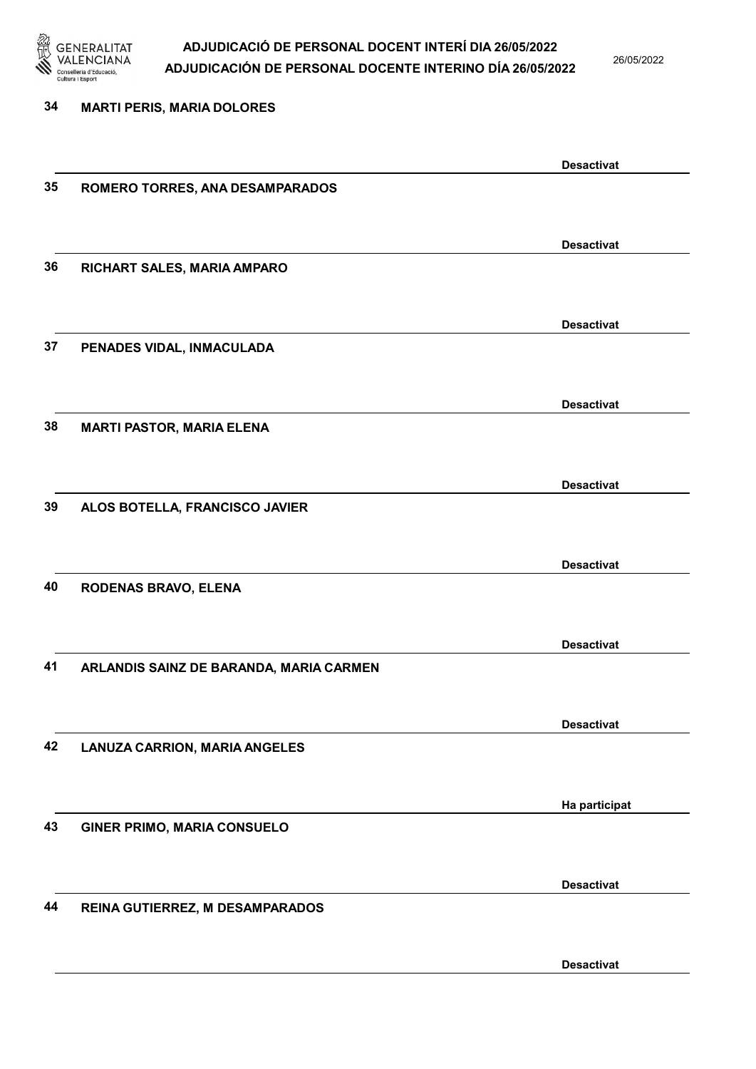34 MARTI PERIS, MARIA DOLORES

Desactivat

35 ROMERO TORRES, ANA DESAMPARADOS

Desactivat

36 RICHART SALES, MARIA AMPARO

Desactivat

37 PENADES VIDAL, INMACULADA

Desactivat

38 MARTI PASTOR, MARIA ELENA

Desactivat

39 ALOS BOTELLA, FRANCISCO JAVIER

Desactivat

40 RODENAS BRAVO, ELENA

Desactivat

41 ARLANDIS SAINZ DE BARANDA, MARIA CARMEN

Desactivat

42 LANUZA CARRION, MARIA ANGELES

Ha participat

43 GINER PRIMO, MARIA CONSUELO

Desactivat

44 REINA GUTIERREZ, M DESAMPARADOS

Desactivat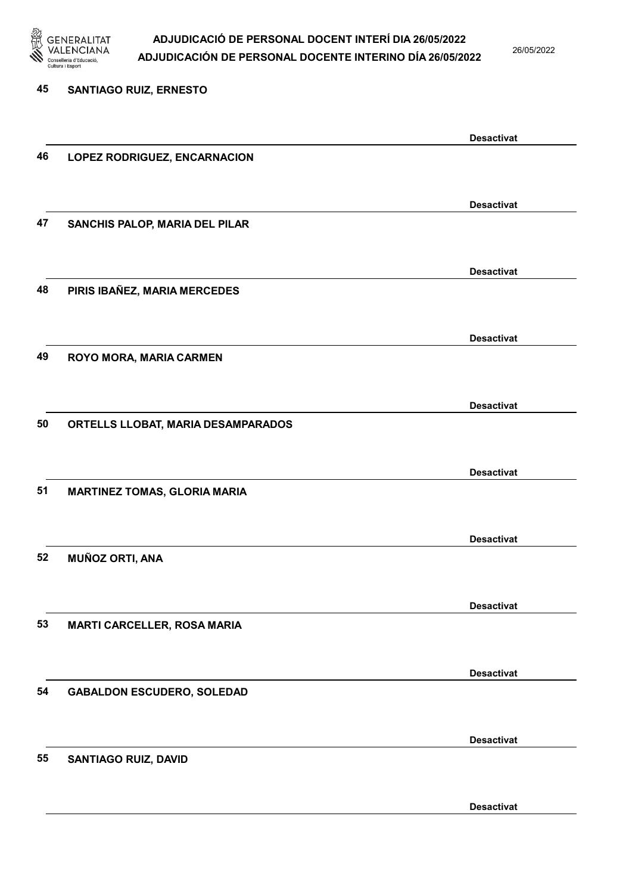45 **SANTIAGO RUIZ, ERNESTO**

**Desactivat**

46 **LOPEZ RODRIGUEZ, ENCARNACION**

**Desactivat**

47 **SANCHIS PALOP, MARIA DEL PILAR**

**Desactivat**

48 **PIRIS IBAÑEZ, MARIA MERCEDES**

**Desactivat**

49 **ROYO MORA, MARIA CARMEN**

**Desactivat**

50 **ORTELLS LLOBAT, MARIA DESAMPARADOS**

**Desactivat**

51 **MARTINEZ TOMAS, GLORIA MARIA**

**Desactivat**

52 **MUÑOZ ORTI, ANA**

**Desactivat**

53 **MARTI CARCELLER, ROSA MARIA**

**Desactivat**

54 **GABALDON ESCUDERO, SOLEDAD**

**Desactivat**

55 **SANTIAGO RUIZ, DAVID**

**Desactivat**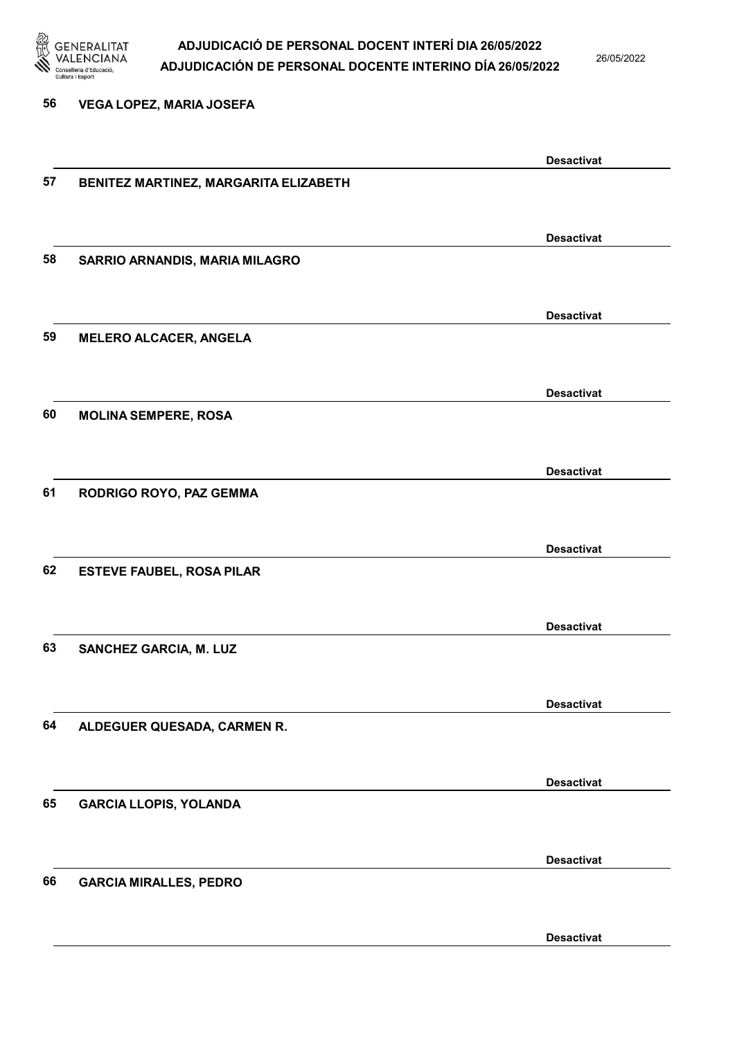56 VEGA LOPEZ, MARIA JOSEFA

Desactivat

57 BENITEZ MARTINEZ, MARGARITA ELIZABETH

Desactivat

58 SARRIO ARNANDIS, MARIA MILAGRO

Desactivat

59 MELERO ALCACER, ANGELA

Desactivat

60 MOLINA SEMPERE, ROSA

Desactivat

61 RODRIGO ROYO, PAZ GEMMA

Desactivat

62 ESTEVE FAUBEL, ROSA PILAR

Desactivat

63 SANCHEZ GARCIA, M. LUZ

Desactivat

64 ALDEGUER QUESADA, CARMEN R.

Desactivat

65 GARCIA LLOPIS, YOLANDA

Desactivat

66 GARCIA MIRALLES, PEDRO

Desactivat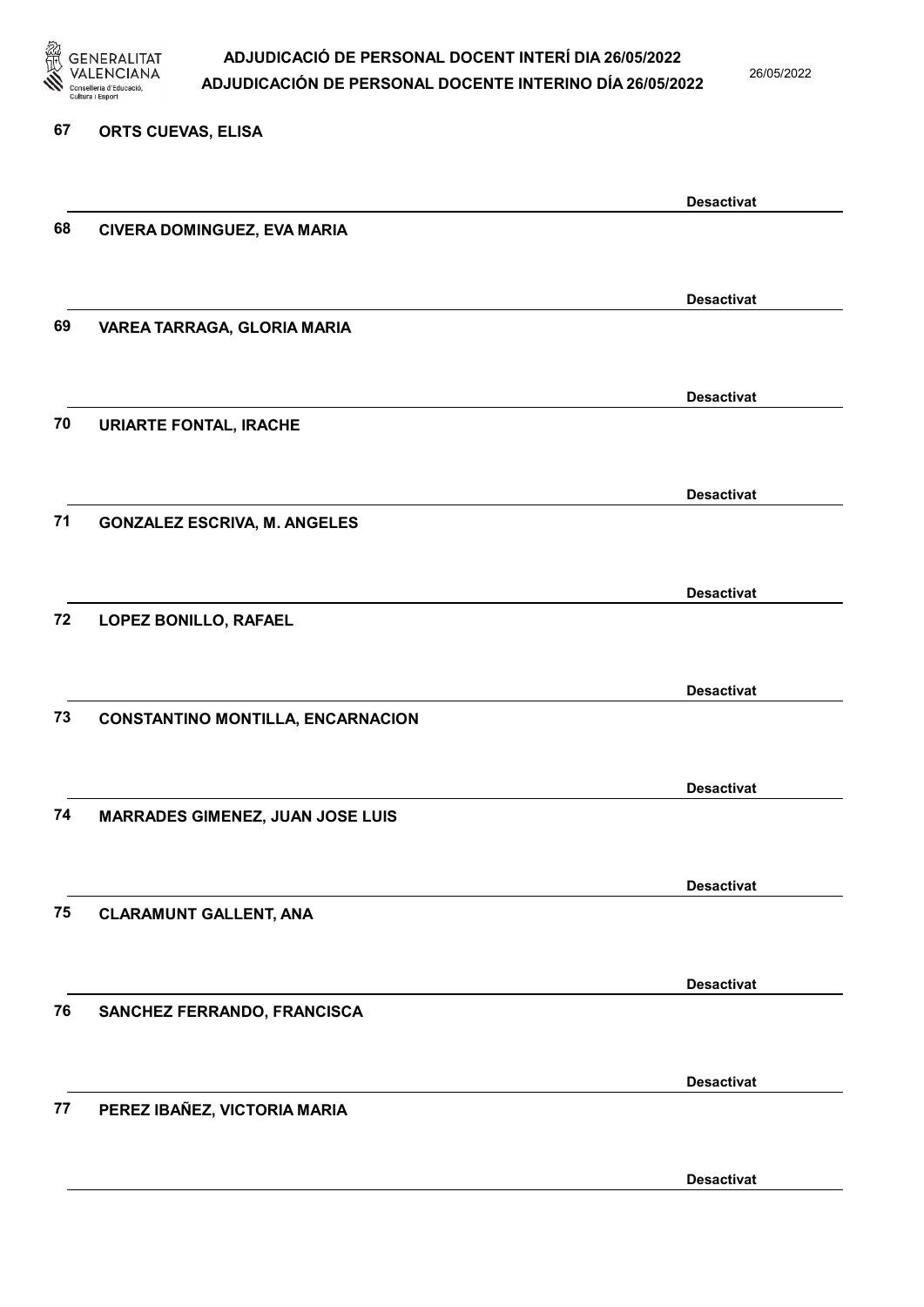67 ORTS CUEVAS, ELISA

Desactivat

68 CIVERA DOMINGUEZ, EVA MARIA

Desactivat

69 VAREA TARRAGA, GLORIA MARIA

Desactivat

70 URIARTE FONTAL, IRACHE

Desactivat

71 GONZALEZ ESCRIVA, M. ANGELES

Desactivat

72 LOPEZ BONILLO, RAFAEL

Desactivat

73 CONSTANTINO MONTILLA, ENCARNACION

Desactivat

74 MARRADES GIMENEZ, JUAN JOSE LUIS

Desactivat

75 CLARAMUNT GALLENT, ANA

Desactivat

76 SANCHEZ FERRANDO, FRANCISCA

Desactivat

77 PEREZ IBAÑEZ, VICTORIA MARIA

Desactivat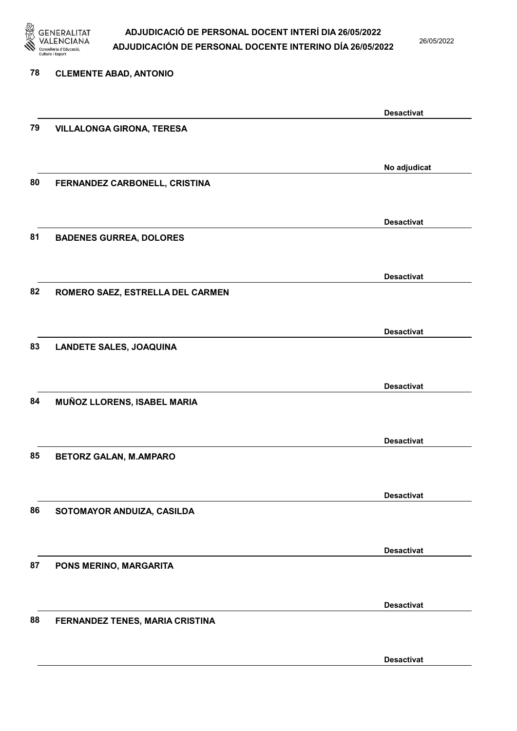78 CLEMENTE ABAD, ANTONIO

Desactivat

79 VILLALONGA GIRONA, TERESA

No adjudicat

80 FERNANDEZ CARBONELL, CRISTINA

Desactivat

81 BADENES GURREA, DOLORES

Desactivat

82 ROMERO SAEZ, ESTRELLA DEL CARMEN

Desactivat

83 LANDETE SALES, JOAQUINA

Desactivat

84 MUÑOZ LLORENS, ISABEL MARIA

Desactivat

85 BETORZ GALAN, M.AMPARO

Desactivat

86 SOTOMAYOR ANDUIZA, CASILDA

Desactivat

87 PONS MERINO, MARGARITA

Desactivat

88 FERNANDEZ TENES, MARIA CRISTINA

Desactivat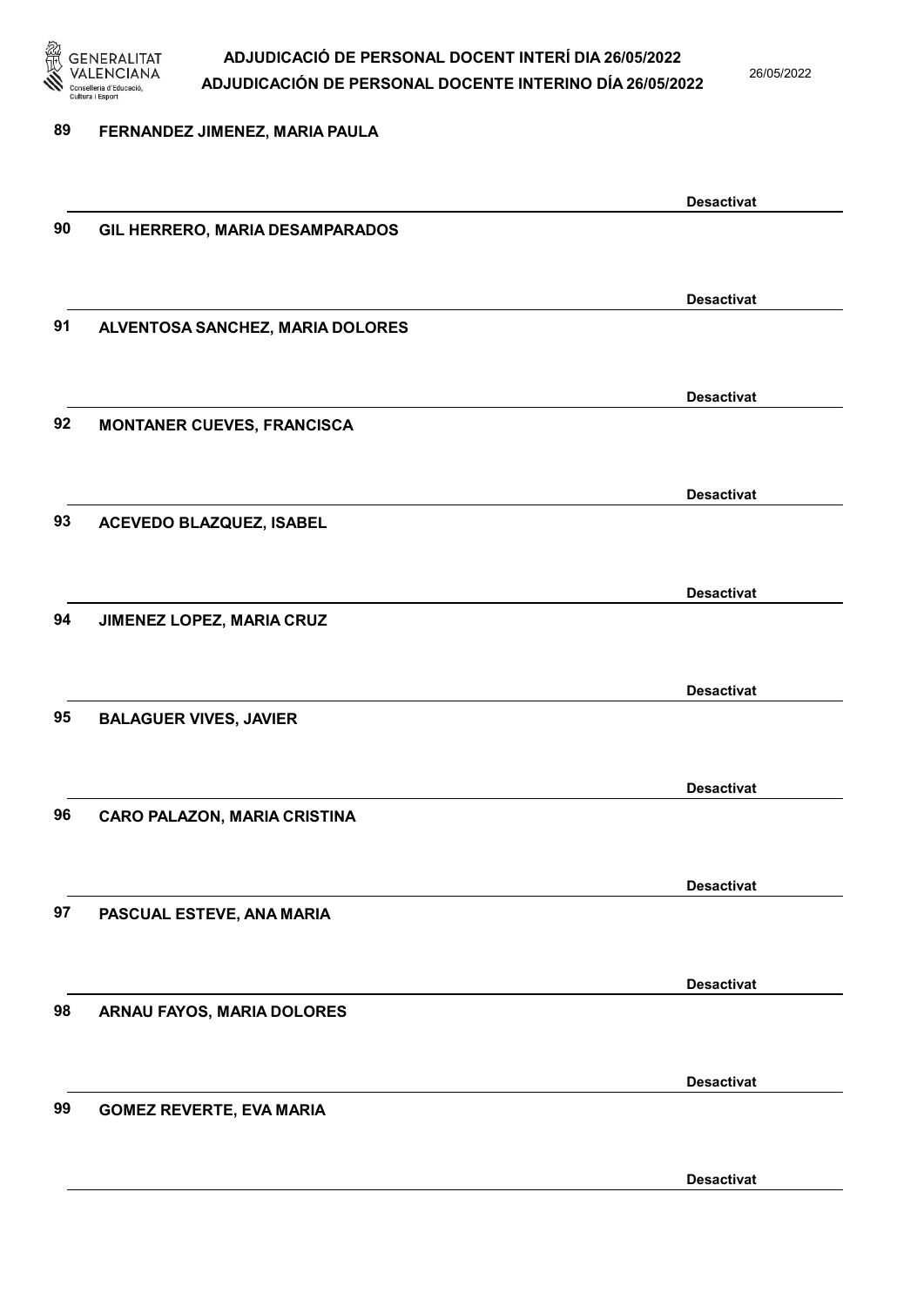89 **FERNANDEZ JIMENEZ, MARIA PAULA**

**Desactivat**

90 **GIL HERRERO, MARIA DESAMPARADOS**

**Desactivat**

91 **ALVENTOSA SANCHEZ, MARIA DOLORES**

**Desactivat**

92 **MONTANER CUEVES, FRANCISCA**

**Desactivat**

93 **ACEVEDO BLAZQUEZ, ISABEL**

**Desactivat**

94 **JIMENEZ LOPEZ, MARIA CRUZ**

**Desactivat**

95 **BALAGUER VIVES, JAVIER**

**Desactivat**

96 **CARO PALAZON, MARIA CRISTINA**

**Desactivat**

97 **PASCUAL ESTEVE, ANA MARIA**

**Desactivat**

98 **ARNAU FAYOS, MARIA DOLORES**

**Desactivat**

99 **GOMEZ REVERTE, EVA MARIA**

**Desactivat**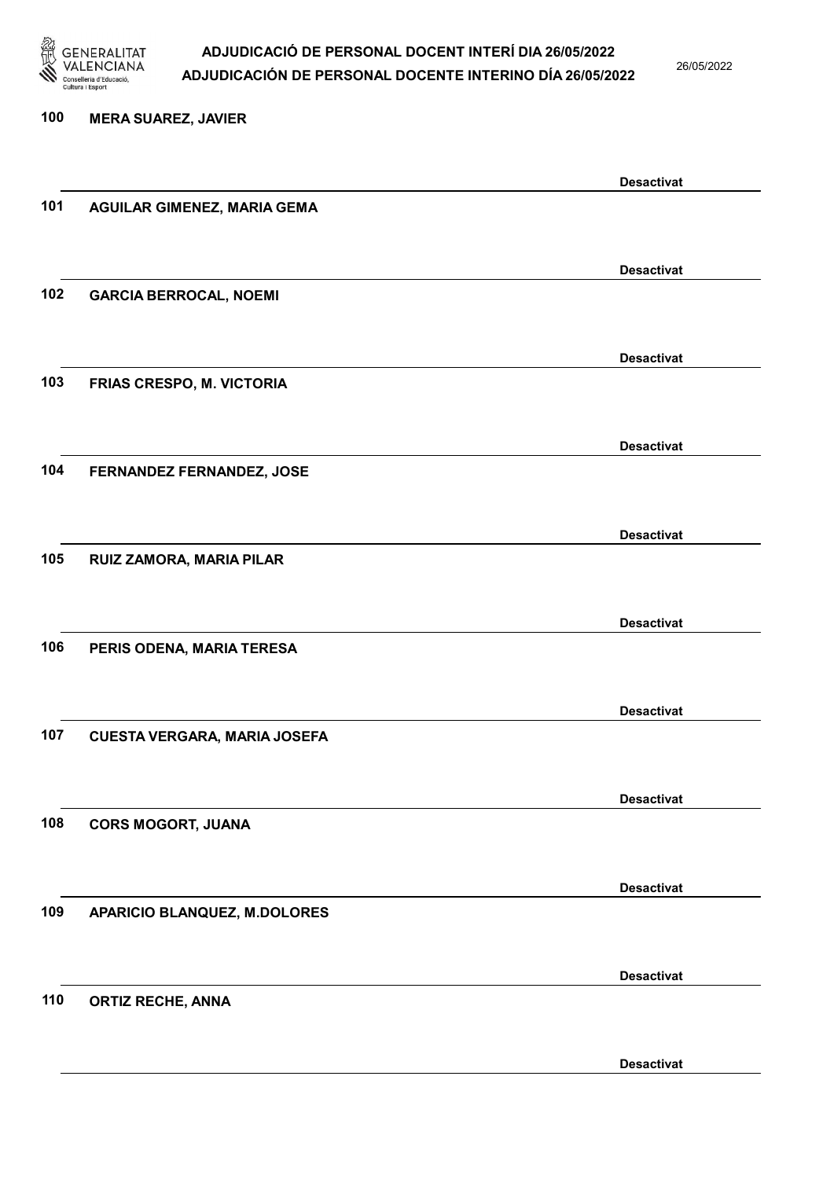100 MERA SUAREZ, JAVIER

Desactivat

101 AGUILAR GIMENEZ, MARIA GEMA

Desactivat

102 GARCIA BERROCAL, NOEMI

Desactivat

103 FRIAS CRESPO, M. VICTORIA

Desactivat

104 FERNANDEZ FERNANDEZ, JOSE

Desactivat

105 RUIZ ZAMORA, MARIA PILAR

Desactivat

106 PERIS ODENA, MARIA TERESA

Desactivat

107 CUESTA VERGARA, MARIA JOSEFA

Desactivat

108 CORS MOGORT, JUANA

Desactivat

109 APARICIO BLANQUEZ, M.DOLORES

Desactivat

110 ORTIZ RECHE, ANNA

Desactivat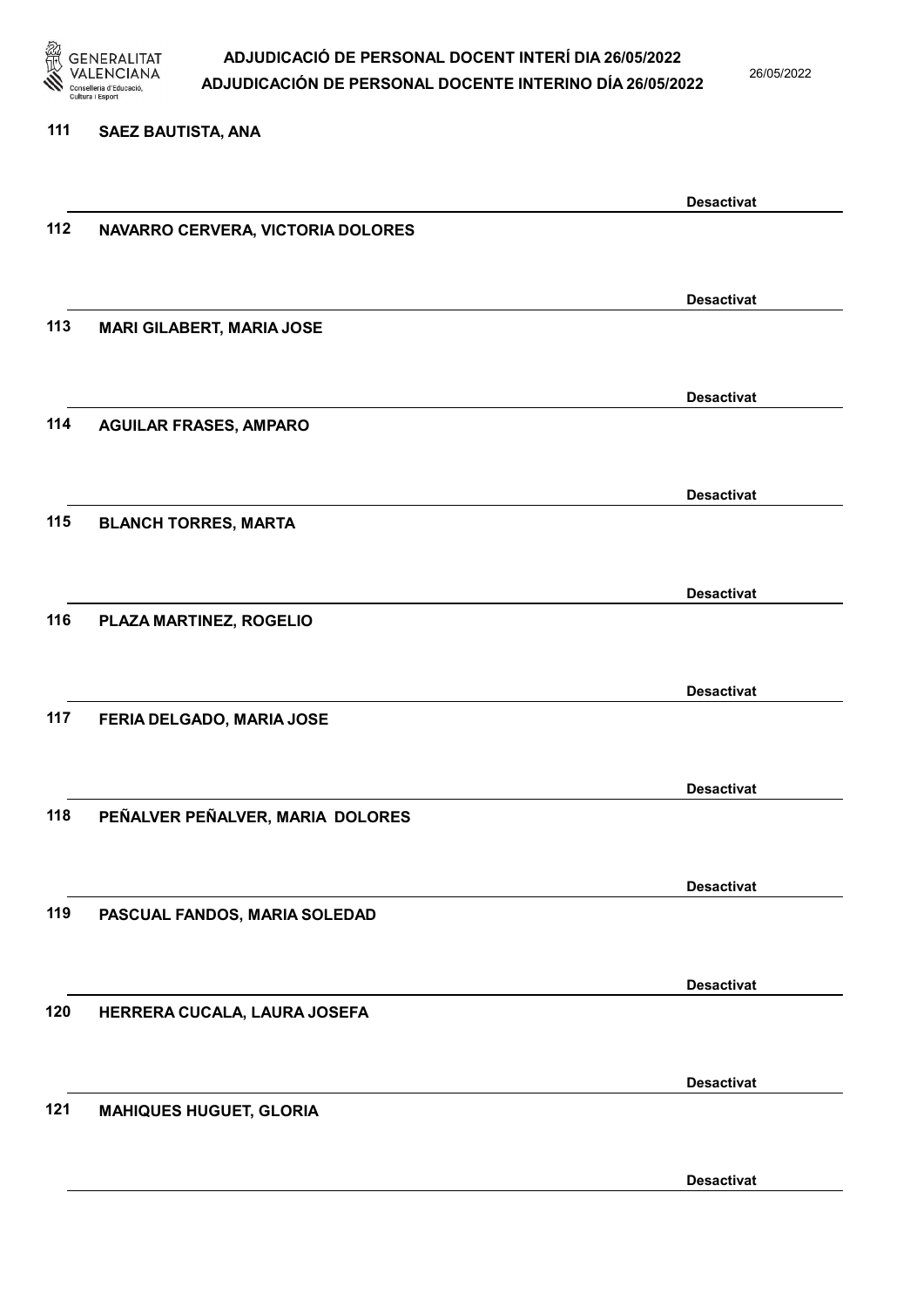111 SAEZ BAUTISTA, ANA

Desactivat

112 NAVARRO CERVERA, VICTORIA DOLORES

Desactivat

113 MARI GILABERT, MARIA JOSE

Desactivat

114 AGUILAR FRASES, AMPARO

Desactivat

115 BLANCH TORRES, MARTA

Desactivat

116 PLAZA MARTINEZ, ROGELIO

Desactivat

117 FERIA DELGADO, MARIA JOSE

Desactivat

118 PEÑALVER PEÑALVER, MARIA DOLORES

Desactivat

119 PASCUAL FANDOS, MARIA SOLEDAD

Desactivat

120 HERRERA CUCALA, LAURA JOSEFA

Desactivat

121 MAHIQUES HUGUET, GLORIA

Desactivat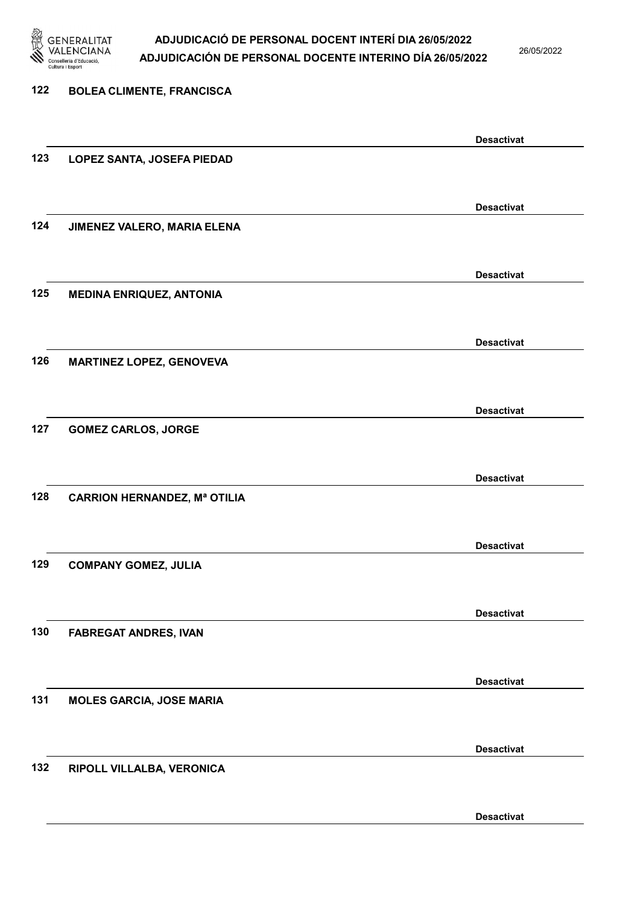122 **BOLEA CLIMENTE, FRANCISCA**

**Desactivat**

123 **LOPEZ SANTA, JOSEFA PIEDAD**

**Desactivat**

124 **JIMENEZ VALERO, MARIA ELENA**

**Desactivat**

125 **MEDINA ENRIQUEZ, ANTONIA**

**Desactivat**

126 **MARTINEZ LOPEZ, GENOVEVA**

**Desactivat**

127 **GOMEZ CARLOS, JORGE**

**Desactivat**

128 **CARRION HERNANDEZ, Mª OTILIA**

**Desactivat**

129 **COMPANY GOMEZ, JULIA**

**Desactivat**

130 **FABREGAT ANDRES, IVAN**

**Desactivat**

131 **MOLES GARCIA, JOSE MARIA**

**Desactivat**

132 **RIPOLL VILLALBA, VERONICA**

**Desactivat**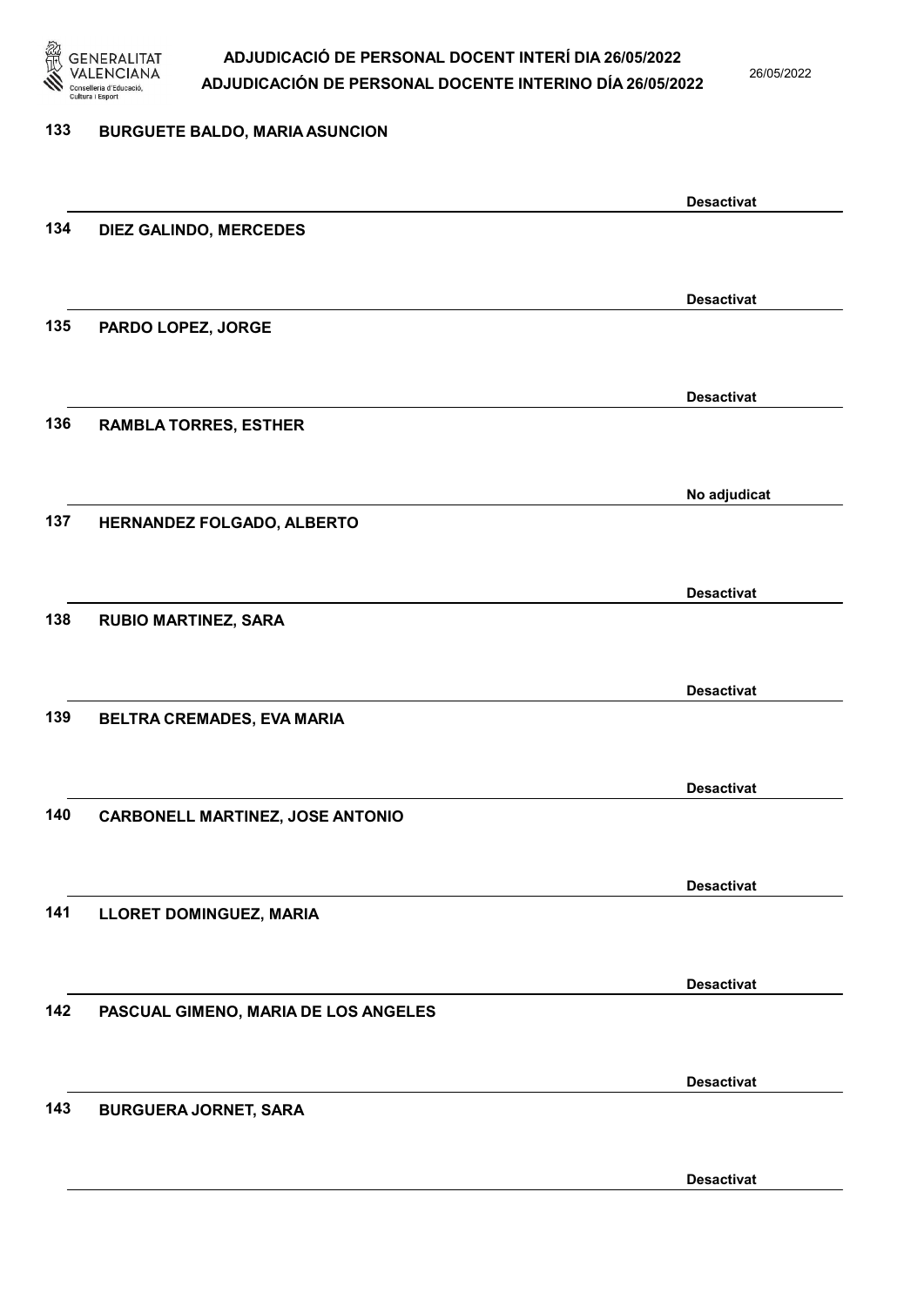133 **BURGUETE BALDO, MARIA ASUNCION**

**Desactivat**

134 **DIEZ GALINDO, MERCEDES**

**Desactivat**

135 **PARDO LOPEZ, JORGE**

**Desactivat**

136 **RAMBLA TORRES, ESTHER**

**No adjudicat**

137 **HERNANDEZ FOLGADO, ALBERTO**

**Desactivat**

138 **RUBIO MARTINEZ, SARA**

**Desactivat**

139 **BELTRA CREMADES, EVA MARIA**

**Desactivat**

140 **CARBONELL MARTINEZ, JOSE ANTONIO**

**Desactivat**

141 **LLORET DOMINGUEZ, MARIA**

**Desactivat**

142 **PASCUAL GIMENO, MARIA DE LOS ANGELES**

**Desactivat**

143 **BURGUERA JORNET, SARA**

**Desactivat**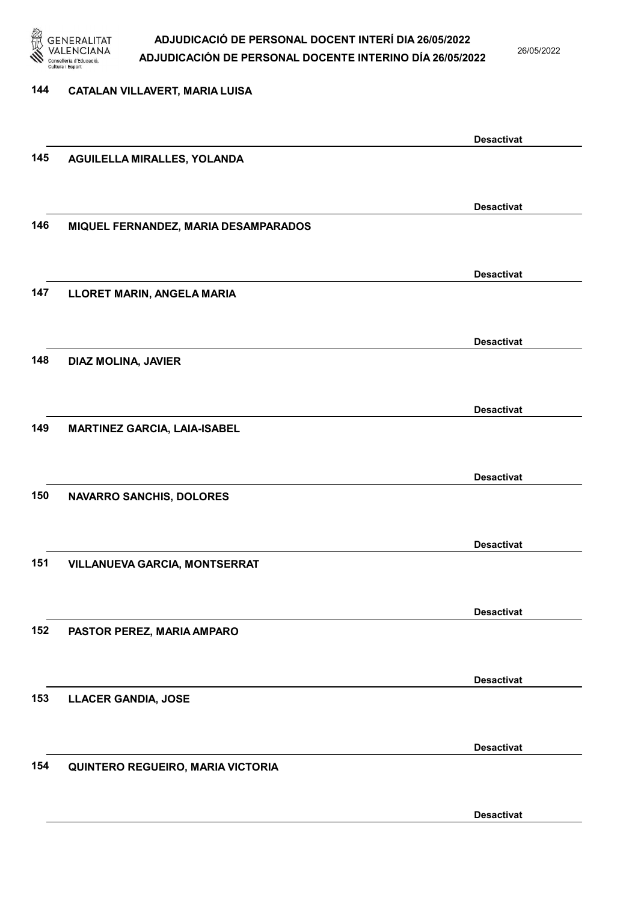144 CATALAN VILLAVERT, MARIA LUISA

Desactivat

145 AGUILELLA MIRALLES, YOLANDA

Desactivat

146 MIQUEL FERNANDEZ, MARIA DESAMPARADOS

Desactivat

147 LLORET MARIN, ANGELA MARIA

Desactivat

148 DIAZ MOLINA, JAVIER

Desactivat

149 MARTINEZ GARCIA, LAIA-ISABEL

Desactivat

150 NAVARRO SANCHIS, DOLORES

Desactivat

151 VILLANUEVA GARCIA, MONTSERRAT

Desactivat

152 PASTOR PEREZ, MARIA AMPARO

Desactivat

153 LLACER GANDIA, JOSE

Desactivat

154 QUINTERO REGUEIRO, MARIA VICTORIA

Desactivat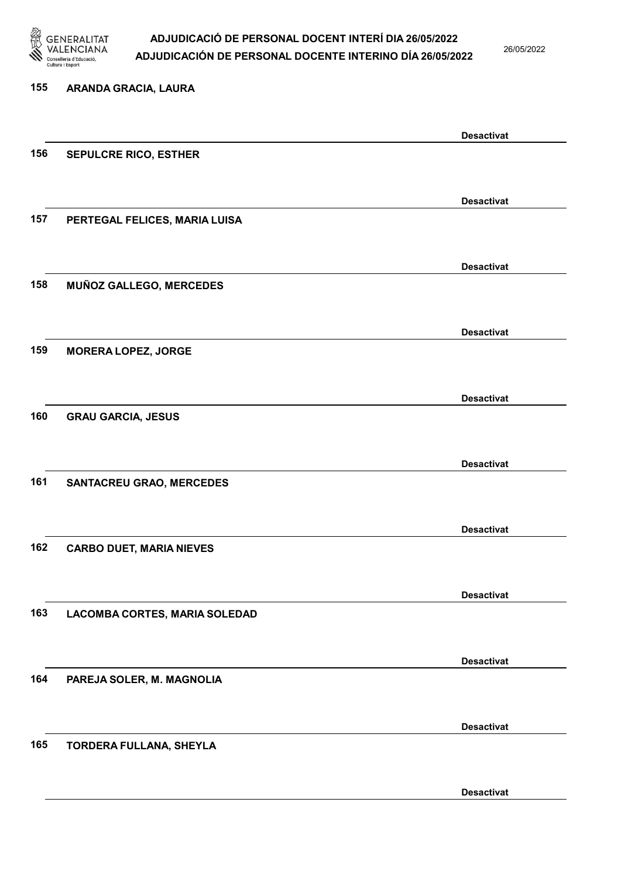155 ARANDA GRACIA, LAURA

Desactivat

156 SEPULCRE RICO, ESTHER

Desactivat

157 PERTEGAL FELICES, MARIA LUISA

Desactivat

158 MUÑOZ GALLEGO, MERCEDES

Desactivat

159 MORERA LOPEZ, JORGE

Desactivat

160 GRAU GARCIA, JESUS

Desactivat

161 SANTACREU GRAO, MERCEDES

Desactivat

162 CARBO DUET, MARIA NIEVES

Desactivat

163 LACOMBA CORTES, MARIA SOLEDAD

Desactivat

164 PAREJA SOLER, M. MAGNOLIA

Desactivat

165 TORDERA FULLANA, SHEYLA

Desactivat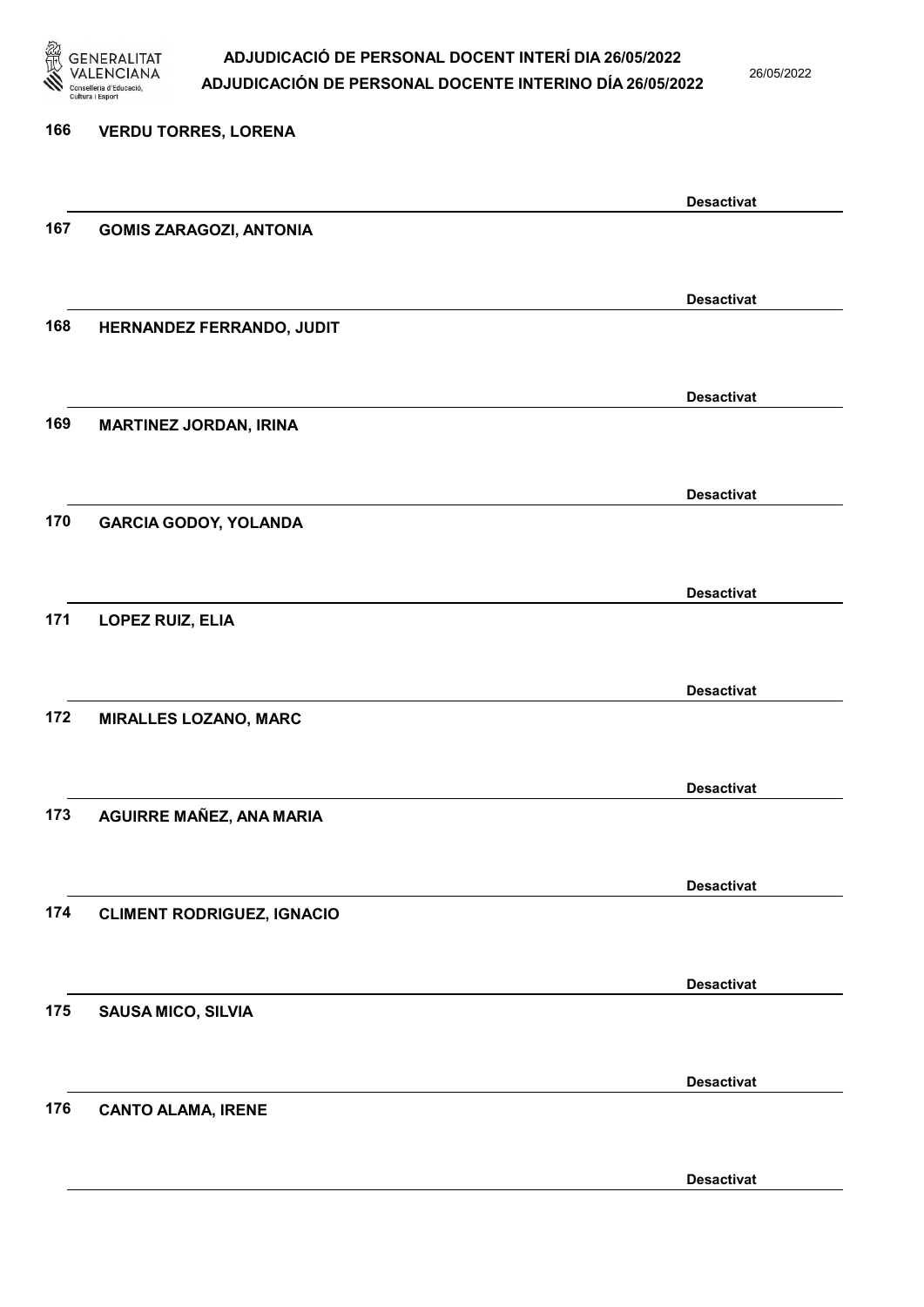166 **VERDU TORRES, LORENA**

**Desactivat**

167 **GOMIS ZARAGOZI, ANTONIA**

**Desactivat**

168 **HERNANDEZ FERRANDO, JUDIT**

**Desactivat**

169 **MARTINEZ JORDAN, IRINA**

**Desactivat**

170 **GARCIA GODOY, YOLANDA**

**Desactivat**

171 **LOPEZ RUIZ, ELIA**

**Desactivat**

172 **MIRALLES LOZANO, MARC**

**Desactivat**

173 **AGUIRRE MAÑEZ, ANA MARIA**

**Desactivat**

174 **CLIMENT RODRIGUEZ, IGNACIO**

**Desactivat**

175 **SAUSA MICO, SILVIA**

**Desactivat**

176 **CANTO ALAMA, IRENE**

**Desactivat**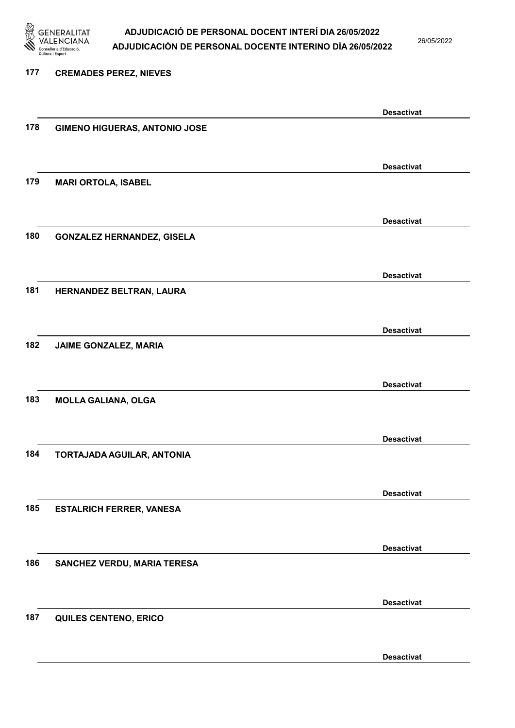177 **CREMADES PEREZ, NIEVES**

**Desactivat**

178 **GIMENO HIGUERAS, ANTONIO JOSE**

**Desactivat**

179 **MARI ORTOLA, ISABEL**

**Desactivat**

180 **GONZALEZ HERNANDEZ, GISELA**

**Desactivat**

181 **HERNANDEZ BELTRAN, LAURA**

**Desactivat**

182 **JAIME GONZALEZ, MARIA**

**Desactivat**

183 **MOLLA GALIANA, OLGA**

**Desactivat**

184 **TORTAJADA AGUILAR, ANTONIA**

**Desactivat**

185 **ESTALRICH FERRER, VANESA**

**Desactivat**

186 **SANCHEZ VERDU, MARIA TERESA**

**Desactivat**

187 **QUILES CENTENO, ERICO**

**Desactivat**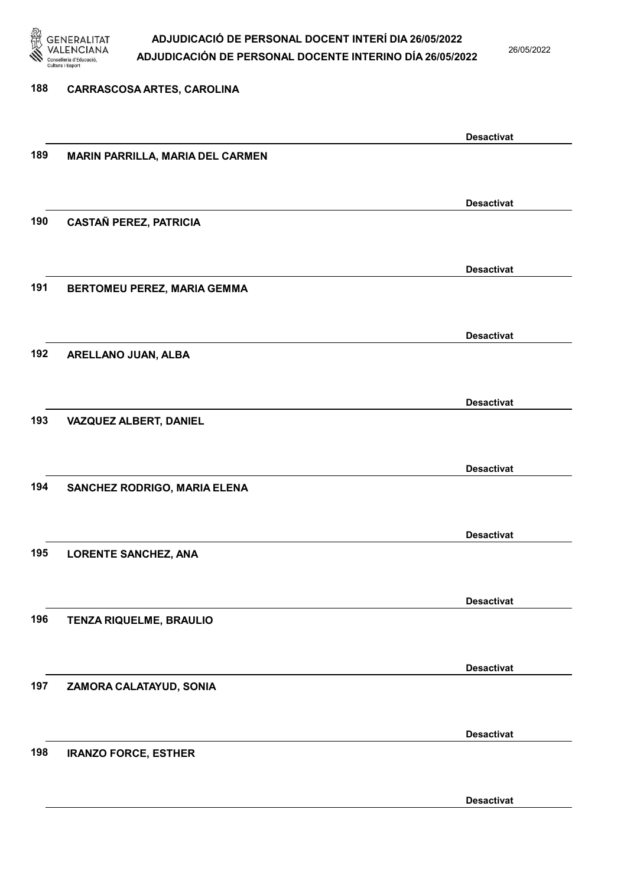188 **CARRASCOSA ARTES, CAROLINA**

**Desactivat**

189 **MARIN PARRILLA, MARIA DEL CARMEN**

**Desactivat**

190 **CASTAÑ PEREZ, PATRICIA**

**Desactivat**

191 **BERTOMEU PEREZ, MARIA GEMMA**

**Desactivat**

192 **ARELLANO JUAN, ALBA**

**Desactivat**

193 **VAZQUEZ ALBERT, DANIEL**

**Desactivat**

194 **SANCHEZ RODRIGO, MARIA ELENA**

**Desactivat**

195 **LORENTE SANCHEZ, ANA**

**Desactivat**

196 **TENZA RIQUELME, BRAULIO**

**Desactivat**

197 **ZAMORA CALATAYUD, SONIA**

**Desactivat**

198 **IRANZO FORCE, ESTHER**

**Desactivat**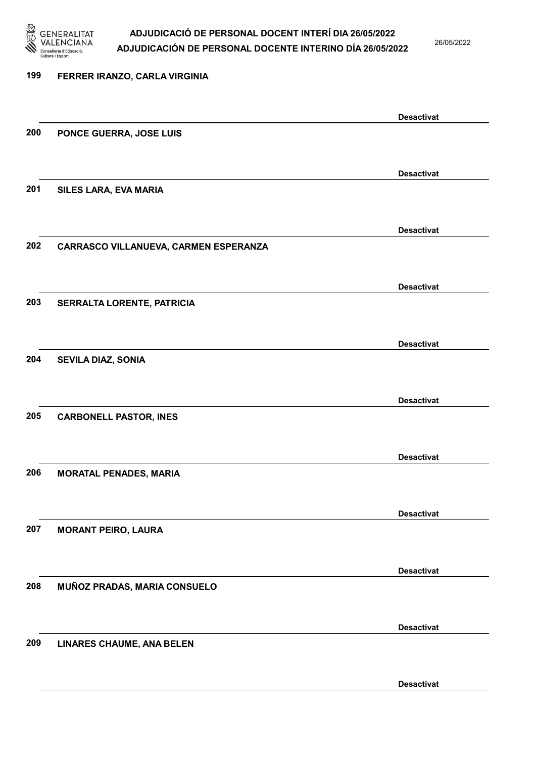199 FERRER IRANZO, CARLA VIRGINIA

Desactivat

200 PONCE GUERRA, JOSE LUIS

Desactivat

201 SILES LARA, EVA MARIA

Desactivat

202 CARRASCO VILLANUEVA, CARMEN ESPERANZA

Desactivat

203 SERRALTA LORENTE, PATRICIA

Desactivat

204 SEVILA DIAZ, SONIA

Desactivat

205 CARBONELL PASTOR, INES

Desactivat

206 MORATAL PENADES, MARIA

Desactivat

207 MORANT PEIRO, LAURA

Desactivat

208 MUÑOZ PRADAS, MARIA CONSUELO

Desactivat

209 LINARES CHAUME, ANA BELEN

Desactivat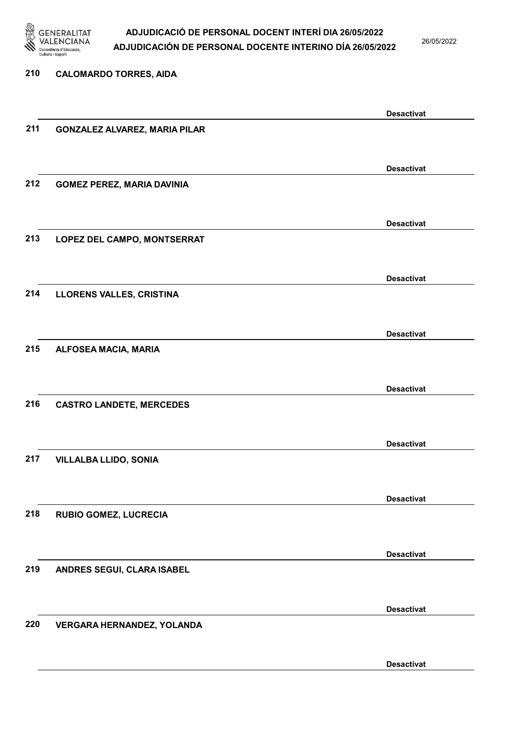210 CALOMARDO TORRES, AIDA

Desactivat

211 GONZALEZ ALVAREZ, MARIA PILAR

Desactivat

212 GOMEZ PEREZ, MARIA DAVINIA

Desactivat

213 LOPEZ DEL CAMPO, MONTSERRAT

Desactivat

214 LLORENS VALLES, CRISTINA

Desactivat

215 ALFOSEA MACIA, MARIA

Desactivat

216 CASTRO LANDETE, MERCEDES

Desactivat

217 VILLALBA LLIDO, SONIA

Desactivat

218 RUBIO GOMEZ, LUCRECIA

Desactivat

219 ANDRES SEGUI, CLARA ISABEL

Desactivat

220 VERGARA HERNANDEZ, YOLANDA

Desactivat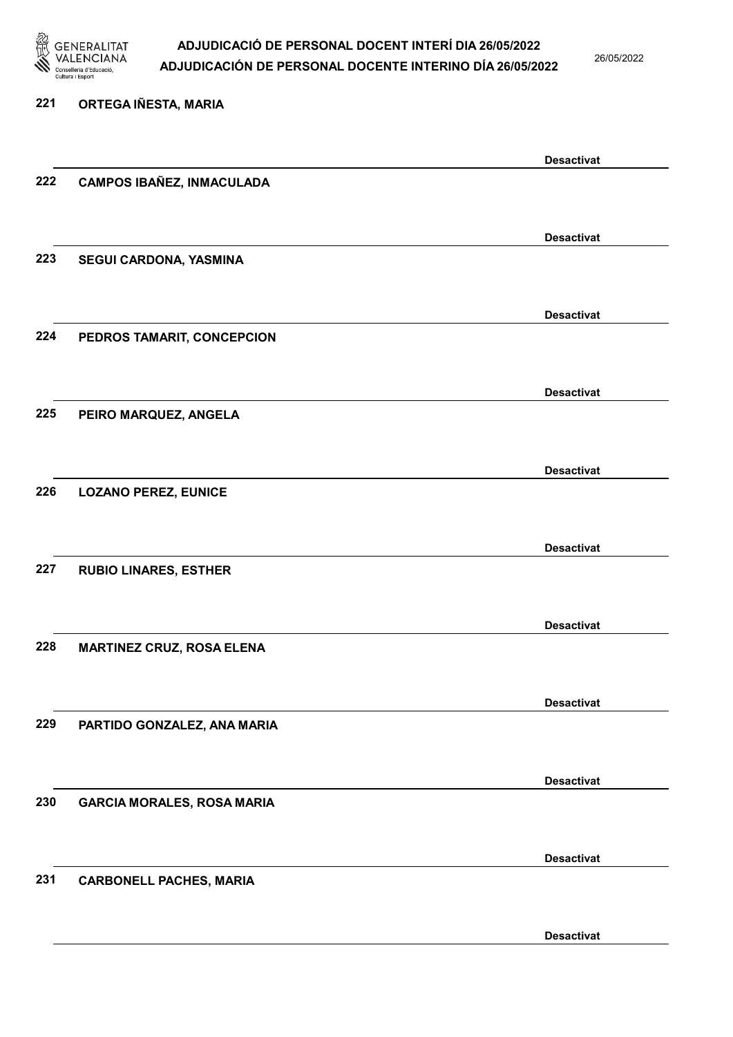221 ORTEGA IÑESTA, MARIA

Desactivat

222 CAMPOS IBAÑEZ, INMACULADA

Desactivat

223 SEGUI CARDONA, YASMINA

Desactivat

224 PEDROS TAMARIT, CONCEPCION

Desactivat

225 PEIRO MARQUEZ, ANGELA

Desactivat

226 LOZANO PEREZ, EUNICE

Desactivat

227 RUBIO LINARES, ESTHER

Desactivat

228 MARTINEZ CRUZ, ROSA ELENA

Desactivat

229 PARTIDO GONZALEZ, ANA MARIA

Desactivat

230 GARCIA MORALES, ROSA MARIA

Desactivat

231 CARBONELL PACHES, MARIA

Desactivat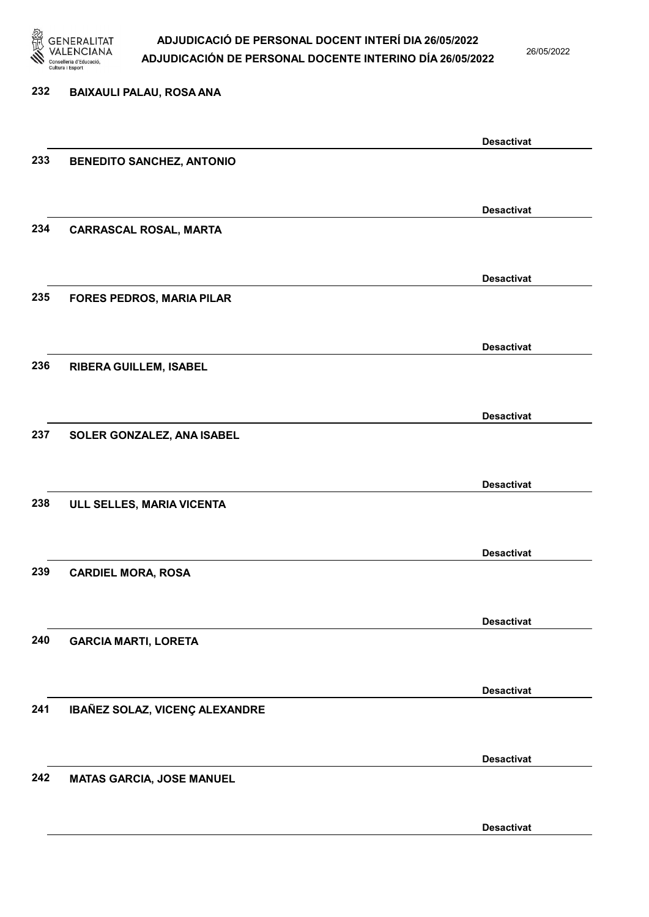232 BAIXAULI PALAU, ROSA ANA

Desactivat

233 BENEDITO SANCHEZ, ANTONIO

Desactivat

234 CARRASCAL ROSAL, MARTA

Desactivat

235 FORES PEDROS, MARIA PILAR

Desactivat

236 RIBERA GUILLEM, ISABEL

Desactivat

237 SOLER GONZALEZ, ANA ISABEL

Desactivat

238 ULL SELLES, MARIA VICENTA

Desactivat

239 CARDIEL MORA, ROSA

Desactivat

240 GARCIA MARTI, LORETA

Desactivat

241 IBAÑEZ SOLAZ, VICENÇ ALEXANDRE

Desactivat

242 MATAS GARCIA, JOSE MANUEL

Desactivat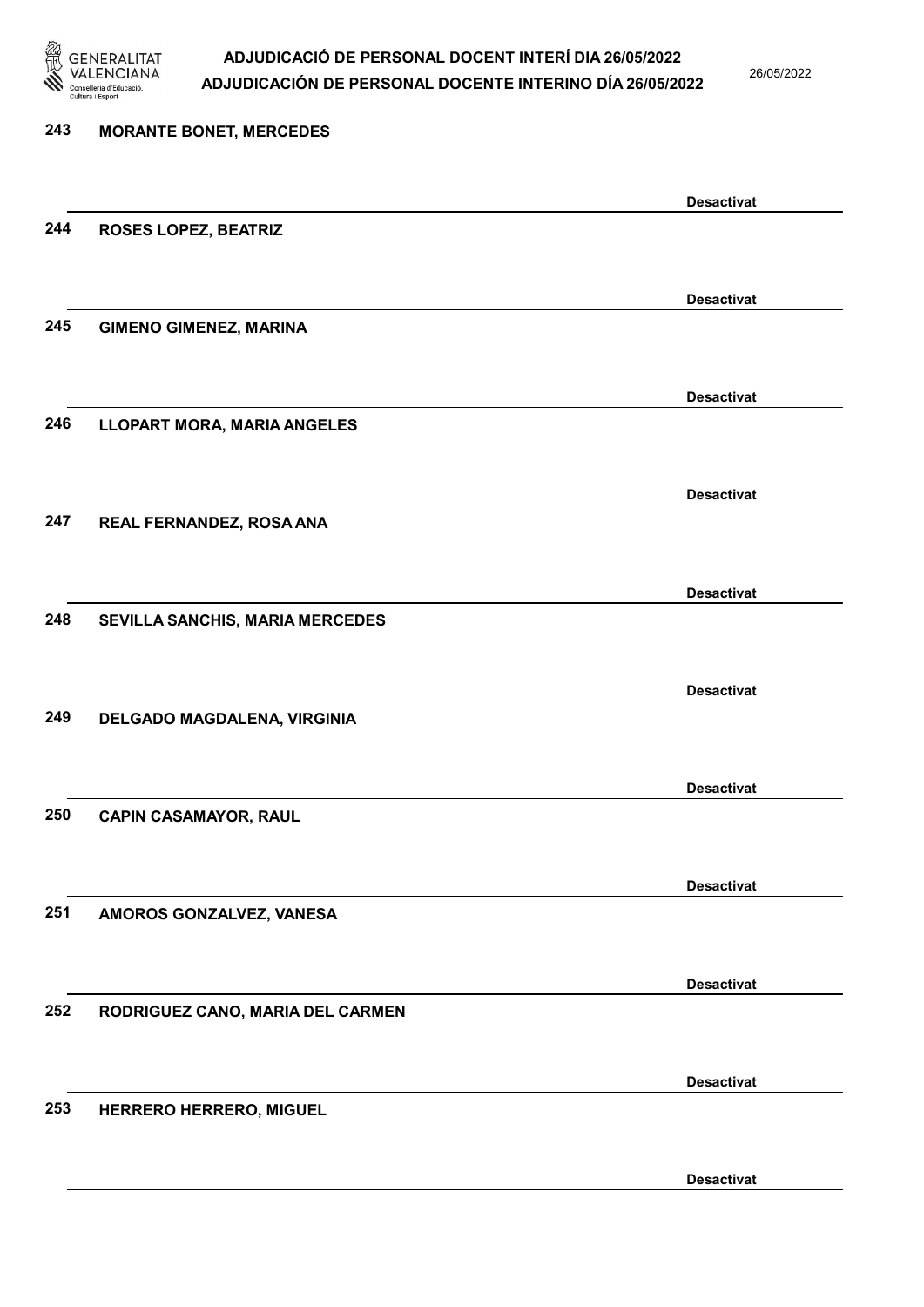243 **MORANTE BONET, MERCEDES**

**Desactivat**

244 **ROSES LOPEZ, BEATRIZ**

**Desactivat**

245 **GIMENO GIMENEZ, MARINA**

**Desactivat**

246 **LLOPART MORA, MARIA ANGELES**

**Desactivat**

247 **REAL FERNANDEZ, ROSA ANA**

**Desactivat**

248 **SEVILLA SANCHIS, MARIA MERCEDES**

**Desactivat**

249 **DELGADO MAGDALENA, VIRGINIA**

**Desactivat**

250 **CAPIN CASAMAYOR, RAUL**

**Desactivat**

251 **AMOROS GONZALVEZ, VANESA**

**Desactivat**

252 **RODRIGUEZ CANO, MARIA DEL CARMEN**

**Desactivat**

253 **HERRERO HERRERO, MIGUEL**

**Desactivat**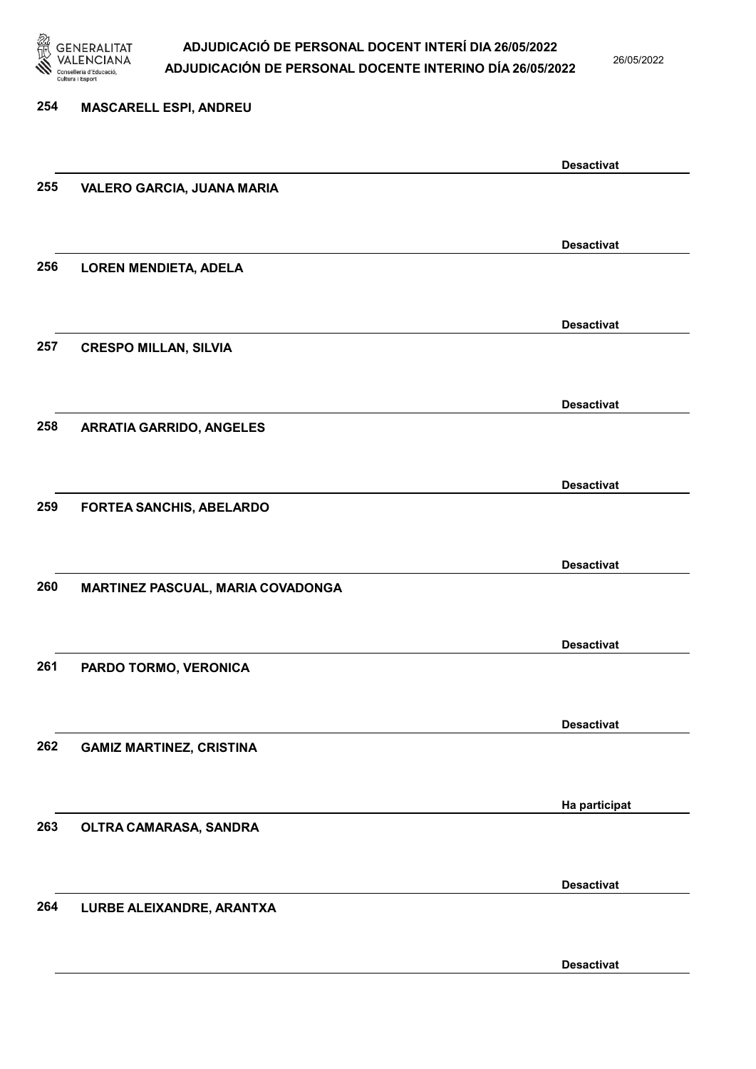| Núm. | Nom | Estat |
|---|---|---|
| 254 | MASCARELL ESPI, ANDREU | Desactivat |
| 255 | VALERO GARCIA, JUANA MARIA | Desactivat |
| 256 | LOREN MENDIETA, ADELA | Desactivat |
| 257 | CRESPO MILLAN, SILVIA | Desactivat |
| 258 | ARRATIA GARRIDO, ANGELES | Desactivat |
| 259 | FORTEA SANCHIS, ABELARDO | Desactivat |
| 260 | MARTINEZ PASCUAL, MARIA COVADONGA | Desactivat |
| 261 | PARDO TORMO, VERONICA | Desactivat |
| 262 | GAMIZ MARTINEZ, CRISTINA | Ha participat |
| 263 | OLTRA CAMARASA, SANDRA | Desactivat |
| 264 | LURBE ALEIXANDRE, ARANTXA | Desactivat |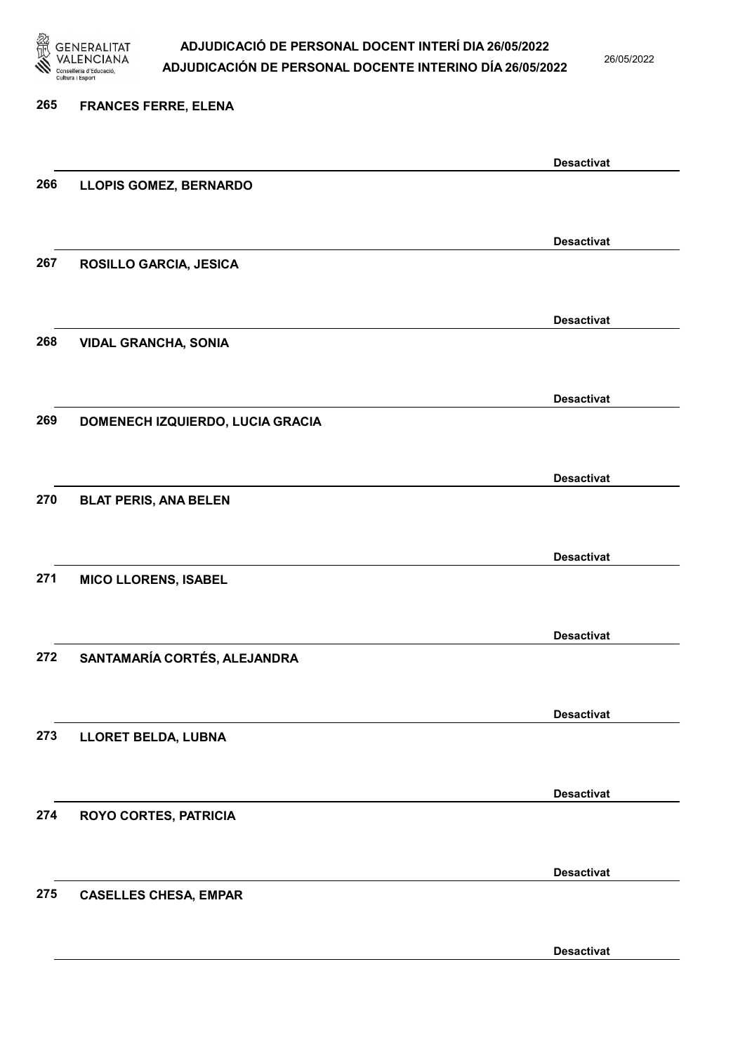265 FRANCES FERRE, ELENA

Desactivat

266 LLOPIS GOMEZ, BERNARDO

Desactivat

267 ROSILLO GARCIA, JESICA

Desactivat

268 VIDAL GRANCHA, SONIA

Desactivat

269 DOMENECH IZQUIERDO, LUCIA GRACIA

Desactivat

270 BLAT PERIS, ANA BELEN

Desactivat

271 MICO LLORENS, ISABEL

Desactivat

272 SANTAMARÍA CORTÉS, ALEJANDRA

Desactivat

273 LLORET BELDA, LUBNA

Desactivat

274 ROYO CORTES, PATRICIA

Desactivat

275 CASELLES CHESA, EMPAR

Desactivat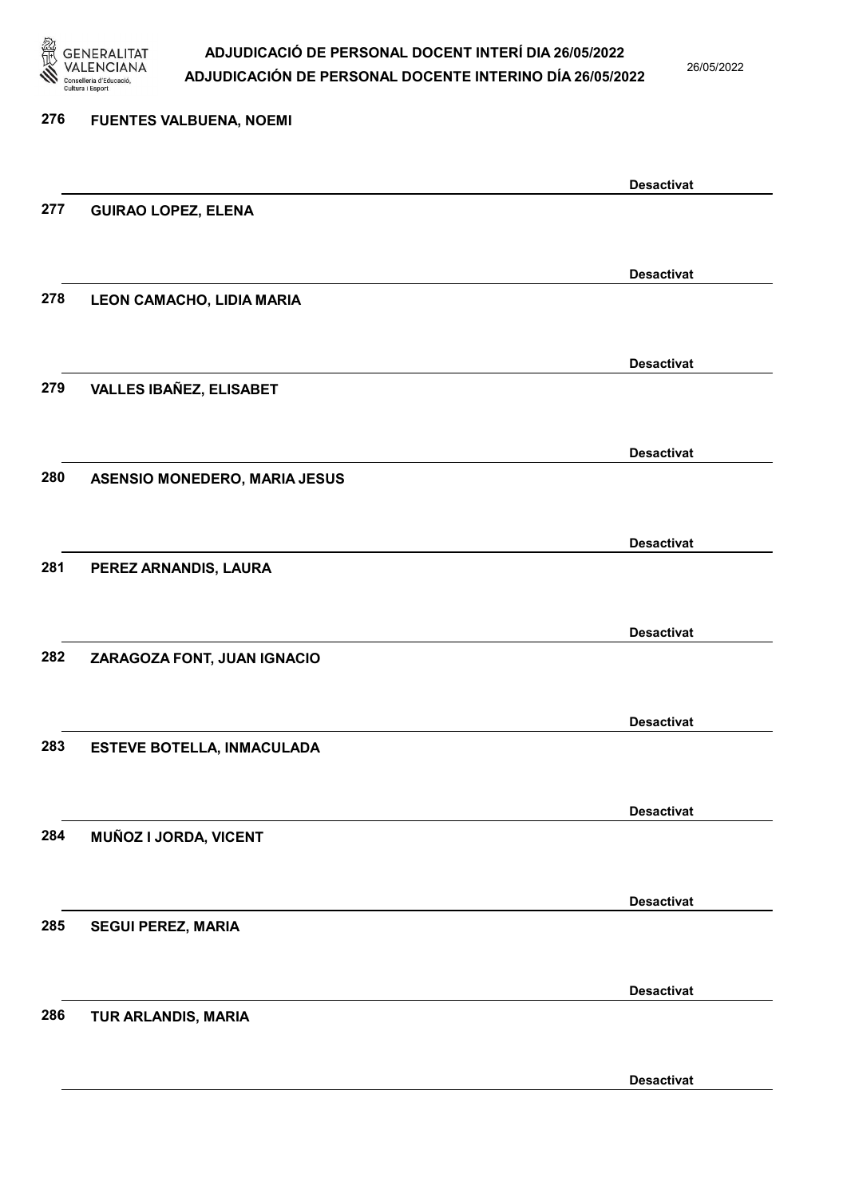276 FUENTES VALBUENA, NOEMI

Desactivat

277 GUIRAO LOPEZ, ELENA

Desactivat

278 LEON CAMACHO, LIDIA MARIA

Desactivat

279 VALLES IBAÑEZ, ELISABET

Desactivat

280 ASENSIO MONEDERO, MARIA JESUS

Desactivat

281 PEREZ ARNANDIS, LAURA

Desactivat

282 ZARAGOZA FONT, JUAN IGNACIO

Desactivat

283 ESTEVE BOTELLA, INMACULADA

Desactivat

284 MUÑOZ I JORDA, VICENT

Desactivat

285 SEGUI PEREZ, MARIA

Desactivat

286 TUR ARLANDIS, MARIA

Desactivat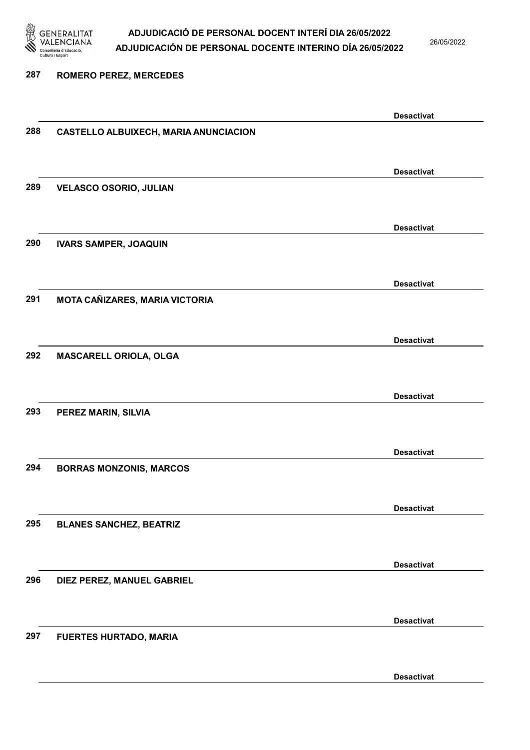287 ROMERO PEREZ, MERCEDES

Desactivat

288 CASTELLO ALBUIXECH, MARIA ANUNCIACION

Desactivat

289 VELASCO OSORIO, JULIAN

Desactivat

290 IVARS SAMPER, JOAQUIN

Desactivat

291 MOTA CAÑIZARES, MARIA VICTORIA

Desactivat

292 MASCARELL ORIOLA, OLGA

Desactivat

293 PEREZ MARIN, SILVIA

Desactivat

294 BORRAS MONZONIS, MARCOS

Desactivat

295 BLANES SANCHEZ, BEATRIZ

Desactivat

296 DIEZ PEREZ, MANUEL GABRIEL

Desactivat

297 FUERTES HURTADO, MARIA

Desactivat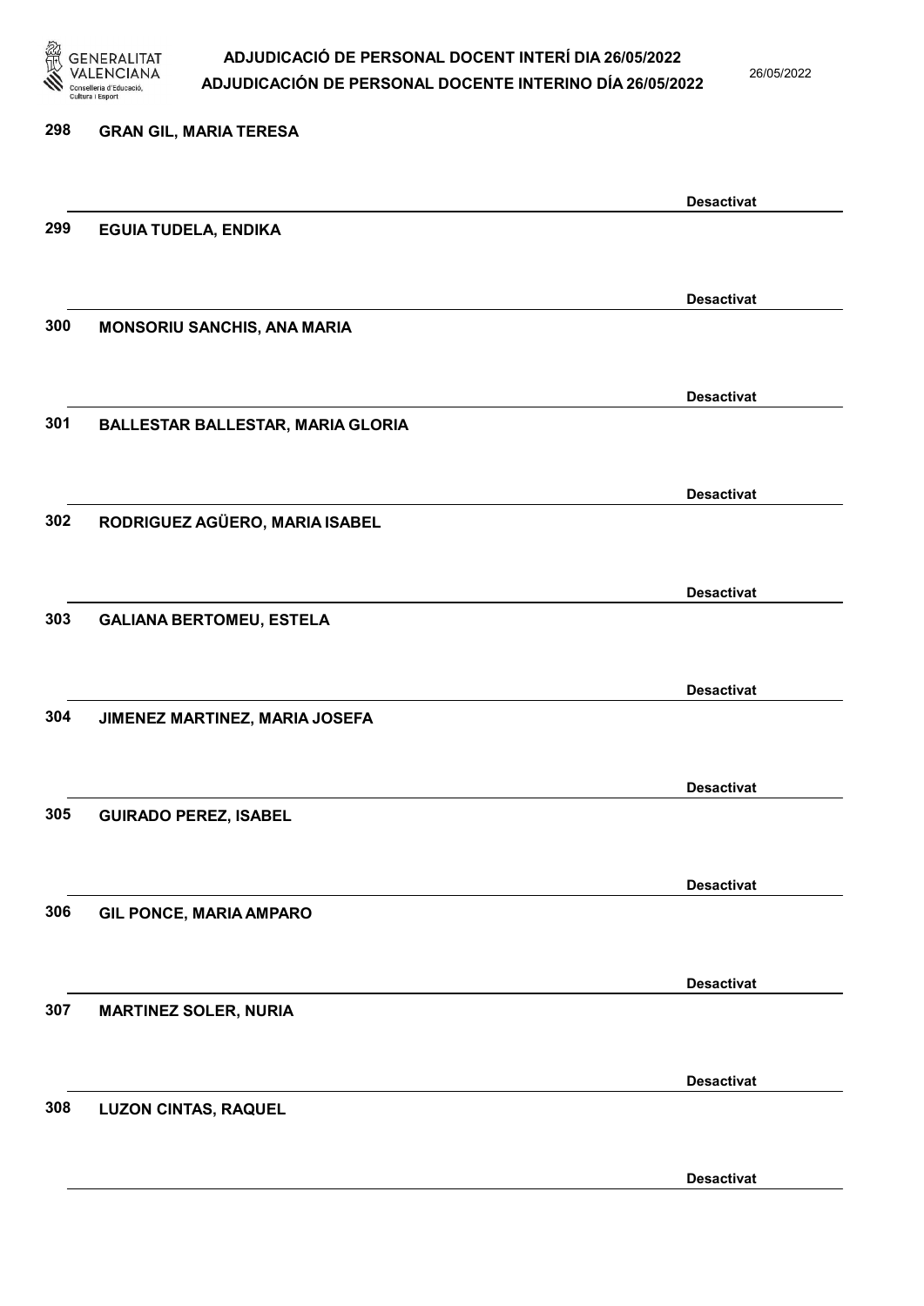298 **GRAN GIL, MARIA TERESA**

**Desactivat**

299 **EGUIA TUDELA, ENDIKA**

**Desactivat**

300 **MONSORIU SANCHIS, ANA MARIA**

**Desactivat**

301 **BALLESTAR BALLESTAR, MARIA GLORIA**

**Desactivat**

302 **RODRIGUEZ AGÜERO, MARIA ISABEL**

**Desactivat**

303 **GALIANA BERTOMEU, ESTELA**

**Desactivat**

304 **JIMENEZ MARTINEZ, MARIA JOSEFA**

**Desactivat**

305 **GUIRADO PEREZ, ISABEL**

**Desactivat**

306 **GIL PONCE, MARIA AMPARO**

**Desactivat**

307 **MARTINEZ SOLER, NURIA**

**Desactivat**

308 **LUZON CINTAS, RAQUEL**

**Desactivat**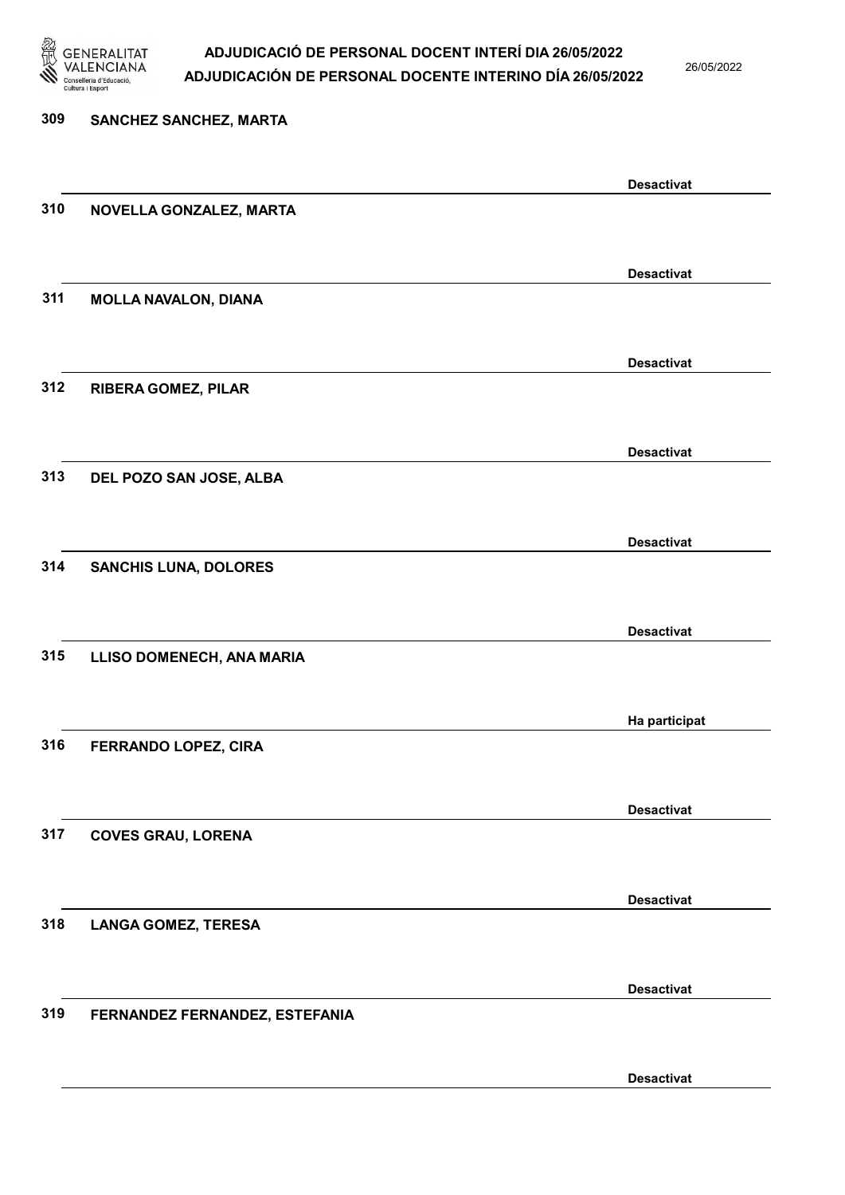| Nº | Nom | Estat |
|---|---|---|
| 309 | SANCHEZ SANCHEZ, MARTA | Desactivat |
| 310 | NOVELLA GONZALEZ, MARTA | Desactivat |
| 311 | MOLLA NAVALON, DIANA | Desactivat |
| 312 | RIBERA GOMEZ, PILAR | Desactivat |
| 313 | DEL POZO SAN JOSE, ALBA | Desactivat |
| 314 | SANCHIS LUNA, DOLORES | Desactivat |
| 315 | LLISO DOMENECH, ANA MARIA | Ha participat |
| 316 | FERRANDO LOPEZ, CIRA | Desactivat |
| 317 | COVES GRAU, LORENA | Desactivat |
| 318 | LANGA GOMEZ, TERESA | Desactivat |
| 319 | FERNANDEZ FERNANDEZ, ESTEFANIA | Desactivat |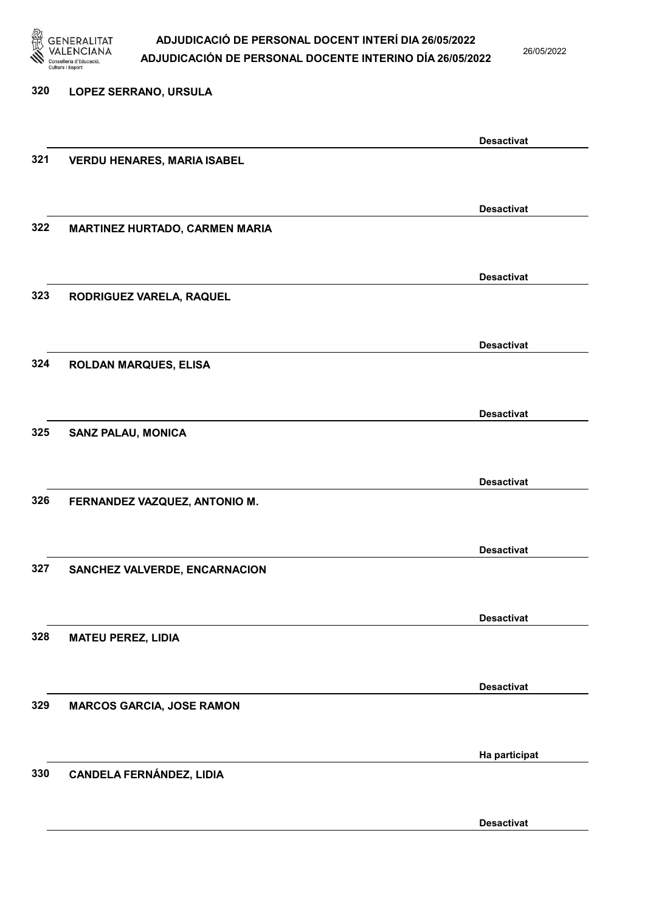320 **LOPEZ SERRANO, URSULA**

**Desactivat**

321 **VERDU HENARES, MARIA ISABEL**

**Desactivat**

322 **MARTINEZ HURTADO, CARMEN MARIA**

**Desactivat**

323 **RODRIGUEZ VARELA, RAQUEL**

**Desactivat**

324 **ROLDAN MARQUES, ELISA**

**Desactivat**

325 **SANZ PALAU, MONICA**

**Desactivat**

326 **FERNANDEZ VAZQUEZ, ANTONIO M.**

**Desactivat**

327 **SANCHEZ VALVERDE, ENCARNACION**

**Desactivat**

328 **MATEU PEREZ, LIDIA**

**Desactivat**

329 **MARCOS GARCIA, JOSE RAMON**

**Ha participat**

330 **CANDELA FERNÁNDEZ, LIDIA**

**Desactivat**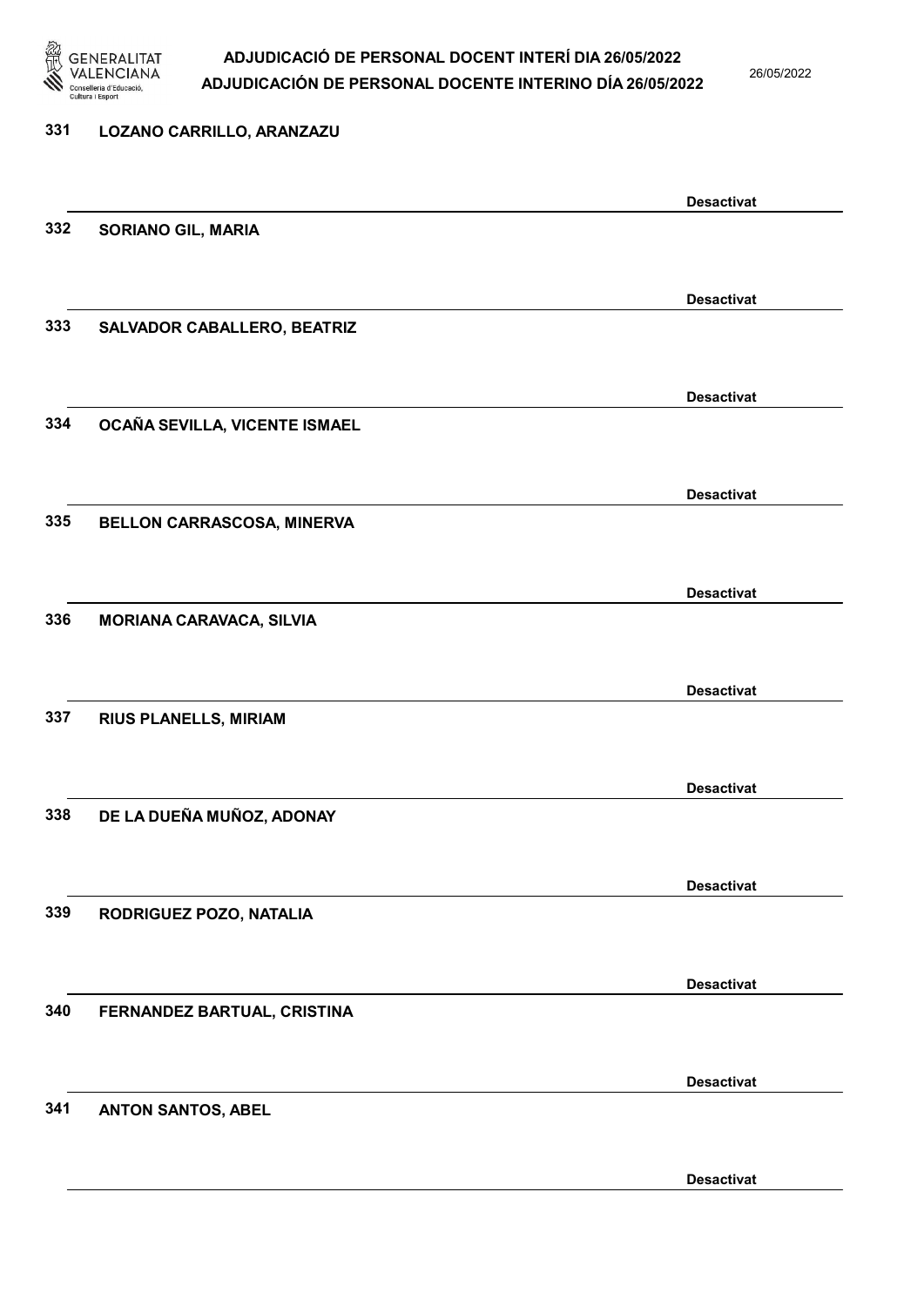331 **LOZANO CARRILLO, ARANZAZU**

**Desactivat**

332 **SORIANO GIL, MARIA**

**Desactivat**

333 **SALVADOR CABALLERO, BEATRIZ**

**Desactivat**

334 **OCAÑA SEVILLA, VICENTE ISMAEL**

**Desactivat**

335 **BELLON CARRASCOSA, MINERVA**

**Desactivat**

336 **MORIANA CARAVACA, SILVIA**

**Desactivat**

337 **RIUS PLANELLS, MIRIAM**

**Desactivat**

338 **DE LA DUEÑA MUÑOZ, ADONAY**

**Desactivat**

339 **RODRIGUEZ POZO, NATALIA**

**Desactivat**

340 **FERNANDEZ BARTUAL, CRISTINA**

**Desactivat**

341 **ANTON SANTOS, ABEL**

**Desactivat**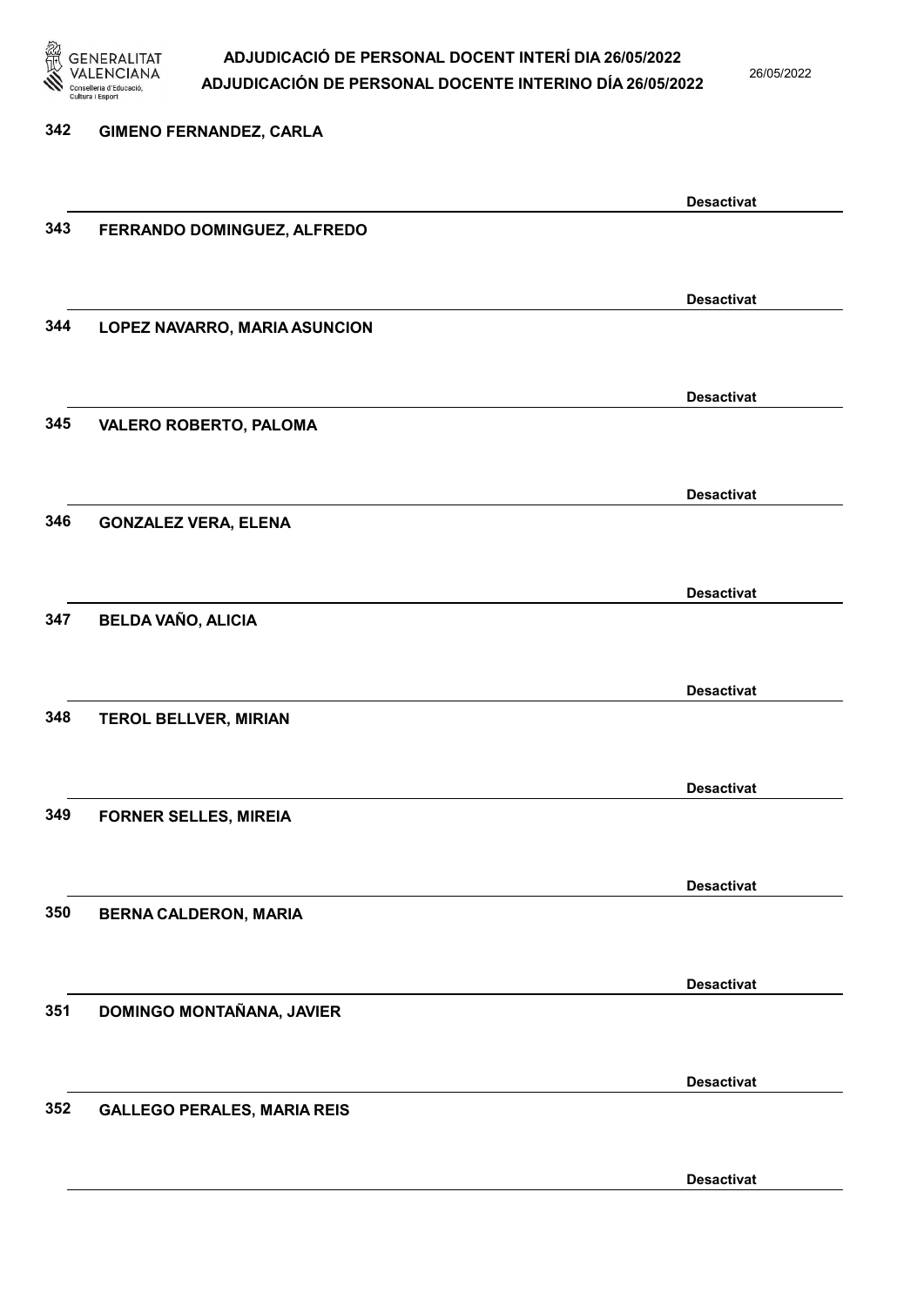342 GIMENO FERNANDEZ, CARLA

Desactivat

343 FERRANDO DOMINGUEZ, ALFREDO

Desactivat

344 LOPEZ NAVARRO, MARIA ASUNCION

Desactivat

345 VALERO ROBERTO, PALOMA

Desactivat

346 GONZALEZ VERA, ELENA

Desactivat

347 BELDA VAÑO, ALICIA

Desactivat

348 TEROL BELLVER, MIRIAN

Desactivat

349 FORNER SELLES, MIREIA

Desactivat

350 BERNA CALDERON, MARIA

Desactivat

351 DOMINGO MONTAÑANA, JAVIER

Desactivat

352 GALLEGO PERALES, MARIA REIS

Desactivat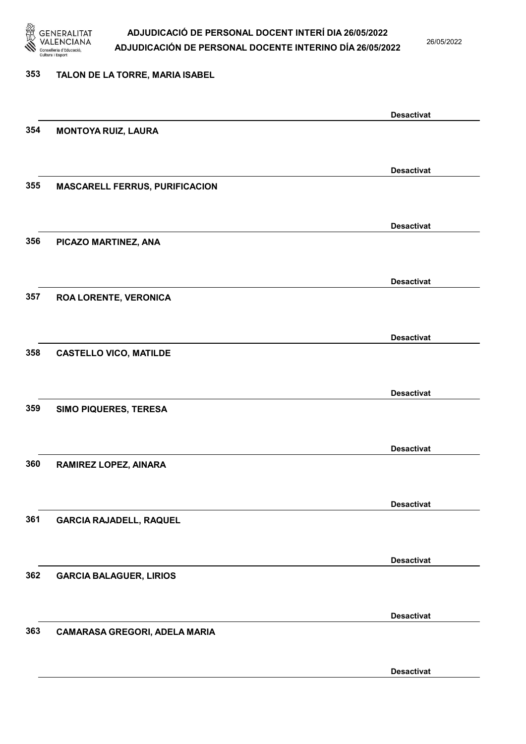353 **TALON DE LA TORRE, MARIA ISABEL**

**Desactivat**

354 **MONTOYA RUIZ, LAURA**

**Desactivat**

355 **MASCARELL FERRUS, PURIFICACION**

**Desactivat**

356 **PICAZO MARTINEZ, ANA**

**Desactivat**

357 **ROA LORENTE, VERONICA**

**Desactivat**

358 **CASTELLO VICO, MATILDE**

**Desactivat**

359 **SIMO PIQUERES, TERESA**

**Desactivat**

360 **RAMIREZ LOPEZ, AINARA**

**Desactivat**

361 **GARCIA RAJADELL, RAQUEL**

**Desactivat**

362 **GARCIA BALAGUER, LIRIOS**

**Desactivat**

363 **CAMARASA GREGORI, ADELA MARIA**

**Desactivat**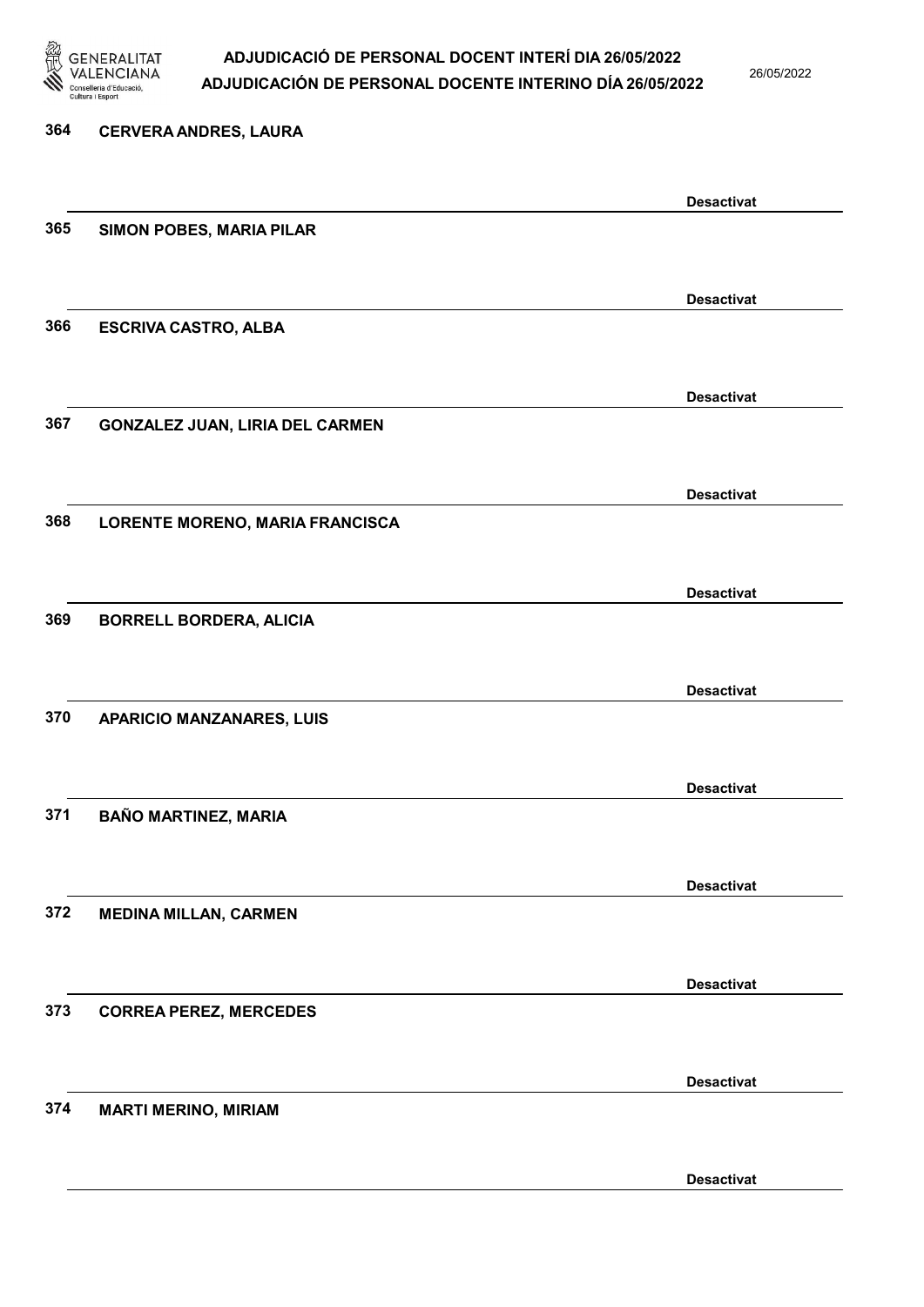364 **CERVERA ANDRES, LAURA**

**Desactivat**

365 **SIMON POBES, MARIA PILAR**

**Desactivat**

366 **ESCRIVA CASTRO, ALBA**

**Desactivat**

367 **GONZALEZ JUAN, LIRIA DEL CARMEN**

**Desactivat**

368 **LORENTE MORENO, MARIA FRANCISCA**

**Desactivat**

369 **BORRELL BORDERA, ALICIA**

**Desactivat**

370 **APARICIO MANZANARES, LUIS**

**Desactivat**

371 **BAÑO MARTINEZ, MARIA**

**Desactivat**

372 **MEDINA MILLAN, CARMEN**

**Desactivat**

373 **CORREA PEREZ, MERCEDES**

**Desactivat**

374 **MARTI MERINO, MIRIAM**

**Desactivat**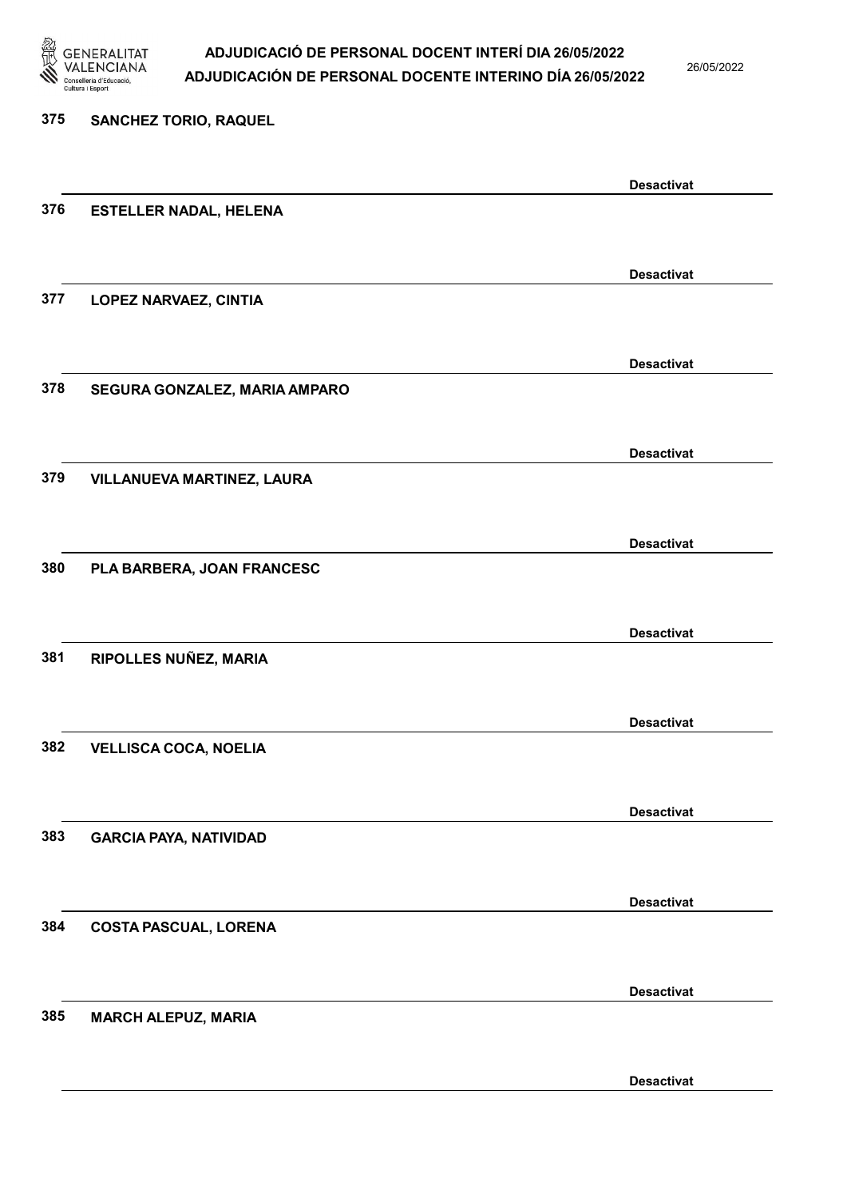375 SANCHEZ TORIO, RAQUEL

Desactivat

376 ESTELLER NADAL, HELENA

Desactivat

377 LOPEZ NARVAEZ, CINTIA

Desactivat

378 SEGURA GONZALEZ, MARIA AMPARO

Desactivat

379 VILLANUEVA MARTINEZ, LAURA

Desactivat

380 PLA BARBERA, JOAN FRANCESC

Desactivat

381 RIPOLLES NUÑEZ, MARIA

Desactivat

382 VELLISCA COCA, NOELIA

Desactivat

383 GARCIA PAYA, NATIVIDAD

Desactivat

384 COSTA PASCUAL, LORENA

Desactivat

385 MARCH ALEPUZ, MARIA

Desactivat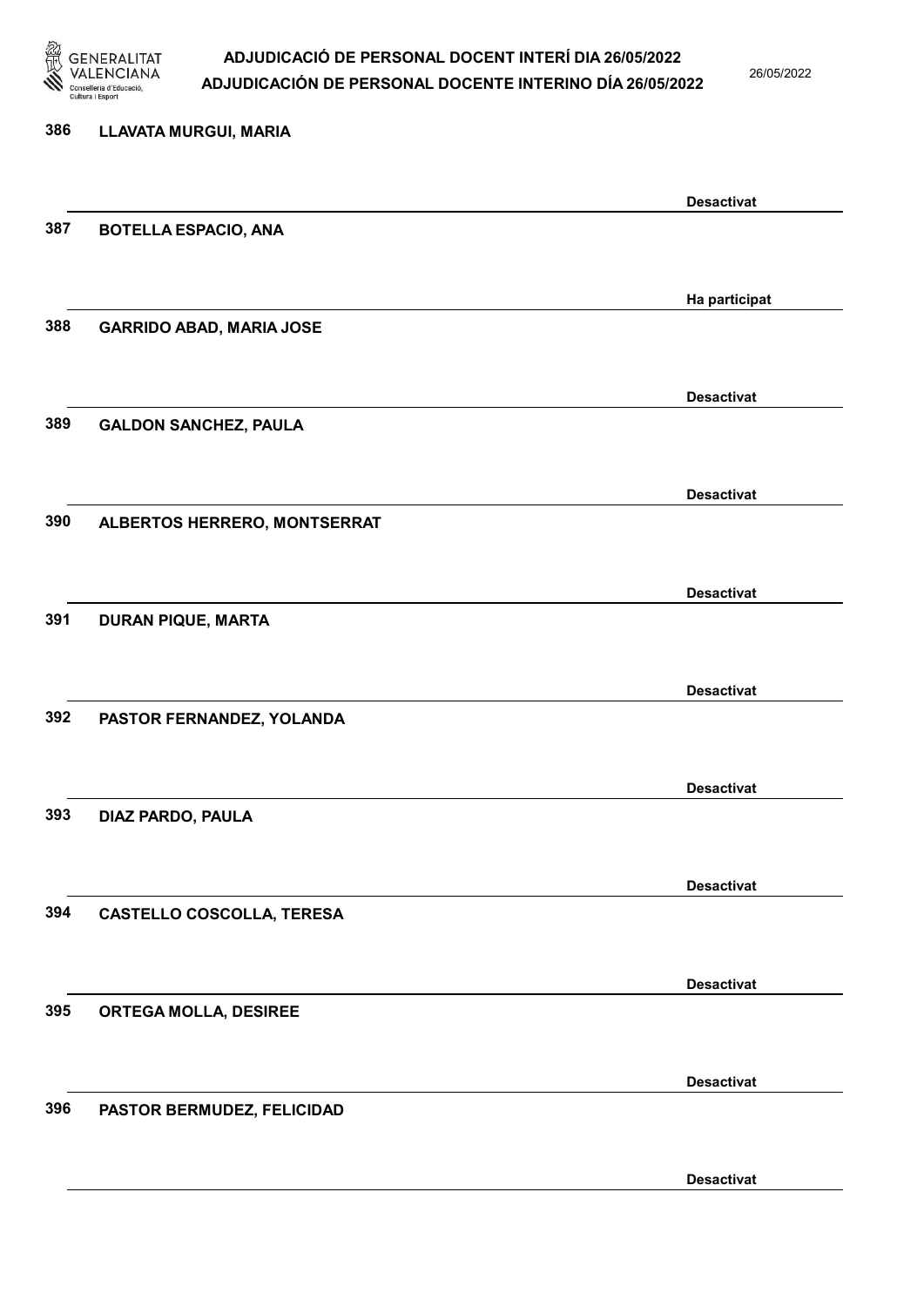386 LLAVATA MURGUI, MARIA

Desactivat

387 BOTELLA ESPACIO, ANA

Ha participat

388 GARRIDO ABAD, MARIA JOSE

Desactivat

389 GALDON SANCHEZ, PAULA

Desactivat

390 ALBERTOS HERRERO, MONTSERRAT

Desactivat

391 DURAN PIQUE, MARTA

Desactivat

392 PASTOR FERNANDEZ, YOLANDA

Desactivat

393 DIAZ PARDO, PAULA

Desactivat

394 CASTELLO COSCOLLA, TERESA

Desactivat

395 ORTEGA MOLLA, DESIREE

Desactivat

396 PASTOR BERMUDEZ, FELICIDAD

Desactivat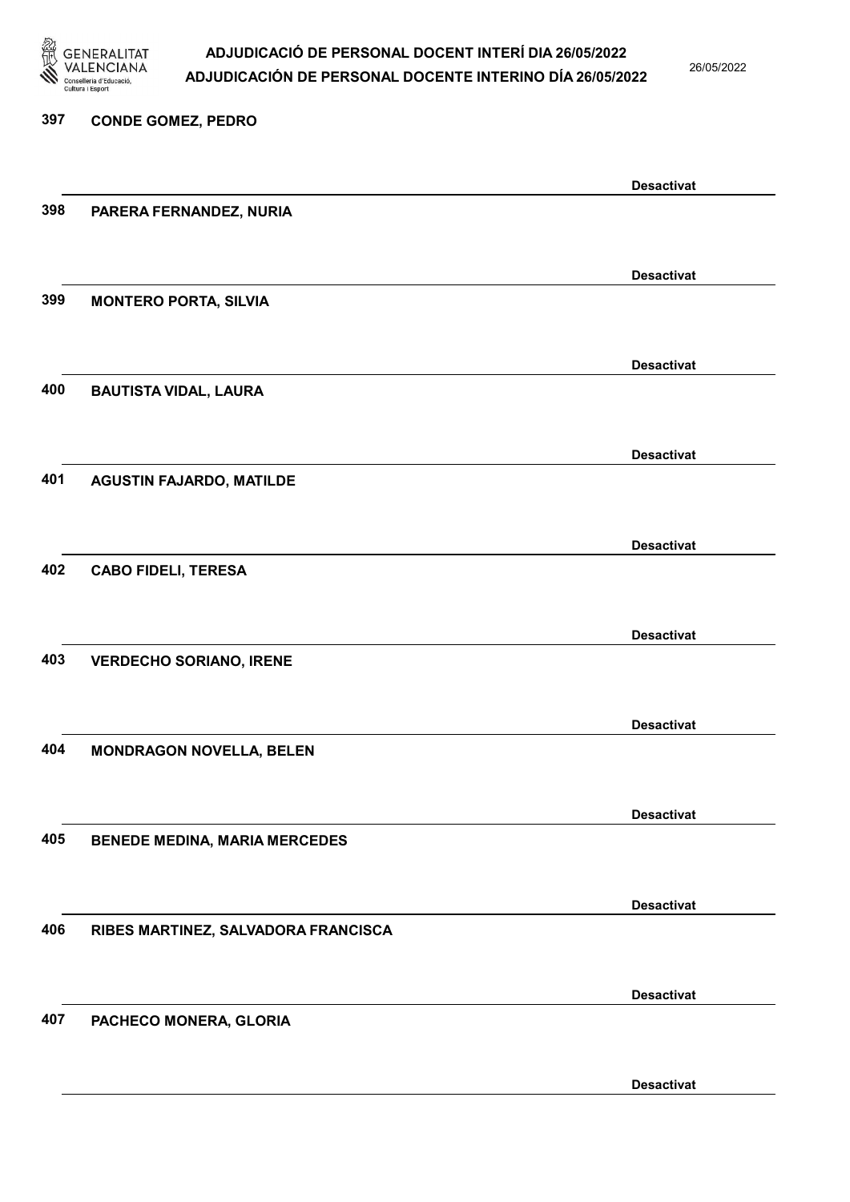397 CONDE GOMEZ, PEDRO

Desactivat

398 PARERA FERNANDEZ, NURIA

Desactivat

399 MONTERO PORTA, SILVIA

Desactivat

400 BAUTISTA VIDAL, LAURA

Desactivat

401 AGUSTIN FAJARDO, MATILDE

Desactivat

402 CABO FIDELI, TERESA

Desactivat

403 VERDECHO SORIANO, IRENE

Desactivat

404 MONDRAGON NOVELLA, BELEN

Desactivat

405 BENEDE MEDINA, MARIA MERCEDES

Desactivat

406 RIBES MARTINEZ, SALVADORA FRANCISCA

Desactivat

407 PACHECO MONERA, GLORIA

Desactivat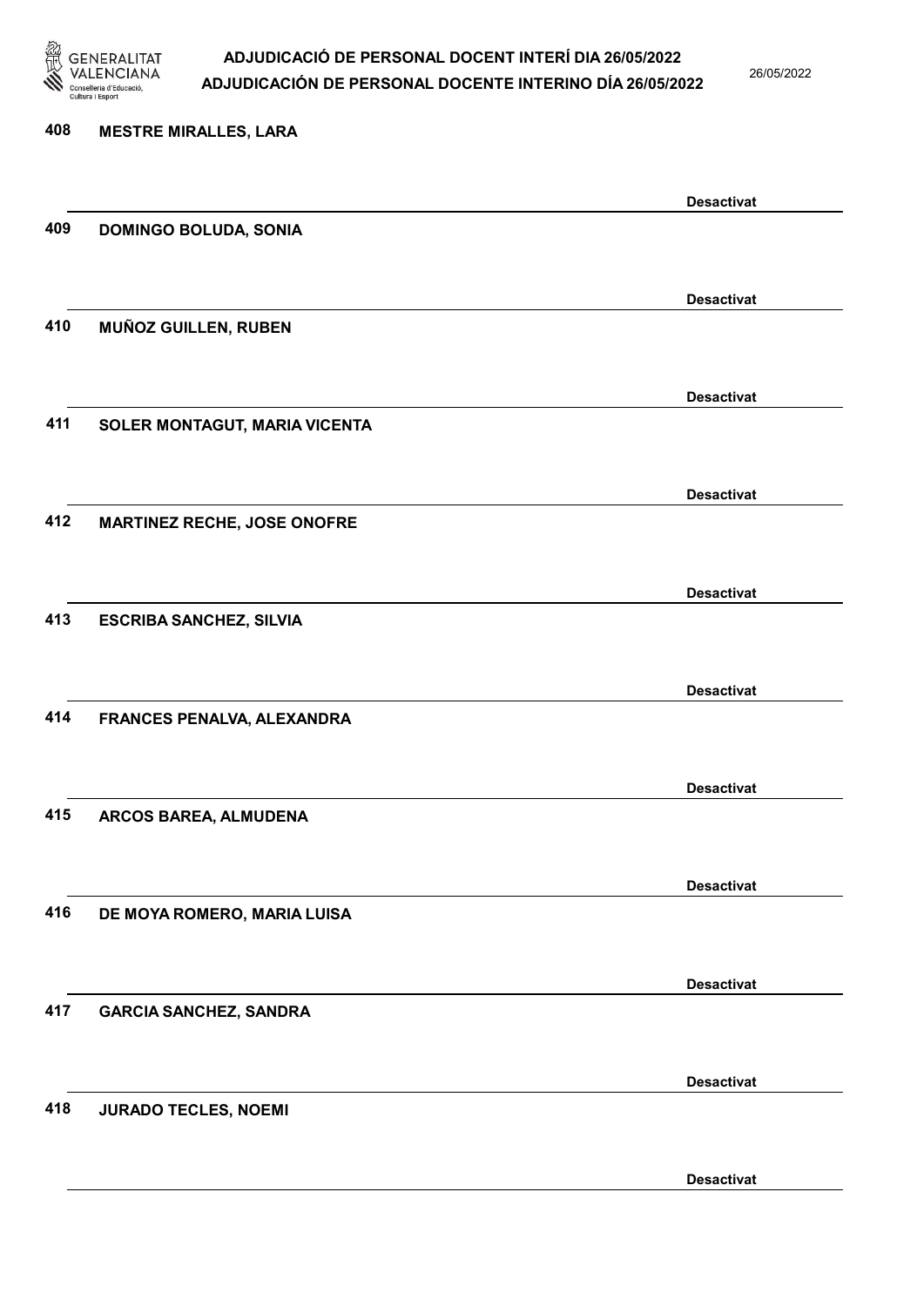408 **MESTRE MIRALLES, LARA**

**Desactivat**

409 **DOMINGO BOLUDA, SONIA**

**Desactivat**

410 **MUÑOZ GUILLEN, RUBEN**

**Desactivat**

411 **SOLER MONTAGUT, MARIA VICENTA**

**Desactivat**

412 **MARTINEZ RECHE, JOSE ONOFRE**

**Desactivat**

413 **ESCRIBA SANCHEZ, SILVIA**

**Desactivat**

414 **FRANCES PENALVA, ALEXANDRA**

**Desactivat**

415 **ARCOS BAREA, ALMUDENA**

**Desactivat**

416 **DE MOYA ROMERO, MARIA LUISA**

**Desactivat**

417 **GARCIA SANCHEZ, SANDRA**

**Desactivat**

418 **JURADO TECLES, NOEMI**

**Desactivat**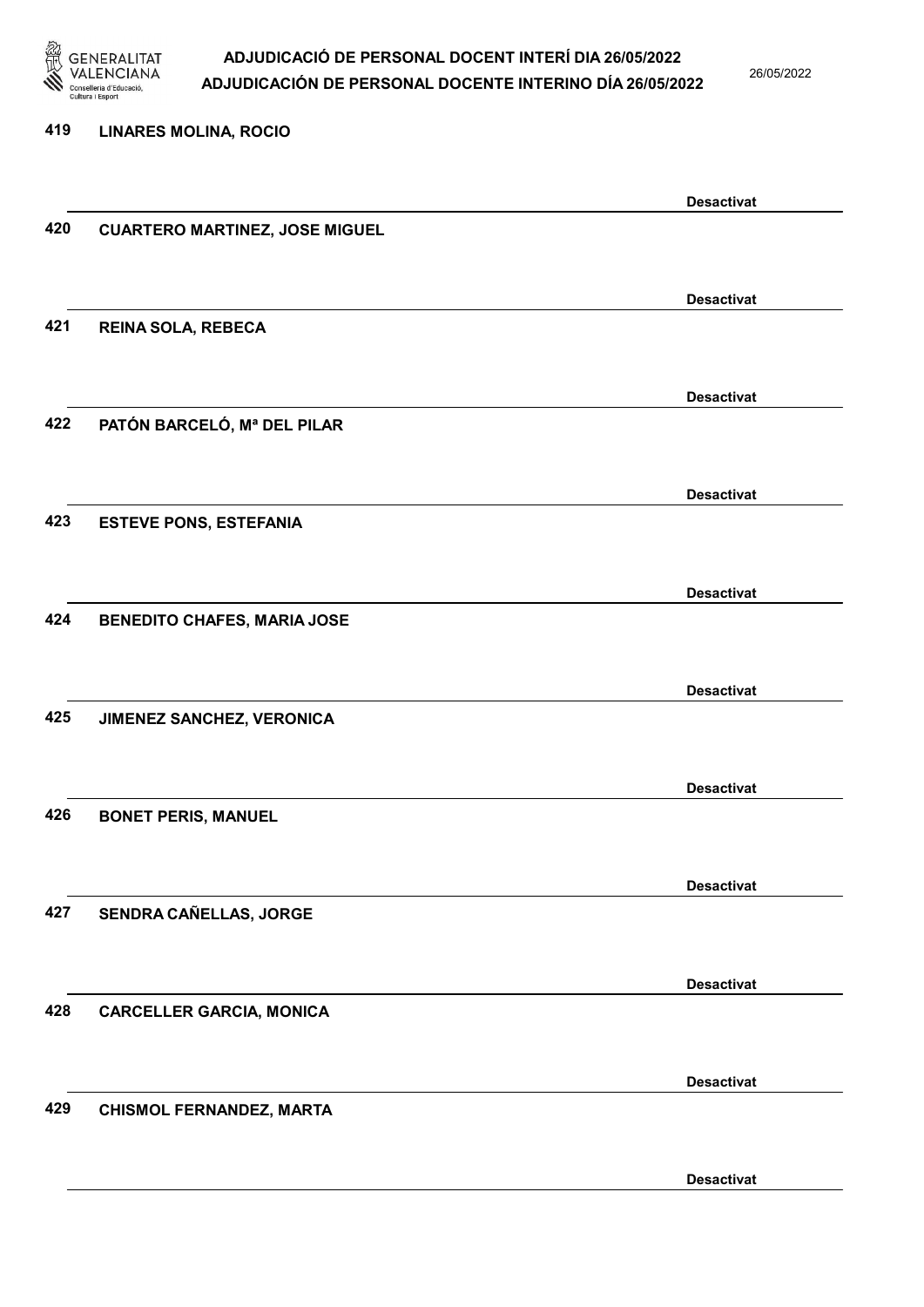419 LINARES MOLINA, ROCIO

Desactivat

420 CUARTERO MARTINEZ, JOSE MIGUEL

Desactivat

421 REINA SOLA, REBECA

Desactivat

422 PATÓN BARCELÓ, Mª DEL PILAR

Desactivat

423 ESTEVE PONS, ESTEFANIA

Desactivat

424 BENEDITO CHAFES, MARIA JOSE

Desactivat

425 JIMENEZ SANCHEZ, VERONICA

Desactivat

426 BONET PERIS, MANUEL

Desactivat

427 SENDRA CAÑELLAS, JORGE

Desactivat

428 CARCELLER GARCIA, MONICA

Desactivat

429 CHISMOL FERNANDEZ, MARTA

Desactivat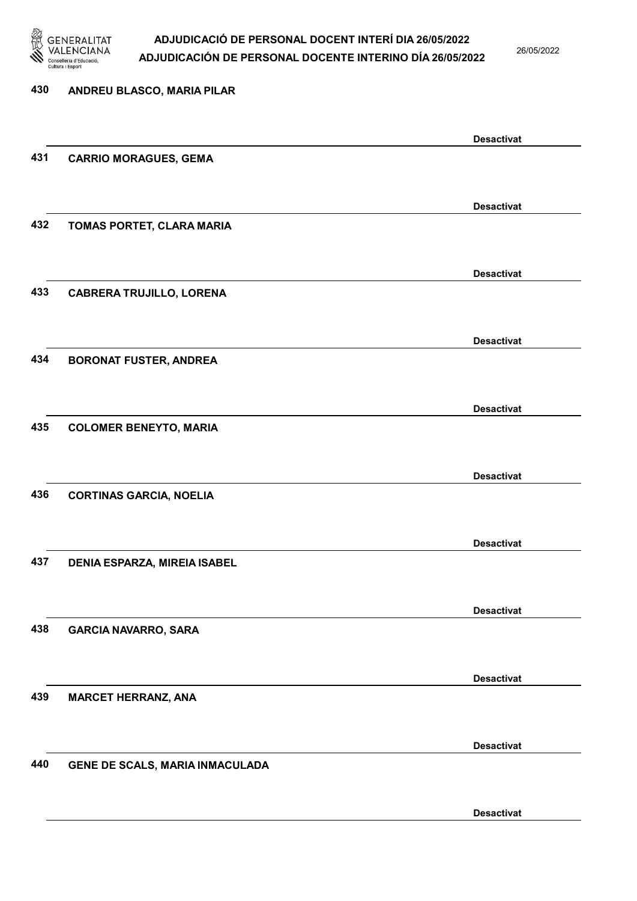430 ANDREU BLASCO, MARIA PILAR

Desactivat

431 CARRIO MORAGUES, GEMA

Desactivat

432 TOMAS PORTET, CLARA MARIA

Desactivat

433 CABRERA TRUJILLO, LORENA

Desactivat

434 BORONAT FUSTER, ANDREA

Desactivat

435 COLOMER BENEYTO, MARIA

Desactivat

436 CORTINAS GARCIA, NOELIA

Desactivat

437 DENIA ESPARZA, MIREIA ISABEL

Desactivat

438 GARCIA NAVARRO, SARA

Desactivat

439 MARCET HERRANZ, ANA

Desactivat

440 GENE DE SCALS, MARIA INMACULADA

Desactivat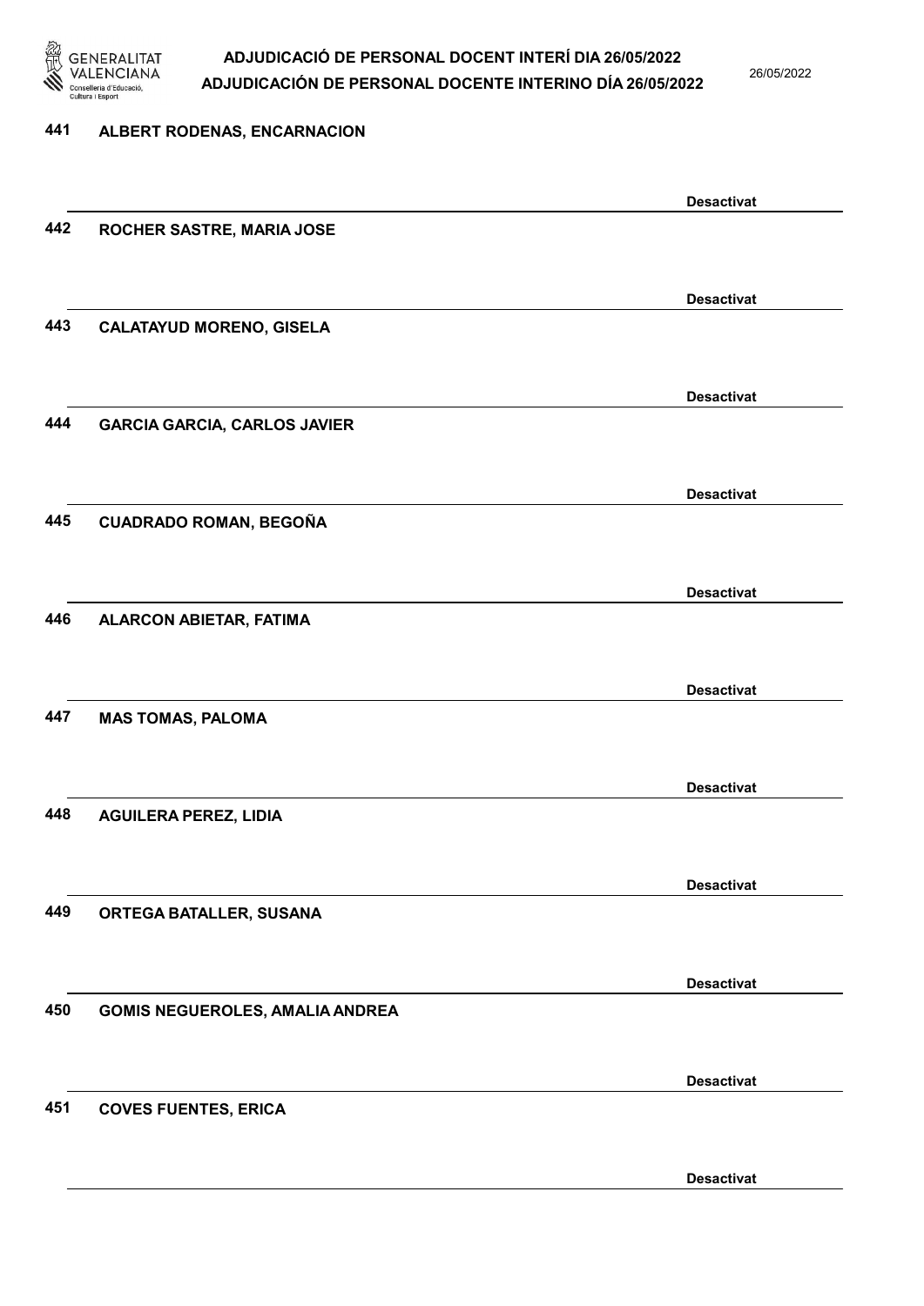441 ALBERT RODENAS, ENCARNACION

Desactivat

442 ROCHER SASTRE, MARIA JOSE

Desactivat

443 CALATAYUD MORENO, GISELA

Desactivat

444 GARCIA GARCIA, CARLOS JAVIER

Desactivat

445 CUADRADO ROMAN, BEGOÑA

Desactivat

446 ALARCON ABIETAR, FATIMA

Desactivat

447 MAS TOMAS, PALOMA

Desactivat

448 AGUILERA PEREZ, LIDIA

Desactivat

449 ORTEGA BATALLER, SUSANA

Desactivat

450 GOMIS NEGUEROLES, AMALIA ANDREA

Desactivat

451 COVES FUENTES, ERICA

Desactivat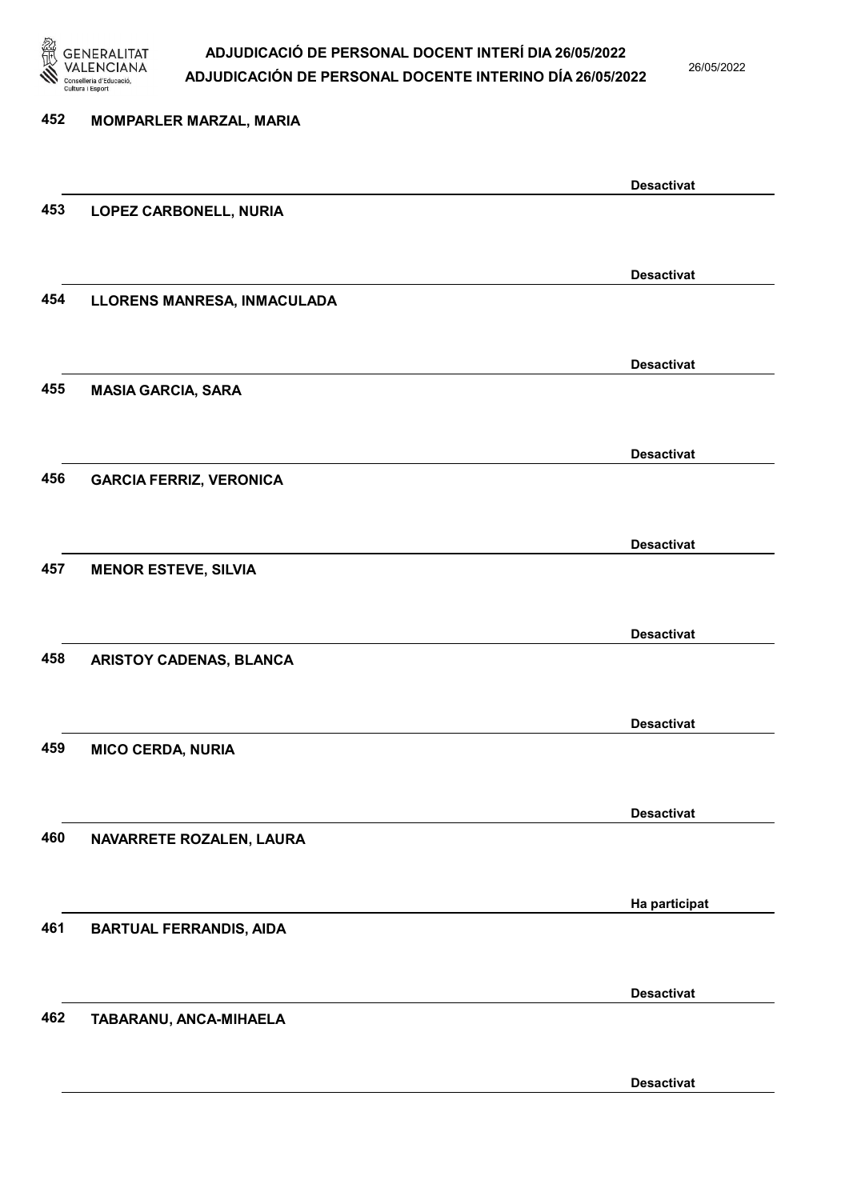452 MOMPARLER MARZAL, MARIA

Desactivat

453 LOPEZ CARBONELL, NURIA

Desactivat

454 LLORENS MANRESA, INMACULADA

Desactivat

455 MASIA GARCIA, SARA

Desactivat

456 GARCIA FERRIZ, VERONICA

Desactivat

457 MENOR ESTEVE, SILVIA

Desactivat

458 ARISTOY CADENAS, BLANCA

Desactivat

459 MICO CERDA, NURIA

Desactivat

460 NAVARRETE ROZALEN, LAURA

Ha participat

461 BARTUAL FERRANDIS, AIDA

Desactivat

462 TABARANU, ANCA-MIHAELA

Desactivat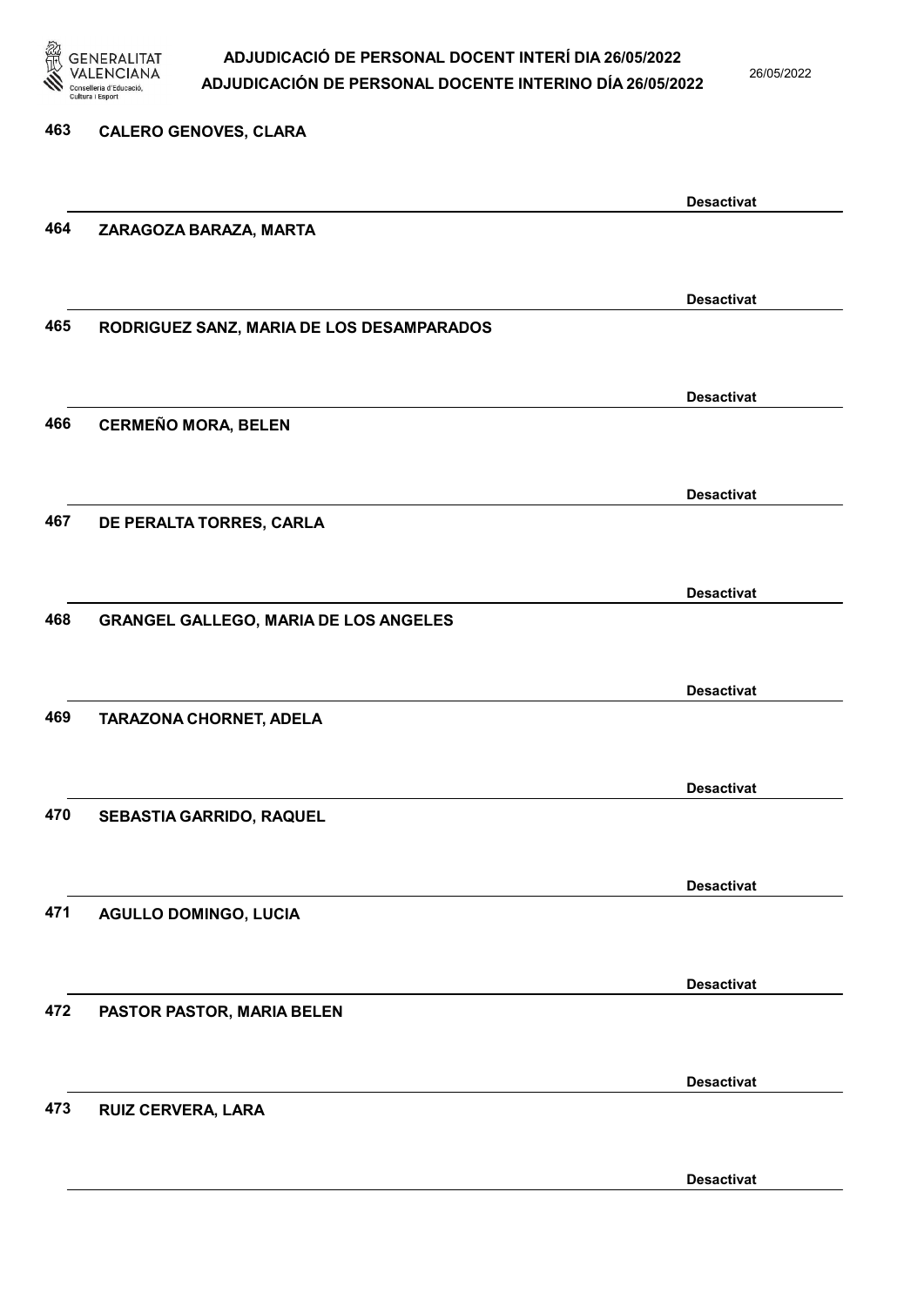463 CALERO GENOVES, CLARA

Desactivat

464 ZARAGOZA BARAZA, MARTA

Desactivat

465 RODRIGUEZ SANZ, MARIA DE LOS DESAMPARADOS

Desactivat

466 CERMEÑO MORA, BELEN

Desactivat

467 DE PERALTA TORRES, CARLA

Desactivat

468 GRANGEL GALLEGO, MARIA DE LOS ANGELES

Desactivat

469 TARAZONA CHORNET, ADELA

Desactivat

470 SEBASTIA GARRIDO, RAQUEL

Desactivat

471 AGULLO DOMINGO, LUCIA

Desactivat

472 PASTOR PASTOR, MARIA BELEN

Desactivat

473 RUIZ CERVERA, LARA

Desactivat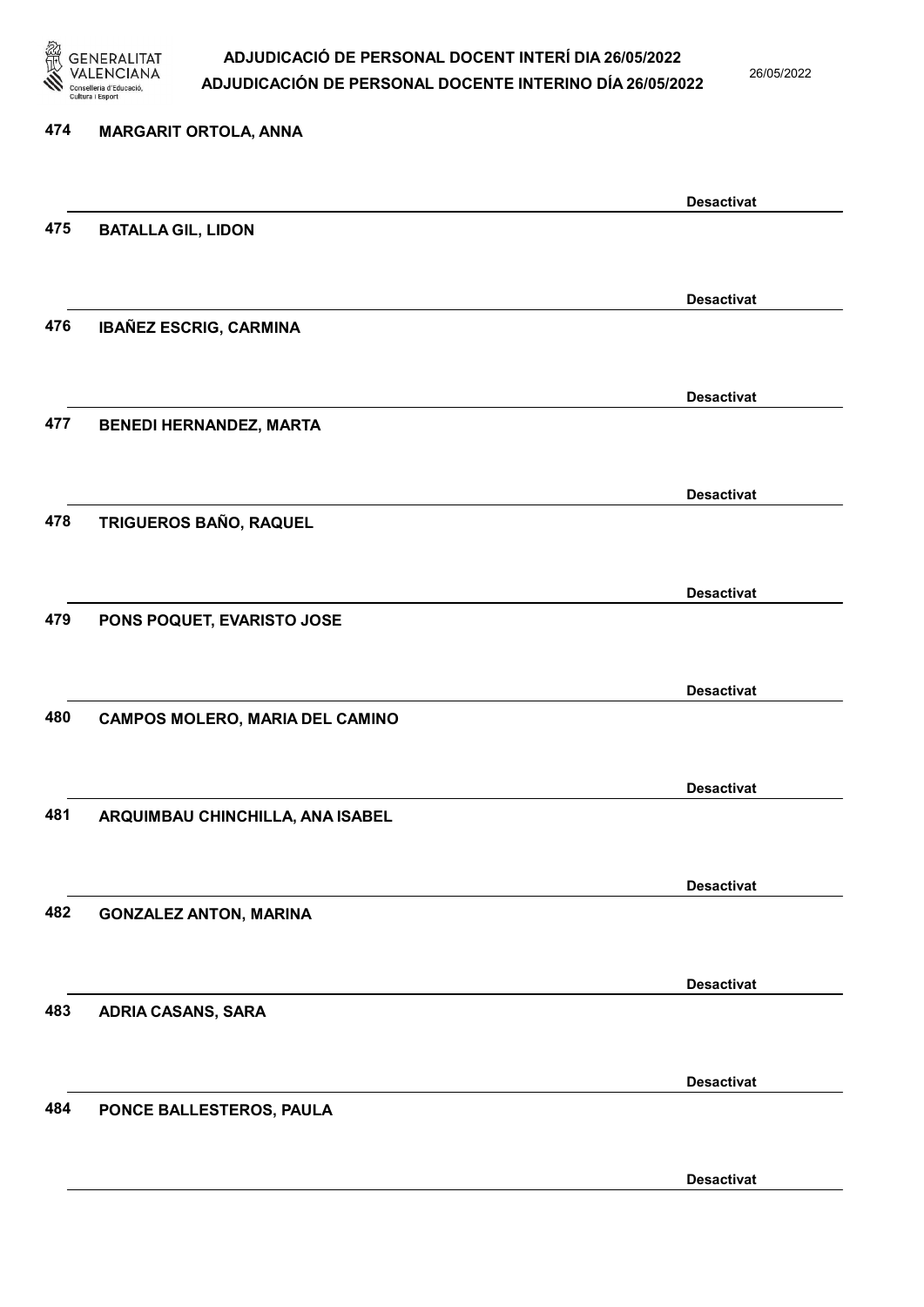474 **MARGARIT ORTOLA, ANNA**

**Desactivat**

475 **BATALLA GIL, LIDON**

**Desactivat**

476 **IBAÑEZ ESCRIG, CARMINA**

**Desactivat**

477 **BENEDI HERNANDEZ, MARTA**

**Desactivat**

478 **TRIGUEROS BAÑO, RAQUEL**

**Desactivat**

479 **PONS POQUET, EVARISTO JOSE**

**Desactivat**

480 **CAMPOS MOLERO, MARIA DEL CAMINO**

**Desactivat**

481 **ARQUIMBAU CHINCHILLA, ANA ISABEL**

**Desactivat**

482 **GONZALEZ ANTON, MARINA**

**Desactivat**

483 **ADRIA CASANS, SARA**

**Desactivat**

484 **PONCE BALLESTEROS, PAULA**

**Desactivat**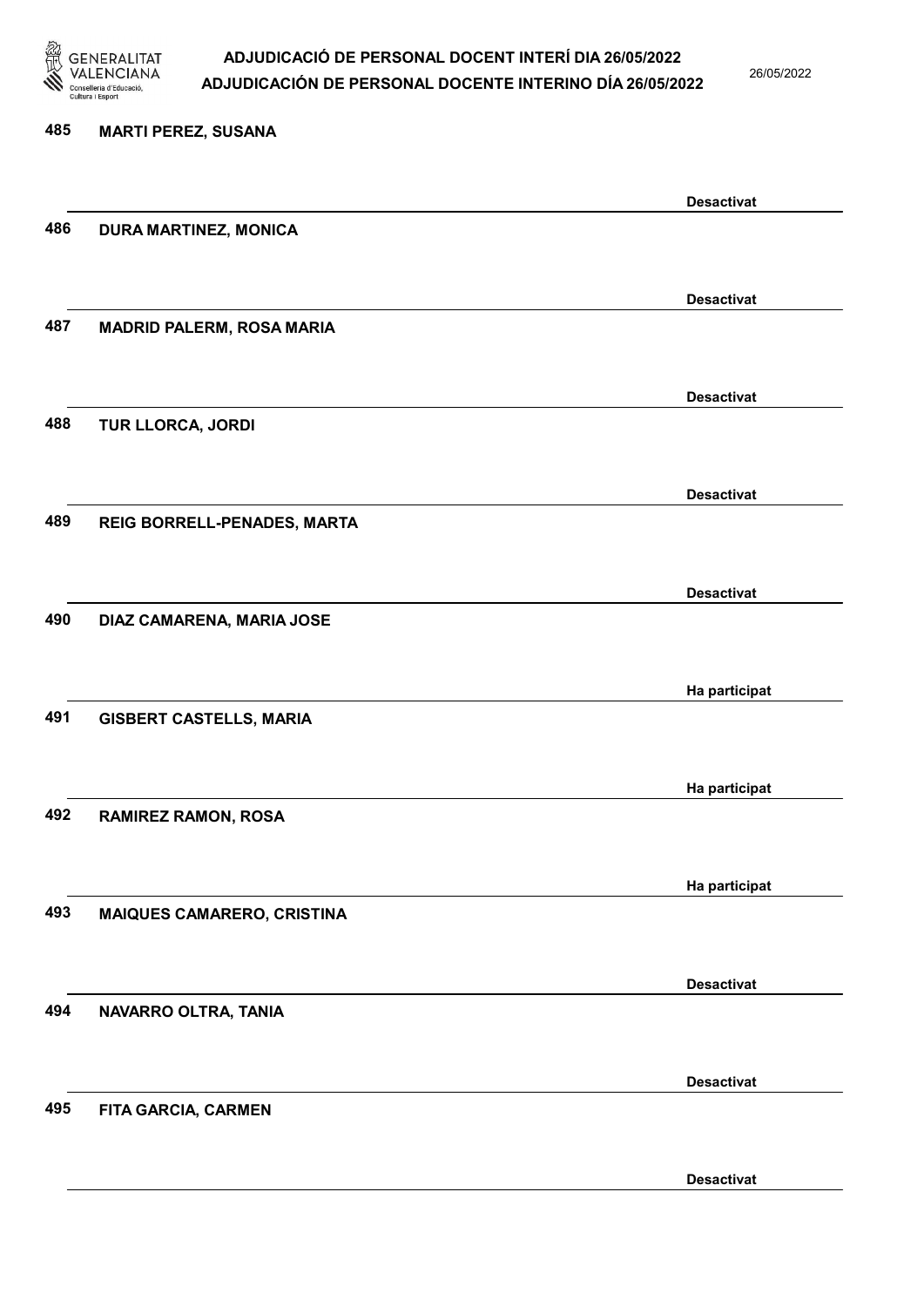485 MARTI PEREZ, SUSANA

Desactivat

486 DURA MARTINEZ, MONICA

Desactivat

487 MADRID PALERM, ROSA MARIA

Desactivat

488 TUR LLORCA, JORDI

Desactivat

489 REIG BORRELL-PENADES, MARTA

Desactivat

490 DIAZ CAMARENA, MARIA JOSE

Ha participat

491 GISBERT CASTELLS, MARIA

Ha participat

492 RAMIREZ RAMON, ROSA

Ha participat

493 MAIQUES CAMARERO, CRISTINA

Desactivat

494 NAVARRO OLTRA, TANIA

Desactivat

495 FITA GARCIA, CARMEN

Desactivat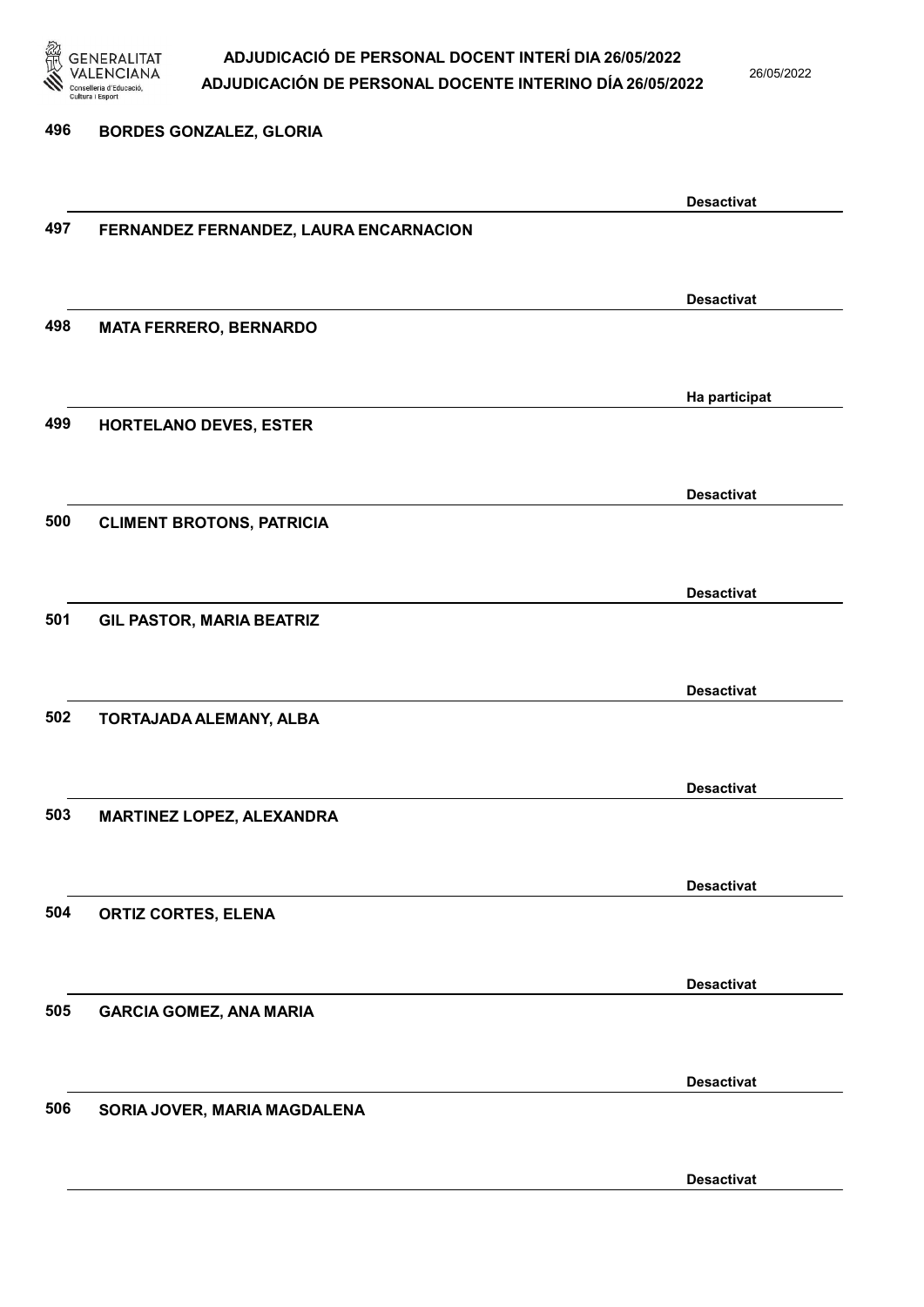496 **BORDES GONZALEZ, GLORIA**

**Desactivat**

497 **FERNANDEZ FERNANDEZ, LAURA ENCARNACION**

**Desactivat**

498 **MATA FERRERO, BERNARDO**

**Ha participat**

499 **HORTELANO DEVES, ESTER**

**Desactivat**

500 **CLIMENT BROTONS, PATRICIA**

**Desactivat**

501 **GIL PASTOR, MARIA BEATRIZ**

**Desactivat**

502 **TORTAJADA ALEMANY, ALBA**

**Desactivat**

503 **MARTINEZ LOPEZ, ALEXANDRA**

**Desactivat**

504 **ORTIZ CORTES, ELENA**

**Desactivat**

505 **GARCIA GOMEZ, ANA MARIA**

**Desactivat**

506 **SORIA JOVER, MARIA MAGDALENA**

**Desactivat**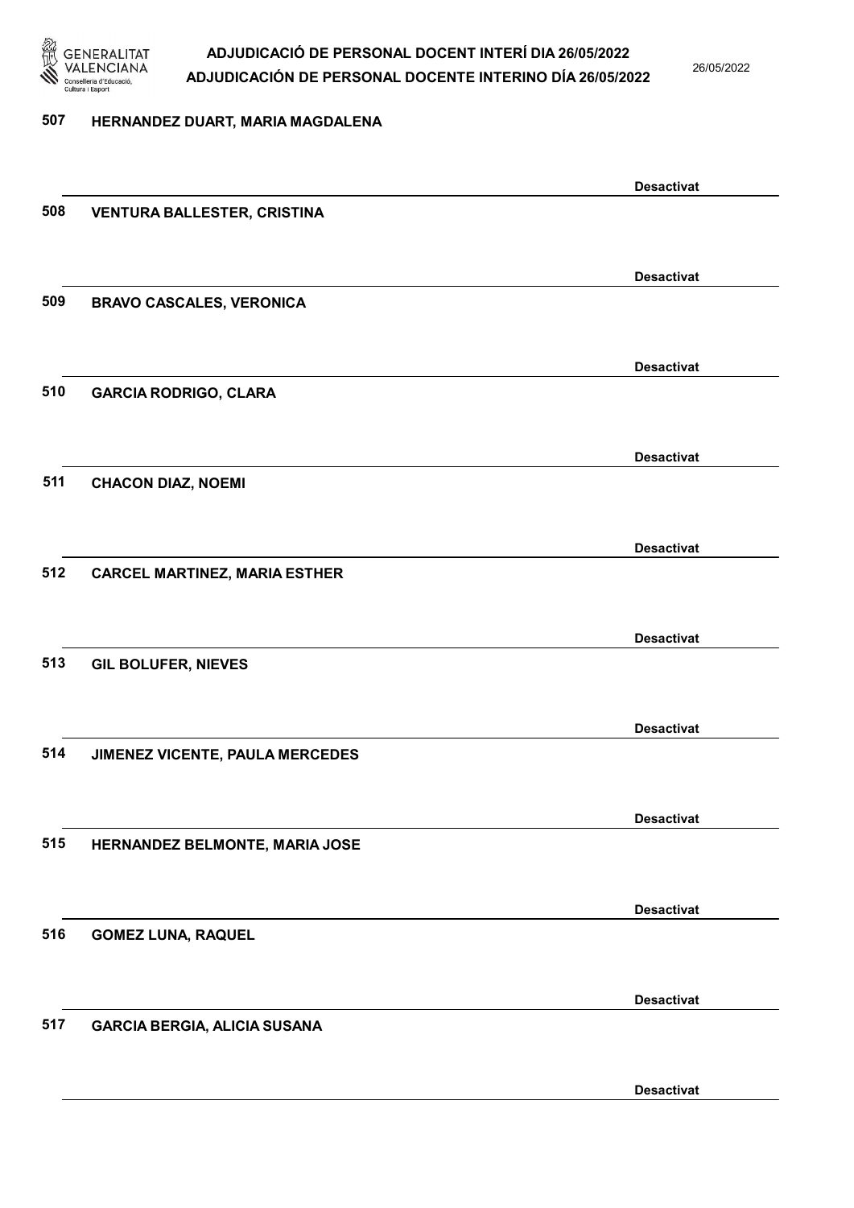507 HERNANDEZ DUART, MARIA MAGDALENA

Desactivat

508 VENTURA BALLESTER, CRISTINA

Desactivat

509 BRAVO CASCALES, VERONICA

Desactivat

510 GARCIA RODRIGO, CLARA

Desactivat

511 CHACON DIAZ, NOEMI

Desactivat

512 CARCEL MARTINEZ, MARIA ESTHER

Desactivat

513 GIL BOLUFER, NIEVES

Desactivat

514 JIMENEZ VICENTE, PAULA MERCEDES

Desactivat

515 HERNANDEZ BELMONTE, MARIA JOSE

Desactivat

516 GOMEZ LUNA, RAQUEL

Desactivat

517 GARCIA BERGIA, ALICIA SUSANA

Desactivat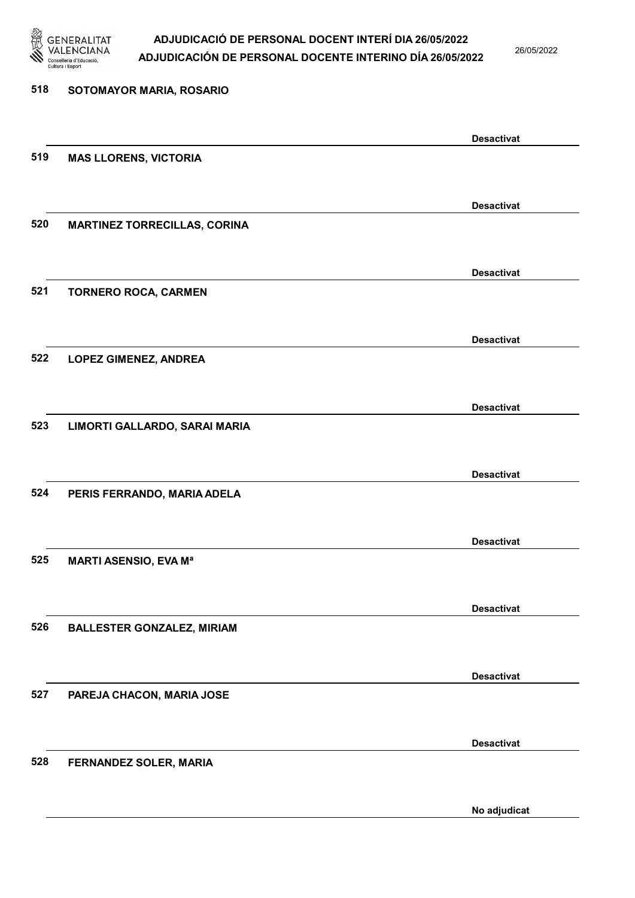518 **SOTOMAYOR MARIA, ROSARIO**

Desactivat

519 **MAS LLORENS, VICTORIA**

Desactivat

520 **MARTINEZ TORRECILLAS, CORINA**

Desactivat

521 **TORNERO ROCA, CARMEN**

Desactivat

522 **LOPEZ GIMENEZ, ANDREA**

Desactivat

523 **LIMORTI GALLARDO, SARAI MARIA**

Desactivat

524 **PERIS FERRANDO, MARIA ADELA**

Desactivat

525 **MARTI ASENSIO, EVA Mª**

Desactivat

526 **BALLESTER GONZALEZ, MIRIAM**

Desactivat

527 **PAREJA CHACON, MARIA JOSE**

Desactivat

528 **FERNANDEZ SOLER, MARIA**

No adjudicat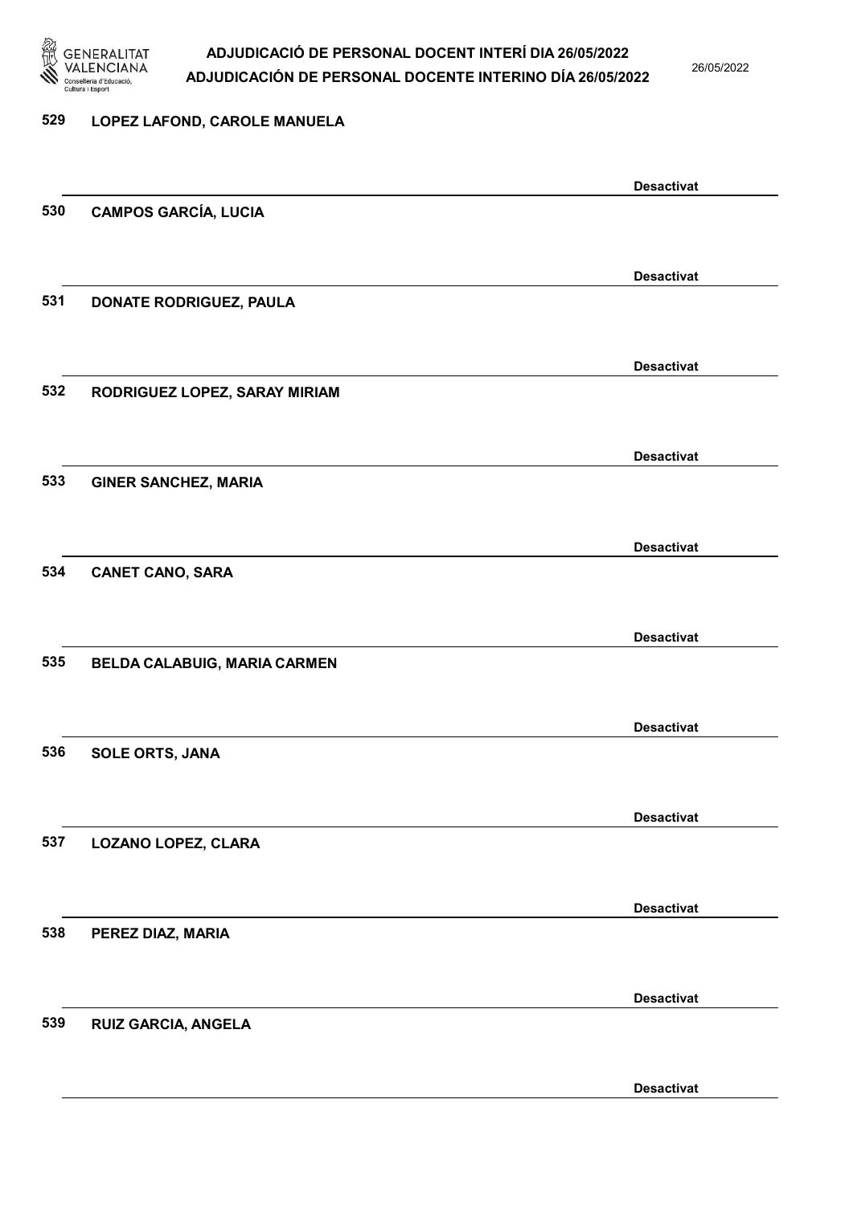529 **LOPEZ LAFOND, CAROLE MANUELA**

**Desactivat**

530 **CAMPOS GARCÍA, LUCIA**

**Desactivat**

531 **DONATE RODRIGUEZ, PAULA**

**Desactivat**

532 **RODRIGUEZ LOPEZ, SARAY MIRIAM**

**Desactivat**

533 **GINER SANCHEZ, MARIA**

**Desactivat**

534 **CANET CANO, SARA**

**Desactivat**

535 **BELDA CALABUIG, MARIA CARMEN**

**Desactivat**

536 **SOLE ORTS, JANA**

**Desactivat**

537 **LOZANO LOPEZ, CLARA**

**Desactivat**

538 **PEREZ DIAZ, MARIA**

**Desactivat**

539 **RUIZ GARCIA, ANGELA**

**Desactivat**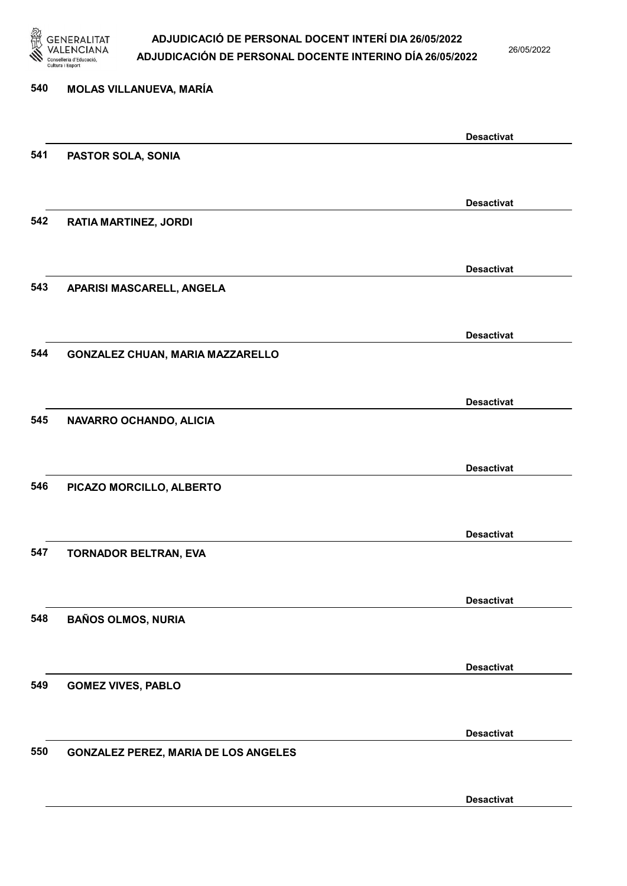540 **MOLAS VILLANUEVA, MARÍA**

**Desactivat**

541 **PASTOR SOLA, SONIA**

**Desactivat**

542 **RATIA MARTINEZ, JORDI**

**Desactivat**

543 **APARISI MASCARELL, ANGELA**

**Desactivat**

544 **GONZALEZ CHUAN, MARIA MAZZARELLO**

**Desactivat**

545 **NAVARRO OCHANDO, ALICIA**

**Desactivat**

546 **PICAZO MORCILLO, ALBERTO**

**Desactivat**

547 **TORNADOR BELTRAN, EVA**

**Desactivat**

548 **BAÑOS OLMOS, NURIA**

**Desactivat**

549 **GOMEZ VIVES, PABLO**

**Desactivat**

550 **GONZALEZ PEREZ, MARIA DE LOS ANGELES**

**Desactivat**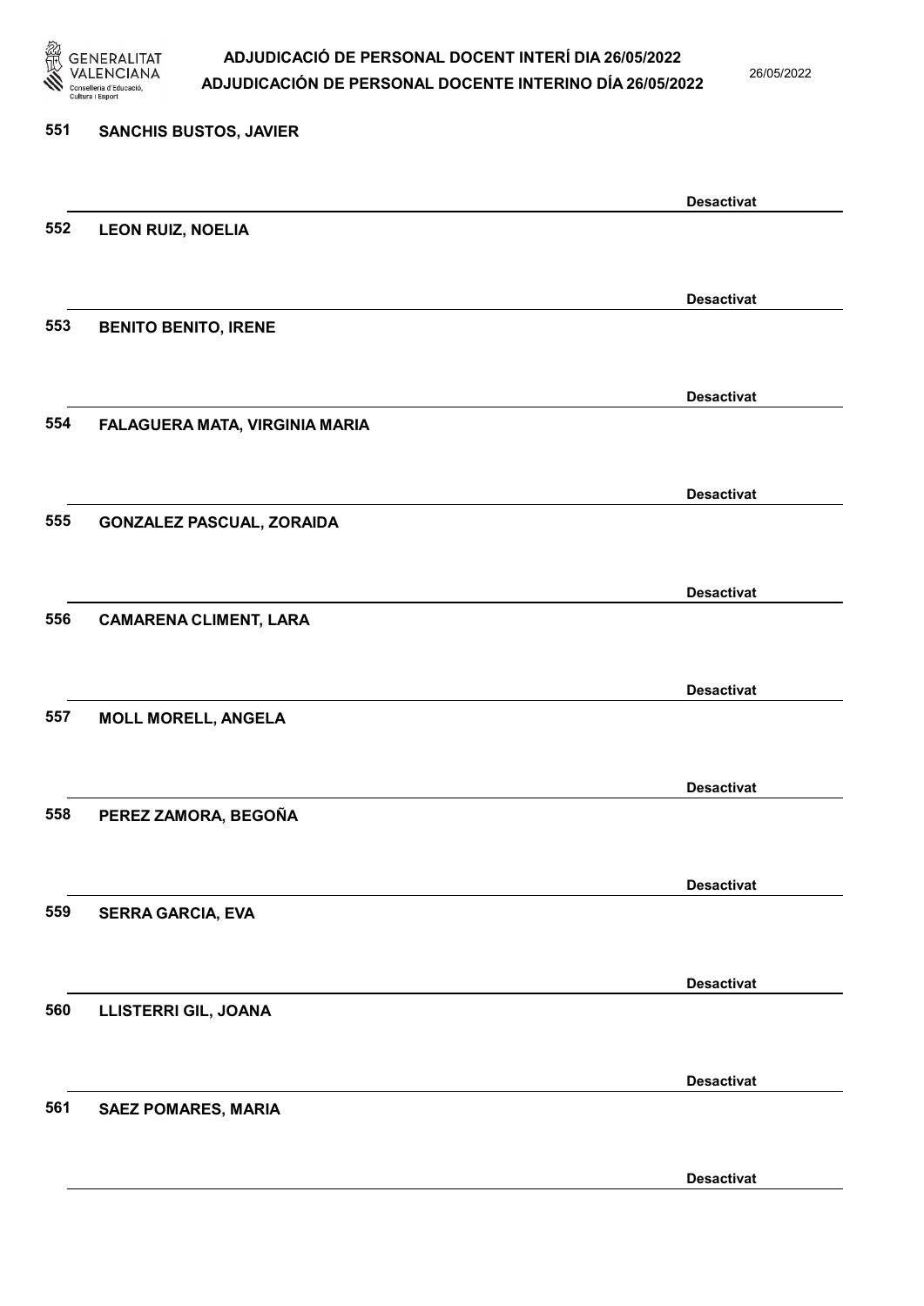551 **SANCHIS BUSTOS, JAVIER**

**Desactivat**

552 **LEON RUIZ, NOELIA**

**Desactivat**

553 **BENITO BENITO, IRENE**

**Desactivat**

554 **FALAGUERA MATA, VIRGINIA MARIA**

**Desactivat**

555 **GONZALEZ PASCUAL, ZORAIDA**

**Desactivat**

556 **CAMARENA CLIMENT, LARA**

**Desactivat**

557 **MOLL MORELL, ANGELA**

**Desactivat**

558 **PEREZ ZAMORA, BEGOÑA**

**Desactivat**

559 **SERRA GARCIA, EVA**

**Desactivat**

560 **LLISTERRI GIL, JOANA**

**Desactivat**

561 **SAEZ POMARES, MARIA**

**Desactivat**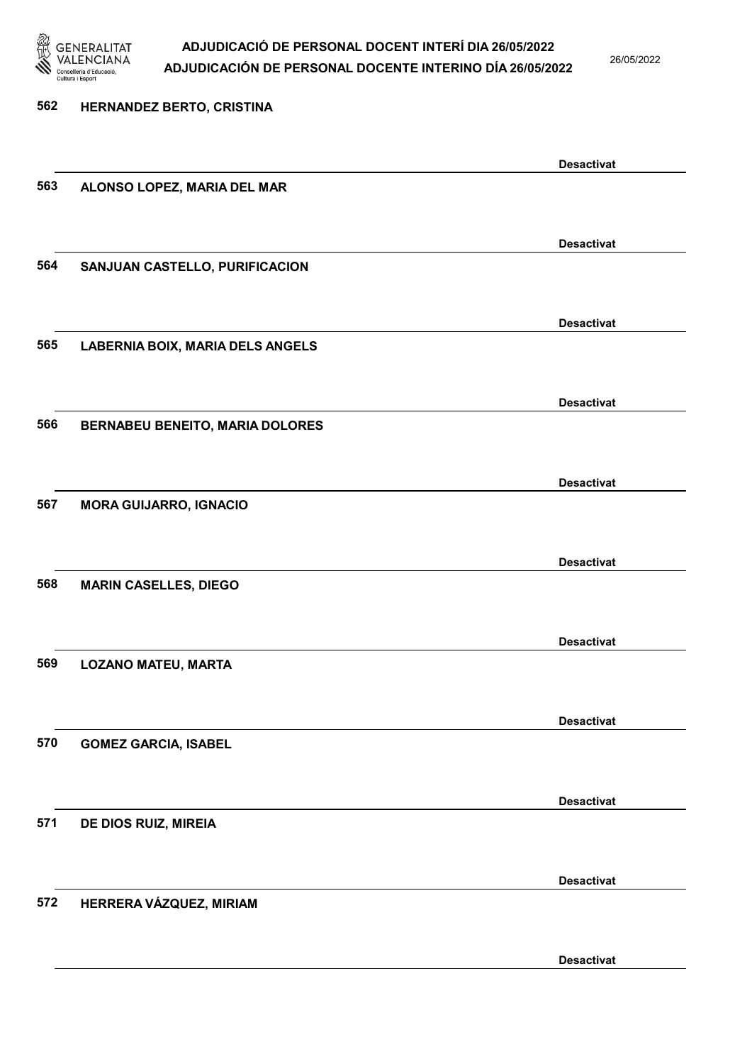562 HERNANDEZ BERTO, CRISTINA

Desactivat

563 ALONSO LOPEZ, MARIA DEL MAR

Desactivat

564 SANJUAN CASTELLO, PURIFICACION

Desactivat

565 LABERNIA BOIX, MARIA DELS ANGELS

Desactivat

566 BERNABEU BENEITO, MARIA DOLORES

Desactivat

567 MORA GUIJARRO, IGNACIO

Desactivat

568 MARIN CASELLES, DIEGO

Desactivat

569 LOZANO MATEU, MARTA

Desactivat

570 GOMEZ GARCIA, ISABEL

Desactivat

571 DE DIOS RUIZ, MIREIA

Desactivat

572 HERRERA VÁZQUEZ, MIRIAM

Desactivat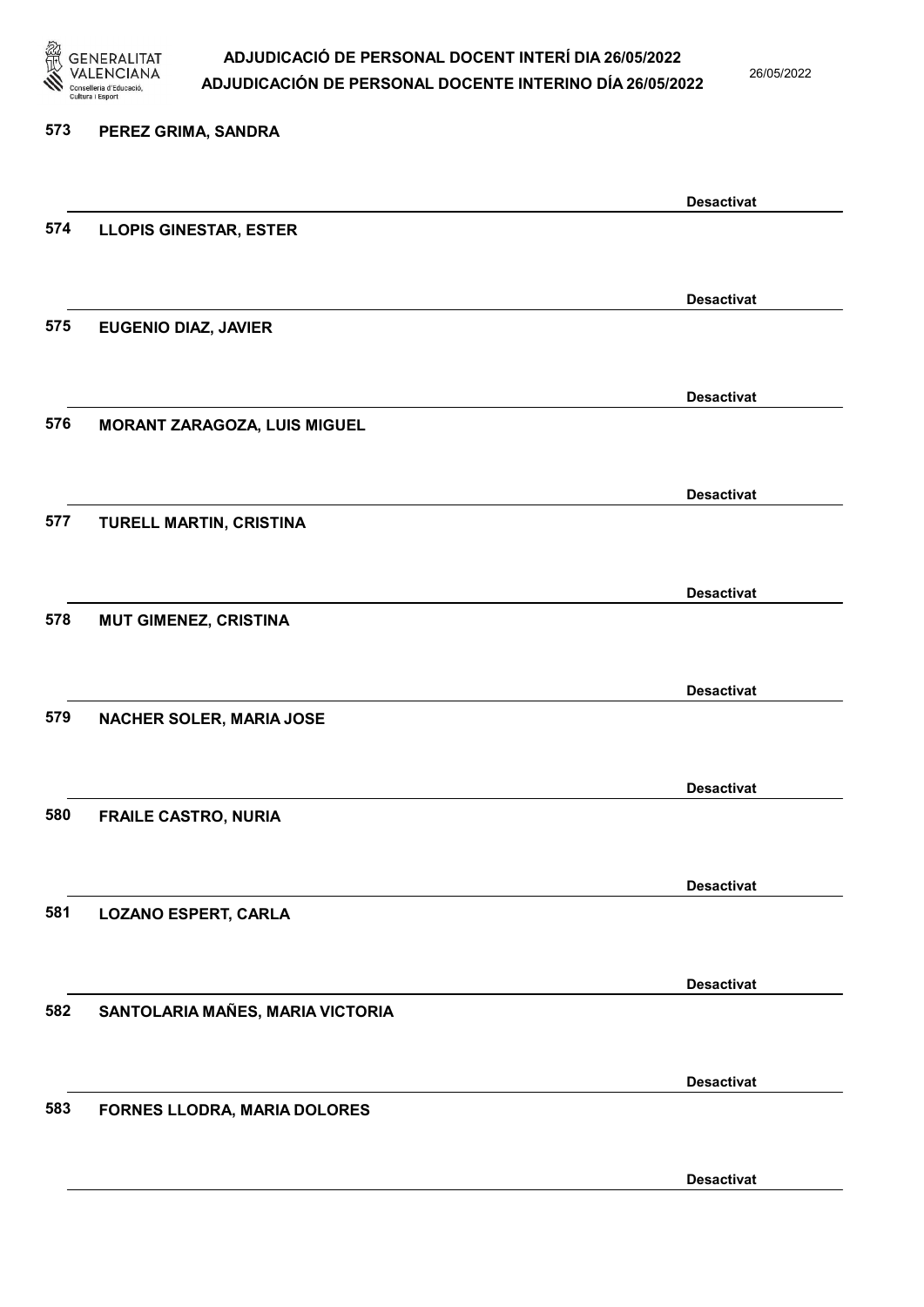573 PEREZ GRIMA, SANDRA

Desactivat

574 LLOPIS GINESTAR, ESTER

Desactivat

575 EUGENIO DIAZ, JAVIER

Desactivat

576 MORANT ZARAGOZA, LUIS MIGUEL

Desactivat

577 TURELL MARTIN, CRISTINA

Desactivat

578 MUT GIMENEZ, CRISTINA

Desactivat

579 NACHER SOLER, MARIA JOSE

Desactivat

580 FRAILE CASTRO, NURIA

Desactivat

581 LOZANO ESPERT, CARLA

Desactivat

582 SANTOLARIA MAÑES, MARIA VICTORIA

Desactivat

583 FORNES LLODRA, MARIA DOLORES

Desactivat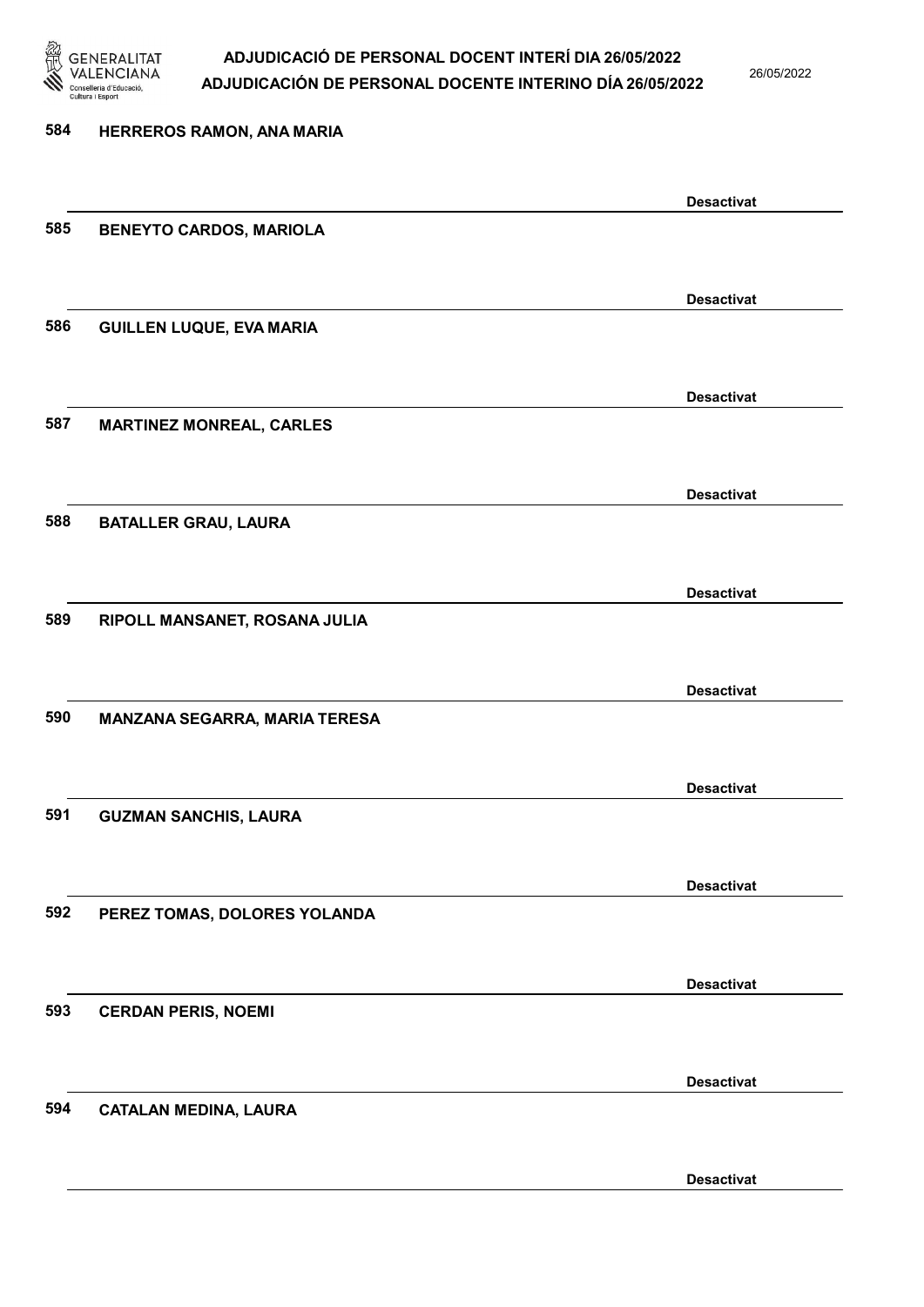584 HERREROS RAMON, ANA MARIA

Desactivat

585 BENEYTO CARDOS, MARIOLA

Desactivat

586 GUILLEN LUQUE, EVA MARIA

Desactivat

587 MARTINEZ MONREAL, CARLES

Desactivat

588 BATALLER GRAU, LAURA

Desactivat

589 RIPOLL MANSANET, ROSANA JULIA

Desactivat

590 MANZANA SEGARRA, MARIA TERESA

Desactivat

591 GUZMAN SANCHIS, LAURA

Desactivat

592 PEREZ TOMAS, DOLORES YOLANDA

Desactivat

593 CERDAN PERIS, NOEMI

Desactivat

594 CATALAN MEDINA, LAURA

Desactivat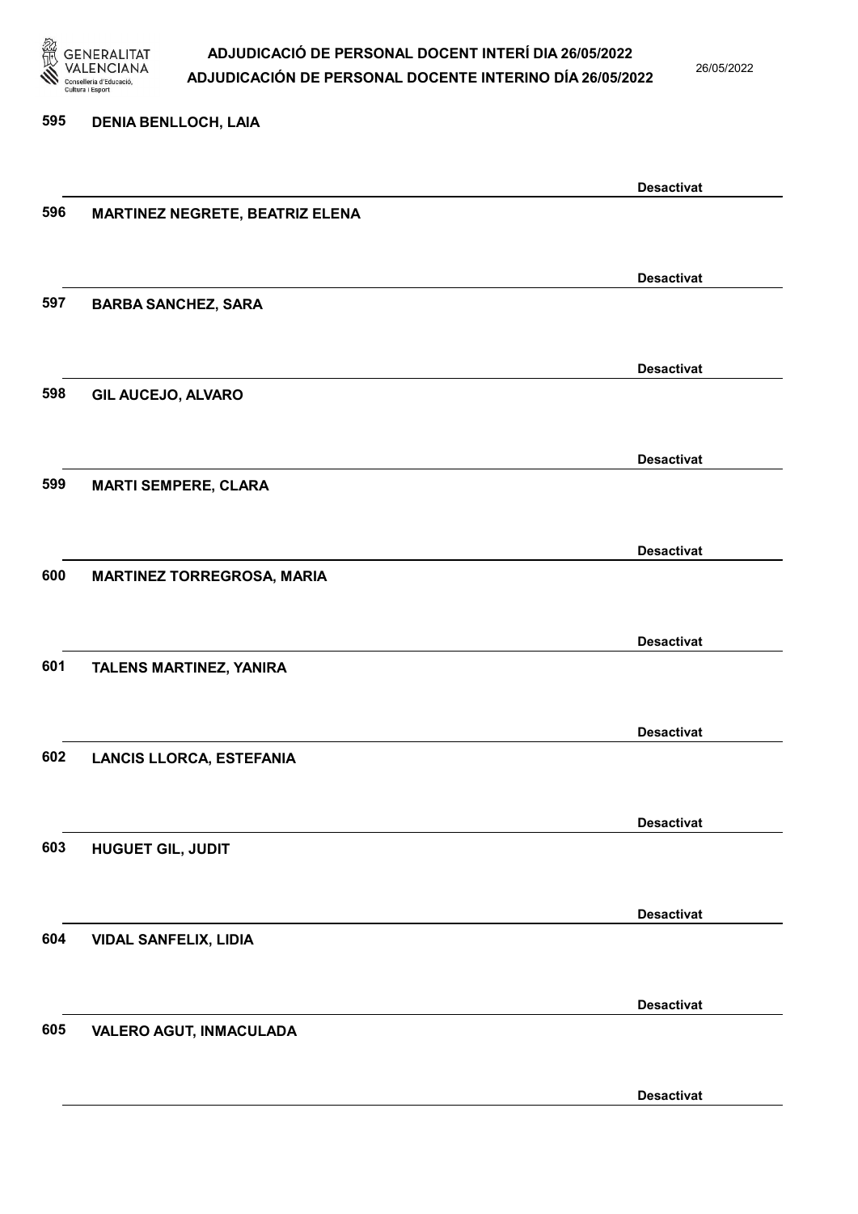595 **DENIA BENLLOCH, LAIA**

**Desactivat**

596 **MARTINEZ NEGRETE, BEATRIZ ELENA**

**Desactivat**

597 **BARBA SANCHEZ, SARA**

**Desactivat**

598 **GIL AUCEJO, ALVARO**

**Desactivat**

599 **MARTI SEMPERE, CLARA**

**Desactivat**

600 **MARTINEZ TORREGROSA, MARIA**

**Desactivat**

601 **TALENS MARTINEZ, YANIRA**

**Desactivat**

602 **LANCIS LLORCA, ESTEFANIA**

**Desactivat**

603 **HUGUET GIL, JUDIT**

**Desactivat**

604 **VIDAL SANFELIX, LIDIA**

**Desactivat**

605 **VALERO AGUT, INMACULADA**

**Desactivat**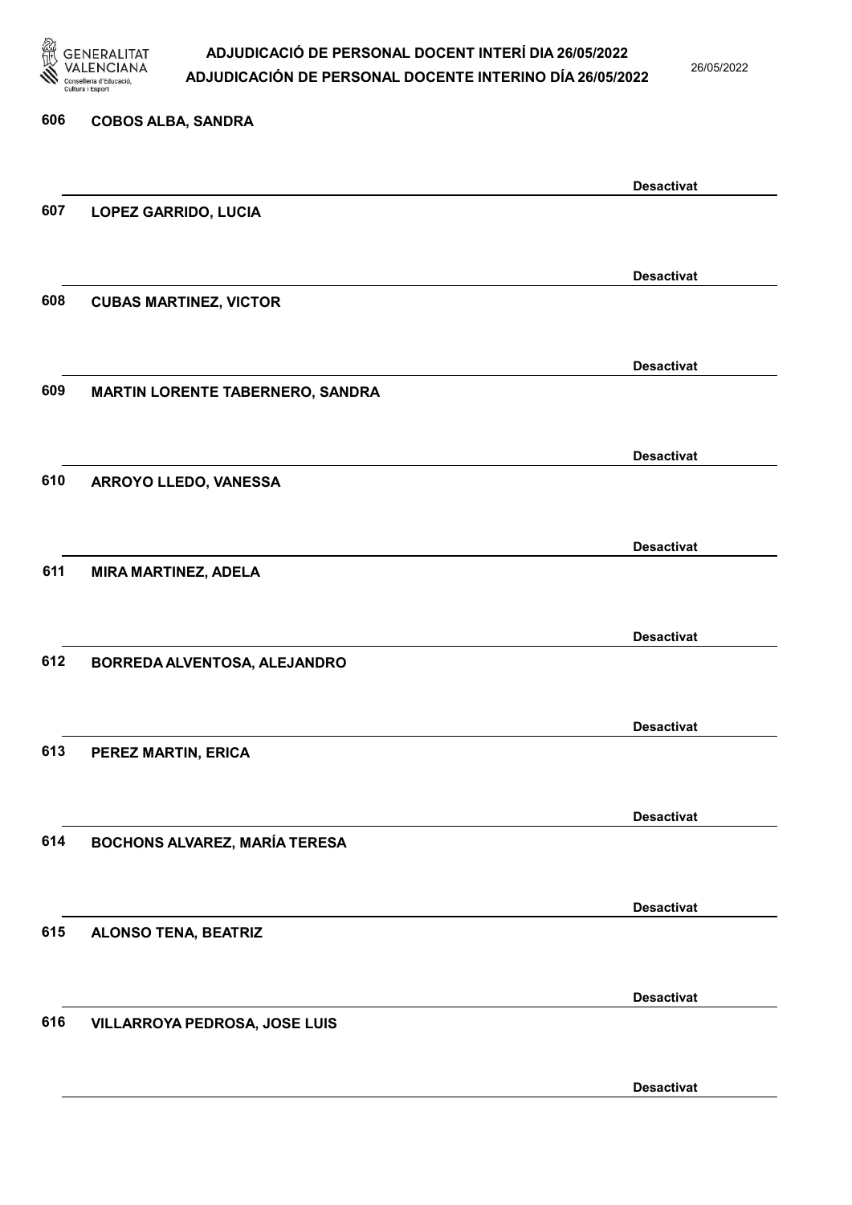606 **COBOS ALBA, SANDRA**

**Desactivat**

607 **LOPEZ GARRIDO, LUCIA**

**Desactivat**

608 **CUBAS MARTINEZ, VICTOR**

**Desactivat**

609 **MARTIN LORENTE TABERNERO, SANDRA**

**Desactivat**

610 **ARROYO LLEDO, VANESSA**

**Desactivat**

611 **MIRA MARTINEZ, ADELA**

**Desactivat**

612 **BORREDA ALVENTOSA, ALEJANDRO**

**Desactivat**

613 **PEREZ MARTIN, ERICA**

**Desactivat**

614 **BOCHONS ALVAREZ, MARÍA TERESA**

**Desactivat**

615 **ALONSO TENA, BEATRIZ**

**Desactivat**

616 **VILLARROYA PEDROSA, JOSE LUIS**

**Desactivat**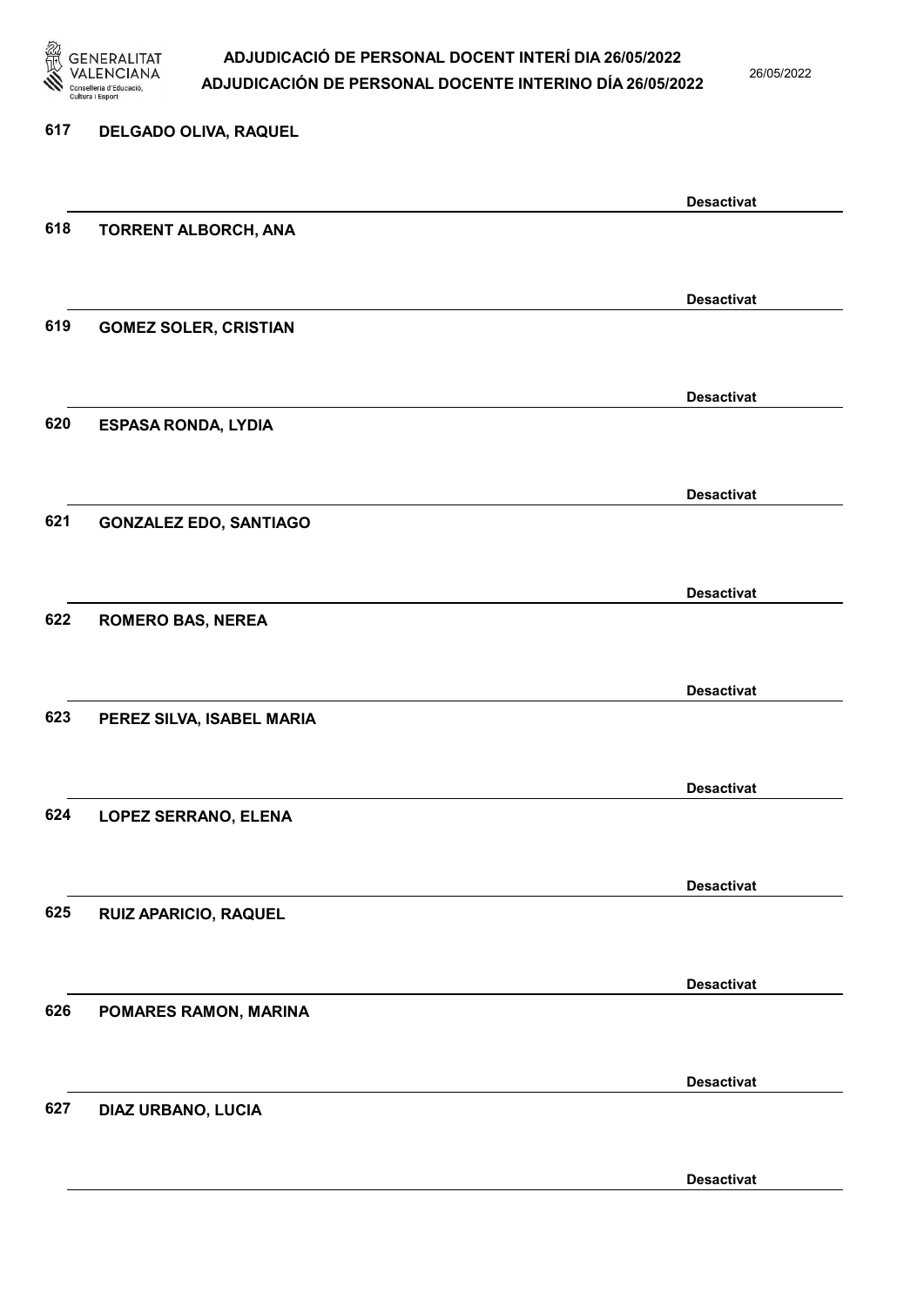617 DELGADO OLIVA, RAQUEL

Desactivat

618 TORRENT ALBORCH, ANA

Desactivat

619 GOMEZ SOLER, CRISTIAN

Desactivat

620 ESPASA RONDA, LYDIA

Desactivat

621 GONZALEZ EDO, SANTIAGO

Desactivat

622 ROMERO BAS, NEREA

Desactivat

623 PEREZ SILVA, ISABEL MARIA

Desactivat

624 LOPEZ SERRANO, ELENA

Desactivat

625 RUIZ APARICIO, RAQUEL

Desactivat

626 POMARES RAMON, MARINA

Desactivat

627 DIAZ URBANO, LUCIA

Desactivat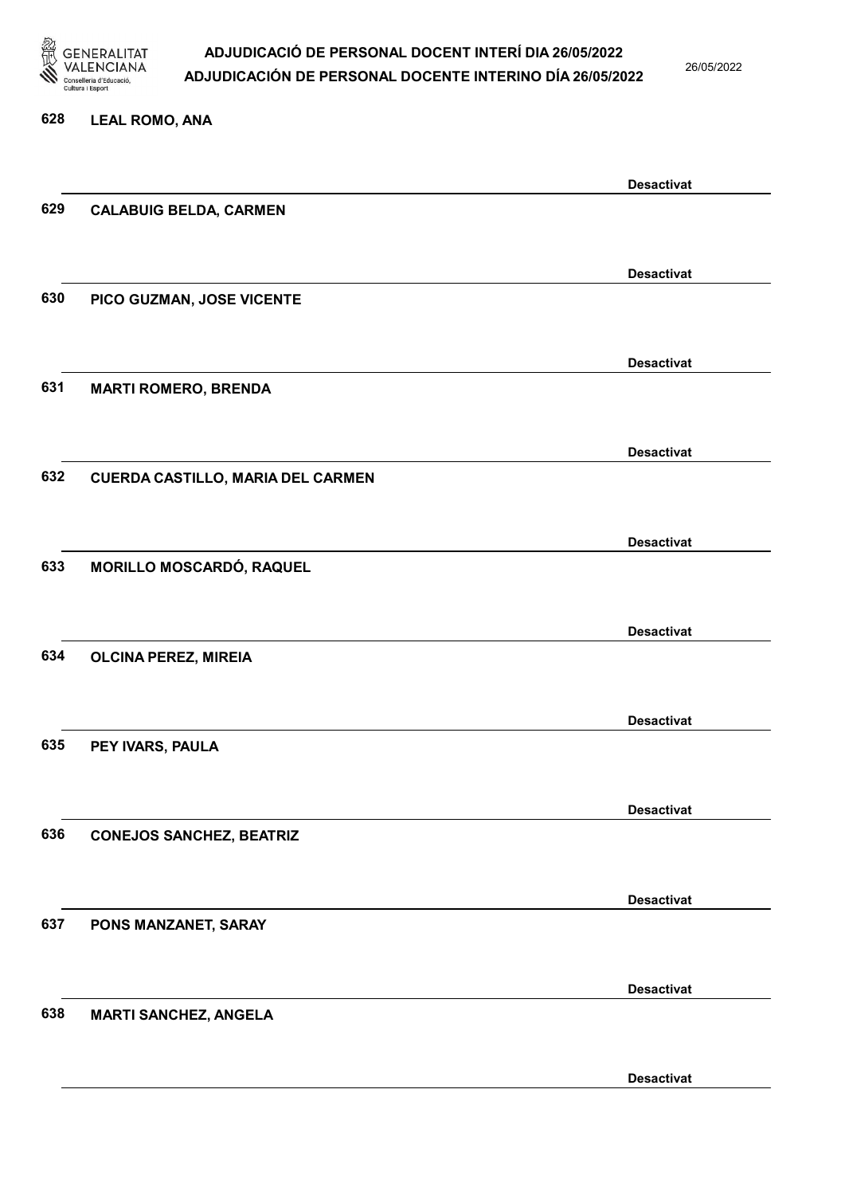628 **LEAL ROMO, ANA**

**Desactivat**

629 **CALABUIG BELDA, CARMEN**

**Desactivat**

630 **PICO GUZMAN, JOSE VICENTE**

**Desactivat**

631 **MARTI ROMERO, BRENDA**

**Desactivat**

632 **CUERDA CASTILLO, MARIA DEL CARMEN**

**Desactivat**

633 **MORILLO MOSCARDÓ, RAQUEL**

**Desactivat**

634 **OLCINA PEREZ, MIREIA**

**Desactivat**

635 **PEY IVARS, PAULA**

**Desactivat**

636 **CONEJOS SANCHEZ, BEATRIZ**

**Desactivat**

637 **PONS MANZANET, SARAY**

**Desactivat**

638 **MARTI SANCHEZ, ANGELA**

**Desactivat**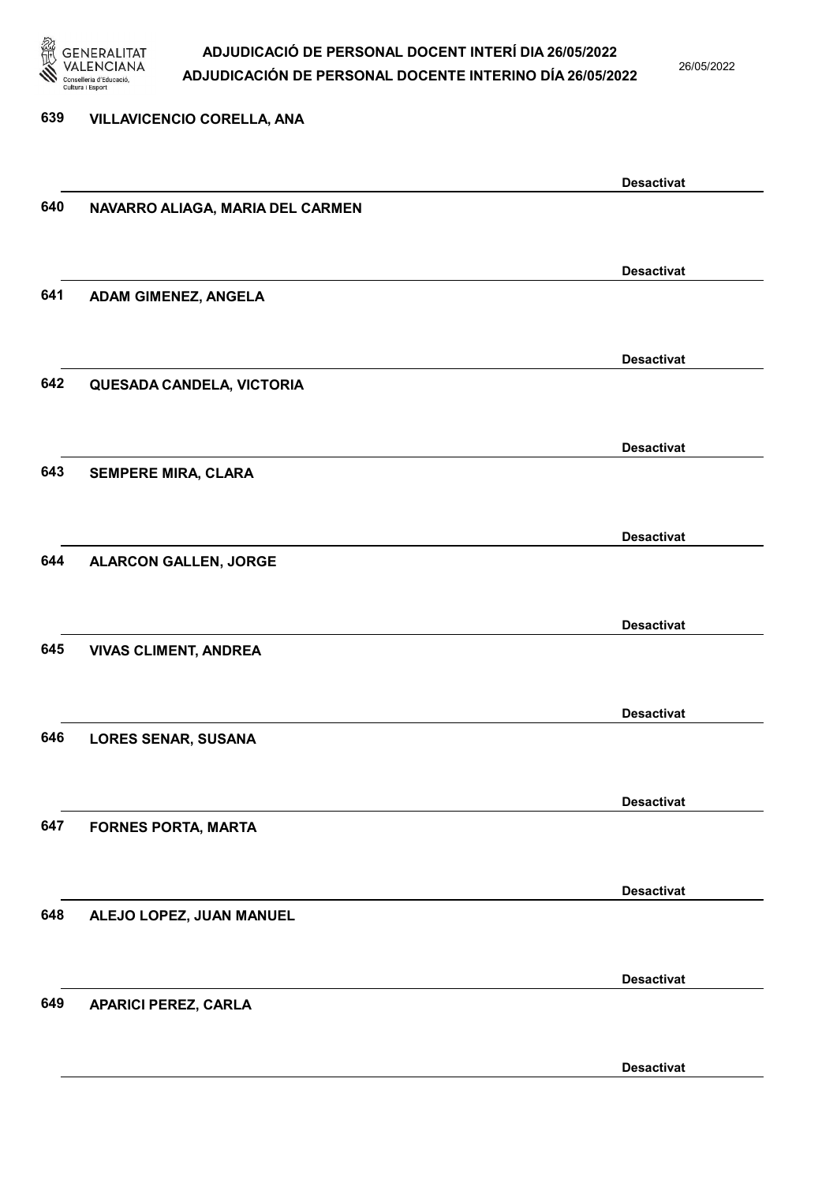639 VILLAVICENCIO CORELLA, ANA

Desactivat

640 NAVARRO ALIAGA, MARIA DEL CARMEN

Desactivat

641 ADAM GIMENEZ, ANGELA

Desactivat

642 QUESADA CANDELA, VICTORIA

Desactivat

643 SEMPERE MIRA, CLARA

Desactivat

644 ALARCON GALLEN, JORGE

Desactivat

645 VIVAS CLIMENT, ANDREA

Desactivat

646 LORES SENAR, SUSANA

Desactivat

647 FORNES PORTA, MARTA

Desactivat

648 ALEJO LOPEZ, JUAN MANUEL

Desactivat

649 APARICI PEREZ, CARLA

Desactivat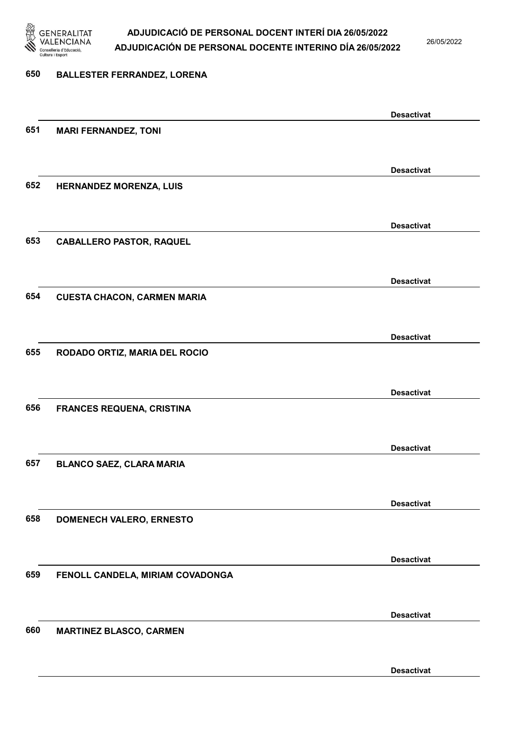650 **BALLESTER FERRANDEZ, LORENA**

**Desactivat**

651 **MARI FERNANDEZ, TONI**

**Desactivat**

652 **HERNANDEZ MORENZA, LUIS**

**Desactivat**

653 **CABALLERO PASTOR, RAQUEL**

**Desactivat**

654 **CUESTA CHACON, CARMEN MARIA**

**Desactivat**

655 **RODADO ORTIZ, MARIA DEL ROCIO**

**Desactivat**

656 **FRANCES REQUENA, CRISTINA**

**Desactivat**

657 **BLANCO SAEZ, CLARA MARIA**

**Desactivat**

658 **DOMENECH VALERO, ERNESTO**

**Desactivat**

659 **FENOLL CANDELA, MIRIAM COVADONGA**

**Desactivat**

660 **MARTINEZ BLASCO, CARMEN**

**Desactivat**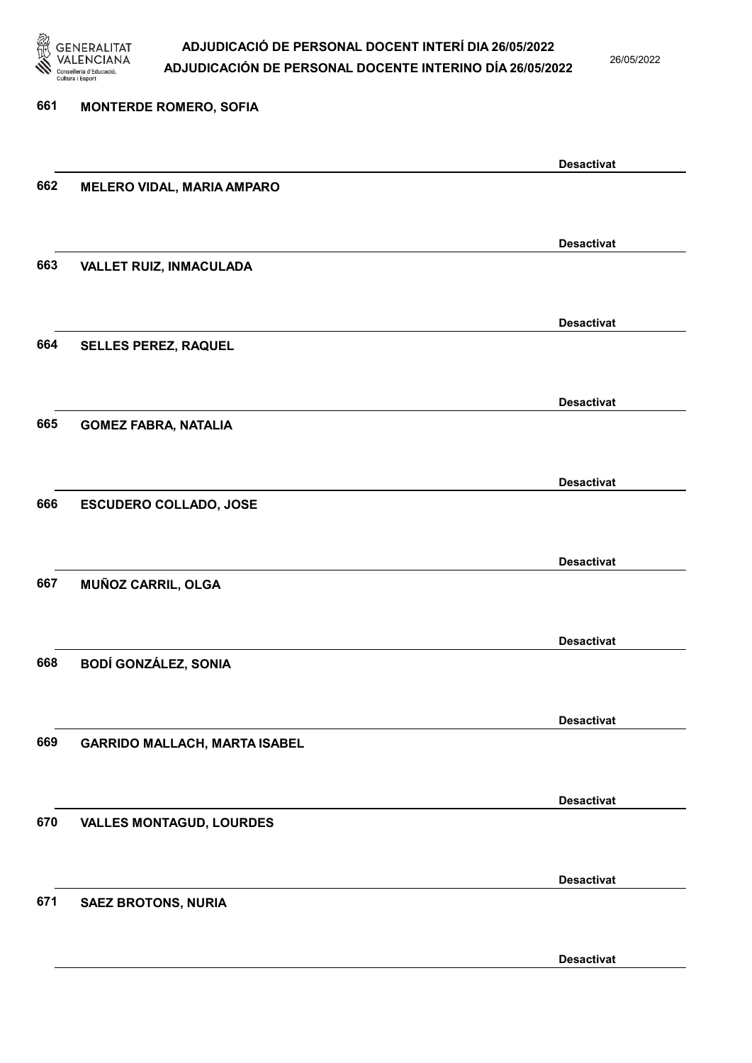661 **MONTERDE ROMERO, SOFIA**

**Desactivat**

662 **MELERO VIDAL, MARIA AMPARO**

**Desactivat**

663 **VALLET RUIZ, INMACULADA**

**Desactivat**

664 **SELLES PEREZ, RAQUEL**

**Desactivat**

665 **GOMEZ FABRA, NATALIA**

**Desactivat**

666 **ESCUDERO COLLADO, JOSE**

**Desactivat**

667 **MUÑOZ CARRIL, OLGA**

**Desactivat**

668 **BODÍ GONZÁLEZ, SONIA**

**Desactivat**

669 **GARRIDO MALLACH, MARTA ISABEL**

**Desactivat**

670 **VALLES MONTAGUD, LOURDES**

**Desactivat**

671 **SAEZ BROTONS, NURIA**

**Desactivat**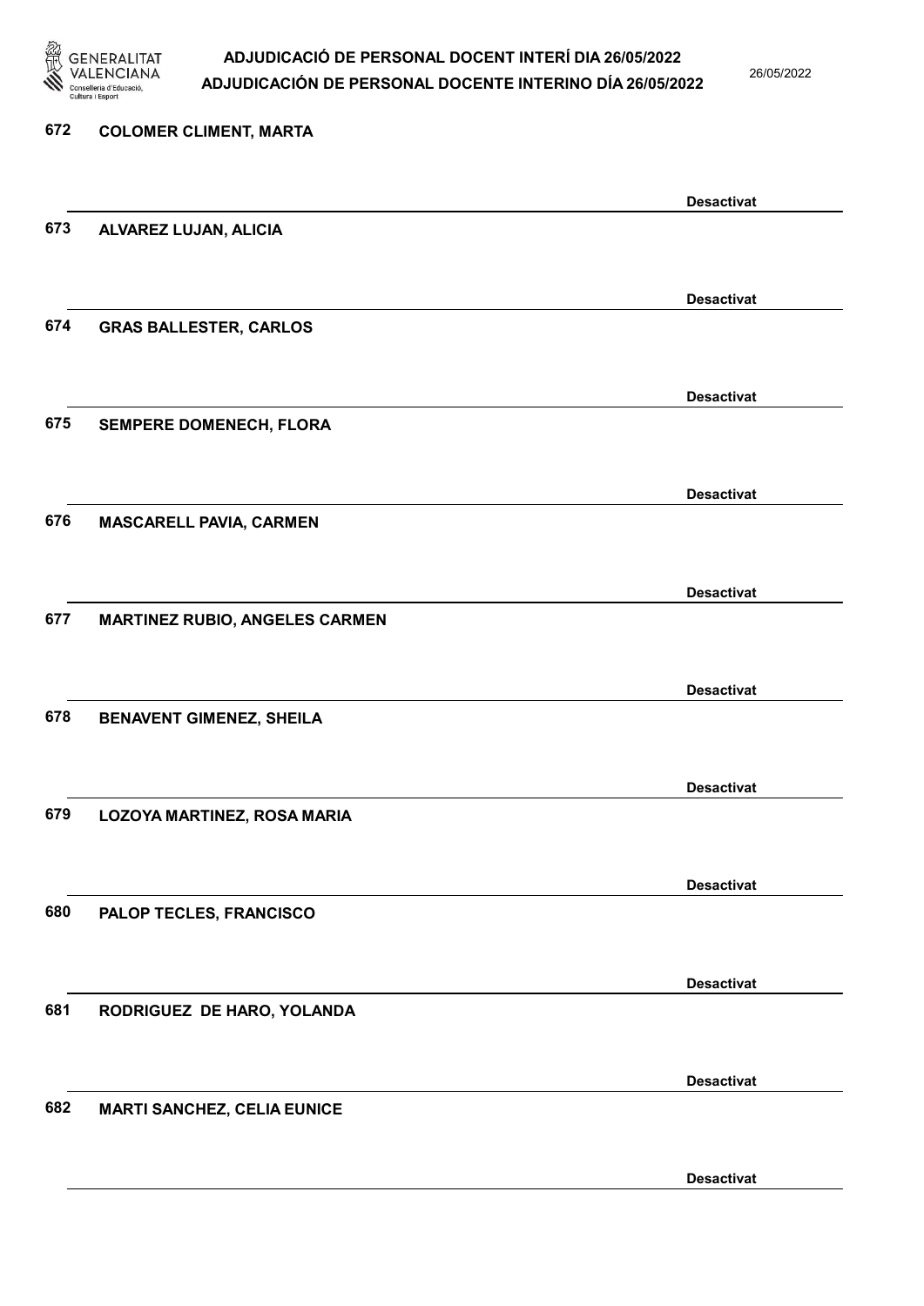672 COLOMER CLIMENT, MARTA

Desactivat

673 ALVAREZ LUJAN, ALICIA

Desactivat

674 GRAS BALLESTER, CARLOS

Desactivat

675 SEMPERE DOMENECH, FLORA

Desactivat

676 MASCARELL PAVIA, CARMEN

Desactivat

677 MARTINEZ RUBIO, ANGELES CARMEN

Desactivat

678 BENAVENT GIMENEZ, SHEILA

Desactivat

679 LOZOYA MARTINEZ, ROSA MARIA

Desactivat

680 PALOP TECLES, FRANCISCO

Desactivat

681 RODRIGUEZ DE HARO, YOLANDA

Desactivat

682 MARTI SANCHEZ, CELIA EUNICE

Desactivat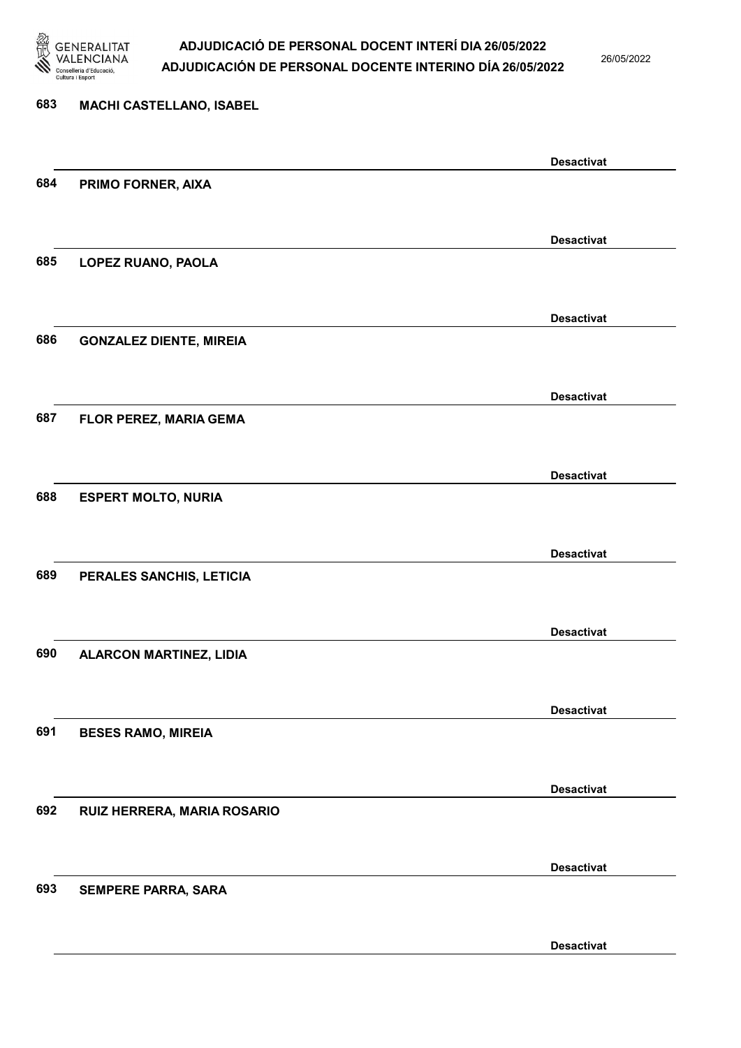683 MACHI CASTELLANO, ISABEL

Desactivat

684 PRIMO FORNER, AIXA

Desactivat

685 LOPEZ RUANO, PAOLA

Desactivat

686 GONZALEZ DIENTE, MIREIA

Desactivat

687 FLOR PEREZ, MARIA GEMA

Desactivat

688 ESPERT MOLTO, NURIA

Desactivat

689 PERALES SANCHIS, LETICIA

Desactivat

690 ALARCON MARTINEZ, LIDIA

Desactivat

691 BESES RAMO, MIREIA

Desactivat

692 RUIZ HERRERA, MARIA ROSARIO

Desactivat

693 SEMPERE PARRA, SARA

Desactivat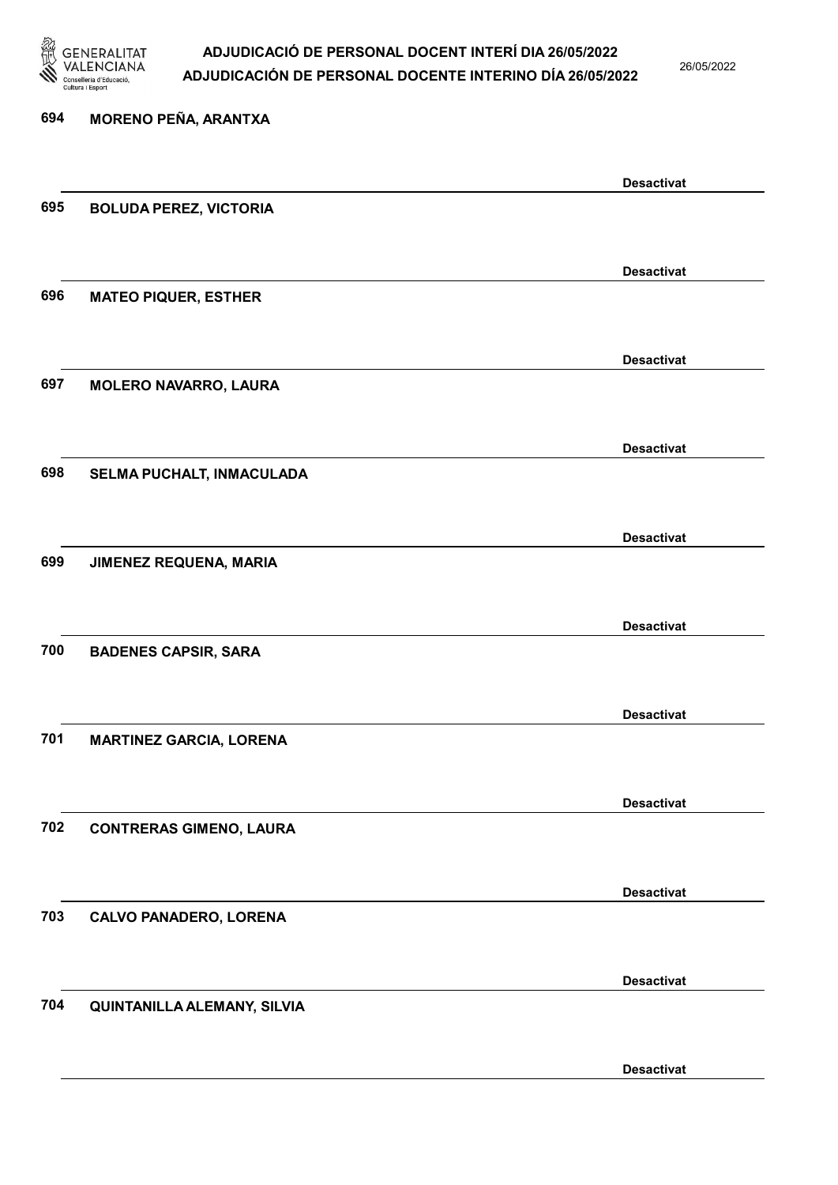694 **MORENO PEÑA, ARANTXA**

**Desactivat**

695 **BOLUDA PEREZ, VICTORIA**

**Desactivat**

696 **MATEO PIQUER, ESTHER**

**Desactivat**

697 **MOLERO NAVARRO, LAURA**

**Desactivat**

698 **SELMA PUCHALT, INMACULADA**

**Desactivat**

699 **JIMENEZ REQUENA, MARIA**

**Desactivat**

700 **BADENES CAPSIR, SARA**

**Desactivat**

701 **MARTINEZ GARCIA, LORENA**

**Desactivat**

702 **CONTRERAS GIMENO, LAURA**

**Desactivat**

703 **CALVO PANADERO, LORENA**

**Desactivat**

704 **QUINTANILLA ALEMANY, SILVIA**

**Desactivat**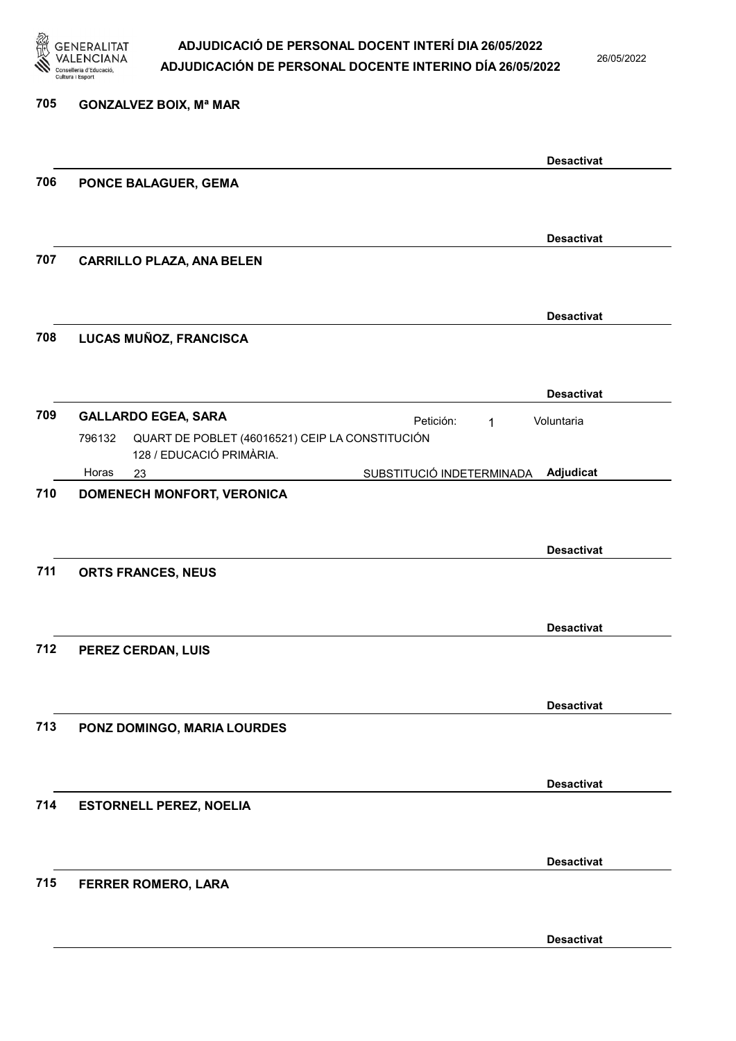**705 GONZALVEZ BOIX, Mª MAR**

**Desactivat**

**706 PONCE BALAGUER, GEMA**

**Desactivat**

**707 CARRILLO PLAZA, ANA BELEN**

**Desactivat**

**708 LUCAS MUÑOZ, FRANCISCA**

**Desactivat**

**709 GALLARDO EGEA, SARA**

Petición: 1 Voluntaria

796132 QUART DE POBLET (46016521) CEIP LA CONSTITUCIÓN
128 / EDUCACIÓ PRIMÀRIA.

Horas 23 SUBSTITUCIÓ INDETERMINADA **Adjudicat**

**710 DOMENECH MONFORT, VERONICA**

**Desactivat**

**711 ORTS FRANCES, NEUS**

**Desactivat**

**712 PEREZ CERDAN, LUIS**

**Desactivat**

**713 PONZ DOMINGO, MARIA LOURDES**

**Desactivat**

**714 ESTORNELL PEREZ, NOELIA**

**Desactivat**

**715 FERRER ROMERO, LARA**

**Desactivat**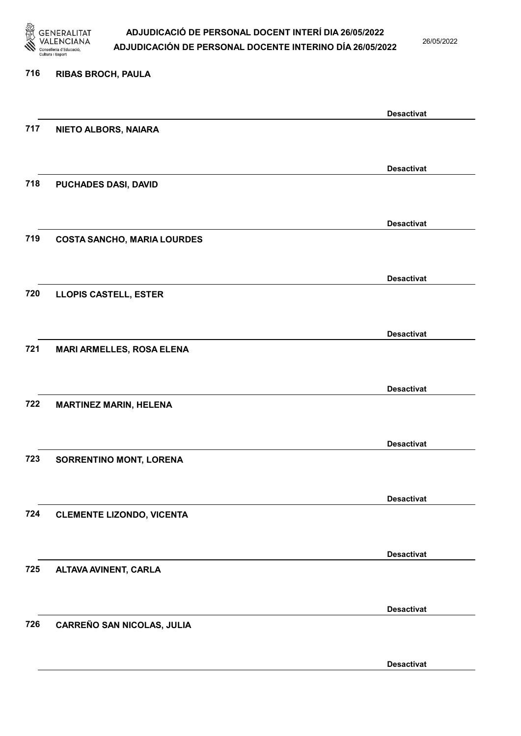716 RIBAS BROCH, PAULA

Desactivat

717 NIETO ALBORS, NAIARA

Desactivat

718 PUCHADES DASI, DAVID

Desactivat

719 COSTA SANCHO, MARIA LOURDES

Desactivat

720 LLOPIS CASTELL, ESTER

Desactivat

721 MARI ARMELLES, ROSA ELENA

Desactivat

722 MARTINEZ MARIN, HELENA

Desactivat

723 SORRENTINO MONT, LORENA

Desactivat

724 CLEMENTE LIZONDO, VICENTA

Desactivat

725 ALTAVA AVINENT, CARLA

Desactivat

726 CARREÑO SAN NICOLAS, JULIA

Desactivat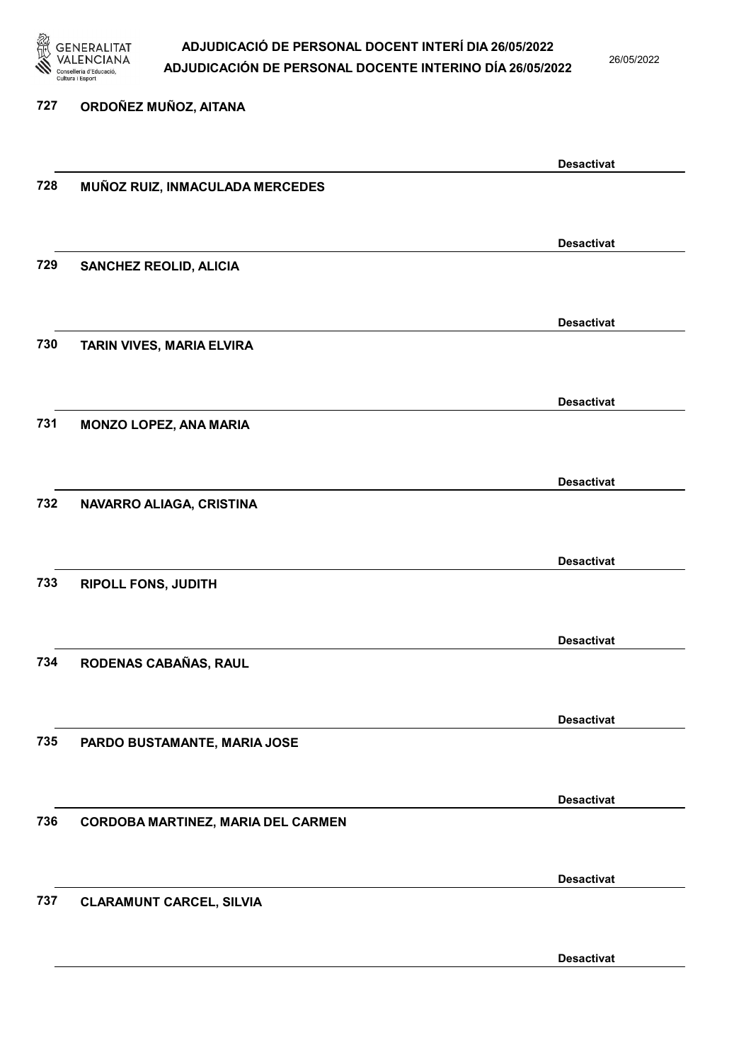727 ORDOÑEZ MUÑOZ, AITANA

Desactivat

728 MUÑOZ RUIZ, INMACULADA MERCEDES

Desactivat

729 SANCHEZ REOLID, ALICIA

Desactivat

730 TARIN VIVES, MARIA ELVIRA

Desactivat

731 MONZO LOPEZ, ANA MARIA

Desactivat

732 NAVARRO ALIAGA, CRISTINA

Desactivat

733 RIPOLL FONS, JUDITH

Desactivat

734 RODENAS CABAÑAS, RAUL

Desactivat

735 PARDO BUSTAMANTE, MARIA JOSE

Desactivat

736 CORDOBA MARTINEZ, MARIA DEL CARMEN

Desactivat

737 CLARAMUNT CARCEL, SILVIA

Desactivat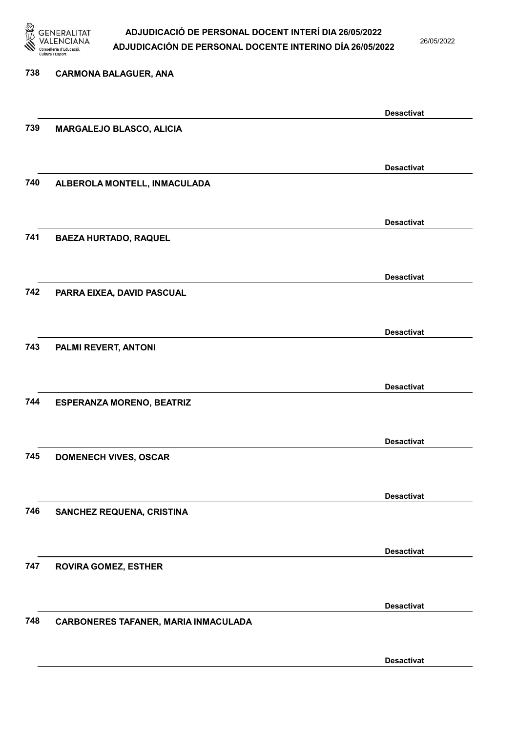738 **CARMONA BALAGUER, ANA**

**Desactivat**

739 **MARGALEJO BLASCO, ALICIA**

**Desactivat**

740 **ALBEROLA MONTELL, INMACULADA**

**Desactivat**

741 **BAEZA HURTADO, RAQUEL**

**Desactivat**

742 **PARRA EIXEA, DAVID PASCUAL**

**Desactivat**

743 **PALMI REVERT, ANTONI**

**Desactivat**

744 **ESPERANZA MORENO, BEATRIZ**

**Desactivat**

745 **DOMENECH VIVES, OSCAR**

**Desactivat**

746 **SANCHEZ REQUENA, CRISTINA**

**Desactivat**

747 **ROVIRA GOMEZ, ESTHER**

**Desactivat**

748 **CARBONERES TAFANER, MARIA INMACULADA**

**Desactivat**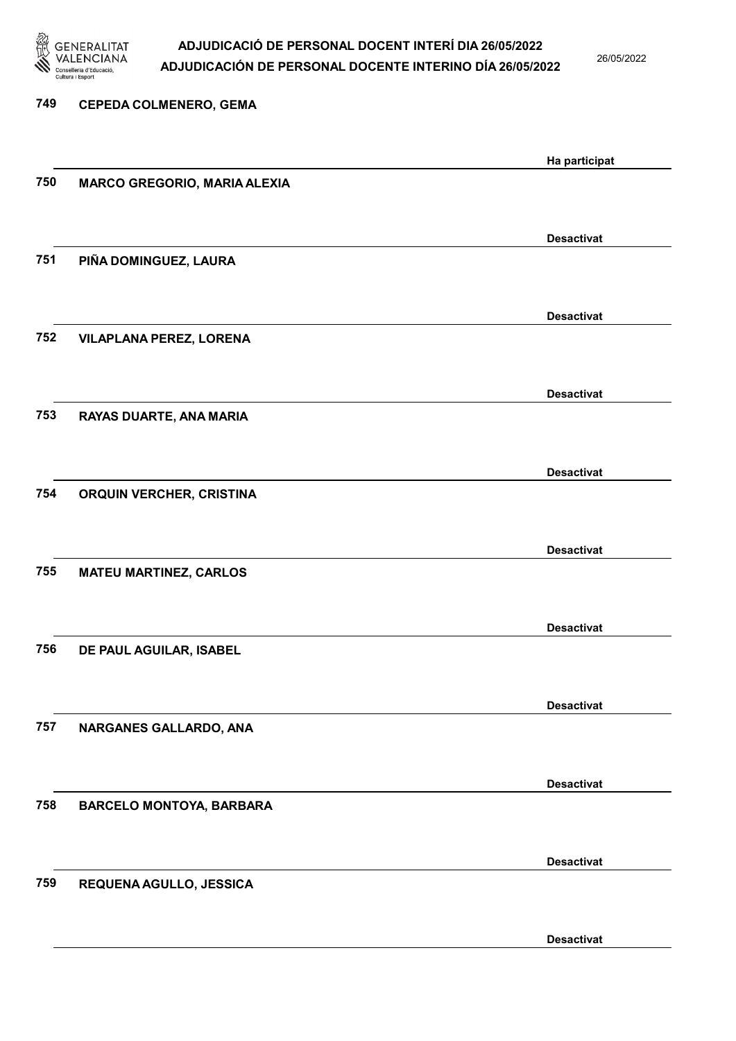749 CEPEDA COLMENERO, GEMA

Ha participat

750 MARCO GREGORIO, MARIA ALEXIA

Desactivat

751 PIÑA DOMINGUEZ, LAURA

Desactivat

752 VILAPLANA PEREZ, LORENA

Desactivat

753 RAYAS DUARTE, ANA MARIA

Desactivat

754 ORQUIN VERCHER, CRISTINA

Desactivat

755 MATEU MARTINEZ, CARLOS

Desactivat

756 DE PAUL AGUILAR, ISABEL

Desactivat

757 NARGANES GALLARDO, ANA

Desactivat

758 BARCELO MONTOYA, BARBARA

Desactivat

759 REQUENA AGULLO, JESSICA

Desactivat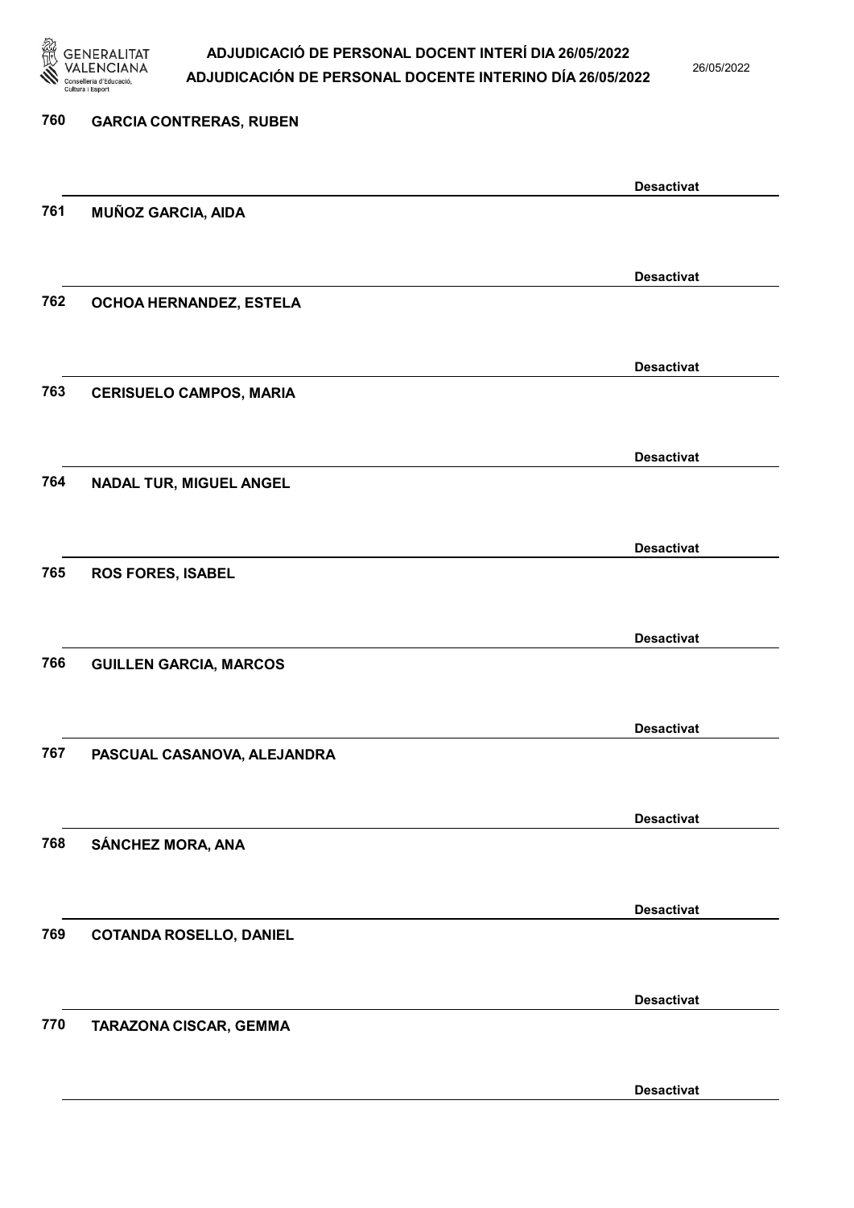760 **GARCIA CONTRERAS, RUBEN**

**Desactivat**

761 **MUÑOZ GARCIA, AIDA**

**Desactivat**

762 **OCHOA HERNANDEZ, ESTELA**

**Desactivat**

763 **CERISUELO CAMPOS, MARIA**

**Desactivat**

764 **NADAL TUR, MIGUEL ANGEL**

**Desactivat**

765 **ROS FORES, ISABEL**

**Desactivat**

766 **GUILLEN GARCIA, MARCOS**

**Desactivat**

767 **PASCUAL CASANOVA, ALEJANDRA**

**Desactivat**

768 **SÁNCHEZ MORA, ANA**

**Desactivat**

769 **COTANDA ROSELLO, DANIEL**

**Desactivat**

770 **TARAZONA CISCAR, GEMMA**

**Desactivat**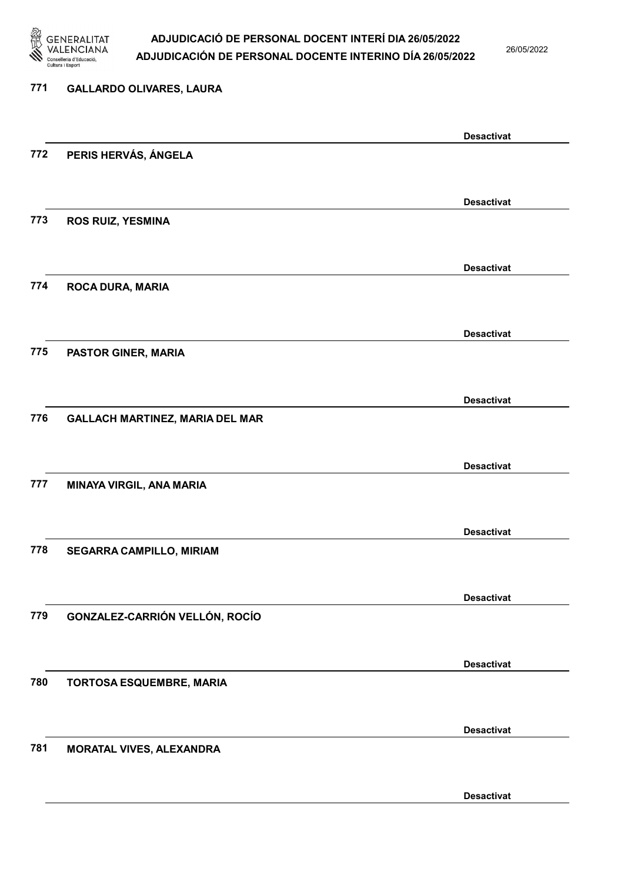771 GALLARDO OLIVARES, LAURA

Desactivat

772 PERIS HERVÁS, ÁNGELA

Desactivat

773 ROS RUIZ, YESMINA

Desactivat

774 ROCA DURA, MARIA

Desactivat

775 PASTOR GINER, MARIA

Desactivat

776 GALLACH MARTINEZ, MARIA DEL MAR

Desactivat

777 MINAYA VIRGIL, ANA MARIA

Desactivat

778 SEGARRA CAMPILLO, MIRIAM

Desactivat

779 GONZALEZ-CARRIÓN VELLÓN, ROCÍO

Desactivat

780 TORTOSA ESQUEMBRE, MARIA

Desactivat

781 MORATAL VIVES, ALEXANDRA

Desactivat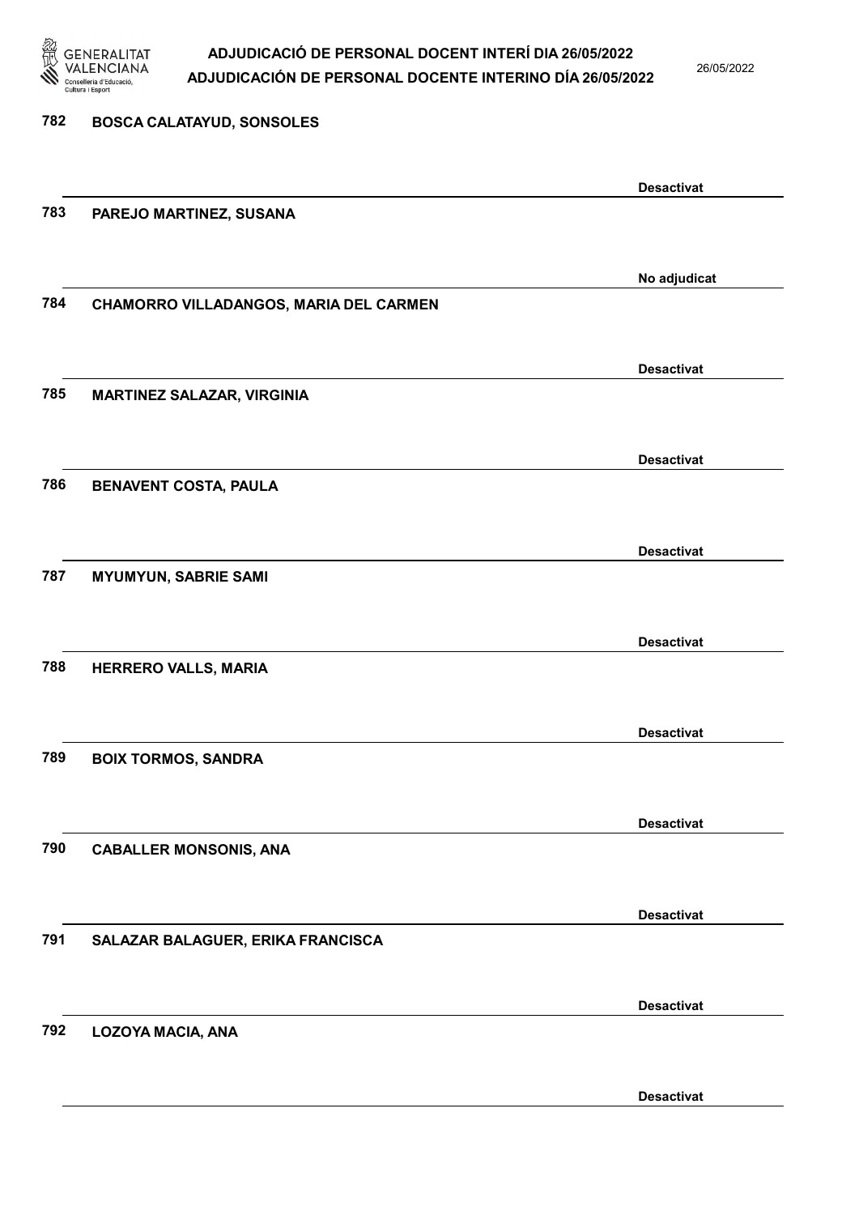782 BOSCA CALATAYUD, SONSOLES

Desactivat

783 PAREJO MARTINEZ, SUSANA

No adjudicat

784 CHAMORRO VILLADANGOS, MARIA DEL CARMEN

Desactivat

785 MARTINEZ SALAZAR, VIRGINIA

Desactivat

786 BENAVENT COSTA, PAULA

Desactivat

787 MYUMYUN, SABRIE SAMI

Desactivat

788 HERRERO VALLS, MARIA

Desactivat

789 BOIX TORMOS, SANDRA

Desactivat

790 CABALLER MONSONIS, ANA

Desactivat

791 SALAZAR BALAGUER, ERIKA FRANCISCA

Desactivat

792 LOZOYA MACIA, ANA

Desactivat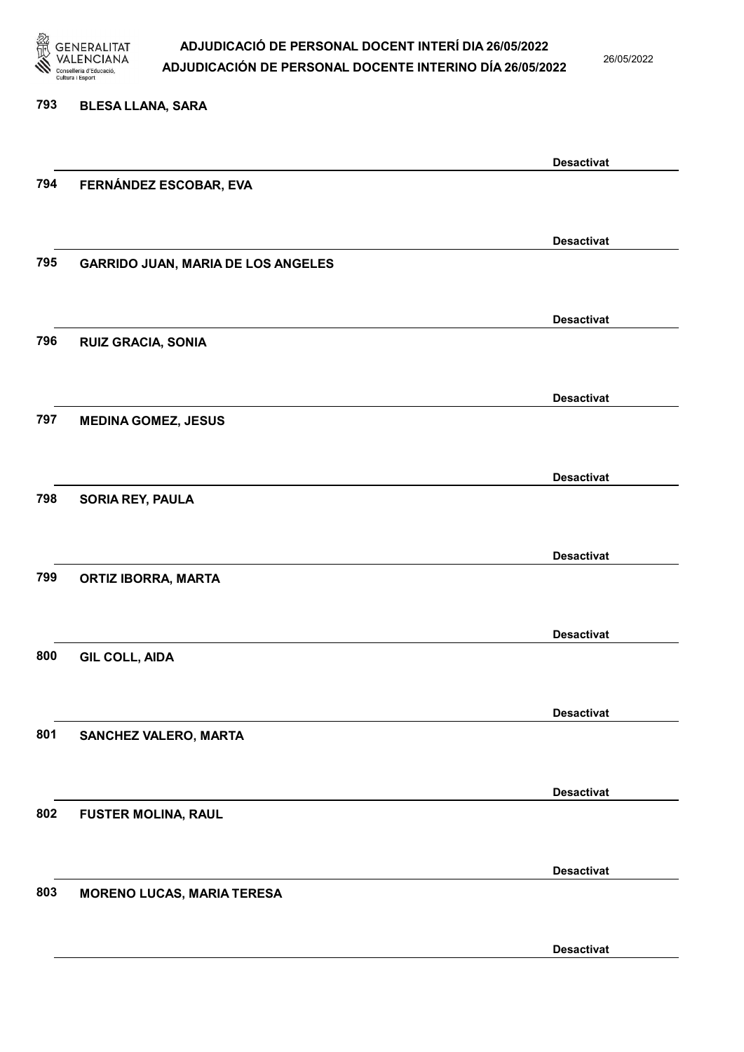793 **BLESA LLANA, SARA**

**Desactivat**

794 **FERNÁNDEZ ESCOBAR, EVA**

**Desactivat**

795 **GARRIDO JUAN, MARIA DE LOS ANGELES**

**Desactivat**

796 **RUIZ GRACIA, SONIA**

**Desactivat**

797 **MEDINA GOMEZ, JESUS**

**Desactivat**

798 **SORIA REY, PAULA**

**Desactivat**

799 **ORTIZ IBORRA, MARTA**

**Desactivat**

800 **GIL COLL, AIDA**

**Desactivat**

801 **SANCHEZ VALERO, MARTA**

**Desactivat**

802 **FUSTER MOLINA, RAUL**

**Desactivat**

803 **MORENO LUCAS, MARIA TERESA**

**Desactivat**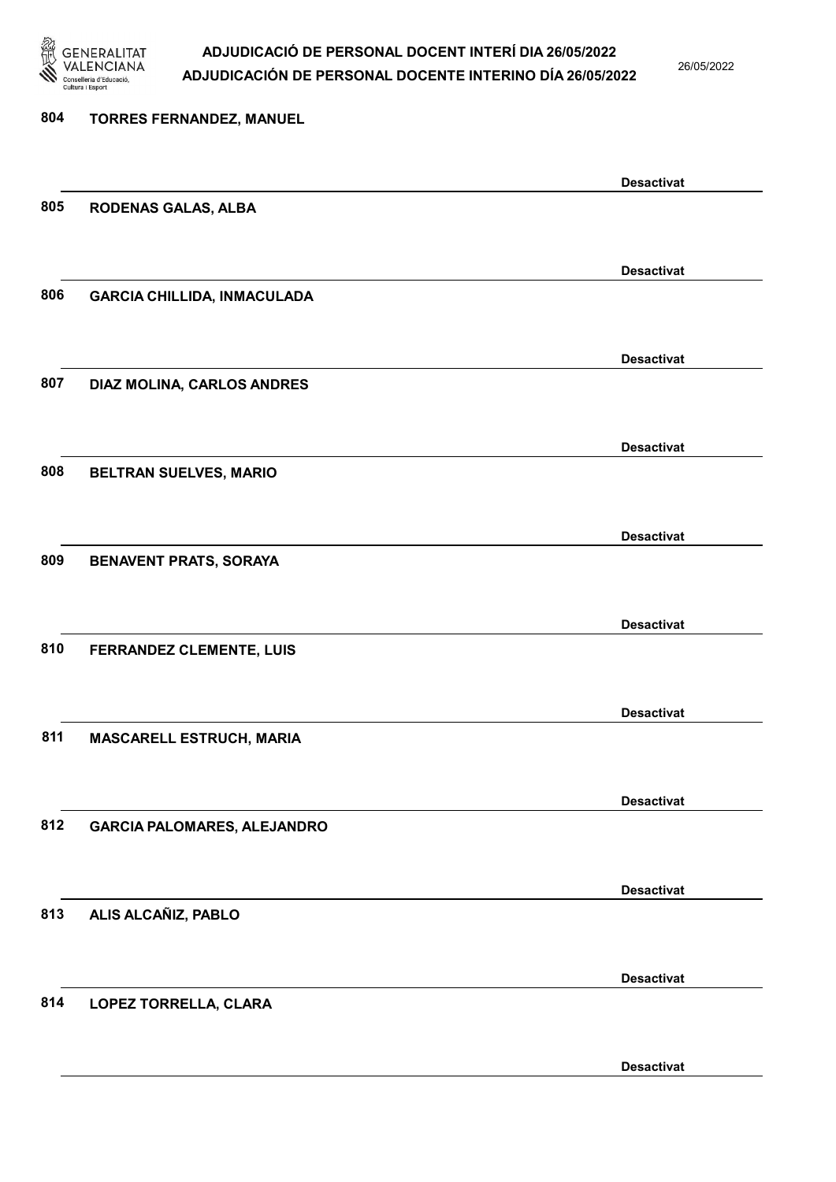804 TORRES FERNANDEZ, MANUEL

Desactivat

805 RODENAS GALAS, ALBA

Desactivat

806 GARCIA CHILLIDA, INMACULADA

Desactivat

807 DIAZ MOLINA, CARLOS ANDRES

Desactivat

808 BELTRAN SUELVES, MARIO

Desactivat

809 BENAVENT PRATS, SORAYA

Desactivat

810 FERRANDEZ CLEMENTE, LUIS

Desactivat

811 MASCARELL ESTRUCH, MARIA

Desactivat

812 GARCIA PALOMARES, ALEJANDRO

Desactivat

813 ALIS ALCAÑIZ, PABLO

Desactivat

814 LOPEZ TORRELLA, CLARA

Desactivat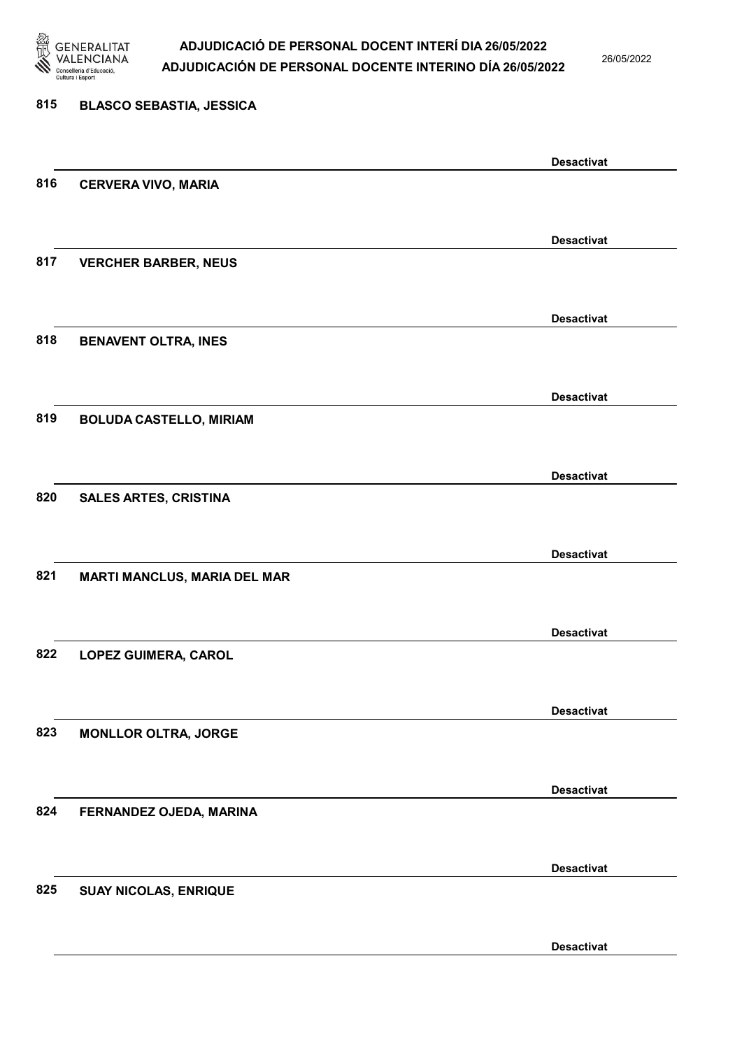815 BLASCO SEBASTIA, JESSICA

Desactivat

816 CERVERA VIVO, MARIA

Desactivat

817 VERCHER BARBER, NEUS

Desactivat

818 BENAVENT OLTRA, INES

Desactivat

819 BOLUDA CASTELLO, MIRIAM

Desactivat

820 SALES ARTES, CRISTINA

Desactivat

821 MARTI MANCLUS, MARIA DEL MAR

Desactivat

822 LOPEZ GUIMERA, CAROL

Desactivat

823 MONLLOR OLTRA, JORGE

Desactivat

824 FERNANDEZ OJEDA, MARINA

Desactivat

825 SUAY NICOLAS, ENRIQUE

Desactivat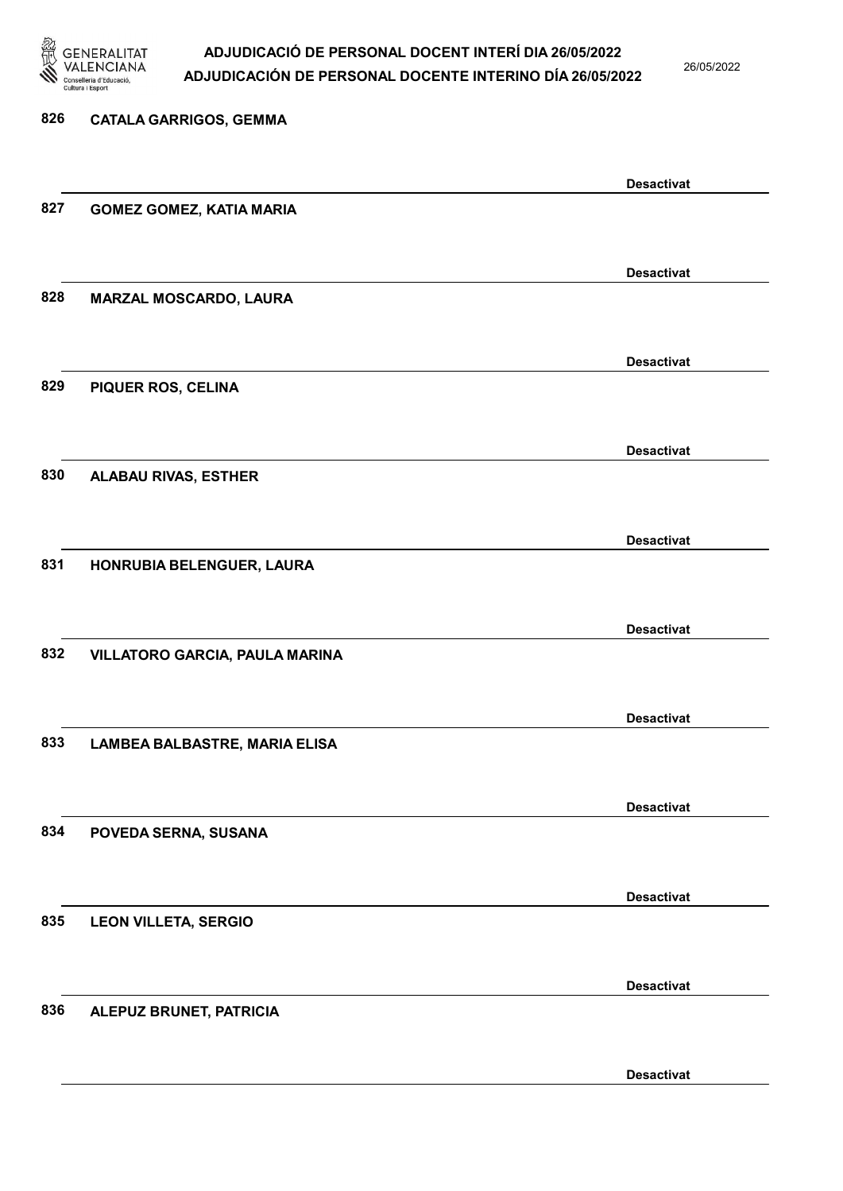826 **CATALA GARRIGOS, GEMMA**

**Desactivat**

827 **GOMEZ GOMEZ, KATIA MARIA**

**Desactivat**

828 **MARZAL MOSCARDO, LAURA**

**Desactivat**

829 **PIQUER ROS, CELINA**

**Desactivat**

830 **ALABAU RIVAS, ESTHER**

**Desactivat**

831 **HONRUBIA BELENGUER, LAURA**

**Desactivat**

832 **VILLATORO GARCIA, PAULA MARINA**

**Desactivat**

833 **LAMBEA BALBASTRE, MARIA ELISA**

**Desactivat**

834 **POVEDA SERNA, SUSANA**

**Desactivat**

835 **LEON VILLETA, SERGIO**

**Desactivat**

836 **ALEPUZ BRUNET, PATRICIA**

**Desactivat**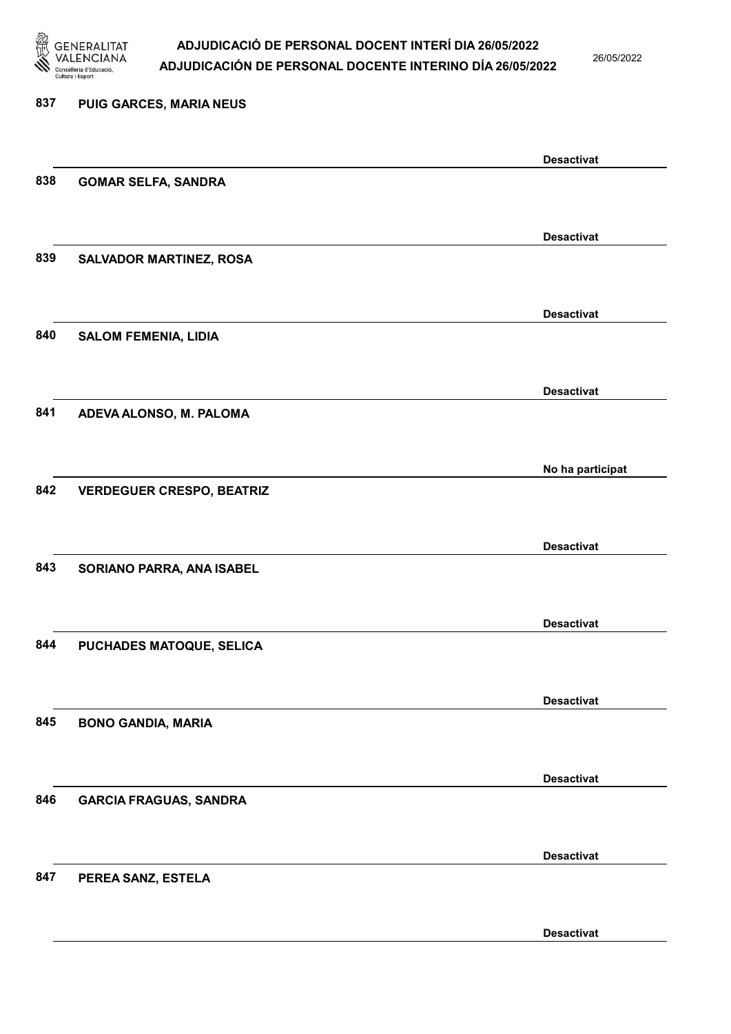837 **PUIG GARCES, MARIA NEUS**

**Desactivat**

838 **GOMAR SELFA, SANDRA**

**Desactivat**

839 **SALVADOR MARTINEZ, ROSA**

**Desactivat**

840 **SALOM FEMENIA, LIDIA**

**Desactivat**

841 **ADEVA ALONSO, M. PALOMA**

**No ha participat**

842 **VERDEGUER CRESPO, BEATRIZ**

**Desactivat**

843 **SORIANO PARRA, ANA ISABEL**

**Desactivat**

844 **PUCHADES MATOQUE, SELICA**

**Desactivat**

845 **BONO GANDIA, MARIA**

**Desactivat**

846 **GARCIA FRAGUAS, SANDRA**

**Desactivat**

847 **PEREA SANZ, ESTELA**

**Desactivat**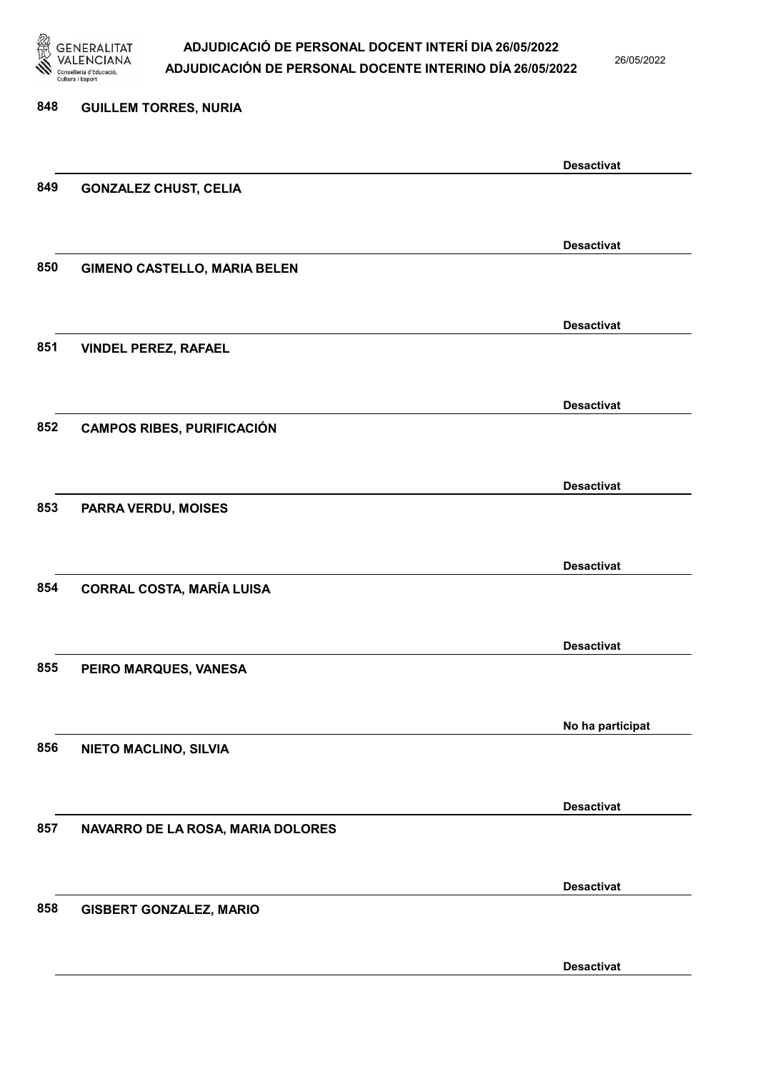848 **GUILLEM TORRES, NURIA**

**Desactivat**

849 **GONZALEZ CHUST, CELIA**

**Desactivat**

850 **GIMENO CASTELLO, MARIA BELEN**

**Desactivat**

851 **VINDEL PEREZ, RAFAEL**

**Desactivat**

852 **CAMPOS RIBES, PURIFICACIÓN**

**Desactivat**

853 **PARRA VERDU, MOISES**

**Desactivat**

854 **CORRAL COSTA, MARÍA LUISA**

**Desactivat**

855 **PEIRO MARQUES, VANESA**

**No ha participat**

856 **NIETO MACLINO, SILVIA**

**Desactivat**

857 **NAVARRO DE LA ROSA, MARIA DOLORES**

**Desactivat**

858 **GISBERT GONZALEZ, MARIO**

**Desactivat**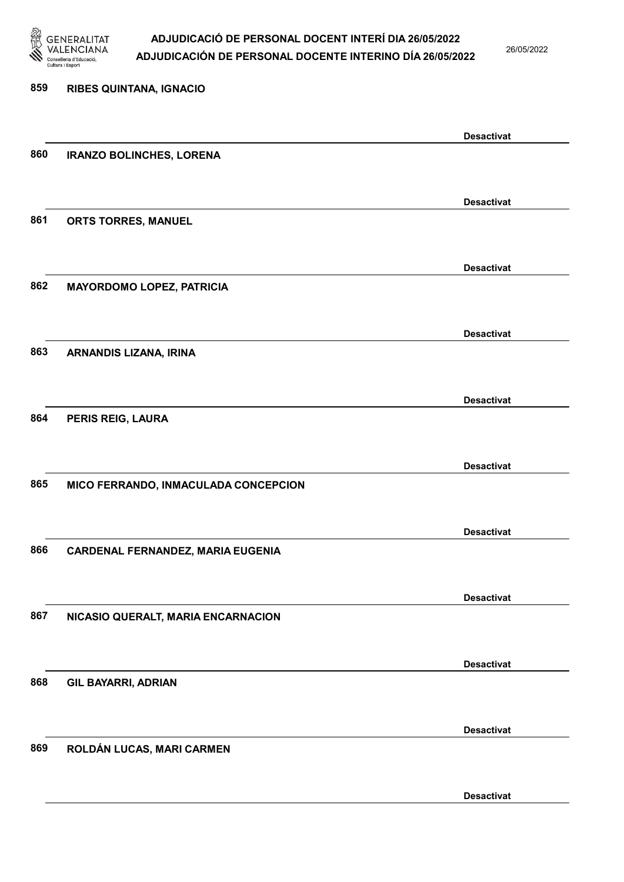859 RIBES QUINTANA, IGNACIO

Desactivat

860 IRANZO BOLINCHES, LORENA

Desactivat

861 ORTS TORRES, MANUEL

Desactivat

862 MAYORDOMO LOPEZ, PATRICIA

Desactivat

863 ARNANDIS LIZANA, IRINA

Desactivat

864 PERIS REIG, LAURA

Desactivat

865 MICO FERRANDO, INMACULADA CONCEPCION

Desactivat

866 CARDENAL FERNANDEZ, MARIA EUGENIA

Desactivat

867 NICASIO QUERALT, MARIA ENCARNACION

Desactivat

868 GIL BAYARRI, ADRIAN

Desactivat

869 ROLDÁN LUCAS, MARI CARMEN

Desactivat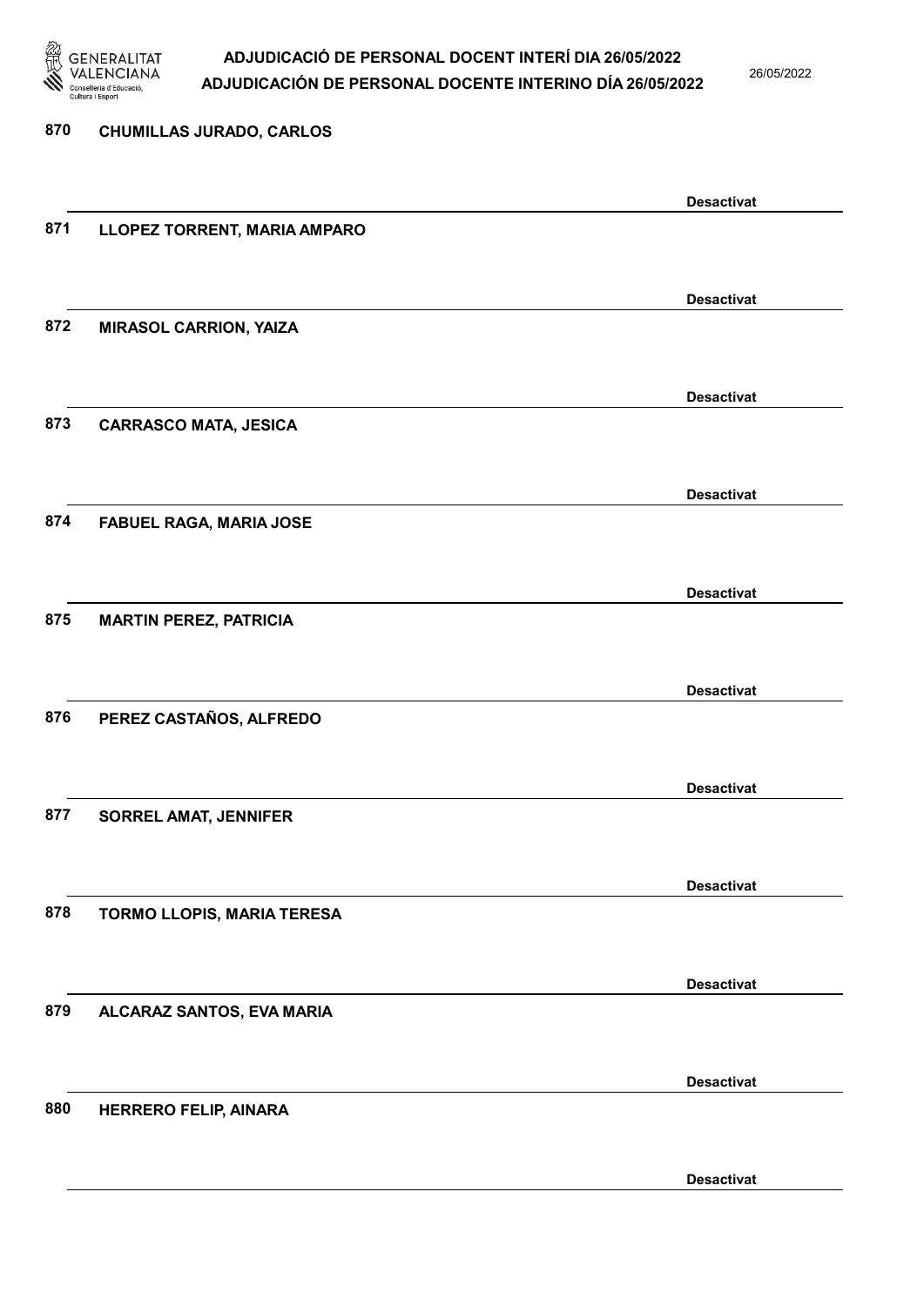870 **CHUMILLAS JURADO, CARLOS**

**Desactivat**

871 **LLOPEZ TORRENT, MARIA AMPARO**

**Desactivat**

872 **MIRASOL CARRION, YAIZA**

**Desactivat**

873 **CARRASCO MATA, JESICA**

**Desactivat**

874 **FABUEL RAGA, MARIA JOSE**

**Desactivat**

875 **MARTIN PEREZ, PATRICIA**

**Desactivat**

876 **PEREZ CASTAÑOS, ALFREDO**

**Desactivat**

877 **SORREL AMAT, JENNIFER**

**Desactivat**

878 **TORMO LLOPIS, MARIA TERESA**

**Desactivat**

879 **ALCARAZ SANTOS, EVA MARIA**

**Desactivat**

880 **HERRERO FELIP, AINARA**

**Desactivat**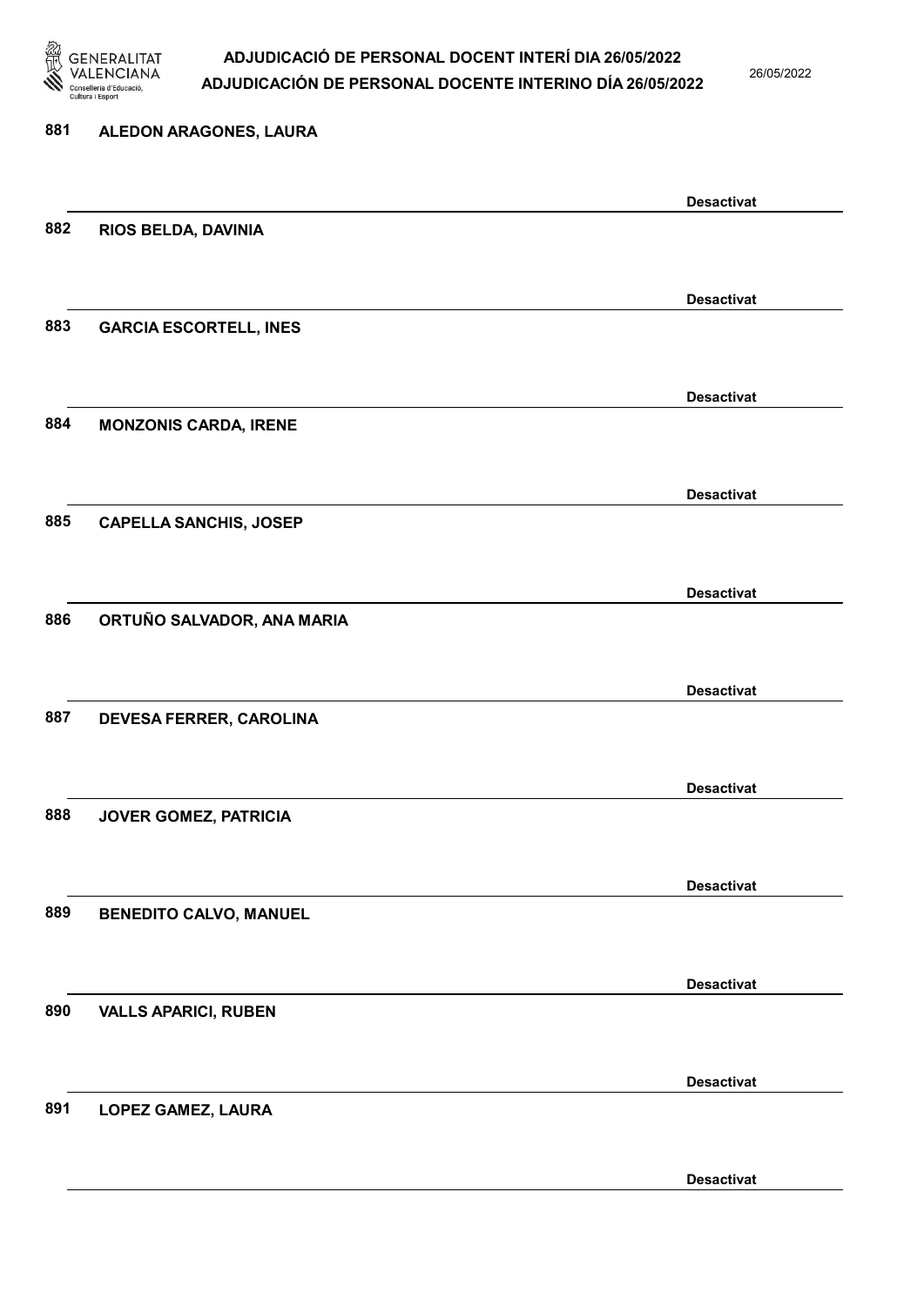881 **ALEDON ARAGONES, LAURA**

**Desactivat**

882 **RIOS BELDA, DAVINIA**

**Desactivat**

883 **GARCIA ESCORTELL, INES**

**Desactivat**

884 **MONZONIS CARDA, IRENE**

**Desactivat**

885 **CAPELLA SANCHIS, JOSEP**

**Desactivat**

886 **ORTUÑO SALVADOR, ANA MARIA**

**Desactivat**

887 **DEVESA FERRER, CAROLINA**

**Desactivat**

888 **JOVER GOMEZ, PATRICIA**

**Desactivat**

889 **BENEDITO CALVO, MANUEL**

**Desactivat**

890 **VALLS APARICI, RUBEN**

**Desactivat**

891 **LOPEZ GAMEZ, LAURA**

**Desactivat**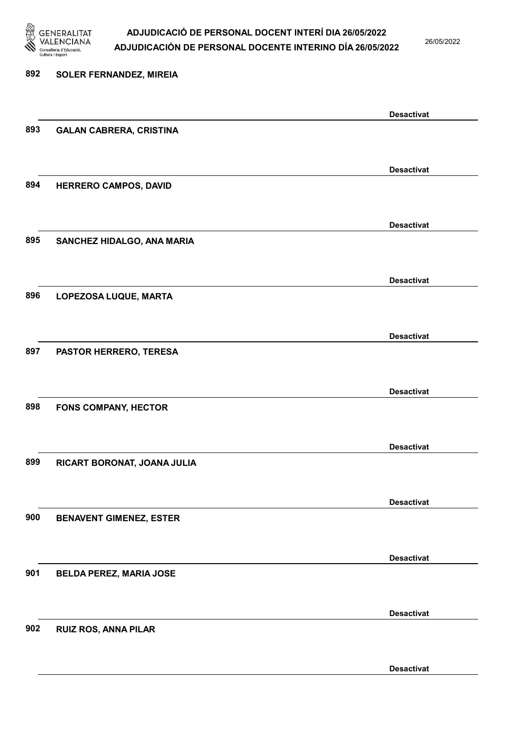892 SOLER FERNANDEZ, MIREIA

Desactivat

893 GALAN CABRERA, CRISTINA

Desactivat

894 HERRERO CAMPOS, DAVID

Desactivat

895 SANCHEZ HIDALGO, ANA MARIA

Desactivat

896 LOPEZOSA LUQUE, MARTA

Desactivat

897 PASTOR HERRERO, TERESA

Desactivat

898 FONS COMPANY, HECTOR

Desactivat

899 RICART BORONAT, JOANA JULIA

Desactivat

900 BENAVENT GIMENEZ, ESTER

Desactivat

901 BELDA PEREZ, MARIA JOSE

Desactivat

902 RUIZ ROS, ANNA PILAR

Desactivat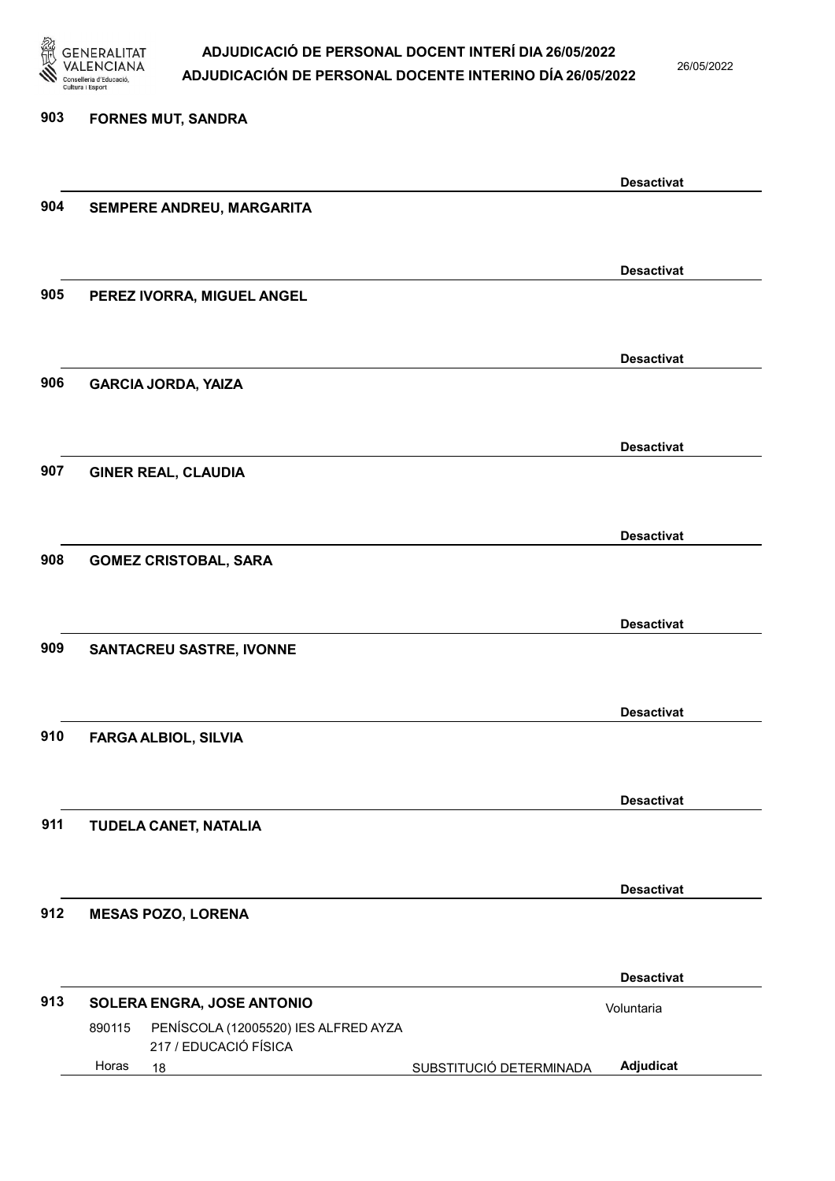903 **FORNES MUT, SANDRA**

**Desactivat**

904 **SEMPERE ANDREU, MARGARITA**

**Desactivat**

905 **PEREZ IVORRA, MIGUEL ANGEL**

**Desactivat**

906 **GARCIA JORDA, YAIZA**

**Desactivat**

907 **GINER REAL, CLAUDIA**

**Desactivat**

908 **GOMEZ CRISTOBAL, SARA**

**Desactivat**

909 **SANTACREU SASTRE, IVONNE**

**Desactivat**

910 **FARGA ALBIOL, SILVIA**

**Desactivat**

911 **TUDELA CANET, NATALIA**

**Desactivat**

912 **MESAS POZO, LORENA**

**Desactivat**

913 **SOLERA ENGRA, JOSE ANTONIO** Voluntaria

890115 PENÍSCOLA (12005520) IES ALFRED AYZA
217 / EDUCACIÓ FÍSICA
Horas 18 SUBSTITUCIÓ DETERMINADA **Adjudicat**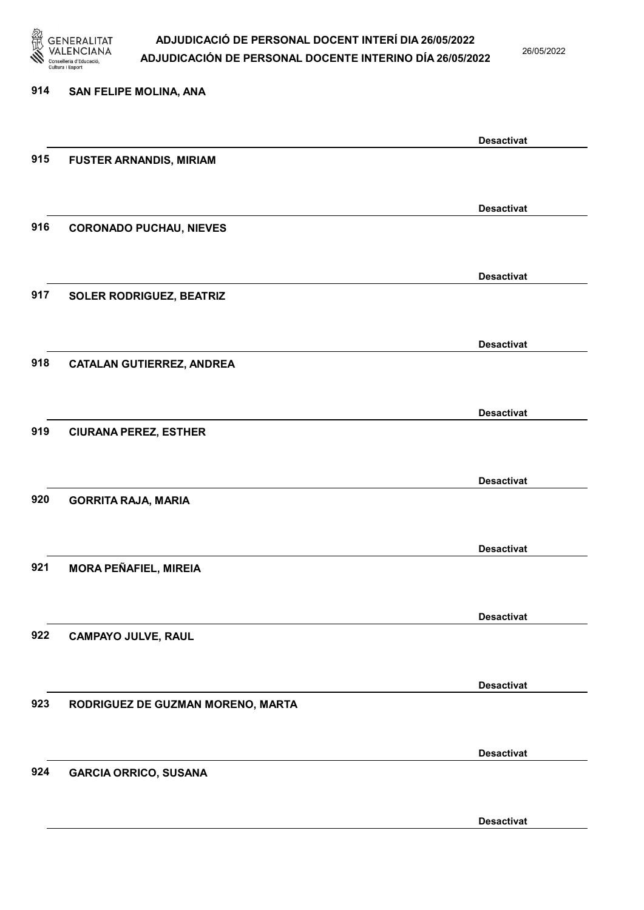914 SAN FELIPE MOLINA, ANA

Desactivat

915 FUSTER ARNANDIS, MIRIAM

Desactivat

916 CORONADO PUCHAU, NIEVES

Desactivat

917 SOLER RODRIGUEZ, BEATRIZ

Desactivat

918 CATALAN GUTIERREZ, ANDREA

Desactivat

919 CIURANA PEREZ, ESTHER

Desactivat

920 GORRITA RAJA, MARIA

Desactivat

921 MORA PEÑAFIEL, MIREIA

Desactivat

922 CAMPAYO JULVE, RAUL

Desactivat

923 RODRIGUEZ DE GUZMAN MORENO, MARTA

Desactivat

924 GARCIA ORRICO, SUSANA

Desactivat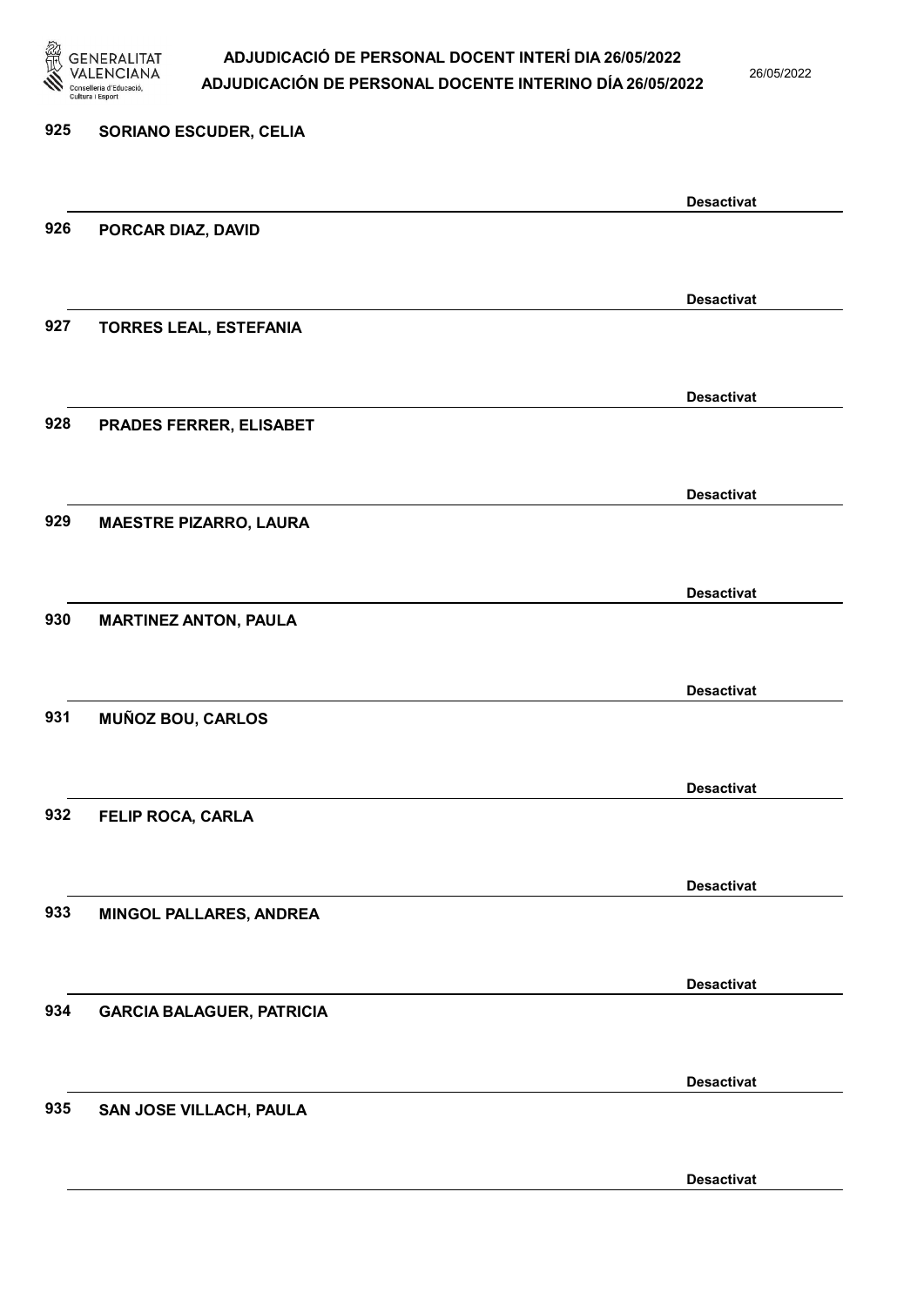925 **SORIANO ESCUDER, CELIA**

**Desactivat**

926 **PORCAR DIAZ, DAVID**

**Desactivat**

927 **TORRES LEAL, ESTEFANIA**

**Desactivat**

928 **PRADES FERRER, ELISABET**

**Desactivat**

929 **MAESTRE PIZARRO, LAURA**

**Desactivat**

930 **MARTINEZ ANTON, PAULA**

**Desactivat**

931 **MUÑOZ BOU, CARLOS**

**Desactivat**

932 **FELIP ROCA, CARLA**

**Desactivat**

933 **MINGOL PALLARES, ANDREA**

**Desactivat**

934 **GARCIA BALAGUER, PATRICIA**

**Desactivat**

935 **SAN JOSE VILLACH, PAULA**

**Desactivat**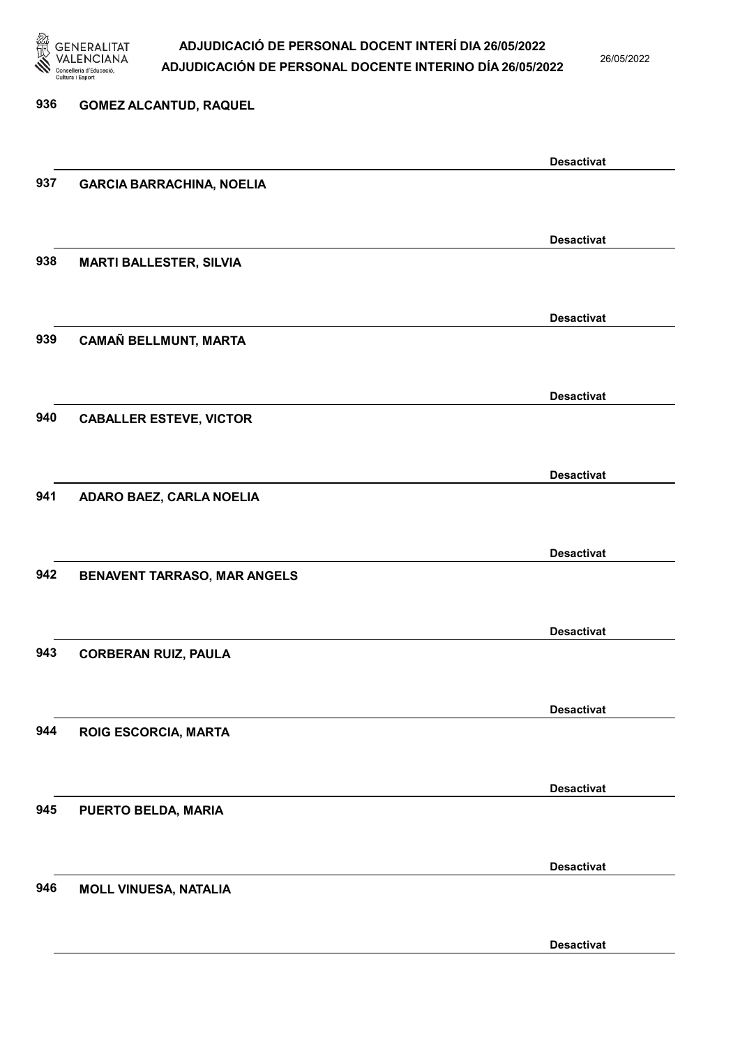936 GOMEZ ALCANTUD, RAQUEL

Desactivat

937 GARCIA BARRACHINA, NOELIA

Desactivat

938 MARTI BALLESTER, SILVIA

Desactivat

939 CAMAÑ BELLMUNT, MARTA

Desactivat

940 CABALLER ESTEVE, VICTOR

Desactivat

941 ADARO BAEZ, CARLA NOELIA

Desactivat

942 BENAVENT TARRASO, MAR ANGELS

Desactivat

943 CORBERAN RUIZ, PAULA

Desactivat

944 ROIG ESCORCIA, MARTA

Desactivat

945 PUERTO BELDA, MARIA

Desactivat

946 MOLL VINUESA, NATALIA

Desactivat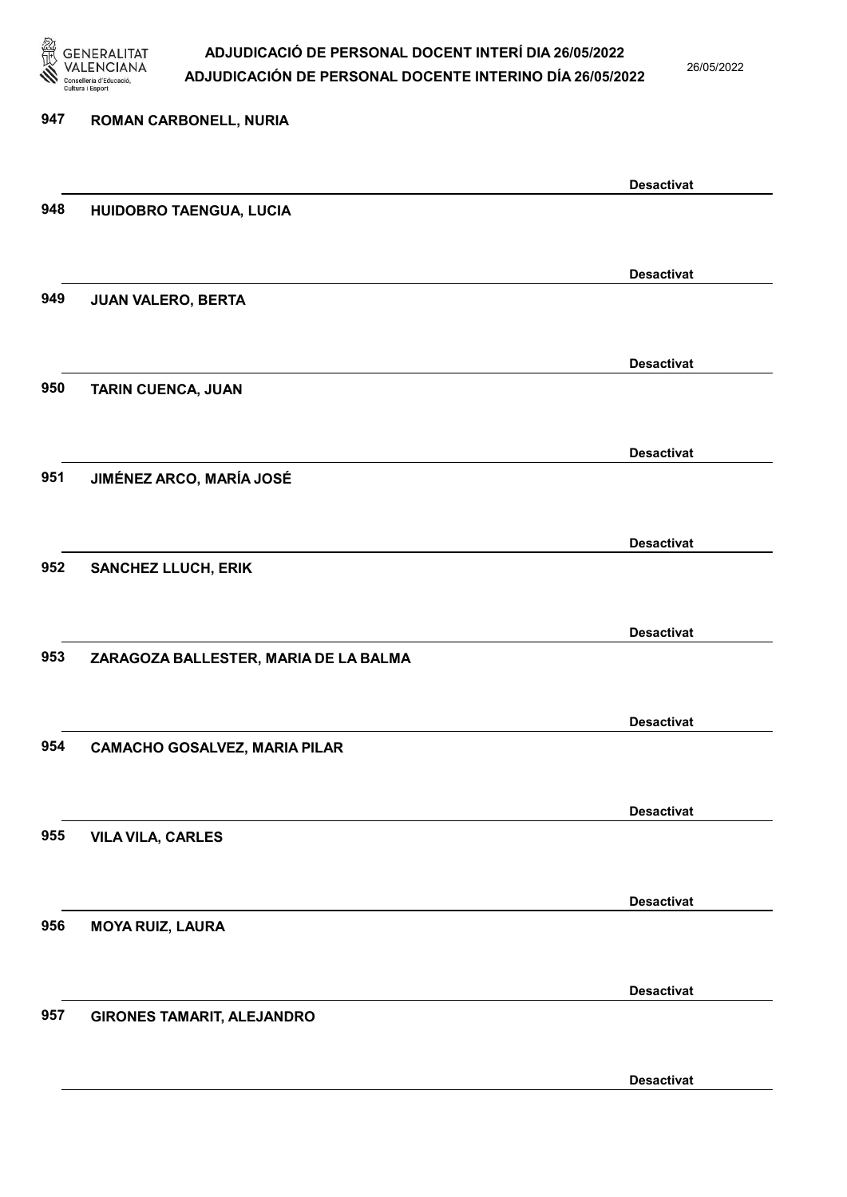947 ROMAN CARBONELL, NURIA

Desactivat

948 HUIDOBRO TAENGUA, LUCIA

Desactivat

949 JUAN VALERO, BERTA

Desactivat

950 TARIN CUENCA, JUAN

Desactivat

951 JIMÉNEZ ARCO, MARÍA JOSÉ

Desactivat

952 SANCHEZ LLUCH, ERIK

Desactivat

953 ZARAGOZA BALLESTER, MARIA DE LA BALMA

Desactivat

954 CAMACHO GOSALVEZ, MARIA PILAR

Desactivat

955 VILA VILA, CARLES

Desactivat

956 MOYA RUIZ, LAURA

Desactivat

957 GIRONES TAMARIT, ALEJANDRO

Desactivat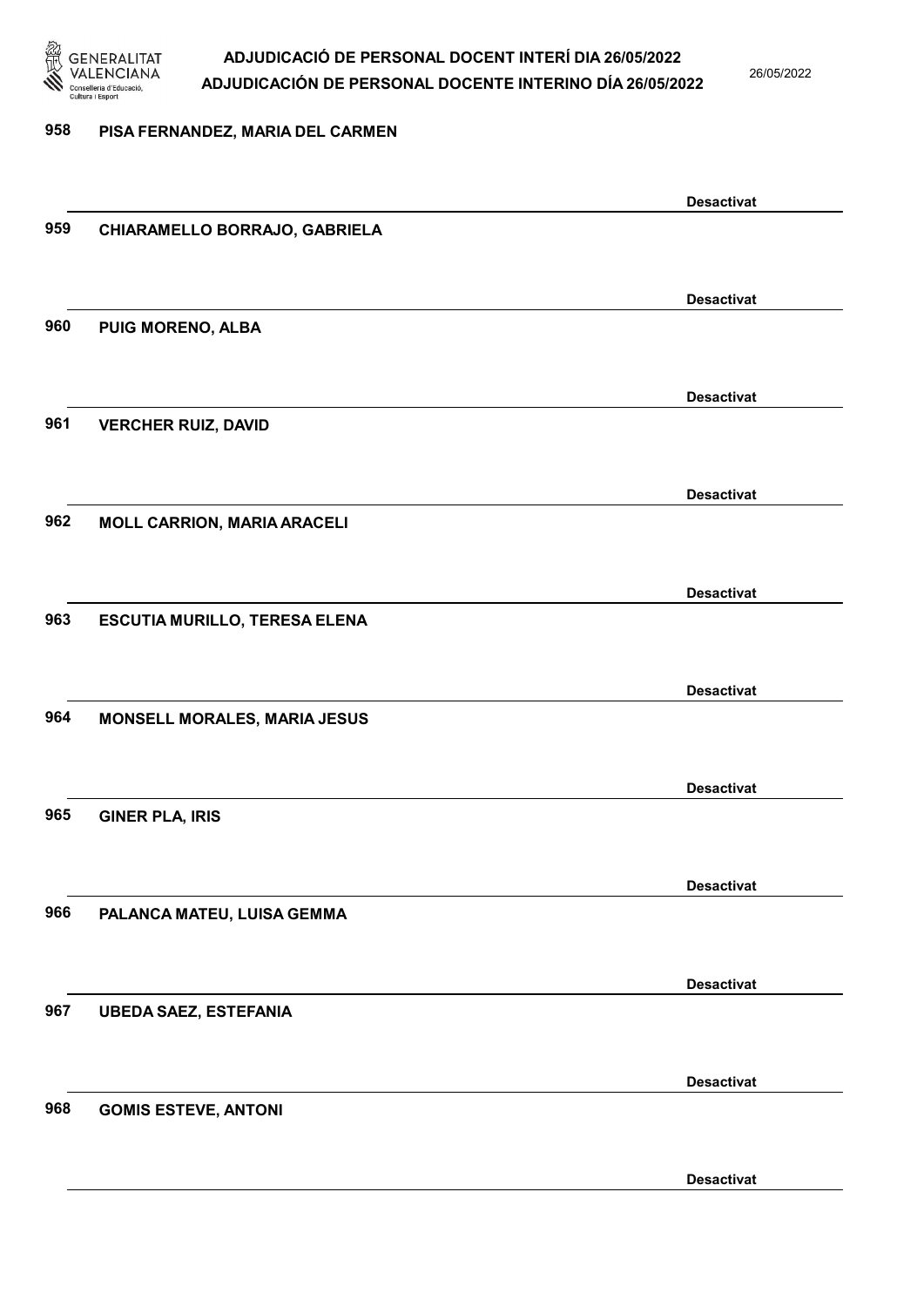958 PISA FERNANDEZ, MARIA DEL CARMEN

Desactivat

959 CHIARAMELLO BORRAJO, GABRIELA

Desactivat

960 PUIG MORENO, ALBA

Desactivat

961 VERCHER RUIZ, DAVID

Desactivat

962 MOLL CARRION, MARIA ARACELI

Desactivat

963 ESCUTIA MURILLO, TERESA ELENA

Desactivat

964 MONSELL MORALES, MARIA JESUS

Desactivat

965 GINER PLA, IRIS

Desactivat

966 PALANCA MATEU, LUISA GEMMA

Desactivat

967 UBEDA SAEZ, ESTEFANIA

Desactivat

968 GOMIS ESTEVE, ANTONI

Desactivat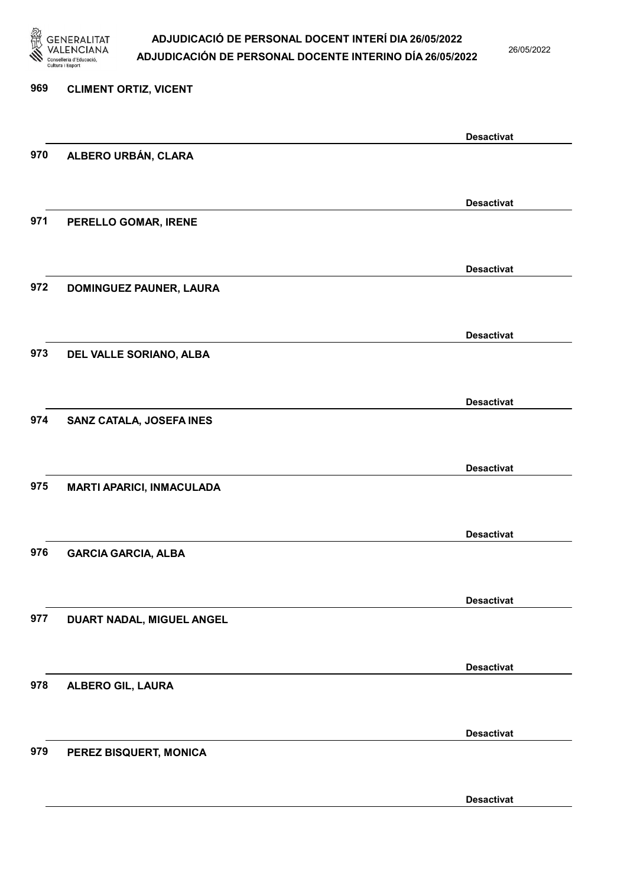969 **CLIMENT ORTIZ, VICENT**

**Desactivat**

970 **ALBERO URBÁN, CLARA**

**Desactivat**

971 **PERELLO GOMAR, IRENE**

**Desactivat**

972 **DOMINGUEZ PAUNER, LAURA**

**Desactivat**

973 **DEL VALLE SORIANO, ALBA**

**Desactivat**

974 **SANZ CATALA, JOSEFA INES**

**Desactivat**

975 **MARTI APARICI, INMACULADA**

**Desactivat**

976 **GARCIA GARCIA, ALBA**

**Desactivat**

977 **DUART NADAL, MIGUEL ANGEL**

**Desactivat**

978 **ALBERO GIL, LAURA**

**Desactivat**

979 **PEREZ BISQUERT, MONICA**

**Desactivat**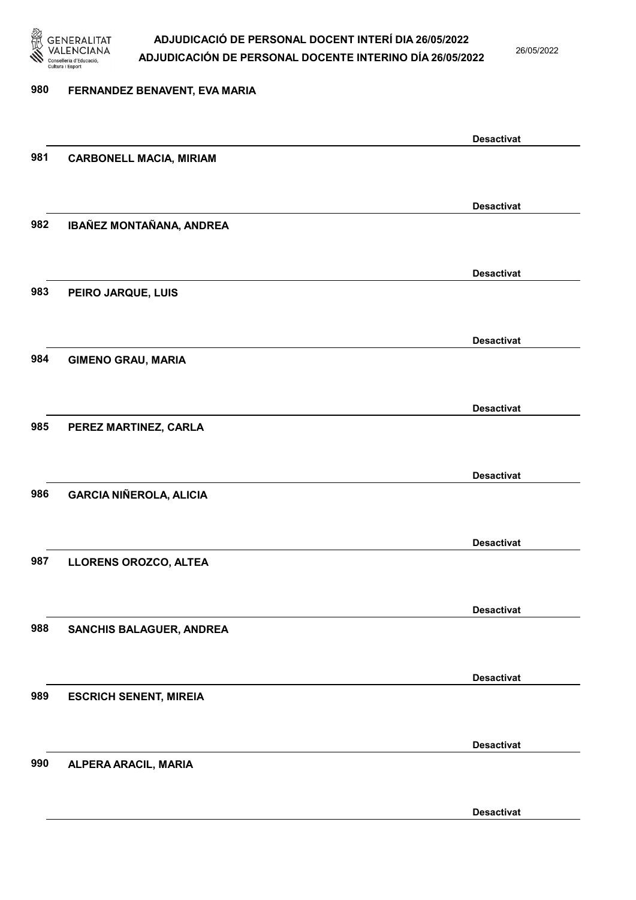980 FERNANDEZ BENAVENT, EVA MARIA

Desactivat

981 CARBONELL MACIA, MIRIAM

Desactivat

982 IBAÑEZ MONTAÑANA, ANDREA

Desactivat

983 PEIRO JARQUE, LUIS

Desactivat

984 GIMENO GRAU, MARIA

Desactivat

985 PEREZ MARTINEZ, CARLA

Desactivat

986 GARCIA NIÑEROLA, ALICIA

Desactivat

987 LLORENS OROZCO, ALTEA

Desactivat

988 SANCHIS BALAGUER, ANDREA

Desactivat

989 ESCRICH SENENT, MIREIA

Desactivat

990 ALPERA ARACIL, MARIA

Desactivat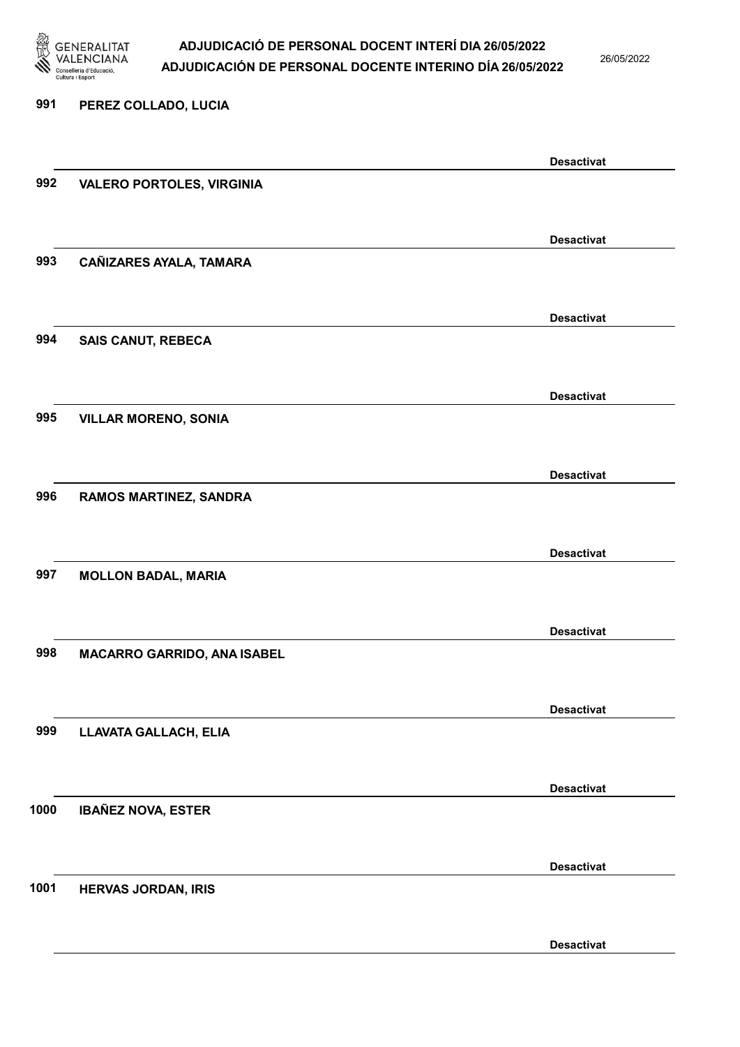991 PEREZ COLLADO, LUCIA

Desactivat

992 VALERO PORTOLES, VIRGINIA

Desactivat

993 CAÑIZARES AYALA, TAMARA

Desactivat

994 SAIS CANUT, REBECA

Desactivat

995 VILLAR MORENO, SONIA

Desactivat

996 RAMOS MARTINEZ, SANDRA

Desactivat

997 MOLLON BADAL, MARIA

Desactivat

998 MACARRO GARRIDO, ANA ISABEL

Desactivat

999 LLAVATA GALLACH, ELIA

Desactivat

1000 IBAÑEZ NOVA, ESTER

Desactivat

1001 HERVAS JORDAN, IRIS

Desactivat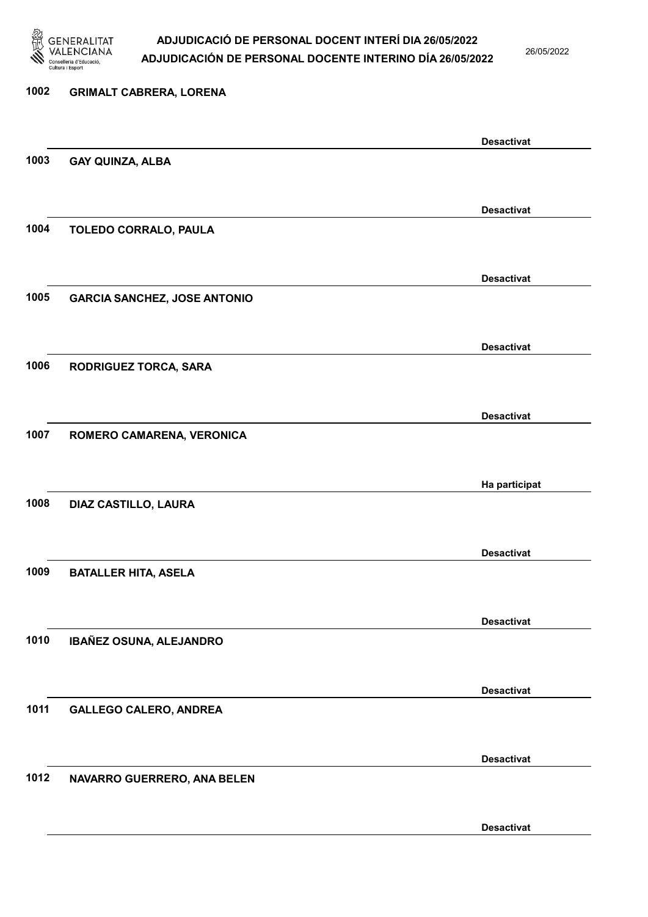| | | |
|---|---|---|
| 1002 | GRIMALT CABRERA, LORENA | Desactivat |
| 1003 | GAY QUINZA, ALBA | Desactivat |
| 1004 | TOLEDO CORRALO, PAULA | Desactivat |
| 1005 | GARCIA SANCHEZ, JOSE ANTONIO | Desactivat |
| 1006 | RODRIGUEZ TORCA, SARA | Desactivat |
| 1007 | ROMERO CAMARENA, VERONICA | Ha participat |
| 1008 | DIAZ CASTILLO, LAURA | Desactivat |
| 1009 | BATALLER HITA, ASELA | Desactivat |
| 1010 | IBAÑEZ OSUNA, ALEJANDRO | Desactivat |
| 1011 | GALLEGO CALERO, ANDREA | Desactivat |
| 1012 | NAVARRO GUERRERO, ANA BELEN | Desactivat |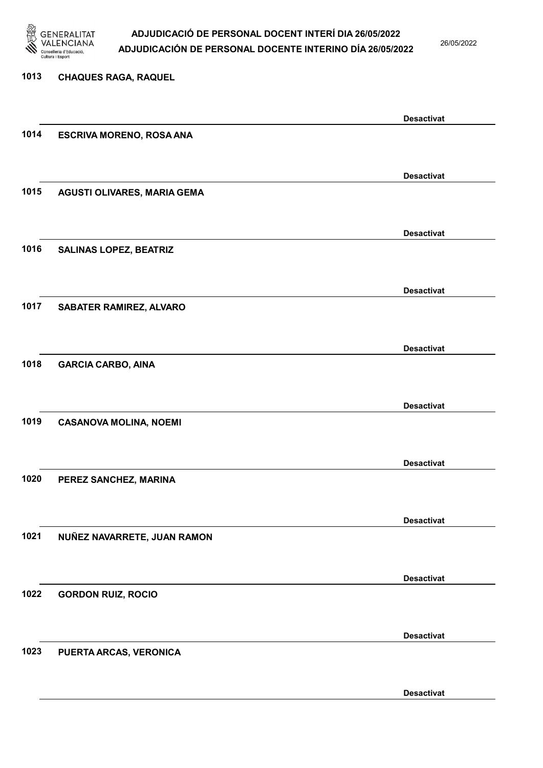1013 CHAQUES RAGA, RAQUEL

Desactivat

1014 ESCRIVA MORENO, ROSA ANA

Desactivat

1015 AGUSTI OLIVARES, MARIA GEMA

Desactivat

1016 SALINAS LOPEZ, BEATRIZ

Desactivat

1017 SABATER RAMIREZ, ALVARO

Desactivat

1018 GARCIA CARBO, AINA

Desactivat

1019 CASANOVA MOLINA, NOEMI

Desactivat

1020 PEREZ SANCHEZ, MARINA

Desactivat

1021 NUÑEZ NAVARRETE, JUAN RAMON

Desactivat

1022 GORDON RUIZ, ROCIO

Desactivat

1023 PUERTA ARCAS, VERONICA

Desactivat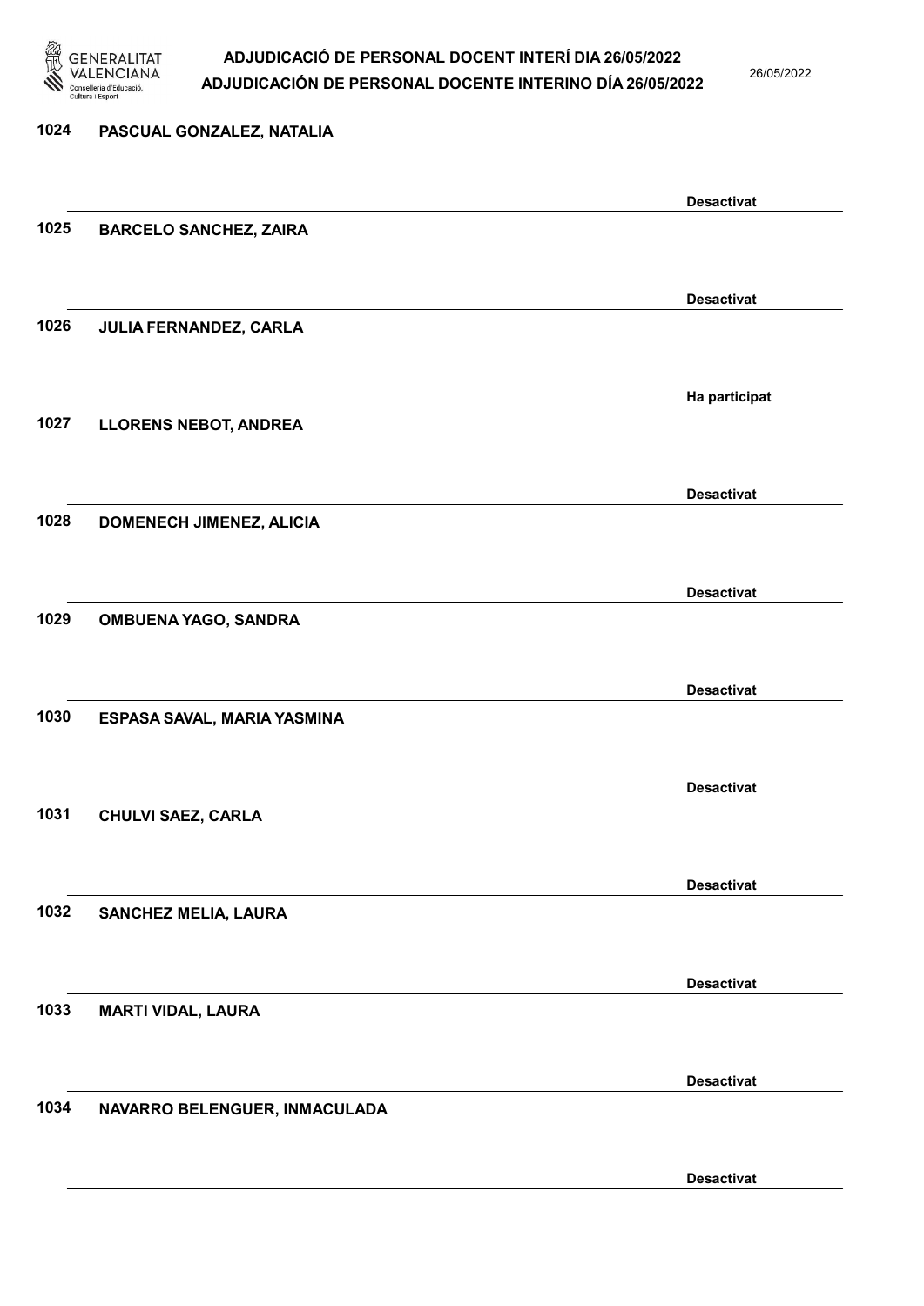| Núm. | Nom | Estat |
| --- | --- | --- |
| 1024 | PASCUAL GONZALEZ, NATALIA | Desactivat |
| 1025 | BARCELO SANCHEZ, ZAIRA | Desactivat |
| 1026 | JULIA FERNANDEZ, CARLA | Ha participat |
| 1027 | LLORENS NEBOT, ANDREA | Desactivat |
| 1028 | DOMENECH JIMENEZ, ALICIA | Desactivat |
| 1029 | OMBUENA YAGO, SANDRA | Desactivat |
| 1030 | ESPASA SAVAL, MARIA YASMINA | Desactivat |
| 1031 | CHULVI SAEZ, CARLA | Desactivat |
| 1032 | SANCHEZ MELIA, LAURA | Desactivat |
| 1033 | MARTI VIDAL, LAURA | Desactivat |
| 1034 | NAVARRO BELENGUER, INMACULADA | Desactivat |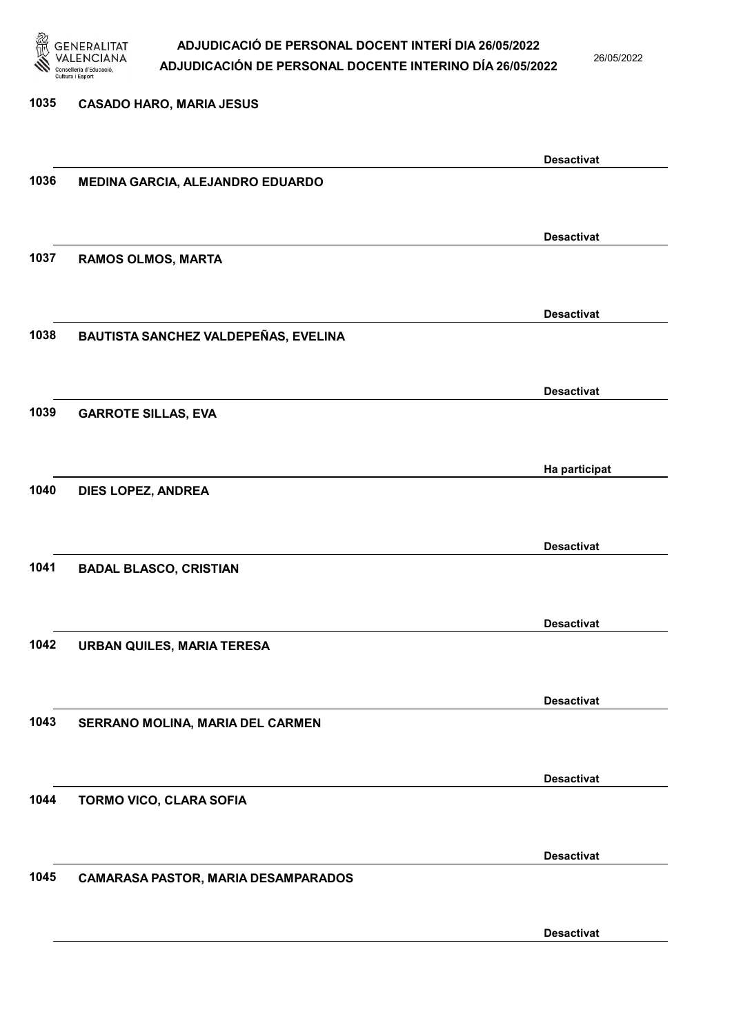1035 CASADO HARO, MARIA JESUS

Desactivat

1036 MEDINA GARCIA, ALEJANDRO EDUARDO

Desactivat

1037 RAMOS OLMOS, MARTA

Desactivat

1038 BAUTISTA SANCHEZ VALDEPEÑAS, EVELINA

Desactivat

1039 GARROTE SILLAS, EVA

Ha participat

1040 DIES LOPEZ, ANDREA

Desactivat

1041 BADAL BLASCO, CRISTIAN

Desactivat

1042 URBAN QUILES, MARIA TERESA

Desactivat

1043 SERRANO MOLINA, MARIA DEL CARMEN

Desactivat

1044 TORMO VICO, CLARA SOFIA

Desactivat

1045 CAMARASA PASTOR, MARIA DESAMPARADOS

Desactivat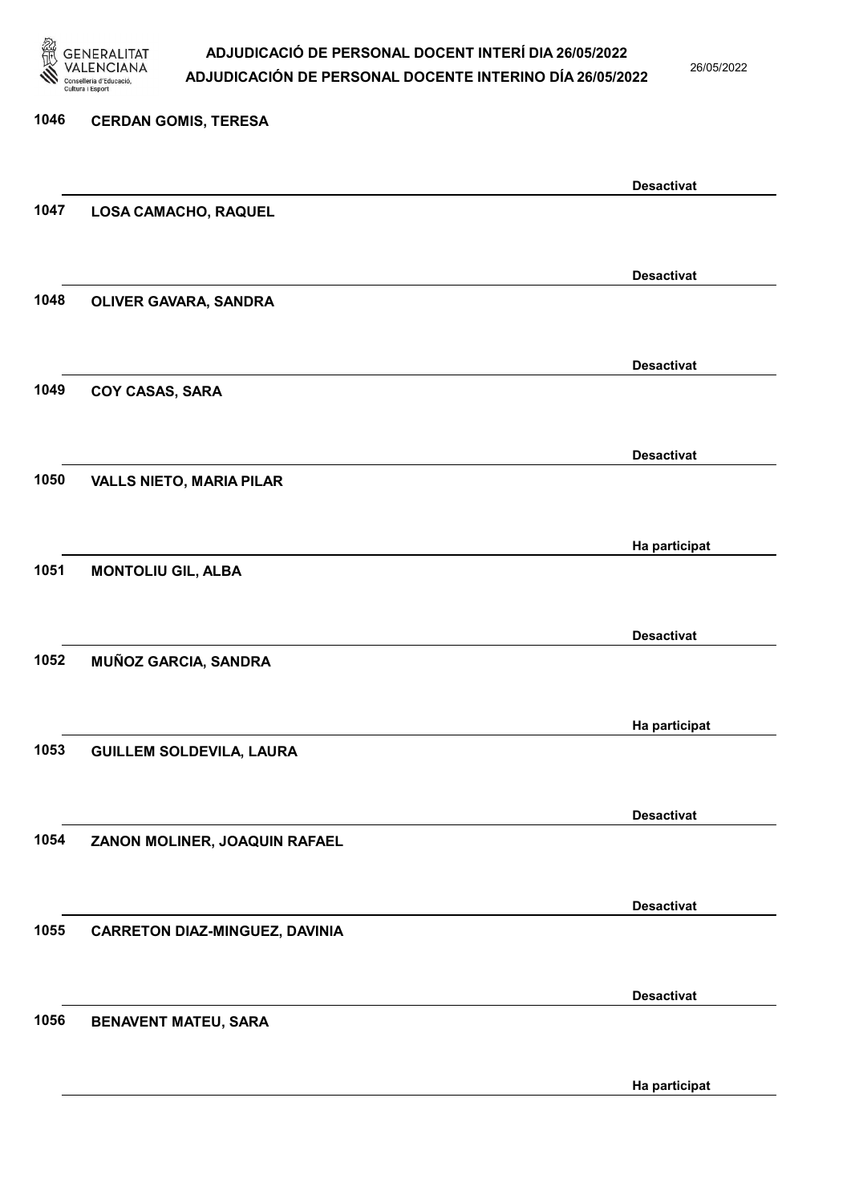| Nº | Nom | Estat |
| --- | --- | --- |
| 1046 | CERDAN GOMIS, TERESA | Desactivat |
| 1047 | LOSA CAMACHO, RAQUEL | Desactivat |
| 1048 | OLIVER GAVARA, SANDRA | Desactivat |
| 1049 | COY CASAS, SARA | Desactivat |
| 1050 | VALLS NIETO, MARIA PILAR | Ha participat |
| 1051 | MONTOLIU GIL, ALBA | Desactivat |
| 1052 | MUÑOZ GARCIA, SANDRA | Ha participat |
| 1053 | GUILLEM SOLDEVILA, LAURA | Desactivat |
| 1054 | ZANON MOLINER, JOAQUIN RAFAEL | Desactivat |
| 1055 | CARRETON DIAZ-MINGUEZ, DAVINIA | Desactivat |
| 1056 | BENAVENT MATEU, SARA | Ha participat |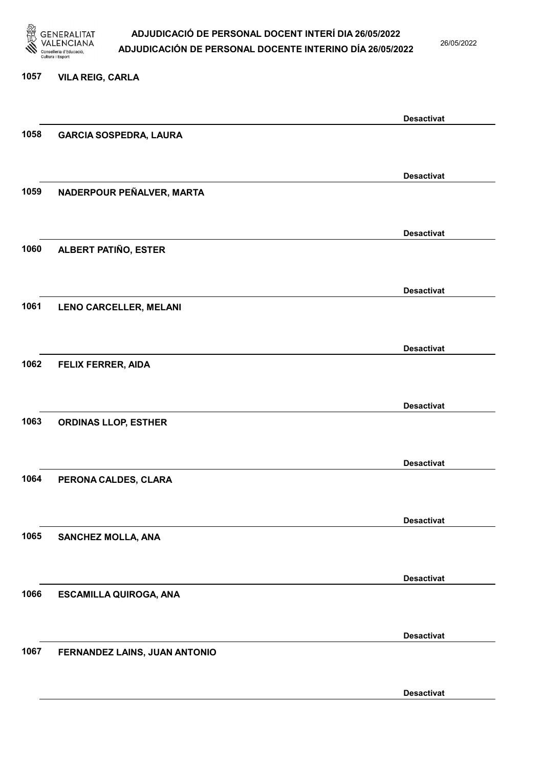1057 VILA REIG, CARLA

Desactivat

1058 GARCIA SOSPEDRA, LAURA

Desactivat

1059 NADERPOUR PEÑALVER, MARTA

Desactivat

1060 ALBERT PATIÑO, ESTER

Desactivat

1061 LENO CARCELLER, MELANI

Desactivat

1062 FELIX FERRER, AIDA

Desactivat

1063 ORDINAS LLOP, ESTHER

Desactivat

1064 PERONA CALDES, CLARA

Desactivat

1065 SANCHEZ MOLLA, ANA

Desactivat

1066 ESCAMILLA QUIROGA, ANA

Desactivat

1067 FERNANDEZ LAINS, JUAN ANTONIO

Desactivat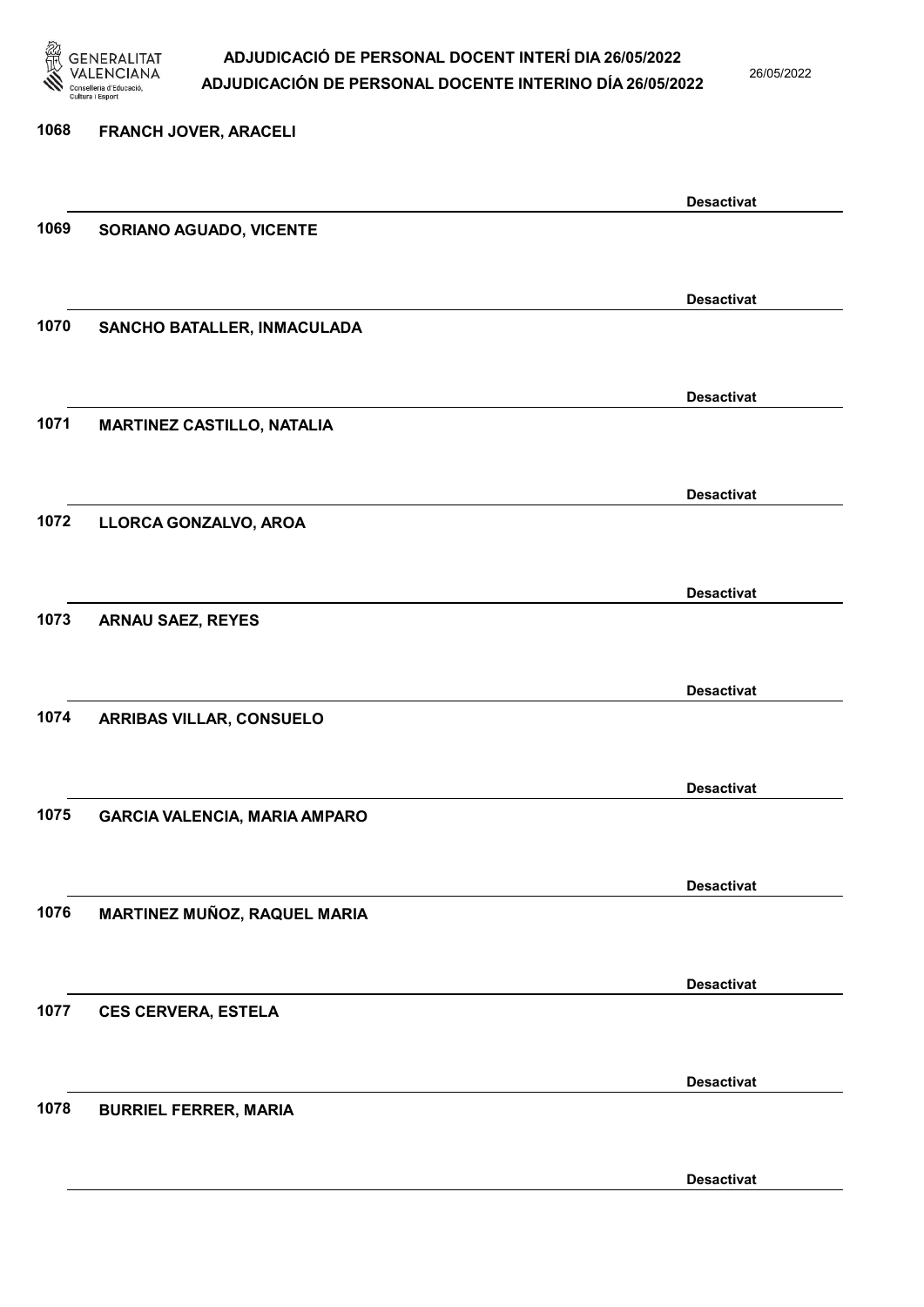1068 FRANCH JOVER, ARACELI

Desactivat

1069 SORIANO AGUADO, VICENTE

Desactivat

1070 SANCHO BATALLER, INMACULADA

Desactivat

1071 MARTINEZ CASTILLO, NATALIA

Desactivat

1072 LLORCA GONZALVO, AROA

Desactivat

1073 ARNAU SAEZ, REYES

Desactivat

1074 ARRIBAS VILLAR, CONSUELO

Desactivat

1075 GARCIA VALENCIA, MARIA AMPARO

Desactivat

1076 MARTINEZ MUÑOZ, RAQUEL MARIA

Desactivat

1077 CES CERVERA, ESTELA

Desactivat

1078 BURRIEL FERRER, MARIA

Desactivat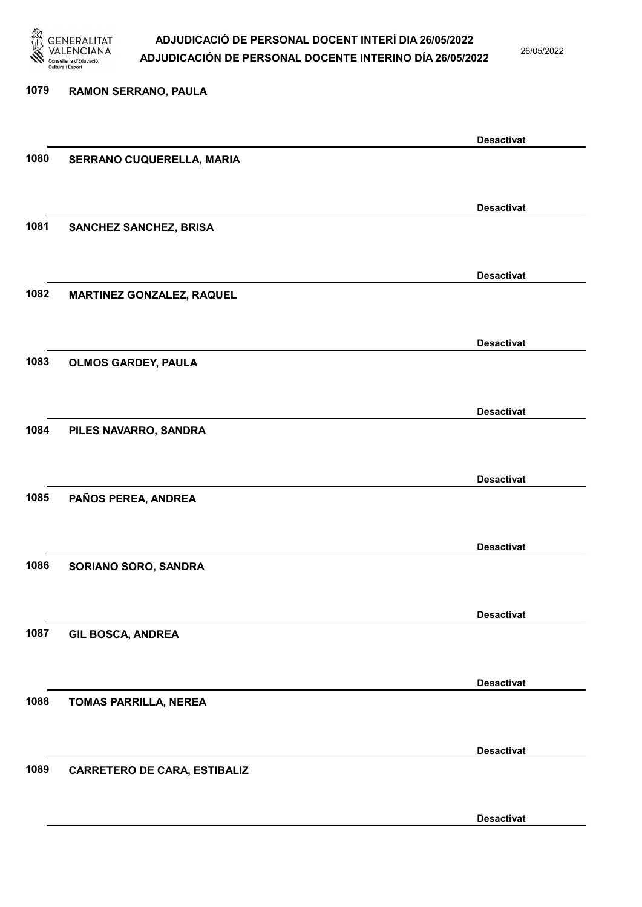1079 RAMON SERRANO, PAULA

Desactivat

1080 SERRANO CUQUERELLA, MARIA

Desactivat

1081 SANCHEZ SANCHEZ, BRISA

Desactivat

1082 MARTINEZ GONZALEZ, RAQUEL

Desactivat

1083 OLMOS GARDEY, PAULA

Desactivat

1084 PILES NAVARRO, SANDRA

Desactivat

1085 PAÑOS PEREA, ANDREA

Desactivat

1086 SORIANO SORO, SANDRA

Desactivat

1087 GIL BOSCA, ANDREA

Desactivat

1088 TOMAS PARRILLA, NEREA

Desactivat

1089 CARRETERO DE CARA, ESTIBALIZ

Desactivat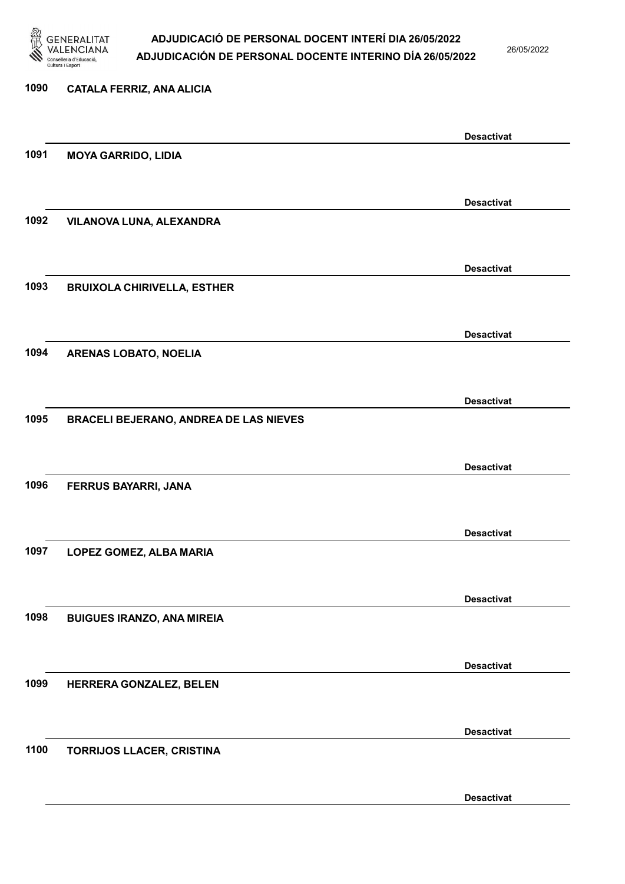1090 CATALA FERRIZ, ANA ALICIA

Desactivat

1091 MOYA GARRIDO, LIDIA

Desactivat

1092 VILANOVA LUNA, ALEXANDRA

Desactivat

1093 BRUIXOLA CHIRIVELLA, ESTHER

Desactivat

1094 ARENAS LOBATO, NOELIA

Desactivat

1095 BRACELI BEJERANO, ANDREA DE LAS NIEVES

Desactivat

1096 FERRUS BAYARRI, JANA

Desactivat

1097 LOPEZ GOMEZ, ALBA MARIA

Desactivat

1098 BUIGUES IRANZO, ANA MIREIA

Desactivat

1099 HERRERA GONZALEZ, BELEN

Desactivat

1100 TORRIJOS LLACER, CRISTINA

Desactivat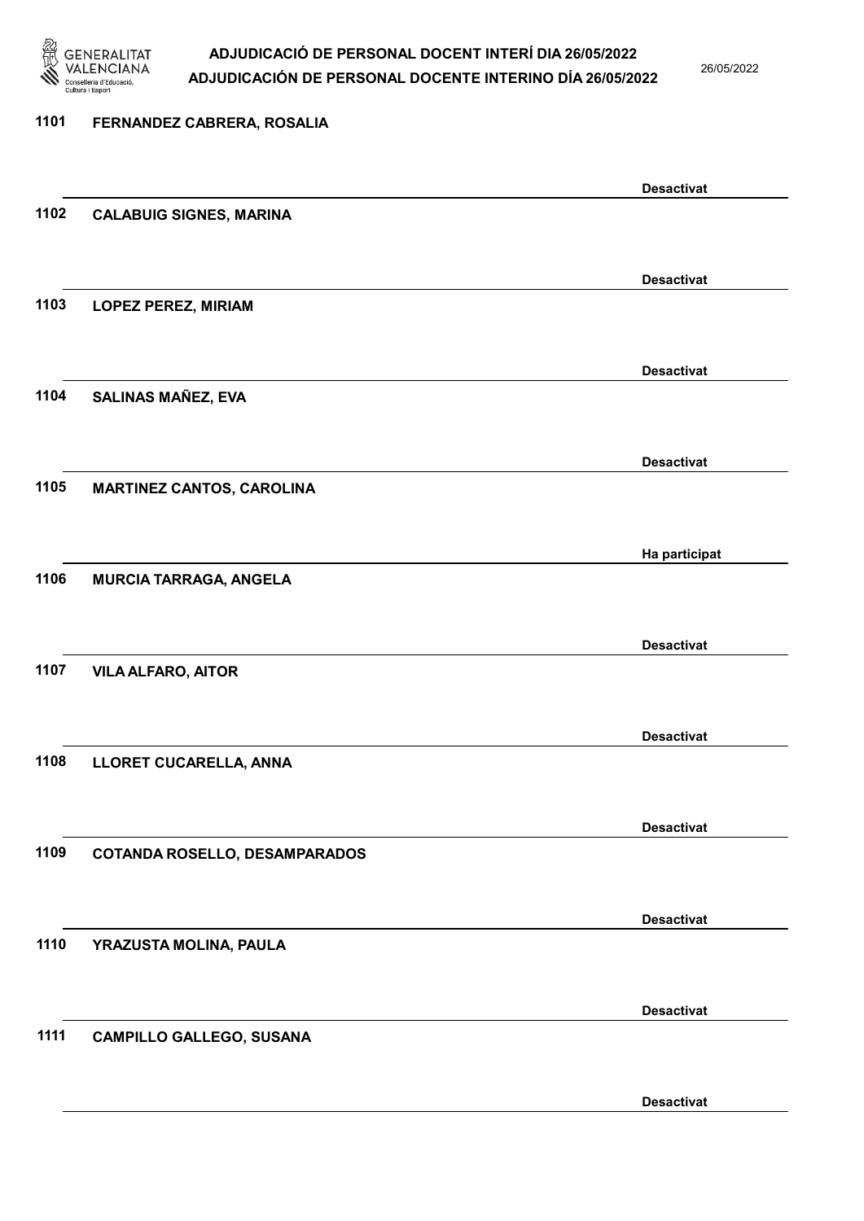| | | |
|---|---|---|
| 1101 | FERNANDEZ CABRERA, ROSALIA | Desactivat |
| 1102 | CALABUIG SIGNES, MARINA | Desactivat |
| 1103 | LOPEZ PEREZ, MIRIAM | Desactivat |
| 1104 | SALINAS MAÑEZ, EVA | Desactivat |
| 1105 | MARTINEZ CANTOS, CAROLINA | Ha participat |
| 1106 | MURCIA TARRAGA, ANGELA | Desactivat |
| 1107 | VILA ALFARO, AITOR | Desactivat |
| 1108 | LLORET CUCARELLA, ANNA | Desactivat |
| 1109 | COTANDA ROSELLO, DESAMPARADOS | Desactivat |
| 1110 | YRAZUSTA MOLINA, PAULA | Desactivat |
| 1111 | CAMPILLO GALLEGO, SUSANA | Desactivat |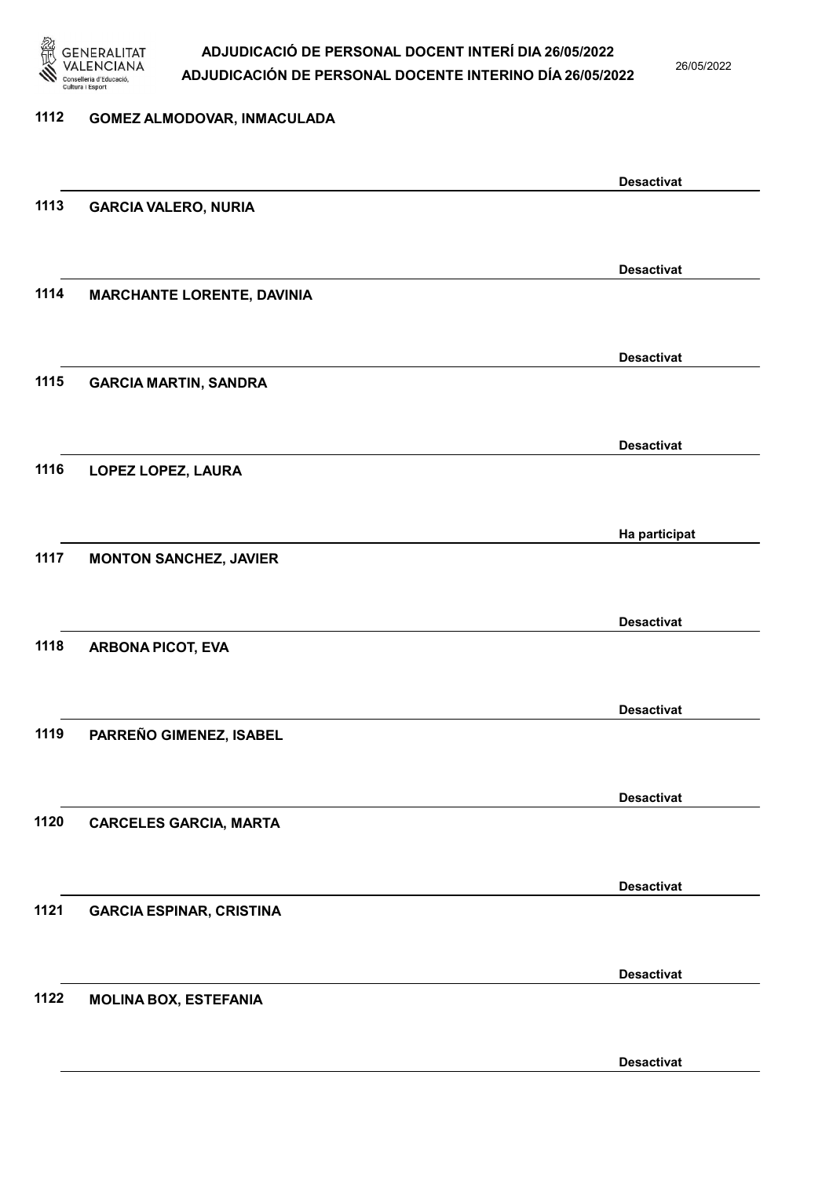| | | |
|---|---|---|
| 1112 | GOMEZ ALMODOVAR, INMACULADA | Desactivat |
| 1113 | GARCIA VALERO, NURIA | Desactivat |
| 1114 | MARCHANTE LORENTE, DAVINIA | Desactivat |
| 1115 | GARCIA MARTIN, SANDRA | Desactivat |
| 1116 | LOPEZ LOPEZ, LAURA | Ha participat |
| 1117 | MONTON SANCHEZ, JAVIER | Desactivat |
| 1118 | ARBONA PICOT, EVA | Desactivat |
| 1119 | PARREÑO GIMENEZ, ISABEL | Desactivat |
| 1120 | CARCELES GARCIA, MARTA | Desactivat |
| 1121 | GARCIA ESPINAR, CRISTINA | Desactivat |
| 1122 | MOLINA BOX, ESTEFANIA | Desactivat |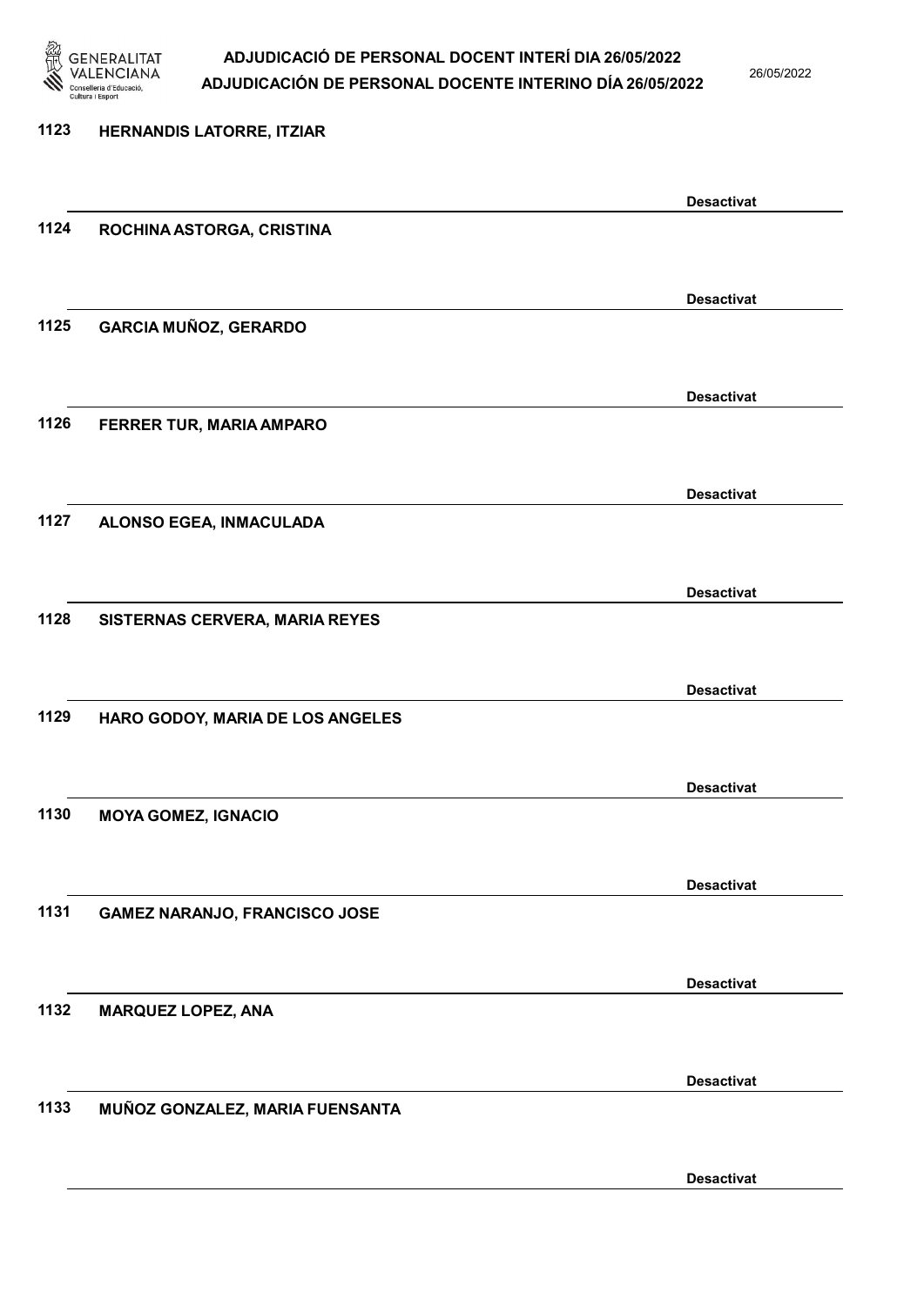1123 HERNANDIS LATORRE, ITZIAR

Desactivat

1124 ROCHINA ASTORGA, CRISTINA

Desactivat

1125 GARCIA MUÑOZ, GERARDO

Desactivat

1126 FERRER TUR, MARIA AMPARO

Desactivat

1127 ALONSO EGEA, INMACULADA

Desactivat

1128 SISTERNAS CERVERA, MARIA REYES

Desactivat

1129 HARO GODOY, MARIA DE LOS ANGELES

Desactivat

1130 MOYA GOMEZ, IGNACIO

Desactivat

1131 GAMEZ NARANJO, FRANCISCO JOSE

Desactivat

1132 MARQUEZ LOPEZ, ANA

Desactivat

1133 MUÑOZ GONZALEZ, MARIA FUENSANTA

Desactivat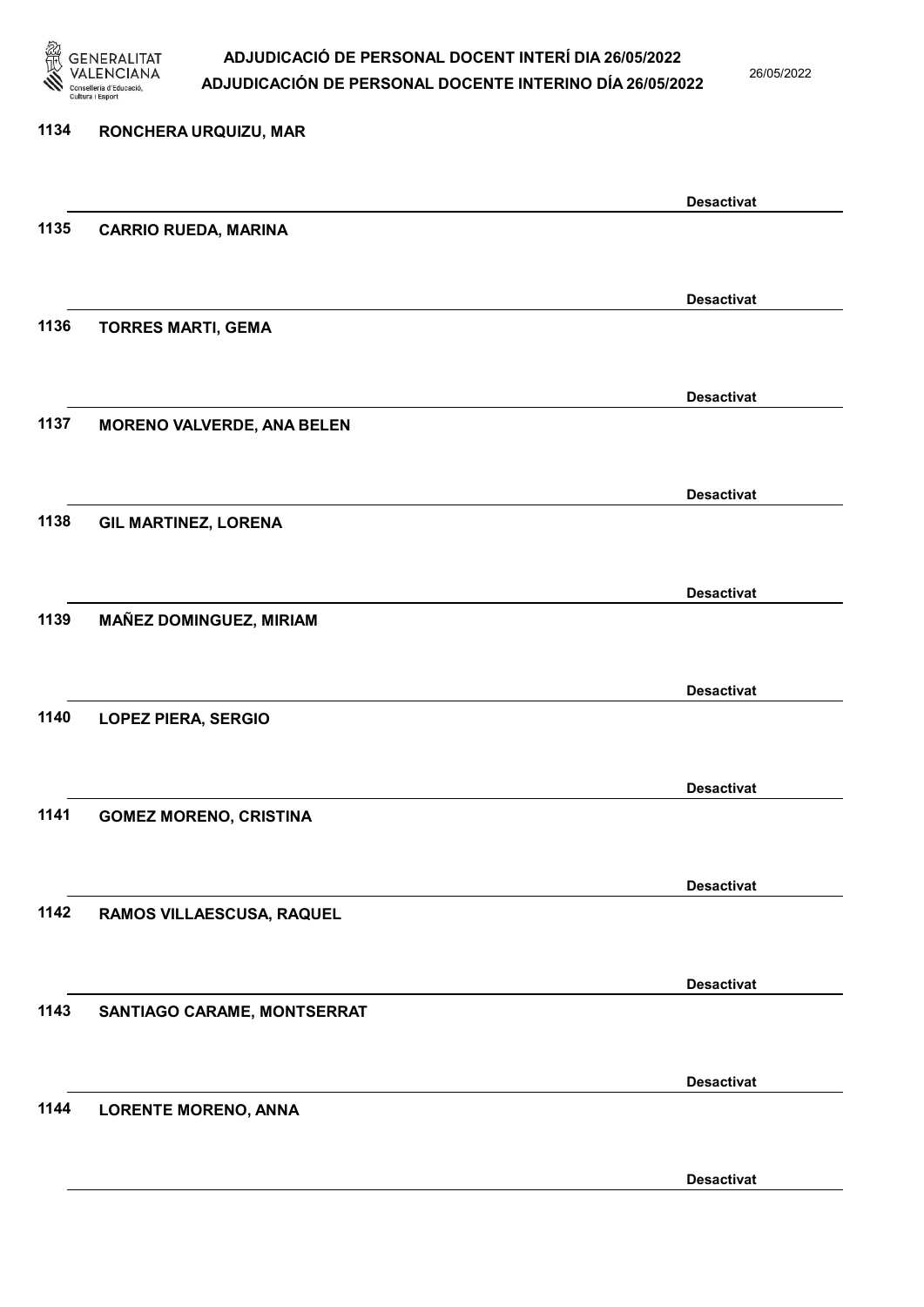1134 RONCHERA URQUIZU, MAR

Desactivat

1135 CARRIO RUEDA, MARINA

Desactivat

1136 TORRES MARTI, GEMA

Desactivat

1137 MORENO VALVERDE, ANA BELEN

Desactivat

1138 GIL MARTINEZ, LORENA

Desactivat

1139 MAÑEZ DOMINGUEZ, MIRIAM

Desactivat

1140 LOPEZ PIERA, SERGIO

Desactivat

1141 GOMEZ MORENO, CRISTINA

Desactivat

1142 RAMOS VILLAESCUSA, RAQUEL

Desactivat

1143 SANTIAGO CARAME, MONTSERRAT

Desactivat

1144 LORENTE MORENO, ANNA

Desactivat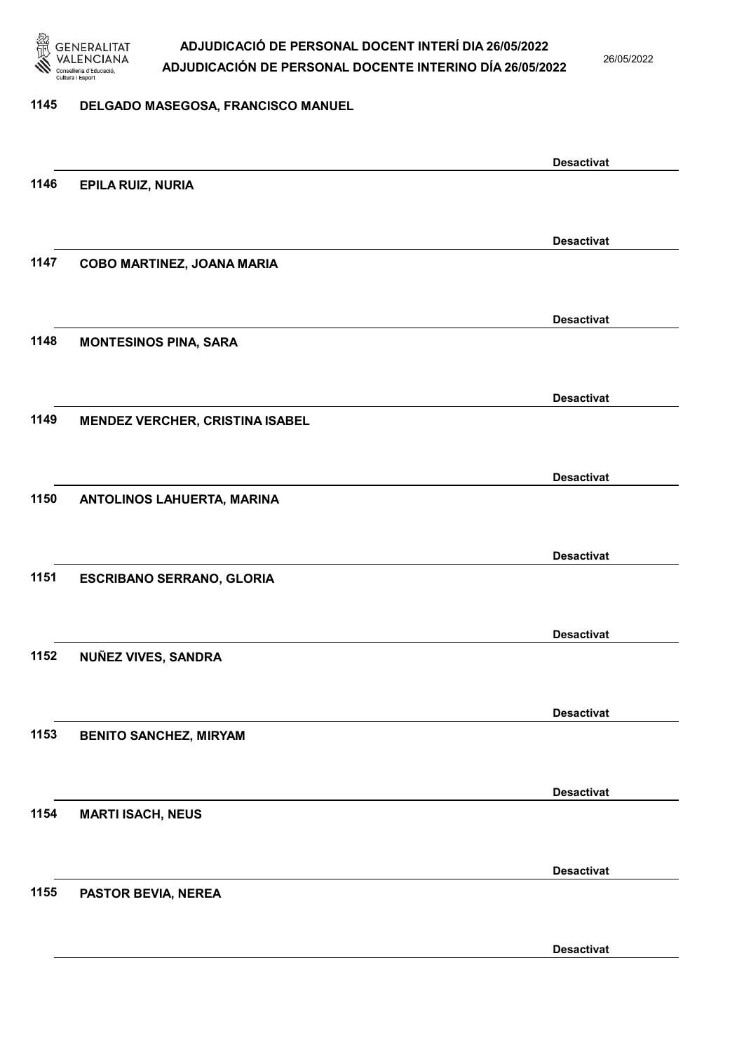1145 DELGADO MASEGOSA, FRANCISCO MANUEL

Desactivat

1146 EPILA RUIZ, NURIA

Desactivat

1147 COBO MARTINEZ, JOANA MARIA

Desactivat

1148 MONTESINOS PINA, SARA

Desactivat

1149 MENDEZ VERCHER, CRISTINA ISABEL

Desactivat

1150 ANTOLINOS LAHUERTA, MARINA

Desactivat

1151 ESCRIBANO SERRANO, GLORIA

Desactivat

1152 NUÑEZ VIVES, SANDRA

Desactivat

1153 BENITO SANCHEZ, MIRYAM

Desactivat

1154 MARTI ISACH, NEUS

Desactivat

1155 PASTOR BEVIA, NEREA

Desactivat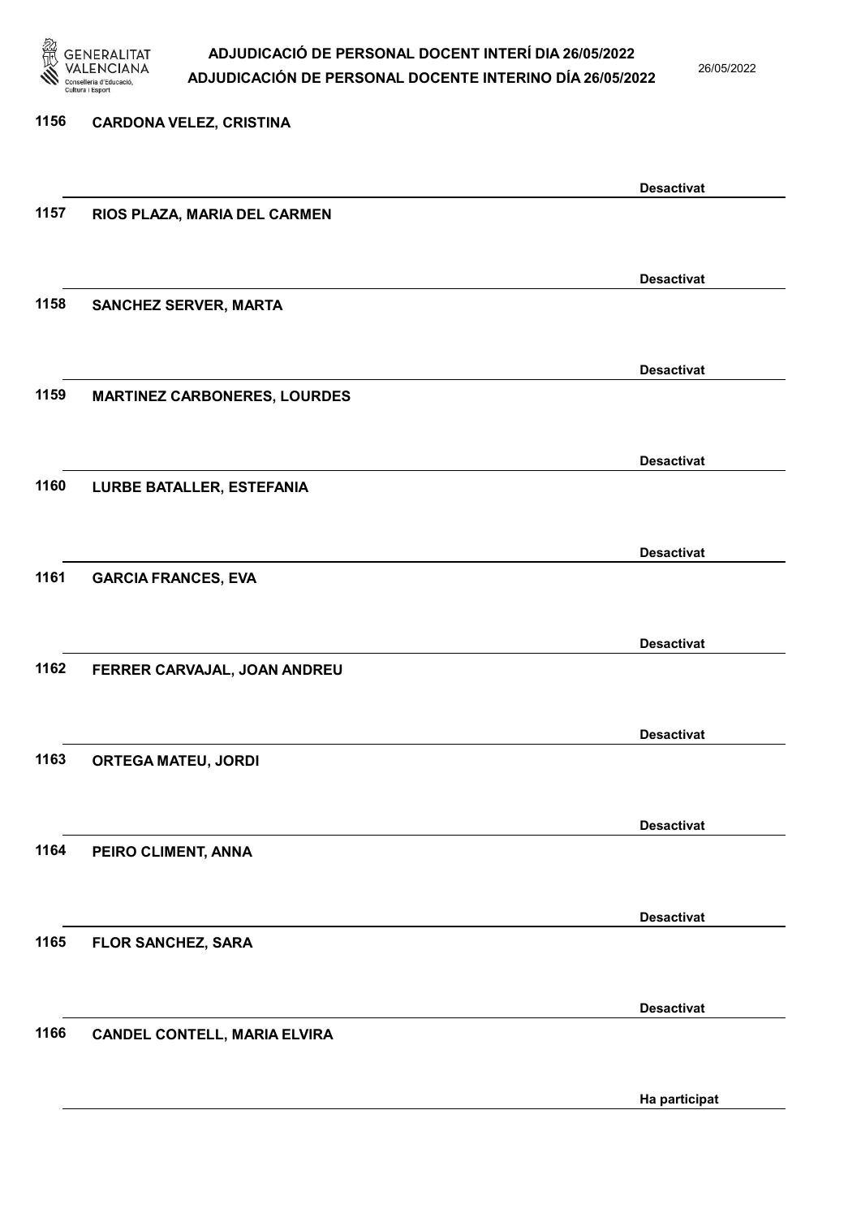1156 CARDONA VELEZ, CRISTINA

Desactivat

1157 RIOS PLAZA, MARIA DEL CARMEN

Desactivat

1158 SANCHEZ SERVER, MARTA

Desactivat

1159 MARTINEZ CARBONERES, LOURDES

Desactivat

1160 LURBE BATALLER, ESTEFANIA

Desactivat

1161 GARCIA FRANCES, EVA

Desactivat

1162 FERRER CARVAJAL, JOAN ANDREU

Desactivat

1163 ORTEGA MATEU, JORDI

Desactivat

1164 PEIRO CLIMENT, ANNA

Desactivat

1165 FLOR SANCHEZ, SARA

Desactivat

1166 CANDEL CONTELL, MARIA ELVIRA

Ha participat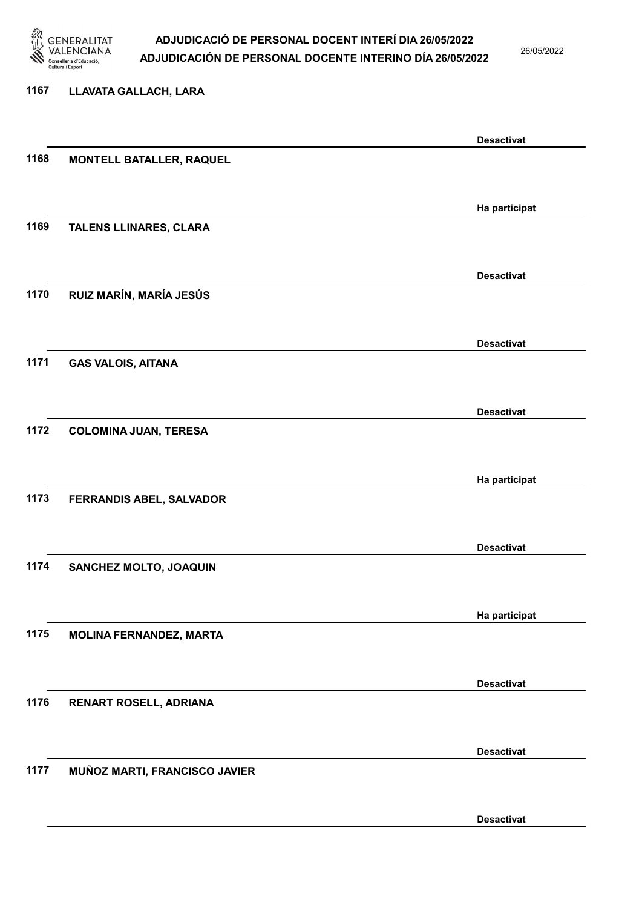1167 LLAVATA GALLACH, LARA

Desactivat

1168 MONTELL BATALLER, RAQUEL

Ha participat

1169 TALENS LLINARES, CLARA

Desactivat

1170 RUIZ MARÍN, MARÍA JESÚS

Desactivat

1171 GAS VALOIS, AITANA

Desactivat

1172 COLOMINA JUAN, TERESA

Ha participat

1173 FERRANDIS ABEL, SALVADOR

Desactivat

1174 SANCHEZ MOLTO, JOAQUIN

Ha participat

1175 MOLINA FERNANDEZ, MARTA

Desactivat

1176 RENART ROSELL, ADRIANA

Desactivat

1177 MUÑOZ MARTI, FRANCISCO JAVIER

Desactivat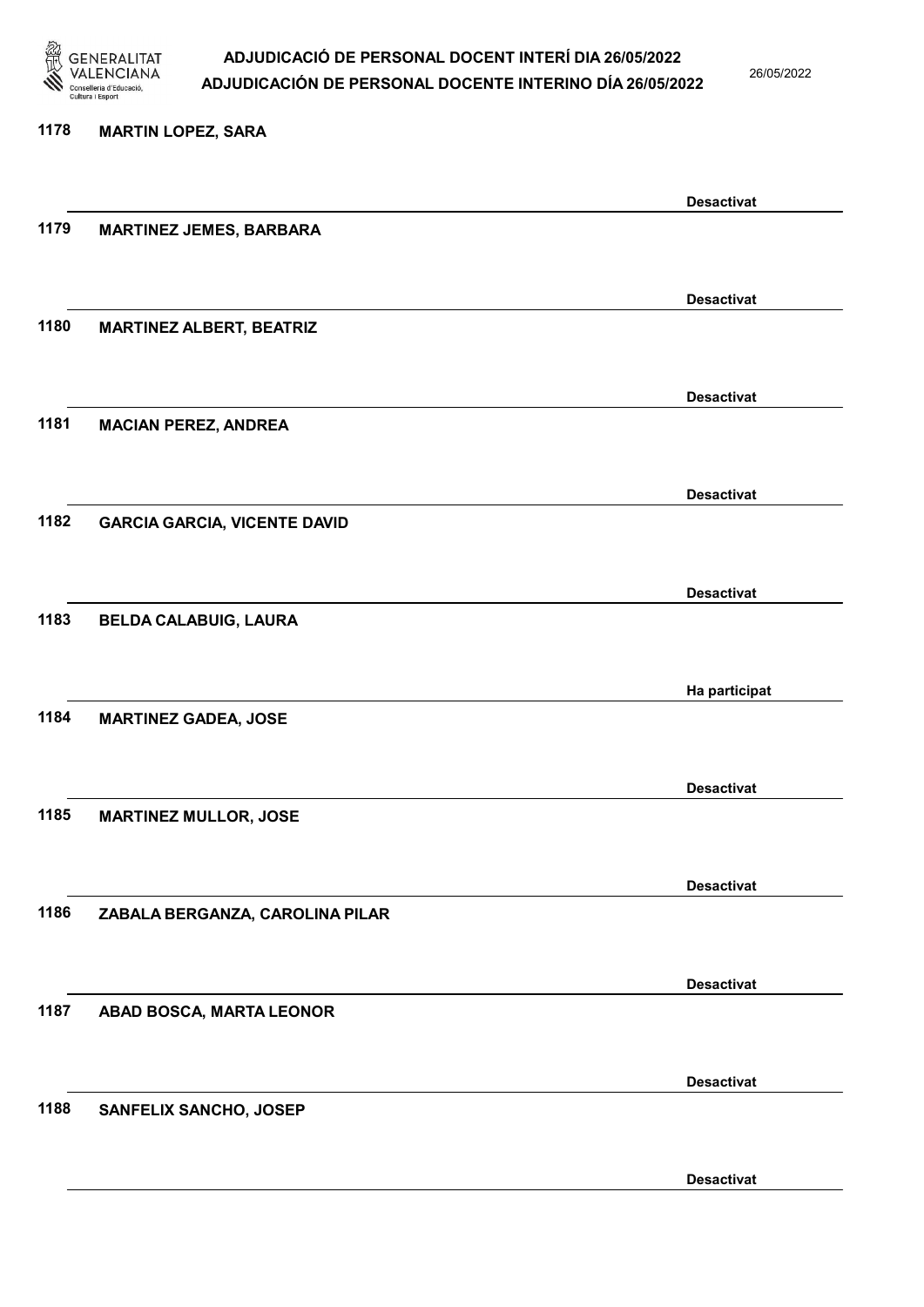1178 **MARTIN LOPEZ, SARA**

**Desactivat**

1179 **MARTINEZ JEMES, BARBARA**

**Desactivat**

1180 **MARTINEZ ALBERT, BEATRIZ**

**Desactivat**

1181 **MACIAN PEREZ, ANDREA**

**Desactivat**

1182 **GARCIA GARCIA, VICENTE DAVID**

**Desactivat**

1183 **BELDA CALABUIG, LAURA**

**Ha participat**

1184 **MARTINEZ GADEA, JOSE**

**Desactivat**

1185 **MARTINEZ MULLOR, JOSE**

**Desactivat**

1186 **ZABALA BERGANZA, CAROLINA PILAR**

**Desactivat**

1187 **ABAD BOSCA, MARTA LEONOR**

**Desactivat**

1188 **SANFELIX SANCHO, JOSEP**

**Desactivat**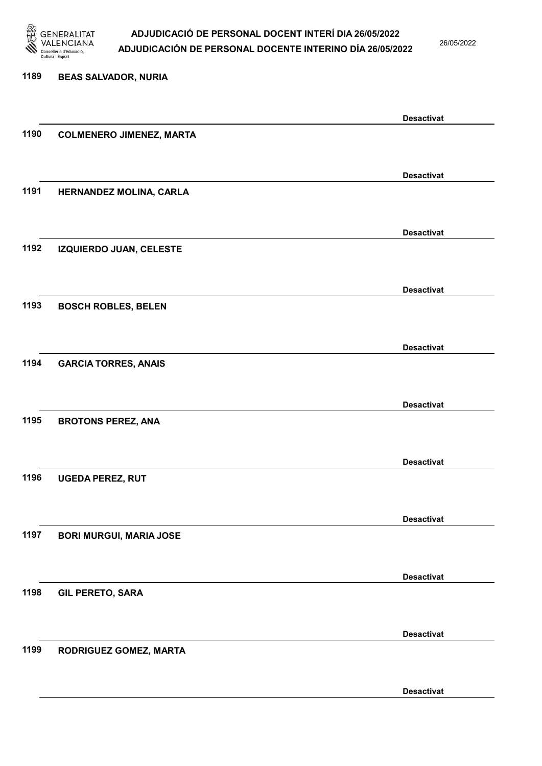1189 **BEAS SALVADOR, NURIA**

**Desactivat**

1190 **COLMENERO JIMENEZ, MARTA**

**Desactivat**

1191 **HERNANDEZ MOLINA, CARLA**

**Desactivat**

1192 **IZQUIERDO JUAN, CELESTE**

**Desactivat**

1193 **BOSCH ROBLES, BELEN**

**Desactivat**

1194 **GARCIA TORRES, ANAIS**

**Desactivat**

1195 **BROTONS PEREZ, ANA**

**Desactivat**

1196 **UGEDA PEREZ, RUT**

**Desactivat**

1197 **BORI MURGUI, MARIA JOSE**

**Desactivat**

1198 **GIL PERETO, SARA**

**Desactivat**

1199 **RODRIGUEZ GOMEZ, MARTA**

**Desactivat**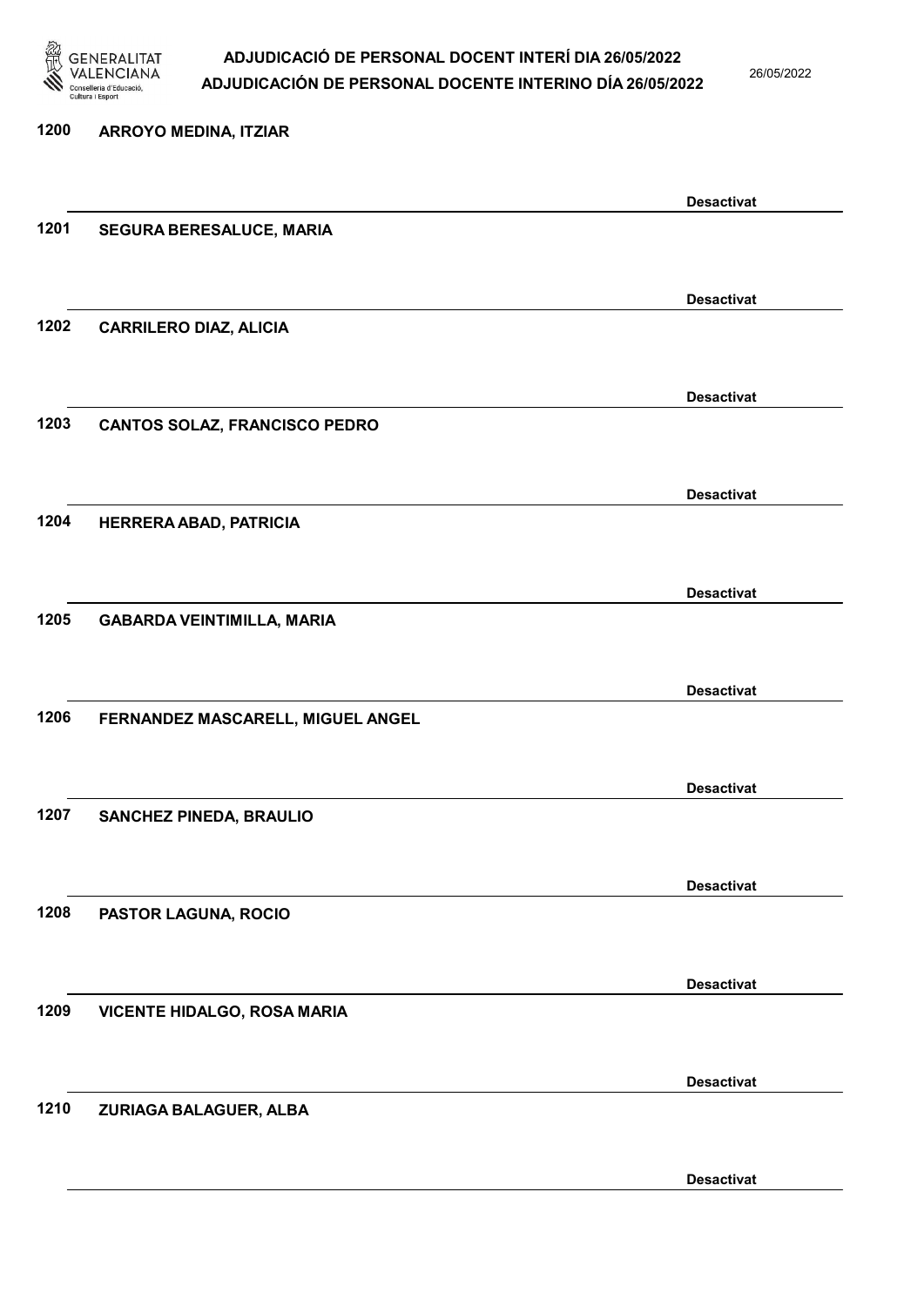1200 ARROYO MEDINA, ITZIAR

Desactivat

1201 SEGURA BERESALUCE, MARIA

Desactivat

1202 CARRILERO DIAZ, ALICIA

Desactivat

1203 CANTOS SOLAZ, FRANCISCO PEDRO

Desactivat

1204 HERRERA ABAD, PATRICIA

Desactivat

1205 GABARDA VEINTIMILLA, MARIA

Desactivat

1206 FERNANDEZ MASCARELL, MIGUEL ANGEL

Desactivat

1207 SANCHEZ PINEDA, BRAULIO

Desactivat

1208 PASTOR LAGUNA, ROCIO

Desactivat

1209 VICENTE HIDALGO, ROSA MARIA

Desactivat

1210 ZURIAGA BALAGUER, ALBA

Desactivat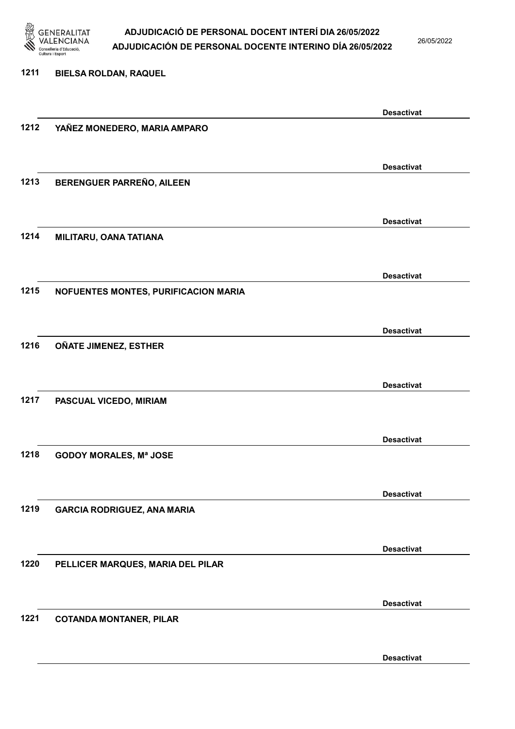1211 **BIELSA ROLDAN, RAQUEL**

**Desactivat**

1212 **YAÑEZ MONEDERO, MARIA AMPARO**

**Desactivat**

1213 **BERENGUER PARREÑO, AILEEN**

**Desactivat**

1214 **MILITARU, OANA TATIANA**

**Desactivat**

1215 **NOFUENTES MONTES, PURIFICACION MARIA**

**Desactivat**

1216 **OÑATE JIMENEZ, ESTHER**

**Desactivat**

1217 **PASCUAL VICEDO, MIRIAM**

**Desactivat**

1218 **GODOY MORALES, Mª JOSE**

**Desactivat**

1219 **GARCIA RODRIGUEZ, ANA MARIA**

**Desactivat**

1220 **PELLICER MARQUES, MARIA DEL PILAR**

**Desactivat**

1221 **COTANDA MONTANER, PILAR**

**Desactivat**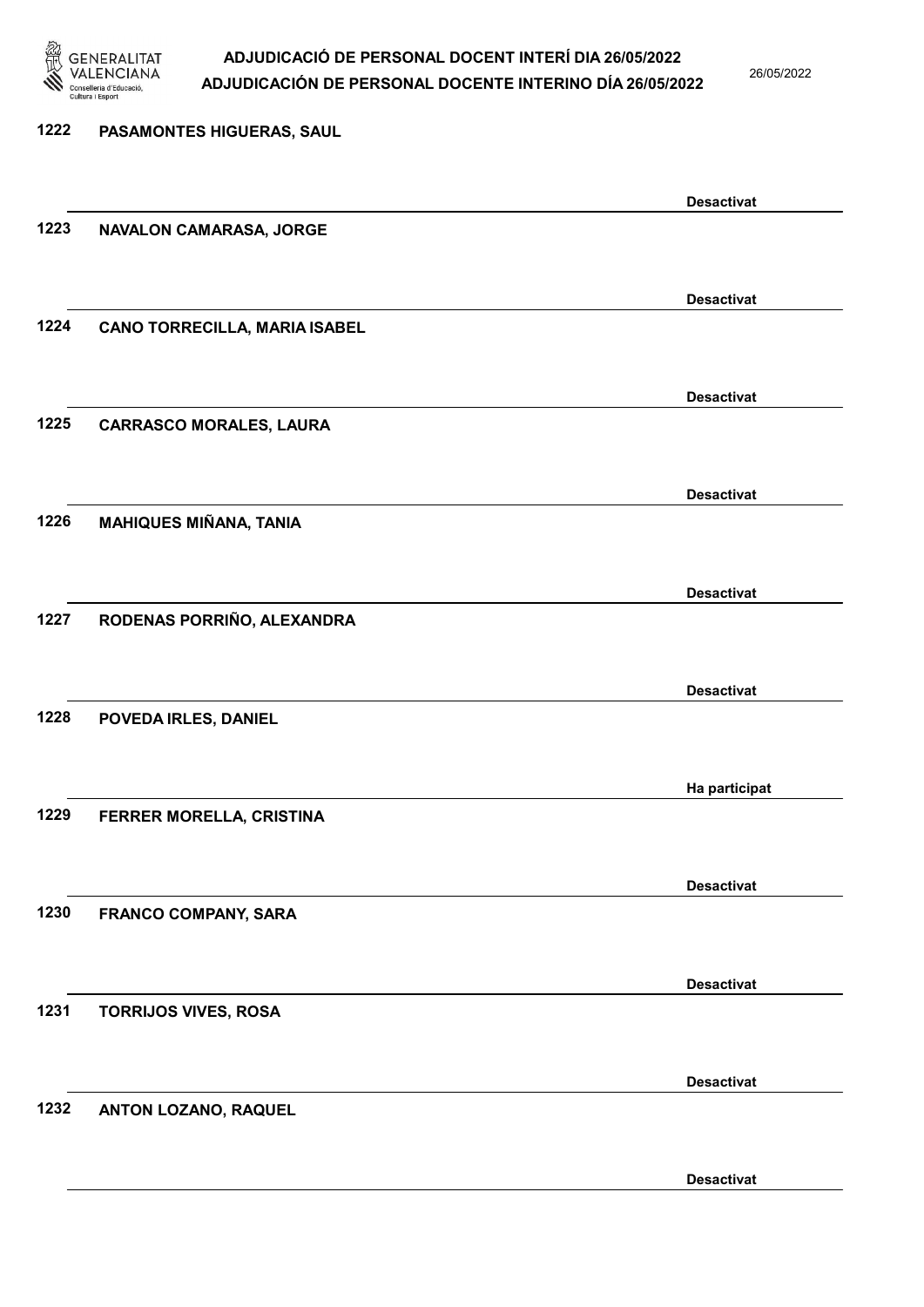1222 PASAMONTES HIGUERAS, SAUL

Desactivat

1223 NAVALON CAMARASA, JORGE

Desactivat

1224 CANO TORRECILLA, MARIA ISABEL

Desactivat

1225 CARRASCO MORALES, LAURA

Desactivat

1226 MAHIQUES MIÑANA, TANIA

Desactivat

1227 RODENAS PORRIÑO, ALEXANDRA

Desactivat

1228 POVEDA IRLES, DANIEL

Ha participat

1229 FERRER MORELLA, CRISTINA

Desactivat

1230 FRANCO COMPANY, SARA

Desactivat

1231 TORRIJOS VIVES, ROSA

Desactivat

1232 ANTON LOZANO, RAQUEL

Desactivat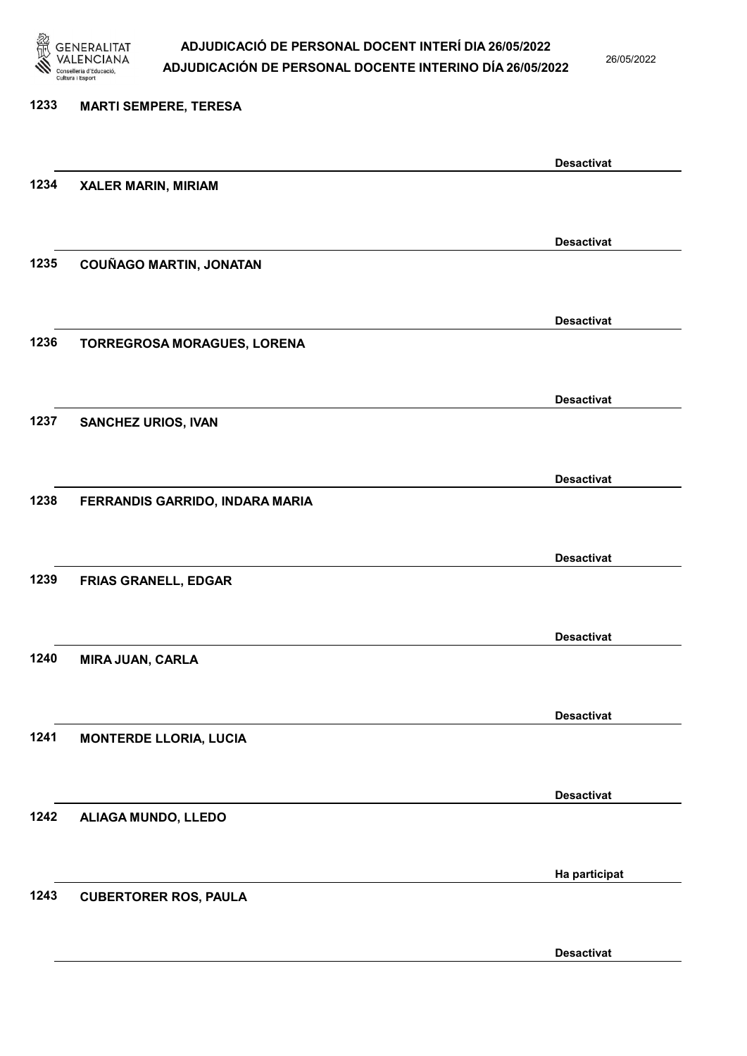| | | |
|---|---|---|
| 1233 | MARTI SEMPERE, TERESA | Desactivat |
| 1234 | XALER MARIN, MIRIAM | Desactivat |
| 1235 | COUÑAGO MARTIN, JONATAN | Desactivat |
| 1236 | TORREGROSA MORAGUES, LORENA | Desactivat |
| 1237 | SANCHEZ URIOS, IVAN | Desactivat |
| 1238 | FERRANDIS GARRIDO, INDARA MARIA | Desactivat |
| 1239 | FRIAS GRANELL, EDGAR | Desactivat |
| 1240 | MIRA JUAN, CARLA | Desactivat |
| 1241 | MONTERDE LLORIA, LUCIA | Desactivat |
| 1242 | ALIAGA MUNDO, LLEDO | Ha participat |
| 1243 | CUBERTORER ROS, PAULA | Desactivat |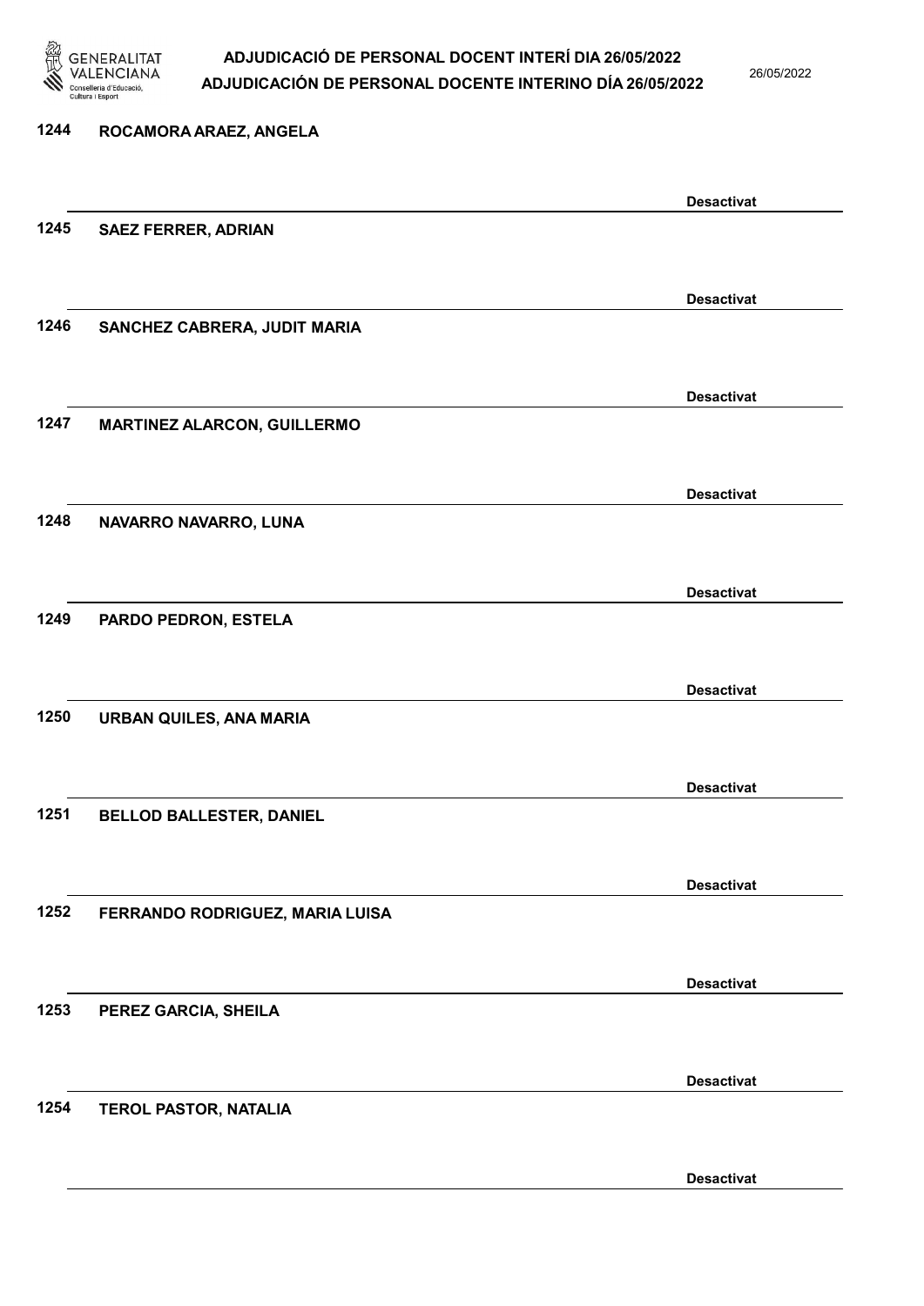1244 ROCAMORA ARAEZ, ANGELA

Desactivat

1245 SAEZ FERRER, ADRIAN

Desactivat

1246 SANCHEZ CABRERA, JUDIT MARIA

Desactivat

1247 MARTINEZ ALARCON, GUILLERMO

Desactivat

1248 NAVARRO NAVARRO, LUNA

Desactivat

1249 PARDO PEDRON, ESTELA

Desactivat

1250 URBAN QUILES, ANA MARIA

Desactivat

1251 BELLOD BALLESTER, DANIEL

Desactivat

1252 FERRANDO RODRIGUEZ, MARIA LUISA

Desactivat

1253 PEREZ GARCIA, SHEILA

Desactivat

1254 TEROL PASTOR, NATALIA

Desactivat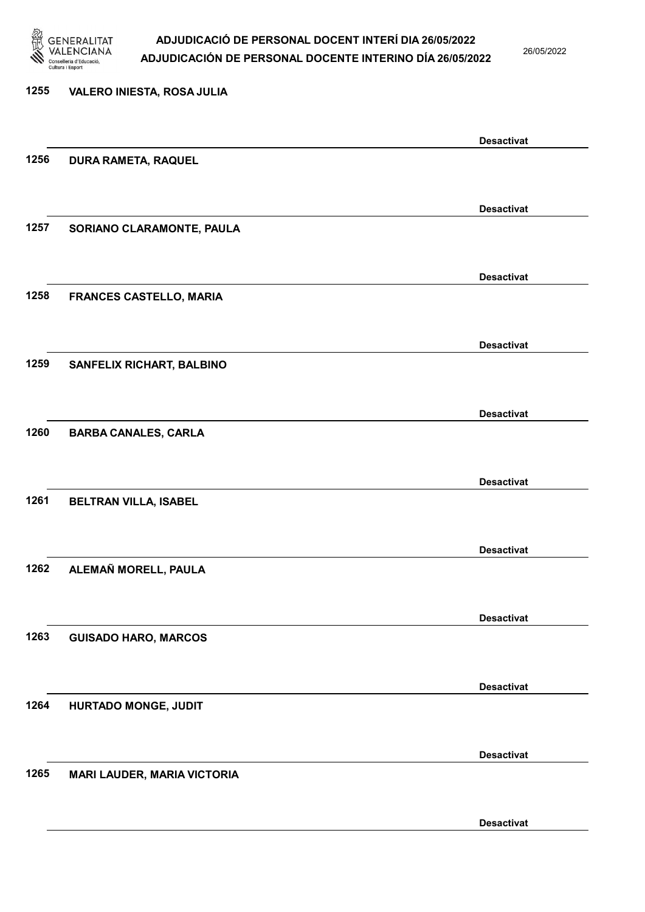1255 VALERO INIESTA, ROSA JULIA

Desactivat

1256 DURA RAMETA, RAQUEL

Desactivat

1257 SORIANO CLARAMONTE, PAULA

Desactivat

1258 FRANCES CASTELLO, MARIA

Desactivat

1259 SANFELIX RICHART, BALBINO

Desactivat

1260 BARBA CANALES, CARLA

Desactivat

1261 BELTRAN VILLA, ISABEL

Desactivat

1262 ALEMAÑ MORELL, PAULA

Desactivat

1263 GUISADO HARO, MARCOS

Desactivat

1264 HURTADO MONGE, JUDIT

Desactivat

1265 MARI LAUDER, MARIA VICTORIA

Desactivat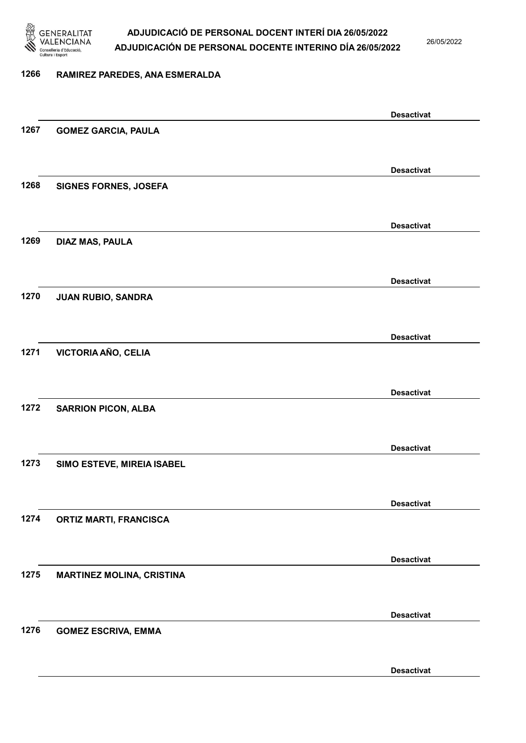1266 RAMIREZ PAREDES, ANA ESMERALDA

Desactivat

1267 GOMEZ GARCIA, PAULA

Desactivat

1268 SIGNES FORNES, JOSEFA

Desactivat

1269 DIAZ MAS, PAULA

Desactivat

1270 JUAN RUBIO, SANDRA

Desactivat

1271 VICTORIA AÑO, CELIA

Desactivat

1272 SARRION PICON, ALBA

Desactivat

1273 SIMO ESTEVE, MIREIA ISABEL

Desactivat

1274 ORTIZ MARTI, FRANCISCA

Desactivat

1275 MARTINEZ MOLINA, CRISTINA

Desactivat

1276 GOMEZ ESCRIVA, EMMA

Desactivat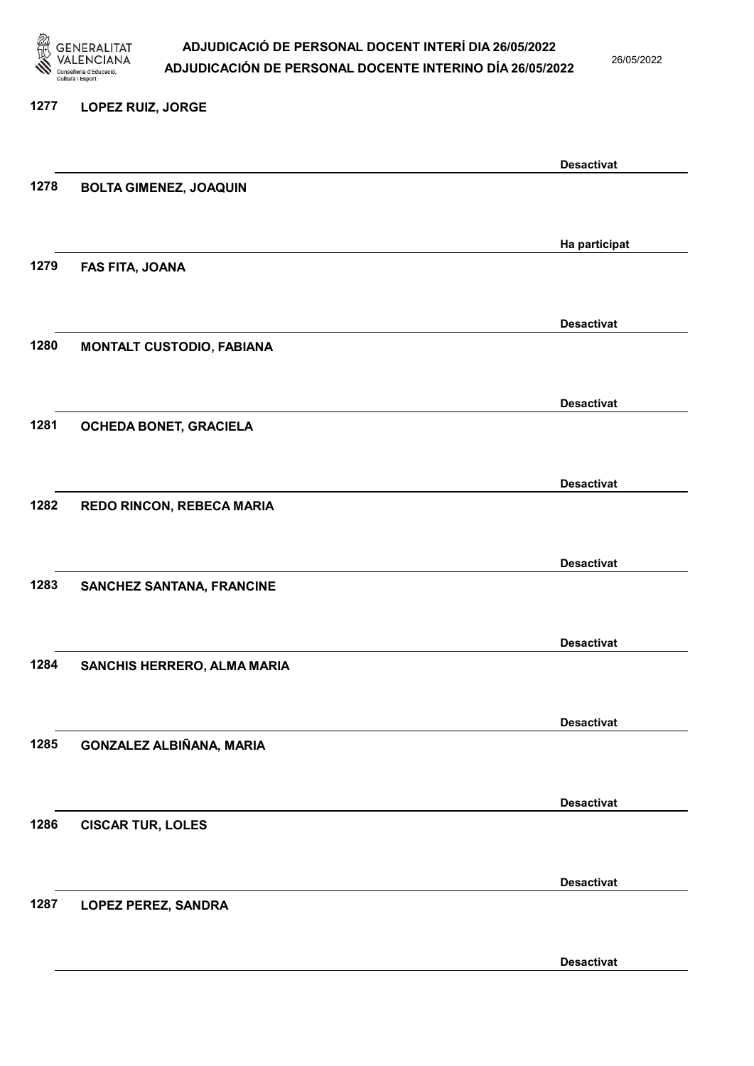1277 LOPEZ RUIZ, JORGE

Desactivat

1278 BOLTA GIMENEZ, JOAQUIN

Ha participat

1279 FAS FITA, JOANA

Desactivat

1280 MONTALT CUSTODIO, FABIANA

Desactivat

1281 OCHEDA BONET, GRACIELA

Desactivat

1282 REDO RINCON, REBECA MARIA

Desactivat

1283 SANCHEZ SANTANA, FRANCINE

Desactivat

1284 SANCHIS HERRERO, ALMA MARIA

Desactivat

1285 GONZALEZ ALBIÑANA, MARIA

Desactivat

1286 CISCAR TUR, LOLES

Desactivat

1287 LOPEZ PEREZ, SANDRA

Desactivat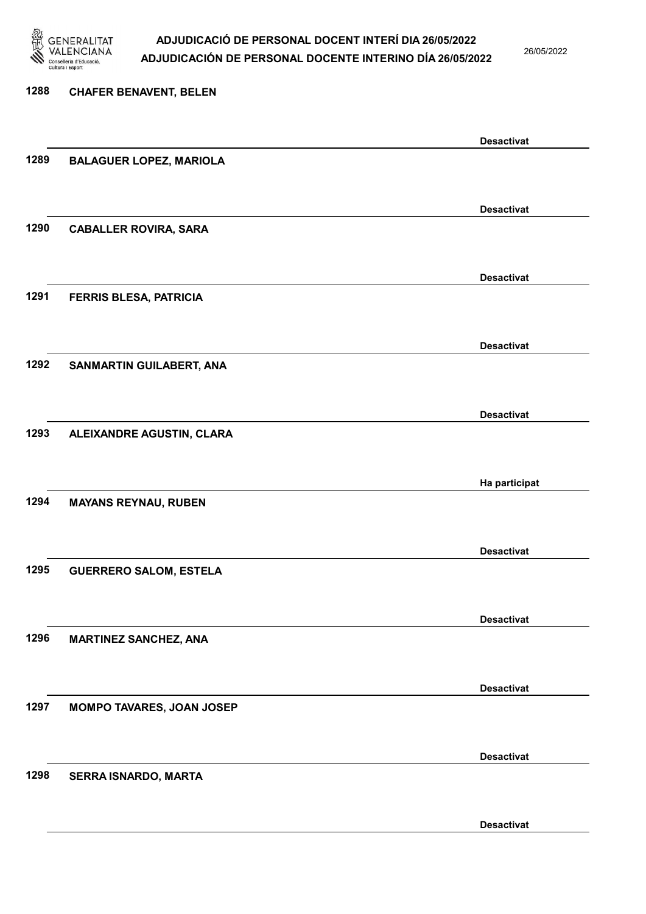1288 CHAFER BENAVENT, BELEN

Desactivat

1289 BALAGUER LOPEZ, MARIOLA

Desactivat

1290 CABALLER ROVIRA, SARA

Desactivat

1291 FERRIS BLESA, PATRICIA

Desactivat

1292 SANMARTIN GUILABERT, ANA

Desactivat

1293 ALEIXANDRE AGUSTIN, CLARA

Ha participat

1294 MAYANS REYNAU, RUBEN

Desactivat

1295 GUERRERO SALOM, ESTELA

Desactivat

1296 MARTINEZ SANCHEZ, ANA

Desactivat

1297 MOMPO TAVARES, JOAN JOSEP

Desactivat

1298 SERRA ISNARDO, MARTA

Desactivat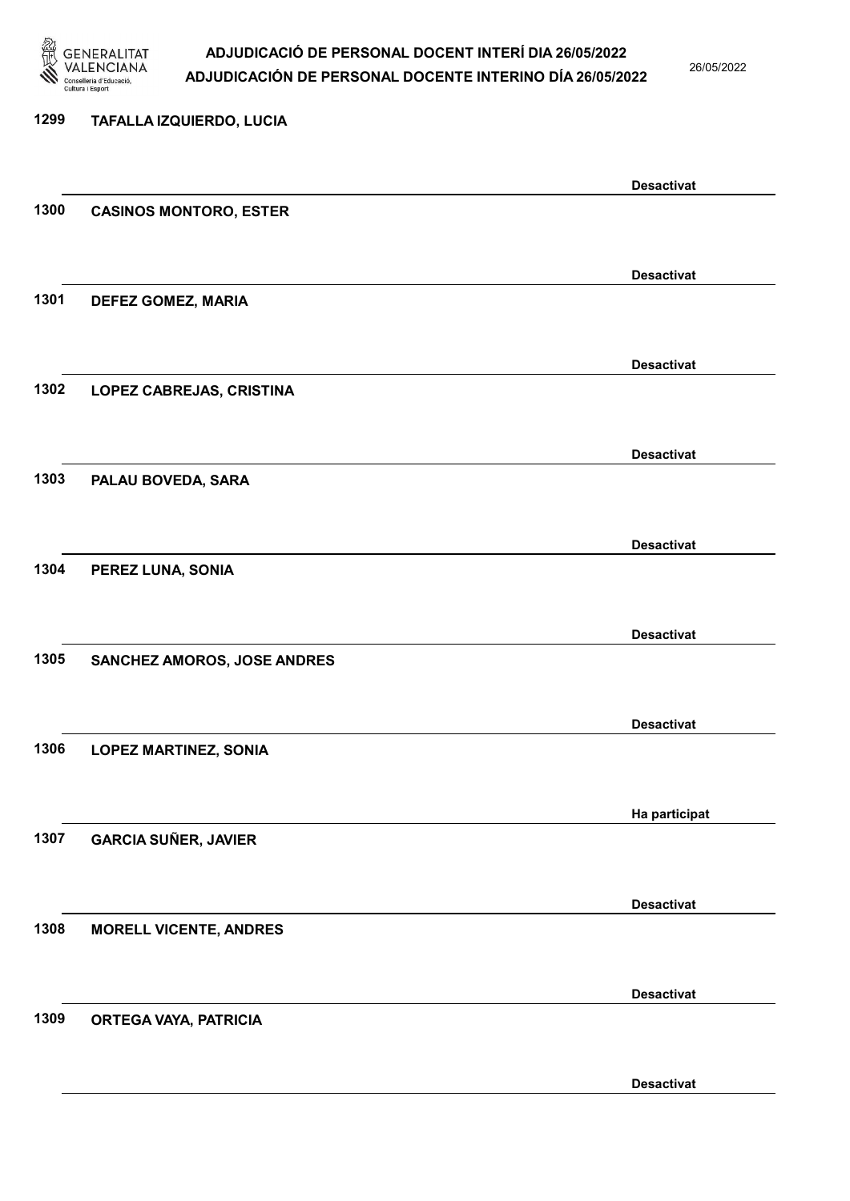1299 TAFALLA IZQUIERDO, LUCIA

Desactivat

1300 CASINOS MONTORO, ESTER

Desactivat

1301 DEFEZ GOMEZ, MARIA

Desactivat

1302 LOPEZ CABREJAS, CRISTINA

Desactivat

1303 PALAU BOVEDA, SARA

Desactivat

1304 PEREZ LUNA, SONIA

Desactivat

1305 SANCHEZ AMOROS, JOSE ANDRES

Desactivat

1306 LOPEZ MARTINEZ, SONIA

Ha participat

1307 GARCIA SUÑER, JAVIER

Desactivat

1308 MORELL VICENTE, ANDRES

Desactivat

1309 ORTEGA VAYA, PATRICIA

Desactivat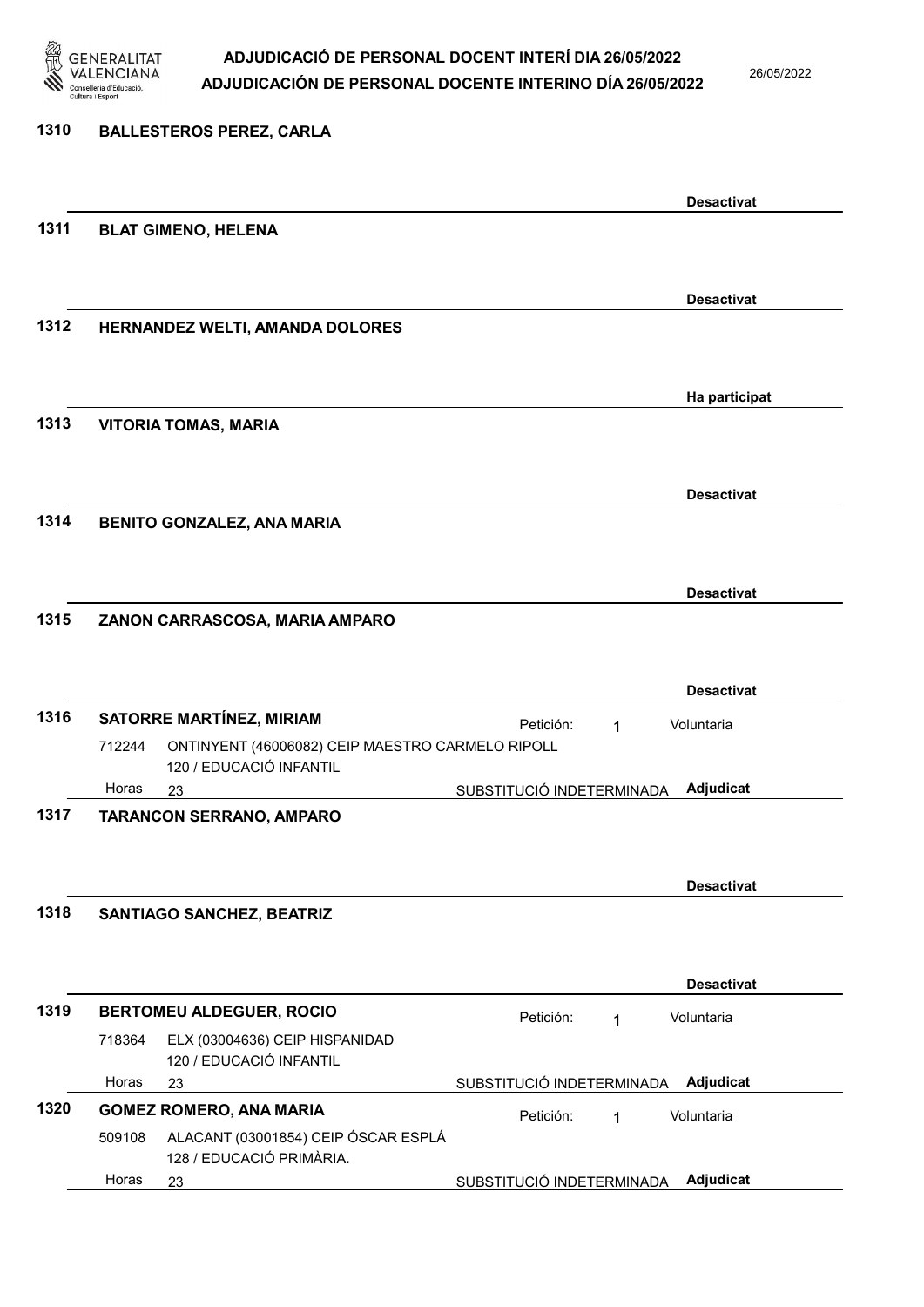**1310 BALLESTEROS PEREZ, CARLA**

Desactivat

---

**1311 BLAT GIMENO, HELENA**

Desactivat

---

**1312 HERNANDEZ WELTI, AMANDA DOLORES**

Ha participat

---

**1313 VITORIA TOMAS, MARIA**

Desactivat

---

**1314 BENITO GONZALEZ, ANA MARIA**

Desactivat

---

**1315 ZANON CARRASCOSA, MARIA AMPARO**

Desactivat

---

**1316 SATORRE MARTÍNEZ, MIRIAM** — Petición: 1 — Voluntaria

712244 ONTINYENT (46006082) CEIP MAESTRO CARMELO RIPOLL
120 / EDUCACIÓ INFANTIL

Horas 23 — SUBSTITUCIÓ INDETERMINADA — **Adjudicat**

---

**1317 TARANCON SERRANO, AMPARO**

Desactivat

---

**1318 SANTIAGO SANCHEZ, BEATRIZ**

Desactivat

---

**1319 BERTOMEU ALDEGUER, ROCIO** — Petición: 1 — Voluntaria

718364 ELX (03004636) CEIP HISPANIDAD
120 / EDUCACIÓ INFANTIL

Horas 23 — SUBSTITUCIÓ INDETERMINADA — **Adjudicat**

---

**1320 GOMEZ ROMERO, ANA MARIA** — Petición: 1 — Voluntaria

509108 ALACANT (03001854) CEIP ÓSCAR ESPLÁ
128 / EDUCACIÓ PRIMÀRIA.

Horas 23 — SUBSTITUCIÓ INDETERMINADA — **Adjudicat**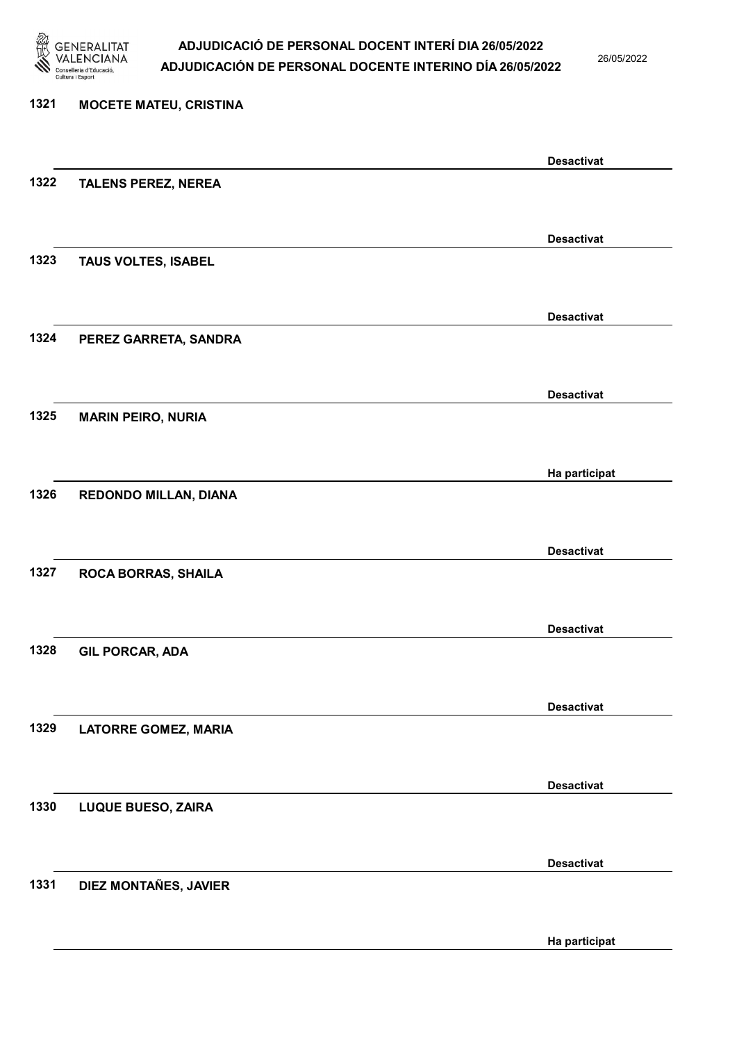| Nº | Nom | Estat |
| --- | --- | --- |
| 1321 | MOCETE MATEU, CRISTINA | Desactivat |
| 1322 | TALENS PEREZ, NEREA | Desactivat |
| 1323 | TAUS VOLTES, ISABEL | Desactivat |
| 1324 | PEREZ GARRETA, SANDRA | Desactivat |
| 1325 | MARIN PEIRO, NURIA | Ha participat |
| 1326 | REDONDO MILLAN, DIANA | Desactivat |
| 1327 | ROCA BORRAS, SHAILA | Desactivat |
| 1328 | GIL PORCAR, ADA | Desactivat |
| 1329 | LATORRE GOMEZ, MARIA | Desactivat |
| 1330 | LUQUE BUESO, ZAIRA | Desactivat |
| 1331 | DIEZ MONTAÑES, JAVIER | Ha participat |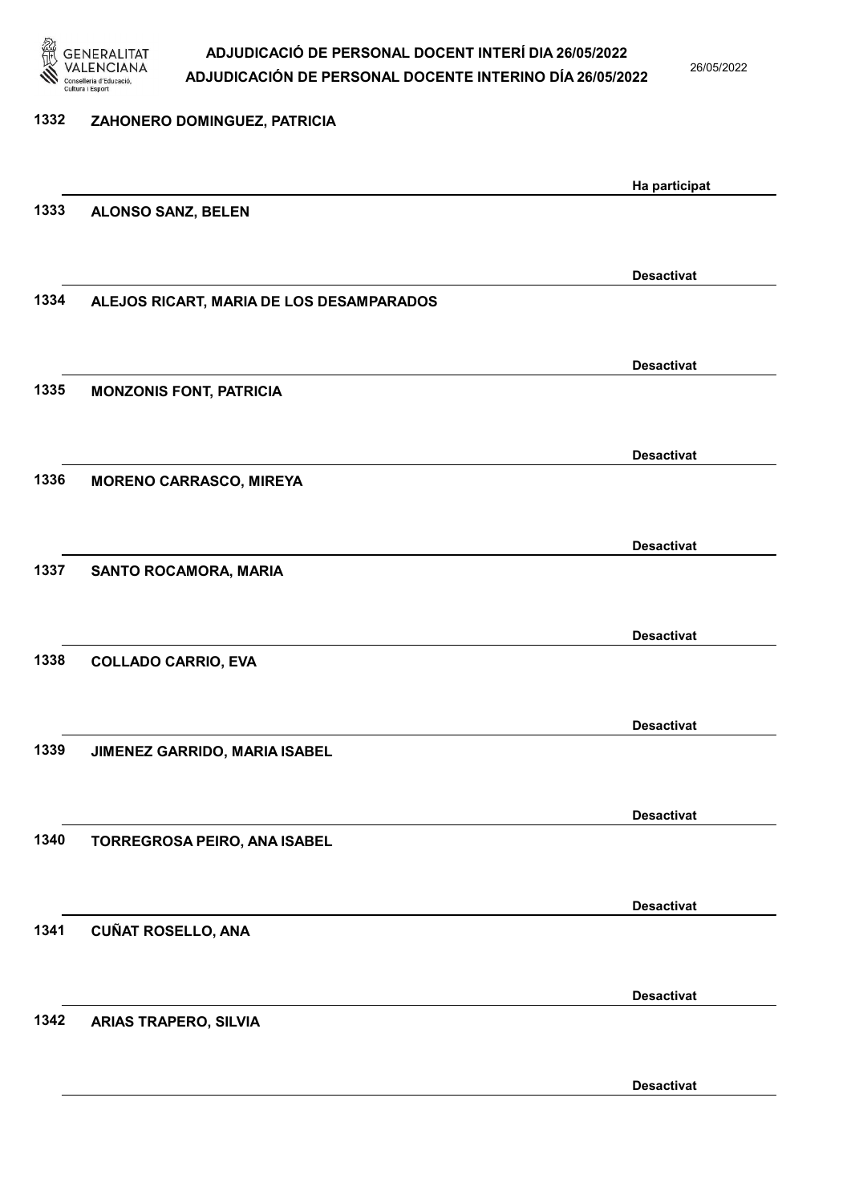1332 ZAHONERO DOMINGUEZ, PATRICIA

Ha participat

1333 ALONSO SANZ, BELEN

Desactivat

1334 ALEJOS RICART, MARIA DE LOS DESAMPARADOS

Desactivat

1335 MONZONIS FONT, PATRICIA

Desactivat

1336 MORENO CARRASCO, MIREYA

Desactivat

1337 SANTO ROCAMORA, MARIA

Desactivat

1338 COLLADO CARRIO, EVA

Desactivat

1339 JIMENEZ GARRIDO, MARIA ISABEL

Desactivat

1340 TORREGROSA PEIRO, ANA ISABEL

Desactivat

1341 CUÑAT ROSELLO, ANA

Desactivat

1342 ARIAS TRAPERO, SILVIA

Desactivat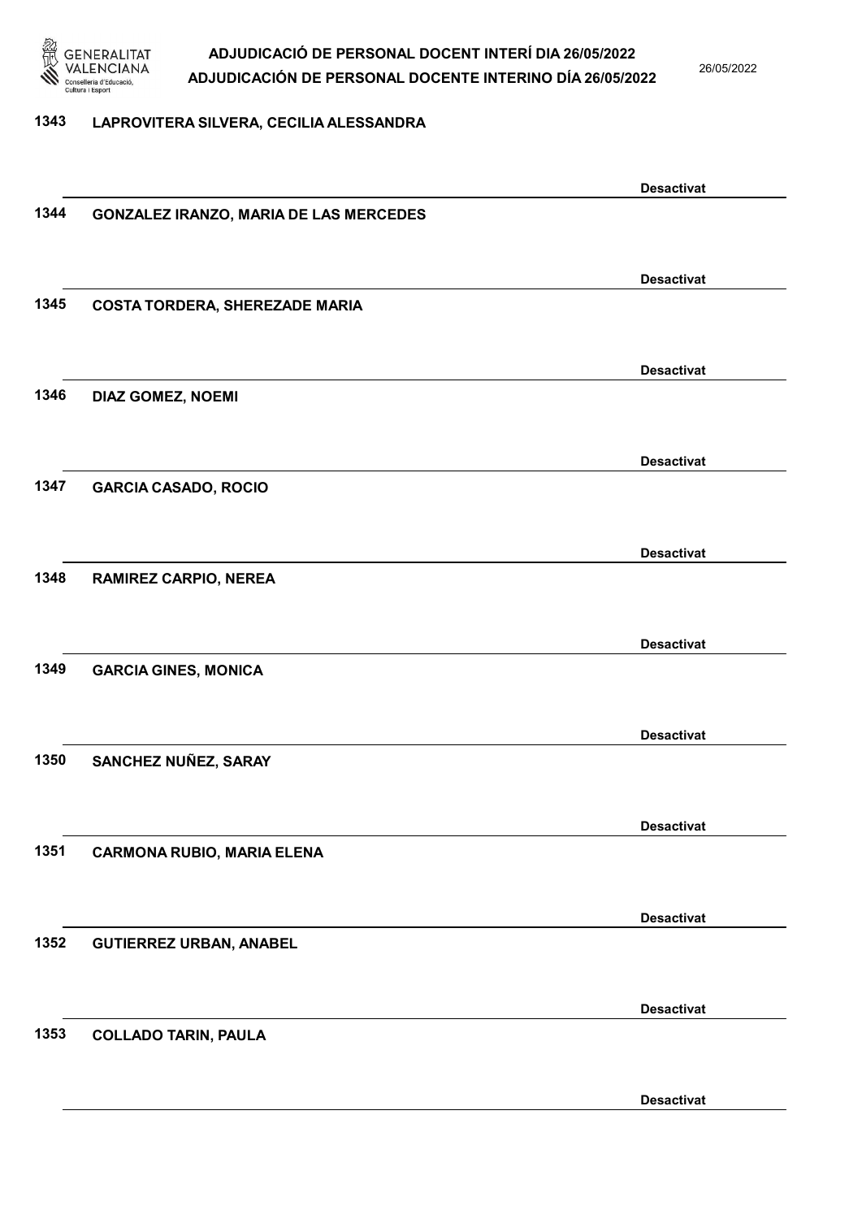1343 LAPROVITERA SILVERA, CECILIA ALESSANDRA

Desactivat

1344 GONZALEZ IRANZO, MARIA DE LAS MERCEDES

Desactivat

1345 COSTA TORDERA, SHEREZADE MARIA

Desactivat

1346 DIAZ GOMEZ, NOEMI

Desactivat

1347 GARCIA CASADO, ROCIO

Desactivat

1348 RAMIREZ CARPIO, NEREA

Desactivat

1349 GARCIA GINES, MONICA

Desactivat

1350 SANCHEZ NUÑEZ, SARAY

Desactivat

1351 CARMONA RUBIO, MARIA ELENA

Desactivat

1352 GUTIERREZ URBAN, ANABEL

Desactivat

1353 COLLADO TARIN, PAULA

Desactivat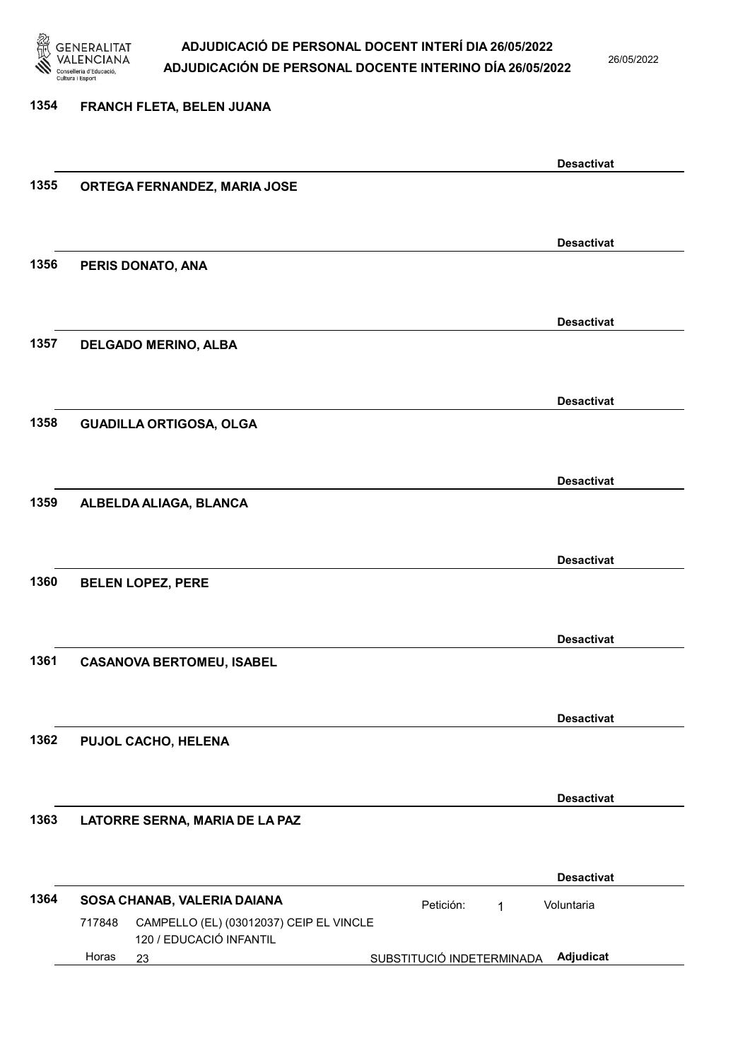1354 **FRANCH FLETA, BELEN JUANA**

**Desactivat**

1355 **ORTEGA FERNANDEZ, MARIA JOSE**

**Desactivat**

1356 **PERIS DONATO, ANA**

**Desactivat**

1357 **DELGADO MERINO, ALBA**

**Desactivat**

1358 **GUADILLA ORTIGOSA, OLGA**

**Desactivat**

1359 **ALBELDA ALIAGA, BLANCA**

**Desactivat**

1360 **BELEN LOPEZ, PERE**

**Desactivat**

1361 **CASANOVA BERTOMEU, ISABEL**

**Desactivat**

1362 **PUJOL CACHO, HELENA**

**Desactivat**

1363 **LATORRE SERNA, MARIA DE LA PAZ**

**Desactivat**

1364 **SOSA CHANAB, VALERIA DAIANA** Petición: 1 Voluntaria

717848 CAMPELLO (EL) (03012037) CEIP EL VINCLE
120 / EDUCACIÓ INFANTIL
Horas 23 SUBSTITUCIÓ INDETERMINADA **Adjudicat**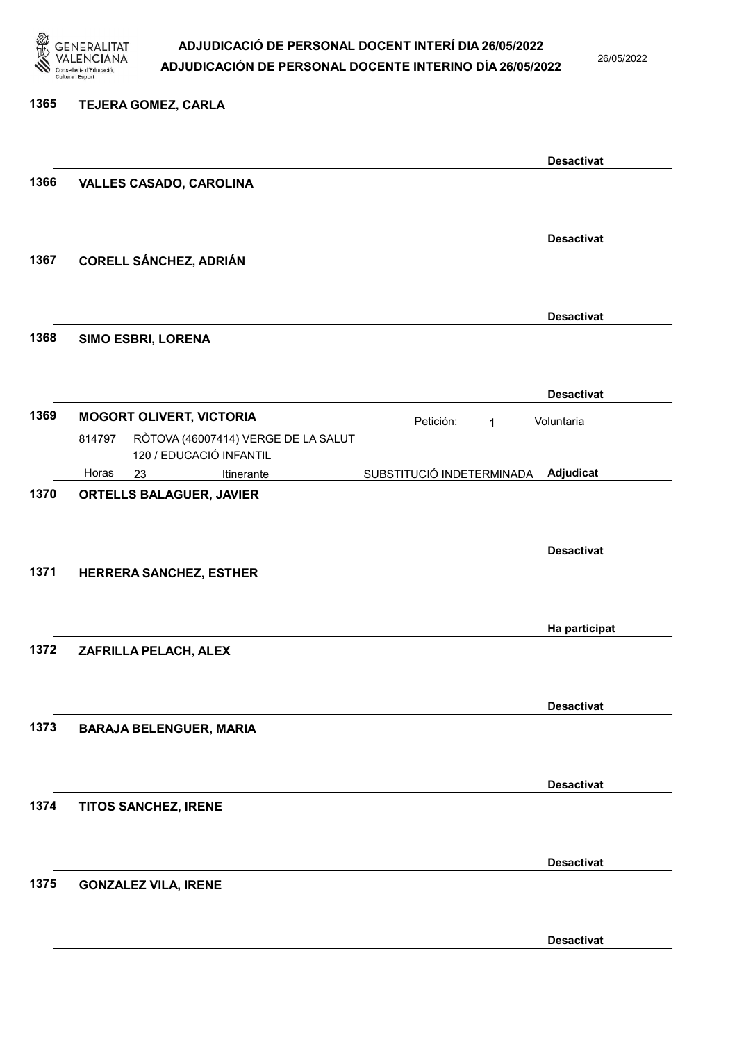1365 **TEJERA GOMEZ, CARLA**

**Desactivat**

1366 **VALLES CASADO, CAROLINA**

**Desactivat**

1367 **CORELL SÁNCHEZ, ADRIÁN**

**Desactivat**

1368 **SIMO ESBRI, LORENA**

**Desactivat**

1369 **MOGORT OLIVERT, VICTORIA** Petición: 1 Voluntaria

814797 RÒTOVA (46007414) VERGE DE LA SALUT
120 / EDUCACIÓ INFANTIL
Horas 23 Itinerante SUBSTITUCIÓ INDETERMINADA **Adjudicat**

1370 **ORTELLS BALAGUER, JAVIER**

**Desactivat**

1371 **HERRERA SANCHEZ, ESTHER**

**Ha participat**

1372 **ZAFRILLA PELACH, ALEX**

**Desactivat**

1373 **BARAJA BELENGUER, MARIA**

**Desactivat**

1374 **TITOS SANCHEZ, IRENE**

**Desactivat**

1375 **GONZALEZ VILA, IRENE**

**Desactivat**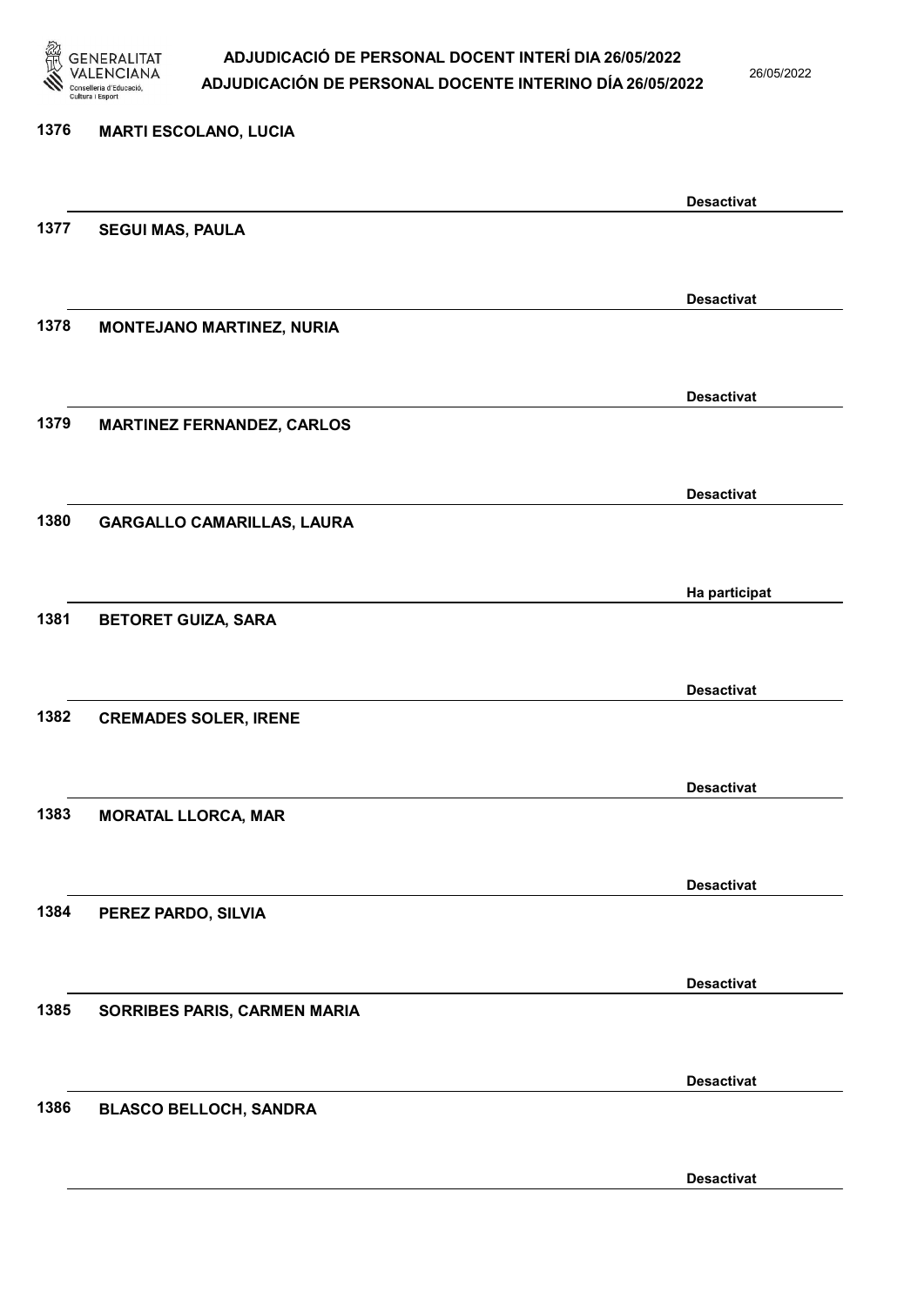1376 **MARTI ESCOLANO, LUCIA**

**Desactivat**

1377 **SEGUI MAS, PAULA**

**Desactivat**

1378 **MONTEJANO MARTINEZ, NURIA**

**Desactivat**

1379 **MARTINEZ FERNANDEZ, CARLOS**

**Desactivat**

1380 **GARGALLO CAMARILLAS, LAURA**

**Ha participat**

1381 **BETORET GUIZA, SARA**

**Desactivat**

1382 **CREMADES SOLER, IRENE**

**Desactivat**

1383 **MORATAL LLORCA, MAR**

**Desactivat**

1384 **PEREZ PARDO, SILVIA**

**Desactivat**

1385 **SORRIBES PARIS, CARMEN MARIA**

**Desactivat**

1386 **BLASCO BELLOCH, SANDRA**

**Desactivat**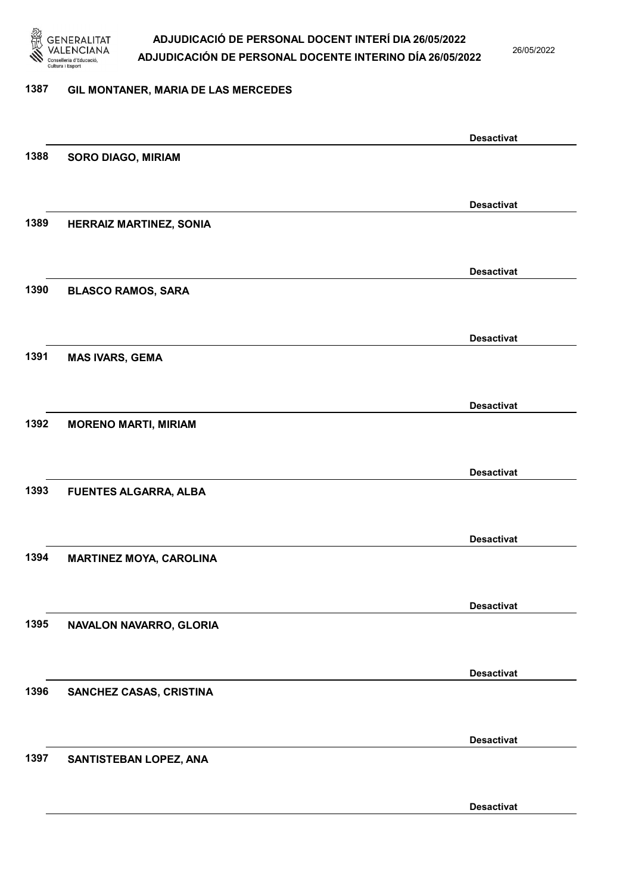| | | |
|---|---|---|
| 1387 | GIL MONTANER, MARIA DE LAS MERCEDES | |
| | | Desactivat |
| 1388 | SORO DIAGO, MIRIAM | |
| | | Desactivat |
| 1389 | HERRAIZ MARTINEZ, SONIA | |
| | | Desactivat |
| 1390 | BLASCO RAMOS, SARA | |
| | | Desactivat |
| 1391 | MAS IVARS, GEMA | |
| | | Desactivat |
| 1392 | MORENO MARTI, MIRIAM | |
| | | Desactivat |
| 1393 | FUENTES ALGARRA, ALBA | |
| | | Desactivat |
| 1394 | MARTINEZ MOYA, CAROLINA | |
| | | Desactivat |
| 1395 | NAVALON NAVARRO, GLORIA | |
| | | Desactivat |
| 1396 | SANCHEZ CASAS, CRISTINA | |
| | | Desactivat |
| 1397 | SANTISTEBAN LOPEZ, ANA | |
| | | Desactivat |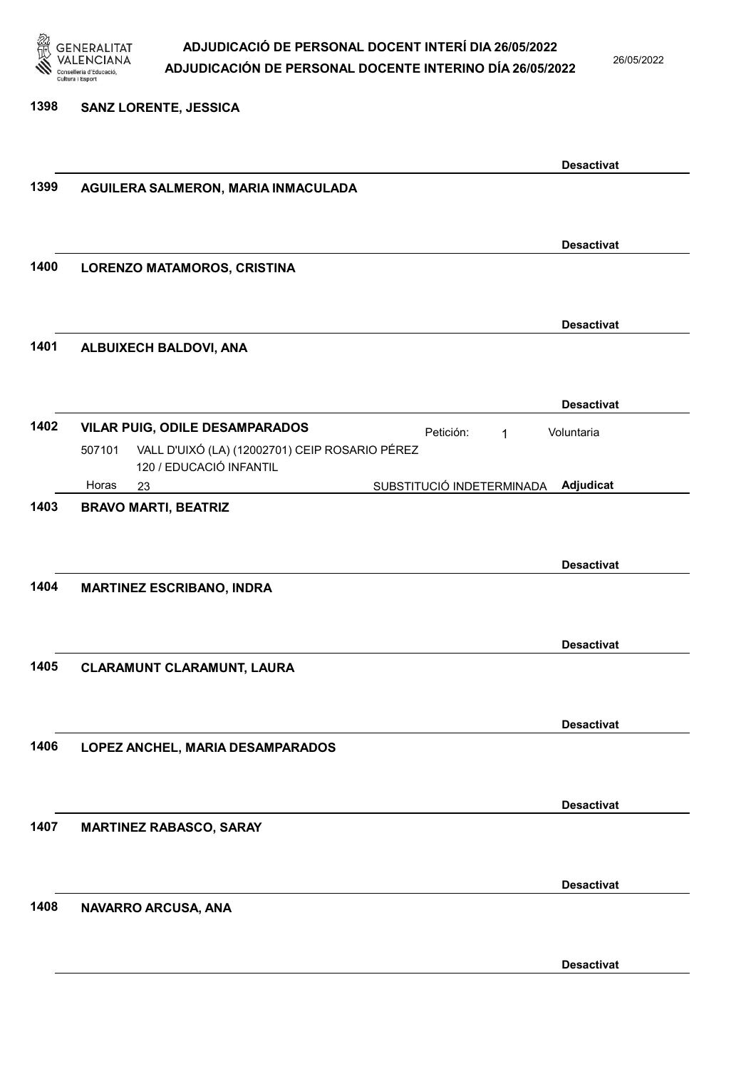1398 **SANZ LORENTE, JESSICA**

**Desactivat**

1399 **AGUILERA SALMERON, MARIA INMACULADA**

**Desactivat**

1400 **LORENZO MATAMOROS, CRISTINA**

**Desactivat**

1401 **ALBUIXECH BALDOVI, ANA**

**Desactivat**

1402 **VILAR PUIG, ODILE DESAMPARADOS** Petición: 1 Voluntaria

507101 VALL D'UIXÓ (LA) (12002701) CEIP ROSARIO PÉREZ
120 / EDUCACIÓ INFANTIL

Horas 23 SUBSTITUCIÓ INDETERMINADA **Adjudicat**

1403 **BRAVO MARTI, BEATRIZ**

**Desactivat**

1404 **MARTINEZ ESCRIBANO, INDRA**

**Desactivat**

1405 **CLARAMUNT CLARAMUNT, LAURA**

**Desactivat**

1406 **LOPEZ ANCHEL, MARIA DESAMPARADOS**

**Desactivat**

1407 **MARTINEZ RABASCO, SARAY**

**Desactivat**

1408 **NAVARRO ARCUSA, ANA**

**Desactivat**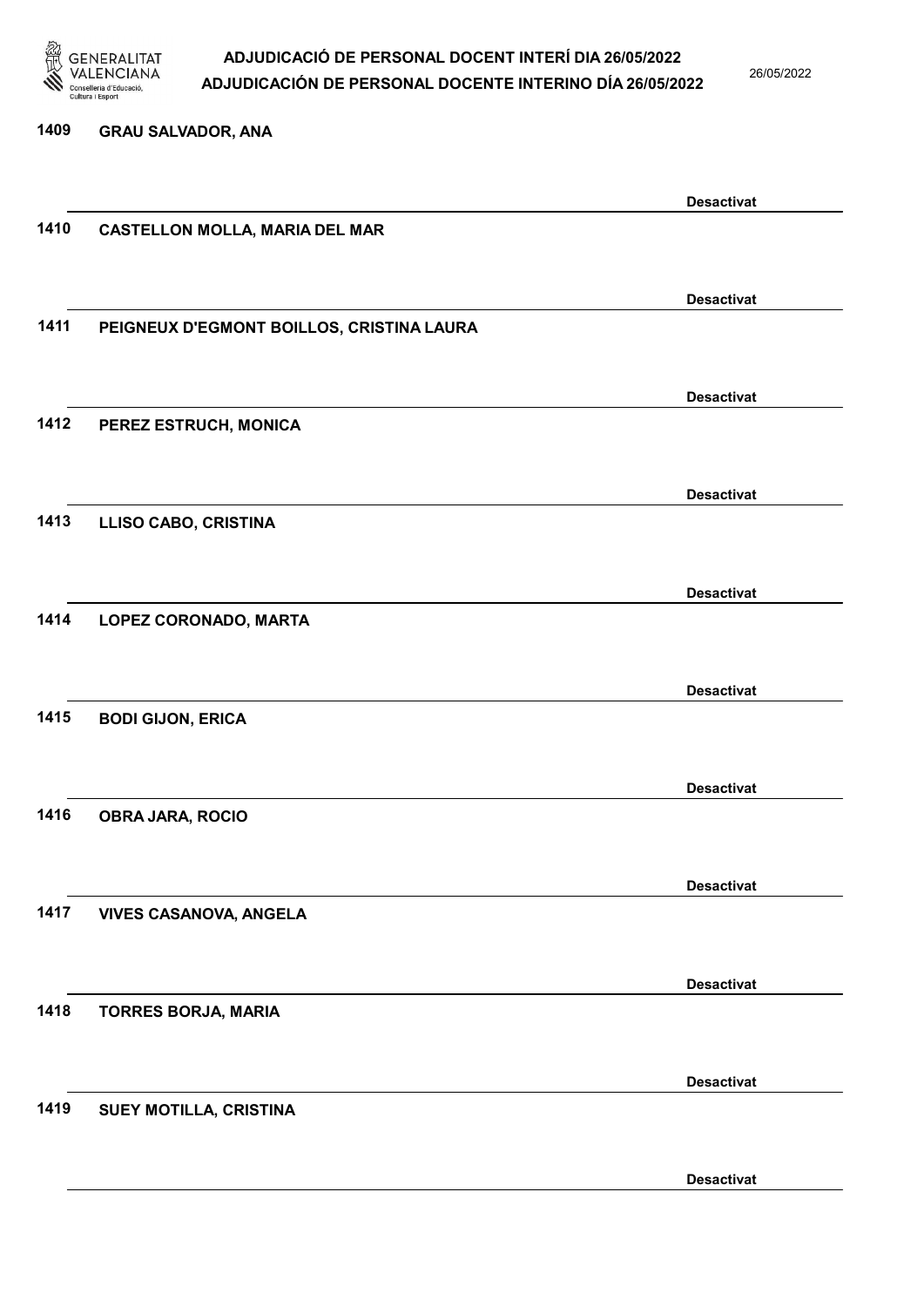| | | |
|---|---|---|
| 1409 | GRAU SALVADOR, ANA | Desactivat |
| 1410 | CASTELLON MOLLA, MARIA DEL MAR | Desactivat |
| 1411 | PEIGNEUX D'EGMONT BOILLOS, CRISTINA LAURA | Desactivat |
| 1412 | PEREZ ESTRUCH, MONICA | Desactivat |
| 1413 | LLISO CABO, CRISTINA | Desactivat |
| 1414 | LOPEZ CORONADO, MARTA | Desactivat |
| 1415 | BODI GIJON, ERICA | Desactivat |
| 1416 | OBRA JARA, ROCIO | Desactivat |
| 1417 | VIVES CASANOVA, ANGELA | Desactivat |
| 1418 | TORRES BORJA, MARIA | Desactivat |
| 1419 | SUEY MOTILLA, CRISTINA | Desactivat |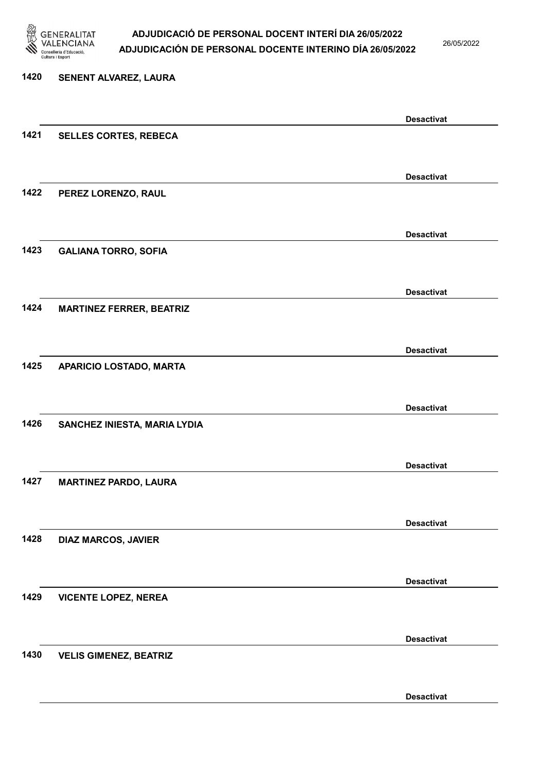1420 SENENT ALVAREZ, LAURA

Desactivat

1421 SELLES CORTES, REBECA

Desactivat

1422 PEREZ LORENZO, RAUL

Desactivat

1423 GALIANA TORRO, SOFIA

Desactivat

1424 MARTINEZ FERRER, BEATRIZ

Desactivat

1425 APARICIO LOSTADO, MARTA

Desactivat

1426 SANCHEZ INIESTA, MARIA LYDIA

Desactivat

1427 MARTINEZ PARDO, LAURA

Desactivat

1428 DIAZ MARCOS, JAVIER

Desactivat

1429 VICENTE LOPEZ, NEREA

Desactivat

1430 VELIS GIMENEZ, BEATRIZ

Desactivat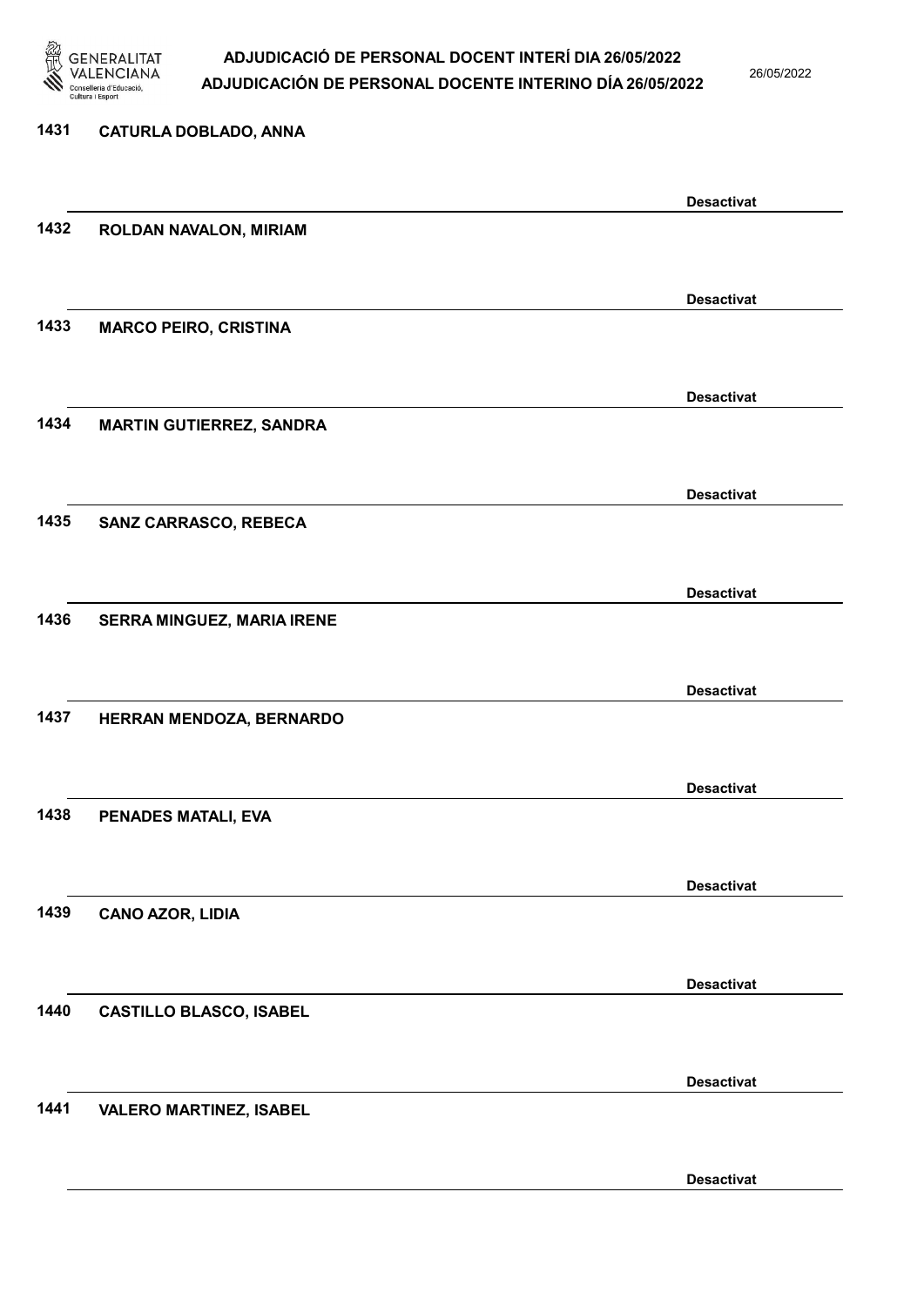1431 CATURLA DOBLADO, ANNA

Desactivat

1432 ROLDAN NAVALON, MIRIAM

Desactivat

1433 MARCO PEIRO, CRISTINA

Desactivat

1434 MARTIN GUTIERREZ, SANDRA

Desactivat

1435 SANZ CARRASCO, REBECA

Desactivat

1436 SERRA MINGUEZ, MARIA IRENE

Desactivat

1437 HERRAN MENDOZA, BERNARDO

Desactivat

1438 PENADES MATALI, EVA

Desactivat

1439 CANO AZOR, LIDIA

Desactivat

1440 CASTILLO BLASCO, ISABEL

Desactivat

1441 VALERO MARTINEZ, ISABEL

Desactivat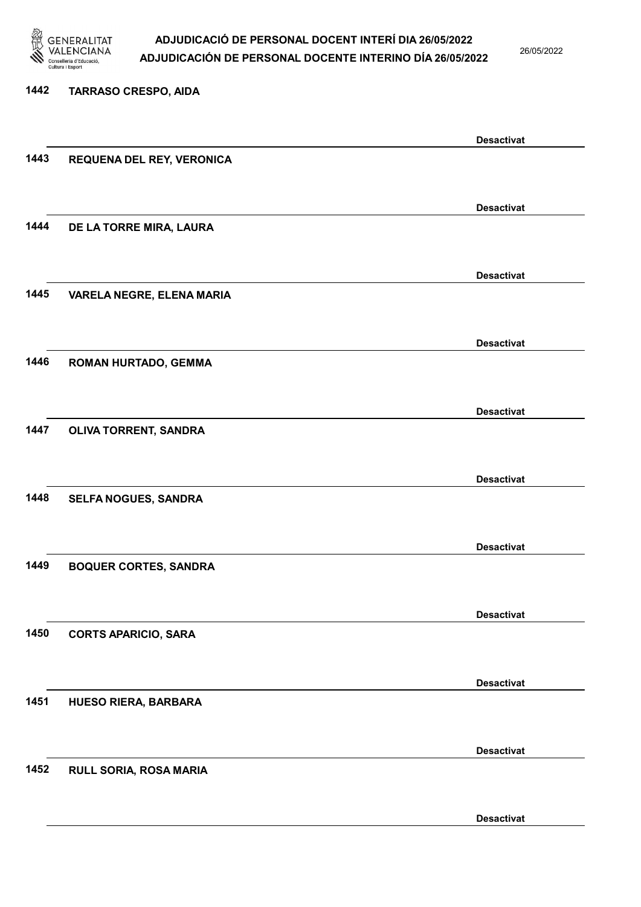1442 TARRASO CRESPO, AIDA

Desactivat

1443 REQUENA DEL REY, VERONICA

Desactivat

1444 DE LA TORRE MIRA, LAURA

Desactivat

1445 VARELA NEGRE, ELENA MARIA

Desactivat

1446 ROMAN HURTADO, GEMMA

Desactivat

1447 OLIVA TORRENT, SANDRA

Desactivat

1448 SELFA NOGUES, SANDRA

Desactivat

1449 BOQUER CORTES, SANDRA

Desactivat

1450 CORTS APARICIO, SARA

Desactivat

1451 HUESO RIERA, BARBARA

Desactivat

1452 RULL SORIA, ROSA MARIA

Desactivat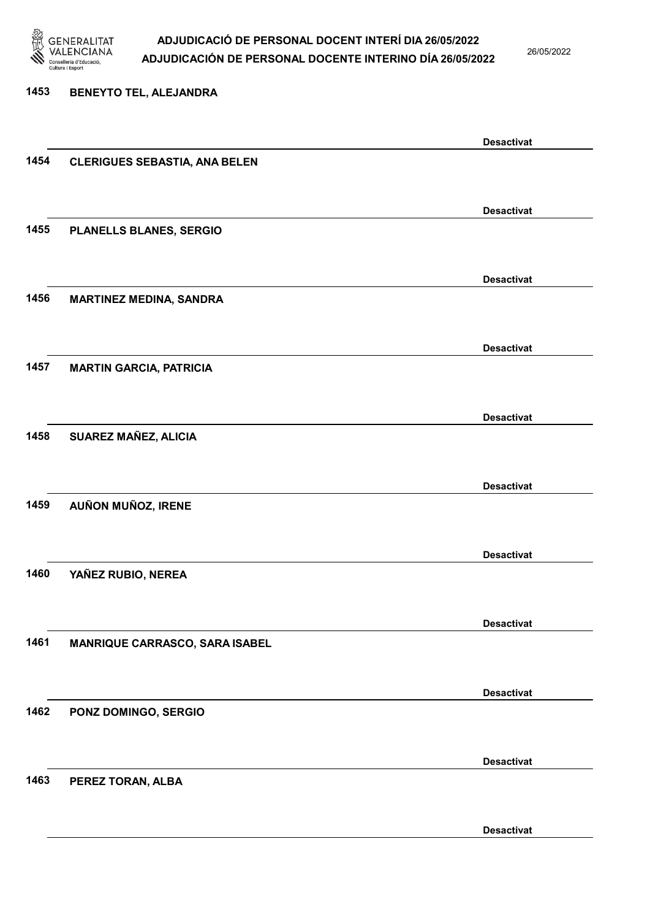1453 BENEYTO TEL, ALEJANDRA

Desactivat

1454 CLERIGUES SEBASTIA, ANA BELEN

Desactivat

1455 PLANELLS BLANES, SERGIO

Desactivat

1456 MARTINEZ MEDINA, SANDRA

Desactivat

1457 MARTIN GARCIA, PATRICIA

Desactivat

1458 SUAREZ MAÑEZ, ALICIA

Desactivat

1459 AUÑON MUÑOZ, IRENE

Desactivat

1460 YAÑEZ RUBIO, NEREA

Desactivat

1461 MANRIQUE CARRASCO, SARA ISABEL

Desactivat

1462 PONZ DOMINGO, SERGIO

Desactivat

1463 PEREZ TORAN, ALBA

Desactivat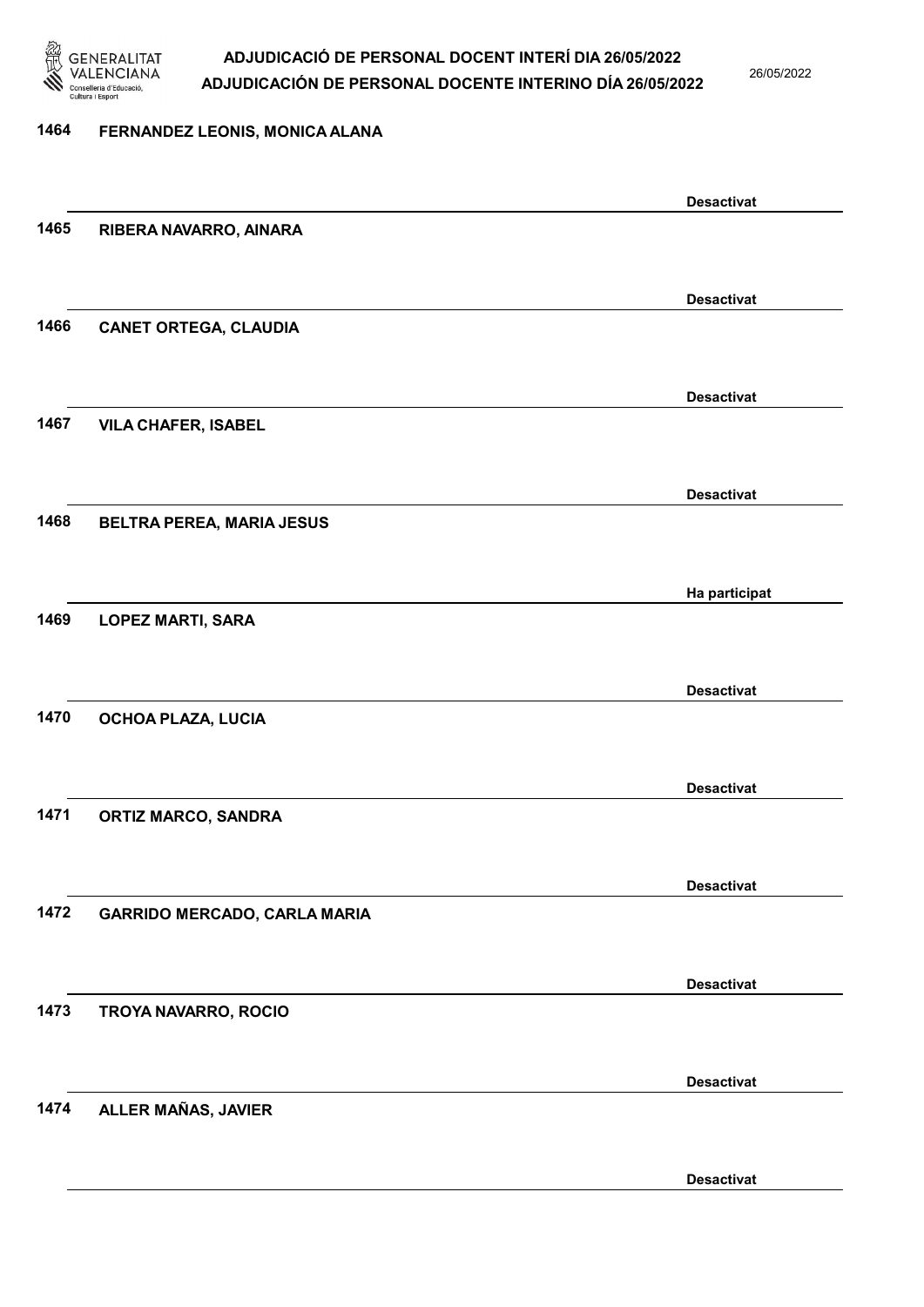1464 FERNANDEZ LEONIS, MONICA ALANA

Desactivat

1465 RIBERA NAVARRO, AINARA

Desactivat

1466 CANET ORTEGA, CLAUDIA

Desactivat

1467 VILA CHAFER, ISABEL

Desactivat

1468 BELTRA PEREA, MARIA JESUS

Ha participat

1469 LOPEZ MARTI, SARA

Desactivat

1470 OCHOA PLAZA, LUCIA

Desactivat

1471 ORTIZ MARCO, SANDRA

Desactivat

1472 GARRIDO MERCADO, CARLA MARIA

Desactivat

1473 TROYA NAVARRO, ROCIO

Desactivat

1474 ALLER MAÑAS, JAVIER

Desactivat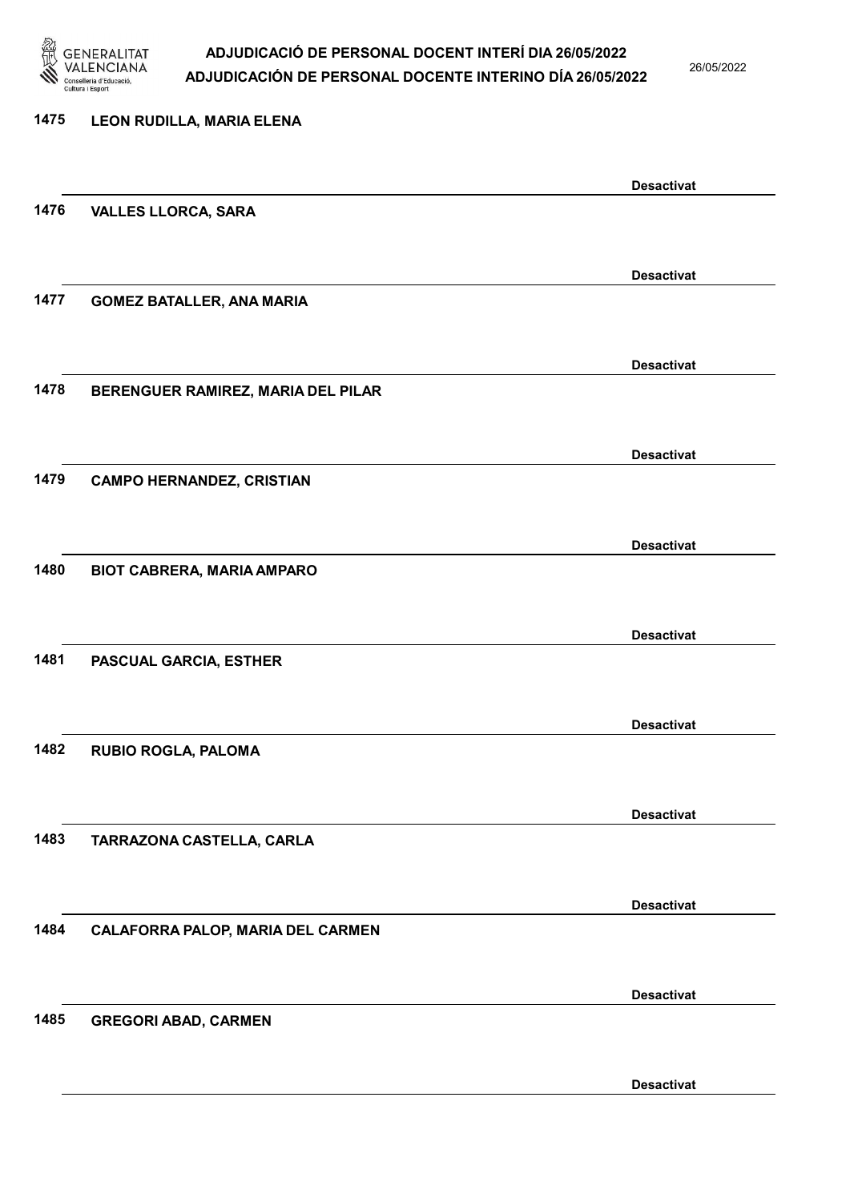1475 LEON RUDILLA, MARIA ELENA

Desactivat

1476 VALLES LLORCA, SARA

Desactivat

1477 GOMEZ BATALLER, ANA MARIA

Desactivat

1478 BERENGUER RAMIREZ, MARIA DEL PILAR

Desactivat

1479 CAMPO HERNANDEZ, CRISTIAN

Desactivat

1480 BIOT CABRERA, MARIA AMPARO

Desactivat

1481 PASCUAL GARCIA, ESTHER

Desactivat

1482 RUBIO ROGLA, PALOMA

Desactivat

1483 TARRAZONA CASTELLA, CARLA

Desactivat

1484 CALAFORRA PALOP, MARIA DEL CARMEN

Desactivat

1485 GREGORI ABAD, CARMEN

Desactivat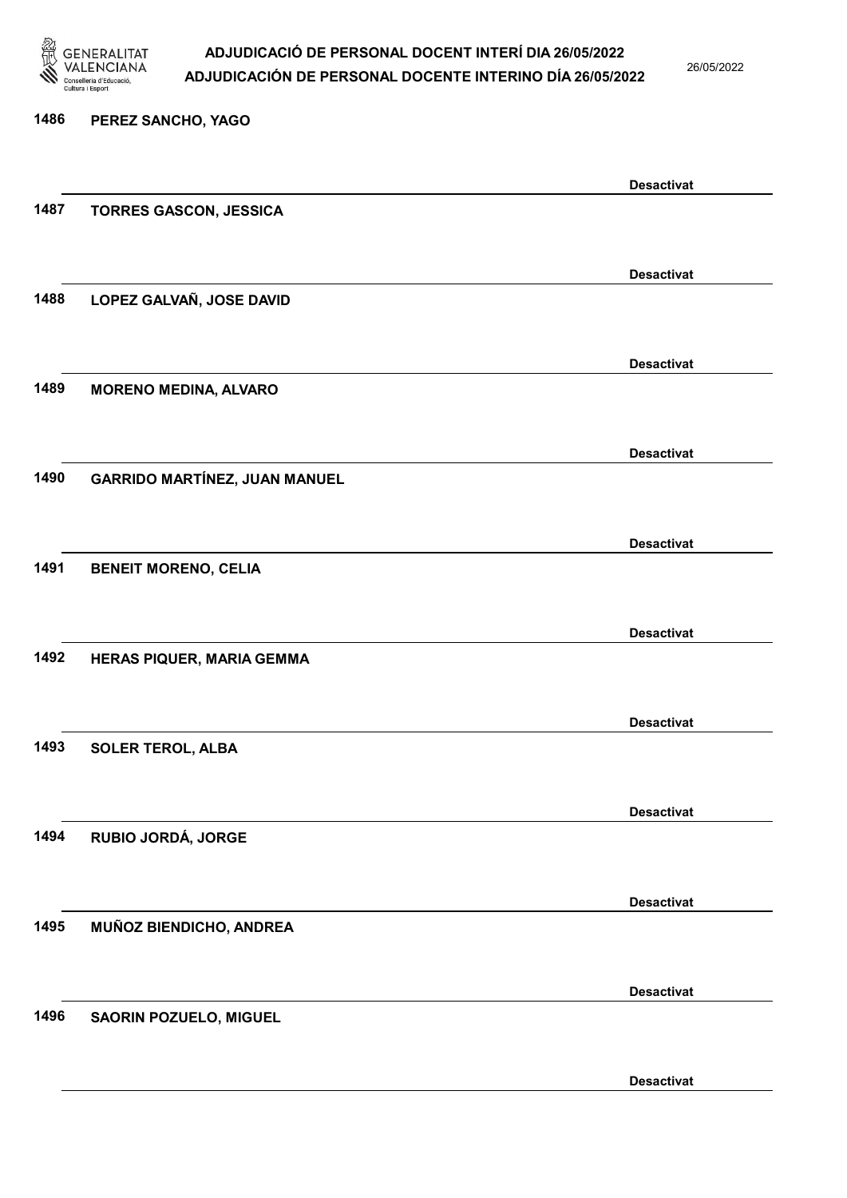1486 PEREZ SANCHO, YAGO

Desactivat

1487 TORRES GASCON, JESSICA

Desactivat

1488 LOPEZ GALVAÑ, JOSE DAVID

Desactivat

1489 MORENO MEDINA, ALVARO

Desactivat

1490 GARRIDO MARTÍNEZ, JUAN MANUEL

Desactivat

1491 BENEIT MORENO, CELIA

Desactivat

1492 HERAS PIQUER, MARIA GEMMA

Desactivat

1493 SOLER TEROL, ALBA

Desactivat

1494 RUBIO JORDÁ, JORGE

Desactivat

1495 MUÑOZ BIENDICHO, ANDREA

Desactivat

1496 SAORIN POZUELO, MIGUEL

Desactivat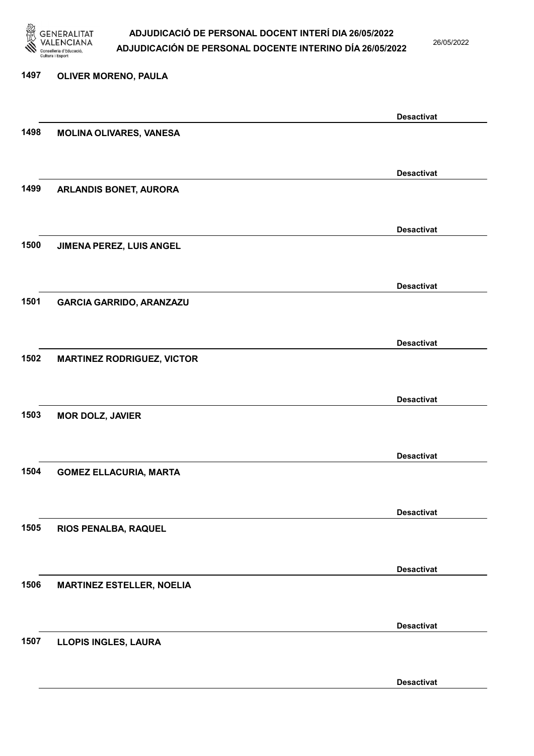1497 OLIVER MORENO, PAULA

Desactivat

1498 MOLINA OLIVARES, VANESA

Desactivat

1499 ARLANDIS BONET, AURORA

Desactivat

1500 JIMENA PEREZ, LUIS ANGEL

Desactivat

1501 GARCIA GARRIDO, ARANZAZU

Desactivat

1502 MARTINEZ RODRIGUEZ, VICTOR

Desactivat

1503 MOR DOLZ, JAVIER

Desactivat

1504 GOMEZ ELLACURIA, MARTA

Desactivat

1505 RIOS PENALBA, RAQUEL

Desactivat

1506 MARTINEZ ESTELLER, NOELIA

Desactivat

1507 LLOPIS INGLES, LAURA

Desactivat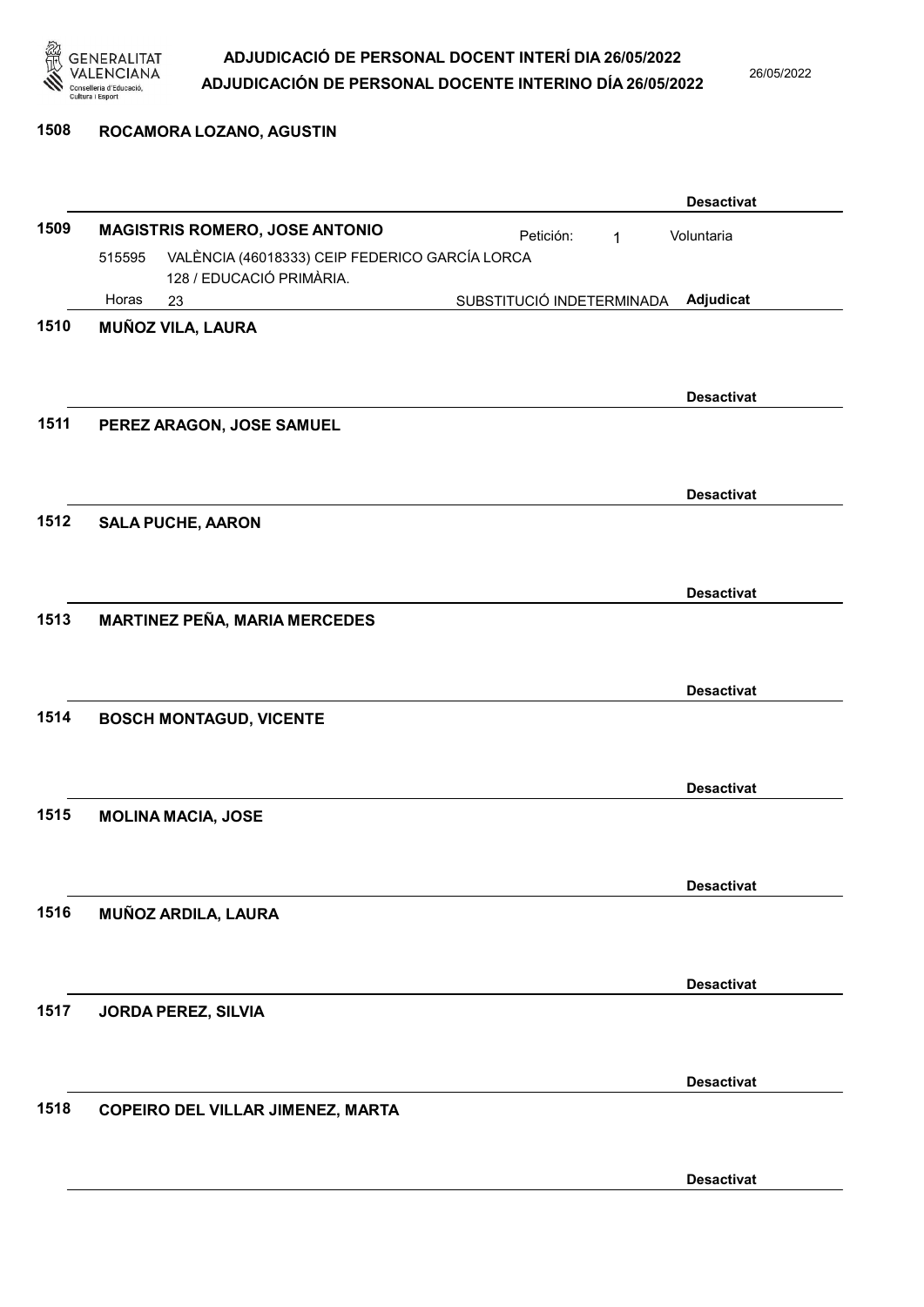1508 **ROCAMORA LOZANO, AGUSTIN**

**Desactivat**

1509 **MAGISTRIS ROMERO, JOSE ANTONIO** Petición: 1 Voluntaria

515595 VALÈNCIA (46018333) CEIP FEDERICO GARCÍA LORCA
128 / EDUCACIÓ PRIMÀRIA.

Horas 23 SUBSTITUCIÓ INDETERMINADA **Adjudicat**

1510 **MUÑOZ VILA, LAURA**

**Desactivat**

1511 **PEREZ ARAGON, JOSE SAMUEL**

**Desactivat**

1512 **SALA PUCHE, AARON**

**Desactivat**

1513 **MARTINEZ PEÑA, MARIA MERCEDES**

**Desactivat**

1514 **BOSCH MONTAGUD, VICENTE**

**Desactivat**

1515 **MOLINA MACIA, JOSE**

**Desactivat**

1516 **MUÑOZ ARDILA, LAURA**

**Desactivat**

1517 **JORDA PEREZ, SILVIA**

**Desactivat**

1518 **COPEIRO DEL VILLAR JIMENEZ, MARTA**

**Desactivat**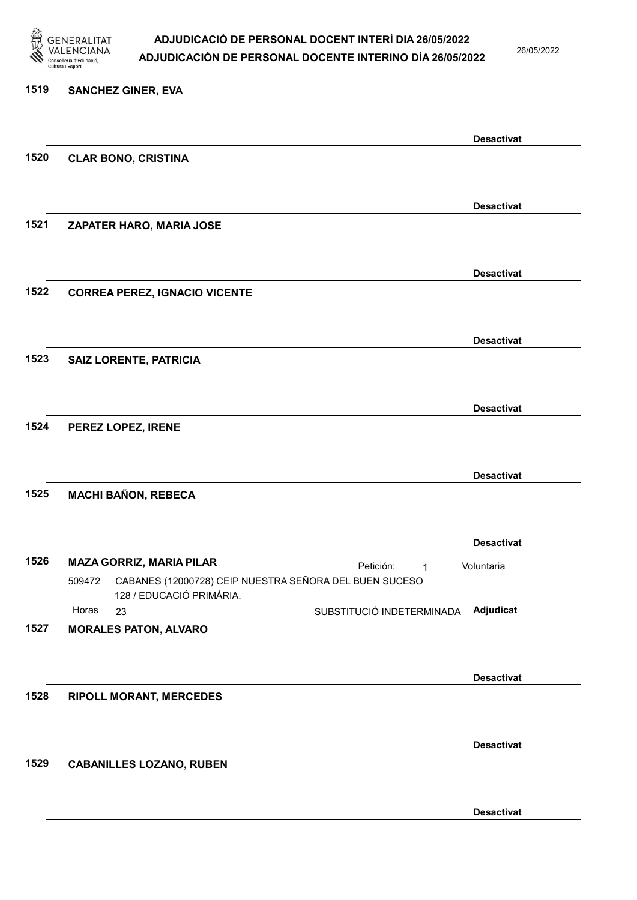1519 **SANCHEZ GINER, EVA**

**Desactivat**

1520 **CLAR BONO, CRISTINA**

**Desactivat**

1521 **ZAPATER HARO, MARIA JOSE**

**Desactivat**

1522 **CORREA PEREZ, IGNACIO VICENTE**

**Desactivat**

1523 **SAIZ LORENTE, PATRICIA**

**Desactivat**

1524 **PEREZ LOPEZ, IRENE**

**Desactivat**

1525 **MACHI BAÑON, REBECA**

**Desactivat**

1526 **MAZA GORRIZ, MARIA PILAR** Petición: 1 Voluntaria

509472 CABANES (12000728) CEIP NUESTRA SEÑORA DEL BUEN SUCESO 128 / EDUCACIÓ PRIMÀRIA.

Horas 23 SUBSTITUCIÓ INDETERMINADA **Adjudicat**

1527 **MORALES PATON, ALVARO**

**Desactivat**

1528 **RIPOLL MORANT, MERCEDES**

**Desactivat**

1529 **CABANILLES LOZANO, RUBEN**

**Desactivat**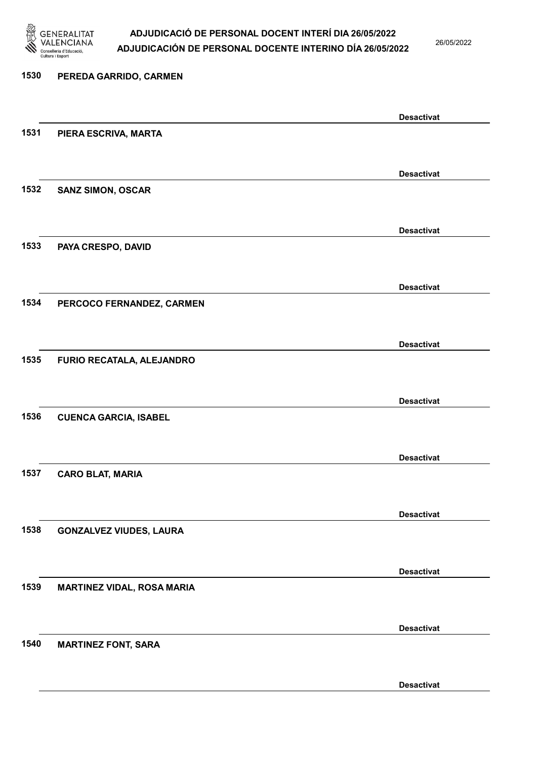1530 PEREDA GARRIDO, CARMEN

Desactivat

1531 PIERA ESCRIVA, MARTA

Desactivat

1532 SANZ SIMON, OSCAR

Desactivat

1533 PAYA CRESPO, DAVID

Desactivat

1534 PERCOCO FERNANDEZ, CARMEN

Desactivat

1535 FURIO RECATALA, ALEJANDRO

Desactivat

1536 CUENCA GARCIA, ISABEL

Desactivat

1537 CARO BLAT, MARIA

Desactivat

1538 GONZALVEZ VIUDES, LAURA

Desactivat

1539 MARTINEZ VIDAL, ROSA MARIA

Desactivat

1540 MARTINEZ FONT, SARA

Desactivat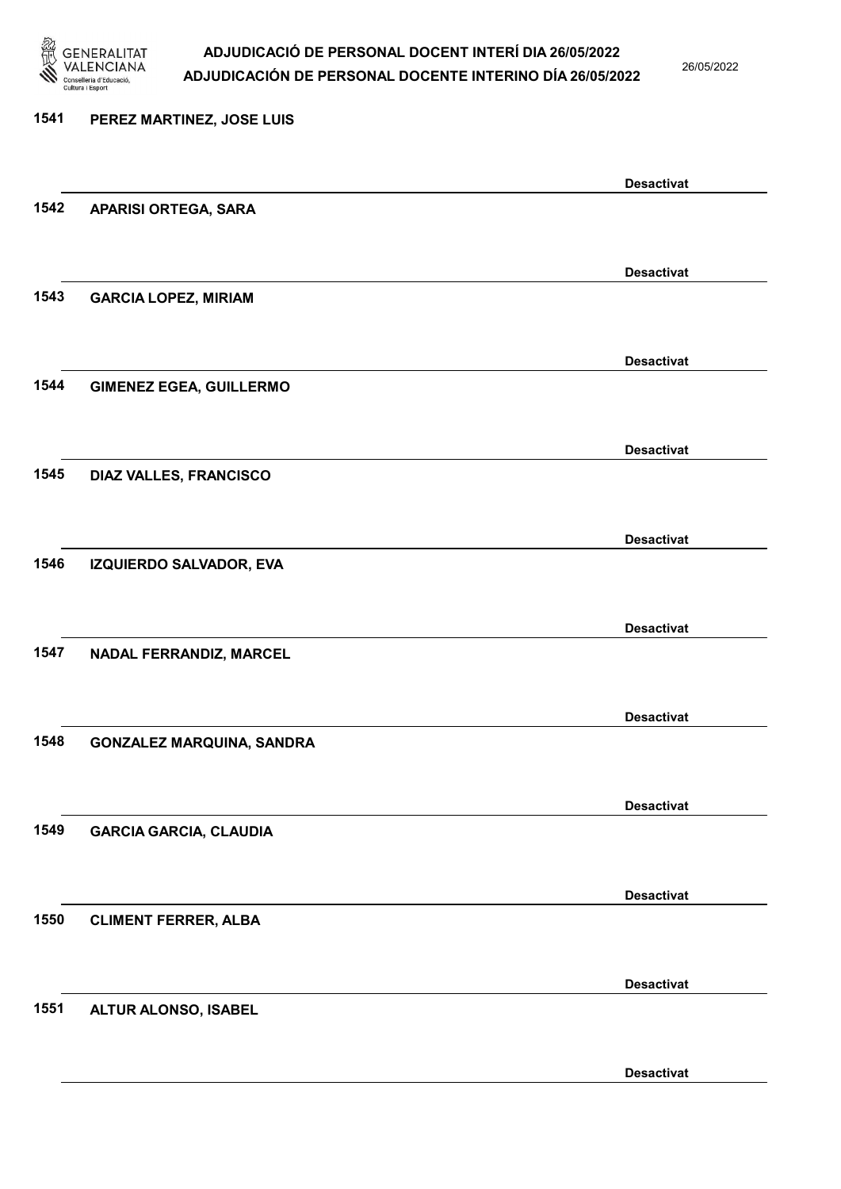1541 PEREZ MARTINEZ, JOSE LUIS

Desactivat

1542 APARISI ORTEGA, SARA

Desactivat

1543 GARCIA LOPEZ, MIRIAM

Desactivat

1544 GIMENEZ EGEA, GUILLERMO

Desactivat

1545 DIAZ VALLES, FRANCISCO

Desactivat

1546 IZQUIERDO SALVADOR, EVA

Desactivat

1547 NADAL FERRANDIZ, MARCEL

Desactivat

1548 GONZALEZ MARQUINA, SANDRA

Desactivat

1549 GARCIA GARCIA, CLAUDIA

Desactivat

1550 CLIMENT FERRER, ALBA

Desactivat

1551 ALTUR ALONSO, ISABEL

Desactivat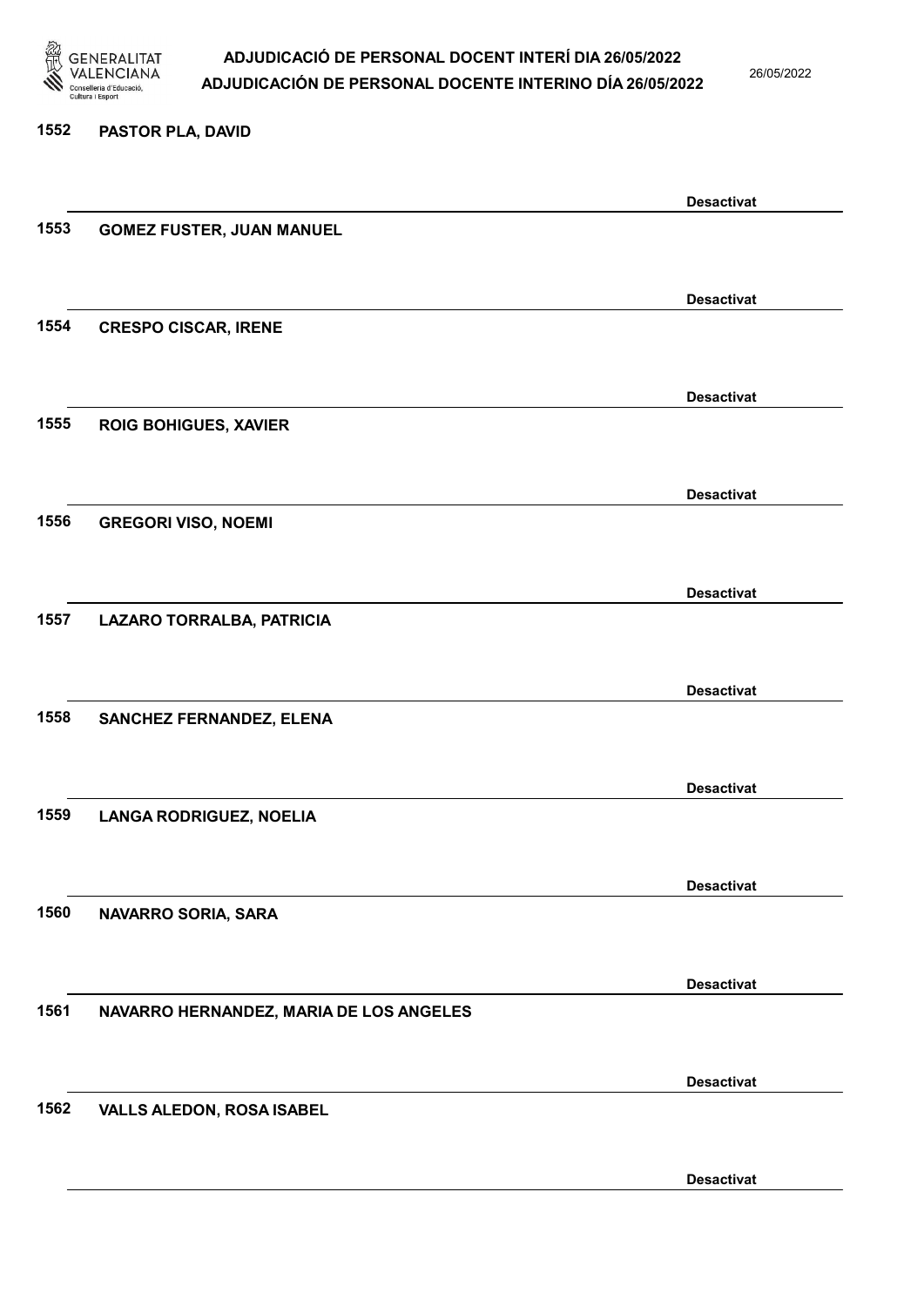1552 PASTOR PLA, DAVID

Desactivat

1553 GOMEZ FUSTER, JUAN MANUEL

Desactivat

1554 CRESPO CISCAR, IRENE

Desactivat

1555 ROIG BOHIGUES, XAVIER

Desactivat

1556 GREGORI VISO, NOEMI

Desactivat

1557 LAZARO TORRALBA, PATRICIA

Desactivat

1558 SANCHEZ FERNANDEZ, ELENA

Desactivat

1559 LANGA RODRIGUEZ, NOELIA

Desactivat

1560 NAVARRO SORIA, SARA

Desactivat

1561 NAVARRO HERNANDEZ, MARIA DE LOS ANGELES

Desactivat

1562 VALLS ALEDON, ROSA ISABEL

Desactivat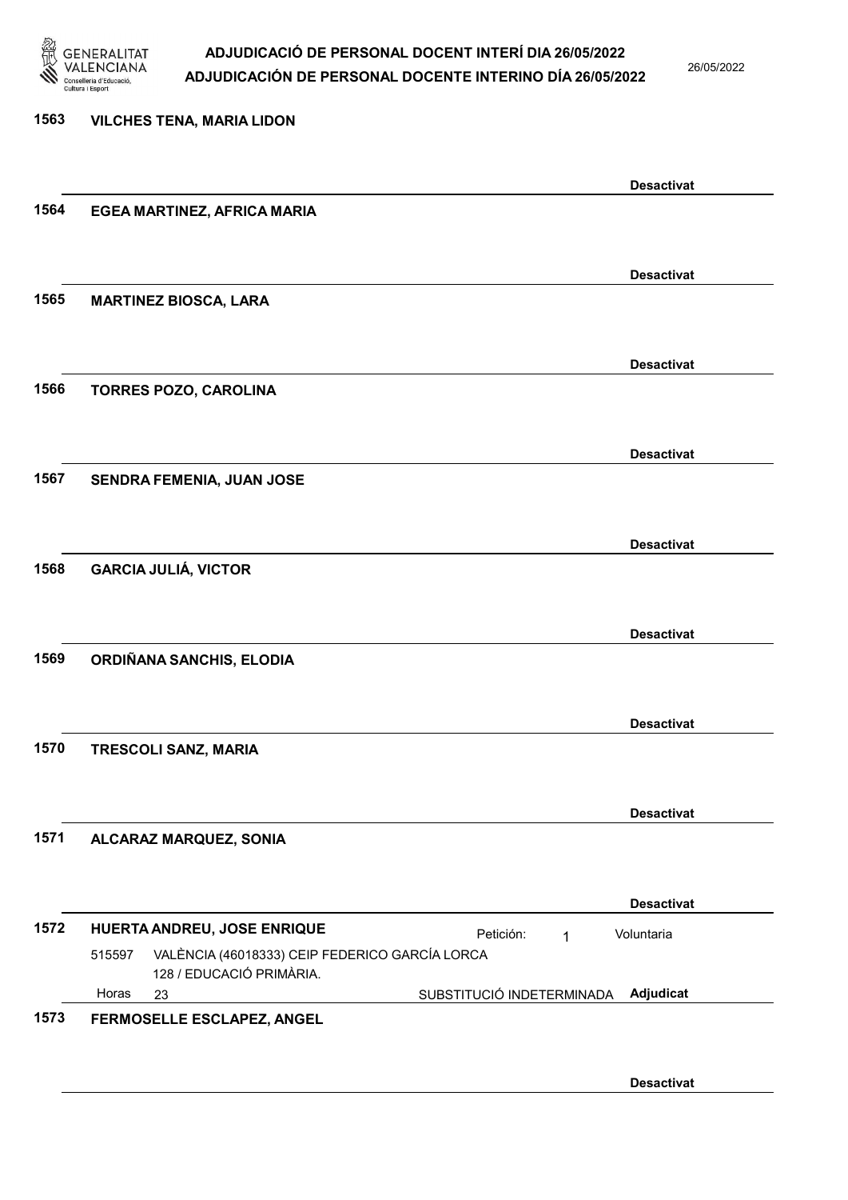1563 VILCHES TENA, MARIA LIDON

Desactivat

1564 EGEA MARTINEZ, AFRICA MARIA

Desactivat

1565 MARTINEZ BIOSCA, LARA

Desactivat

1566 TORRES POZO, CAROLINA

Desactivat

1567 SENDRA FEMENIA, JUAN JOSE

Desactivat

1568 GARCIA JULIÁ, VICTOR

Desactivat

1569 ORDIÑANA SANCHIS, ELODIA

Desactivat

1570 TRESCOLI SANZ, MARIA

Desactivat

1571 ALCARAZ MARQUEZ, SONIA

Desactivat

1572 HUERTA ANDREU, JOSE ENRIQUE — Petición: 1 — Voluntaria

515597 VALÈNCIA (46018333) CEIP FEDERICO GARCÍA LORCA
128 / EDUCACIÓ PRIMÀRIA.
Horas 23 — SUBSTITUCIÓ INDETERMINADA — Adjudicat

1573 FERMOSELLE ESCLAPEZ, ANGEL

Desactivat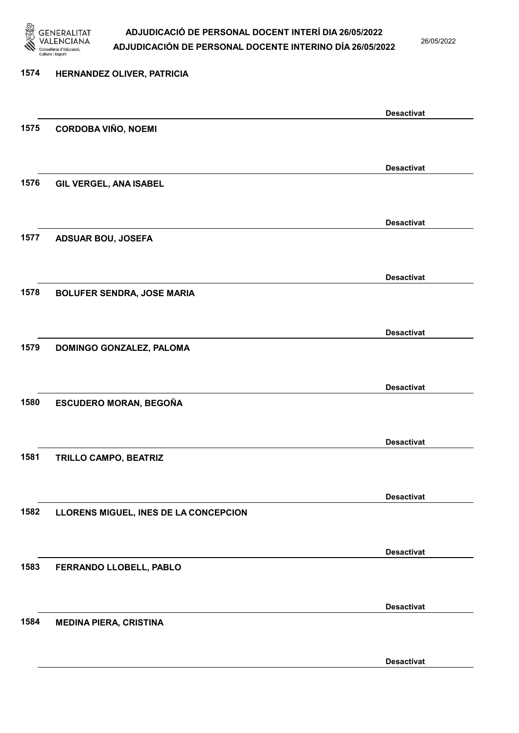1574 HERNANDEZ OLIVER, PATRICIA

Desactivat

1575 CORDOBA VIÑO, NOEMI

Desactivat

1576 GIL VERGEL, ANA ISABEL

Desactivat

1577 ADSUAR BOU, JOSEFA

Desactivat

1578 BOLUFER SENDRA, JOSE MARIA

Desactivat

1579 DOMINGO GONZALEZ, PALOMA

Desactivat

1580 ESCUDERO MORAN, BEGOÑA

Desactivat

1581 TRILLO CAMPO, BEATRIZ

Desactivat

1582 LLORENS MIGUEL, INES DE LA CONCEPCION

Desactivat

1583 FERRANDO LLOBELL, PABLO

Desactivat

1584 MEDINA PIERA, CRISTINA

Desactivat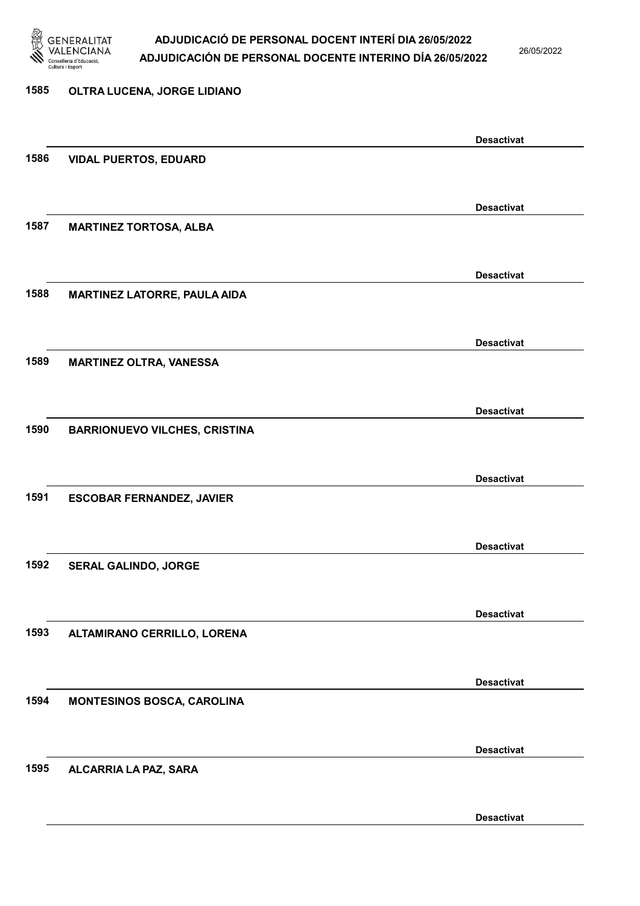1585 **OLTRA LUCENA, JORGE LIDIANO**

**Desactivat**

1586 **VIDAL PUERTOS, EDUARD**

**Desactivat**

1587 **MARTINEZ TORTOSA, ALBA**

**Desactivat**

1588 **MARTINEZ LATORRE, PAULA AIDA**

**Desactivat**

1589 **MARTINEZ OLTRA, VANESSA**

**Desactivat**

1590 **BARRIONUEVO VILCHES, CRISTINA**

**Desactivat**

1591 **ESCOBAR FERNANDEZ, JAVIER**

**Desactivat**

1592 **SERAL GALINDO, JORGE**

**Desactivat**

1593 **ALTAMIRANO CERRILLO, LORENA**

**Desactivat**

1594 **MONTESINOS BOSCA, CAROLINA**

**Desactivat**

1595 **ALCARRIA LA PAZ, SARA**

**Desactivat**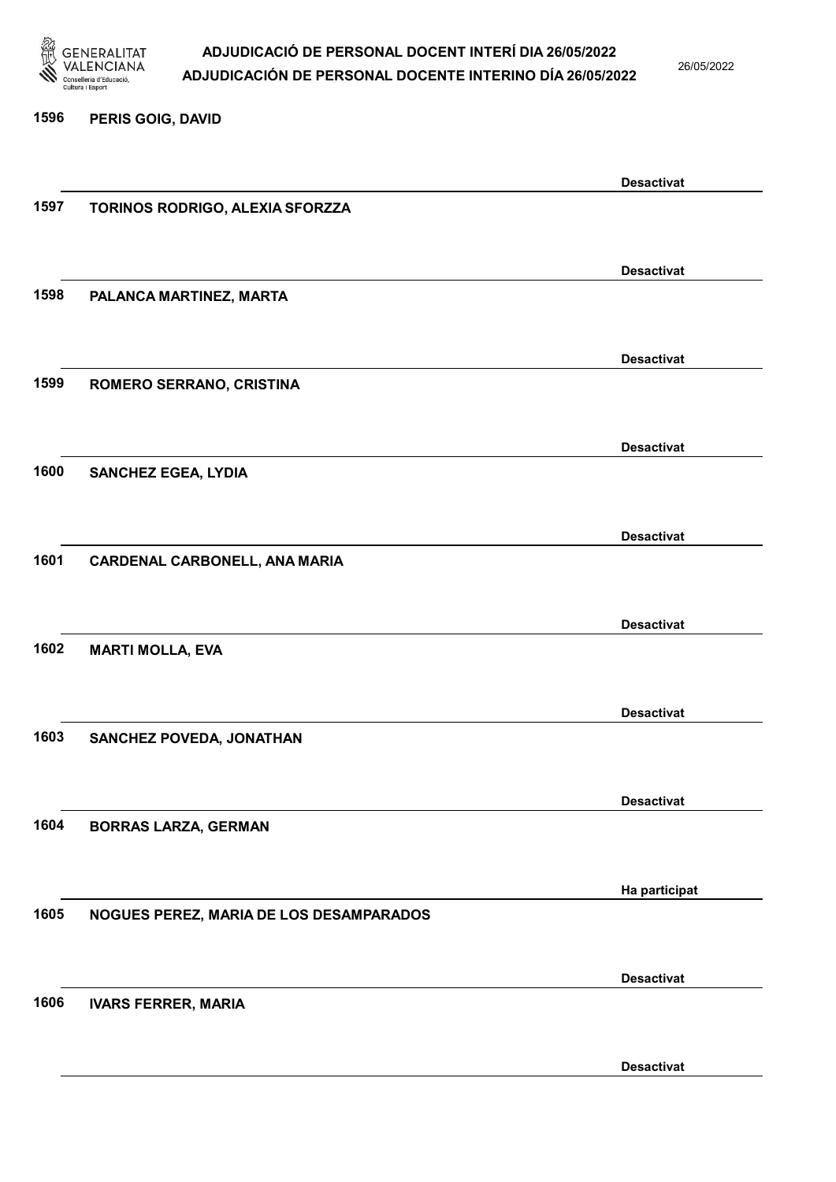| Núm. | Nom | Estat |
| --- | --- | --- |
| 1596 | PERIS GOIG, DAVID | Desactivat |
| 1597 | TORINOS RODRIGO, ALEXIA SFORZZA | Desactivat |
| 1598 | PALANCA MARTINEZ, MARTA | Desactivat |
| 1599 | ROMERO SERRANO, CRISTINA | Desactivat |
| 1600 | SANCHEZ EGEA, LYDIA | Desactivat |
| 1601 | CARDENAL CARBONELL, ANA MARIA | Desactivat |
| 1602 | MARTI MOLLA, EVA | Desactivat |
| 1603 | SANCHEZ POVEDA, JONATHAN | Desactivat |
| 1604 | BORRAS LARZA, GERMAN | Ha participat |
| 1605 | NOGUES PEREZ, MARIA DE LOS DESAMPARADOS | Desactivat |
| 1606 | IVARS FERRER, MARIA | Desactivat |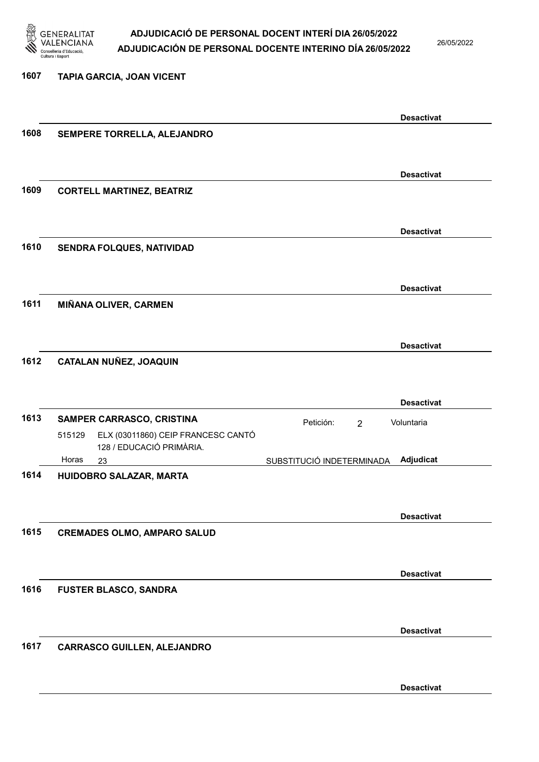# ADJUDICACIÓ DE PERSONAL DOCENT INTERÍ DIA 26/05/2022
# ADJUDICACIÓN DE PERSONAL DOCENTE INTERINO DÍA 26/05/2022

26/05/2022

**1607 TAPIA GARCIA, JOAN VICENT**

**Desactivat**

**1608 SEMPERE TORRELLA, ALEJANDRO**

**Desactivat**

**1609 CORTELL MARTINEZ, BEATRIZ**

**Desactivat**

**1610 SENDRA FOLQUES, NATIVIDAD**

**Desactivat**

**1611 MIÑANA OLIVER, CARMEN**

**Desactivat**

**1612 CATALAN NUÑEZ, JOAQUIN**

**Desactivat**

**1613 SAMPER CARRASCO, CRISTINA** — Petición: 2 — Voluntaria

515129 ELX (03011860) CEIP FRANCESC CANTÓ
128 / EDUCACIÓ PRIMÀRIA.

Horas 23 — SUBSTITUCIÓ INDETERMINADA — **Adjudicat**

**1614 HUIDOBRO SALAZAR, MARTA**

**Desactivat**

**1615 CREMADES OLMO, AMPARO SALUD**

**Desactivat**

**1616 FUSTER BLASCO, SANDRA**

**Desactivat**

**1617 CARRASCO GUILLEN, ALEJANDRO**

**Desactivat**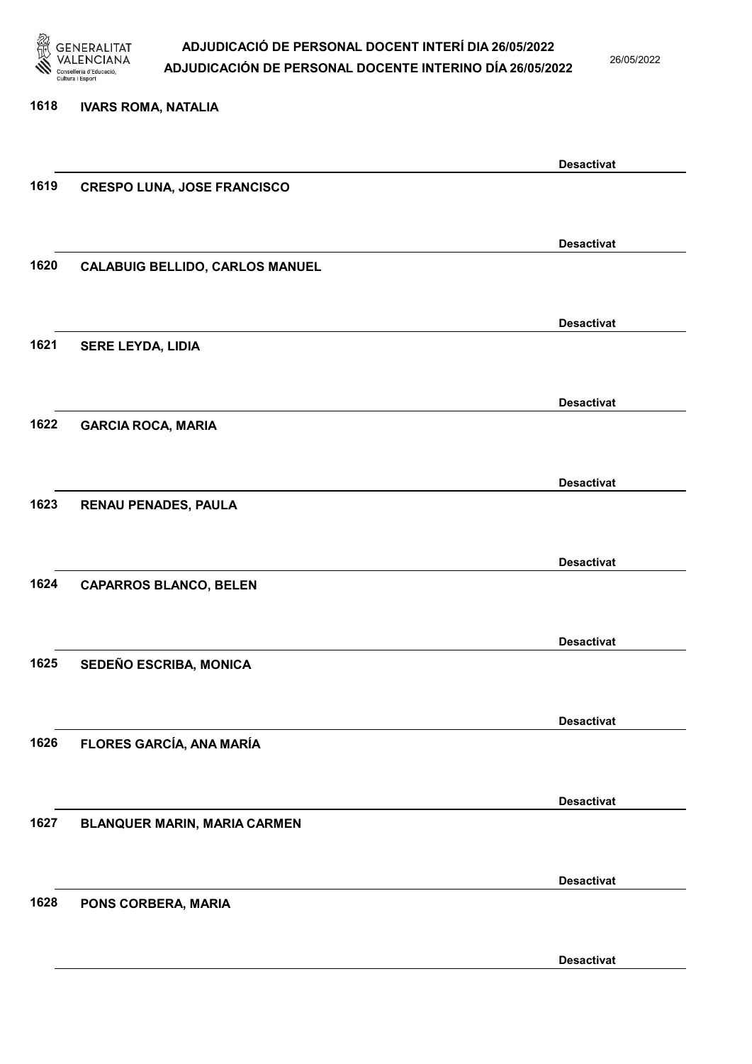1618 IVARS ROMA, NATALIA

Desactivat

1619 CRESPO LUNA, JOSE FRANCISCO

Desactivat

1620 CALABUIG BELLIDO, CARLOS MANUEL

Desactivat

1621 SERE LEYDA, LIDIA

Desactivat

1622 GARCIA ROCA, MARIA

Desactivat

1623 RENAU PENADES, PAULA

Desactivat

1624 CAPARROS BLANCO, BELEN

Desactivat

1625 SEDEÑO ESCRIBA, MONICA

Desactivat

1626 FLORES GARCÍA, ANA MARÍA

Desactivat

1627 BLANQUER MARIN, MARIA CARMEN

Desactivat

1628 PONS CORBERA, MARIA

Desactivat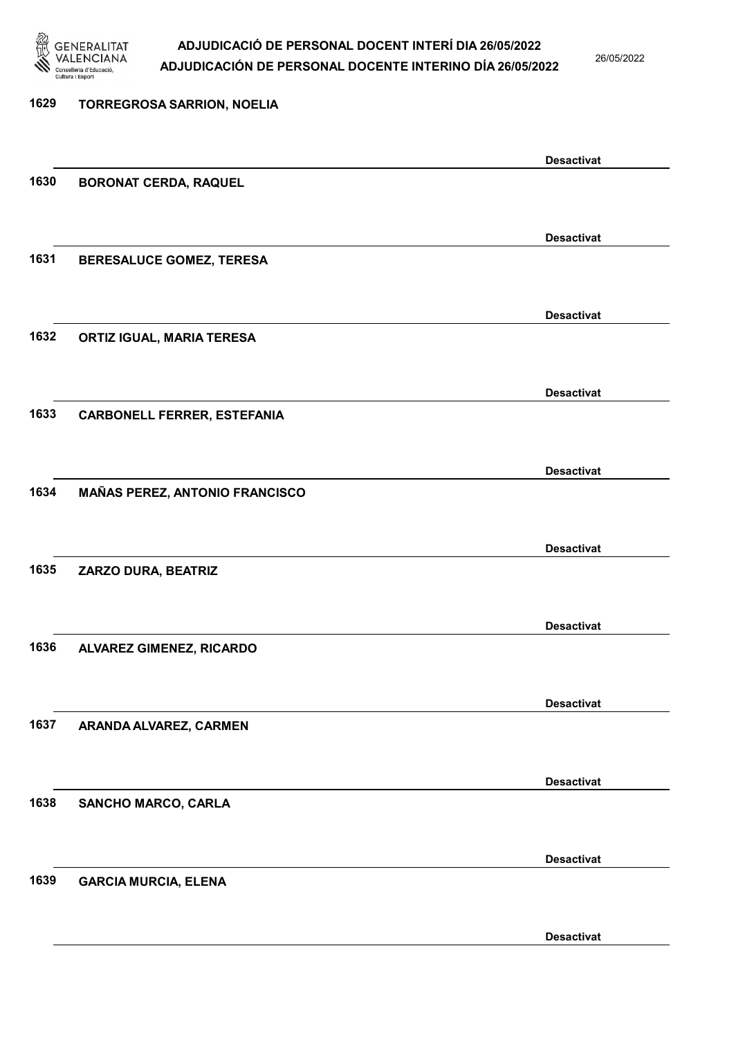1629 **TORREGROSA SARRION, NOELIA**

**Desactivat**

1630 **BORONAT CERDA, RAQUEL**

**Desactivat**

1631 **BERESALUCE GOMEZ, TERESA**

**Desactivat**

1632 **ORTIZ IGUAL, MARIA TERESA**

**Desactivat**

1633 **CARBONELL FERRER, ESTEFANIA**

**Desactivat**

1634 **MAÑAS PEREZ, ANTONIO FRANCISCO**

**Desactivat**

1635 **ZARZO DURA, BEATRIZ**

**Desactivat**

1636 **ALVAREZ GIMENEZ, RICARDO**

**Desactivat**

1637 **ARANDA ALVAREZ, CARMEN**

**Desactivat**

1638 **SANCHO MARCO, CARLA**

**Desactivat**

1639 **GARCIA MURCIA, ELENA**

**Desactivat**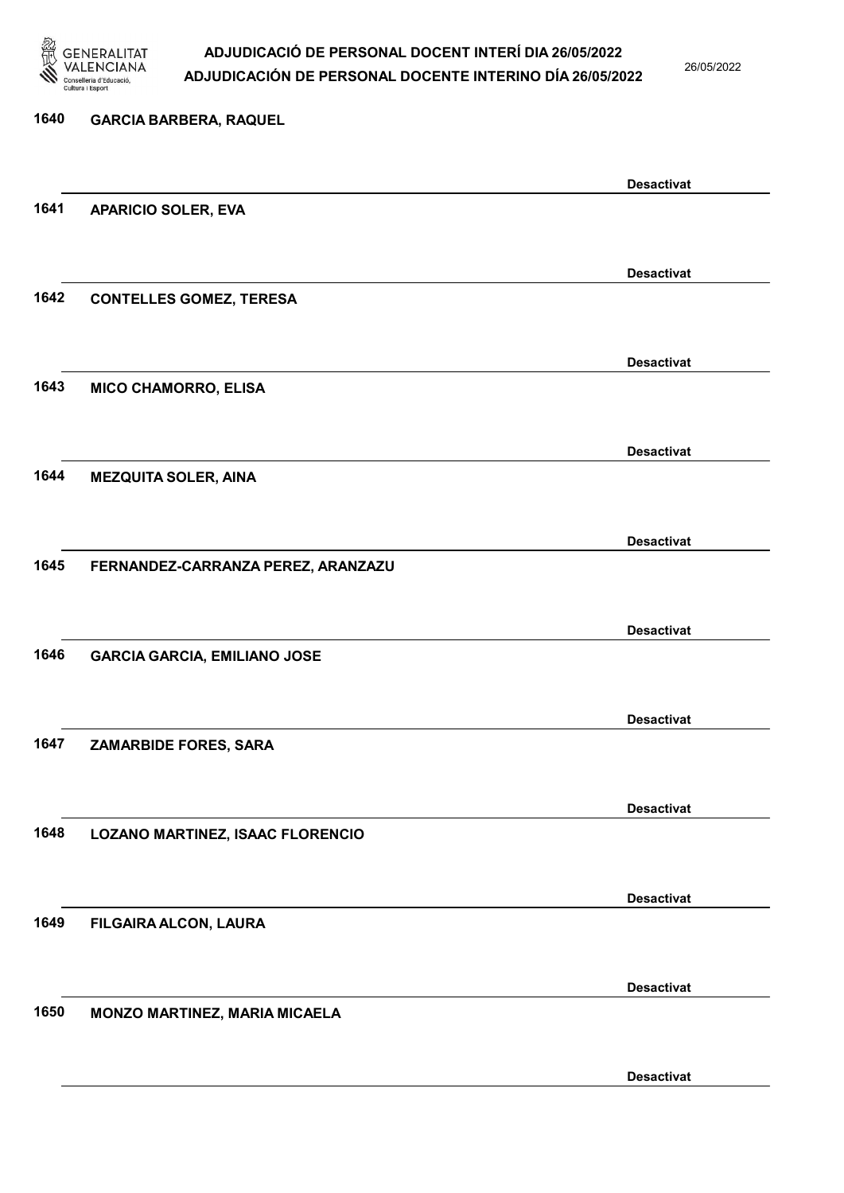1640 GARCIA BARBERA, RAQUEL

Desactivat

1641 APARICIO SOLER, EVA

Desactivat

1642 CONTELLES GOMEZ, TERESA

Desactivat

1643 MICO CHAMORRO, ELISA

Desactivat

1644 MEZQUITA SOLER, AINA

Desactivat

1645 FERNANDEZ-CARRANZA PEREZ, ARANZAZU

Desactivat

1646 GARCIA GARCIA, EMILIANO JOSE

Desactivat

1647 ZAMARBIDE FORES, SARA

Desactivat

1648 LOZANO MARTINEZ, ISAAC FLORENCIO

Desactivat

1649 FILGAIRA ALCON, LAURA

Desactivat

1650 MONZO MARTINEZ, MARIA MICAELA

Desactivat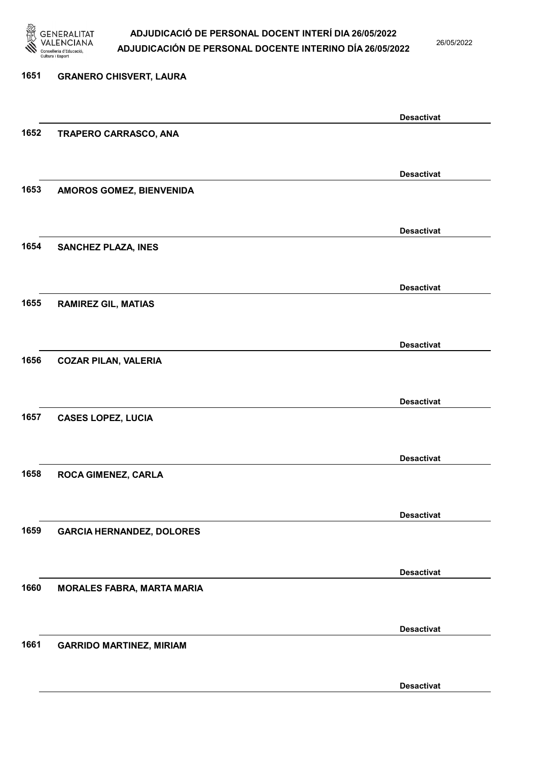1651 GRANERO CHISVERT, LAURA

Desactivat

1652 TRAPERO CARRASCO, ANA

Desactivat

1653 AMOROS GOMEZ, BIENVENIDA

Desactivat

1654 SANCHEZ PLAZA, INES

Desactivat

1655 RAMIREZ GIL, MATIAS

Desactivat

1656 COZAR PILAN, VALERIA

Desactivat

1657 CASES LOPEZ, LUCIA

Desactivat

1658 ROCA GIMENEZ, CARLA

Desactivat

1659 GARCIA HERNANDEZ, DOLORES

Desactivat

1660 MORALES FABRA, MARTA MARIA

Desactivat

1661 GARRIDO MARTINEZ, MIRIAM

Desactivat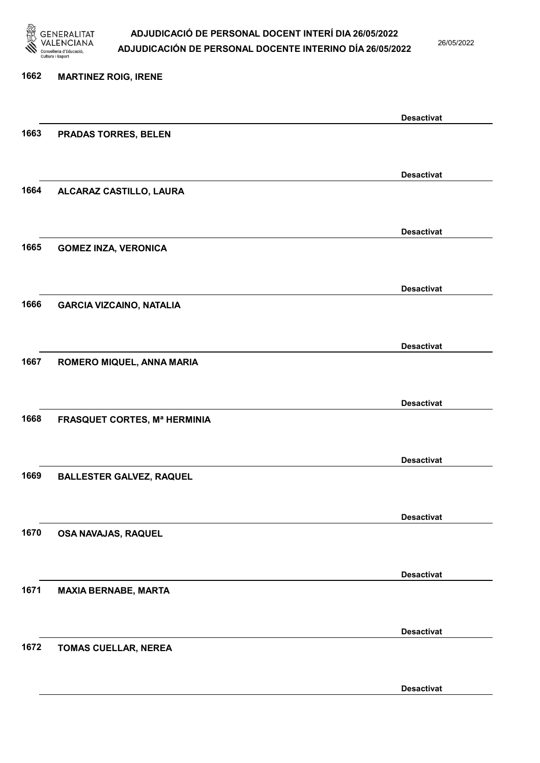1662 **MARTINEZ ROIG, IRENE**

**Desactivat**

1663 **PRADAS TORRES, BELEN**

**Desactivat**

1664 **ALCARAZ CASTILLO, LAURA**

**Desactivat**

1665 **GOMEZ INZA, VERONICA**

**Desactivat**

1666 **GARCIA VIZCAINO, NATALIA**

**Desactivat**

1667 **ROMERO MIQUEL, ANNA MARIA**

**Desactivat**

1668 **FRASQUET CORTES, Mª HERMINIA**

**Desactivat**

1669 **BALLESTER GALVEZ, RAQUEL**

**Desactivat**

1670 **OSA NAVAJAS, RAQUEL**

**Desactivat**

1671 **MAXIA BERNABE, MARTA**

**Desactivat**

1672 **TOMAS CUELLAR, NEREA**

**Desactivat**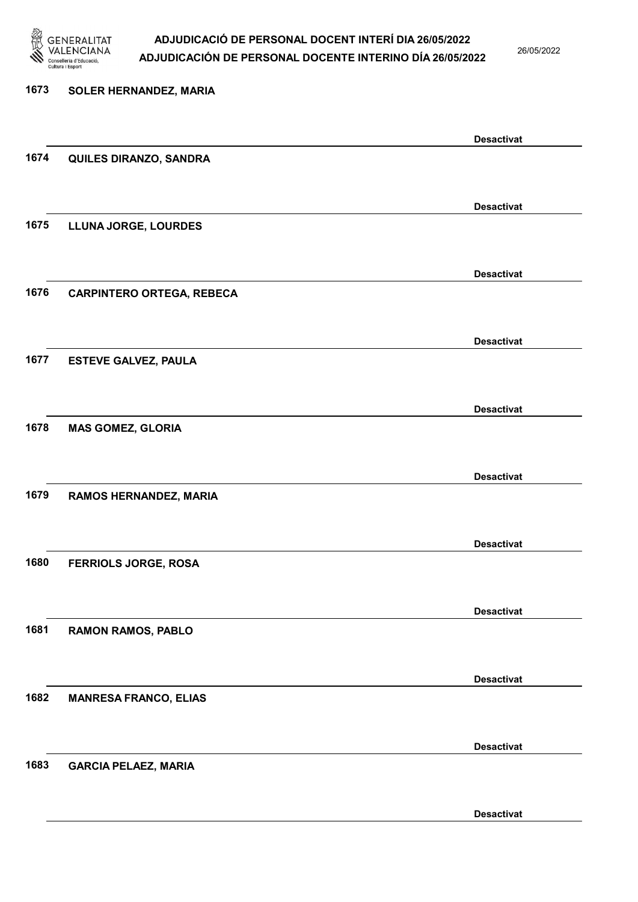1673 SOLER HERNANDEZ, MARIA

Desactivat

1674 QUILES DIRANZO, SANDRA

Desactivat

1675 LLUNA JORGE, LOURDES

Desactivat

1676 CARPINTERO ORTEGA, REBECA

Desactivat

1677 ESTEVE GALVEZ, PAULA

Desactivat

1678 MAS GOMEZ, GLORIA

Desactivat

1679 RAMOS HERNANDEZ, MARIA

Desactivat

1680 FERRIOLS JORGE, ROSA

Desactivat

1681 RAMON RAMOS, PABLO

Desactivat

1682 MANRESA FRANCO, ELIAS

Desactivat

1683 GARCIA PELAEZ, MARIA

Desactivat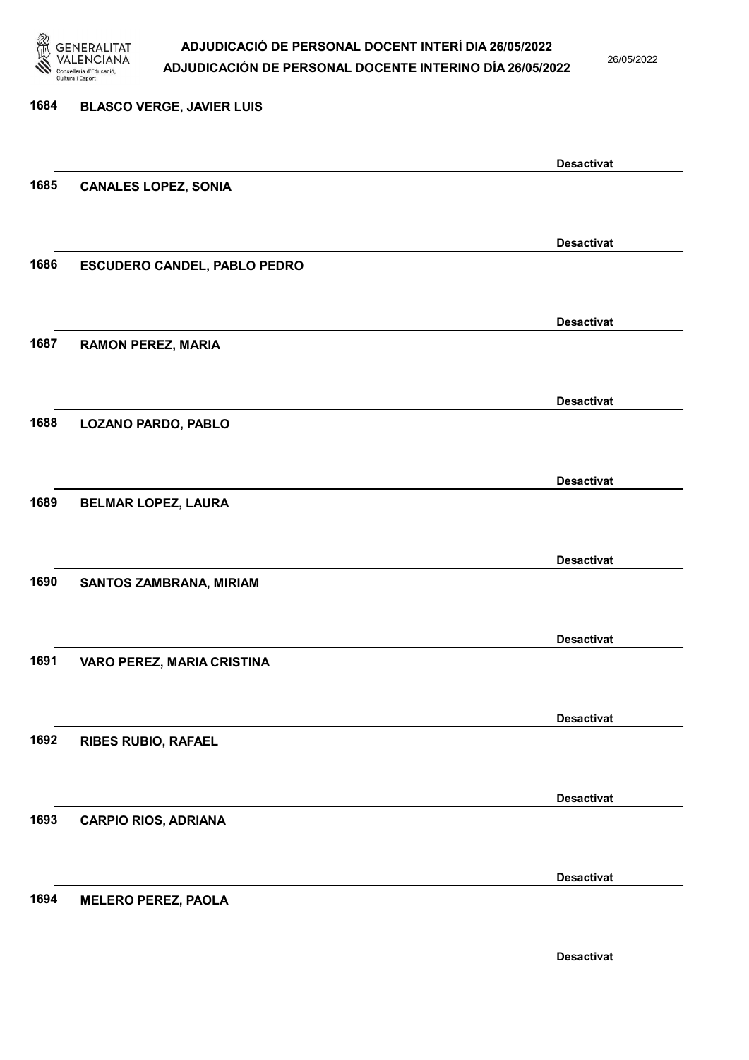1684 **BLASCO VERGE, JAVIER LUIS**

**Desactivat**

1685 **CANALES LOPEZ, SONIA**

**Desactivat**

1686 **ESCUDERO CANDEL, PABLO PEDRO**

**Desactivat**

1687 **RAMON PEREZ, MARIA**

**Desactivat**

1688 **LOZANO PARDO, PABLO**

**Desactivat**

1689 **BELMAR LOPEZ, LAURA**

**Desactivat**

1690 **SANTOS ZAMBRANA, MIRIAM**

**Desactivat**

1691 **VARO PEREZ, MARIA CRISTINA**

**Desactivat**

1692 **RIBES RUBIO, RAFAEL**

**Desactivat**

1693 **CARPIO RIOS, ADRIANA**

**Desactivat**

1694 **MELERO PEREZ, PAOLA**

**Desactivat**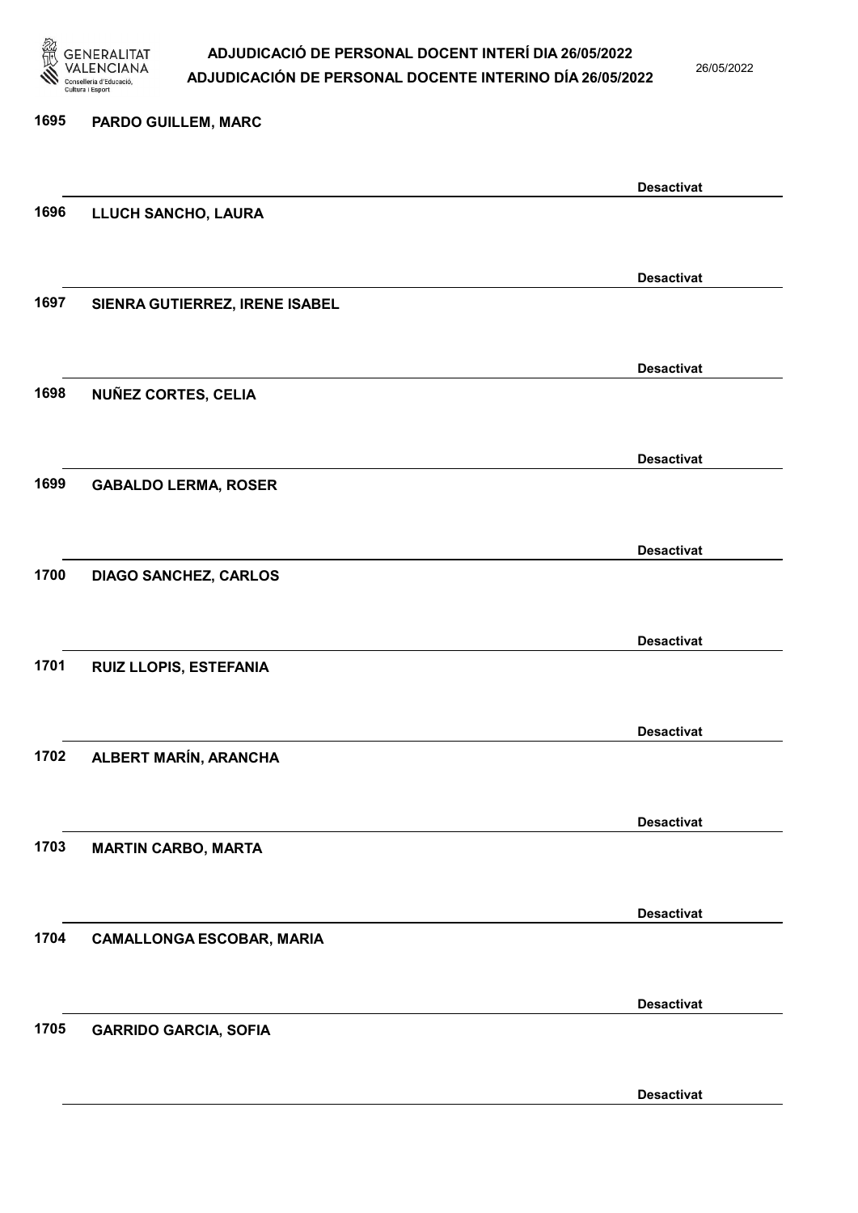1695 **PARDO GUILLEM, MARC**

**Desactivat**

1696 **LLUCH SANCHO, LAURA**

**Desactivat**

1697 **SIENRA GUTIERREZ, IRENE ISABEL**

**Desactivat**

1698 **NUÑEZ CORTES, CELIA**

**Desactivat**

1699 **GABALDO LERMA, ROSER**

**Desactivat**

1700 **DIAGO SANCHEZ, CARLOS**

**Desactivat**

1701 **RUIZ LLOPIS, ESTEFANIA**

**Desactivat**

1702 **ALBERT MARÍN, ARANCHA**

**Desactivat**

1703 **MARTIN CARBO, MARTA**

**Desactivat**

1704 **CAMALLONGA ESCOBAR, MARIA**

**Desactivat**

1705 **GARRIDO GARCIA, SOFIA**

**Desactivat**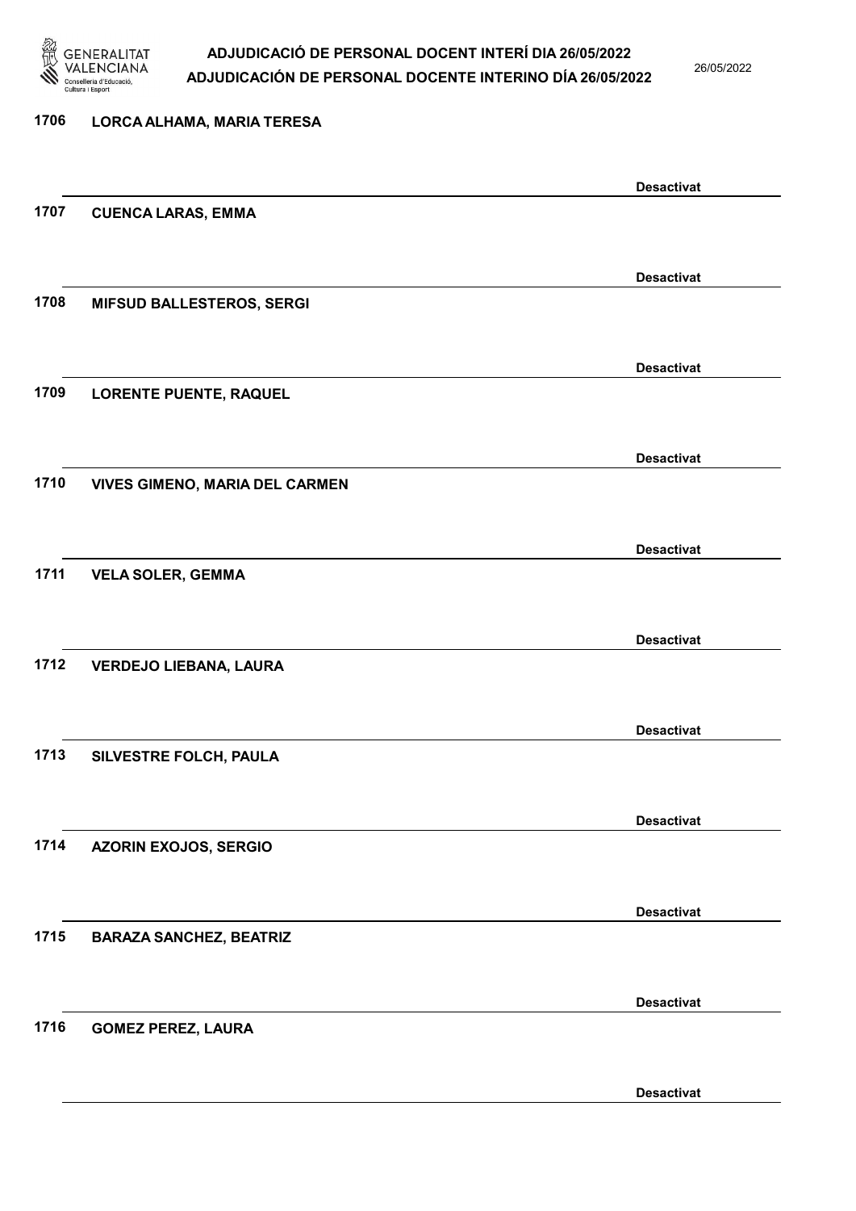1706 LORCA ALHAMA, MARIA TERESA

Desactivat

1707 CUENCA LARAS, EMMA

Desactivat

1708 MIFSUD BALLESTEROS, SERGI

Desactivat

1709 LORENTE PUENTE, RAQUEL

Desactivat

1710 VIVES GIMENO, MARIA DEL CARMEN

Desactivat

1711 VELA SOLER, GEMMA

Desactivat

1712 VERDEJO LIEBANA, LAURA

Desactivat

1713 SILVESTRE FOLCH, PAULA

Desactivat

1714 AZORIN EXOJOS, SERGIO

Desactivat

1715 BARAZA SANCHEZ, BEATRIZ

Desactivat

1716 GOMEZ PEREZ, LAURA

Desactivat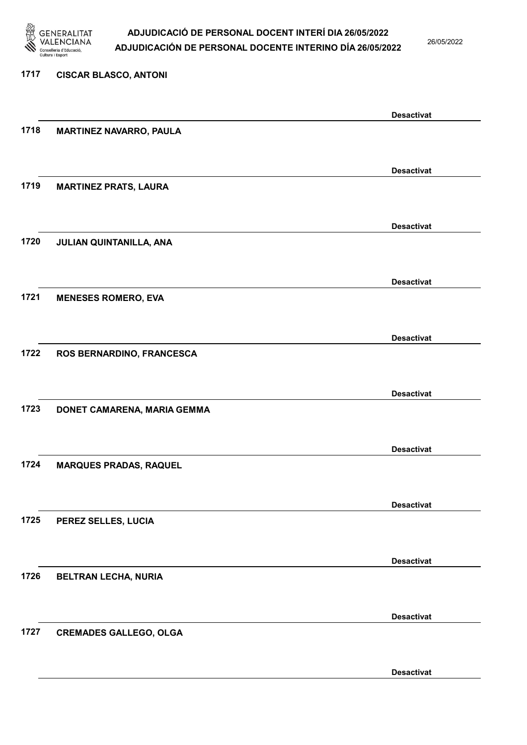1717 CISCAR BLASCO, ANTONI

Desactivat

1718 MARTINEZ NAVARRO, PAULA

Desactivat

1719 MARTINEZ PRATS, LAURA

Desactivat

1720 JULIAN QUINTANILLA, ANA

Desactivat

1721 MENESES ROMERO, EVA

Desactivat

1722 ROS BERNARDINO, FRANCESCA

Desactivat

1723 DONET CAMARENA, MARIA GEMMA

Desactivat

1724 MARQUES PRADAS, RAQUEL

Desactivat

1725 PEREZ SELLES, LUCIA

Desactivat

1726 BELTRAN LECHA, NURIA

Desactivat

1727 CREMADES GALLEGO, OLGA

Desactivat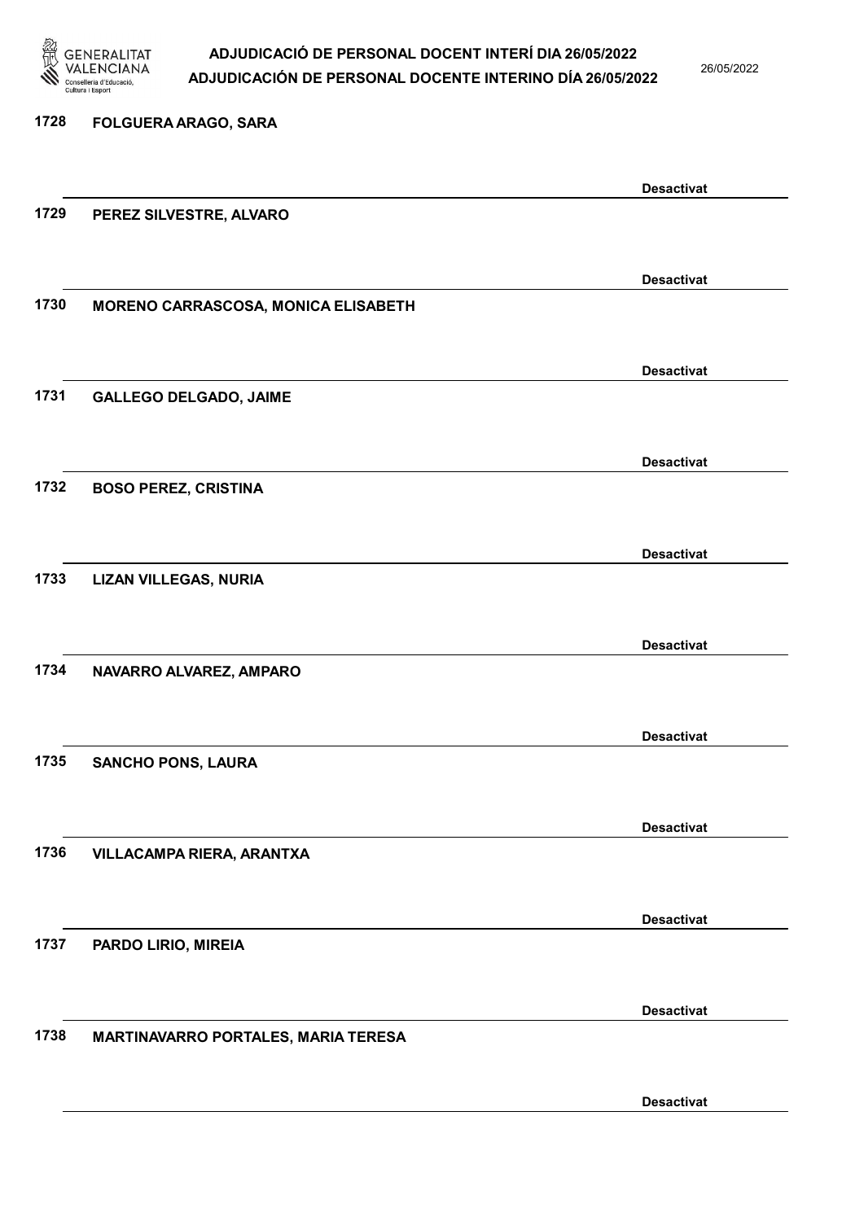1728 FOLGUERA ARAGO, SARA

Desactivat

1729 PEREZ SILVESTRE, ALVARO

Desactivat

1730 MORENO CARRASCOSA, MONICA ELISABETH

Desactivat

1731 GALLEGO DELGADO, JAIME

Desactivat

1732 BOSO PEREZ, CRISTINA

Desactivat

1733 LIZAN VILLEGAS, NURIA

Desactivat

1734 NAVARRO ALVAREZ, AMPARO

Desactivat

1735 SANCHO PONS, LAURA

Desactivat

1736 VILLACAMPA RIERA, ARANTXA

Desactivat

1737 PARDO LIRIO, MIREIA

Desactivat

1738 MARTINAVARRO PORTALES, MARIA TERESA

Desactivat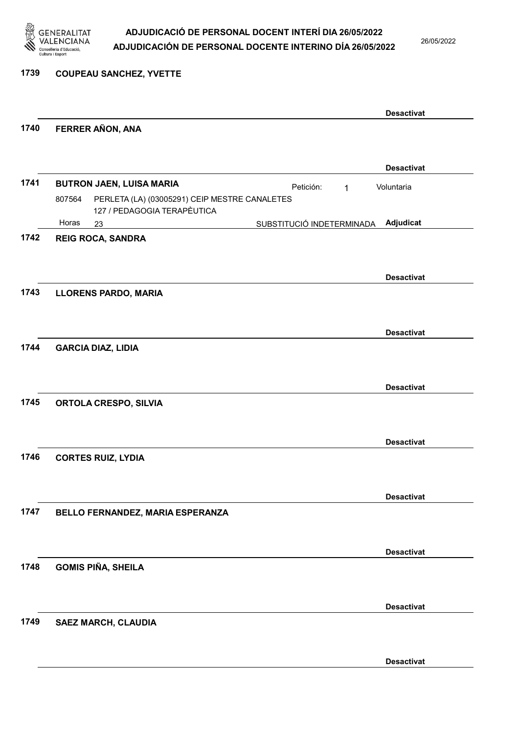1739 COUPEAU SANCHEZ, YVETTE

Desactivat

1740 FERRER AÑON, ANA

Desactivat

1741 BUTRON JAEN, LUISA MARIA — Petición: 1 — Voluntaria

807564 PERLETA (LA) (03005291) CEIP MESTRE CANALETES
127 / PEDAGOGIA TERAPÈUTICA
Horas 23 — SUBSTITUCIÓ INDETERMINADA — Adjudicat

1742 REIG ROCA, SANDRA

Desactivat

1743 LLORENS PARDO, MARIA

Desactivat

1744 GARCIA DIAZ, LIDIA

Desactivat

1745 ORTOLA CRESPO, SILVIA

Desactivat

1746 CORTES RUIZ, LYDIA

Desactivat

1747 BELLO FERNANDEZ, MARIA ESPERANZA

Desactivat

1748 GOMIS PIÑA, SHEILA

Desactivat

1749 SAEZ MARCH, CLAUDIA

Desactivat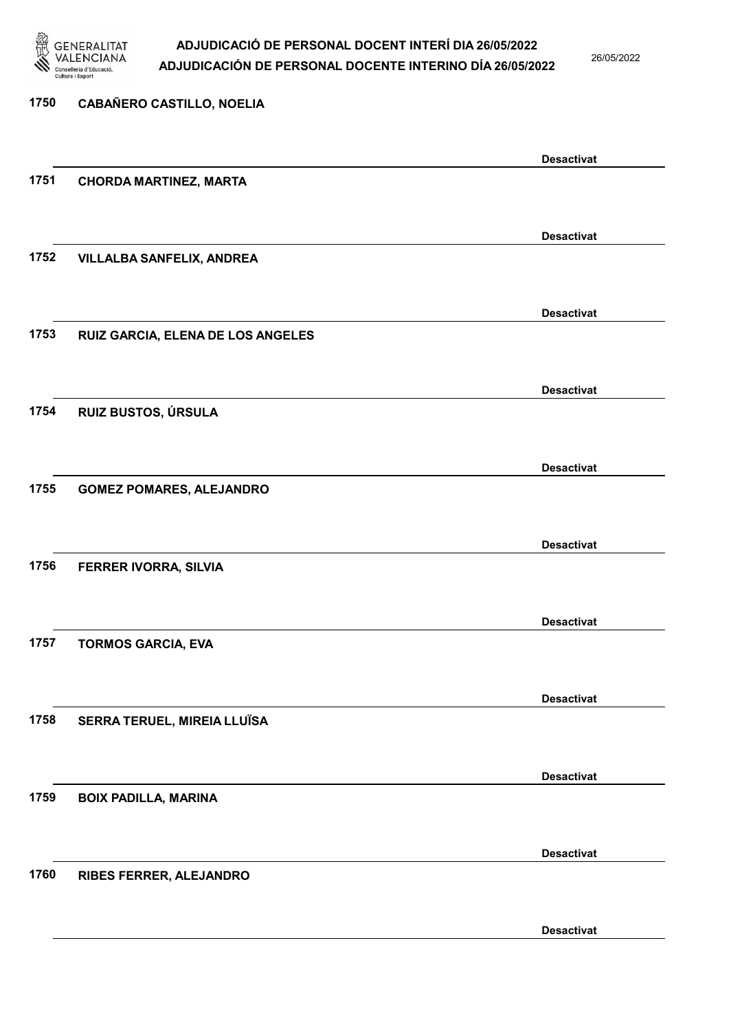1750 CABAÑERO CASTILLO, NOELIA

Desactivat

1751 CHORDA MARTINEZ, MARTA

Desactivat

1752 VILLALBA SANFELIX, ANDREA

Desactivat

1753 RUIZ GARCIA, ELENA DE LOS ANGELES

Desactivat

1754 RUIZ BUSTOS, ÚRSULA

Desactivat

1755 GOMEZ POMARES, ALEJANDRO

Desactivat

1756 FERRER IVORRA, SILVIA

Desactivat

1757 TORMOS GARCIA, EVA

Desactivat

1758 SERRA TERUEL, MIREIA LLUÏSA

Desactivat

1759 BOIX PADILLA, MARINA

Desactivat

1760 RIBES FERRER, ALEJANDRO

Desactivat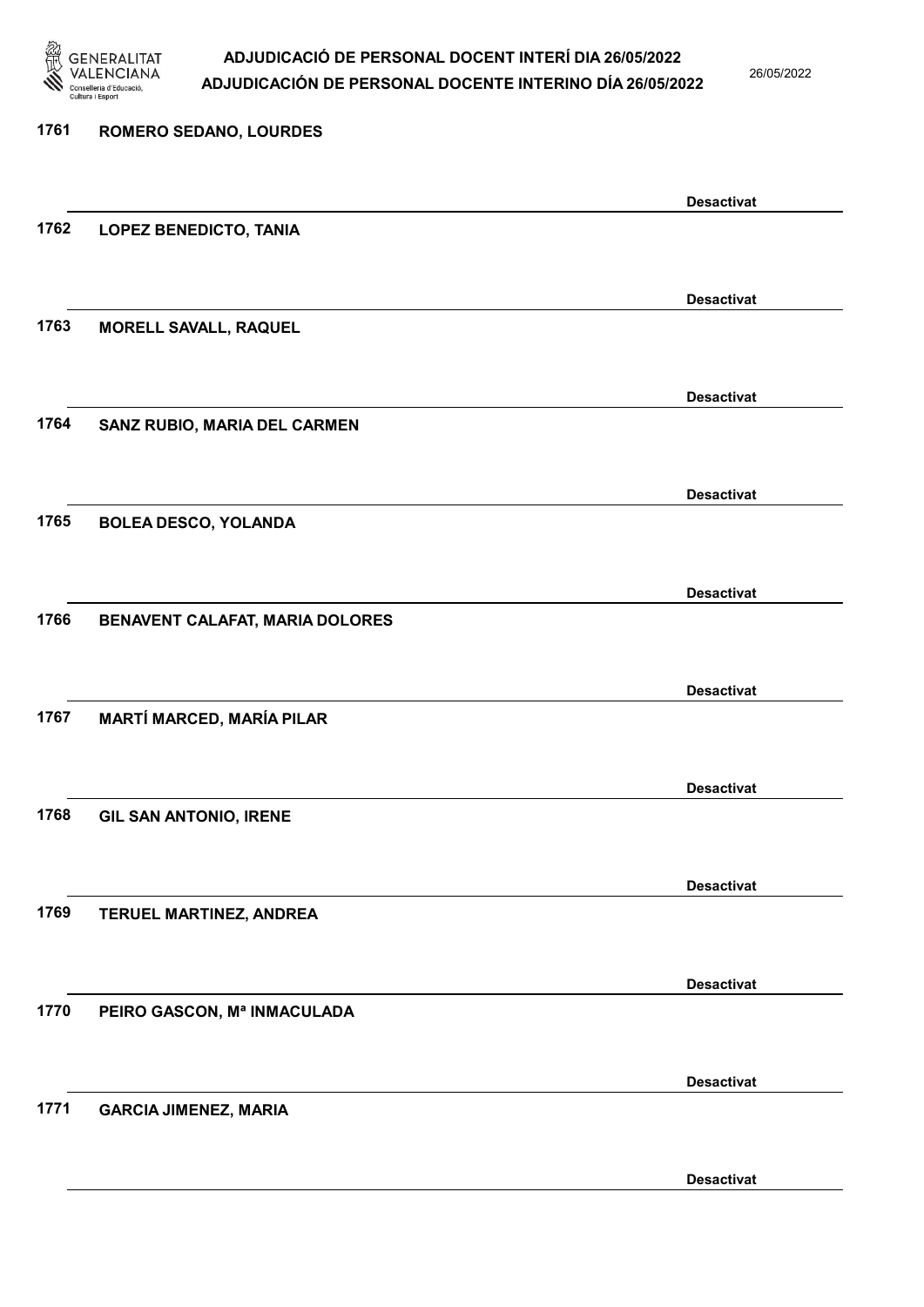1761 ROMERO SEDANO, LOURDES

Desactivat

1762 LOPEZ BENEDICTO, TANIA

Desactivat

1763 MORELL SAVALL, RAQUEL

Desactivat

1764 SANZ RUBIO, MARIA DEL CARMEN

Desactivat

1765 BOLEA DESCO, YOLANDA

Desactivat

1766 BENAVENT CALAFAT, MARIA DOLORES

Desactivat

1767 MARTÍ MARCED, MARÍA PILAR

Desactivat

1768 GIL SAN ANTONIO, IRENE

Desactivat

1769 TERUEL MARTINEZ, ANDREA

Desactivat

1770 PEIRO GASCON, Mª INMACULADA

Desactivat

1771 GARCIA JIMENEZ, MARIA

Desactivat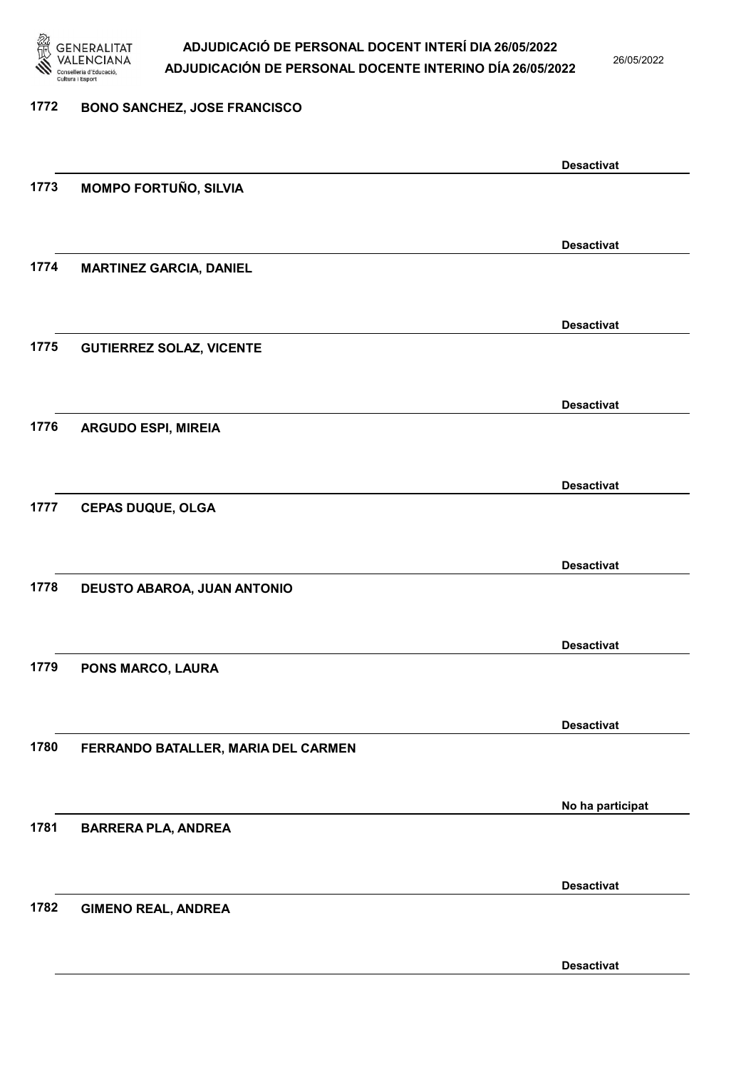1772 **BONO SANCHEZ, JOSE FRANCISCO**

**Desactivat**

1773 **MOMPO FORTUÑO, SILVIA**

**Desactivat**

1774 **MARTINEZ GARCIA, DANIEL**

**Desactivat**

1775 **GUTIERREZ SOLAZ, VICENTE**

**Desactivat**

1776 **ARGUDO ESPI, MIREIA**

**Desactivat**

1777 **CEPAS DUQUE, OLGA**

**Desactivat**

1778 **DEUSTO ABAROA, JUAN ANTONIO**

**Desactivat**

1779 **PONS MARCO, LAURA**

**Desactivat**

1780 **FERRANDO BATALLER, MARIA DEL CARMEN**

**No ha participat**

1781 **BARRERA PLA, ANDREA**

**Desactivat**

1782 **GIMENO REAL, ANDREA**

**Desactivat**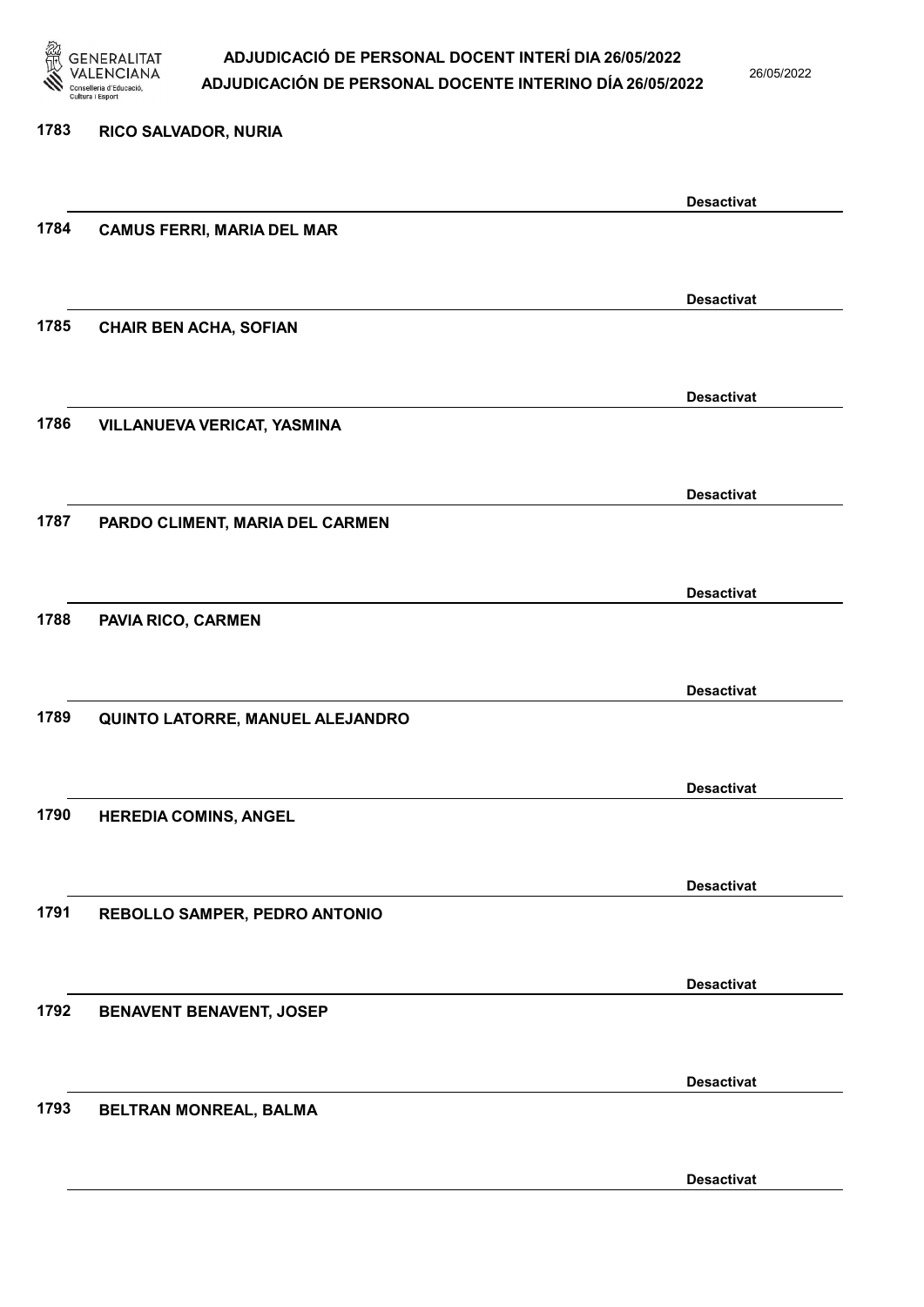1783 RICO SALVADOR, NURIA

Desactivat

1784 CAMUS FERRI, MARIA DEL MAR

Desactivat

1785 CHAIR BEN ACHA, SOFIAN

Desactivat

1786 VILLANUEVA VERICAT, YASMINA

Desactivat

1787 PARDO CLIMENT, MARIA DEL CARMEN

Desactivat

1788 PAVIA RICO, CARMEN

Desactivat

1789 QUINTO LATORRE, MANUEL ALEJANDRO

Desactivat

1790 HEREDIA COMINS, ANGEL

Desactivat

1791 REBOLLO SAMPER, PEDRO ANTONIO

Desactivat

1792 BENAVENT BENAVENT, JOSEP

Desactivat

1793 BELTRAN MONREAL, BALMA

Desactivat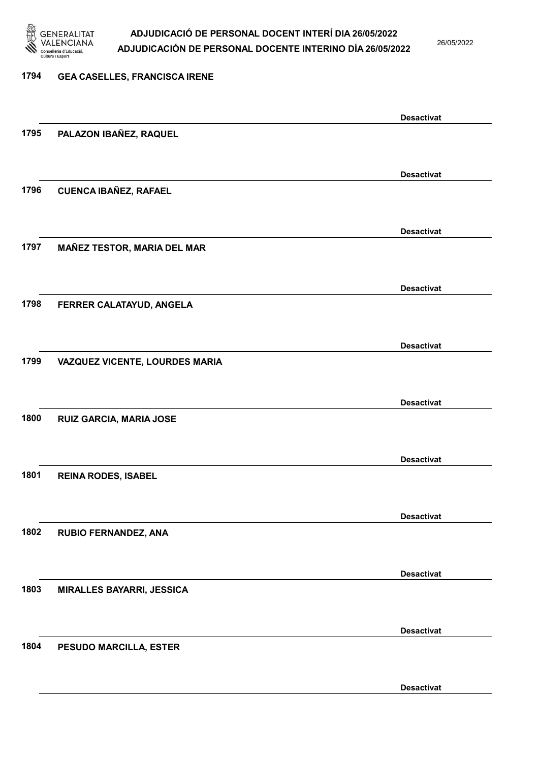1794 GEA CASELLES, FRANCISCA IRENE

Desactivat

1795 PALAZON IBAÑEZ, RAQUEL

Desactivat

1796 CUENCA IBAÑEZ, RAFAEL

Desactivat

1797 MAÑEZ TESTOR, MARIA DEL MAR

Desactivat

1798 FERRER CALATAYUD, ANGELA

Desactivat

1799 VAZQUEZ VICENTE, LOURDES MARIA

Desactivat

1800 RUIZ GARCIA, MARIA JOSE

Desactivat

1801 REINA RODES, ISABEL

Desactivat

1802 RUBIO FERNANDEZ, ANA

Desactivat

1803 MIRALLES BAYARRI, JESSICA

Desactivat

1804 PESUDO MARCILLA, ESTER

Desactivat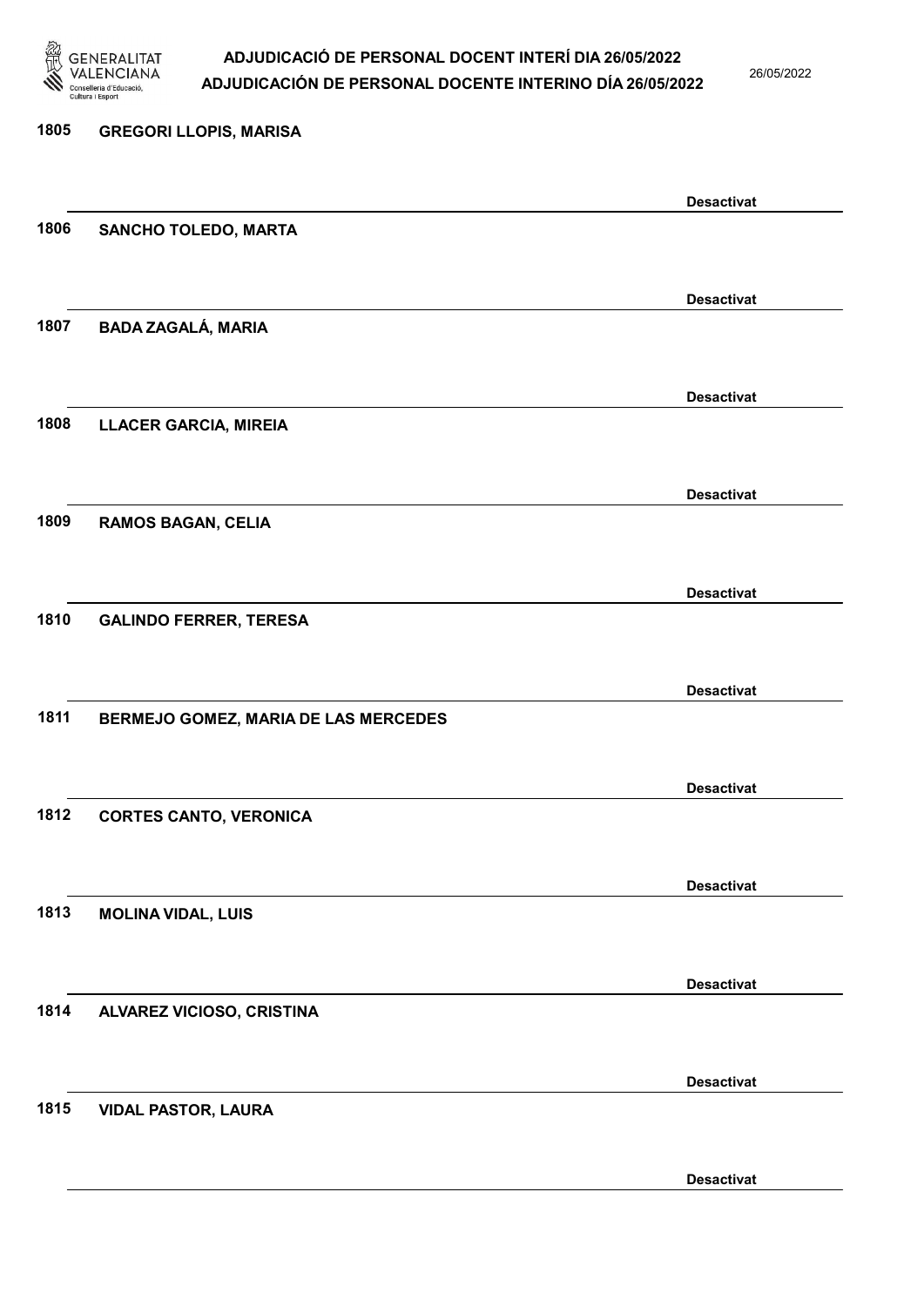1805 GREGORI LLOPIS, MARISA

Desactivat

1806 SANCHO TOLEDO, MARTA

Desactivat

1807 BADA ZAGALÁ, MARIA

Desactivat

1808 LLACER GARCIA, MIREIA

Desactivat

1809 RAMOS BAGAN, CELIA

Desactivat

1810 GALINDO FERRER, TERESA

Desactivat

1811 BERMEJO GOMEZ, MARIA DE LAS MERCEDES

Desactivat

1812 CORTES CANTO, VERONICA

Desactivat

1813 MOLINA VIDAL, LUIS

Desactivat

1814 ALVAREZ VICIOSO, CRISTINA

Desactivat

1815 VIDAL PASTOR, LAURA

Desactivat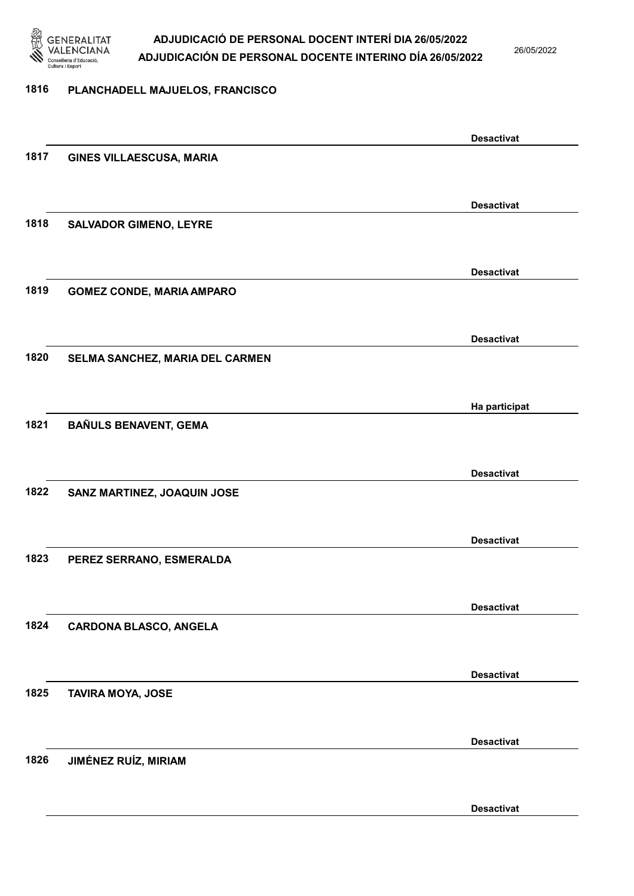1816 PLANCHADELL MAJUELOS, FRANCISCO

Desactivat

1817 GINES VILLAESCUSA, MARIA

Desactivat

1818 SALVADOR GIMENO, LEYRE

Desactivat

1819 GOMEZ CONDE, MARIA AMPARO

Desactivat

1820 SELMA SANCHEZ, MARIA DEL CARMEN

Ha participat

1821 BAÑULS BENAVENT, GEMA

Desactivat

1822 SANZ MARTINEZ, JOAQUIN JOSE

Desactivat

1823 PEREZ SERRANO, ESMERALDA

Desactivat

1824 CARDONA BLASCO, ANGELA

Desactivat

1825 TAVIRA MOYA, JOSE

Desactivat

1826 JIMÉNEZ RUÍZ, MIRIAM

Desactivat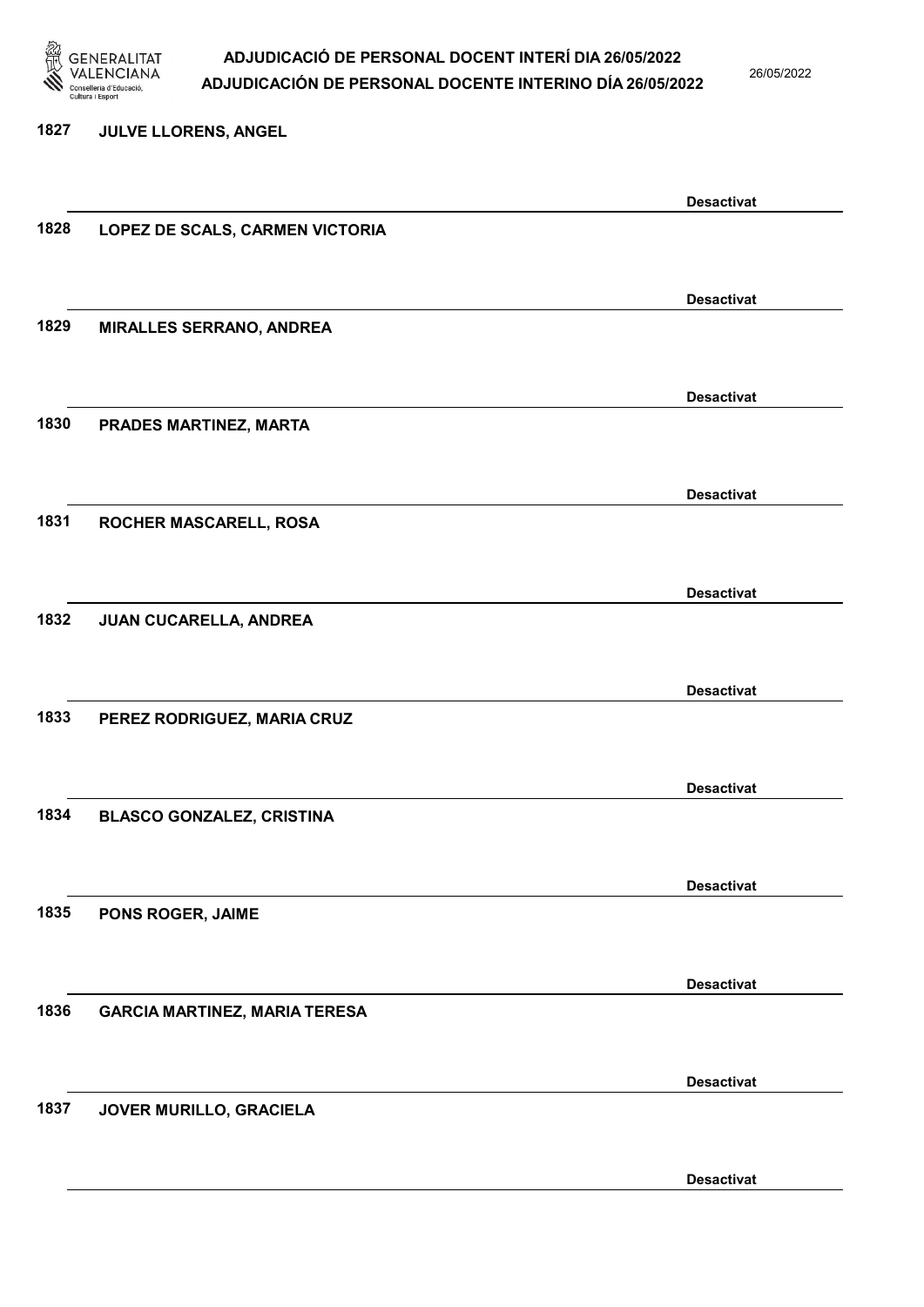1827 JULVE LLORENS, ANGEL

Desactivat

1828 LOPEZ DE SCALS, CARMEN VICTORIA

Desactivat

1829 MIRALLES SERRANO, ANDREA

Desactivat

1830 PRADES MARTINEZ, MARTA

Desactivat

1831 ROCHER MASCARELL, ROSA

Desactivat

1832 JUAN CUCARELLA, ANDREA

Desactivat

1833 PEREZ RODRIGUEZ, MARIA CRUZ

Desactivat

1834 BLASCO GONZALEZ, CRISTINA

Desactivat

1835 PONS ROGER, JAIME

Desactivat

1836 GARCIA MARTINEZ, MARIA TERESA

Desactivat

1837 JOVER MURILLO, GRACIELA

Desactivat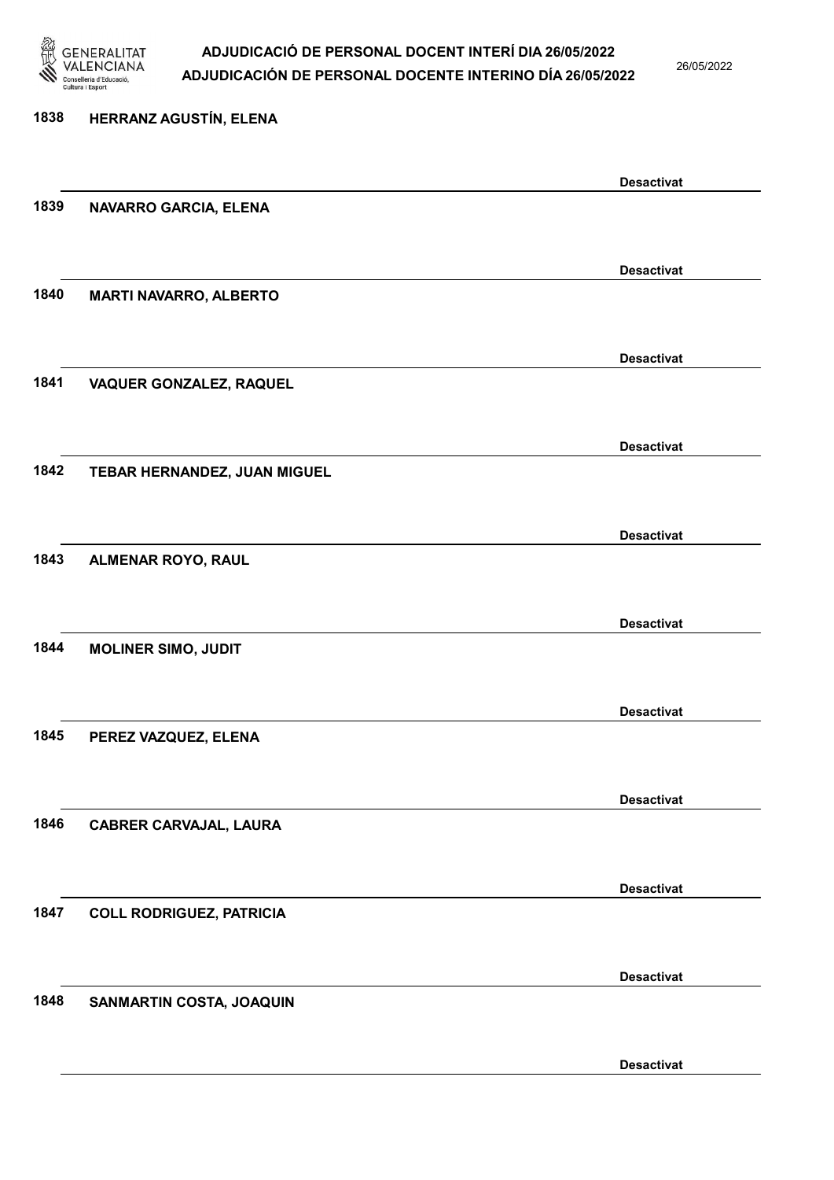1838 HERRANZ AGUSTÍN, ELENA

Desactivat

1839 NAVARRO GARCIA, ELENA

Desactivat

1840 MARTI NAVARRO, ALBERTO

Desactivat

1841 VAQUER GONZALEZ, RAQUEL

Desactivat

1842 TEBAR HERNANDEZ, JUAN MIGUEL

Desactivat

1843 ALMENAR ROYO, RAUL

Desactivat

1844 MOLINER SIMO, JUDIT

Desactivat

1845 PEREZ VAZQUEZ, ELENA

Desactivat

1846 CABRER CARVAJAL, LAURA

Desactivat

1847 COLL RODRIGUEZ, PATRICIA

Desactivat

1848 SANMARTIN COSTA, JOAQUIN

Desactivat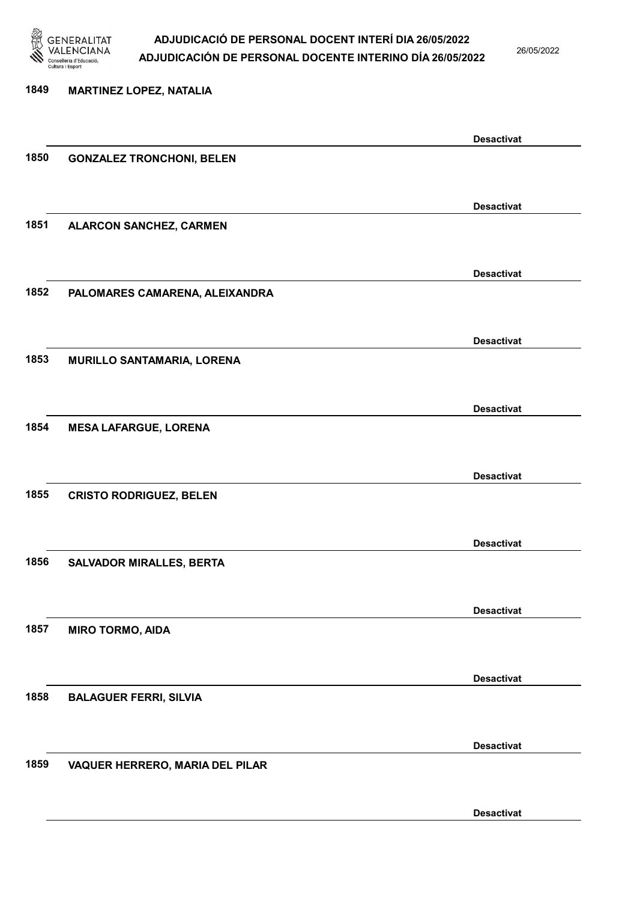1849 MARTINEZ LOPEZ, NATALIA

Desactivat

1850 GONZALEZ TRONCHONI, BELEN

Desactivat

1851 ALARCON SANCHEZ, CARMEN

Desactivat

1852 PALOMARES CAMARENA, ALEIXANDRA

Desactivat

1853 MURILLO SANTAMARIA, LORENA

Desactivat

1854 MESA LAFARGUE, LORENA

Desactivat

1855 CRISTO RODRIGUEZ, BELEN

Desactivat

1856 SALVADOR MIRALLES, BERTA

Desactivat

1857 MIRO TORMO, AIDA

Desactivat

1858 BALAGUER FERRI, SILVIA

Desactivat

1859 VAQUER HERRERO, MARIA DEL PILAR

Desactivat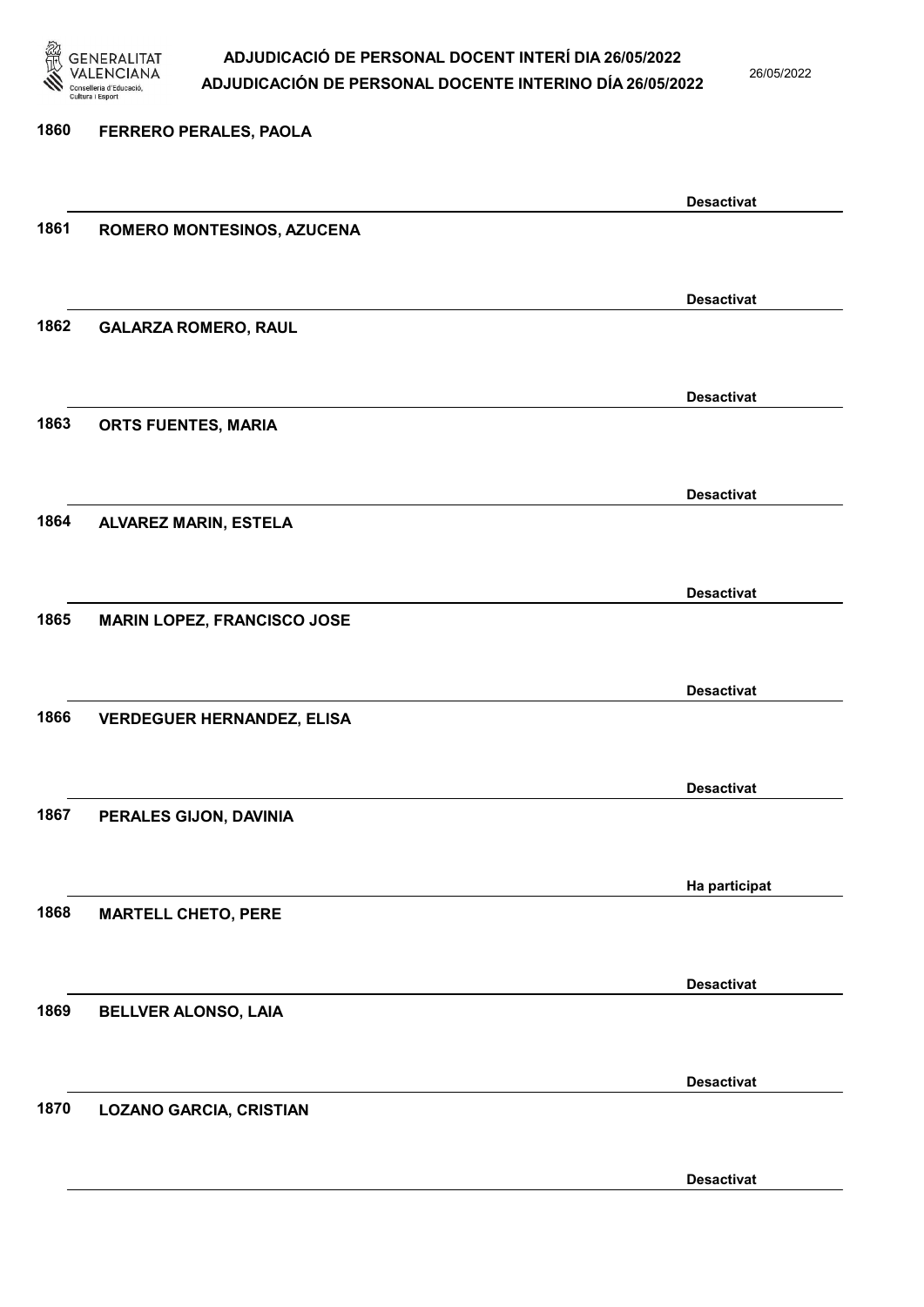1860 **FERRERO PERALES, PAOLA**

**Desactivat**

1861 **ROMERO MONTESINOS, AZUCENA**

**Desactivat**

1862 **GALARZA ROMERO, RAUL**

**Desactivat**

1863 **ORTS FUENTES, MARIA**

**Desactivat**

1864 **ALVAREZ MARIN, ESTELA**

**Desactivat**

1865 **MARIN LOPEZ, FRANCISCO JOSE**

**Desactivat**

1866 **VERDEGUER HERNANDEZ, ELISA**

**Desactivat**

1867 **PERALES GIJON, DAVINIA**

**Ha participat**

1868 **MARTELL CHETO, PERE**

**Desactivat**

1869 **BELLVER ALONSO, LAIA**

**Desactivat**

1870 **LOZANO GARCIA, CRISTIAN**

**Desactivat**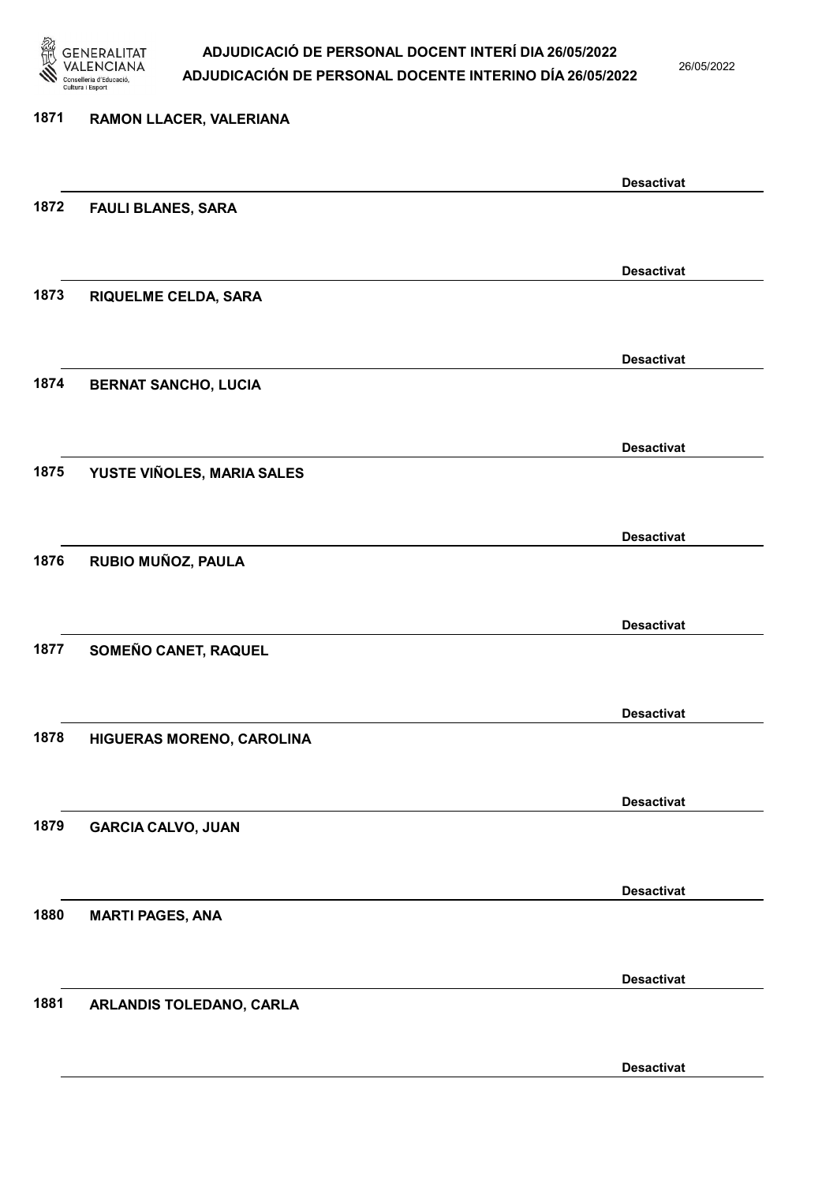1871 **RAMON LLACER, VALERIANA**

**Desactivat**

1872 **FAULI BLANES, SARA**

**Desactivat**

1873 **RIQUELME CELDA, SARA**

**Desactivat**

1874 **BERNAT SANCHO, LUCIA**

**Desactivat**

1875 **YUSTE VIÑOLES, MARIA SALES**

**Desactivat**

1876 **RUBIO MUÑOZ, PAULA**

**Desactivat**

1877 **SOMEÑO CANET, RAQUEL**

**Desactivat**

1878 **HIGUERAS MORENO, CAROLINA**

**Desactivat**

1879 **GARCIA CALVO, JUAN**

**Desactivat**

1880 **MARTI PAGES, ANA**

**Desactivat**

1881 **ARLANDIS TOLEDANO, CARLA**

**Desactivat**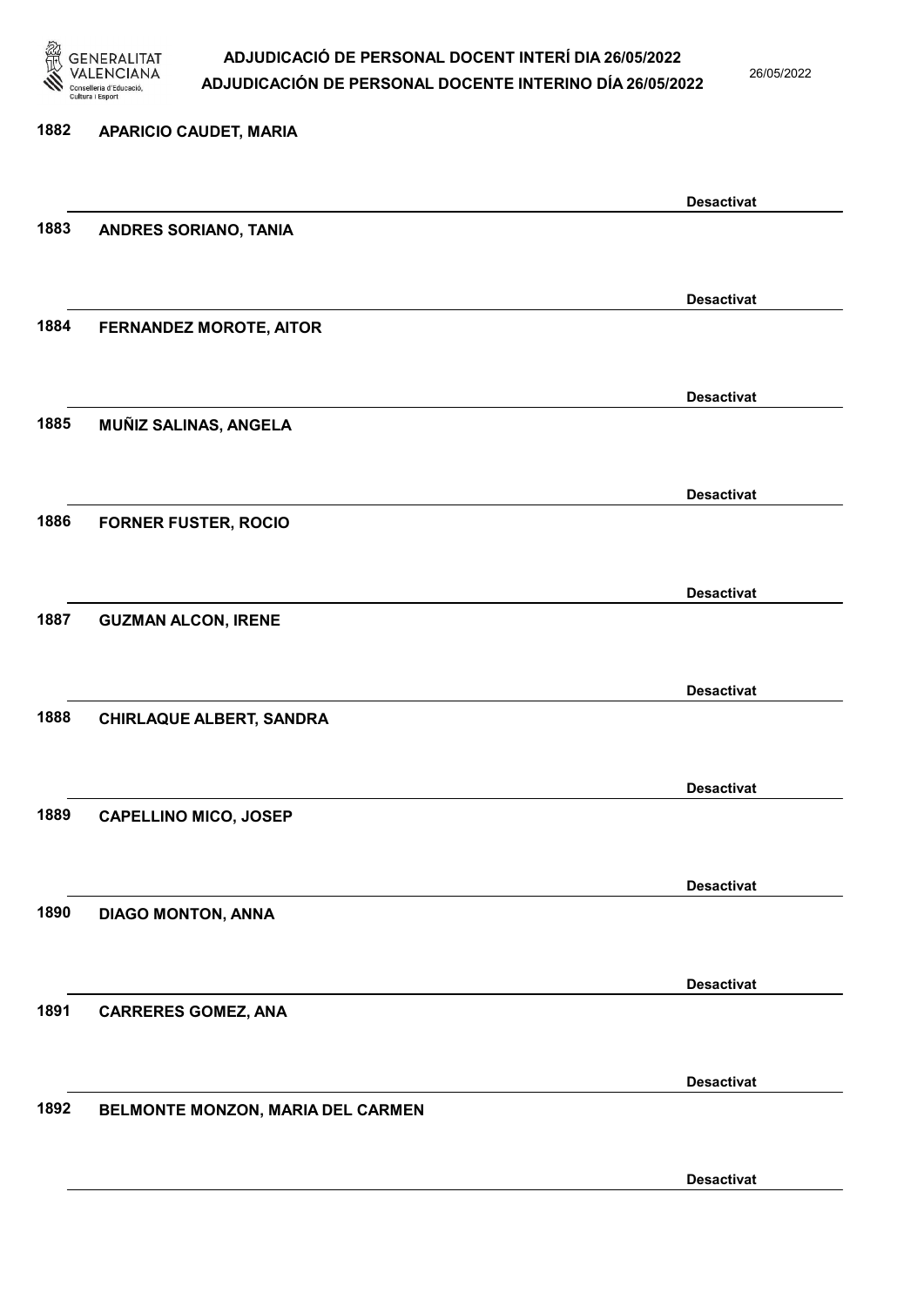1882 APARICIO CAUDET, MARIA

Desactivat

1883 ANDRES SORIANO, TANIA

Desactivat

1884 FERNANDEZ MOROTE, AITOR

Desactivat

1885 MUÑIZ SALINAS, ANGELA

Desactivat

1886 FORNER FUSTER, ROCIO

Desactivat

1887 GUZMAN ALCON, IRENE

Desactivat

1888 CHIRLAQUE ALBERT, SANDRA

Desactivat

1889 CAPELLINO MICO, JOSEP

Desactivat

1890 DIAGO MONTON, ANNA

Desactivat

1891 CARRERES GOMEZ, ANA

Desactivat

1892 BELMONTE MONZON, MARIA DEL CARMEN

Desactivat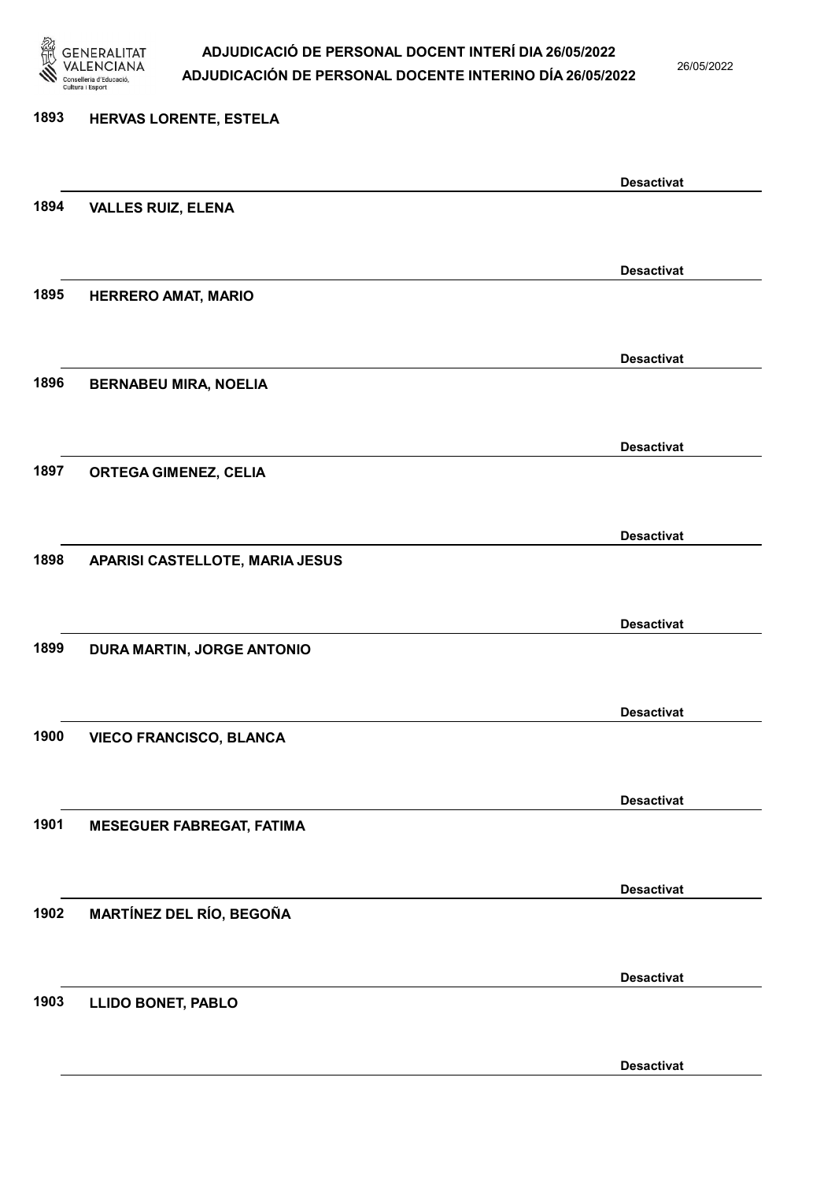1893 HERVAS LORENTE, ESTELA

Desactivat

1894 VALLES RUIZ, ELENA

Desactivat

1895 HERRERO AMAT, MARIO

Desactivat

1896 BERNABEU MIRA, NOELIA

Desactivat

1897 ORTEGA GIMENEZ, CELIA

Desactivat

1898 APARISI CASTELLOTE, MARIA JESUS

Desactivat

1899 DURA MARTIN, JORGE ANTONIO

Desactivat

1900 VIECO FRANCISCO, BLANCA

Desactivat

1901 MESEGUER FABREGAT, FATIMA

Desactivat

1902 MARTÍNEZ DEL RÍO, BEGOÑA

Desactivat

1903 LLIDO BONET, PABLO

Desactivat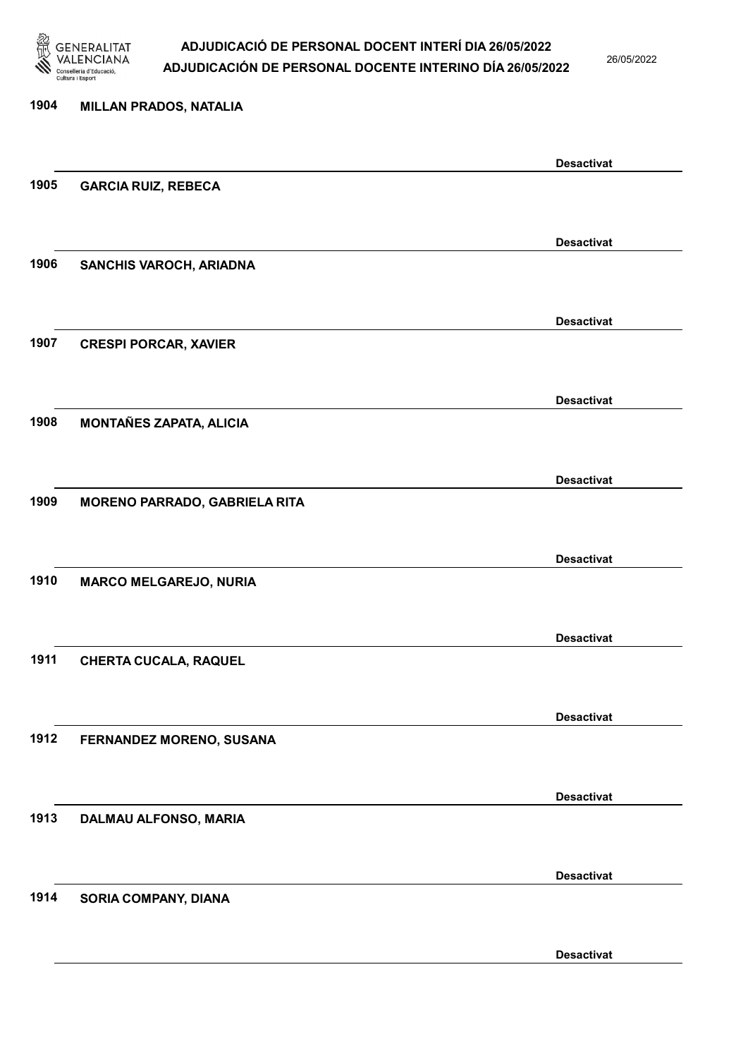1904 **MILLAN PRADOS, NATALIA**

**Desactivat**

1905 **GARCIA RUIZ, REBECA**

**Desactivat**

1906 **SANCHIS VAROCH, ARIADNA**

**Desactivat**

1907 **CRESPI PORCAR, XAVIER**

**Desactivat**

1908 **MONTAÑES ZAPATA, ALICIA**

**Desactivat**

1909 **MORENO PARRADO, GABRIELA RITA**

**Desactivat**

1910 **MARCO MELGAREJO, NURIA**

**Desactivat**

1911 **CHERTA CUCALA, RAQUEL**

**Desactivat**

1912 **FERNANDEZ MORENO, SUSANA**

**Desactivat**

1913 **DALMAU ALFONSO, MARIA**

**Desactivat**

1914 **SORIA COMPANY, DIANA**

**Desactivat**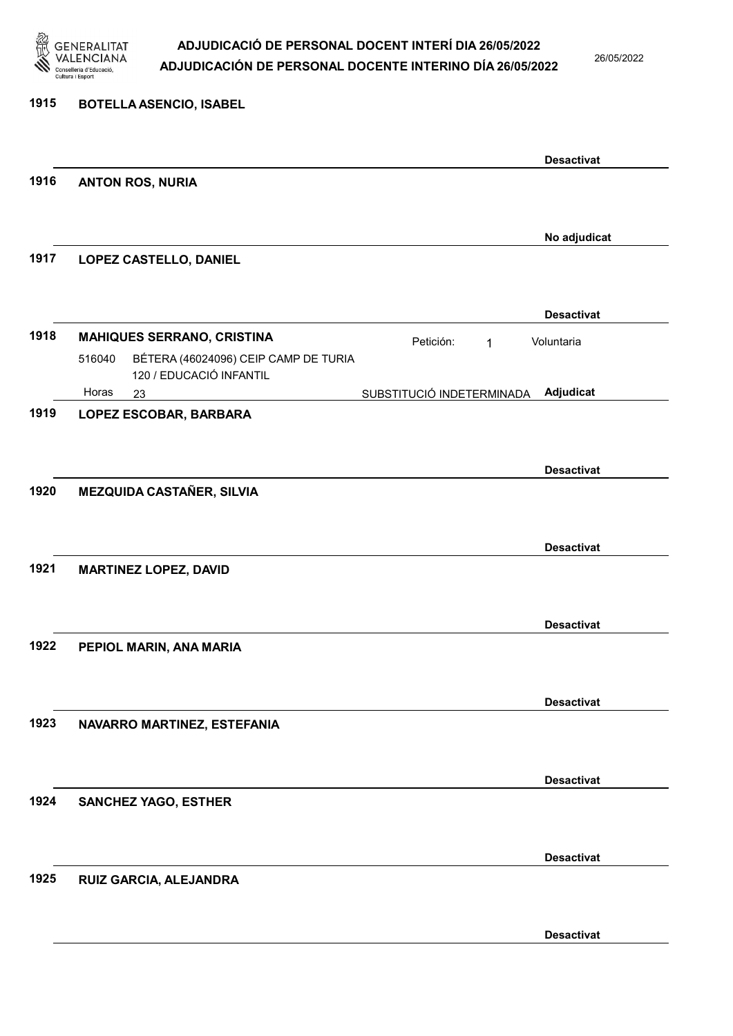**1915 BOTELLA ASENCIO, ISABEL**

Desactivat

**1916 ANTON ROS, NURIA**

No adjudicat

**1917 LOPEZ CASTELLO, DANIEL**

Desactivat

**1918 MAHIQUES SERRANO, CRISTINA**

Petición: 1 — Voluntaria

516040 BÉTERA (46024096) CEIP CAMP DE TURIA
120 / EDUCACIÓ INFANTIL

Horas 23 — SUBSTITUCIÓ INDETERMINADA — **Adjudicat**

**1919 LOPEZ ESCOBAR, BARBARA**

Desactivat

**1920 MEZQUIDA CASTAÑER, SILVIA**

Desactivat

**1921 MARTINEZ LOPEZ, DAVID**

Desactivat

**1922 PEPIOL MARIN, ANA MARIA**

Desactivat

**1923 NAVARRO MARTINEZ, ESTEFANIA**

Desactivat

**1924 SANCHEZ YAGO, ESTHER**

Desactivat

**1925 RUIZ GARCIA, ALEJANDRA**

Desactivat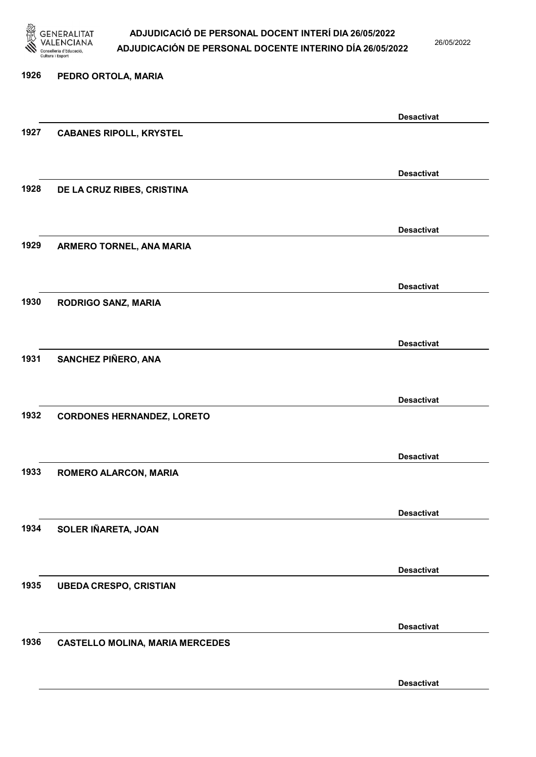1926 PEDRO ORTOLA, MARIA

Desactivat

1927 CABANES RIPOLL, KRYSTEL

Desactivat

1928 DE LA CRUZ RIBES, CRISTINA

Desactivat

1929 ARMERO TORNEL, ANA MARIA

Desactivat

1930 RODRIGO SANZ, MARIA

Desactivat

1931 SANCHEZ PIÑERO, ANA

Desactivat

1932 CORDONES HERNANDEZ, LORETO

Desactivat

1933 ROMERO ALARCON, MARIA

Desactivat

1934 SOLER IÑARETA, JOAN

Desactivat

1935 UBEDA CRESPO, CRISTIAN

Desactivat

1936 CASTELLO MOLINA, MARIA MERCEDES

Desactivat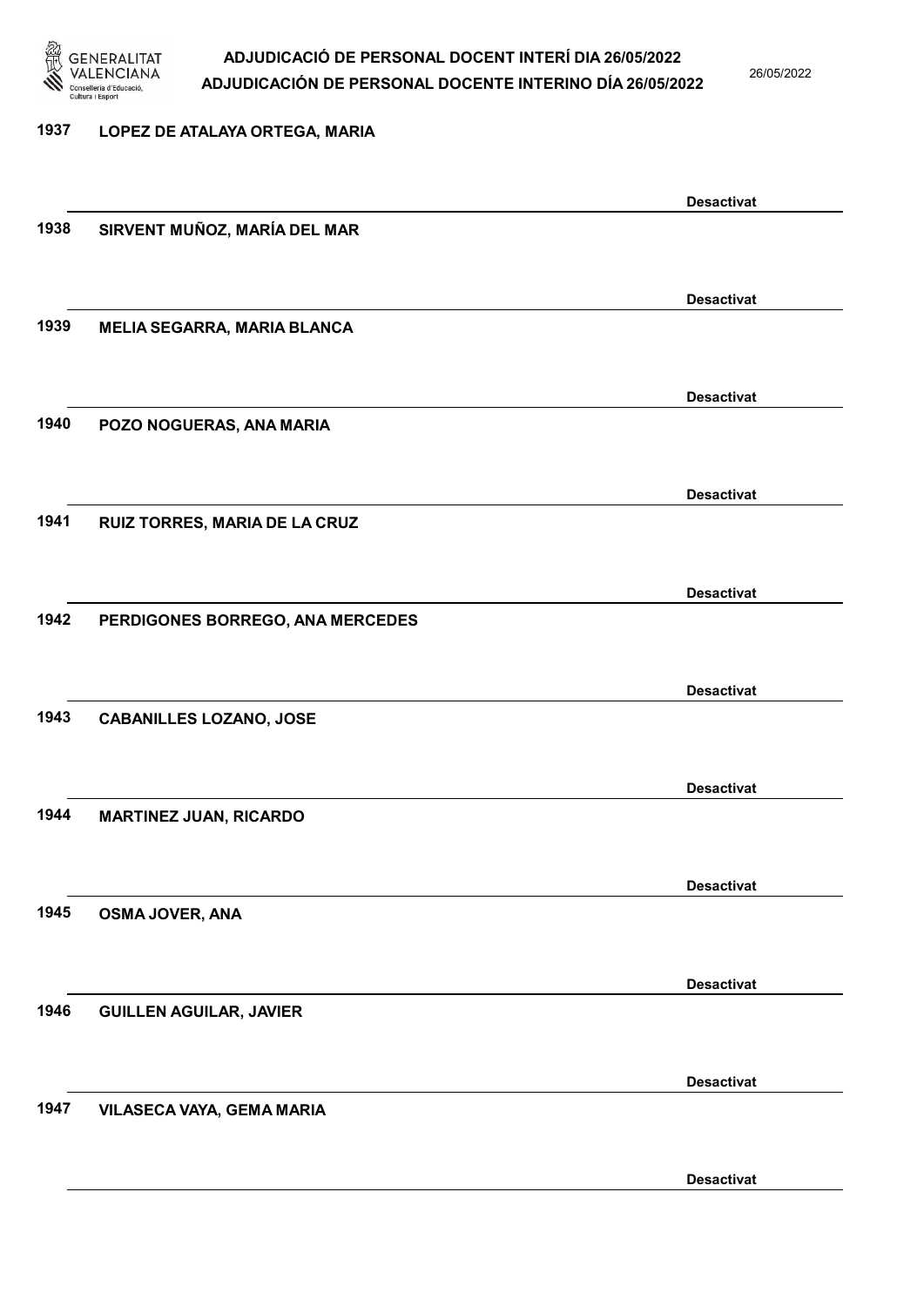1937 LOPEZ DE ATALAYA ORTEGA, MARIA

Desactivat

1938 SIRVENT MUÑOZ, MARÍA DEL MAR

Desactivat

1939 MELIA SEGARRA, MARIA BLANCA

Desactivat

1940 POZO NOGUERAS, ANA MARIA

Desactivat

1941 RUIZ TORRES, MARIA DE LA CRUZ

Desactivat

1942 PERDIGONES BORREGO, ANA MERCEDES

Desactivat

1943 CABANILLES LOZANO, JOSE

Desactivat

1944 MARTINEZ JUAN, RICARDO

Desactivat

1945 OSMA JOVER, ANA

Desactivat

1946 GUILLEN AGUILAR, JAVIER

Desactivat

1947 VILASECA VAYA, GEMA MARIA

Desactivat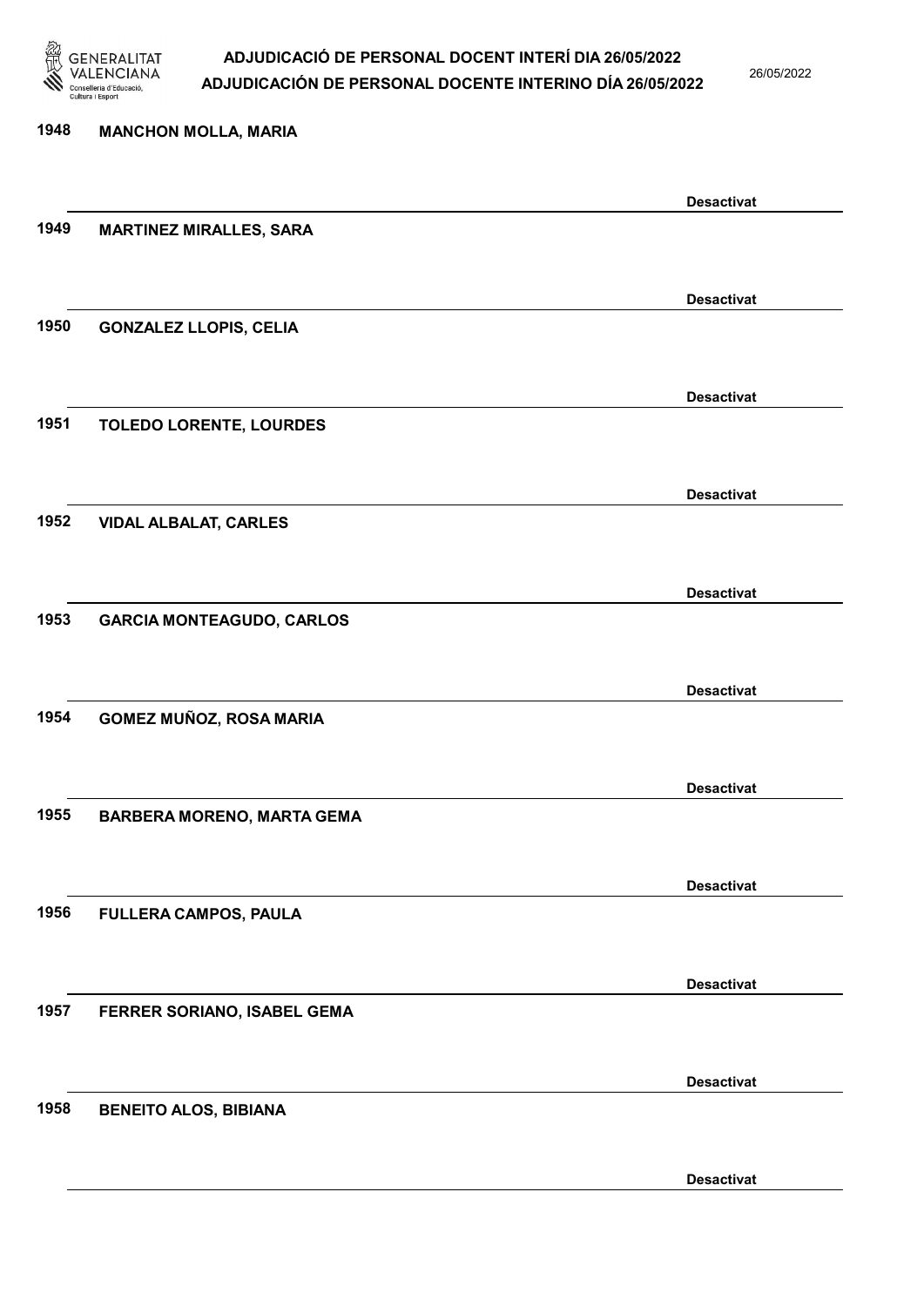1948 MANCHON MOLLA, MARIA

Desactivat

1949 MARTINEZ MIRALLES, SARA

Desactivat

1950 GONZALEZ LLOPIS, CELIA

Desactivat

1951 TOLEDO LORENTE, LOURDES

Desactivat

1952 VIDAL ALBALAT, CARLES

Desactivat

1953 GARCIA MONTEAGUDO, CARLOS

Desactivat

1954 GOMEZ MUÑOZ, ROSA MARIA

Desactivat

1955 BARBERA MORENO, MARTA GEMA

Desactivat

1956 FULLERA CAMPOS, PAULA

Desactivat

1957 FERRER SORIANO, ISABEL GEMA

Desactivat

1958 BENEITO ALOS, BIBIANA

Desactivat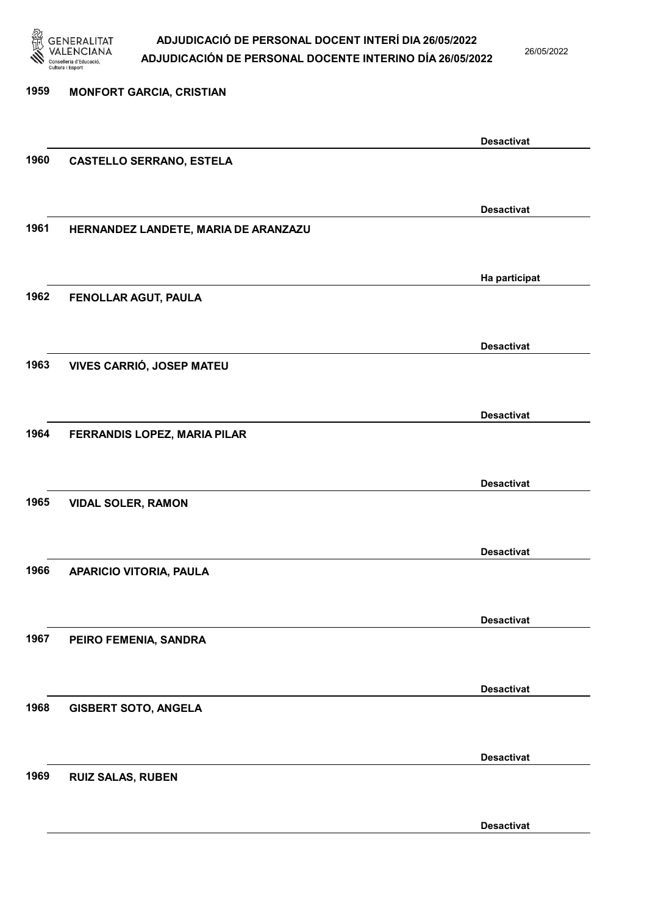| Núm. | Nom | Estat |
|---|---|---|
| 1959 | MONFORT GARCIA, CRISTIAN | Desactivat |
| 1960 | CASTELLO SERRANO, ESTELA | Desactivat |
| 1961 | HERNANDEZ LANDETE, MARIA DE ARANZAZU | Ha participat |
| 1962 | FENOLLAR AGUT, PAULA | Desactivat |
| 1963 | VIVES CARRIÓ, JOSEP MATEU | Desactivat |
| 1964 | FERRANDIS LOPEZ, MARIA PILAR | Desactivat |
| 1965 | VIDAL SOLER, RAMON | Desactivat |
| 1966 | APARICIO VITORIA, PAULA | Desactivat |
| 1967 | PEIRO FEMENIA, SANDRA | Desactivat |
| 1968 | GISBERT SOTO, ANGELA | Desactivat |
| 1969 | RUIZ SALAS, RUBEN | Desactivat |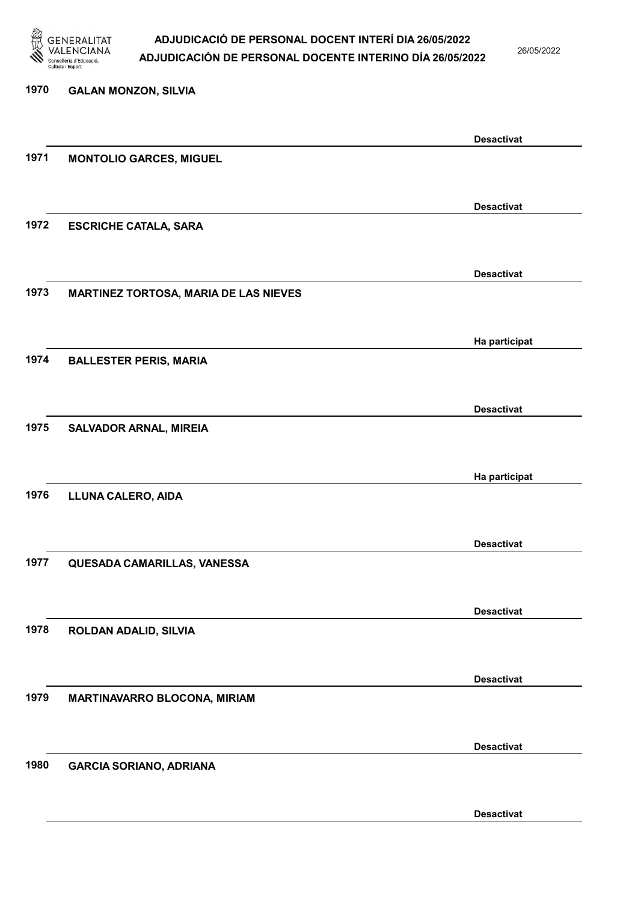1970 GALAN MONZON, SILVIA

Desactivat

1971 MONTOLIO GARCES, MIGUEL

Desactivat

1972 ESCRICHE CATALA, SARA

Desactivat

1973 MARTINEZ TORTOSA, MARIA DE LAS NIEVES

Ha participat

1974 BALLESTER PERIS, MARIA

Desactivat

1975 SALVADOR ARNAL, MIREIA

Ha participat

1976 LLUNA CALERO, AIDA

Desactivat

1977 QUESADA CAMARILLAS, VANESSA

Desactivat

1978 ROLDAN ADALID, SILVIA

Desactivat

1979 MARTINAVARRO BLOCONA, MIRIAM

Desactivat

1980 GARCIA SORIANO, ADRIANA

Desactivat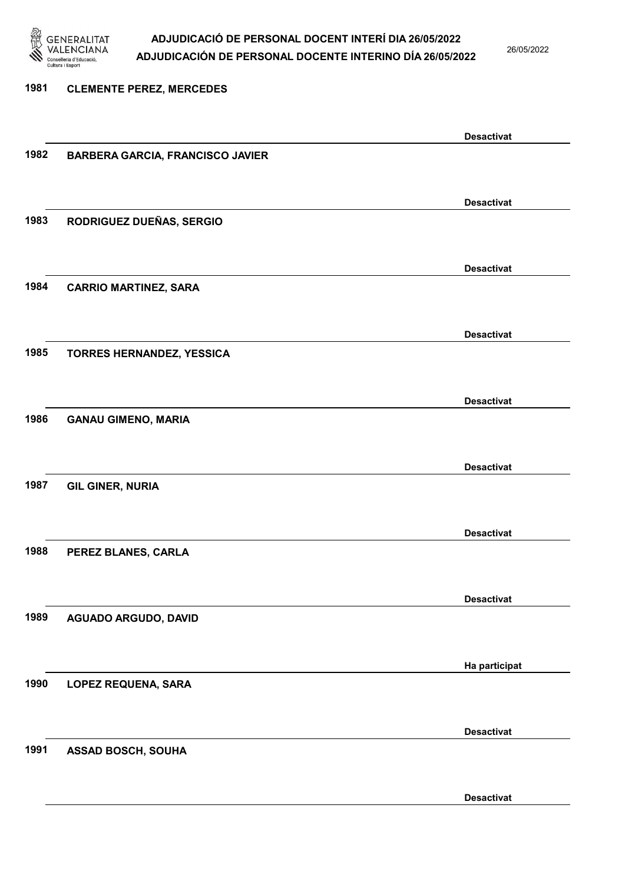1981 **CLEMENTE PEREZ, MERCEDES**

**Desactivat**

1982 **BARBERA GARCIA, FRANCISCO JAVIER**

**Desactivat**

1983 **RODRIGUEZ DUEÑAS, SERGIO**

**Desactivat**

1984 **CARRIO MARTINEZ, SARA**

**Desactivat**

1985 **TORRES HERNANDEZ, YESSICA**

**Desactivat**

1986 **GANAU GIMENO, MARIA**

**Desactivat**

1987 **GIL GINER, NURIA**

**Desactivat**

1988 **PEREZ BLANES, CARLA**

**Desactivat**

1989 **AGUADO ARGUDO, DAVID**

**Ha participat**

1990 **LOPEZ REQUENA, SARA**

**Desactivat**

1991 **ASSAD BOSCH, SOUHA**

**Desactivat**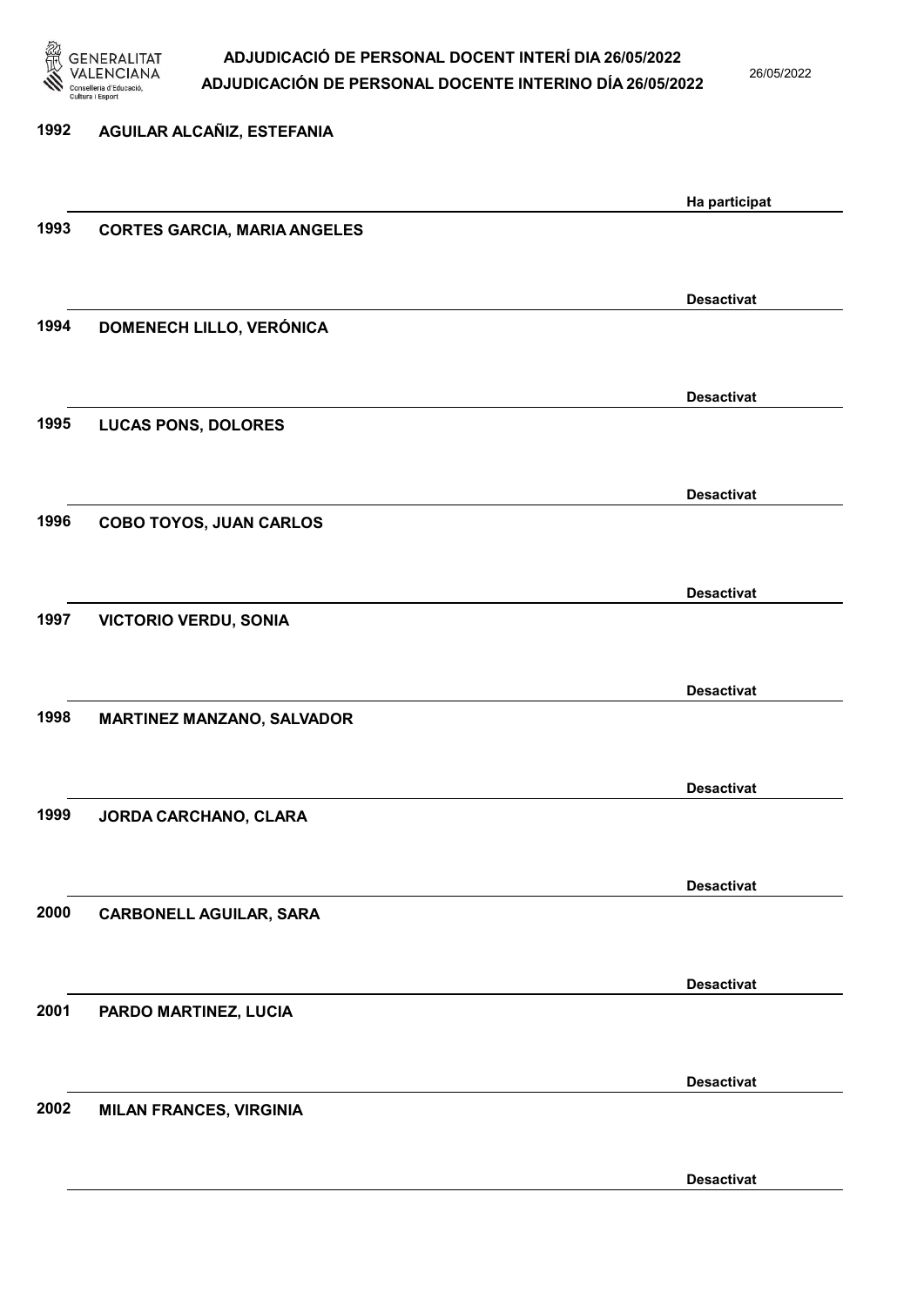1992 AGUILAR ALCAÑIZ, ESTEFANIA

Ha participat

1993 CORTES GARCIA, MARIA ANGELES

Desactivat

1994 DOMENECH LILLO, VERÓNICA

Desactivat

1995 LUCAS PONS, DOLORES

Desactivat

1996 COBO TOYOS, JUAN CARLOS

Desactivat

1997 VICTORIO VERDU, SONIA

Desactivat

1998 MARTINEZ MANZANO, SALVADOR

Desactivat

1999 JORDA CARCHANO, CLARA

Desactivat

2000 CARBONELL AGUILAR, SARA

Desactivat

2001 PARDO MARTINEZ, LUCIA

Desactivat

2002 MILAN FRANCES, VIRGINIA

Desactivat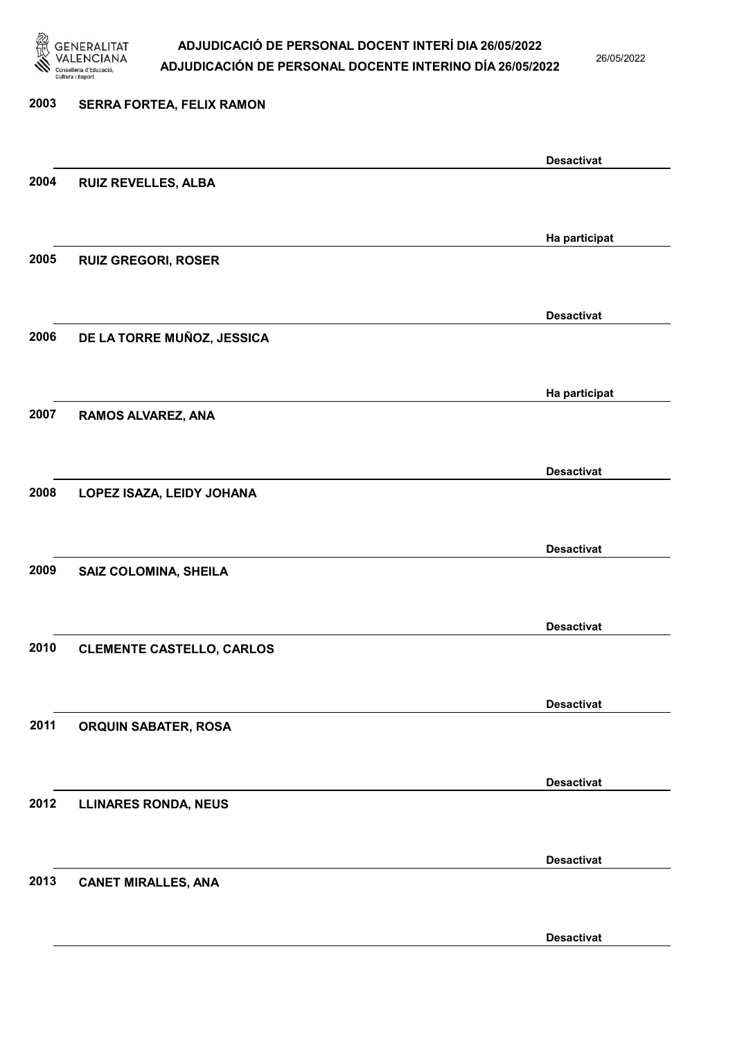| Núm. | Nom | Estat |
| --- | --- | --- |
| 2003 | SERRA FORTEA, FELIX RAMON | Desactivat |
| 2004 | RUIZ REVELLES, ALBA | Ha participat |
| 2005 | RUIZ GREGORI, ROSER | Desactivat |
| 2006 | DE LA TORRE MUÑOZ, JESSICA | Ha participat |
| 2007 | RAMOS ALVAREZ, ANA | Desactivat |
| 2008 | LOPEZ ISAZA, LEIDY JOHANA | Desactivat |
| 2009 | SAIZ COLOMINA, SHEILA | Desactivat |
| 2010 | CLEMENTE CASTELLO, CARLOS | Desactivat |
| 2011 | ORQUIN SABATER, ROSA | Desactivat |
| 2012 | LLINARES RONDA, NEUS | Desactivat |
| 2013 | CANET MIRALLES, ANA | Desactivat |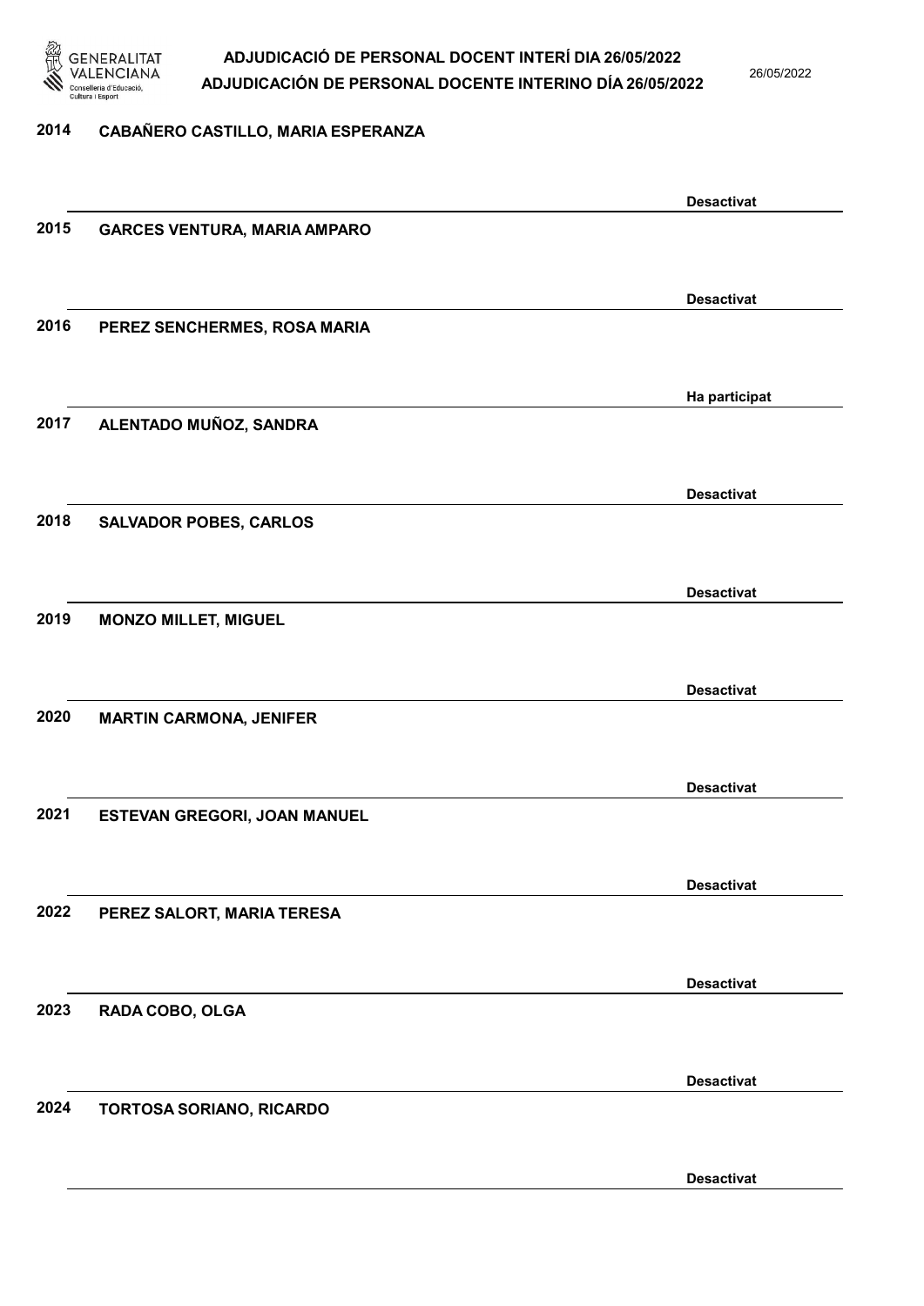2014 CABAÑERO CASTILLO, MARIA ESPERANZA

Desactivat

2015 GARCES VENTURA, MARIA AMPARO

Desactivat

2016 PEREZ SENCHERMES, ROSA MARIA

Ha participat

2017 ALENTADO MUÑOZ, SANDRA

Desactivat

2018 SALVADOR POBES, CARLOS

Desactivat

2019 MONZO MILLET, MIGUEL

Desactivat

2020 MARTIN CARMONA, JENIFER

Desactivat

2021 ESTEVAN GREGORI, JOAN MANUEL

Desactivat

2022 PEREZ SALORT, MARIA TERESA

Desactivat

2023 RADA COBO, OLGA

Desactivat

2024 TORTOSA SORIANO, RICARDO

Desactivat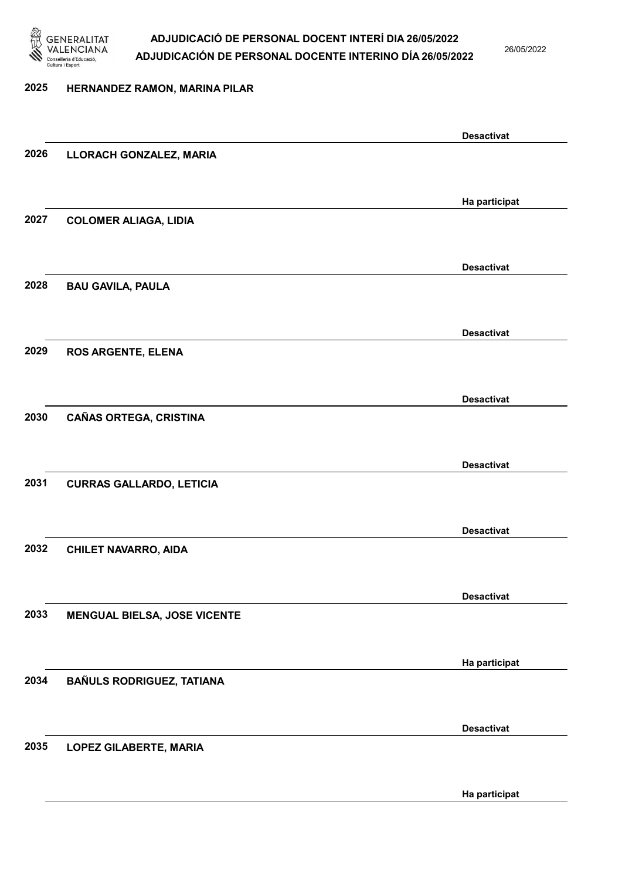| | | |
|---|---|---|
| 2025 | HERNANDEZ RAMON, MARINA PILAR | Desactivat |
| 2026 | LLORACH GONZALEZ, MARIA | Ha participat |
| 2027 | COLOMER ALIAGA, LIDIA | Desactivat |
| 2028 | BAU GAVILA, PAULA | Desactivat |
| 2029 | ROS ARGENTE, ELENA | Desactivat |
| 2030 | CAÑAS ORTEGA, CRISTINA | Desactivat |
| 2031 | CURRAS GALLARDO, LETICIA | Desactivat |
| 2032 | CHILET NAVARRO, AIDA | Desactivat |
| 2033 | MENGUAL BIELSA, JOSE VICENTE | Ha participat |
| 2034 | BAÑULS RODRIGUEZ, TATIANA | Desactivat |
| 2035 | LOPEZ GILABERTE, MARIA | Ha participat |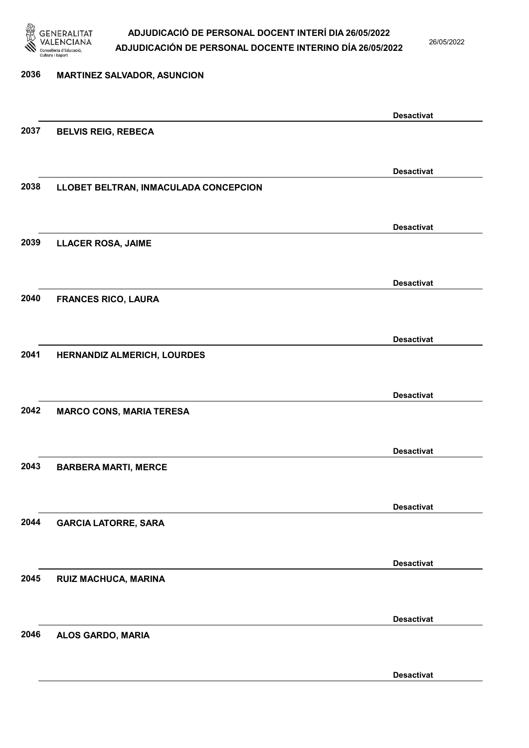2036 MARTINEZ SALVADOR, ASUNCION

Desactivat

2037 BELVIS REIG, REBECA

Desactivat

2038 LLOBET BELTRAN, INMACULADA CONCEPCION

Desactivat

2039 LLACER ROSA, JAIME

Desactivat

2040 FRANCES RICO, LAURA

Desactivat

2041 HERNANDIZ ALMERICH, LOURDES

Desactivat

2042 MARCO CONS, MARIA TERESA

Desactivat

2043 BARBERA MARTI, MERCE

Desactivat

2044 GARCIA LATORRE, SARA

Desactivat

2045 RUIZ MACHUCA, MARINA

Desactivat

2046 ALOS GARDO, MARIA

Desactivat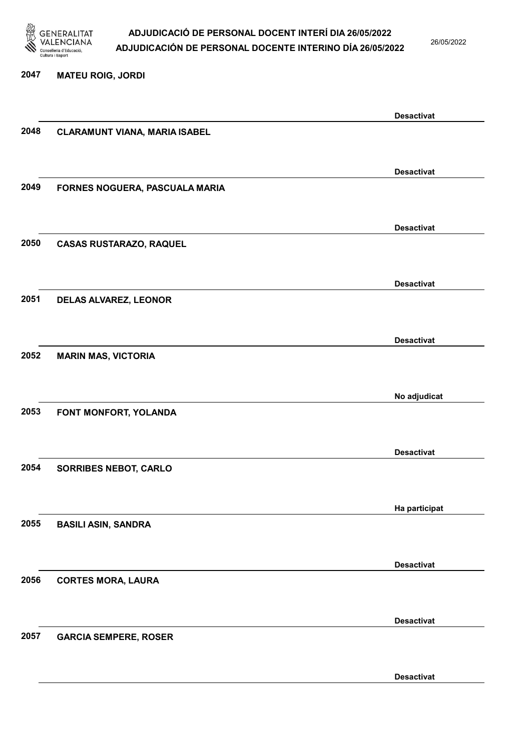| Núm. | Nom | Estat |
| --- | --- | --- |
| 2047 | MATEU ROIG, JORDI | Desactivat |
| 2048 | CLARAMUNT VIANA, MARIA ISABEL | Desactivat |
| 2049 | FORNES NOGUERA, PASCUALA MARIA | Desactivat |
| 2050 | CASAS RUSTARAZO, RAQUEL | Desactivat |
| 2051 | DELAS ALVAREZ, LEONOR | Desactivat |
| 2052 | MARIN MAS, VICTORIA | No adjudicat |
| 2053 | FONT MONFORT, YOLANDA | Desactivat |
| 2054 | SORRIBES NEBOT, CARLO | Ha participat |
| 2055 | BASILI ASIN, SANDRA | Desactivat |
| 2056 | CORTES MORA, LAURA | Desactivat |
| 2057 | GARCIA SEMPERE, ROSER | Desactivat |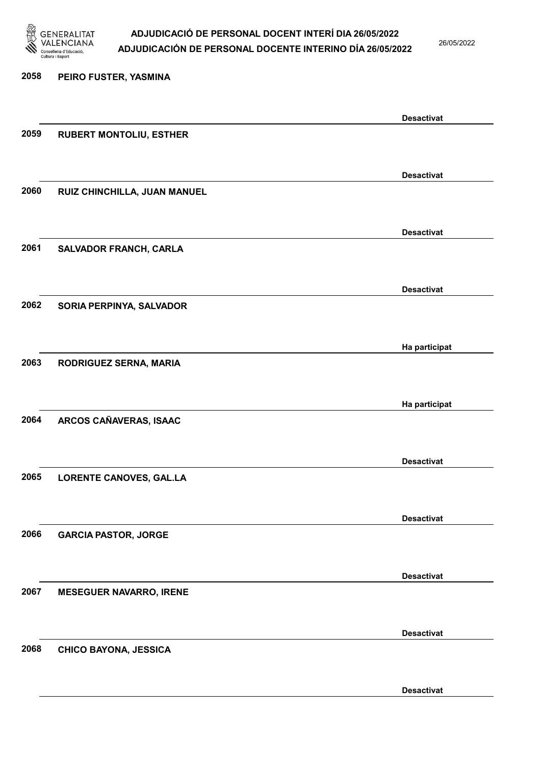| | | |
|---|---|---|
| 2058 | PEIRO FUSTER, YASMINA | Desactivat |
| 2059 | RUBERT MONTOLIU, ESTHER | Desactivat |
| 2060 | RUIZ CHINCHILLA, JUAN MANUEL | Desactivat |
| 2061 | SALVADOR FRANCH, CARLA | Desactivat |
| 2062 | SORIA PERPINYA, SALVADOR | Ha participat |
| 2063 | RODRIGUEZ SERNA, MARIA | Ha participat |
| 2064 | ARCOS CAÑAVERAS, ISAAC | Desactivat |
| 2065 | LORENTE CANOVES, GAL.LA | Desactivat |
| 2066 | GARCIA PASTOR, JORGE | Desactivat |
| 2067 | MESEGUER NAVARRO, IRENE | Desactivat |
| 2068 | CHICO BAYONA, JESSICA | Desactivat |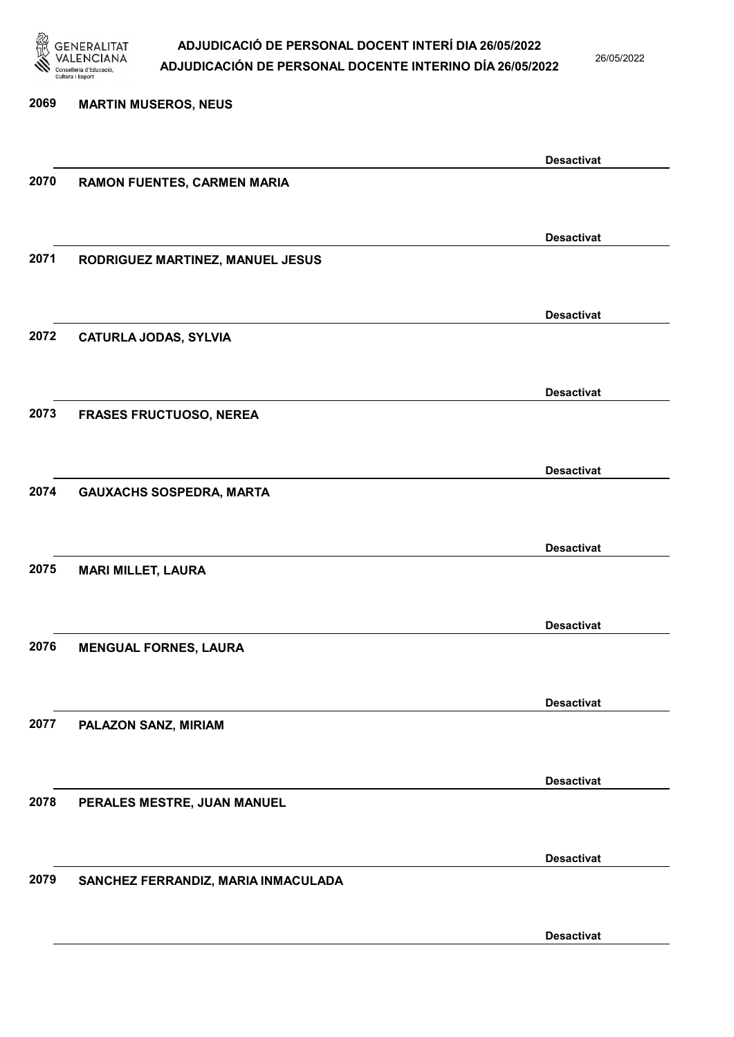2069 **MARTIN MUSEROS, NEUS**

**Desactivat**

2070 **RAMON FUENTES, CARMEN MARIA**

**Desactivat**

2071 **RODRIGUEZ MARTINEZ, MANUEL JESUS**

**Desactivat**

2072 **CATURLA JODAS, SYLVIA**

**Desactivat**

2073 **FRASES FRUCTUOSO, NEREA**

**Desactivat**

2074 **GAUXACHS SOSPEDRA, MARTA**

**Desactivat**

2075 **MARI MILLET, LAURA**

**Desactivat**

2076 **MENGUAL FORNES, LAURA**

**Desactivat**

2077 **PALAZON SANZ, MIRIAM**

**Desactivat**

2078 **PERALES MESTRE, JUAN MANUEL**

**Desactivat**

2079 **SANCHEZ FERRANDIZ, MARIA INMACULADA**

**Desactivat**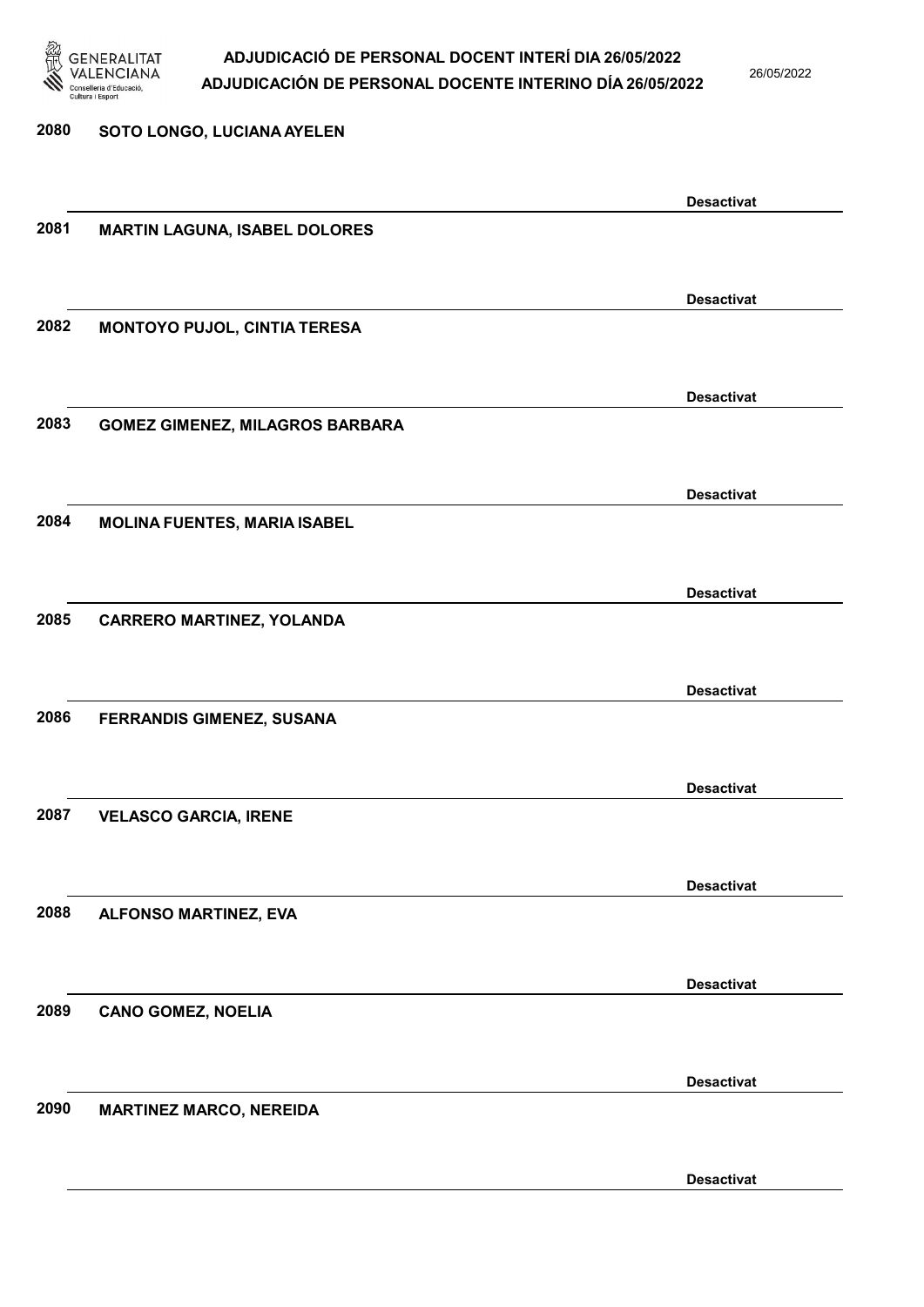2080 **SOTO LONGO, LUCIANA AYELEN**

**Desactivat**

2081 **MARTIN LAGUNA, ISABEL DOLORES**

**Desactivat**

2082 **MONTOYO PUJOL, CINTIA TERESA**

**Desactivat**

2083 **GOMEZ GIMENEZ, MILAGROS BARBARA**

**Desactivat**

2084 **MOLINA FUENTES, MARIA ISABEL**

**Desactivat**

2085 **CARRERO MARTINEZ, YOLANDA**

**Desactivat**

2086 **FERRANDIS GIMENEZ, SUSANA**

**Desactivat**

2087 **VELASCO GARCIA, IRENE**

**Desactivat**

2088 **ALFONSO MARTINEZ, EVA**

**Desactivat**

2089 **CANO GOMEZ, NOELIA**

**Desactivat**

2090 **MARTINEZ MARCO, NEREIDA**

**Desactivat**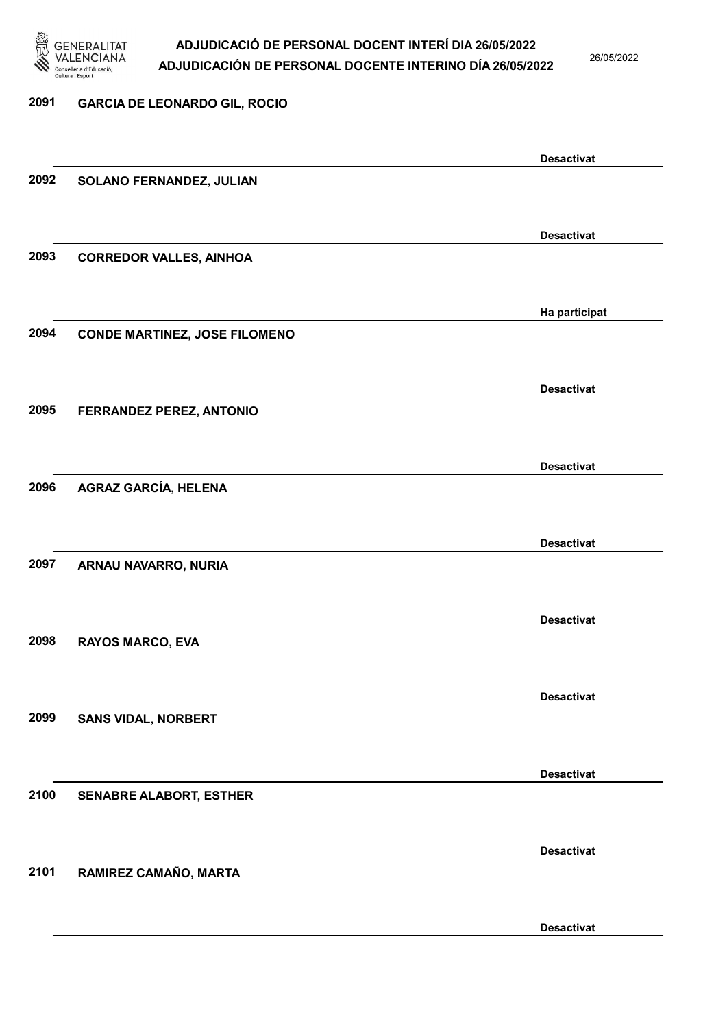2091 GARCIA DE LEONARDO GIL, ROCIO

Desactivat

2092 SOLANO FERNANDEZ, JULIAN

Desactivat

2093 CORREDOR VALLES, AINHOA

Ha participat

2094 CONDE MARTINEZ, JOSE FILOMENO

Desactivat

2095 FERRANDEZ PEREZ, ANTONIO

Desactivat

2096 AGRAZ GARCÍA, HELENA

Desactivat

2097 ARNAU NAVARRO, NURIA

Desactivat

2098 RAYOS MARCO, EVA

Desactivat

2099 SANS VIDAL, NORBERT

Desactivat

2100 SENABRE ALABORT, ESTHER

Desactivat

2101 RAMIREZ CAMAÑO, MARTA

Desactivat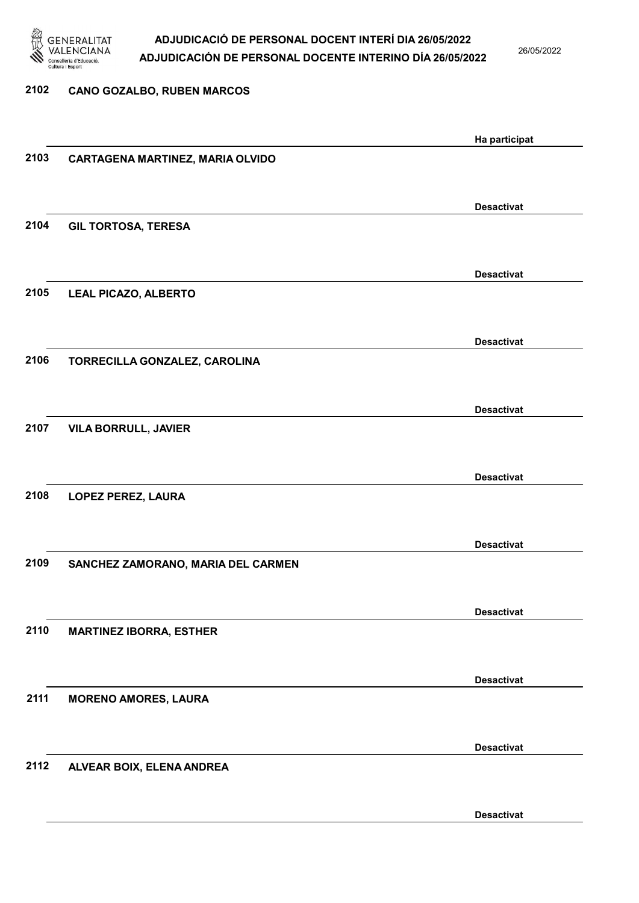2102 **CANO GOZALBO, RUBEN MARCOS**

**Ha participat**

2103 **CARTAGENA MARTINEZ, MARIA OLVIDO**

**Desactivat**

2104 **GIL TORTOSA, TERESA**

**Desactivat**

2105 **LEAL PICAZO, ALBERTO**

**Desactivat**

2106 **TORRECILLA GONZALEZ, CAROLINA**

**Desactivat**

2107 **VILA BORRULL, JAVIER**

**Desactivat**

2108 **LOPEZ PEREZ, LAURA**

**Desactivat**

2109 **SANCHEZ ZAMORANO, MARIA DEL CARMEN**

**Desactivat**

2110 **MARTINEZ IBORRA, ESTHER**

**Desactivat**

2111 **MORENO AMORES, LAURA**

**Desactivat**

2112 **ALVEAR BOIX, ELENA ANDREA**

**Desactivat**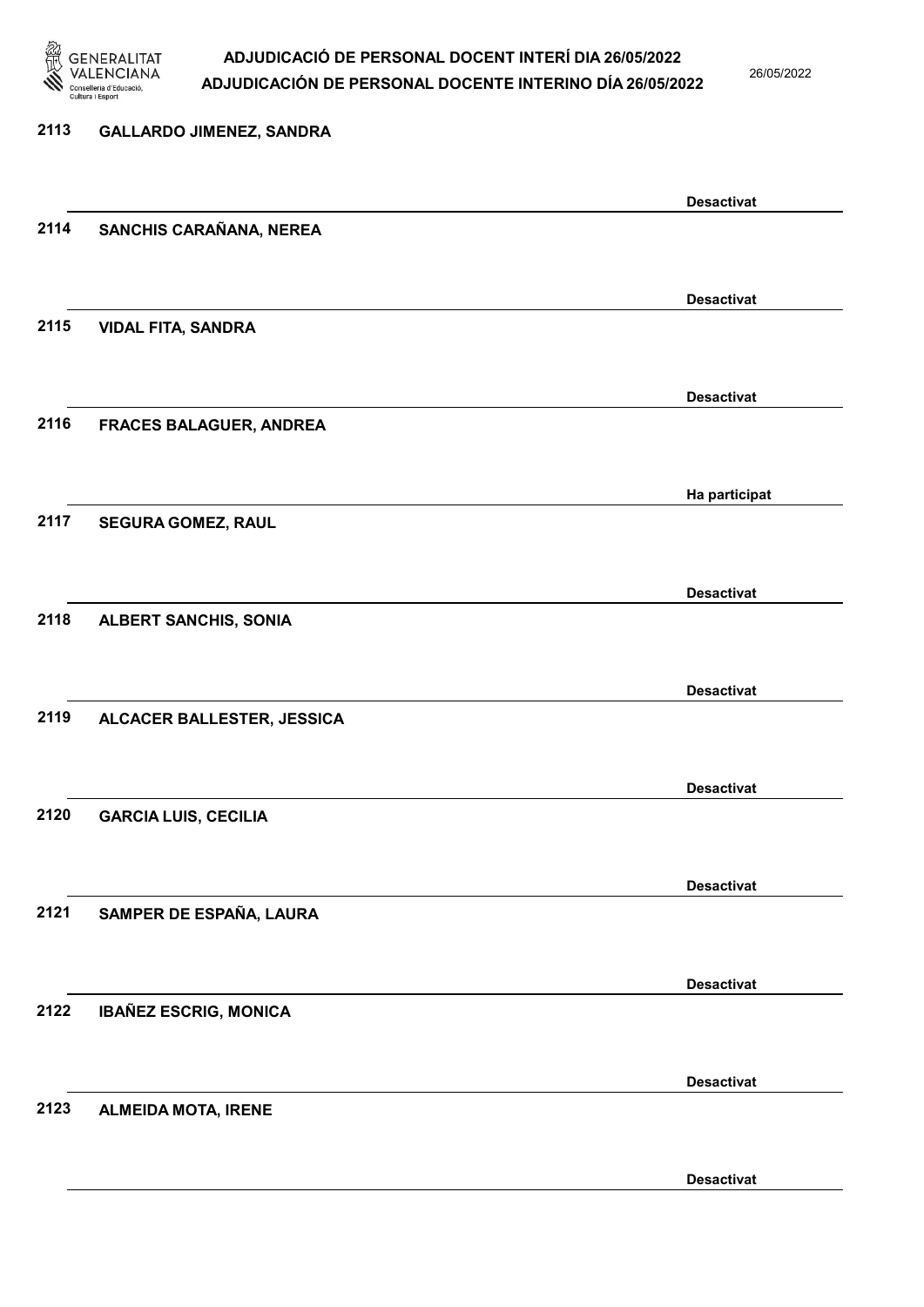2113 GALLARDO JIMENEZ, SANDRA

Desactivat

2114 SANCHIS CARAÑANA, NEREA

Desactivat

2115 VIDAL FITA, SANDRA

Desactivat

2116 FRACES BALAGUER, ANDREA

Ha participat

2117 SEGURA GOMEZ, RAUL

Desactivat

2118 ALBERT SANCHIS, SONIA

Desactivat

2119 ALCACER BALLESTER, JESSICA

Desactivat

2120 GARCIA LUIS, CECILIA

Desactivat

2121 SAMPER DE ESPAÑA, LAURA

Desactivat

2122 IBAÑEZ ESCRIG, MONICA

Desactivat

2123 ALMEIDA MOTA, IRENE

Desactivat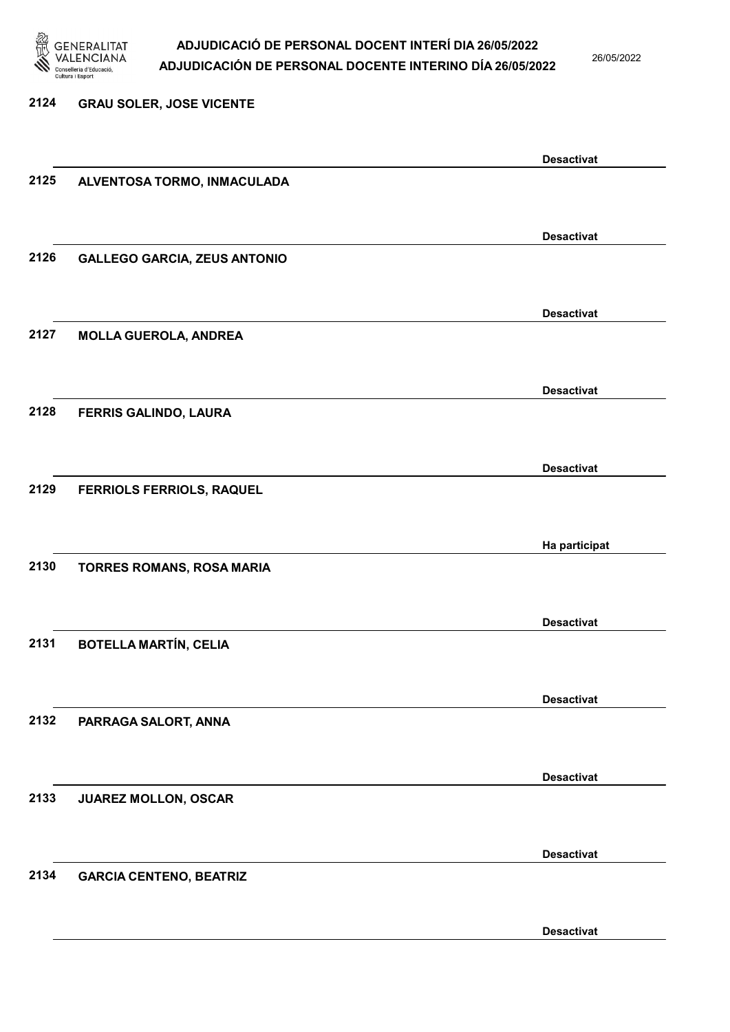2124 GRAU SOLER, JOSE VICENTE

Desactivat

2125 ALVENTOSA TORMO, INMACULADA

Desactivat

2126 GALLEGO GARCIA, ZEUS ANTONIO

Desactivat

2127 MOLLA GUEROLA, ANDREA

Desactivat

2128 FERRIS GALINDO, LAURA

Desactivat

2129 FERRIOLS FERRIOLS, RAQUEL

Ha participat

2130 TORRES ROMANS, ROSA MARIA

Desactivat

2131 BOTELLA MARTÍN, CELIA

Desactivat

2132 PARRAGA SALORT, ANNA

Desactivat

2133 JUAREZ MOLLON, OSCAR

Desactivat

2134 GARCIA CENTENO, BEATRIZ

Desactivat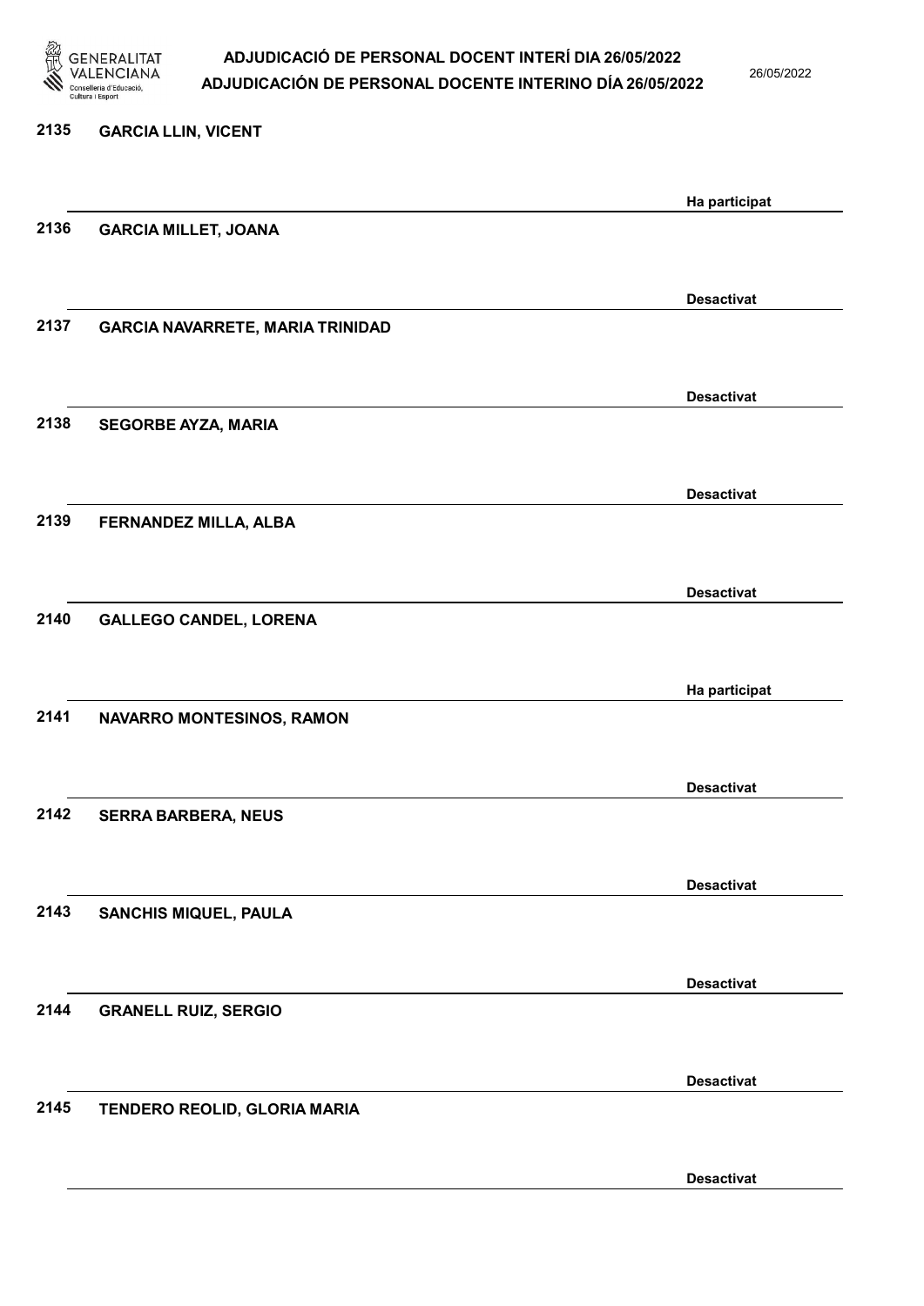| | | |
|---|---|---|
| 2135 | GARCIA LLIN, VICENT | Ha participat |
| 2136 | GARCIA MILLET, JOANA | Desactivat |
| 2137 | GARCIA NAVARRETE, MARIA TRINIDAD | Desactivat |
| 2138 | SEGORBE AYZA, MARIA | Desactivat |
| 2139 | FERNANDEZ MILLA, ALBA | Desactivat |
| 2140 | GALLEGO CANDEL, LORENA | Ha participat |
| 2141 | NAVARRO MONTESINOS, RAMON | Desactivat |
| 2142 | SERRA BARBERA, NEUS | Desactivat |
| 2143 | SANCHIS MIQUEL, PAULA | Desactivat |
| 2144 | GRANELL RUIZ, SERGIO | Desactivat |
| 2145 | TENDERO REOLID, GLORIA MARIA | Desactivat |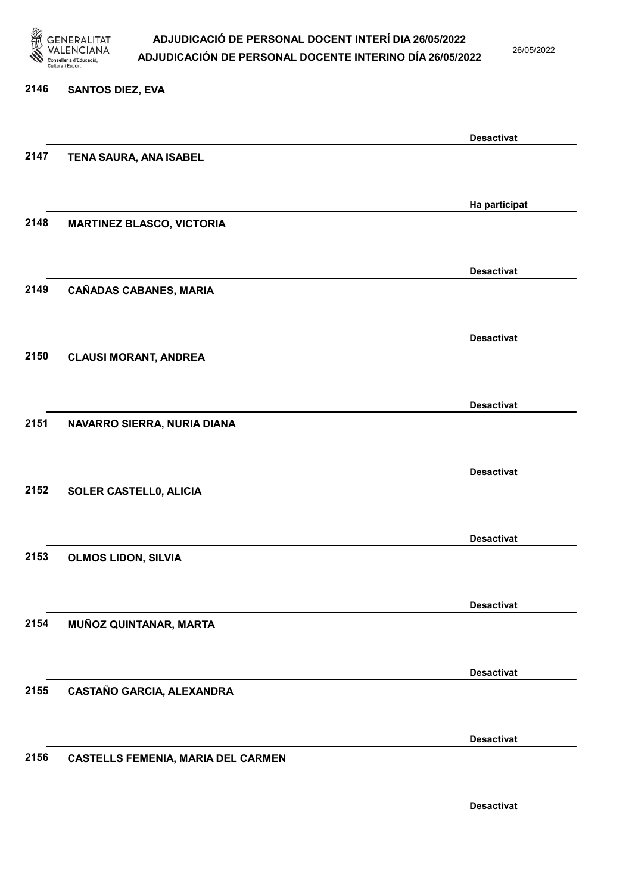| | | |
|---|---|---|
| 2146 | SANTOS DIEZ, EVA | Desactivat |
| 2147 | TENA SAURA, ANA ISABEL | Ha participat |
| 2148 | MARTINEZ BLASCO, VICTORIA | Desactivat |
| 2149 | CAÑADAS CABANES, MARIA | Desactivat |
| 2150 | CLAUSI MORANT, ANDREA | Desactivat |
| 2151 | NAVARRO SIERRA, NURIA DIANA | Desactivat |
| 2152 | SOLER CASTELL0, ALICIA | Desactivat |
| 2153 | OLMOS LIDON, SILVIA | Desactivat |
| 2154 | MUÑOZ QUINTANAR, MARTA | Desactivat |
| 2155 | CASTAÑO GARCIA, ALEXANDRA | Desactivat |
| 2156 | CASTELLS FEMENIA, MARIA DEL CARMEN | Desactivat |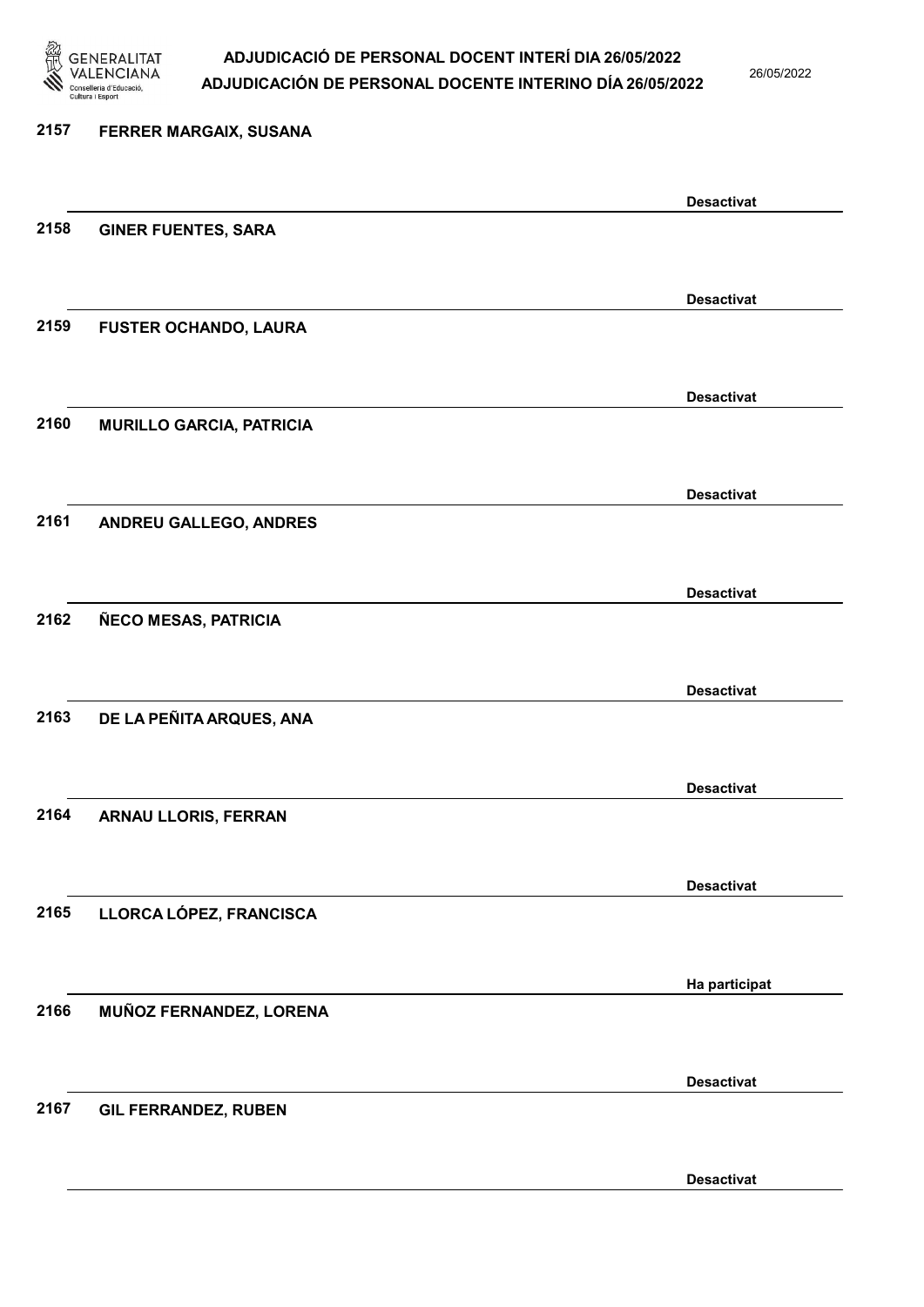2157 FERRER MARGAIX, SUSANA

Desactivat

2158 GINER FUENTES, SARA

Desactivat

2159 FUSTER OCHANDO, LAURA

Desactivat

2160 MURILLO GARCIA, PATRICIA

Desactivat

2161 ANDREU GALLEGO, ANDRES

Desactivat

2162 ÑECO MESAS, PATRICIA

Desactivat

2163 DE LA PEÑITA ARQUES, ANA

Desactivat

2164 ARNAU LLORIS, FERRAN

Desactivat

2165 LLORCA LÓPEZ, FRANCISCA

Ha participat

2166 MUÑOZ FERNANDEZ, LORENA

Desactivat

2167 GIL FERRANDEZ, RUBEN

Desactivat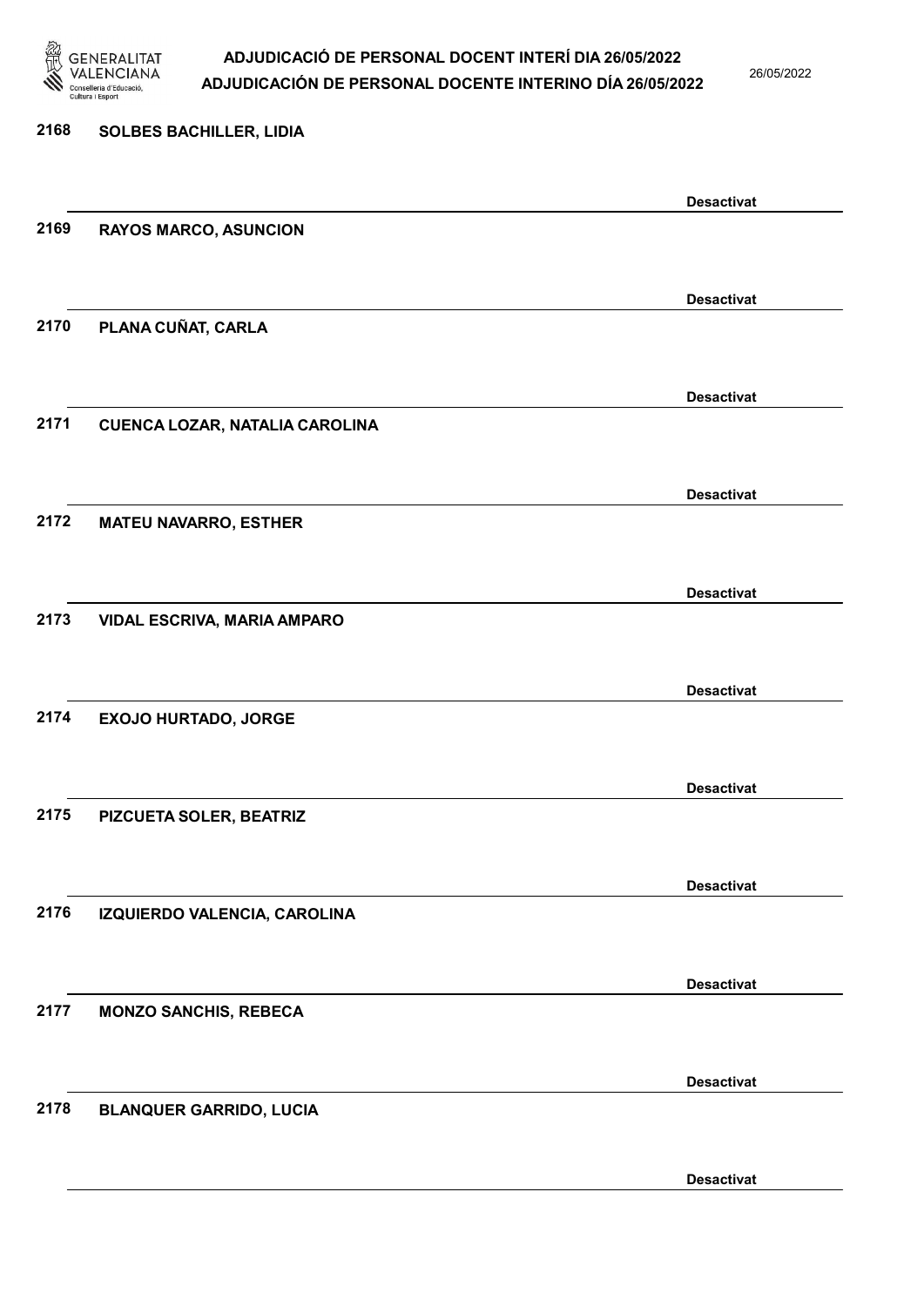2168 SOLBES BACHILLER, LIDIA

Desactivat

2169 RAYOS MARCO, ASUNCION

Desactivat

2170 PLANA CUÑAT, CARLA

Desactivat

2171 CUENCA LOZAR, NATALIA CAROLINA

Desactivat

2172 MATEU NAVARRO, ESTHER

Desactivat

2173 VIDAL ESCRIVA, MARIA AMPARO

Desactivat

2174 EXOJO HURTADO, JORGE

Desactivat

2175 PIZCUETA SOLER, BEATRIZ

Desactivat

2176 IZQUIERDO VALENCIA, CAROLINA

Desactivat

2177 MONZO SANCHIS, REBECA

Desactivat

2178 BLANQUER GARRIDO, LUCIA

Desactivat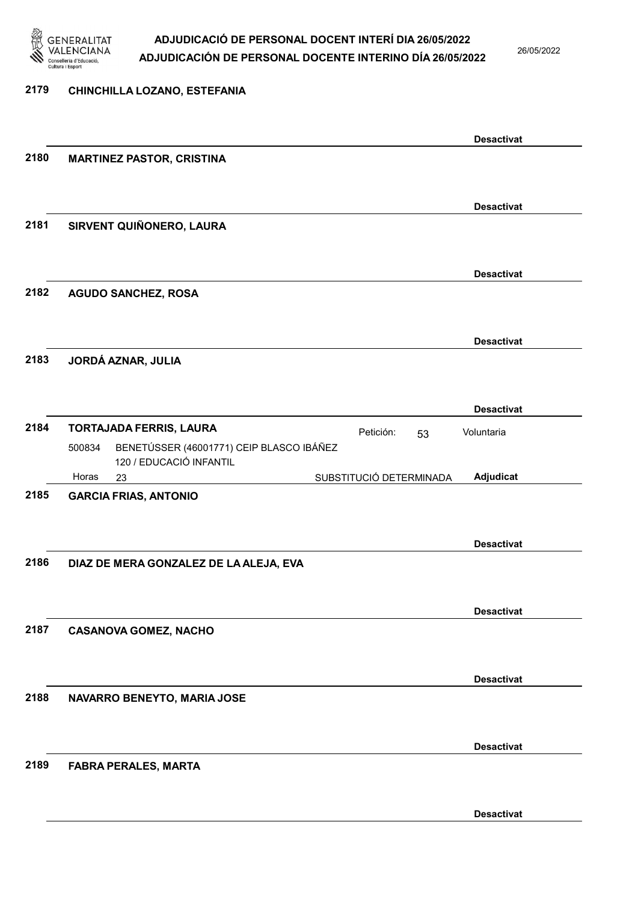**2179 CHINCHILLA LOZANO, ESTEFANIA**

Desactivat

**2180 MARTINEZ PASTOR, CRISTINA**

Desactivat

**2181 SIRVENT QUIÑONERO, LAURA**

Desactivat

**2182 AGUDO SANCHEZ, ROSA**

Desactivat

**2183 JORDÁ AZNAR, JULIA**

Desactivat

**2184 TORTAJADA FERRIS, LAURA** — Petición: 53 — Voluntaria

500834 BENETÚSSER (46001771) CEIP BLASCO IBÁÑEZ
120 / EDUCACIÓ INFANTIL
Horas 23 — SUBSTITUCIÓ DETERMINADA — **Adjudicat**

**2185 GARCIA FRIAS, ANTONIO**

Desactivat

**2186 DIAZ DE MERA GONZALEZ DE LA ALEJA, EVA**

Desactivat

**2187 CASANOVA GOMEZ, NACHO**

Desactivat

**2188 NAVARRO BENEYTO, MARIA JOSE**

Desactivat

**2189 FABRA PERALES, MARTA**

Desactivat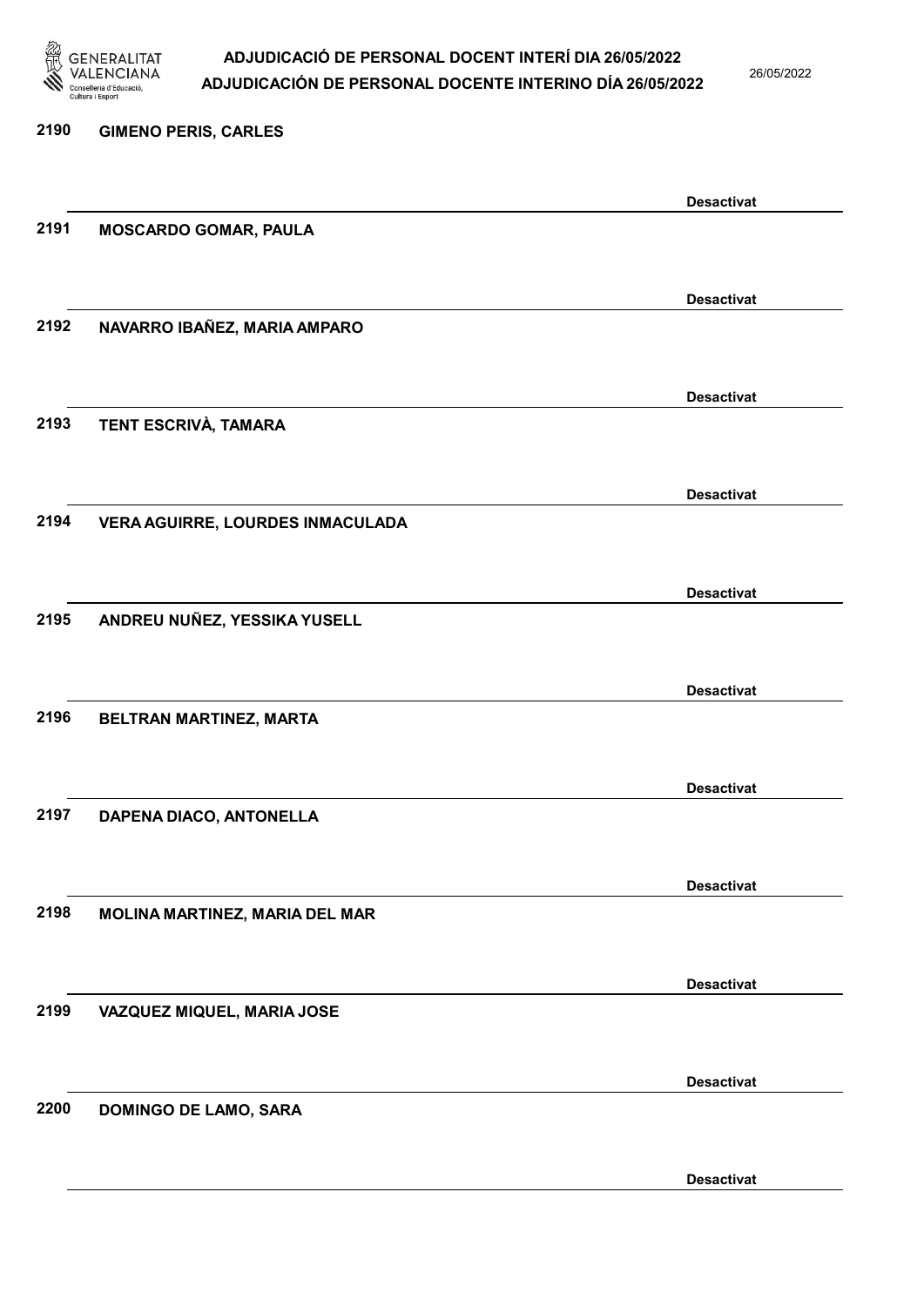2190 GIMENO PERIS, CARLES

Desactivat

2191 MOSCARDO GOMAR, PAULA

Desactivat

2192 NAVARRO IBAÑEZ, MARIA AMPARO

Desactivat

2193 TENT ESCRIVÀ, TAMARA

Desactivat

2194 VERA AGUIRRE, LOURDES INMACULADA

Desactivat

2195 ANDREU NUÑEZ, YESSIKA YUSELL

Desactivat

2196 BELTRAN MARTINEZ, MARTA

Desactivat

2197 DAPENA DIACO, ANTONELLA

Desactivat

2198 MOLINA MARTINEZ, MARIA DEL MAR

Desactivat

2199 VAZQUEZ MIQUEL, MARIA JOSE

Desactivat

2200 DOMINGO DE LAMO, SARA

Desactivat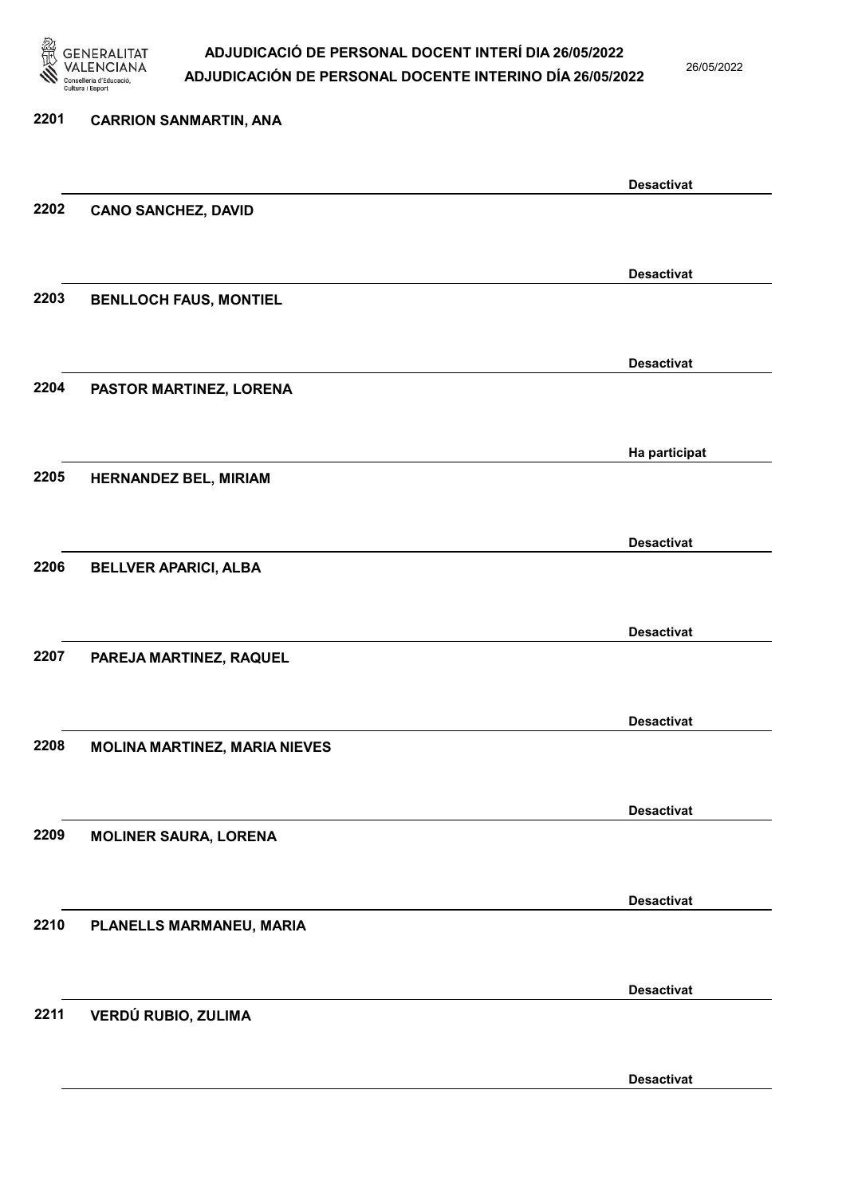| Núm. | Nom | Estat |
|---|---|---|
| 2201 | CARRION SANMARTIN, ANA | Desactivat |
| 2202 | CANO SANCHEZ, DAVID | Desactivat |
| 2203 | BENLLOCH FAUS, MONTIEL | Desactivat |
| 2204 | PASTOR MARTINEZ, LORENA | Ha participat |
| 2205 | HERNANDEZ BEL, MIRIAM | Desactivat |
| 2206 | BELLVER APARICI, ALBA | Desactivat |
| 2207 | PAREJA MARTINEZ, RAQUEL | Desactivat |
| 2208 | MOLINA MARTINEZ, MARIA NIEVES | Desactivat |
| 2209 | MOLINER SAURA, LORENA | Desactivat |
| 2210 | PLANELLS MARMANEU, MARIA | Desactivat |
| 2211 | VERDÚ RUBIO, ZULIMA | Desactivat |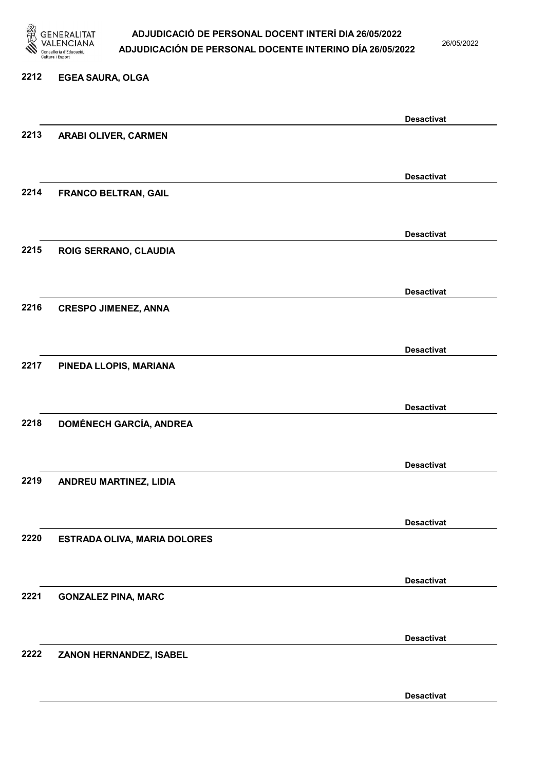2212 EGEA SAURA, OLGA

Desactivat

2213 ARABI OLIVER, CARMEN

Desactivat

2214 FRANCO BELTRAN, GAIL

Desactivat

2215 ROIG SERRANO, CLAUDIA

Desactivat

2216 CRESPO JIMENEZ, ANNA

Desactivat

2217 PINEDA LLOPIS, MARIANA

Desactivat

2218 DOMÉNECH GARCÍA, ANDREA

Desactivat

2219 ANDREU MARTINEZ, LIDIA

Desactivat

2220 ESTRADA OLIVA, MARIA DOLORES

Desactivat

2221 GONZALEZ PINA, MARC

Desactivat

2222 ZANON HERNANDEZ, ISABEL

Desactivat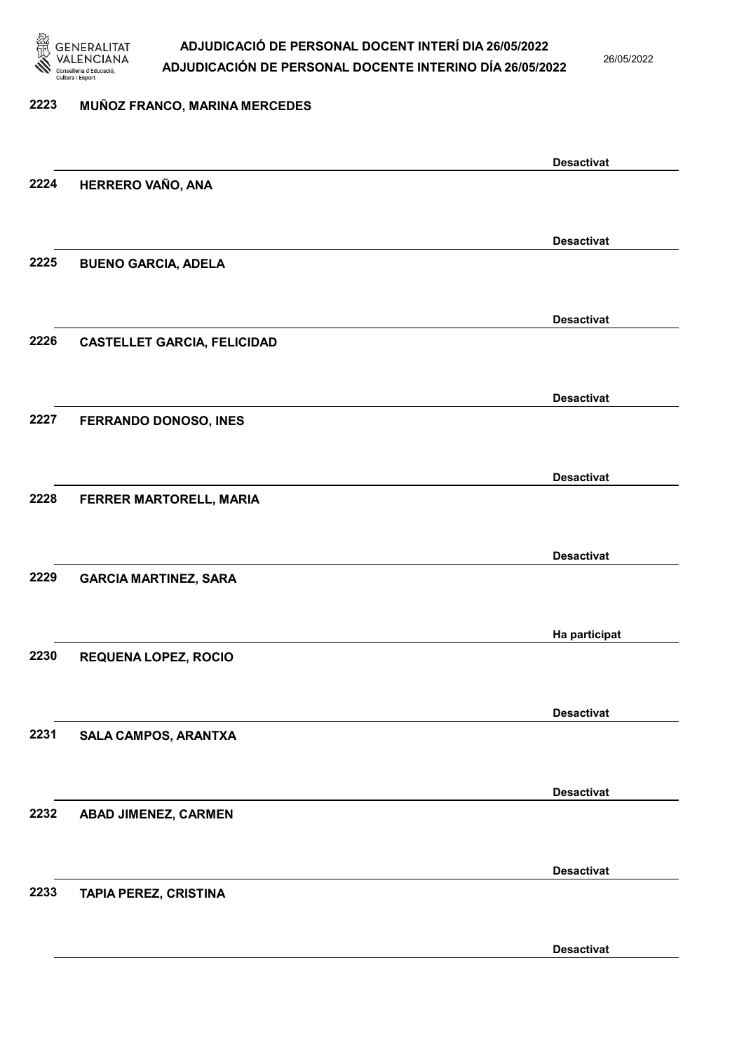2223 MUÑOZ FRANCO, MARINA MERCEDES

Desactivat

2224 HERRERO VAÑO, ANA

Desactivat

2225 BUENO GARCIA, ADELA

Desactivat

2226 CASTELLET GARCIA, FELICIDAD

Desactivat

2227 FERRANDO DONOSO, INES

Desactivat

2228 FERRER MARTORELL, MARIA

Desactivat

2229 GARCIA MARTINEZ, SARA

Ha participat

2230 REQUENA LOPEZ, ROCIO

Desactivat

2231 SALA CAMPOS, ARANTXA

Desactivat

2232 ABAD JIMENEZ, CARMEN

Desactivat

2233 TAPIA PEREZ, CRISTINA

Desactivat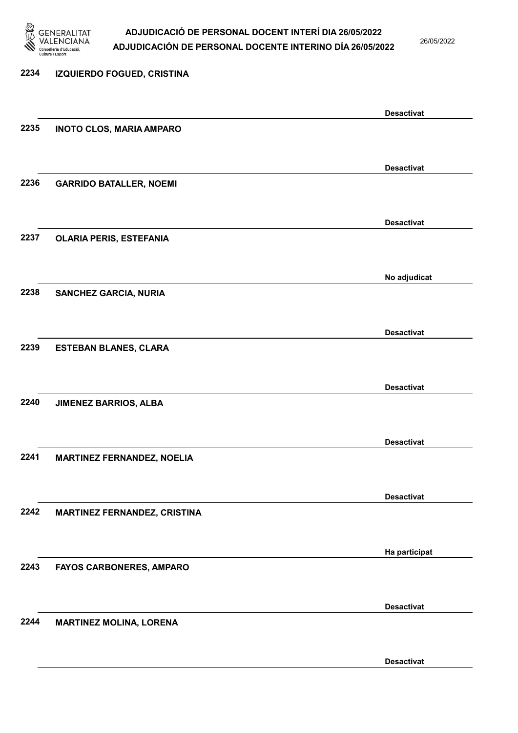2234 **IZQUIERDO FOGUED, CRISTINA**

**Desactivat**

2235 **INOTO CLOS, MARIA AMPARO**

**Desactivat**

2236 **GARRIDO BATALLER, NOEMI**

**Desactivat**

2237 **OLARIA PERIS, ESTEFANIA**

**No adjudicat**

2238 **SANCHEZ GARCIA, NURIA**

**Desactivat**

2239 **ESTEBAN BLANES, CLARA**

**Desactivat**

2240 **JIMENEZ BARRIOS, ALBA**

**Desactivat**

2241 **MARTINEZ FERNANDEZ, NOELIA**

**Desactivat**

2242 **MARTINEZ FERNANDEZ, CRISTINA**

**Ha participat**

2243 **FAYOS CARBONERES, AMPARO**

**Desactivat**

2244 **MARTINEZ MOLINA, LORENA**

**Desactivat**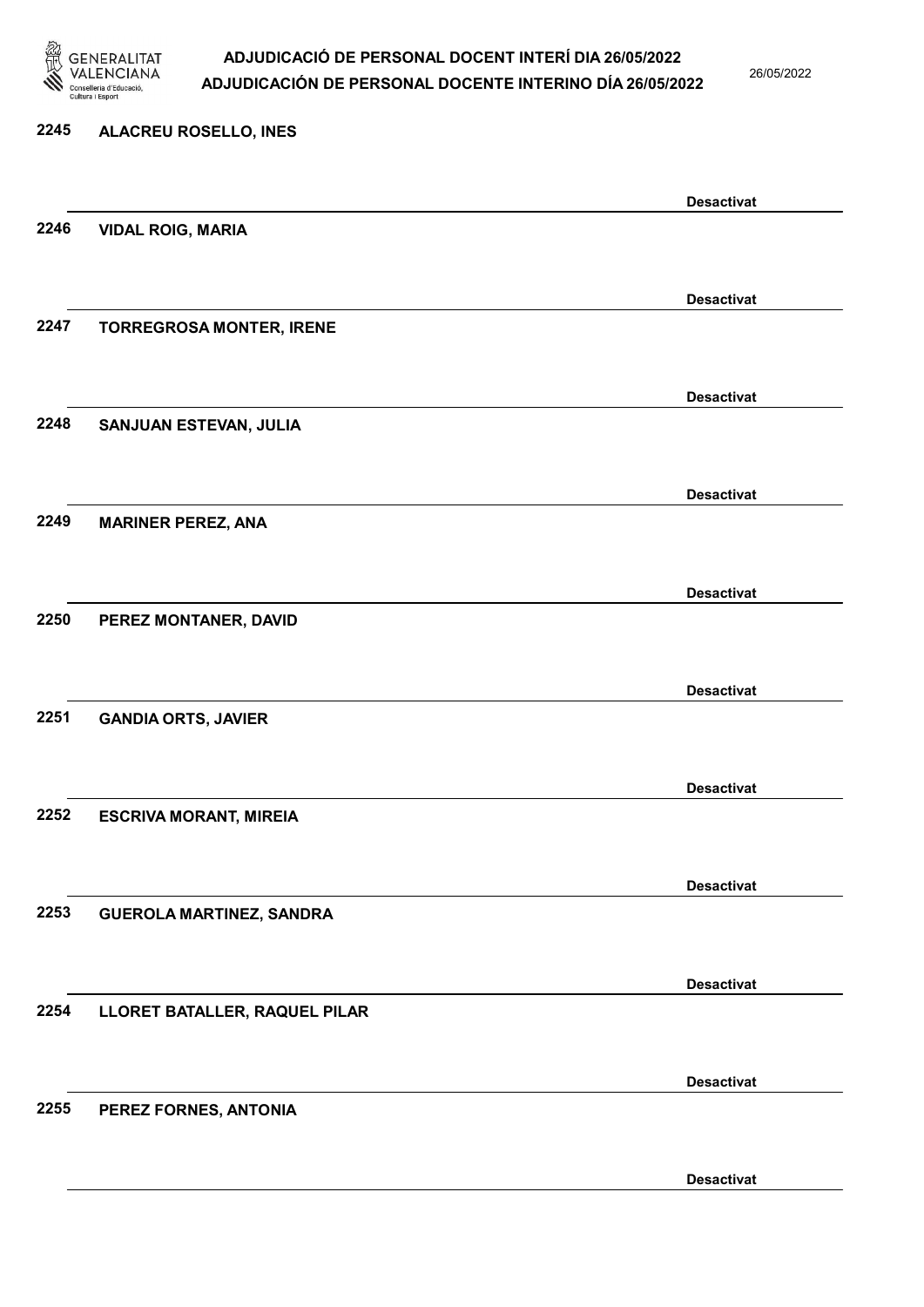2245 ALACREU ROSELLO, INES

Desactivat

2246 VIDAL ROIG, MARIA

Desactivat

2247 TORREGROSA MONTER, IRENE

Desactivat

2248 SANJUAN ESTEVAN, JULIA

Desactivat

2249 MARINER PEREZ, ANA

Desactivat

2250 PEREZ MONTANER, DAVID

Desactivat

2251 GANDIA ORTS, JAVIER

Desactivat

2252 ESCRIVA MORANT, MIREIA

Desactivat

2253 GUEROLA MARTINEZ, SANDRA

Desactivat

2254 LLORET BATALLER, RAQUEL PILAR

Desactivat

2255 PEREZ FORNES, ANTONIA

Desactivat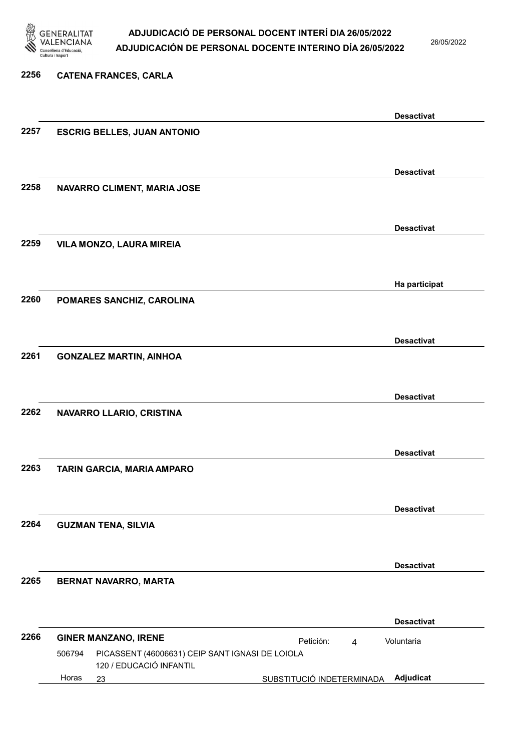**2256** **CATENA FRANCES, CARLA**

**Desactivat**

**2257** **ESCRIG BELLES, JUAN ANTONIO**

**Desactivat**

**2258** **NAVARRO CLIMENT, MARIA JOSE**

**Desactivat**

**2259** **VILA MONZO, LAURA MIREIA**

**Ha participat**

**2260** **POMARES SANCHIZ, CAROLINA**

**Desactivat**

**2261** **GONZALEZ MARTIN, AINHOA**

**Desactivat**

**2262** **NAVARRO LLARIO, CRISTINA**

**Desactivat**

**2263** **TARIN GARCIA, MARIA AMPARO**

**Desactivat**

**2264** **GUZMAN TENA, SILVIA**

**Desactivat**

**2265** **BERNAT NAVARRO, MARTA**

**Desactivat**

**2266** **GINER MANZANO, IRENE** — Petición: 4 — Voluntaria

506794 PICASSENT (46006631) CEIP SANT IGNASI DE LOIOLA
120 / EDUCACIÓ INFANTIL
Horas 23 — SUBSTITUCIÓ INDETERMINADA — **Adjudicat**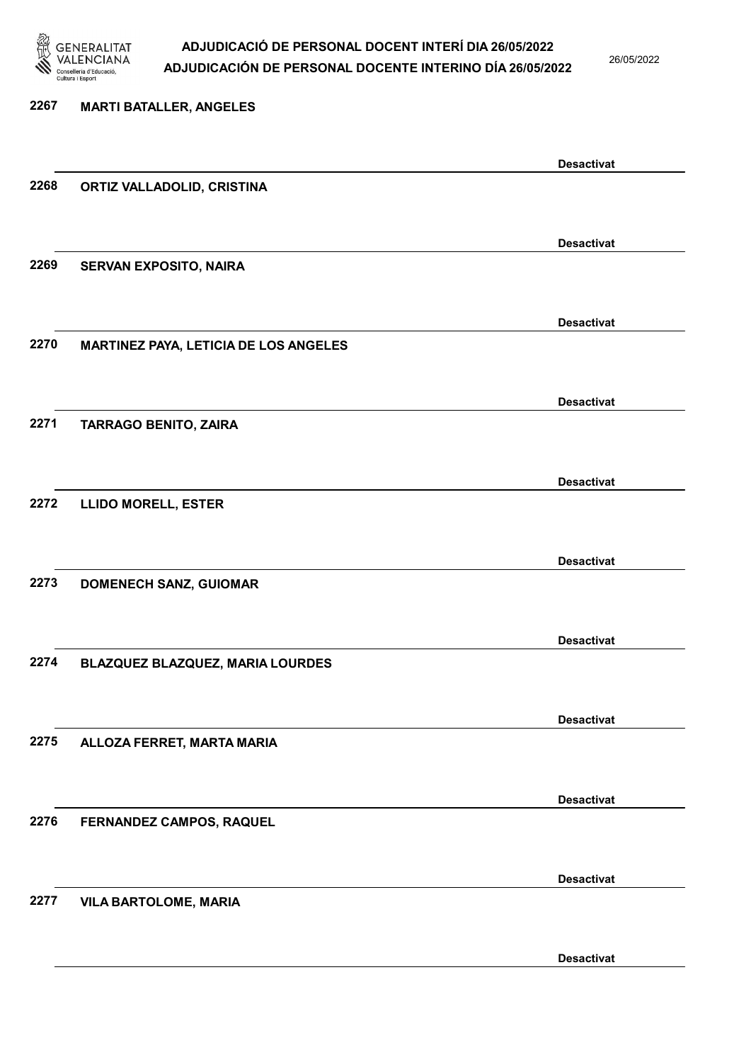2267 **MARTI BATALLER, ANGELES**

**Desactivat**

2268 **ORTIZ VALLADOLID, CRISTINA**

**Desactivat**

2269 **SERVAN EXPOSITO, NAIRA**

**Desactivat**

2270 **MARTINEZ PAYA, LETICIA DE LOS ANGELES**

**Desactivat**

2271 **TARRAGO BENITO, ZAIRA**

**Desactivat**

2272 **LLIDO MORELL, ESTER**

**Desactivat**

2273 **DOMENECH SANZ, GUIOMAR**

**Desactivat**

2274 **BLAZQUEZ BLAZQUEZ, MARIA LOURDES**

**Desactivat**

2275 **ALLOZA FERRET, MARTA MARIA**

**Desactivat**

2276 **FERNANDEZ CAMPOS, RAQUEL**

**Desactivat**

2277 **VILA BARTOLOME, MARIA**

**Desactivat**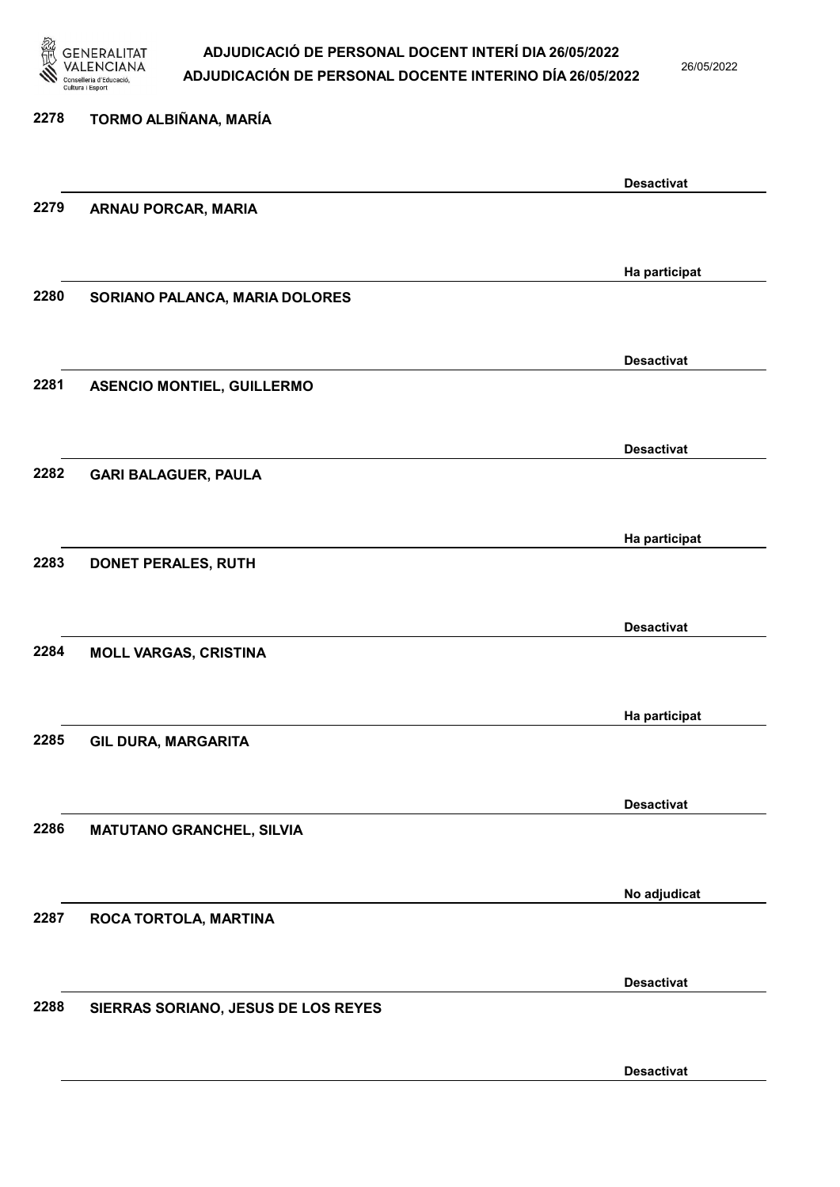2278 **TORMO ALBIÑANA, MARÍA**

**Desactivat**

2279 **ARNAU PORCAR, MARIA**

**Ha participat**

2280 **SORIANO PALANCA, MARIA DOLORES**

**Desactivat**

2281 **ASENCIO MONTIEL, GUILLERMO**

**Desactivat**

2282 **GARI BALAGUER, PAULA**

**Ha participat**

2283 **DONET PERALES, RUTH**

**Desactivat**

2284 **MOLL VARGAS, CRISTINA**

**Ha participat**

2285 **GIL DURA, MARGARITA**

**Desactivat**

2286 **MATUTANO GRANCHEL, SILVIA**

**No adjudicat**

2287 **ROCA TORTOLA, MARTINA**

**Desactivat**

2288 **SIERRAS SORIANO, JESUS DE LOS REYES**

**Desactivat**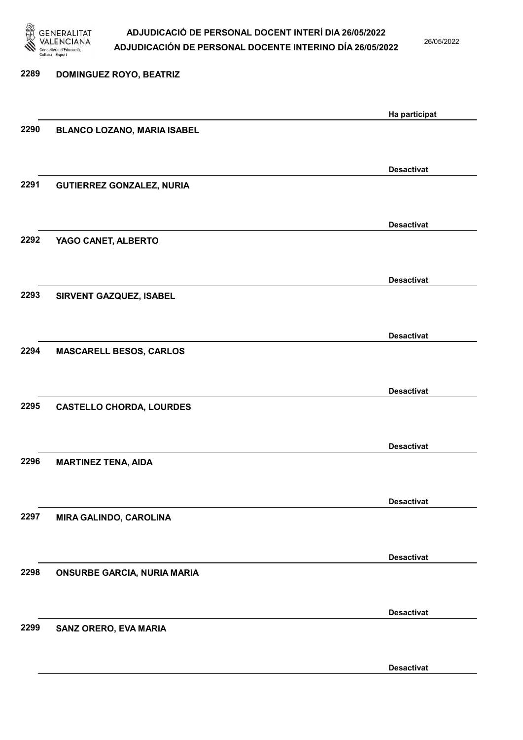2289 DOMINGUEZ ROYO, BEATRIZ

Ha participat

2290 BLANCO LOZANO, MARIA ISABEL

Desactivat

2291 GUTIERREZ GONZALEZ, NURIA

Desactivat

2292 YAGO CANET, ALBERTO

Desactivat

2293 SIRVENT GAZQUEZ, ISABEL

Desactivat

2294 MASCARELL BESOS, CARLOS

Desactivat

2295 CASTELLO CHORDA, LOURDES

Desactivat

2296 MARTINEZ TENA, AIDA

Desactivat

2297 MIRA GALINDO, CAROLINA

Desactivat

2298 ONSURBE GARCIA, NURIA MARIA

Desactivat

2299 SANZ ORERO, EVA MARIA

Desactivat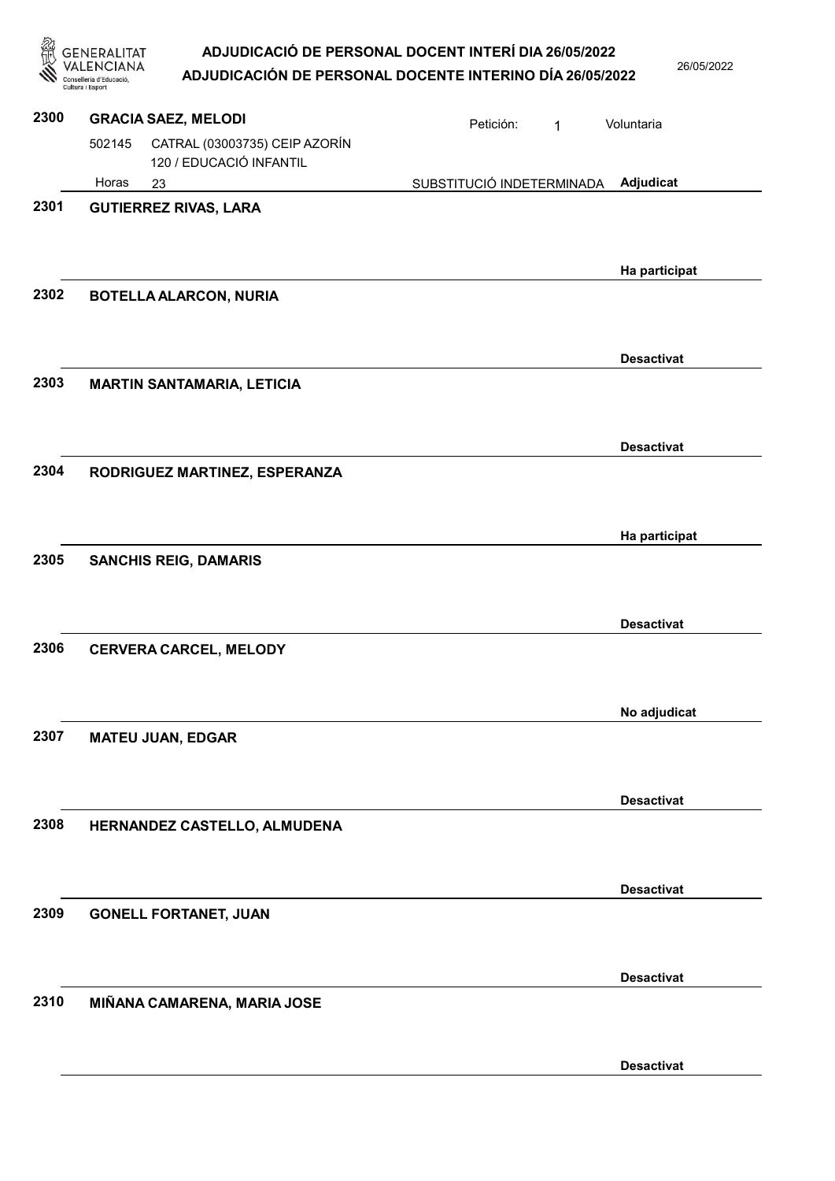**2300 GRACIA SAEZ, MELODI**

Petición: 1 — Voluntaria

502145 CATRAL (03003735) CEIP AZORÍN
120 / EDUCACIÓ INFANTIL

Horas 23 — SUBSTITUCIÓ INDETERMINADA — **Adjudicat**

**2301 GUTIERREZ RIVAS, LARA**

**Ha participat**

**2302 BOTELLA ALARCON, NURIA**

**Desactivat**

**2303 MARTIN SANTAMARIA, LETICIA**

**Desactivat**

**2304 RODRIGUEZ MARTINEZ, ESPERANZA**

**Ha participat**

**2305 SANCHIS REIG, DAMARIS**

**Desactivat**

**2306 CERVERA CARCEL, MELODY**

**No adjudicat**

**2307 MATEU JUAN, EDGAR**

**Desactivat**

**2308 HERNANDEZ CASTELLO, ALMUDENA**

**Desactivat**

**2309 GONELL FORTANET, JUAN**

**Desactivat**

**2310 MIÑANA CAMARENA, MARIA JOSE**

**Desactivat**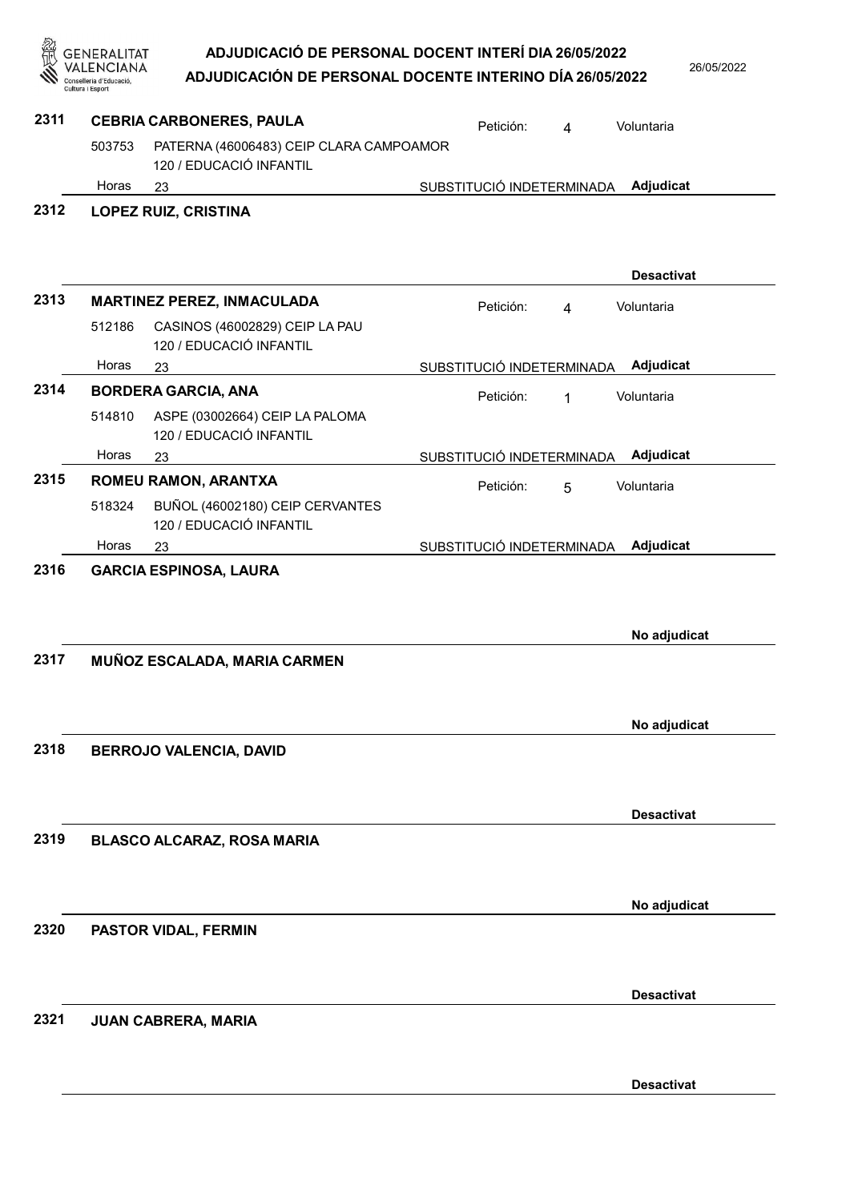# ADJUDICACIÓ DE PERSONAL DOCENT INTERÍ DIA 26/05/2022
# ADJUDICACIÓN DE PERSONAL DOCENTE INTERINO DÍA 26/05/2022

26/05/2022

**2311 CEBRIA CARBONERES, PAULA** — Petición: 4 — Voluntaria
503753 PATERNA (46006483) CEIP CLARA CAMPOAMOR
120 / EDUCACIÓ INFANTIL
Horas 23 — SUBSTITUCIÓ INDETERMINADA — **Adjudicat**

**2312 LOPEZ RUIZ, CRISTINA**
**Desactivat**

**2313 MARTINEZ PEREZ, INMACULADA** — Petición: 4 — Voluntaria
512186 CASINOS (46002829) CEIP LA PAU
120 / EDUCACIÓ INFANTIL
Horas 23 — SUBSTITUCIÓ INDETERMINADA — **Adjudicat**

**2314 BORDERA GARCIA, ANA** — Petición: 1 — Voluntaria
514810 ASPE (03002664) CEIP LA PALOMA
120 / EDUCACIÓ INFANTIL
Horas 23 — SUBSTITUCIÓ INDETERMINADA — **Adjudicat**

**2315 ROMEU RAMON, ARANTXA** — Petición: 5 — Voluntaria
518324 BUÑOL (46002180) CEIP CERVANTES
120 / EDUCACIÓ INFANTIL
Horas 23 — SUBSTITUCIÓ INDETERMINADA — **Adjudicat**

**2316 GARCIA ESPINOSA, LAURA**
**No adjudicat**

**2317 MUÑOZ ESCALADA, MARIA CARMEN**
**No adjudicat**

**2318 BERROJO VALENCIA, DAVID**
**Desactivat**

**2319 BLASCO ALCARAZ, ROSA MARIA**
**No adjudicat**

**2320 PASTOR VIDAL, FERMIN**
**Desactivat**

**2321 JUAN CABRERA, MARIA**
**Desactivat**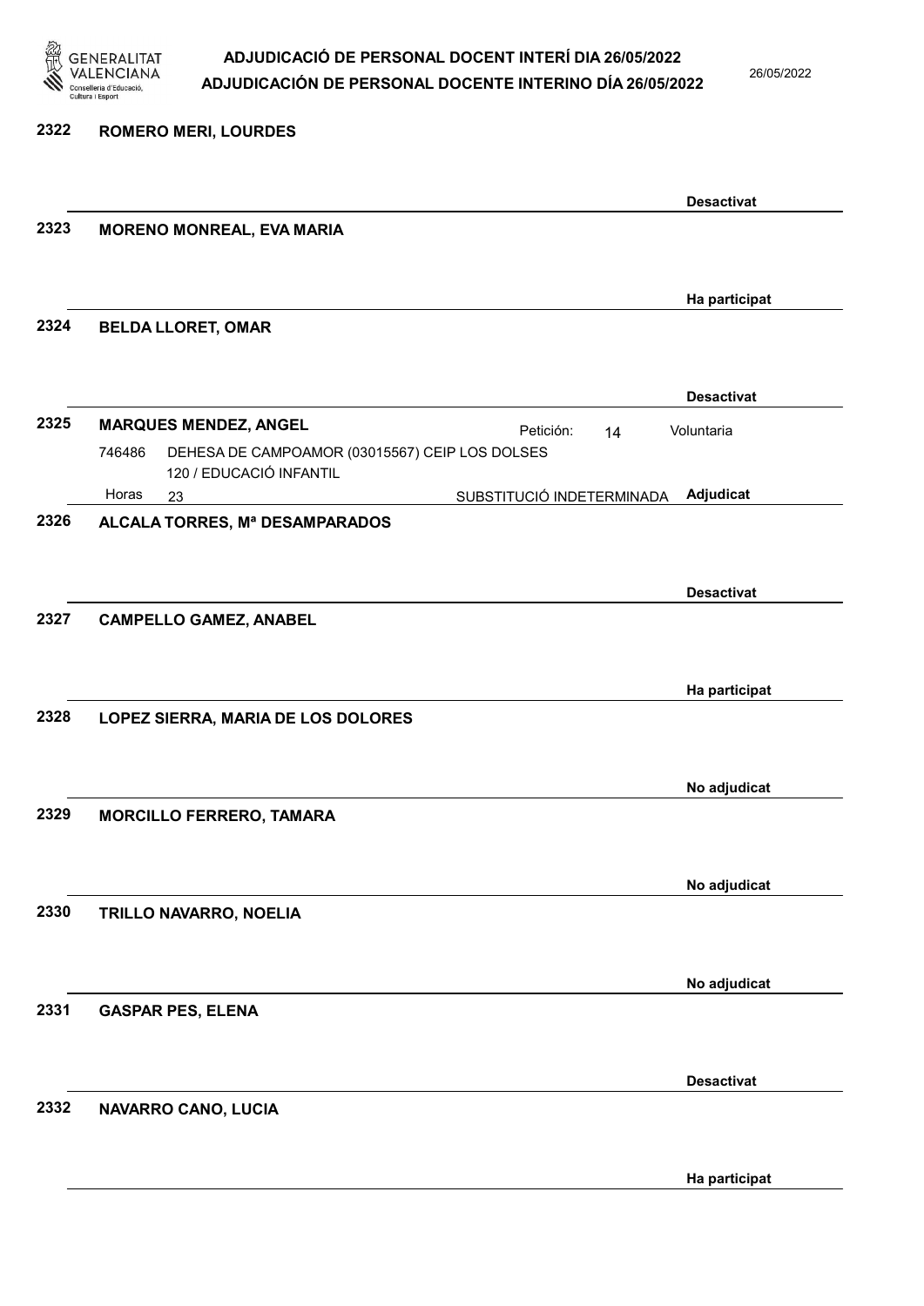**2322** **ROMERO MERI, LOURDES**

**Desactivat**

**2323** **MORENO MONREAL, EVA MARIA**

**Ha participat**

**2324** **BELDA LLORET, OMAR**

**Desactivat**

**2325** **MARQUES MENDEZ, ANGEL** Petición: 14 Voluntaria

746486 DEHESA DE CAMPOAMOR (03015567) CEIP LOS DOLSES
120 / EDUCACIÓ INFANTIL

Horas 23 SUBSTITUCIÓ INDETERMINADA **Adjudicat**

**2326** **ALCALA TORRES, Mª DESAMPARADOS**

**Desactivat**

**2327** **CAMPELLO GAMEZ, ANABEL**

**Ha participat**

**2328** **LOPEZ SIERRA, MARIA DE LOS DOLORES**

**No adjudicat**

**2329** **MORCILLO FERRERO, TAMARA**

**No adjudicat**

**2330** **TRILLO NAVARRO, NOELIA**

**No adjudicat**

**2331** **GASPAR PES, ELENA**

**Desactivat**

**2332** **NAVARRO CANO, LUCIA**

**Ha participat**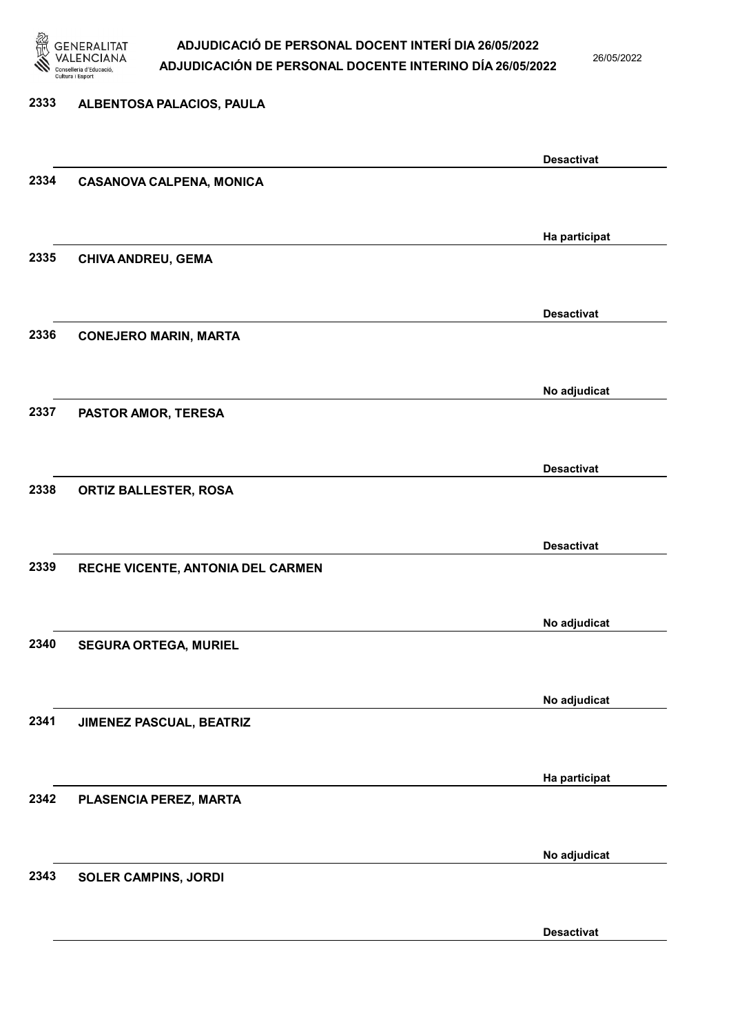2333 **ALBENTOSA PALACIOS, PAULA**

**Desactivat**

2334 **CASANOVA CALPENA, MONICA**

**Ha participat**

2335 **CHIVA ANDREU, GEMA**

**Desactivat**

2336 **CONEJERO MARIN, MARTA**

**No adjudicat**

2337 **PASTOR AMOR, TERESA**

**Desactivat**

2338 **ORTIZ BALLESTER, ROSA**

**Desactivat**

2339 **RECHE VICENTE, ANTONIA DEL CARMEN**

**No adjudicat**

2340 **SEGURA ORTEGA, MURIEL**

**No adjudicat**

2341 **JIMENEZ PASCUAL, BEATRIZ**

**Ha participat**

2342 **PLASENCIA PEREZ, MARTA**

**No adjudicat**

2343 **SOLER CAMPINS, JORDI**

**Desactivat**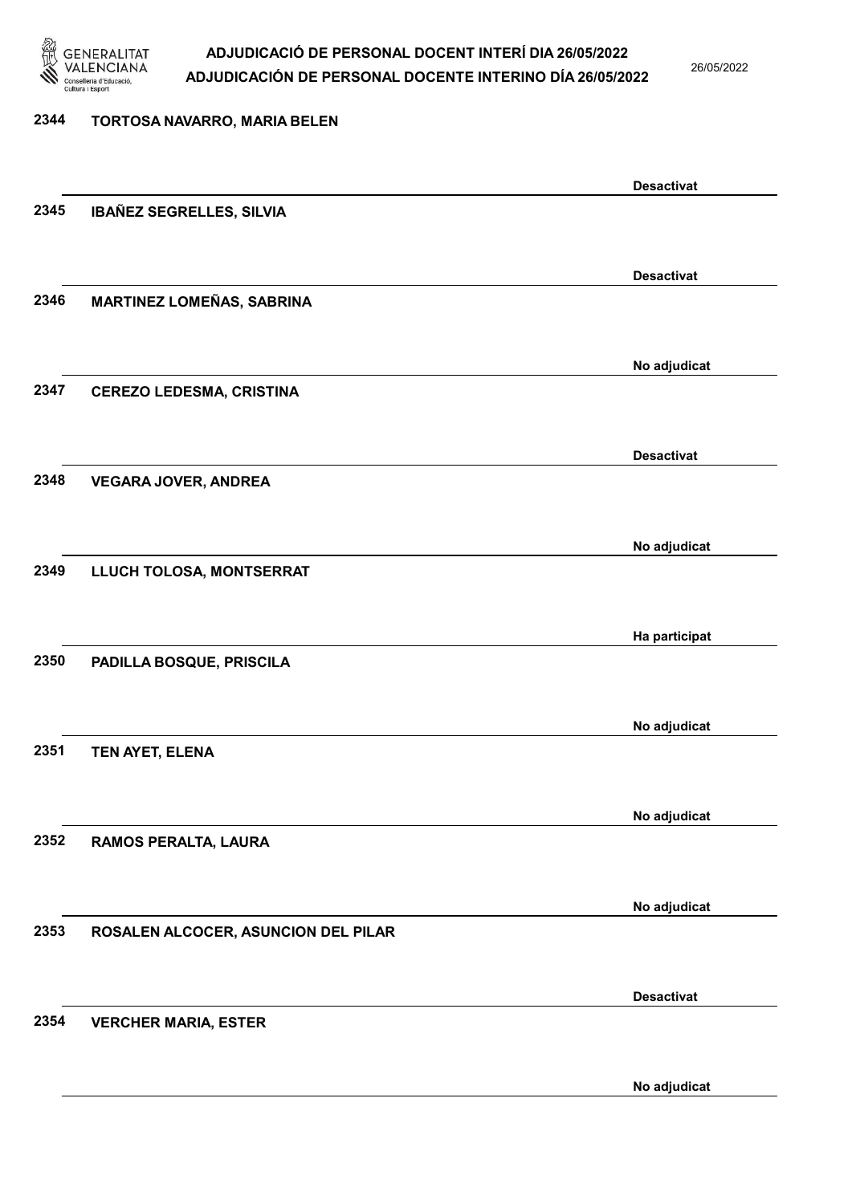2344 TORTOSA NAVARRO, MARIA BELEN

Desactivat

2345 IBAÑEZ SEGRELLES, SILVIA

Desactivat

2346 MARTINEZ LOMEÑAS, SABRINA

No adjudicat

2347 CEREZO LEDESMA, CRISTINA

Desactivat

2348 VEGARA JOVER, ANDREA

No adjudicat

2349 LLUCH TOLOSA, MONTSERRAT

Ha participat

2350 PADILLA BOSQUE, PRISCILA

No adjudicat

2351 TEN AYET, ELENA

No adjudicat

2352 RAMOS PERALTA, LAURA

No adjudicat

2353 ROSALEN ALCOCER, ASUNCION DEL PILAR

Desactivat

2354 VERCHER MARIA, ESTER

No adjudicat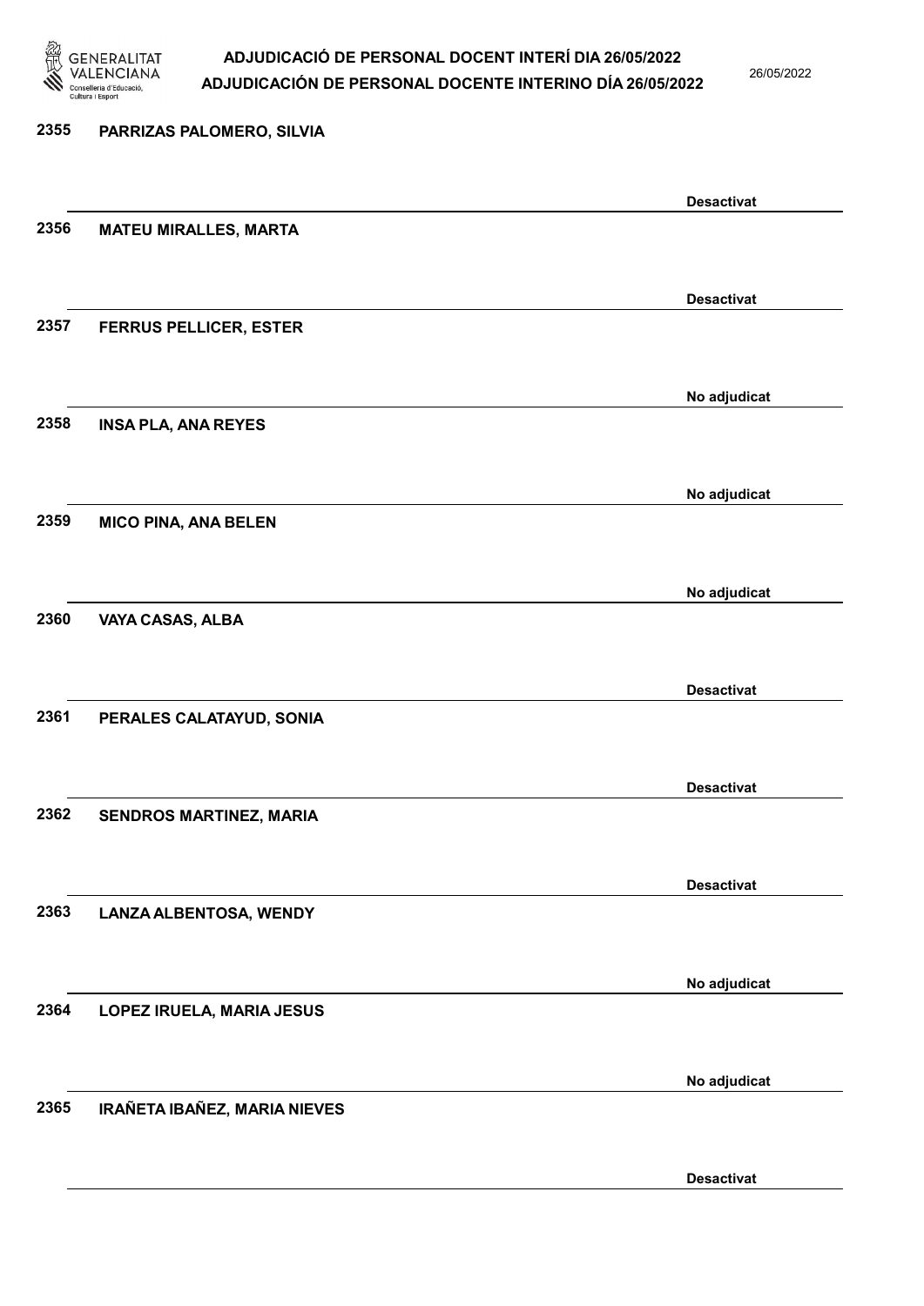**2355 PARRIZAS PALOMERO, SILVIA**

Desactivat

**2356 MATEU MIRALLES, MARTA**

Desactivat

**2357 FERRUS PELLICER, ESTER**

No adjudicat

**2358 INSA PLA, ANA REYES**

No adjudicat

**2359 MICO PINA, ANA BELEN**

No adjudicat

**2360 VAYA CASAS, ALBA**

Desactivat

**2361 PERALES CALATAYUD, SONIA**

Desactivat

**2362 SENDROS MARTINEZ, MARIA**

Desactivat

**2363 LANZA ALBENTOSA, WENDY**

No adjudicat

**2364 LOPEZ IRUELA, MARIA JESUS**

No adjudicat

**2365 IRAÑETA IBAÑEZ, MARIA NIEVES**

Desactivat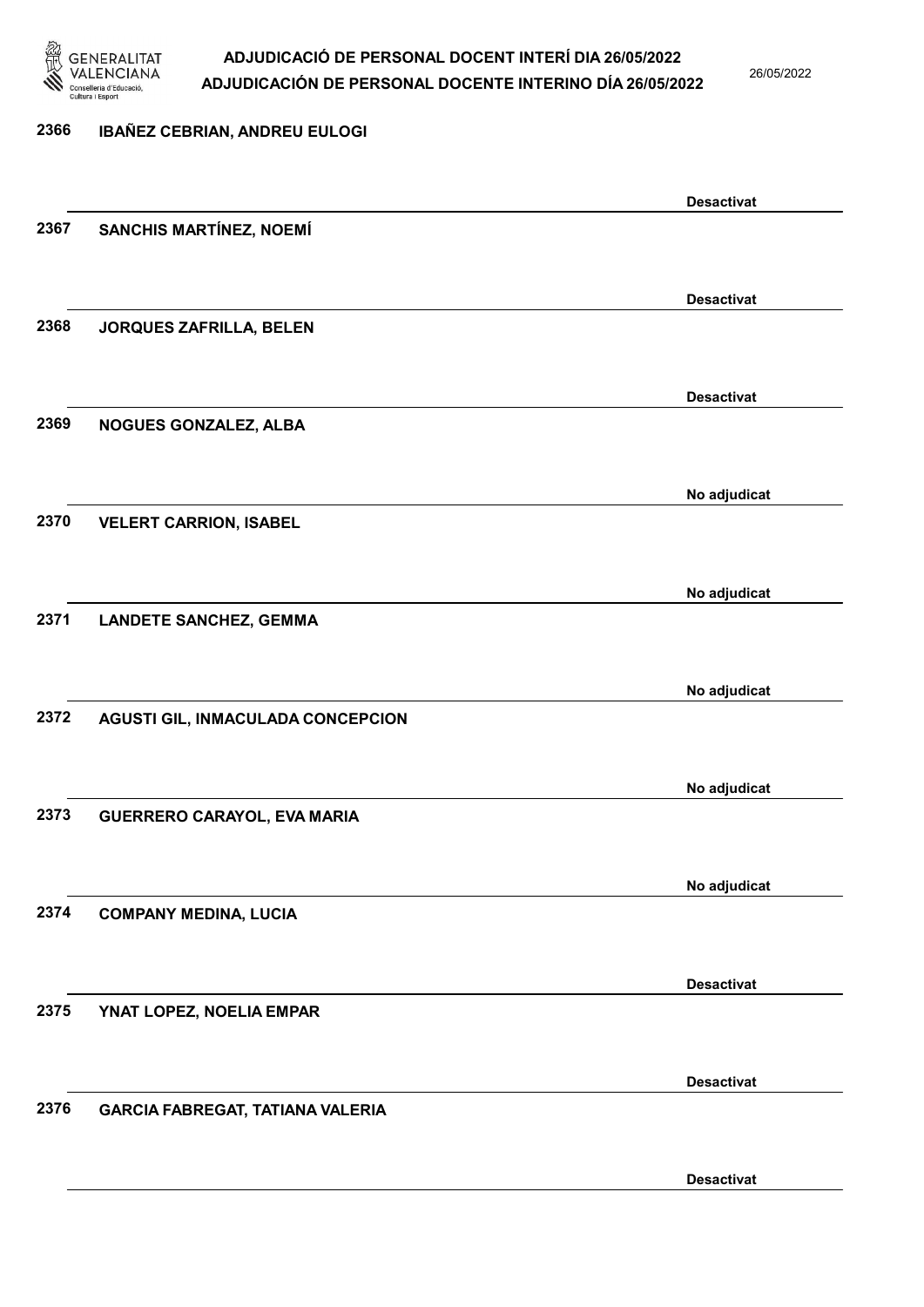2366 IBAÑEZ CEBRIAN, ANDREU EULOGI

Desactivat

2367 SANCHIS MARTÍNEZ, NOEMÍ

Desactivat

2368 JORQUES ZAFRILLA, BELEN

Desactivat

2369 NOGUES GONZALEZ, ALBA

No adjudicat

2370 VELERT CARRION, ISABEL

No adjudicat

2371 LANDETE SANCHEZ, GEMMA

No adjudicat

2372 AGUSTI GIL, INMACULADA CONCEPCION

No adjudicat

2373 GUERRERO CARAYOL, EVA MARIA

No adjudicat

2374 COMPANY MEDINA, LUCIA

Desactivat

2375 YNAT LOPEZ, NOELIA EMPAR

Desactivat

2376 GARCIA FABREGAT, TATIANA VALERIA

Desactivat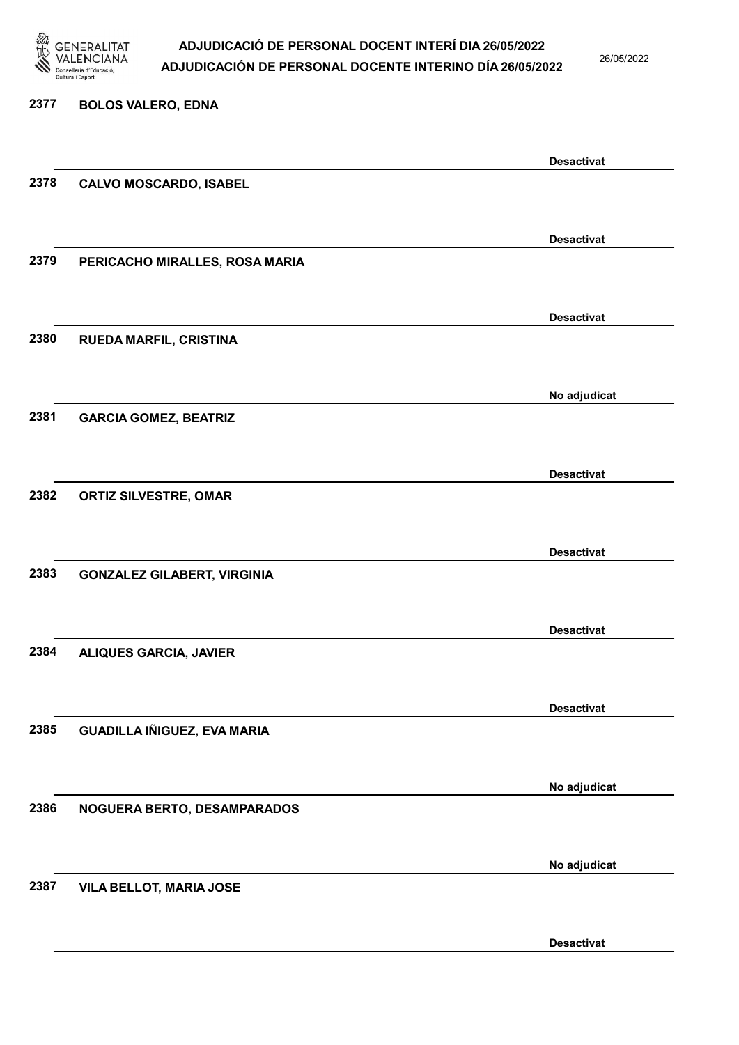2377 **BOLOS VALERO, EDNA**

**Desactivat**

2378 **CALVO MOSCARDO, ISABEL**

**Desactivat**

2379 **PERICACHO MIRALLES, ROSA MARIA**

**Desactivat**

2380 **RUEDA MARFIL, CRISTINA**

**No adjudicat**

2381 **GARCIA GOMEZ, BEATRIZ**

**Desactivat**

2382 **ORTIZ SILVESTRE, OMAR**

**Desactivat**

2383 **GONZALEZ GILABERT, VIRGINIA**

**Desactivat**

2384 **ALIQUES GARCIA, JAVIER**

**Desactivat**

2385 **GUADILLA IÑIGUEZ, EVA MARIA**

**No adjudicat**

2386 **NOGUERA BERTO, DESAMPARADOS**

**No adjudicat**

2387 **VILA BELLOT, MARIA JOSE**

**Desactivat**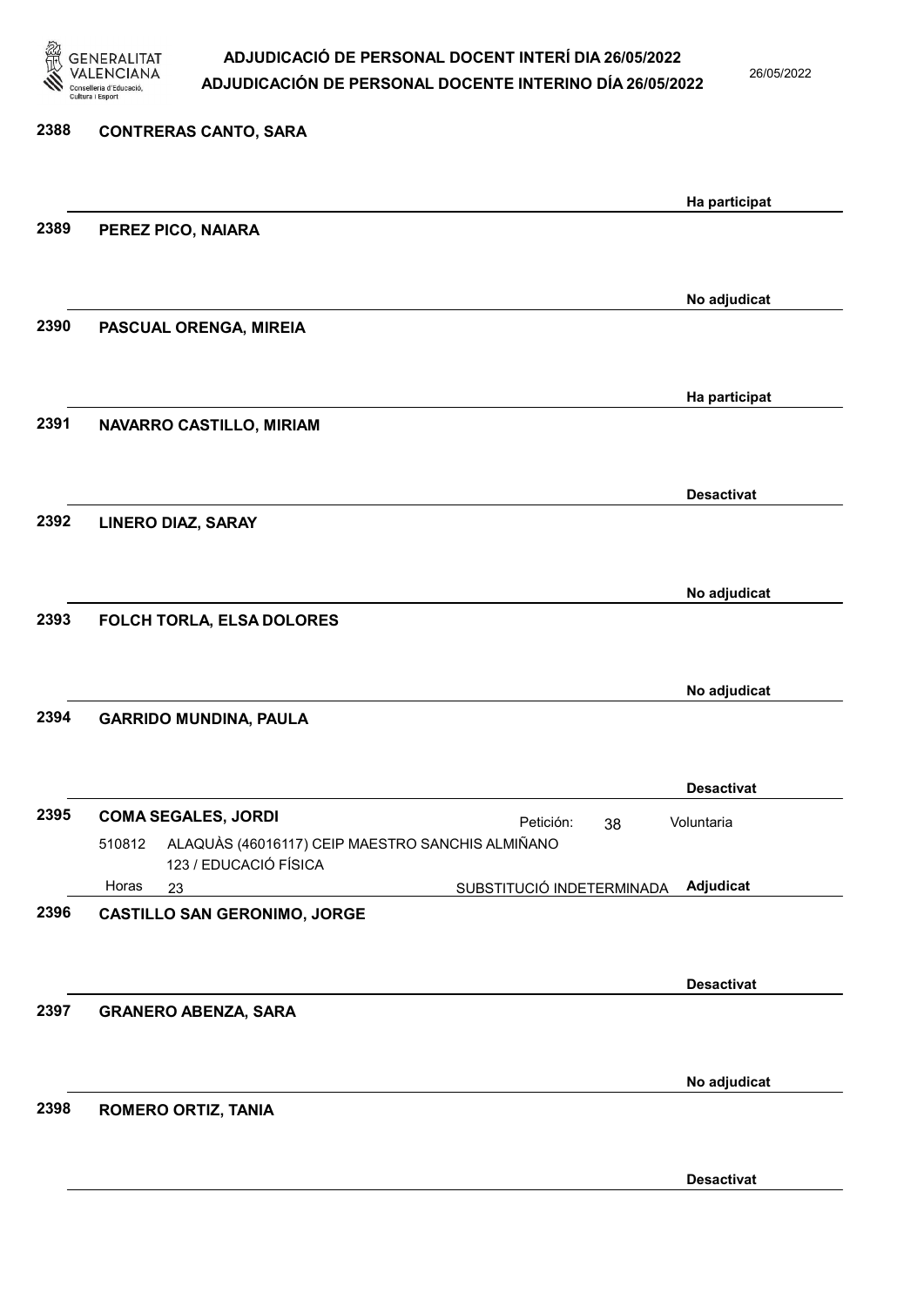2388 **CONTRERAS CANTO, SARA**

**Ha participat**

2389 **PEREZ PICO, NAIARA**

**No adjudicat**

2390 **PASCUAL ORENGA, MIREIA**

**Ha participat**

2391 **NAVARRO CASTILLO, MIRIAM**

**Desactivat**

2392 **LINERO DIAZ, SARAY**

**No adjudicat**

2393 **FOLCH TORLA, ELSA DOLORES**

**No adjudicat**

2394 **GARRIDO MUNDINA, PAULA**

**Desactivat**

2395 **COMA SEGALES, JORDI** Petición: 38 Voluntaria

510812 ALAQUÀS (46016117) CEIP MAESTRO SANCHIS ALMIÑANO
123 / EDUCACIÓ FÍSICA

Horas 23 SUBSTITUCIÓ INDETERMINADA **Adjudicat**

2396 **CASTILLO SAN GERONIMO, JORGE**

**Desactivat**

2397 **GRANERO ABENZA, SARA**

**No adjudicat**

2398 **ROMERO ORTIZ, TANIA**

**Desactivat**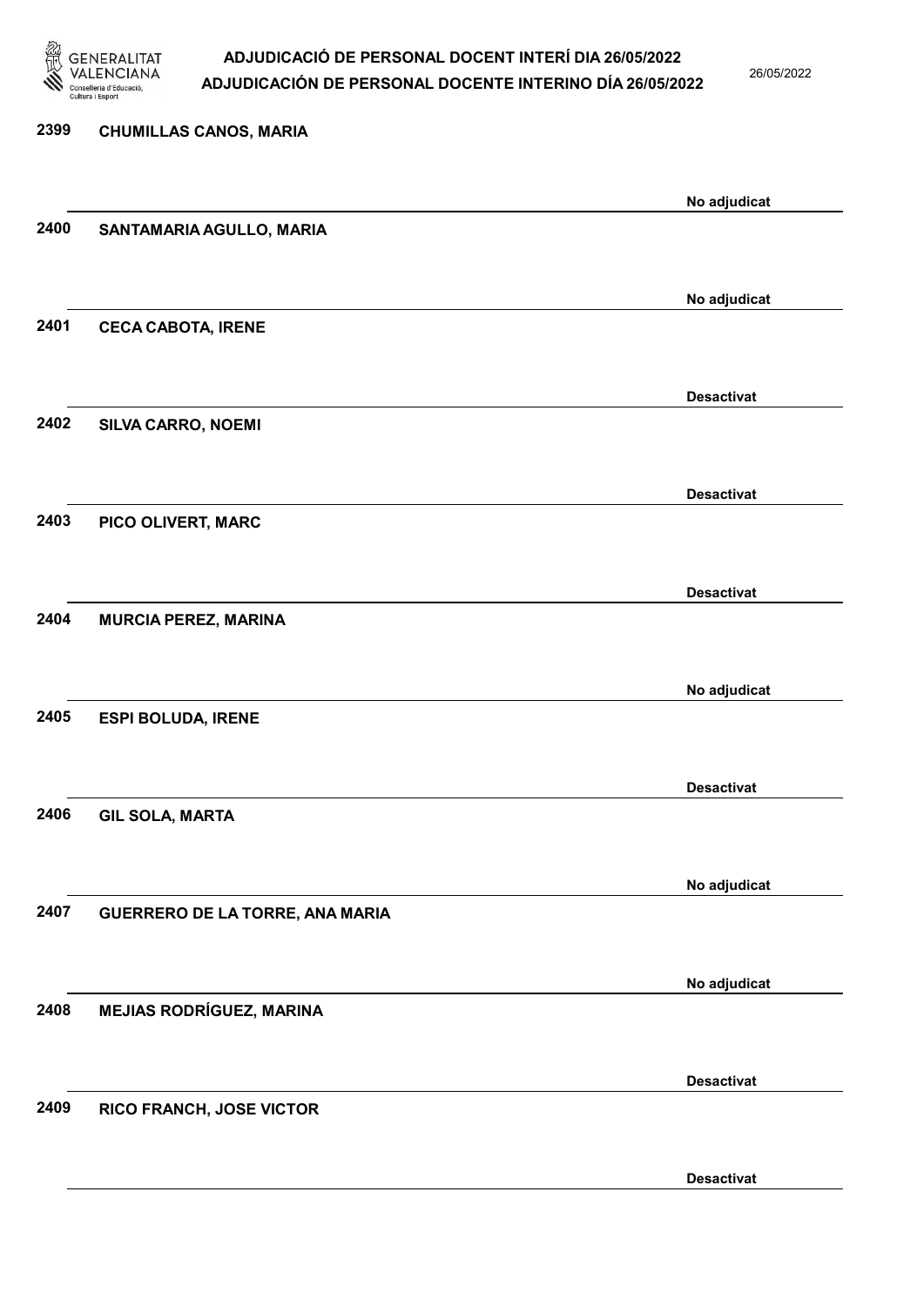2399 CHUMILLAS CANOS, MARIA

No adjudicat

2400 SANTAMARIA AGULLO, MARIA

No adjudicat

2401 CECA CABOTA, IRENE

Desactivat

2402 SILVA CARRO, NOEMI

Desactivat

2403 PICO OLIVERT, MARC

Desactivat

2404 MURCIA PEREZ, MARINA

No adjudicat

2405 ESPI BOLUDA, IRENE

Desactivat

2406 GIL SOLA, MARTA

No adjudicat

2407 GUERRERO DE LA TORRE, ANA MARIA

No adjudicat

2408 MEJIAS RODRÍGUEZ, MARINA

Desactivat

2409 RICO FRANCH, JOSE VICTOR

Desactivat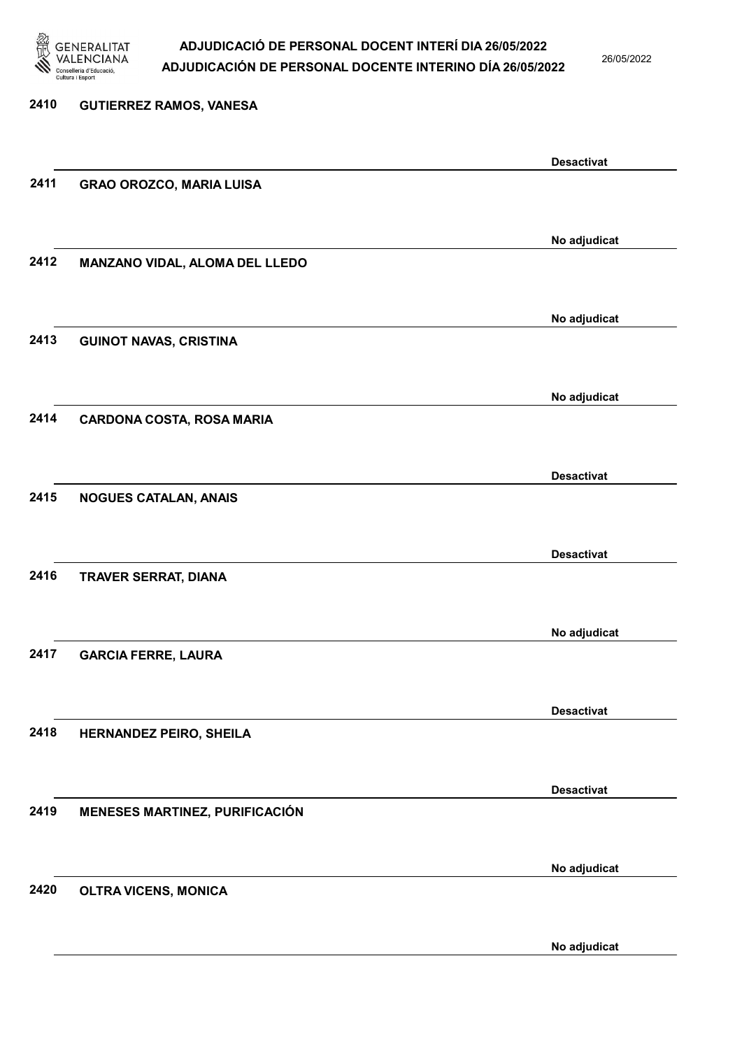2410 GUTIERREZ RAMOS, VANESA

Desactivat

2411 GRAO OROZCO, MARIA LUISA

No adjudicat

2412 MANZANO VIDAL, ALOMA DEL LLEDO

No adjudicat

2413 GUINOT NAVAS, CRISTINA

No adjudicat

2414 CARDONA COSTA, ROSA MARIA

Desactivat

2415 NOGUES CATALAN, ANAIS

Desactivat

2416 TRAVER SERRAT, DIANA

No adjudicat

2417 GARCIA FERRE, LAURA

Desactivat

2418 HERNANDEZ PEIRO, SHEILA

Desactivat

2419 MENESES MARTINEZ, PURIFICACIÓN

No adjudicat

2420 OLTRA VICENS, MONICA

No adjudicat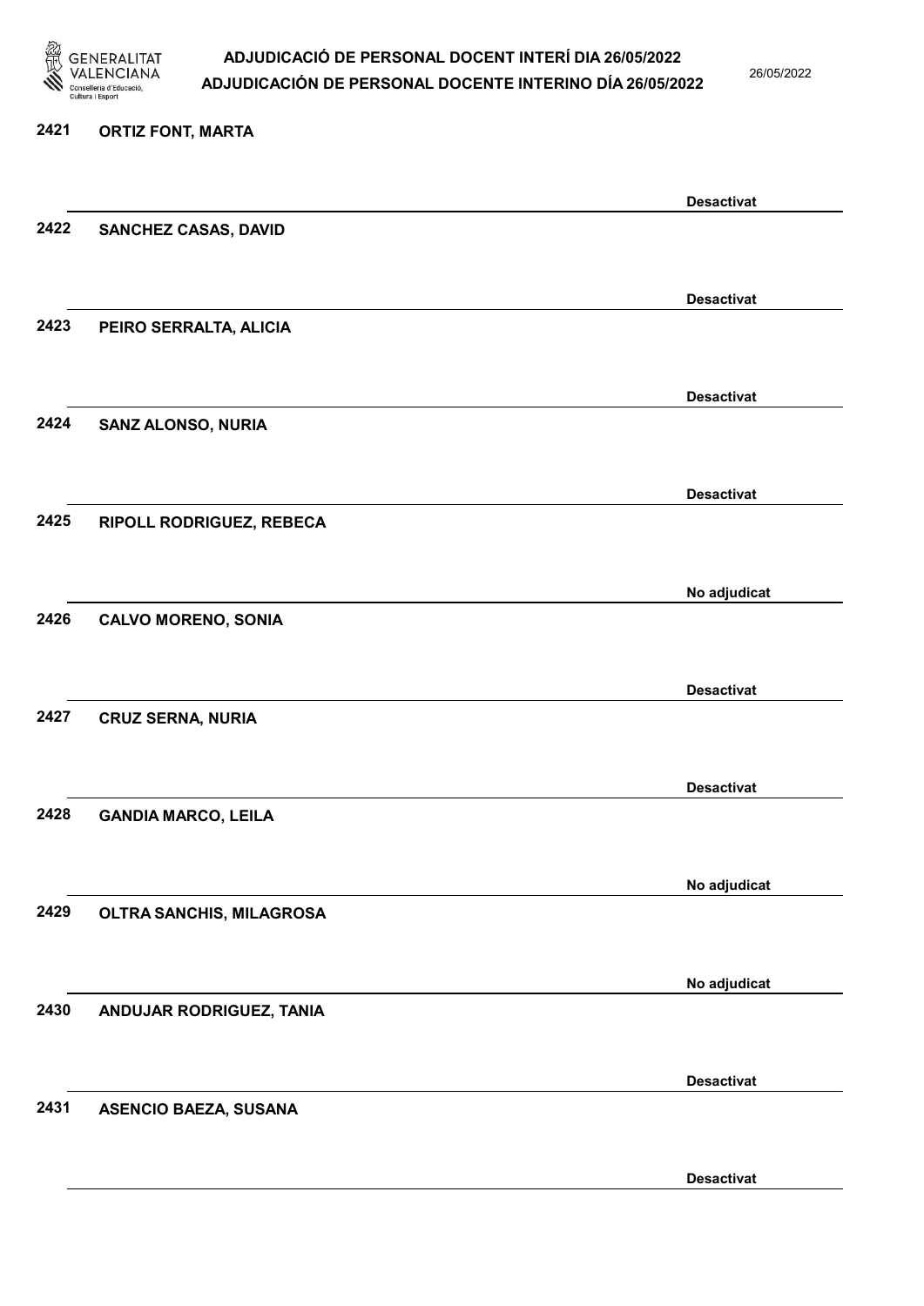2421 ORTIZ FONT, MARTA

Desactivat

2422 SANCHEZ CASAS, DAVID

Desactivat

2423 PEIRO SERRALTA, ALICIA

Desactivat

2424 SANZ ALONSO, NURIA

Desactivat

2425 RIPOLL RODRIGUEZ, REBECA

No adjudicat

2426 CALVO MORENO, SONIA

Desactivat

2427 CRUZ SERNA, NURIA

Desactivat

2428 GANDIA MARCO, LEILA

No adjudicat

2429 OLTRA SANCHIS, MILAGROSA

No adjudicat

2430 ANDUJAR RODRIGUEZ, TANIA

Desactivat

2431 ASENCIO BAEZA, SUSANA

Desactivat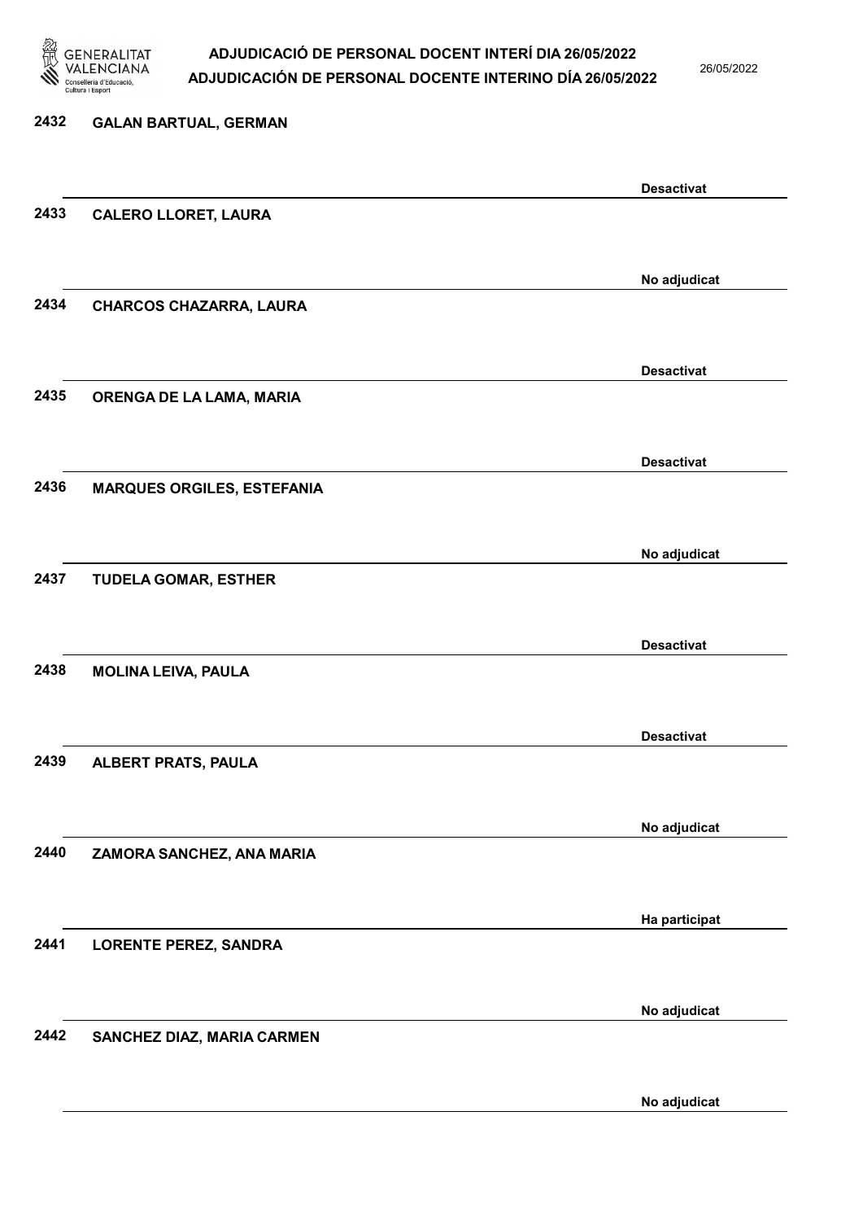| | | |
|---|---|---|
| 2432 | GALAN BARTUAL, GERMAN | Desactivat |
| 2433 | CALERO LLORET, LAURA | No adjudicat |
| 2434 | CHARCOS CHAZARRA, LAURA | Desactivat |
| 2435 | ORENGA DE LA LAMA, MARIA | Desactivat |
| 2436 | MARQUES ORGILES, ESTEFANIA | No adjudicat |
| 2437 | TUDELA GOMAR, ESTHER | Desactivat |
| 2438 | MOLINA LEIVA, PAULA | Desactivat |
| 2439 | ALBERT PRATS, PAULA | No adjudicat |
| 2440 | ZAMORA SANCHEZ, ANA MARIA | Ha participat |
| 2441 | LORENTE PEREZ, SANDRA | No adjudicat |
| 2442 | SANCHEZ DIAZ, MARIA CARMEN | No adjudicat |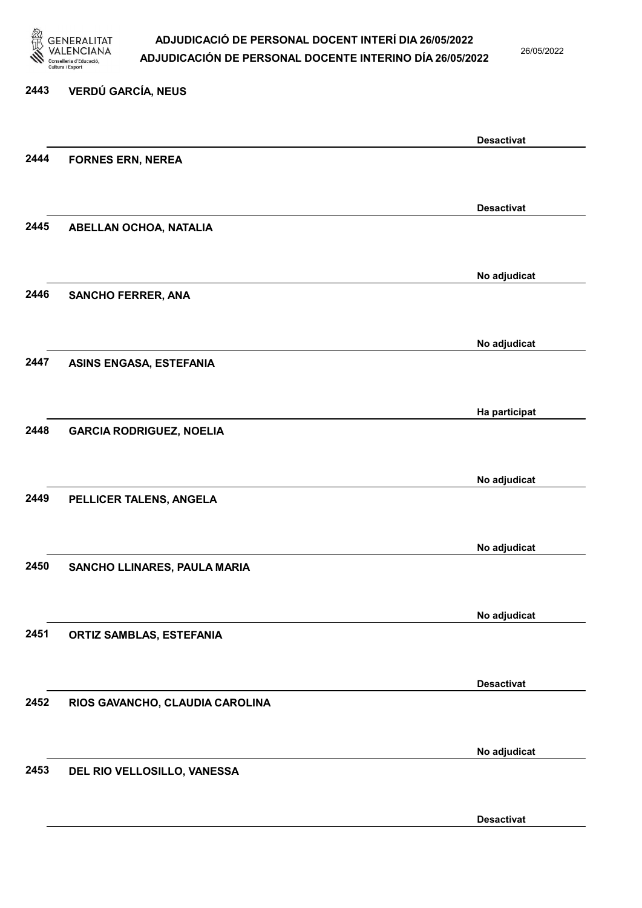2443 **VERDÚ GARCÍA, NEUS**

**Desactivat**

2444 **FORNES ERN, NEREA**

**Desactivat**

2445 **ABELLAN OCHOA, NATALIA**

**No adjudicat**

2446 **SANCHO FERRER, ANA**

**No adjudicat**

2447 **ASINS ENGASA, ESTEFANIA**

**Ha participat**

2448 **GARCIA RODRIGUEZ, NOELIA**

**No adjudicat**

2449 **PELLICER TALENS, ANGELA**

**No adjudicat**

2450 **SANCHO LLINARES, PAULA MARIA**

**No adjudicat**

2451 **ORTIZ SAMBLAS, ESTEFANIA**

**Desactivat**

2452 **RIOS GAVANCHO, CLAUDIA CAROLINA**

**No adjudicat**

2453 **DEL RIO VELLOSILLO, VANESSA**

**Desactivat**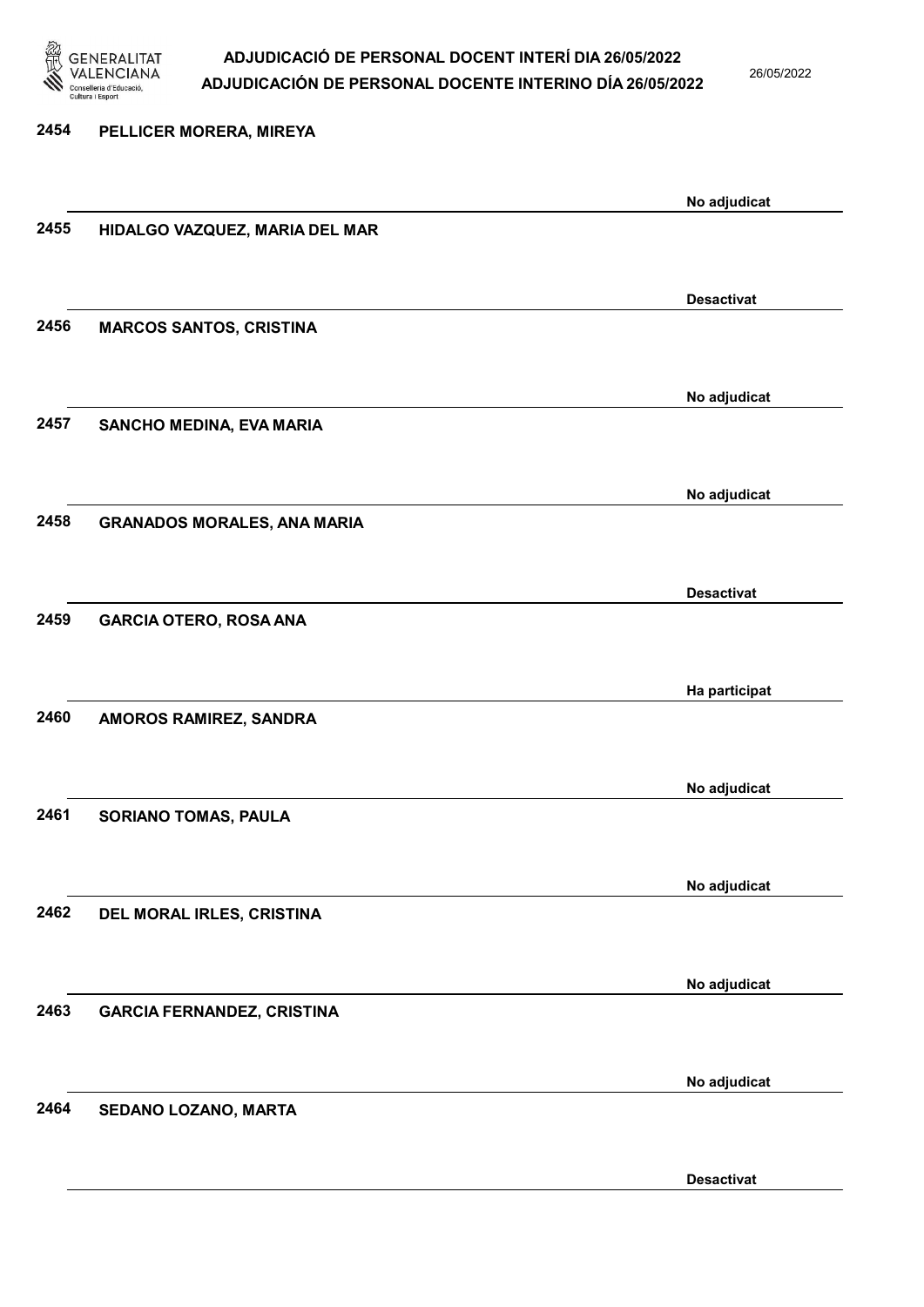2454 PELLICER MORERA, MIREYA

No adjudicat

2455 HIDALGO VAZQUEZ, MARIA DEL MAR

Desactivat

2456 MARCOS SANTOS, CRISTINA

No adjudicat

2457 SANCHO MEDINA, EVA MARIA

No adjudicat

2458 GRANADOS MORALES, ANA MARIA

Desactivat

2459 GARCIA OTERO, ROSA ANA

Ha participat

2460 AMOROS RAMIREZ, SANDRA

No adjudicat

2461 SORIANO TOMAS, PAULA

No adjudicat

2462 DEL MORAL IRLES, CRISTINA

No adjudicat

2463 GARCIA FERNANDEZ, CRISTINA

No adjudicat

2464 SEDANO LOZANO, MARTA

Desactivat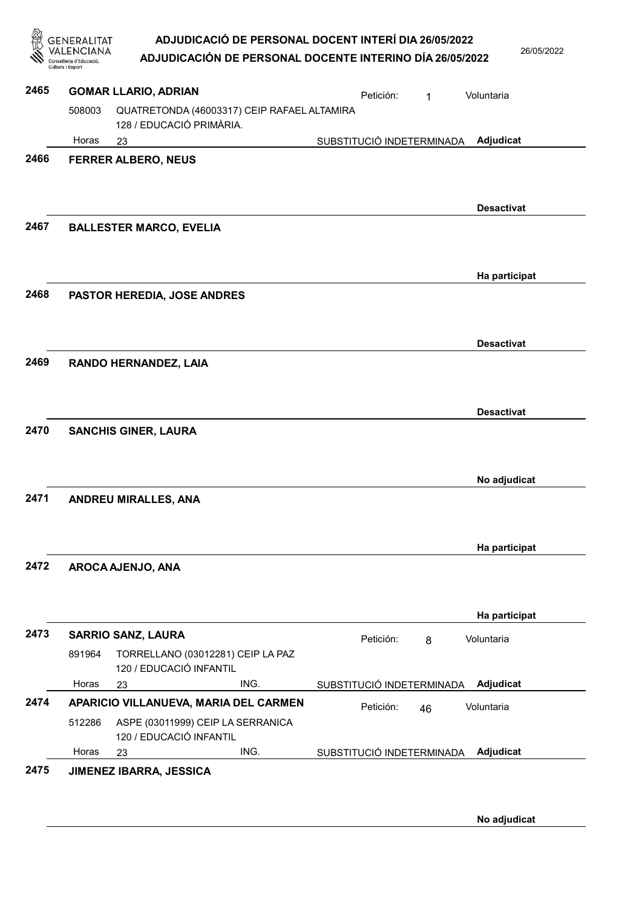**2465 GOMAR LLARIO, ADRIAN** — Petición: 1 — Voluntaria

508003 QUATRETONDA (46003317) CEIP RAFAEL ALTAMIRA
128 / EDUCACIÓ PRIMÀRIA.

Horas 23 — SUBSTITUCIÓ INDETERMINADA — **Adjudicat**

**2466 FERRER ALBERO, NEUS**

**Desactivat**

**2467 BALLESTER MARCO, EVELIA**

**Ha participat**

**2468 PASTOR HEREDIA, JOSE ANDRES**

**Desactivat**

**2469 RANDO HERNANDEZ, LAIA**

**Desactivat**

**2470 SANCHIS GINER, LAURA**

**No adjudicat**

**2471 ANDREU MIRALLES, ANA**

**Ha participat**

**2472 AROCA AJENJO, ANA**

**Ha participat**

**2473 SARRIO SANZ, LAURA** — Petición: 8 — Voluntaria

891964 TORRELLANO (03012281) CEIP LA PAZ
120 / EDUCACIÓ INFANTIL

Horas 23 ING. — SUBSTITUCIÓ INDETERMINADA — **Adjudicat**

**2474 APARICIO VILLANUEVA, MARIA DEL CARMEN** — Petición: 46 — Voluntaria

512286 ASPE (03011999) CEIP LA SERRANICA
120 / EDUCACIÓ INFANTIL

Horas 23 ING. — SUBSTITUCIÓ INDETERMINADA — **Adjudicat**

**2475 JIMENEZ IBARRA, JESSICA**

**No adjudicat**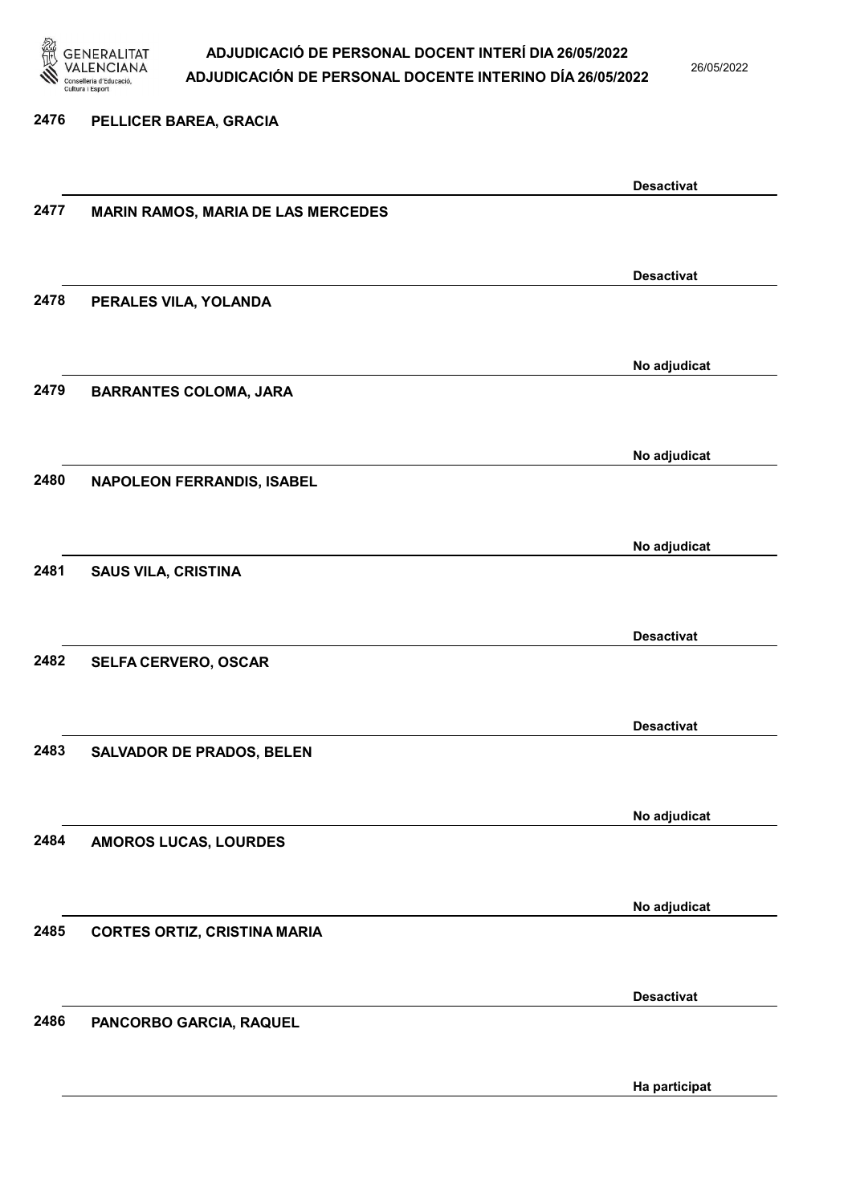2476 PELLICER BAREA, GRACIA

Desactivat

2477 MARIN RAMOS, MARIA DE LAS MERCEDES

Desactivat

2478 PERALES VILA, YOLANDA

No adjudicat

2479 BARRANTES COLOMA, JARA

No adjudicat

2480 NAPOLEON FERRANDIS, ISABEL

No adjudicat

2481 SAUS VILA, CRISTINA

Desactivat

2482 SELFA CERVERO, OSCAR

Desactivat

2483 SALVADOR DE PRADOS, BELEN

No adjudicat

2484 AMOROS LUCAS, LOURDES

No adjudicat

2485 CORTES ORTIZ, CRISTINA MARIA

Desactivat

2486 PANCORBO GARCIA, RAQUEL

Ha participat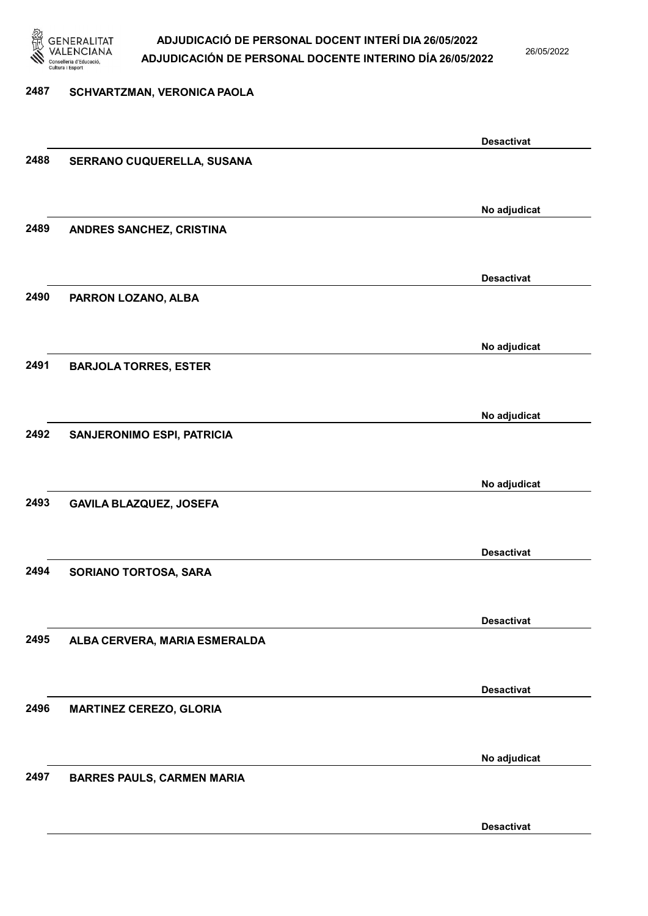| Núm. | Nom | Estat |
|---|---|---|
| 2487 | SCHVARTZMAN, VERONICA PAOLA | Desactivat |
| 2488 | SERRANO CUQUERELLA, SUSANA | No adjudicat |
| 2489 | ANDRES SANCHEZ, CRISTINA | Desactivat |
| 2490 | PARRON LOZANO, ALBA | No adjudicat |
| 2491 | BARJOLA TORRES, ESTER | No adjudicat |
| 2492 | SANJERONIMO ESPI, PATRICIA | No adjudicat |
| 2493 | GAVILA BLAZQUEZ, JOSEFA | Desactivat |
| 2494 | SORIANO TORTOSA, SARA | Desactivat |
| 2495 | ALBA CERVERA, MARIA ESMERALDA | Desactivat |
| 2496 | MARTINEZ CEREZO, GLORIA | No adjudicat |
| 2497 | BARRES PAULS, CARMEN MARIA | Desactivat |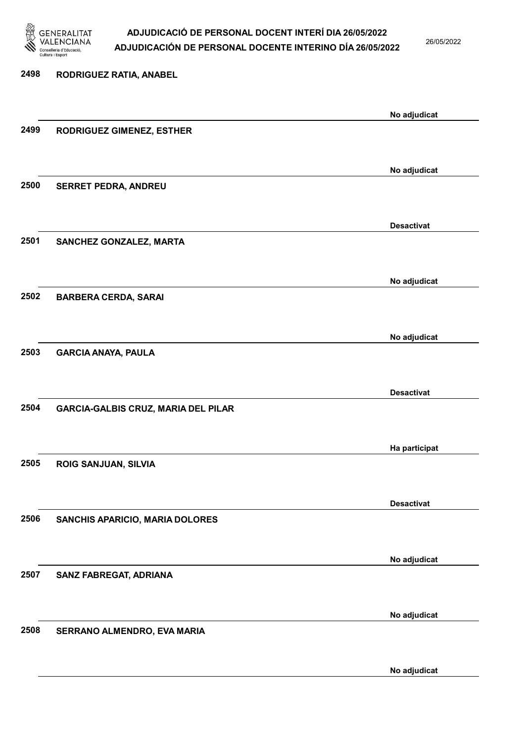| Núm. | Nom | Estat |
|---|---|---|
| 2498 | RODRIGUEZ RATIA, ANABEL | No adjudicat |
| 2499 | RODRIGUEZ GIMENEZ, ESTHER | No adjudicat |
| 2500 | SERRET PEDRA, ANDREU | Desactivat |
| 2501 | SANCHEZ GONZALEZ, MARTA | No adjudicat |
| 2502 | BARBERA CERDA, SARAI | No adjudicat |
| 2503 | GARCIA ANAYA, PAULA | Desactivat |
| 2504 | GARCIA-GALBIS CRUZ, MARIA DEL PILAR | Ha participat |
| 2505 | ROIG SANJUAN, SILVIA | Desactivat |
| 2506 | SANCHIS APARICIO, MARIA DOLORES | No adjudicat |
| 2507 | SANZ FABREGAT, ADRIANA | No adjudicat |
| 2508 | SERRANO ALMENDRO, EVA MARIA | No adjudicat |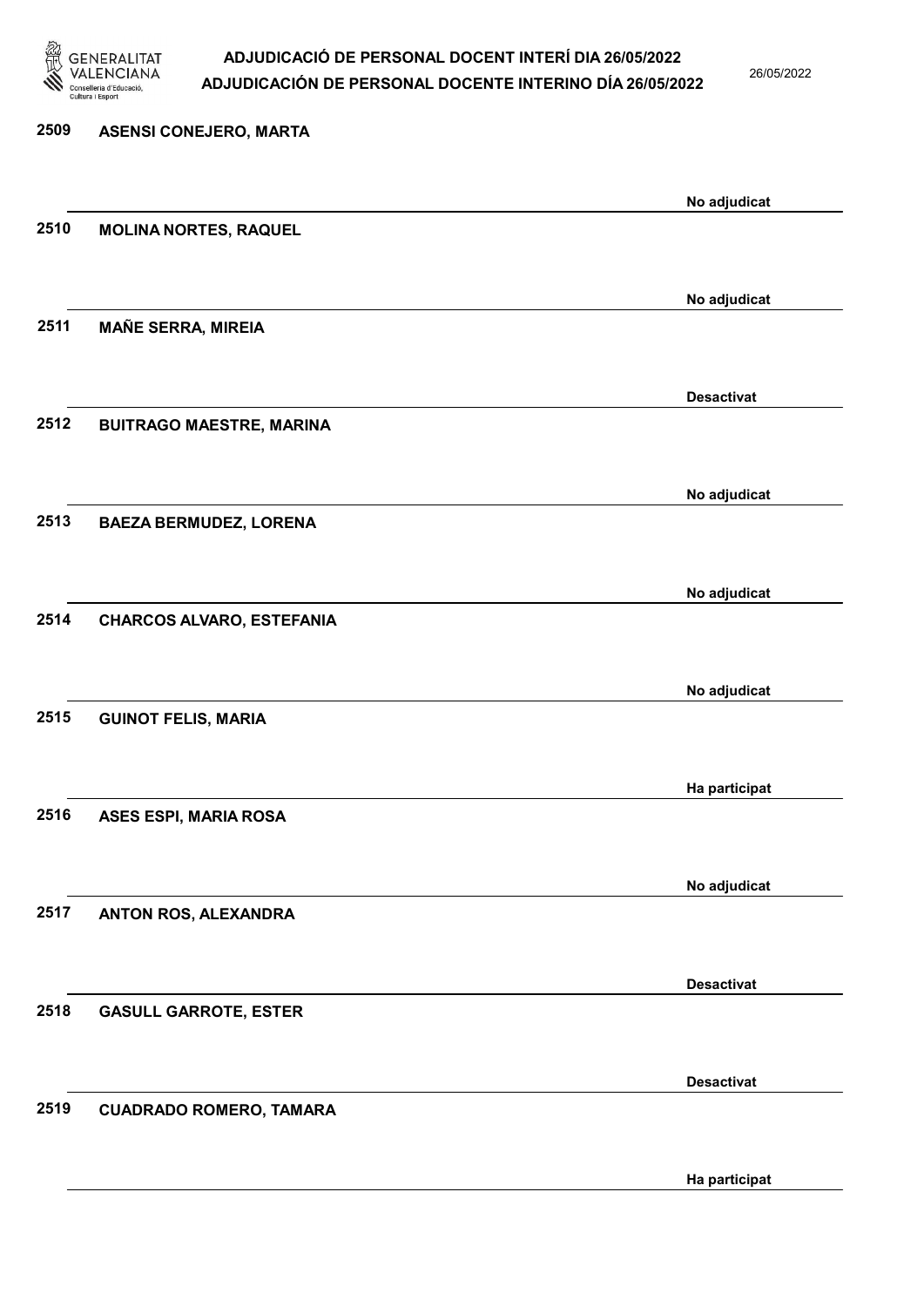| Núm. | Nom | Estat |
|---|---|---|
| 2509 | ASENSI CONEJERO, MARTA | No adjudicat |
| 2510 | MOLINA NORTES, RAQUEL | No adjudicat |
| 2511 | MAÑE SERRA, MIREIA | Desactivat |
| 2512 | BUITRAGO MAESTRE, MARINA | No adjudicat |
| 2513 | BAEZA BERMUDEZ, LORENA | No adjudicat |
| 2514 | CHARCOS ALVARO, ESTEFANIA | No adjudicat |
| 2515 | GUINOT FELIS, MARIA | Ha participat |
| 2516 | ASES ESPI, MARIA ROSA | No adjudicat |
| 2517 | ANTON ROS, ALEXANDRA | Desactivat |
| 2518 | GASULL GARROTE, ESTER | Desactivat |
| 2519 | CUADRADO ROMERO, TAMARA | Ha participat |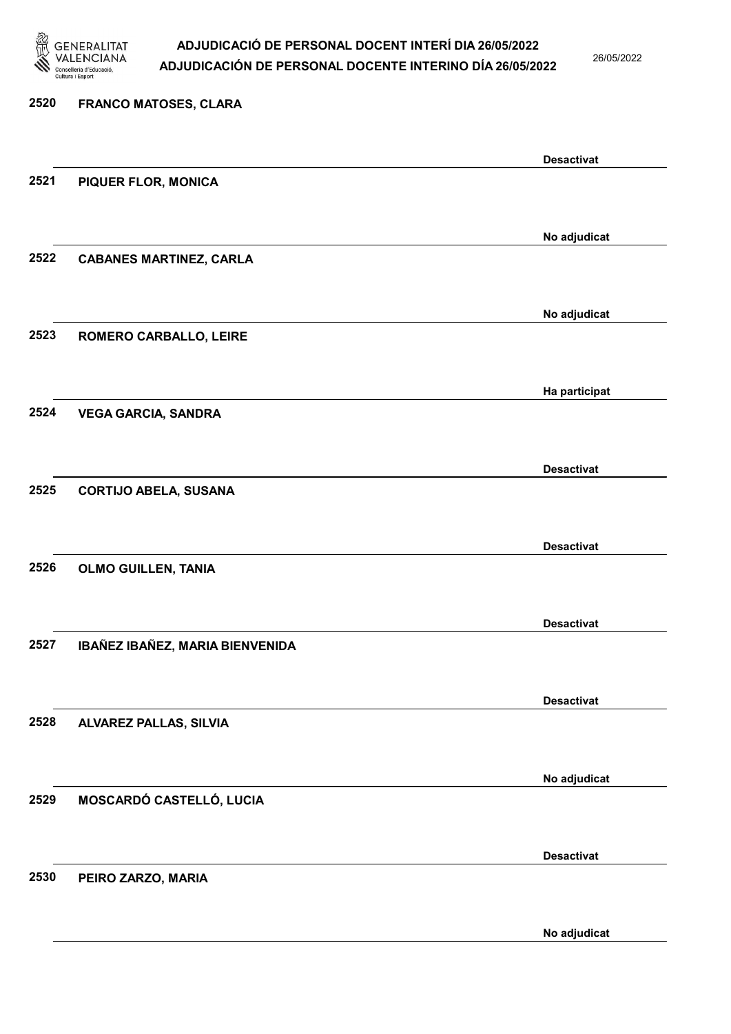| Núm. | Nom | Estat |
| --- | --- | --- |
| 2520 | FRANCO MATOSES, CLARA | Desactivat |
| 2521 | PIQUER FLOR, MONICA | No adjudicat |
| 2522 | CABANES MARTINEZ, CARLA | No adjudicat |
| 2523 | ROMERO CARBALLO, LEIRE | Ha participat |
| 2524 | VEGA GARCIA, SANDRA | Desactivat |
| 2525 | CORTIJO ABELA, SUSANA | Desactivat |
| 2526 | OLMO GUILLEN, TANIA | Desactivat |
| 2527 | IBAÑEZ IBAÑEZ, MARIA BIENVENIDA | Desactivat |
| 2528 | ALVAREZ PALLAS, SILVIA | No adjudicat |
| 2529 | MOSCARDÓ CASTELLÓ, LUCIA | Desactivat |
| 2530 | PEIRO ZARZO, MARIA | No adjudicat |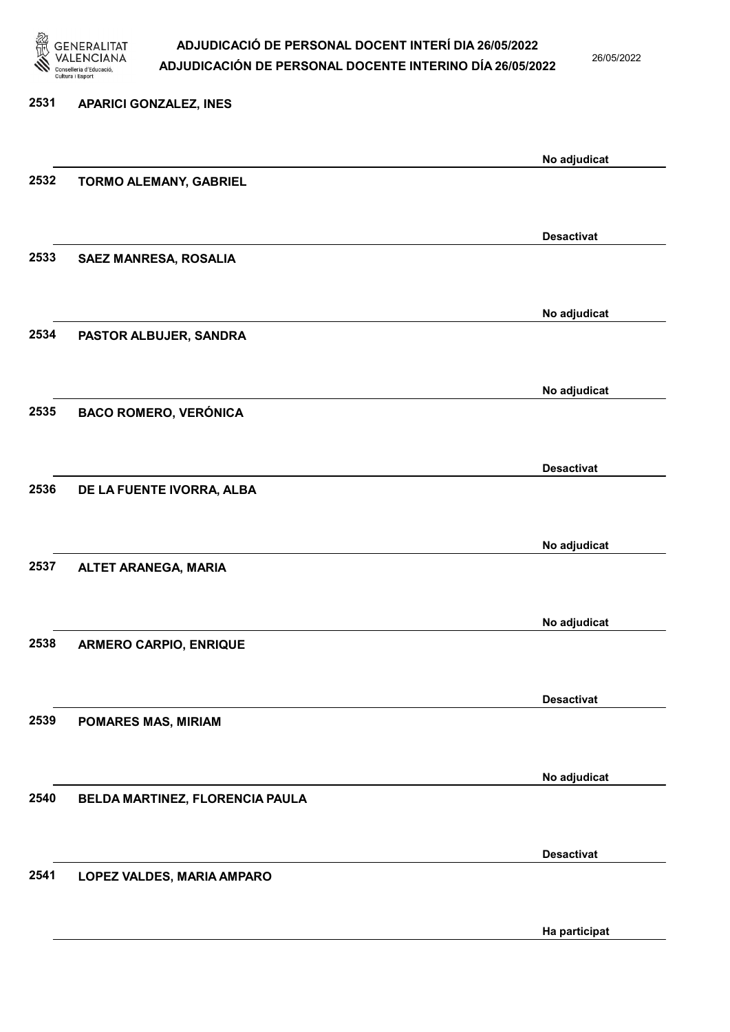2531 APARICI GONZALEZ, INES

No adjudicat

2532 TORMO ALEMANY, GABRIEL

Desactivat

2533 SAEZ MANRESA, ROSALIA

No adjudicat

2534 PASTOR ALBUJER, SANDRA

No adjudicat

2535 BACO ROMERO, VERÓNICA

Desactivat

2536 DE LA FUENTE IVORRA, ALBA

No adjudicat

2537 ALTET ARANEGA, MARIA

No adjudicat

2538 ARMERO CARPIO, ENRIQUE

Desactivat

2539 POMARES MAS, MIRIAM

No adjudicat

2540 BELDA MARTINEZ, FLORENCIA PAULA

Desactivat

2541 LOPEZ VALDES, MARIA AMPARO

Ha participat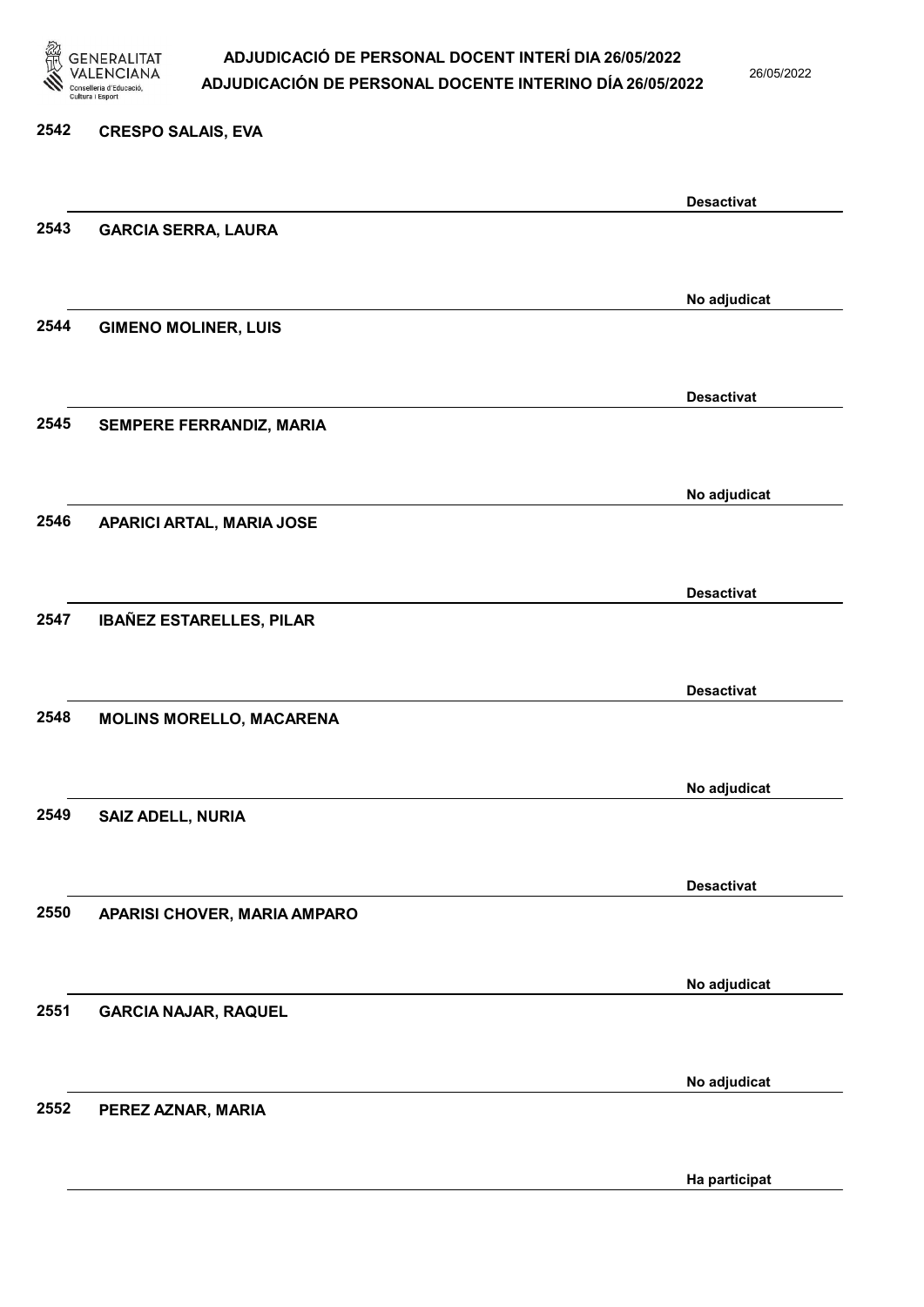| Núm. | Nom | Estat |
| --- | --- | --- |
| 2542 | CRESPO SALAIS, EVA | Desactivat |
| 2543 | GARCIA SERRA, LAURA | No adjudicat |
| 2544 | GIMENO MOLINER, LUIS | Desactivat |
| 2545 | SEMPERE FERRANDIZ, MARIA | No adjudicat |
| 2546 | APARICI ARTAL, MARIA JOSE | Desactivat |
| 2547 | IBAÑEZ ESTARELLES, PILAR | Desactivat |
| 2548 | MOLINS MORELLO, MACARENA | No adjudicat |
| 2549 | SAIZ ADELL, NURIA | Desactivat |
| 2550 | APARISI CHOVER, MARIA AMPARO | No adjudicat |
| 2551 | GARCIA NAJAR, RAQUEL | No adjudicat |
| 2552 | PEREZ AZNAR, MARIA | Ha participat |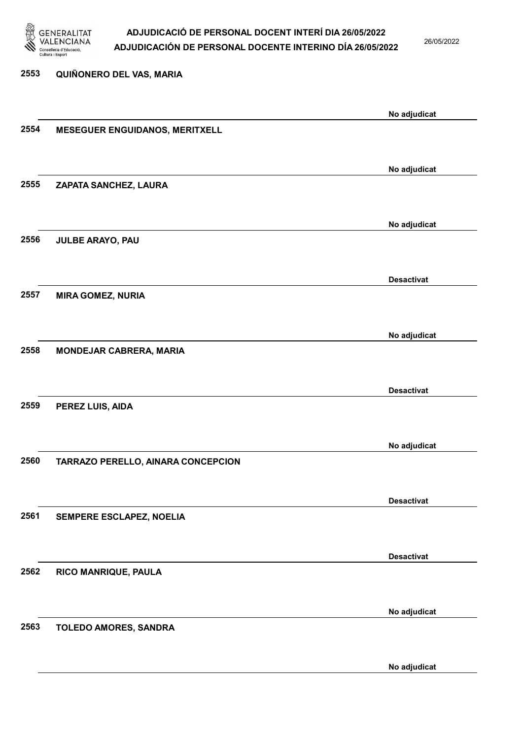2553 QUIÑONERO DEL VAS, MARIA

No adjudicat

2554 MESEGUER ENGUIDANOS, MERITXELL

No adjudicat

2555 ZAPATA SANCHEZ, LAURA

No adjudicat

2556 JULBE ARAYO, PAU

Desactivat

2557 MIRA GOMEZ, NURIA

No adjudicat

2558 MONDEJAR CABRERA, MARIA

Desactivat

2559 PEREZ LUIS, AIDA

No adjudicat

2560 TARRAZO PERELLO, AINARA CONCEPCION

Desactivat

2561 SEMPERE ESCLAPEZ, NOELIA

Desactivat

2562 RICO MANRIQUE, PAULA

No adjudicat

2563 TOLEDO AMORES, SANDRA

No adjudicat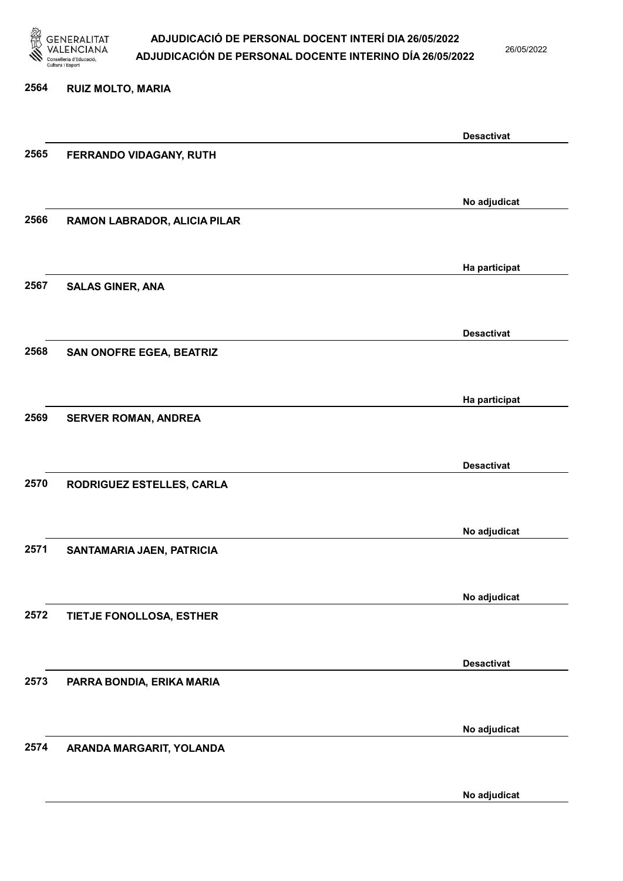| Núm. | Nom | Estat |
|---|---|---|
| 2564 | RUIZ MOLTO, MARIA | Desactivat |
| 2565 | FERRANDO VIDAGANY, RUTH | No adjudicat |
| 2566 | RAMON LABRADOR, ALICIA PILAR | Ha participat |
| 2567 | SALAS GINER, ANA | Desactivat |
| 2568 | SAN ONOFRE EGEA, BEATRIZ | Ha participat |
| 2569 | SERVER ROMAN, ANDREA | Desactivat |
| 2570 | RODRIGUEZ ESTELLES, CARLA | No adjudicat |
| 2571 | SANTAMARIA JAEN, PATRICIA | No adjudicat |
| 2572 | TIETJE FONOLLOSA, ESTHER | Desactivat |
| 2573 | PARRA BONDIA, ERIKA MARIA | No adjudicat |
| 2574 | ARANDA MARGARIT, YOLANDA | No adjudicat |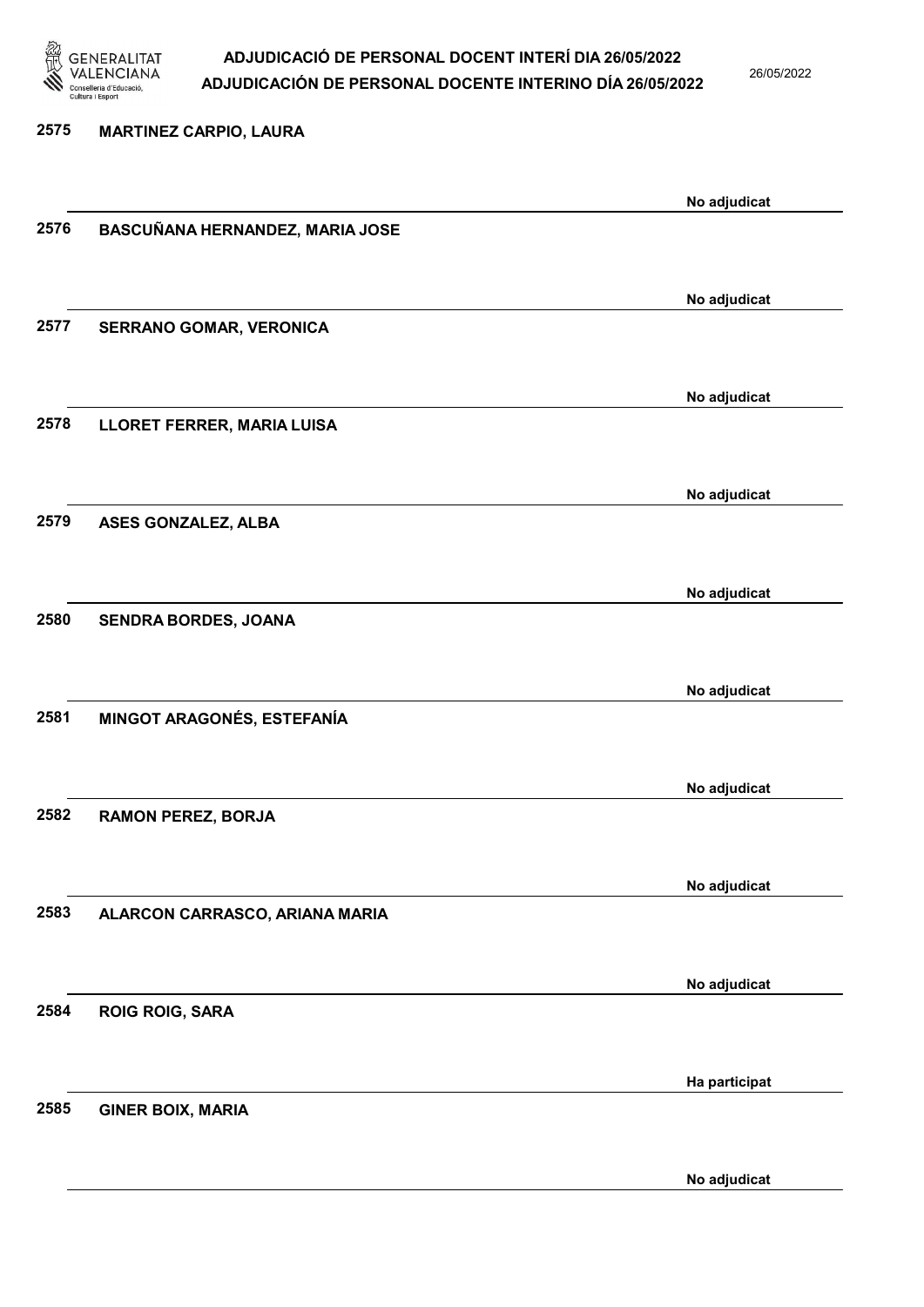2575 **MARTINEZ CARPIO, LAURA**

No adjudicat

2576 **BASCUÑANA HERNANDEZ, MARIA JOSE**

No adjudicat

2577 **SERRANO GOMAR, VERONICA**

No adjudicat

2578 **LLORET FERRER, MARIA LUISA**

No adjudicat

2579 **ASES GONZALEZ, ALBA**

No adjudicat

2580 **SENDRA BORDES, JOANA**

No adjudicat

2581 **MINGOT ARAGONÉS, ESTEFANÍA**

No adjudicat

2582 **RAMON PEREZ, BORJA**

No adjudicat

2583 **ALARCON CARRASCO, ARIANA MARIA**

No adjudicat

2584 **ROIG ROIG, SARA**

Ha participat

2585 **GINER BOIX, MARIA**

No adjudicat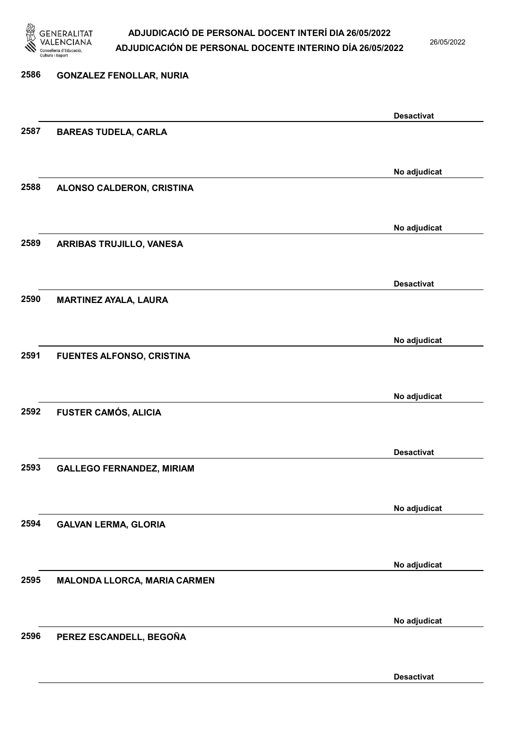2586 GONZALEZ FENOLLAR, NURIA

Desactivat

2587 BAREAS TUDELA, CARLA

No adjudicat

2588 ALONSO CALDERON, CRISTINA

No adjudicat

2589 ARRIBAS TRUJILLO, VANESA

Desactivat

2590 MARTINEZ AYALA, LAURA

No adjudicat

2591 FUENTES ALFONSO, CRISTINA

No adjudicat

2592 FUSTER CAMÓS, ALICIA

Desactivat

2593 GALLEGO FERNANDEZ, MIRIAM

No adjudicat

2594 GALVAN LERMA, GLORIA

No adjudicat

2595 MALONDA LLORCA, MARIA CARMEN

No adjudicat

2596 PEREZ ESCANDELL, BEGOÑA

Desactivat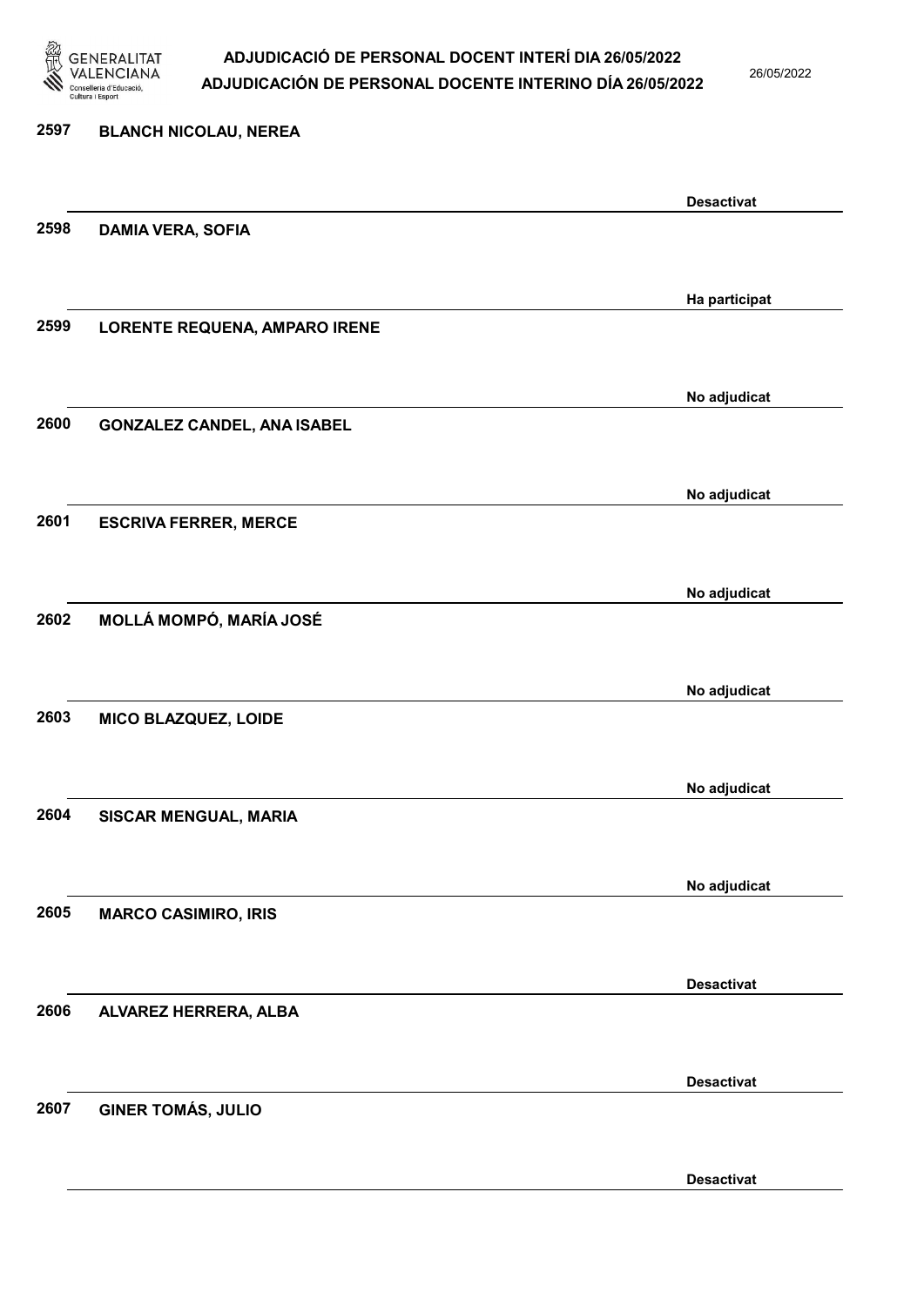| | | |
|---|---|---|
| 2597 | BLANCH NICOLAU, NEREA | Desactivat |
| 2598 | DAMIA VERA, SOFIA | Ha participat |
| 2599 | LORENTE REQUENA, AMPARO IRENE | No adjudicat |
| 2600 | GONZALEZ CANDEL, ANA ISABEL | No adjudicat |
| 2601 | ESCRIVA FERRER, MERCE | No adjudicat |
| 2602 | MOLLÁ MOMPÓ, MARÍA JOSÉ | No adjudicat |
| 2603 | MICO BLAZQUEZ, LOIDE | No adjudicat |
| 2604 | SISCAR MENGUAL, MARIA | No adjudicat |
| 2605 | MARCO CASIMIRO, IRIS | Desactivat |
| 2606 | ALVAREZ HERRERA, ALBA | Desactivat |
| 2607 | GINER TOMÁS, JULIO | Desactivat |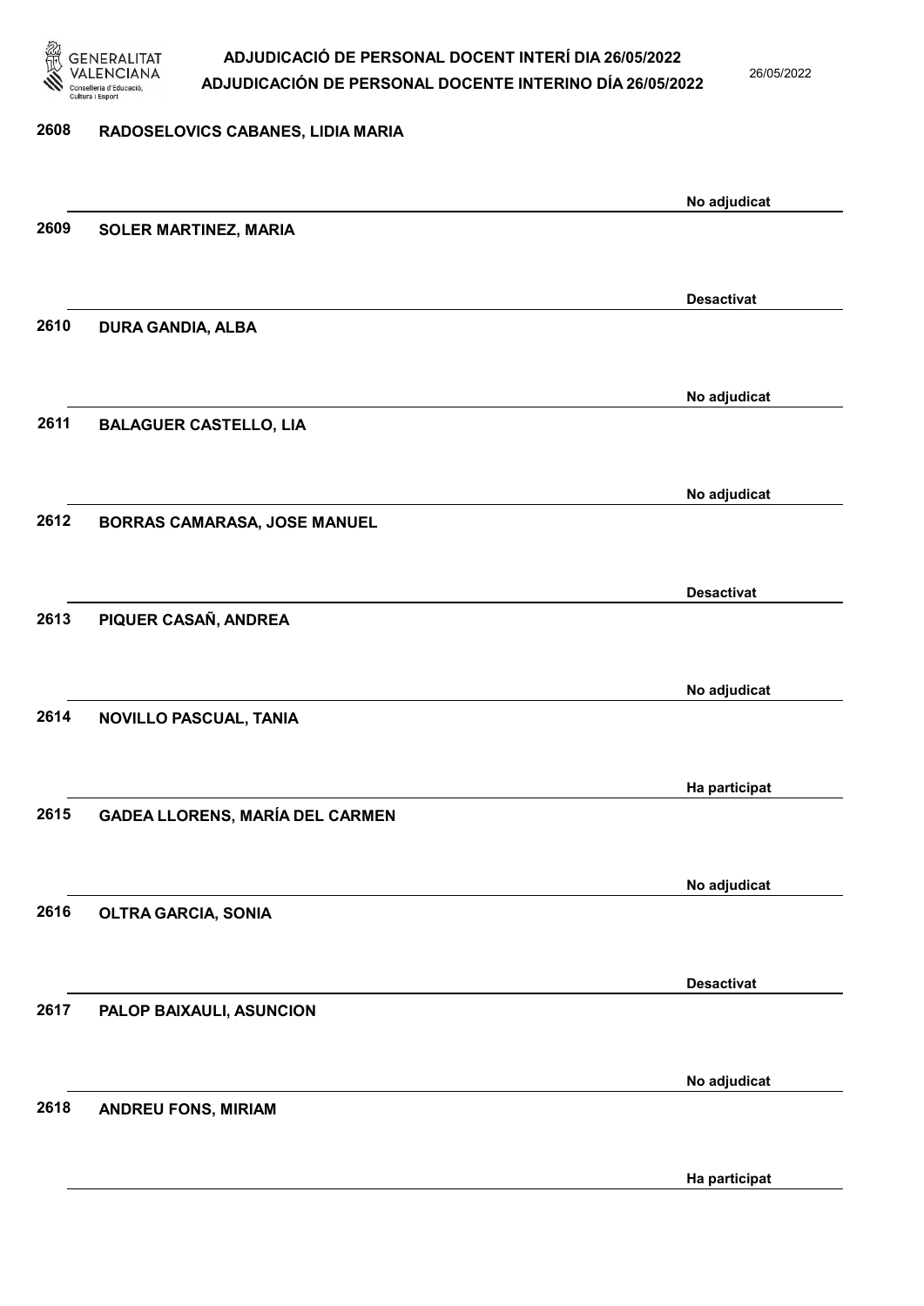| | | |
|---|---|---|
| 2608 | RADOSELOVICS CABANES, LIDIA MARIA | No adjudicat |
| 2609 | SOLER MARTINEZ, MARIA | Desactivat |
| 2610 | DURA GANDIA, ALBA | No adjudicat |
| 2611 | BALAGUER CASTELLO, LIA | No adjudicat |
| 2612 | BORRAS CAMARASA, JOSE MANUEL | Desactivat |
| 2613 | PIQUER CASAÑ, ANDREA | No adjudicat |
| 2614 | NOVILLO PASCUAL, TANIA | Ha participat |
| 2615 | GADEA LLORENS, MARÍA DEL CARMEN | No adjudicat |
| 2616 | OLTRA GARCIA, SONIA | Desactivat |
| 2617 | PALOP BAIXAULI, ASUNCION | No adjudicat |
| 2618 | ANDREU FONS, MIRIAM | Ha participat |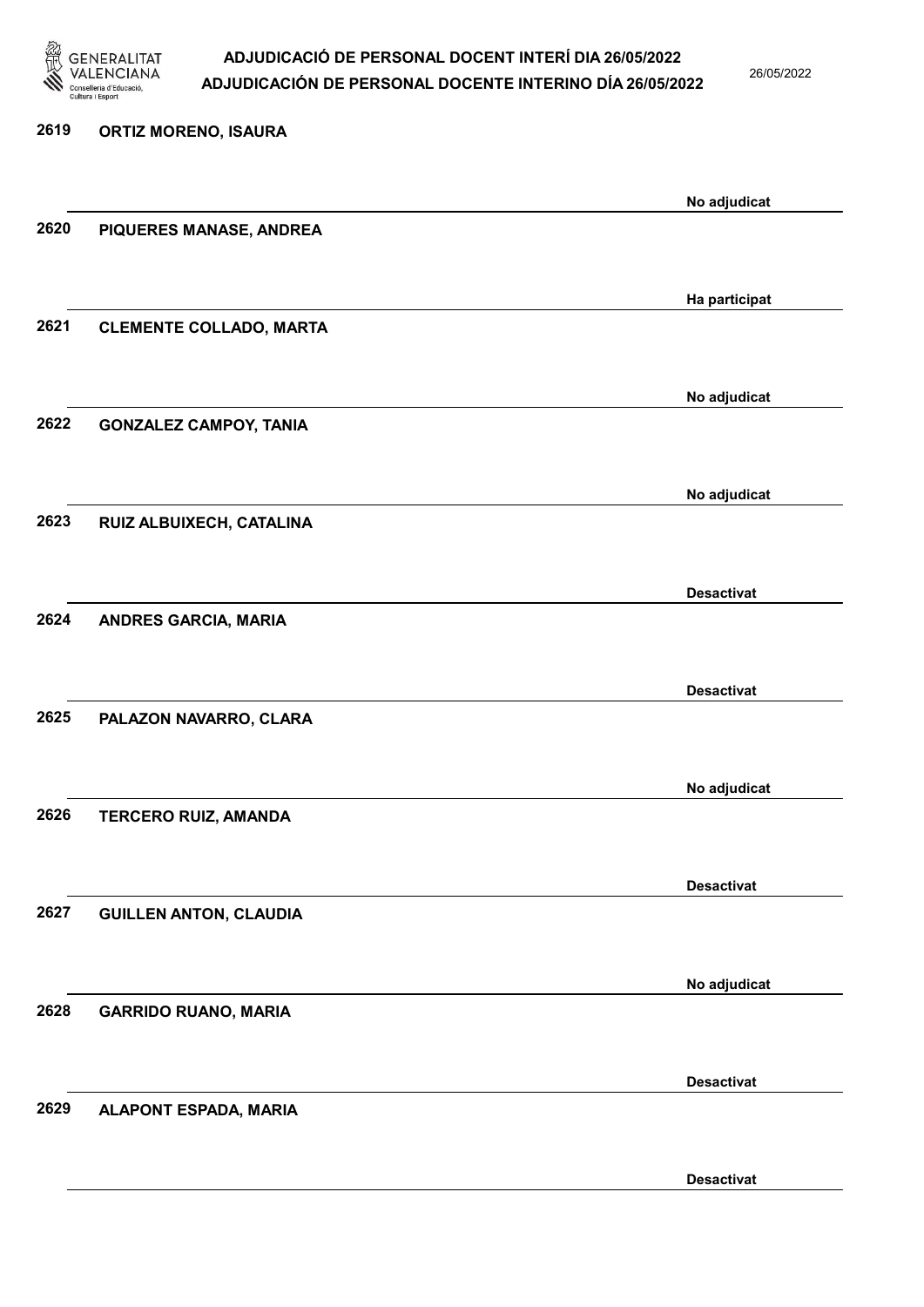2619 ORTIZ MORENO, ISAURA

No adjudicat

2620 PIQUERES MANASE, ANDREA

Ha participat

2621 CLEMENTE COLLADO, MARTA

No adjudicat

2622 GONZALEZ CAMPOY, TANIA

No adjudicat

2623 RUIZ ALBUIXECH, CATALINA

Desactivat

2624 ANDRES GARCIA, MARIA

Desactivat

2625 PALAZON NAVARRO, CLARA

No adjudicat

2626 TERCERO RUIZ, AMANDA

Desactivat

2627 GUILLEN ANTON, CLAUDIA

No adjudicat

2628 GARRIDO RUANO, MARIA

Desactivat

2629 ALAPONT ESPADA, MARIA

Desactivat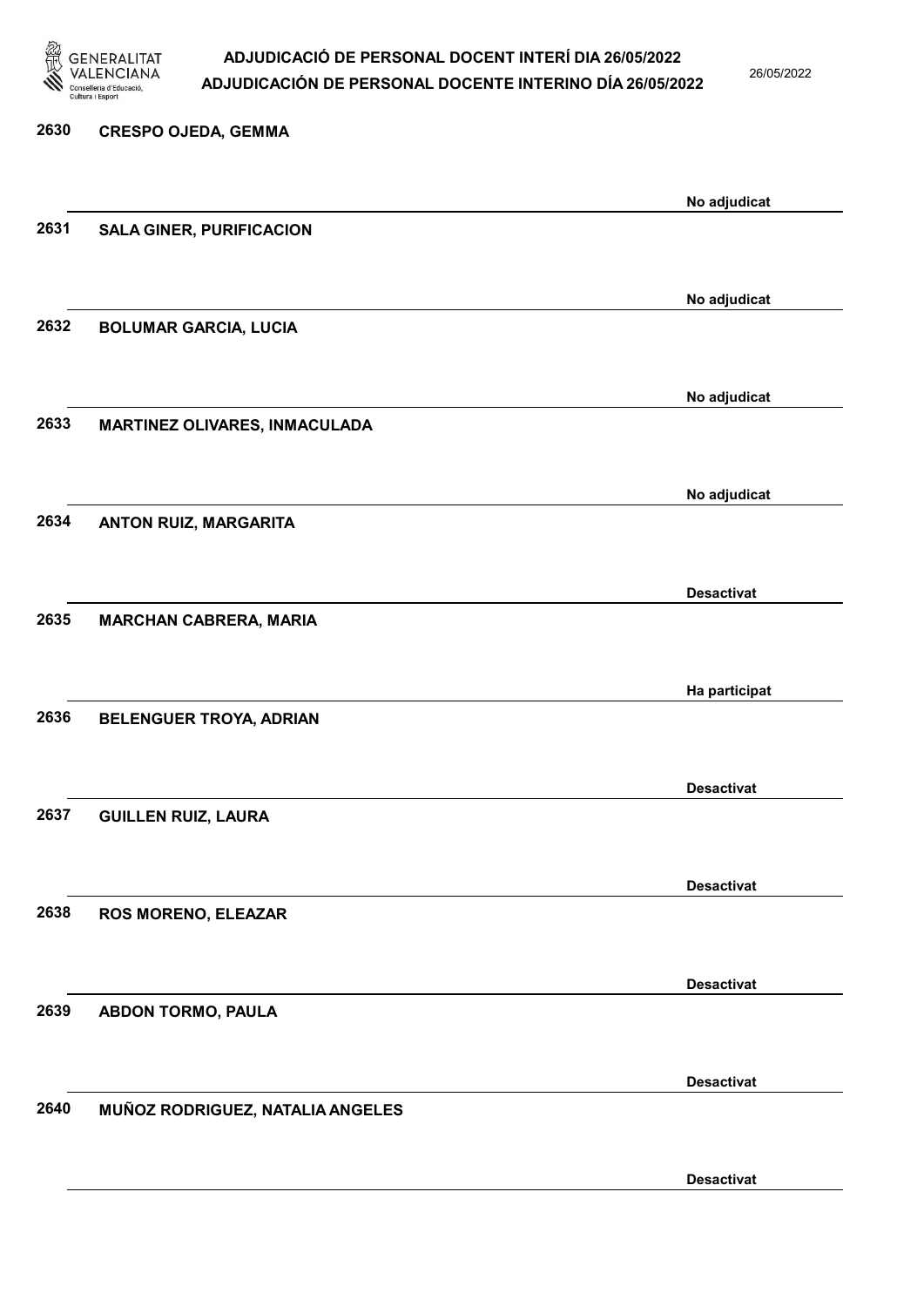| | | |
|---|---|---|
| 2630 | CRESPO OJEDA, GEMMA | No adjudicat |
| 2631 | SALA GINER, PURIFICACION | No adjudicat |
| 2632 | BOLUMAR GARCIA, LUCIA | No adjudicat |
| 2633 | MARTINEZ OLIVARES, INMACULADA | No adjudicat |
| 2634 | ANTON RUIZ, MARGARITA | Desactivat |
| 2635 | MARCHAN CABRERA, MARIA | Ha participat |
| 2636 | BELENGUER TROYA, ADRIAN | Desactivat |
| 2637 | GUILLEN RUIZ, LAURA | Desactivat |
| 2638 | ROS MORENO, ELEAZAR | Desactivat |
| 2639 | ABDON TORMO, PAULA | Desactivat |
| 2640 | MUÑOZ RODRIGUEZ, NATALIA ANGELES | Desactivat |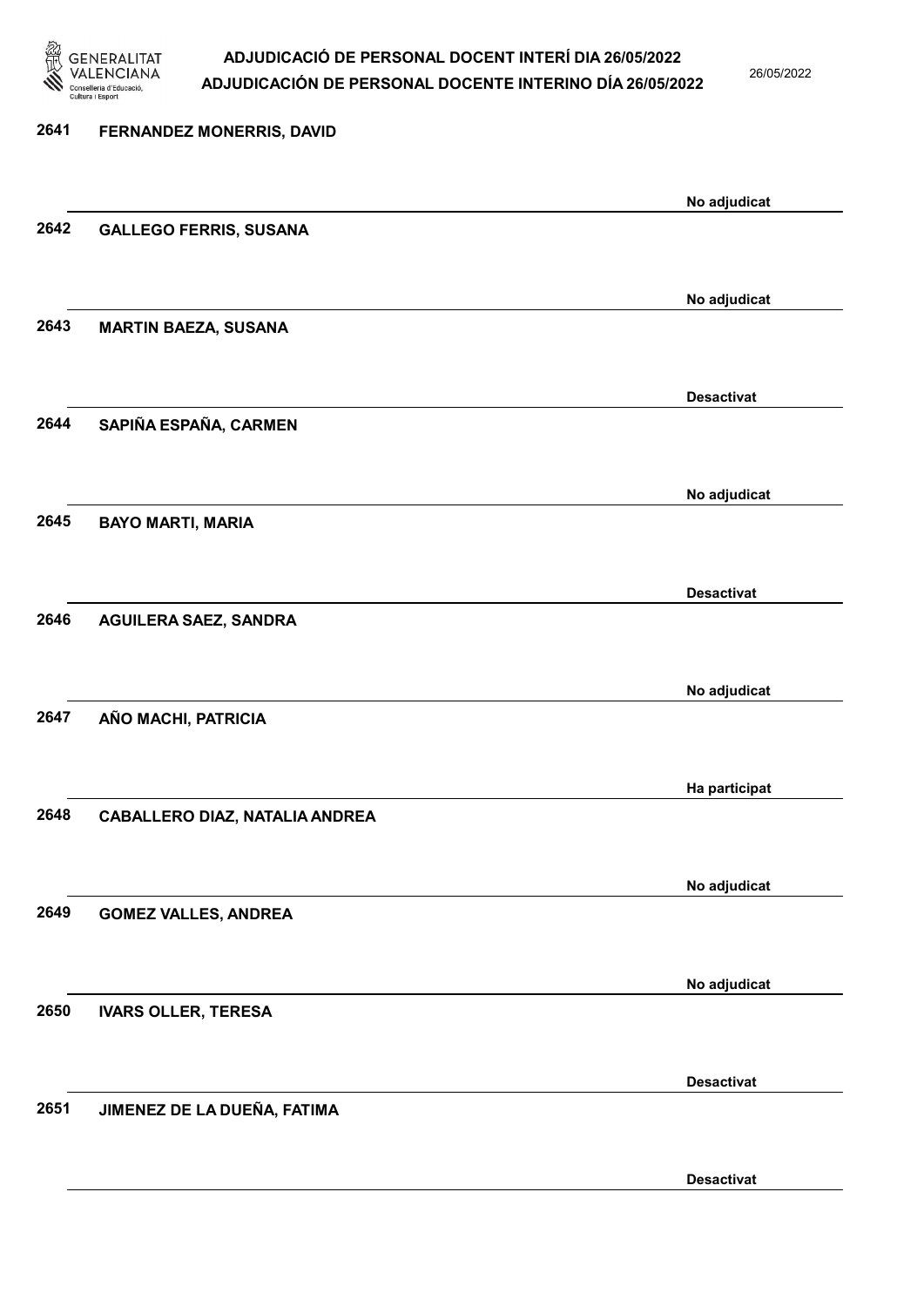2641 **FERNANDEZ MONERRIS, DAVID**

No adjudicat

2642 **GALLEGO FERRIS, SUSANA**

No adjudicat

2643 **MARTIN BAEZA, SUSANA**

Desactivat

2644 **SAPIÑA ESPAÑA, CARMEN**

No adjudicat

2645 **BAYO MARTI, MARIA**

Desactivat

2646 **AGUILERA SAEZ, SANDRA**

No adjudicat

2647 **AÑO MACHI, PATRICIA**

Ha participat

2648 **CABALLERO DIAZ, NATALIA ANDREA**

No adjudicat

2649 **GOMEZ VALLES, ANDREA**

No adjudicat

2650 **IVARS OLLER, TERESA**

Desactivat

2651 **JIMENEZ DE LA DUEÑA, FATIMA**

Desactivat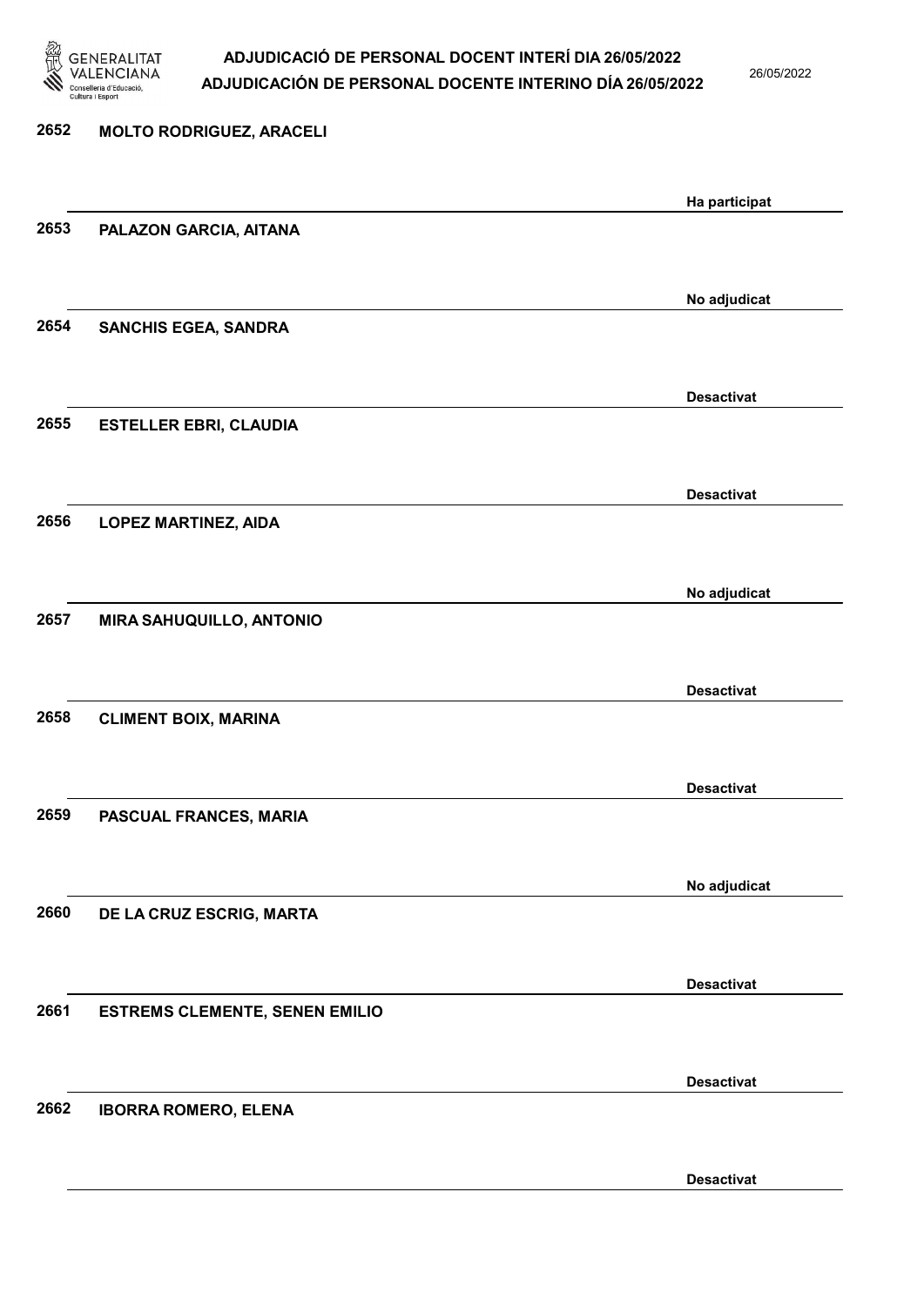| | | |
|---|---|---|
| 2652 | MOLTO RODRIGUEZ, ARACELI | Ha participat |
| 2653 | PALAZON GARCIA, AITANA | No adjudicat |
| 2654 | SANCHIS EGEA, SANDRA | Desactivat |
| 2655 | ESTELLER EBRI, CLAUDIA | Desactivat |
| 2656 | LOPEZ MARTINEZ, AIDA | No adjudicat |
| 2657 | MIRA SAHUQUILLO, ANTONIO | Desactivat |
| 2658 | CLIMENT BOIX, MARINA | Desactivat |
| 2659 | PASCUAL FRANCES, MARIA | No adjudicat |
| 2660 | DE LA CRUZ ESCRIG, MARTA | Desactivat |
| 2661 | ESTREMS CLEMENTE, SENEN EMILIO | Desactivat |
| 2662 | IBORRA ROMERO, ELENA | Desactivat |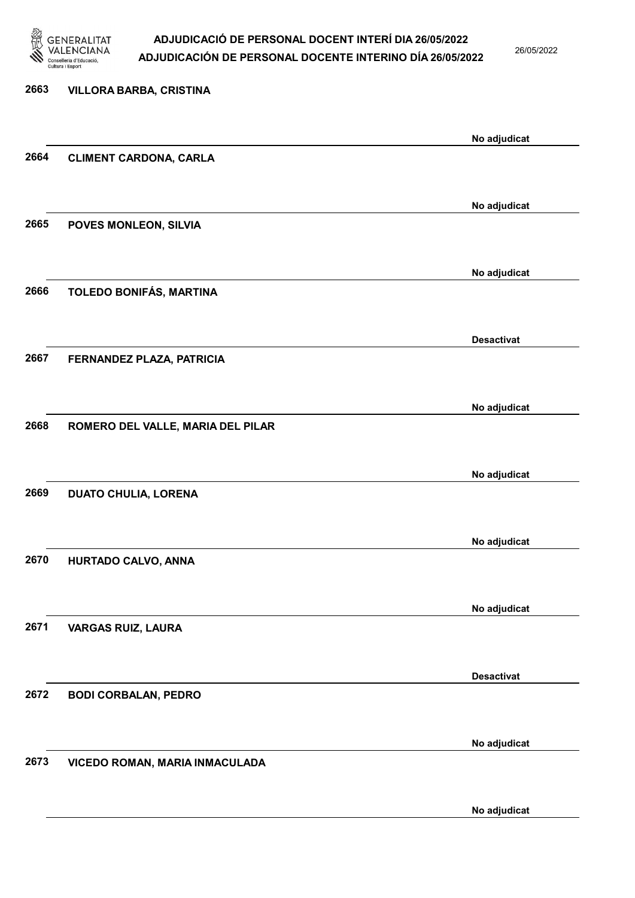2663 VILLORA BARBA, CRISTINA

No adjudicat

2664 CLIMENT CARDONA, CARLA

No adjudicat

2665 POVES MONLEON, SILVIA

No adjudicat

2666 TOLEDO BONIFÁS, MARTINA

Desactivat

2667 FERNANDEZ PLAZA, PATRICIA

No adjudicat

2668 ROMERO DEL VALLE, MARIA DEL PILAR

No adjudicat

2669 DUATO CHULIA, LORENA

No adjudicat

2670 HURTADO CALVO, ANNA

No adjudicat

2671 VARGAS RUIZ, LAURA

Desactivat

2672 BODI CORBALAN, PEDRO

No adjudicat

2673 VICEDO ROMAN, MARIA INMACULADA

No adjudicat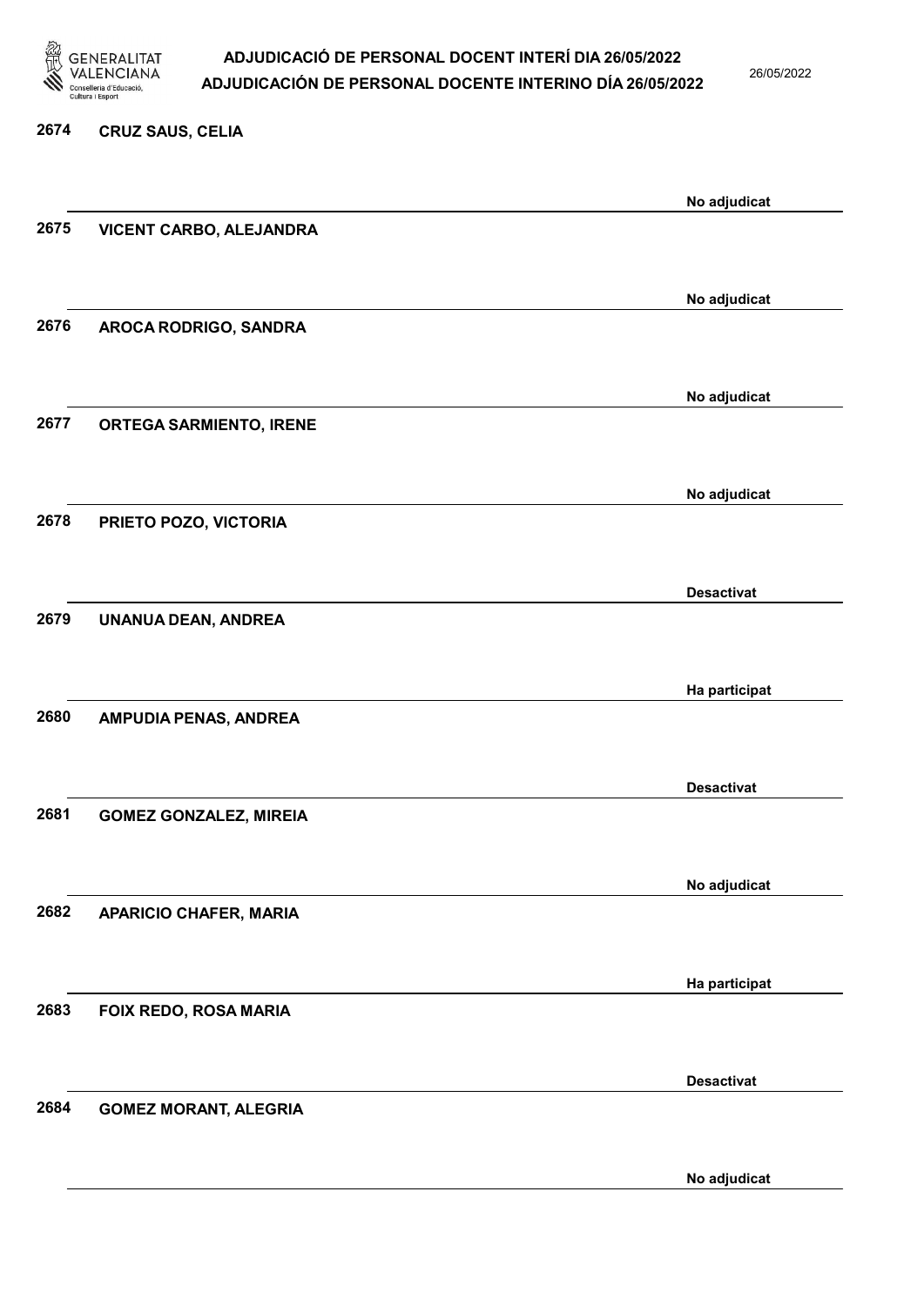| | | |
|---|---|---|
| 2674 | CRUZ SAUS, CELIA | No adjudicat |
| 2675 | VICENT CARBO, ALEJANDRA | No adjudicat |
| 2676 | AROCA RODRIGO, SANDRA | No adjudicat |
| 2677 | ORTEGA SARMIENTO, IRENE | No adjudicat |
| 2678 | PRIETO POZO, VICTORIA | Desactivat |
| 2679 | UNANUA DEAN, ANDREA | Ha participat |
| 2680 | AMPUDIA PENAS, ANDREA | Desactivat |
| 2681 | GOMEZ GONZALEZ, MIREIA | No adjudicat |
| 2682 | APARICIO CHAFER, MARIA | Ha participat |
| 2683 | FOIX REDO, ROSA MARIA | Desactivat |
| 2684 | GOMEZ MORANT, ALEGRIA | No adjudicat |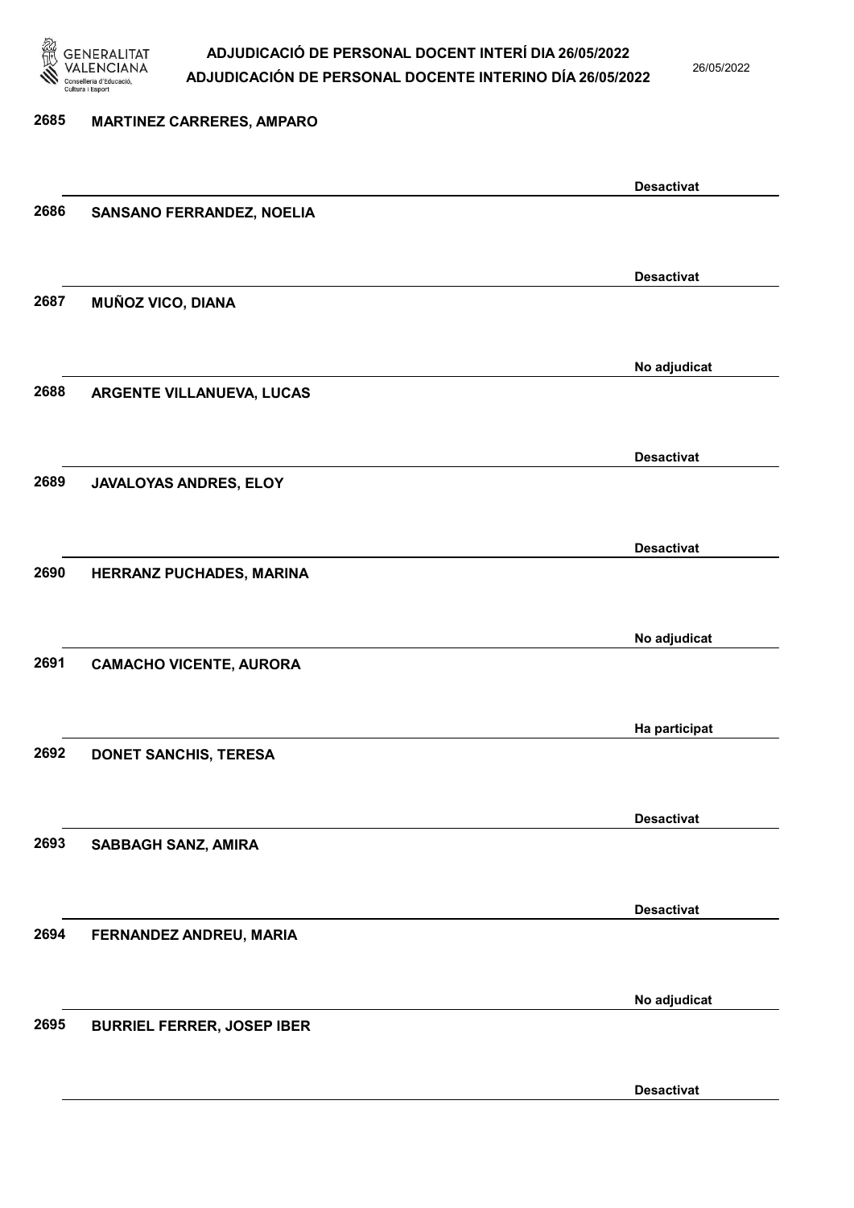| | | |
|---|---|---|
| 2685 | MARTINEZ CARRERES, AMPARO | Desactivat |
| 2686 | SANSANO FERRANDEZ, NOELIA | Desactivat |
| 2687 | MUÑOZ VICO, DIANA | No adjudicat |
| 2688 | ARGENTE VILLANUEVA, LUCAS | Desactivat |
| 2689 | JAVALOYAS ANDRES, ELOY | Desactivat |
| 2690 | HERRANZ PUCHADES, MARINA | No adjudicat |
| 2691 | CAMACHO VICENTE, AURORA | Ha participat |
| 2692 | DONET SANCHIS, TERESA | Desactivat |
| 2693 | SABBAGH SANZ, AMIRA | Desactivat |
| 2694 | FERNANDEZ ANDREU, MARIA | No adjudicat |
| 2695 | BURRIEL FERRER, JOSEP IBER | Desactivat |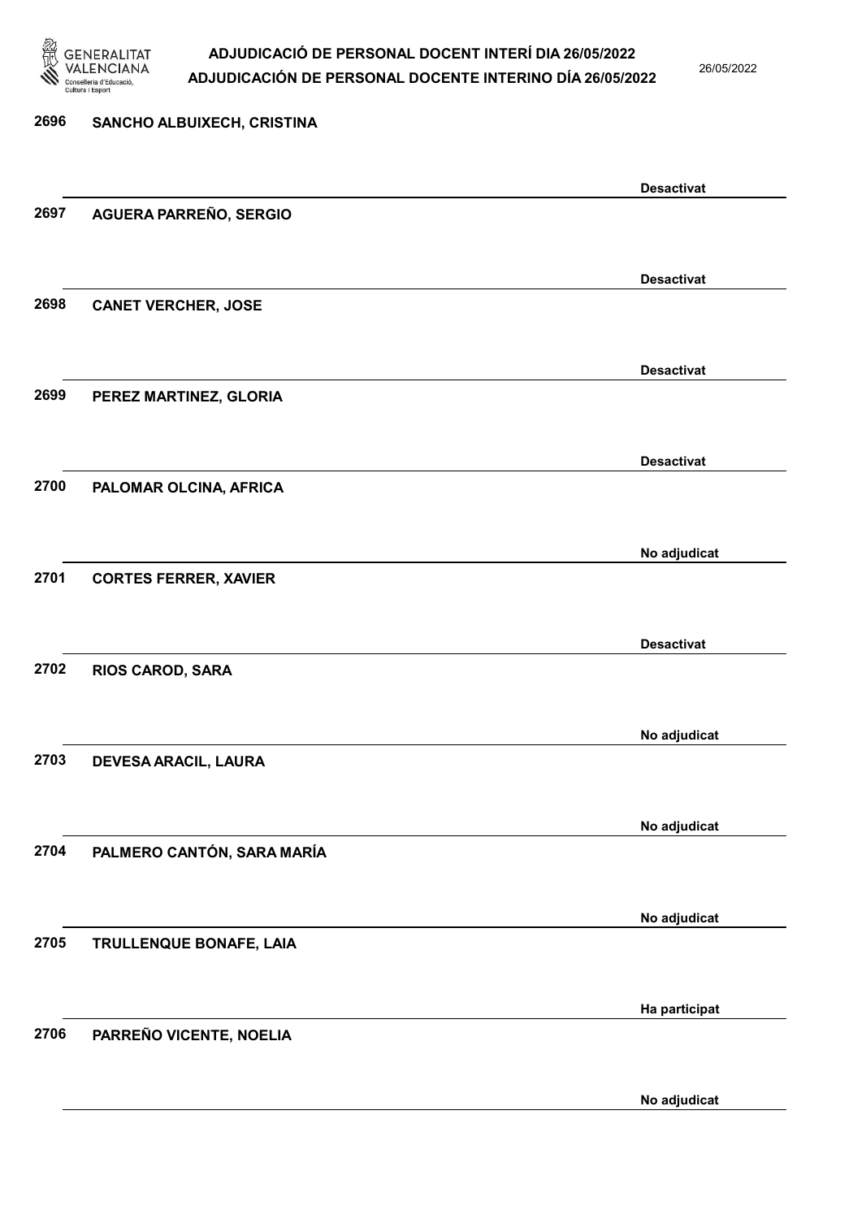| Núm. | Nom | Estat |
|---|---|---|
| 2696 | SANCHO ALBUIXECH, CRISTINA | Desactivat |
| 2697 | AGUERA PARREÑO, SERGIO | Desactivat |
| 2698 | CANET VERCHER, JOSE | Desactivat |
| 2699 | PEREZ MARTINEZ, GLORIA | Desactivat |
| 2700 | PALOMAR OLCINA, AFRICA | No adjudicat |
| 2701 | CORTES FERRER, XAVIER | Desactivat |
| 2702 | RIOS CAROD, SARA | No adjudicat |
| 2703 | DEVESA ARACIL, LAURA | No adjudicat |
| 2704 | PALMERO CANTÓN, SARA MARÍA | No adjudicat |
| 2705 | TRULLENQUE BONAFE, LAIA | Ha participat |
| 2706 | PARREÑO VICENTE, NOELIA | No adjudicat |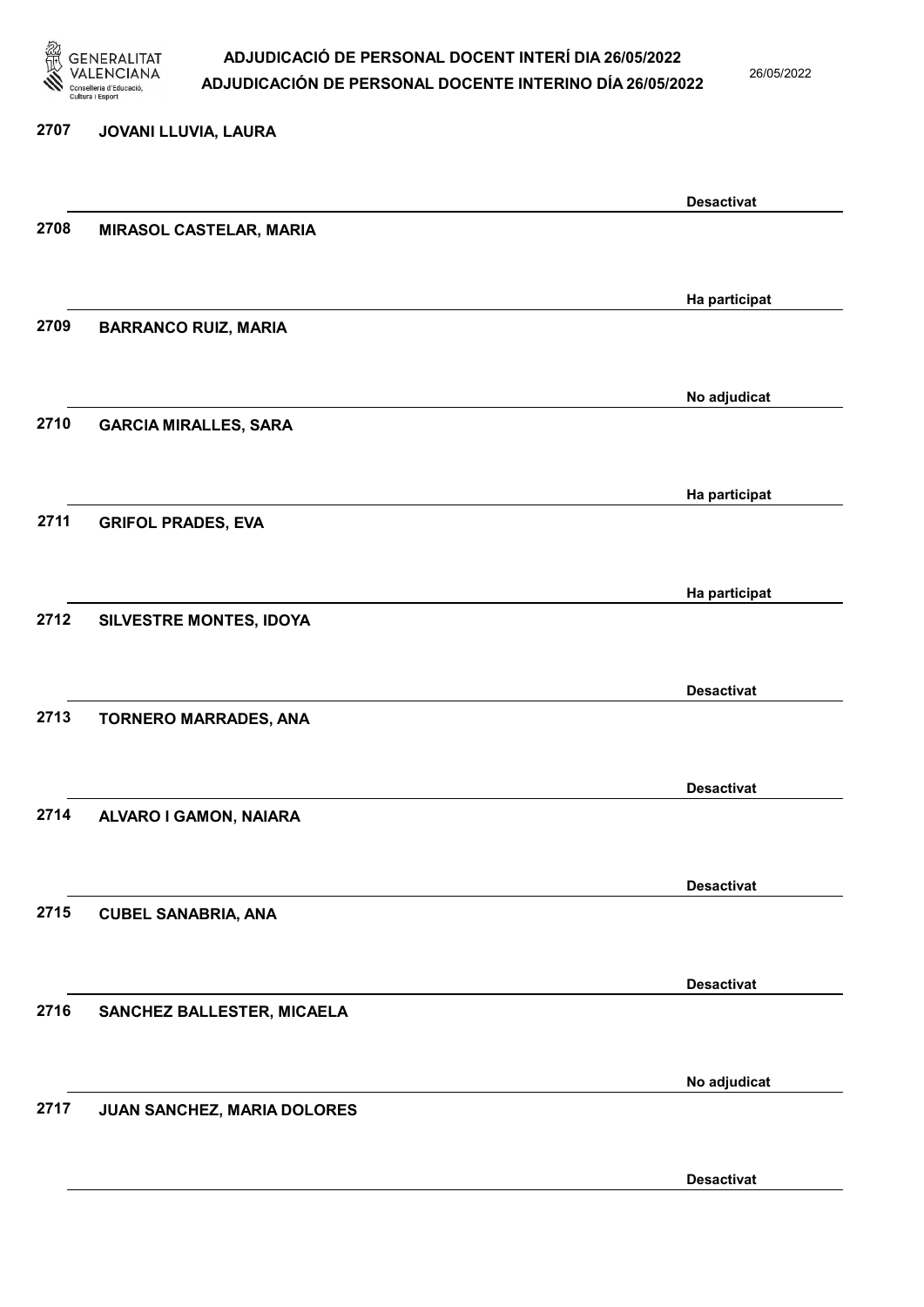| Núm. | Nom | Estat |
|---|---|---|
| 2707 | JOVANI LLUVIA, LAURA | Desactivat |
| 2708 | MIRASOL CASTELAR, MARIA | Ha participat |
| 2709 | BARRANCO RUIZ, MARIA | No adjudicat |
| 2710 | GARCIA MIRALLES, SARA | Ha participat |
| 2711 | GRIFOL PRADES, EVA | Ha participat |
| 2712 | SILVESTRE MONTES, IDOYA | Desactivat |
| 2713 | TORNERO MARRADES, ANA | Desactivat |
| 2714 | ALVARO I GAMON, NAIARA | Desactivat |
| 2715 | CUBEL SANABRIA, ANA | Desactivat |
| 2716 | SANCHEZ BALLESTER, MICAELA | No adjudicat |
| 2717 | JUAN SANCHEZ, MARIA DOLORES | Desactivat |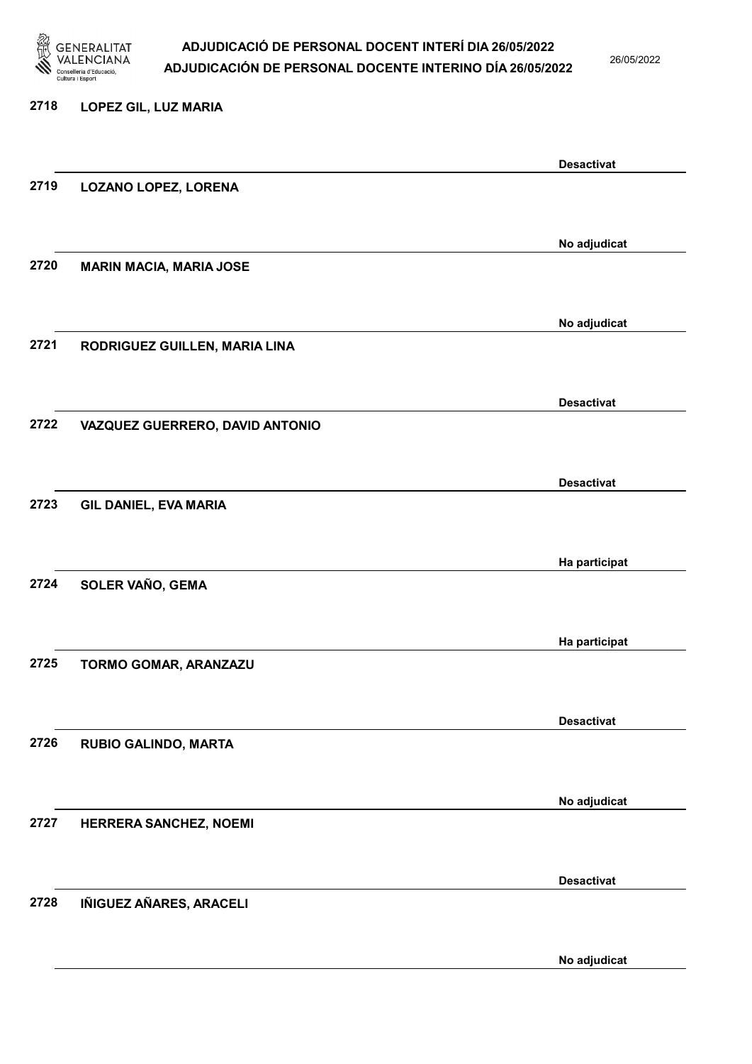| | | |
|---|---|---|
| 2718 | LOPEZ GIL, LUZ MARIA | Desactivat |
| 2719 | LOZANO LOPEZ, LORENA | No adjudicat |
| 2720 | MARIN MACIA, MARIA JOSE | No adjudicat |
| 2721 | RODRIGUEZ GUILLEN, MARIA LINA | Desactivat |
| 2722 | VAZQUEZ GUERRERO, DAVID ANTONIO | Desactivat |
| 2723 | GIL DANIEL, EVA MARIA | Ha participat |
| 2724 | SOLER VAÑO, GEMA | Ha participat |
| 2725 | TORMO GOMAR, ARANZAZU | Desactivat |
| 2726 | RUBIO GALINDO, MARTA | No adjudicat |
| 2727 | HERRERA SANCHEZ, NOEMI | Desactivat |
| 2728 | IÑIGUEZ AÑARES, ARACELI | No adjudicat |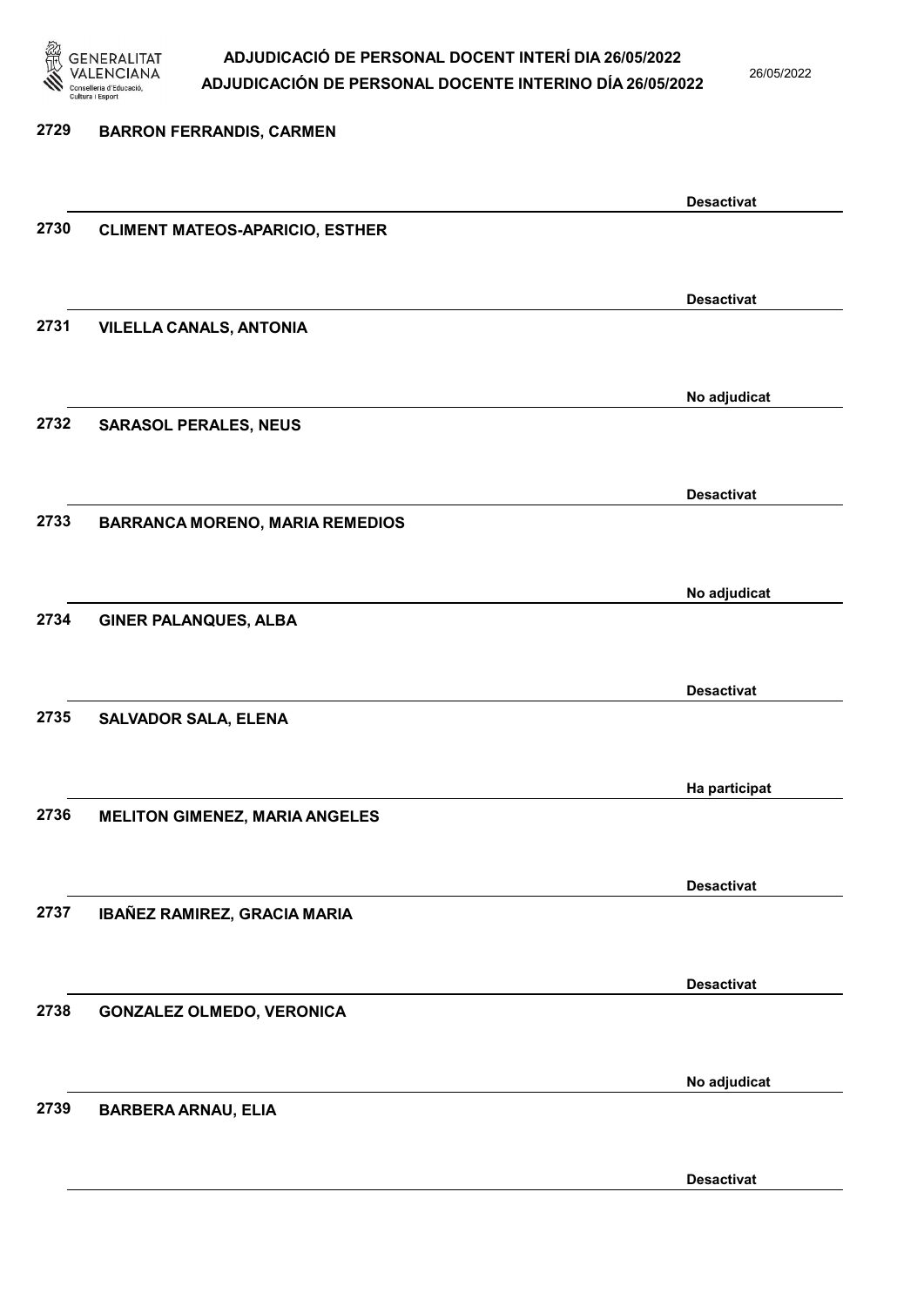2729 **BARRON FERRANDIS, CARMEN**

**Desactivat**

2730 **CLIMENT MATEOS-APARICIO, ESTHER**

**Desactivat**

2731 **VILELLA CANALS, ANTONIA**

**No adjudicat**

2732 **SARASOL PERALES, NEUS**

**Desactivat**

2733 **BARRANCA MORENO, MARIA REMEDIOS**

**No adjudicat**

2734 **GINER PALANQUES, ALBA**

**Desactivat**

2735 **SALVADOR SALA, ELENA**

**Ha participat**

2736 **MELITON GIMENEZ, MARIA ANGELES**

**Desactivat**

2737 **IBAÑEZ RAMIREZ, GRACIA MARIA**

**Desactivat**

2738 **GONZALEZ OLMEDO, VERONICA**

**No adjudicat**

2739 **BARBERA ARNAU, ELIA**

**Desactivat**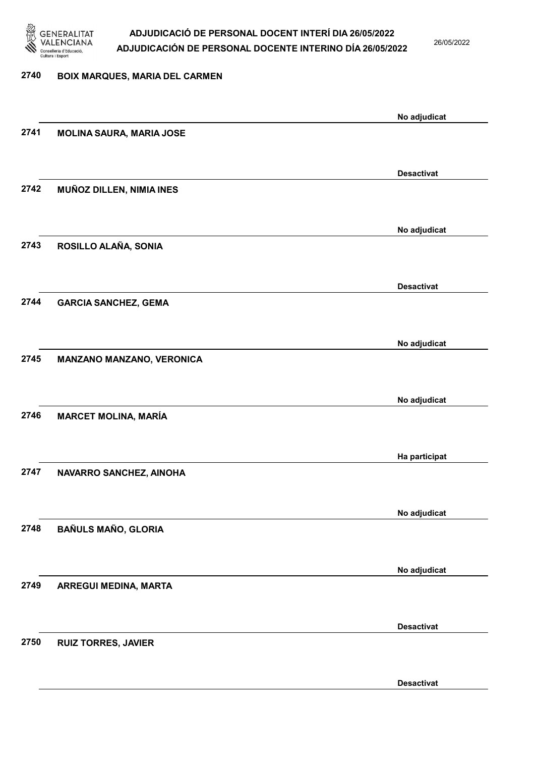2740 **BOIX MARQUES, MARIA DEL CARMEN**

No adjudicat

2741 **MOLINA SAURA, MARIA JOSE**

Desactivat

2742 **MUÑOZ DILLEN, NIMIA INES**

No adjudicat

2743 **ROSILLO ALAÑA, SONIA**

Desactivat

2744 **GARCIA SANCHEZ, GEMA**

No adjudicat

2745 **MANZANO MANZANO, VERONICA**

No adjudicat

2746 **MARCET MOLINA, MARÍA**

Ha participat

2747 **NAVARRO SANCHEZ, AINOHA**

No adjudicat

2748 **BAÑULS MAÑO, GLORIA**

No adjudicat

2749 **ARREGUI MEDINA, MARTA**

Desactivat

2750 **RUIZ TORRES, JAVIER**

Desactivat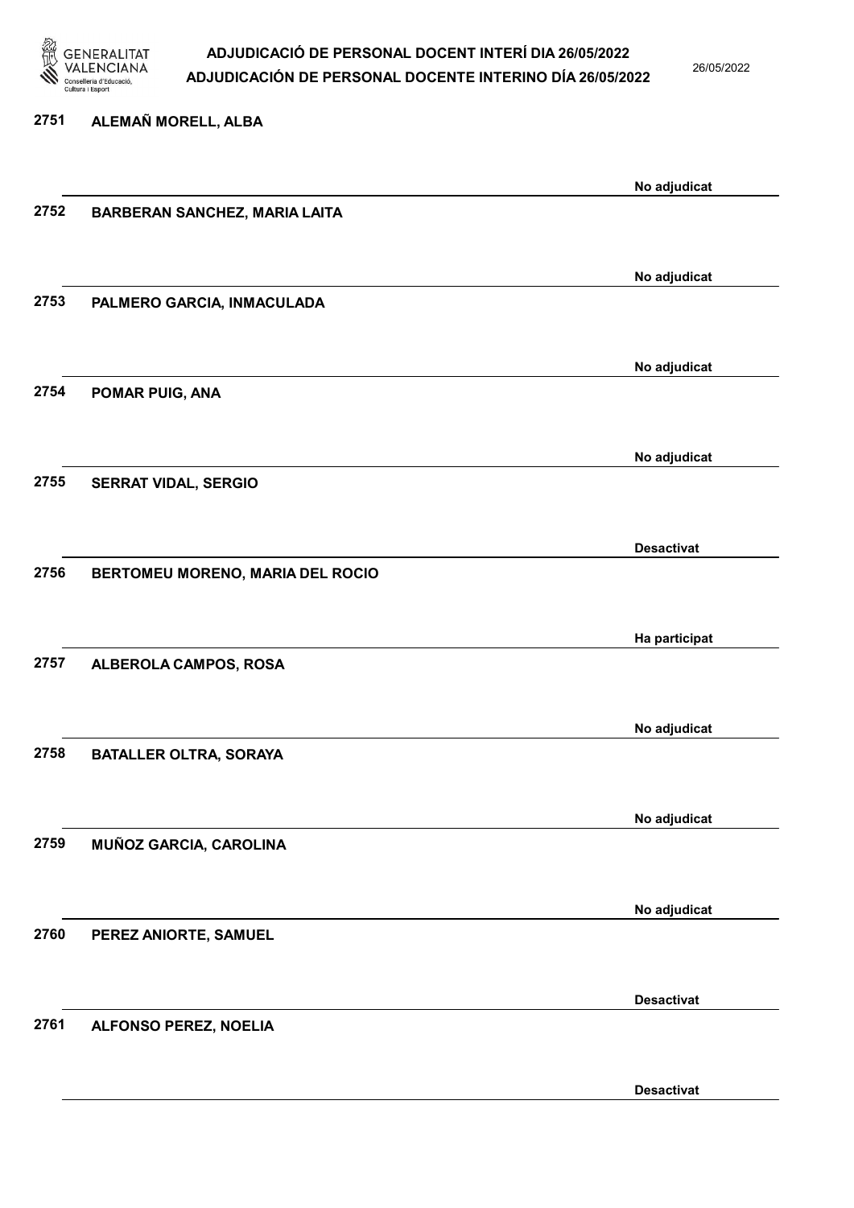2751 ALEMAÑ MORELL, ALBA

No adjudicat

2752 BARBERAN SANCHEZ, MARIA LAITA

No adjudicat

2753 PALMERO GARCIA, INMACULADA

No adjudicat

2754 POMAR PUIG, ANA

No adjudicat

2755 SERRAT VIDAL, SERGIO

Desactivat

2756 BERTOMEU MORENO, MARIA DEL ROCIO

Ha participat

2757 ALBEROLA CAMPOS, ROSA

No adjudicat

2758 BATALLER OLTRA, SORAYA

No adjudicat

2759 MUÑOZ GARCIA, CAROLINA

No adjudicat

2760 PEREZ ANIORTE, SAMUEL

Desactivat

2761 ALFONSO PEREZ, NOELIA

Desactivat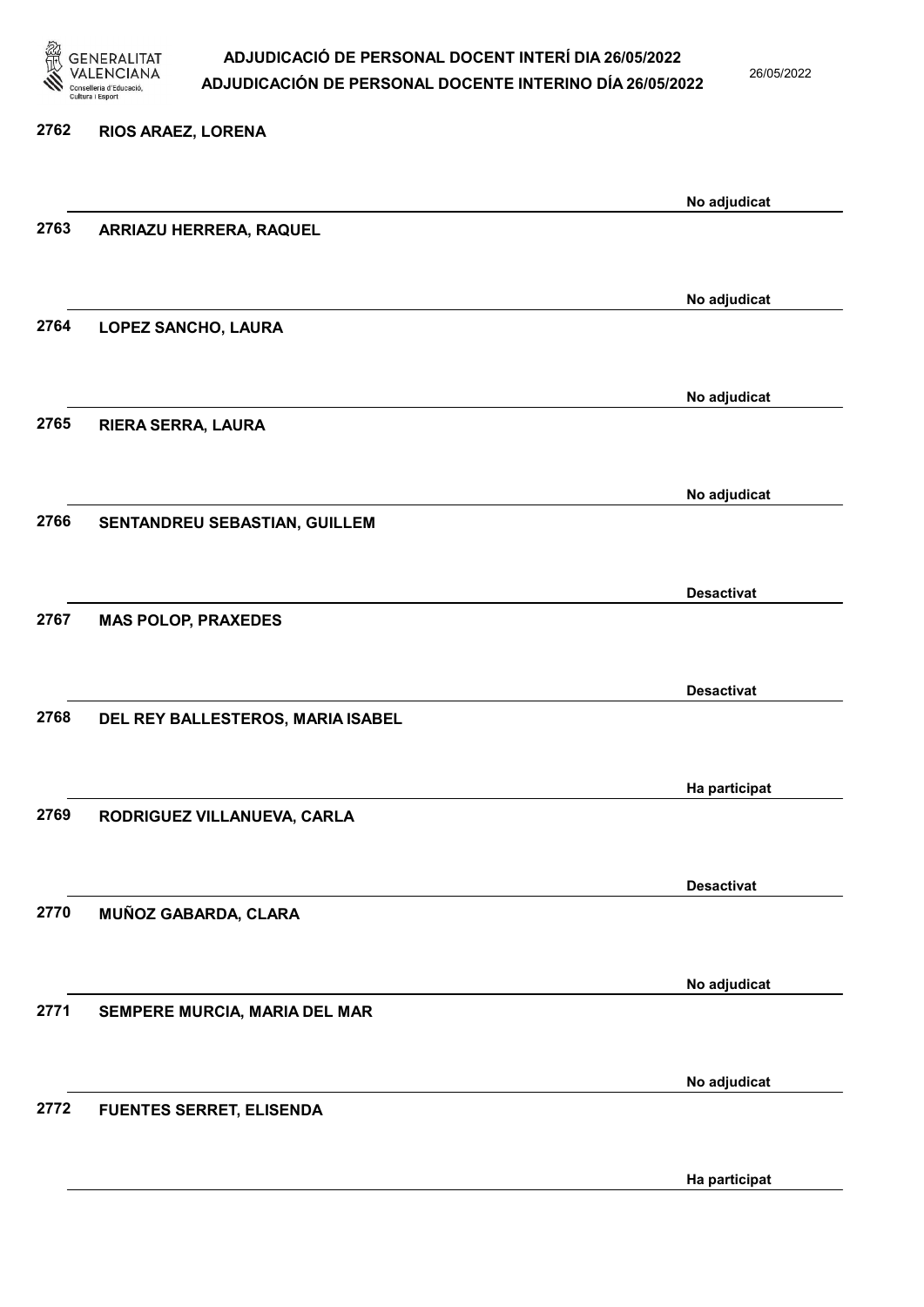2762 RIOS ARAEZ, LORENA

No adjudicat

2763 ARRIAZU HERRERA, RAQUEL

No adjudicat

2764 LOPEZ SANCHO, LAURA

No adjudicat

2765 RIERA SERRA, LAURA

No adjudicat

2766 SENTANDREU SEBASTIAN, GUILLEM

Desactivat

2767 MAS POLOP, PRAXEDES

Desactivat

2768 DEL REY BALLESTEROS, MARIA ISABEL

Ha participat

2769 RODRIGUEZ VILLANUEVA, CARLA

Desactivat

2770 MUÑOZ GABARDA, CLARA

No adjudicat

2771 SEMPERE MURCIA, MARIA DEL MAR

No adjudicat

2772 FUENTES SERRET, ELISENDA

Ha participat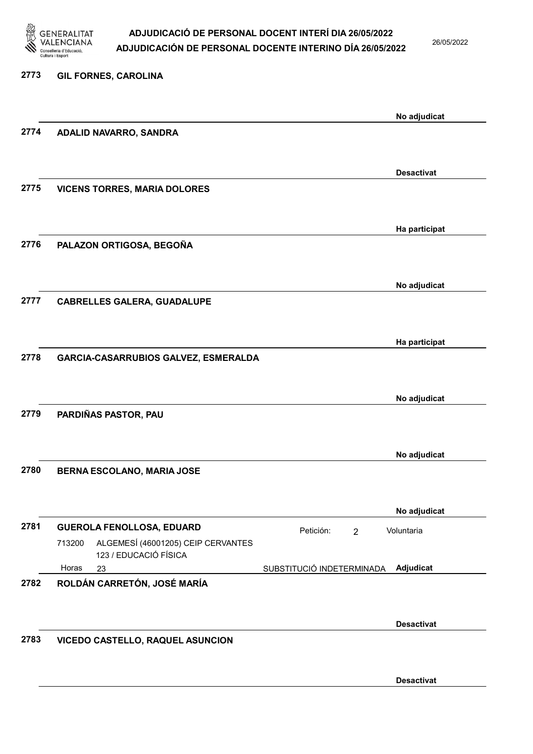**2773 GIL FORNES, CAROLINA**

No adjudicat

**2774 ADALID NAVARRO, SANDRA**

Desactivat

**2775 VICENS TORRES, MARIA DOLORES**

Ha participat

**2776 PALAZON ORTIGOSA, BEGOÑA**

No adjudicat

**2777 CABRELLES GALERA, GUADALUPE**

Ha participat

**2778 GARCIA-CASARRUBIOS GALVEZ, ESMERALDA**

No adjudicat

**2779 PARDIÑAS PASTOR, PAU**

No adjudicat

**2780 BERNA ESCOLANO, MARIA JOSE**

No adjudicat

**2781 GUEROLA FENOLLOSA, EDUARD**

Petición: 2 — Voluntaria

713200 ALGEMESÍ (46001205) CEIP CERVANTES
123 / EDUCACIÓ FÍSICA
Horas 23 — SUBSTITUCIÓ INDETERMINADA — **Adjudicat**

**2782 ROLDÁN CARRETÓN, JOSÉ MARÍA**

Desactivat

**2783 VICEDO CASTELLO, RAQUEL ASUNCION**

Desactivat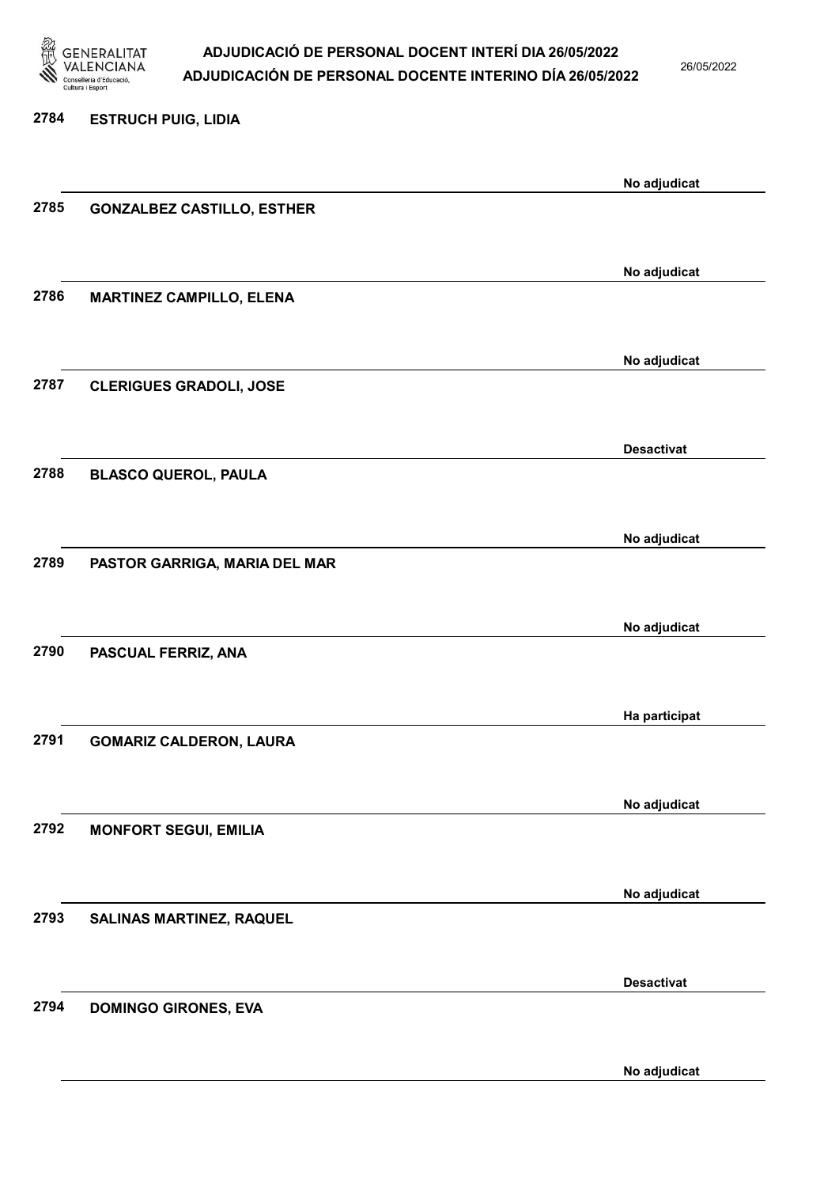| | | |
|---|---|---|
| 2784 | ESTRUCH PUIG, LIDIA | No adjudicat |
| 2785 | GONZALBEZ CASTILLO, ESTHER | No adjudicat |
| 2786 | MARTINEZ CAMPILLO, ELENA | No adjudicat |
| 2787 | CLERIGUES GRADOLI, JOSE | Desactivat |
| 2788 | BLASCO QUEROL, PAULA | No adjudicat |
| 2789 | PASTOR GARRIGA, MARIA DEL MAR | No adjudicat |
| 2790 | PASCUAL FERRIZ, ANA | Ha participat |
| 2791 | GOMARIZ CALDERON, LAURA | No adjudicat |
| 2792 | MONFORT SEGUI, EMILIA | No adjudicat |
| 2793 | SALINAS MARTINEZ, RAQUEL | Desactivat |
| 2794 | DOMINGO GIRONES, EVA | No adjudicat |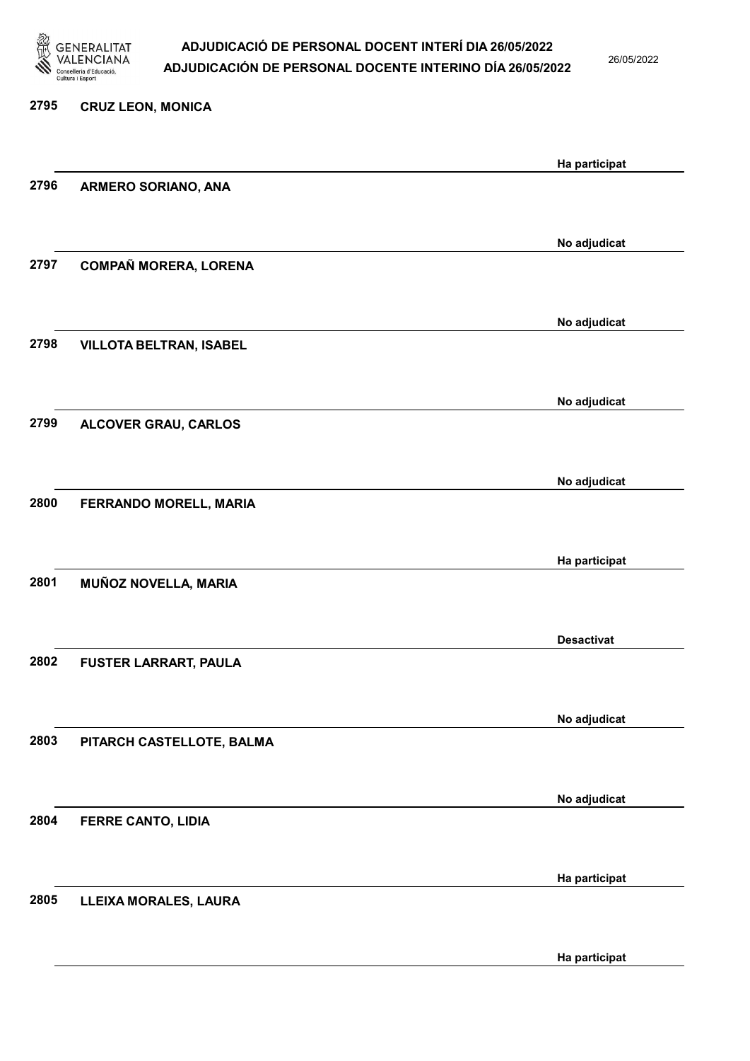| | | |
|---|---|---|
| 2795 | CRUZ LEON, MONICA | Ha participat |
| 2796 | ARMERO SORIANO, ANA | No adjudicat |
| 2797 | COMPAÑ MORERA, LORENA | No adjudicat |
| 2798 | VILLOTA BELTRAN, ISABEL | No adjudicat |
| 2799 | ALCOVER GRAU, CARLOS | No adjudicat |
| 2800 | FERRANDO MORELL, MARIA | Ha participat |
| 2801 | MUÑOZ NOVELLA, MARIA | Desactivat |
| 2802 | FUSTER LARRART, PAULA | No adjudicat |
| 2803 | PITARCH CASTELLOTE, BALMA | No adjudicat |
| 2804 | FERRE CANTO, LIDIA | Ha participat |
| 2805 | LLEIXA MORALES, LAURA | Ha participat |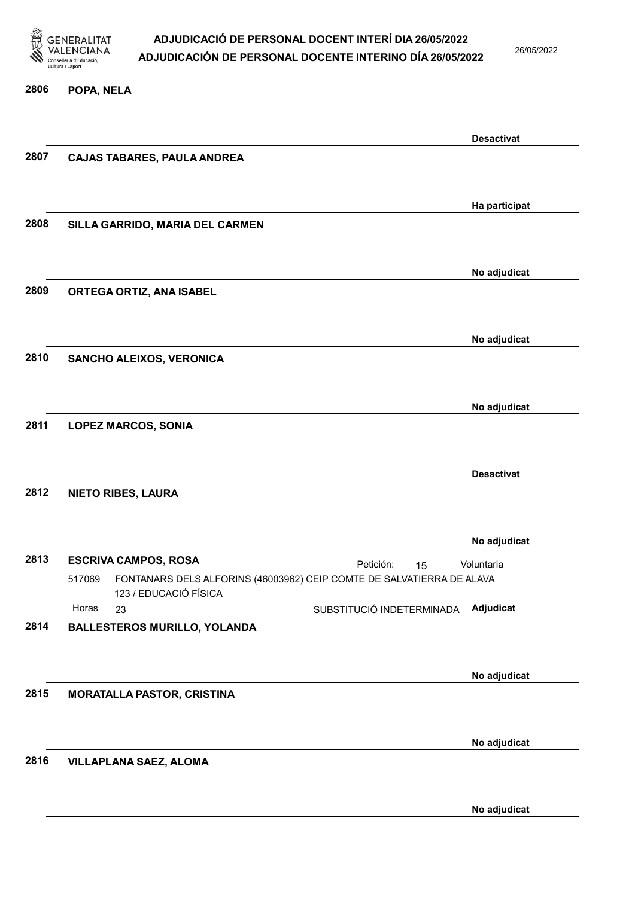**2806** **POPA, NELA**

Desactivat

**2807** **CAJAS TABARES, PAULA ANDREA**

Ha participat

**2808** **SILLA GARRIDO, MARIA DEL CARMEN**

No adjudicat

**2809** **ORTEGA ORTIZ, ANA ISABEL**

No adjudicat

**2810** **SANCHO ALEIXOS, VERONICA**

No adjudicat

**2811** **LOPEZ MARCOS, SONIA**

Desactivat

**2812** **NIETO RIBES, LAURA**

No adjudicat

**2813** **ESCRIVA CAMPOS, ROSA** — Petición: 15 — Voluntaria

517069 FONTANARS DELS ALFORINS (46003962) CEIP COMTE DE SALVATIERRA DE ALAVA

123 / EDUCACIÓ FÍSICA

Horas 23 — SUBSTITUCIÓ INDETERMINADA — Adjudicat

**2814** **BALLESTEROS MURILLO, YOLANDA**

No adjudicat

**2815** **MORATALLA PASTOR, CRISTINA**

No adjudicat

**2816** **VILLAPLANA SAEZ, ALOMA**

No adjudicat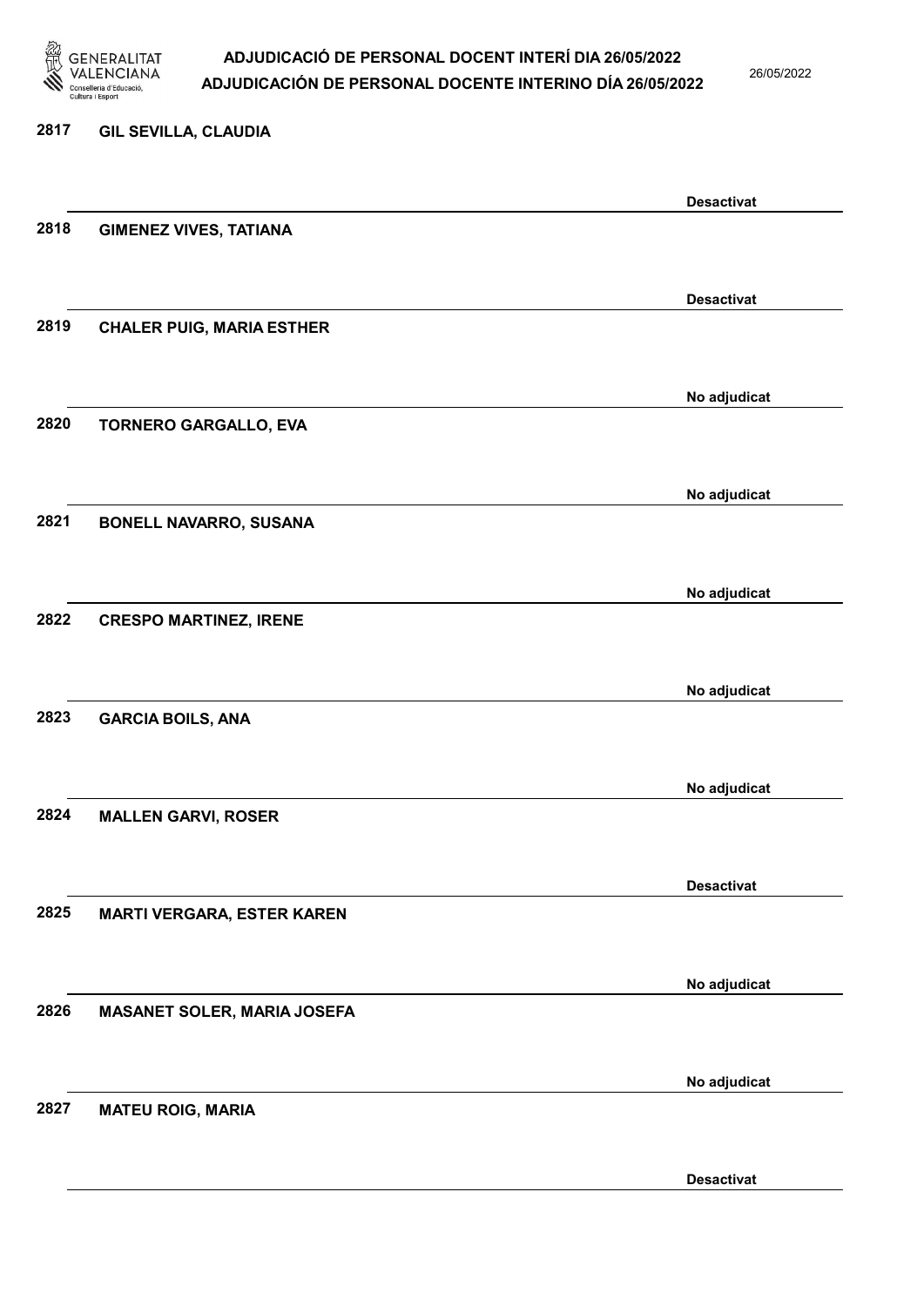2817 **GIL SEVILLA, CLAUDIA**

**Desactivat**

2818 **GIMENEZ VIVES, TATIANA**

**Desactivat**

2819 **CHALER PUIG, MARIA ESTHER**

**No adjudicat**

2820 **TORNERO GARGALLO, EVA**

**No adjudicat**

2821 **BONELL NAVARRO, SUSANA**

**No adjudicat**

2822 **CRESPO MARTINEZ, IRENE**

**No adjudicat**

2823 **GARCIA BOILS, ANA**

**No adjudicat**

2824 **MALLEN GARVI, ROSER**

**Desactivat**

2825 **MARTI VERGARA, ESTER KAREN**

**No adjudicat**

2826 **MASANET SOLER, MARIA JOSEFA**

**No adjudicat**

2827 **MATEU ROIG, MARIA**

**Desactivat**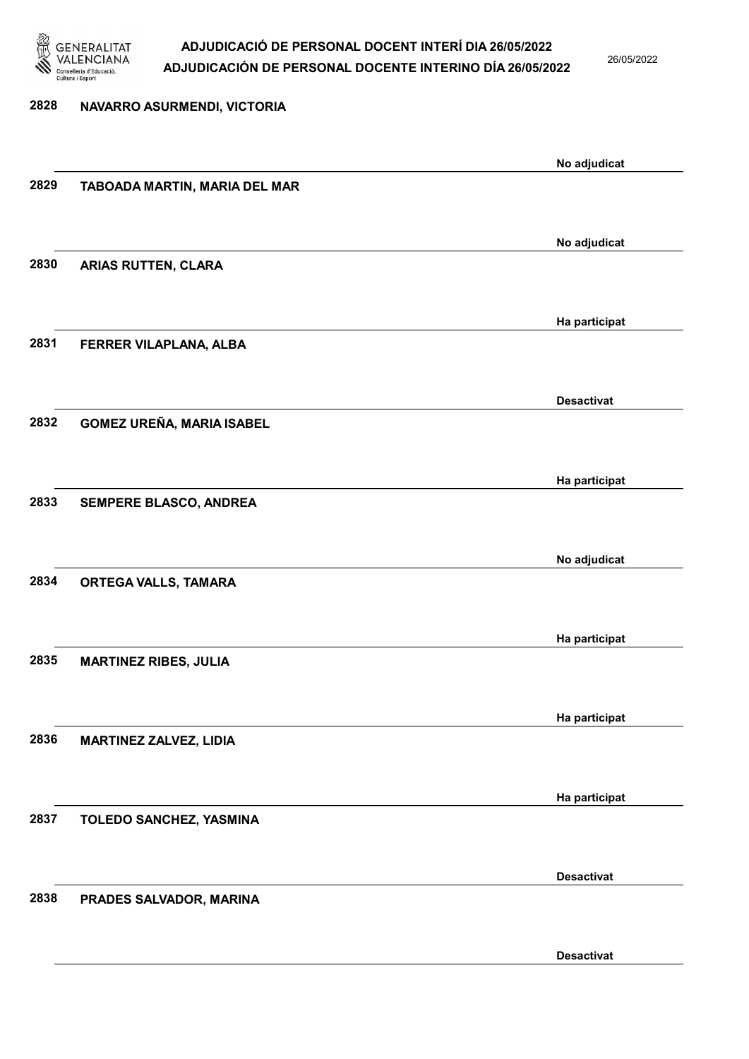| | | |
|---|---|---|
| 2828 | NAVARRO ASURMENDI, VICTORIA | No adjudicat |
| 2829 | TABOADA MARTIN, MARIA DEL MAR | No adjudicat |
| 2830 | ARIAS RUTTEN, CLARA | Ha participat |
| 2831 | FERRER VILAPLANA, ALBA | Desactivat |
| 2832 | GOMEZ UREÑA, MARIA ISABEL | Ha participat |
| 2833 | SEMPERE BLASCO, ANDREA | No adjudicat |
| 2834 | ORTEGA VALLS, TAMARA | Ha participat |
| 2835 | MARTINEZ RIBES, JULIA | Ha participat |
| 2836 | MARTINEZ ZALVEZ, LIDIA | Ha participat |
| 2837 | TOLEDO SANCHEZ, YASMINA | Desactivat |
| 2838 | PRADES SALVADOR, MARINA | Desactivat |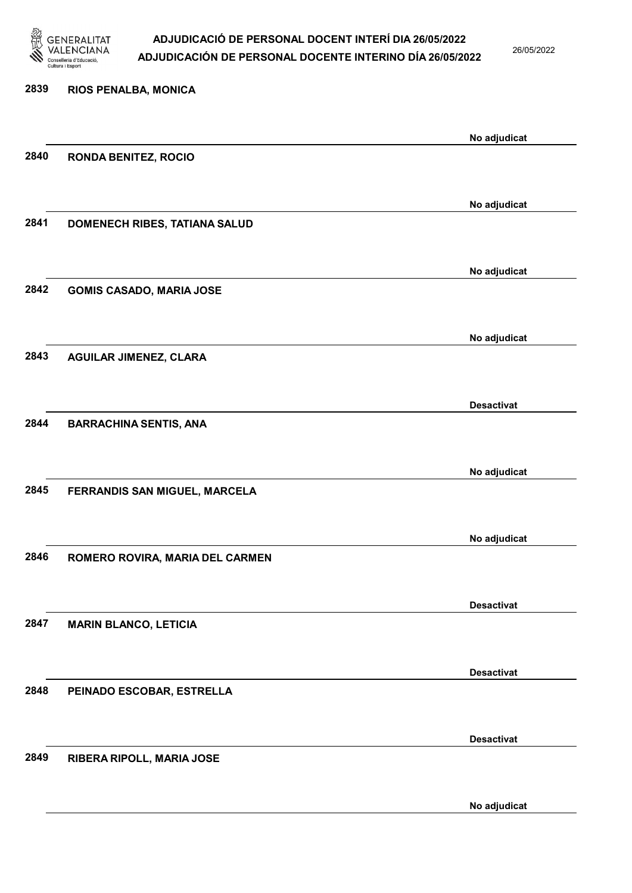2839 **RIOS PENALBA, MONICA**

No adjudicat

2840 **RONDA BENITEZ, ROCIO**

No adjudicat

2841 **DOMENECH RIBES, TATIANA SALUD**

No adjudicat

2842 **GOMIS CASADO, MARIA JOSE**

No adjudicat

2843 **AGUILAR JIMENEZ, CLARA**

Desactivat

2844 **BARRACHINA SENTIS, ANA**

No adjudicat

2845 **FERRANDIS SAN MIGUEL, MARCELA**

No adjudicat

2846 **ROMERO ROVIRA, MARIA DEL CARMEN**

Desactivat

2847 **MARIN BLANCO, LETICIA**

Desactivat

2848 **PEINADO ESCOBAR, ESTRELLA**

Desactivat

2849 **RIBERA RIPOLL, MARIA JOSE**

No adjudicat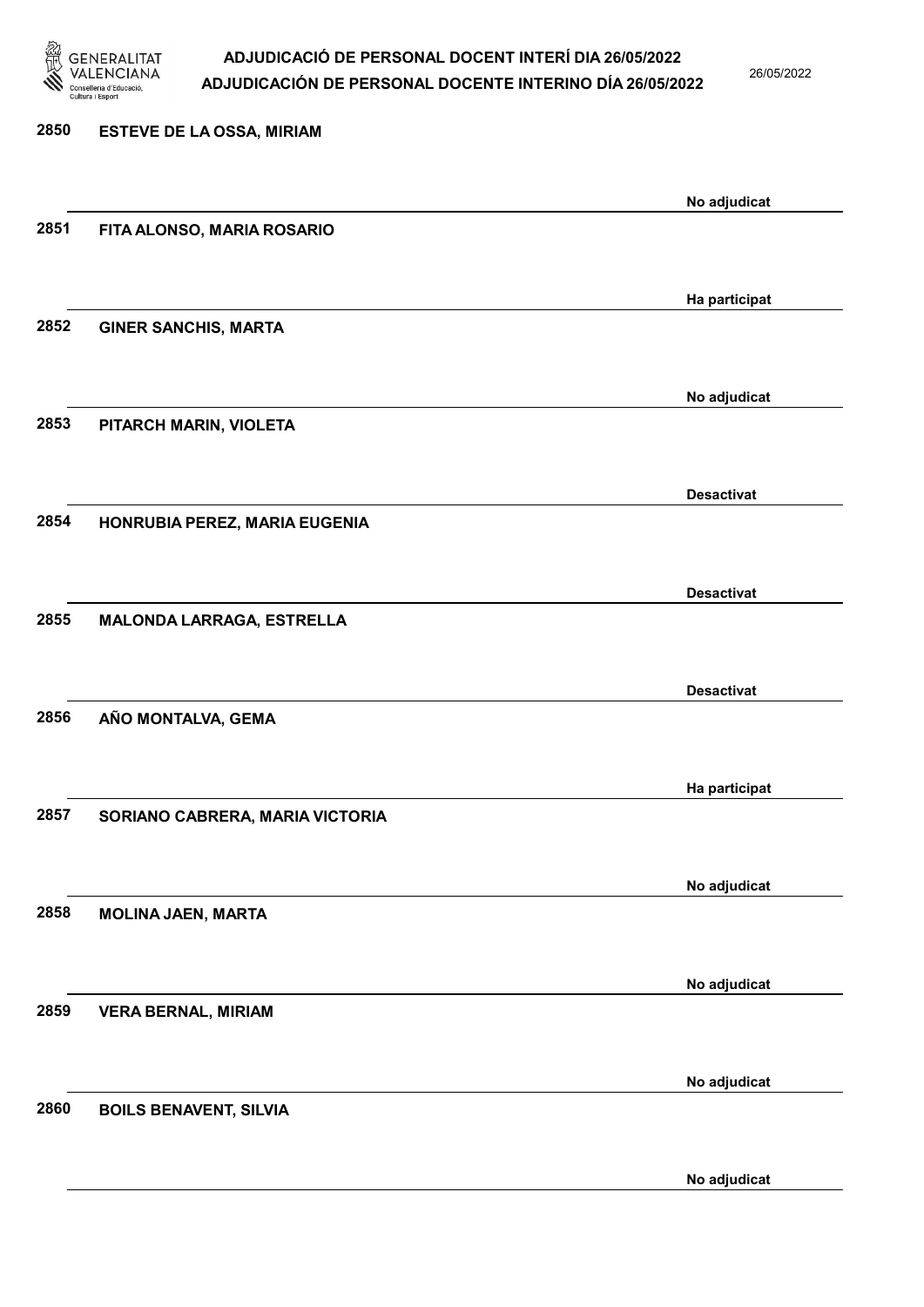| Núm. | Nom | Estat |
|---|---|---|
| 2850 | ESTEVE DE LA OSSA, MIRIAM | No adjudicat |
| 2851 | FITA ALONSO, MARIA ROSARIO | Ha participat |
| 2852 | GINER SANCHIS, MARTA | No adjudicat |
| 2853 | PITARCH MARIN, VIOLETA | Desactivat |
| 2854 | HONRUBIA PEREZ, MARIA EUGENIA | Desactivat |
| 2855 | MALONDA LARRAGA, ESTRELLA | Desactivat |
| 2856 | AÑO MONTALVA, GEMA | Ha participat |
| 2857 | SORIANO CABRERA, MARIA VICTORIA | No adjudicat |
| 2858 | MOLINA JAEN, MARTA | No adjudicat |
| 2859 | VERA BERNAL, MIRIAM | No adjudicat |
| 2860 | BOILS BENAVENT, SILVIA | No adjudicat |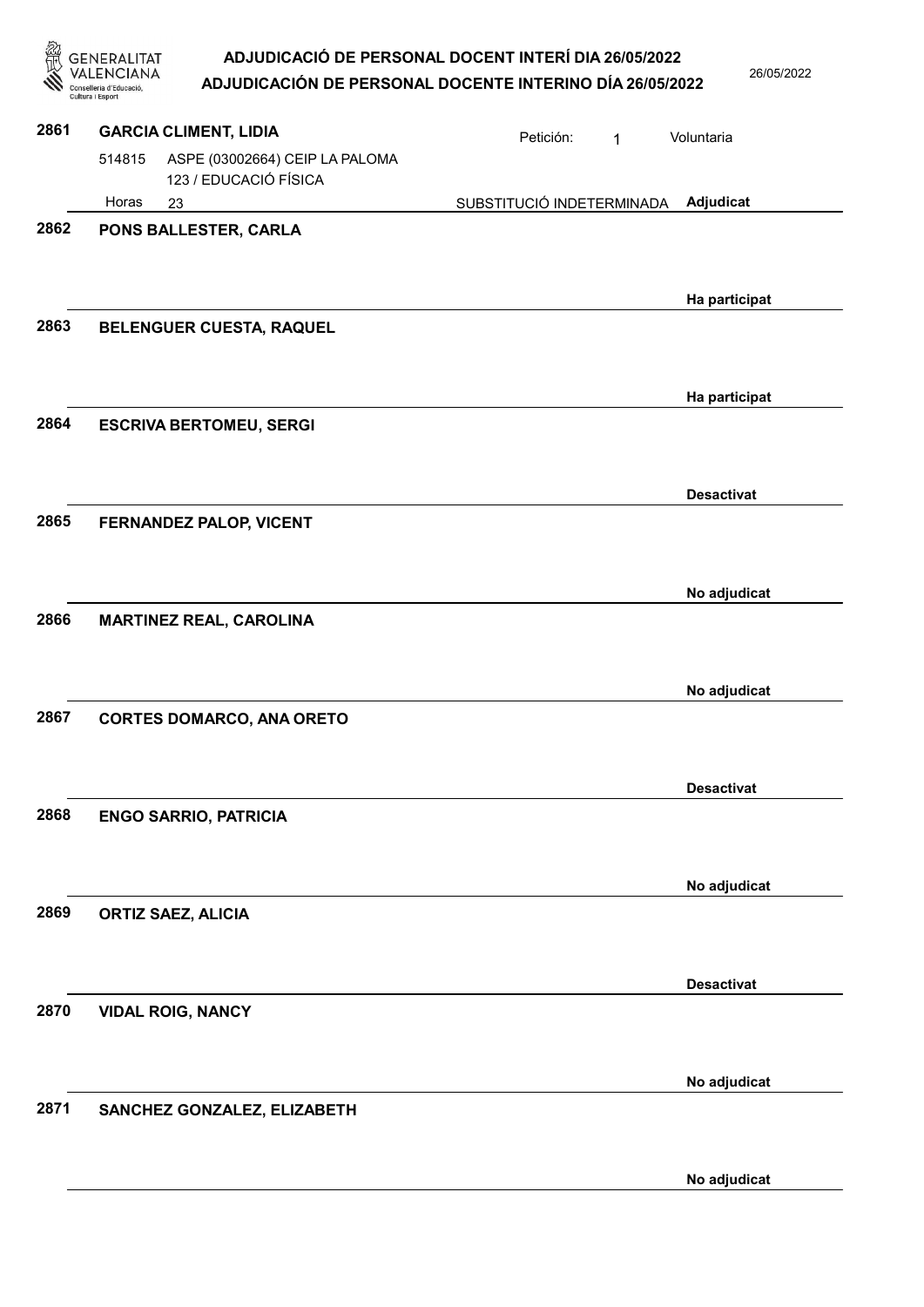**2861** **GARCIA CLIMENT, LIDIA**

Petición: 1 Voluntaria

514815 ASPE (03002664) CEIP LA PALOMA
123 / EDUCACIÓ FÍSICA

Horas 23 SUBSTITUCIÓ INDETERMINADA **Adjudicat**

**2862** **PONS BALLESTER, CARLA**

**Ha participat**

**2863** **BELENGUER CUESTA, RAQUEL**

**Ha participat**

**2864** **ESCRIVA BERTOMEU, SERGI**

**Desactivat**

**2865** **FERNANDEZ PALOP, VICENT**

**No adjudicat**

**2866** **MARTINEZ REAL, CAROLINA**

**No adjudicat**

**2867** **CORTES DOMARCO, ANA ORETO**

**Desactivat**

**2868** **ENGO SARRIO, PATRICIA**

**No adjudicat**

**2869** **ORTIZ SAEZ, ALICIA**

**Desactivat**

**2870** **VIDAL ROIG, NANCY**

**No adjudicat**

**2871** **SANCHEZ GONZALEZ, ELIZABETH**

**No adjudicat**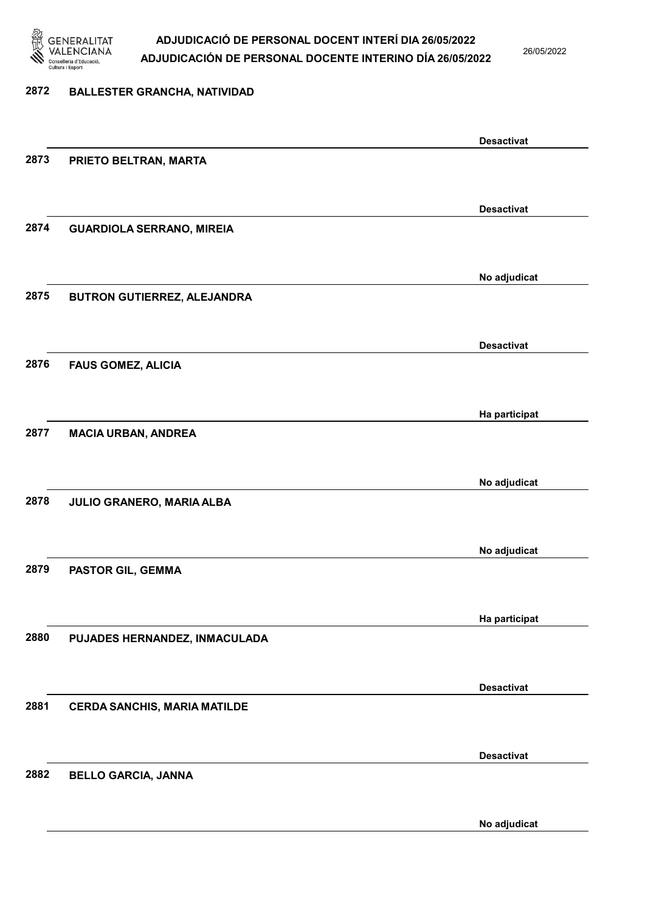| Núm. | Nom | Estat |
|---|---|---|
| 2872 | BALLESTER GRANCHA, NATIVIDAD | Desactivat |
| 2873 | PRIETO BELTRAN, MARTA | Desactivat |
| 2874 | GUARDIOLA SERRANO, MIREIA | No adjudicat |
| 2875 | BUTRON GUTIERREZ, ALEJANDRA | Desactivat |
| 2876 | FAUS GOMEZ, ALICIA | Ha participat |
| 2877 | MACIA URBAN, ANDREA | No adjudicat |
| 2878 | JULIO GRANERO, MARIA ALBA | No adjudicat |
| 2879 | PASTOR GIL, GEMMA | Ha participat |
| 2880 | PUJADES HERNANDEZ, INMACULADA | Desactivat |
| 2881 | CERDA SANCHIS, MARIA MATILDE | Desactivat |
| 2882 | BELLO GARCIA, JANNA | No adjudicat |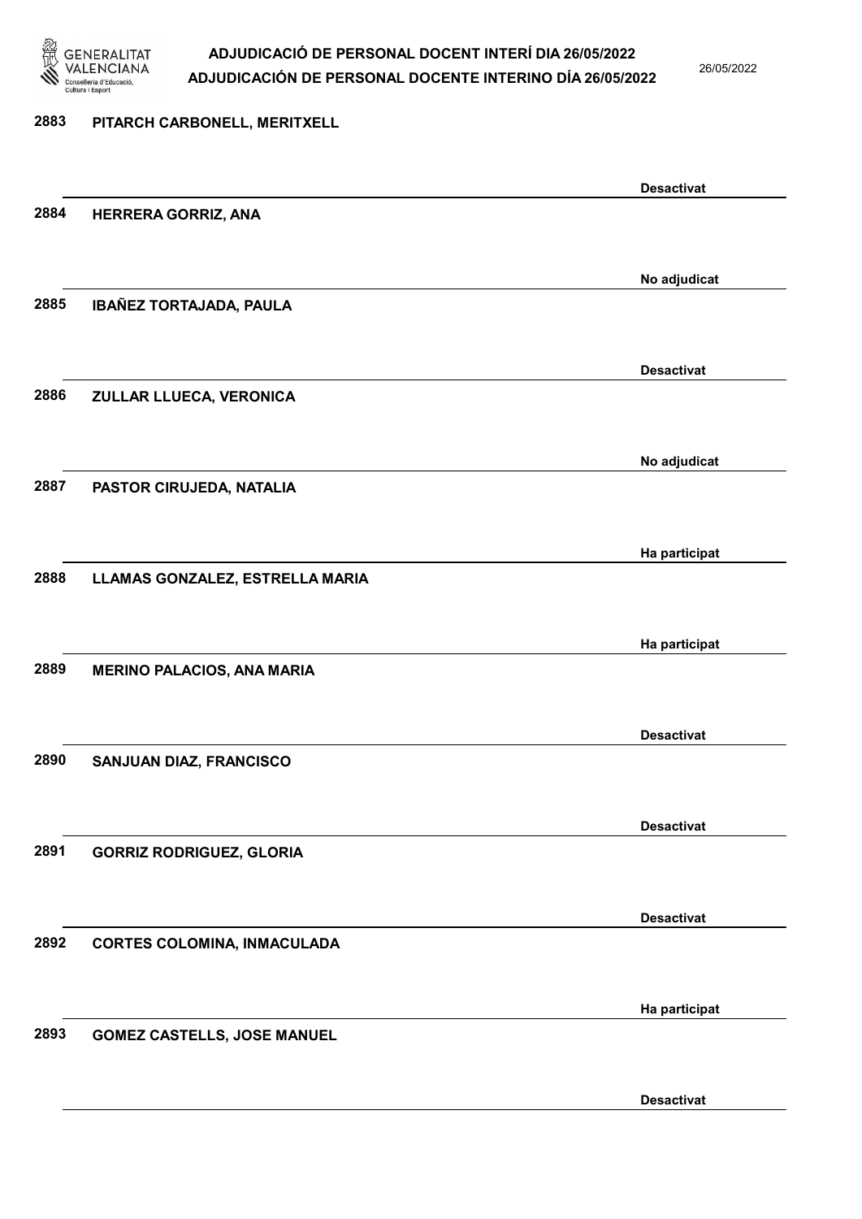2883 PITARCH CARBONELL, MERITXELL

Desactivat

2884 HERRERA GORRIZ, ANA

No adjudicat

2885 IBAÑEZ TORTAJADA, PAULA

Desactivat

2886 ZULLAR LLUECA, VERONICA

No adjudicat

2887 PASTOR CIRUJEDA, NATALIA

Ha participat

2888 LLAMAS GONZALEZ, ESTRELLA MARIA

Ha participat

2889 MERINO PALACIOS, ANA MARIA

Desactivat

2890 SANJUAN DIAZ, FRANCISCO

Desactivat

2891 GORRIZ RODRIGUEZ, GLORIA

Desactivat

2892 CORTES COLOMINA, INMACULADA

Ha participat

2893 GOMEZ CASTELLS, JOSE MANUEL

Desactivat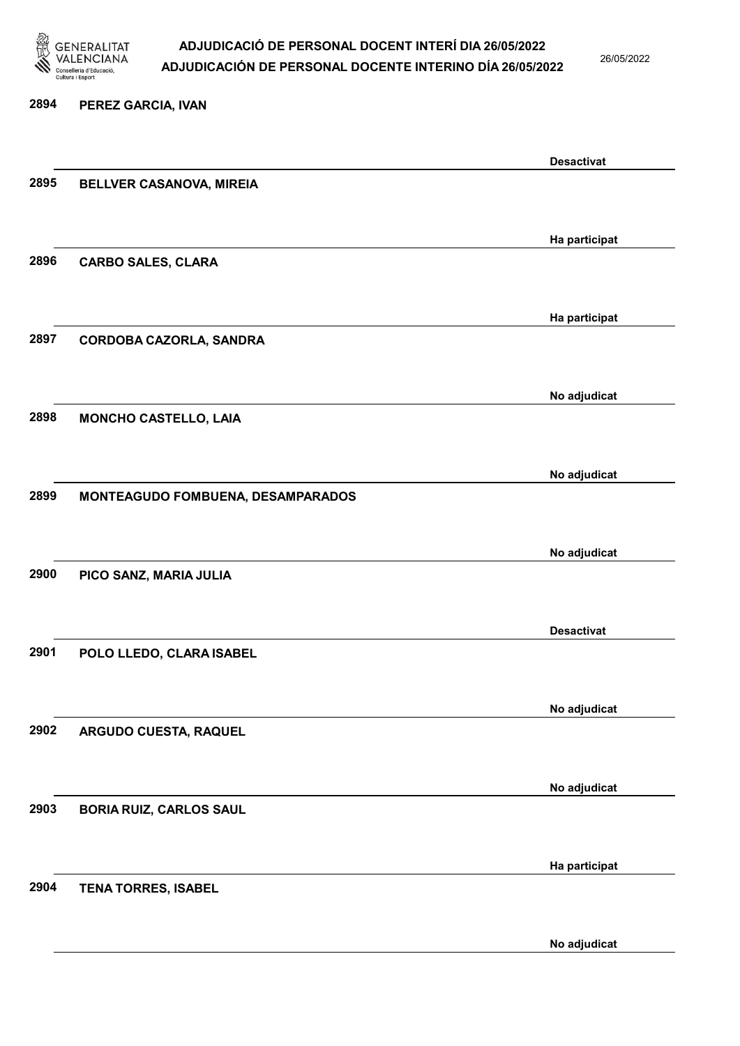| Núm. | Nom | Estat |
|---|---|---|
| 2894 | PEREZ GARCIA, IVAN | Desactivat |
| 2895 | BELLVER CASANOVA, MIREIA | Ha participat |
| 2896 | CARBO SALES, CLARA | Ha participat |
| 2897 | CORDOBA CAZORLA, SANDRA | No adjudicat |
| 2898 | MONCHO CASTELLO, LAIA | No adjudicat |
| 2899 | MONTEAGUDO FOMBUENA, DESAMPARADOS | No adjudicat |
| 2900 | PICO SANZ, MARIA JULIA | Desactivat |
| 2901 | POLO LLEDO, CLARA ISABEL | No adjudicat |
| 2902 | ARGUDO CUESTA, RAQUEL | No adjudicat |
| 2903 | BORIA RUIZ, CARLOS SAUL | Ha participat |
| 2904 | TENA TORRES, ISABEL | No adjudicat |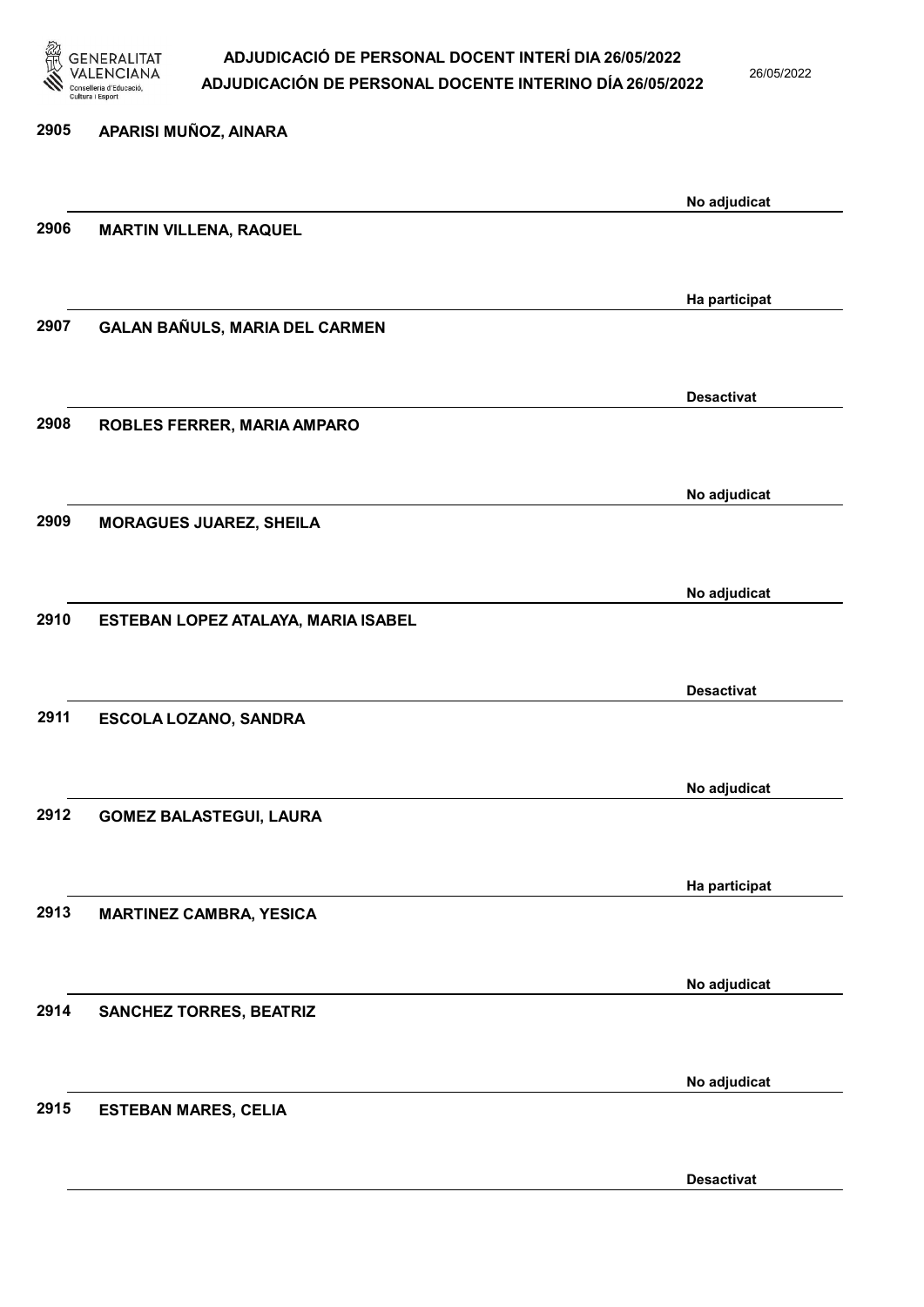2905 APARISI MUÑOZ, AINARA

No adjudicat

2906 MARTIN VILLENA, RAQUEL

Ha participat

2907 GALAN BAÑULS, MARIA DEL CARMEN

Desactivat

2908 ROBLES FERRER, MARIA AMPARO

No adjudicat

2909 MORAGUES JUAREZ, SHEILA

No adjudicat

2910 ESTEBAN LOPEZ ATALAYA, MARIA ISABEL

Desactivat

2911 ESCOLA LOZANO, SANDRA

No adjudicat

2912 GOMEZ BALASTEGUI, LAURA

Ha participat

2913 MARTINEZ CAMBRA, YESICA

No adjudicat

2914 SANCHEZ TORRES, BEATRIZ

No adjudicat

2915 ESTEBAN MARES, CELIA

Desactivat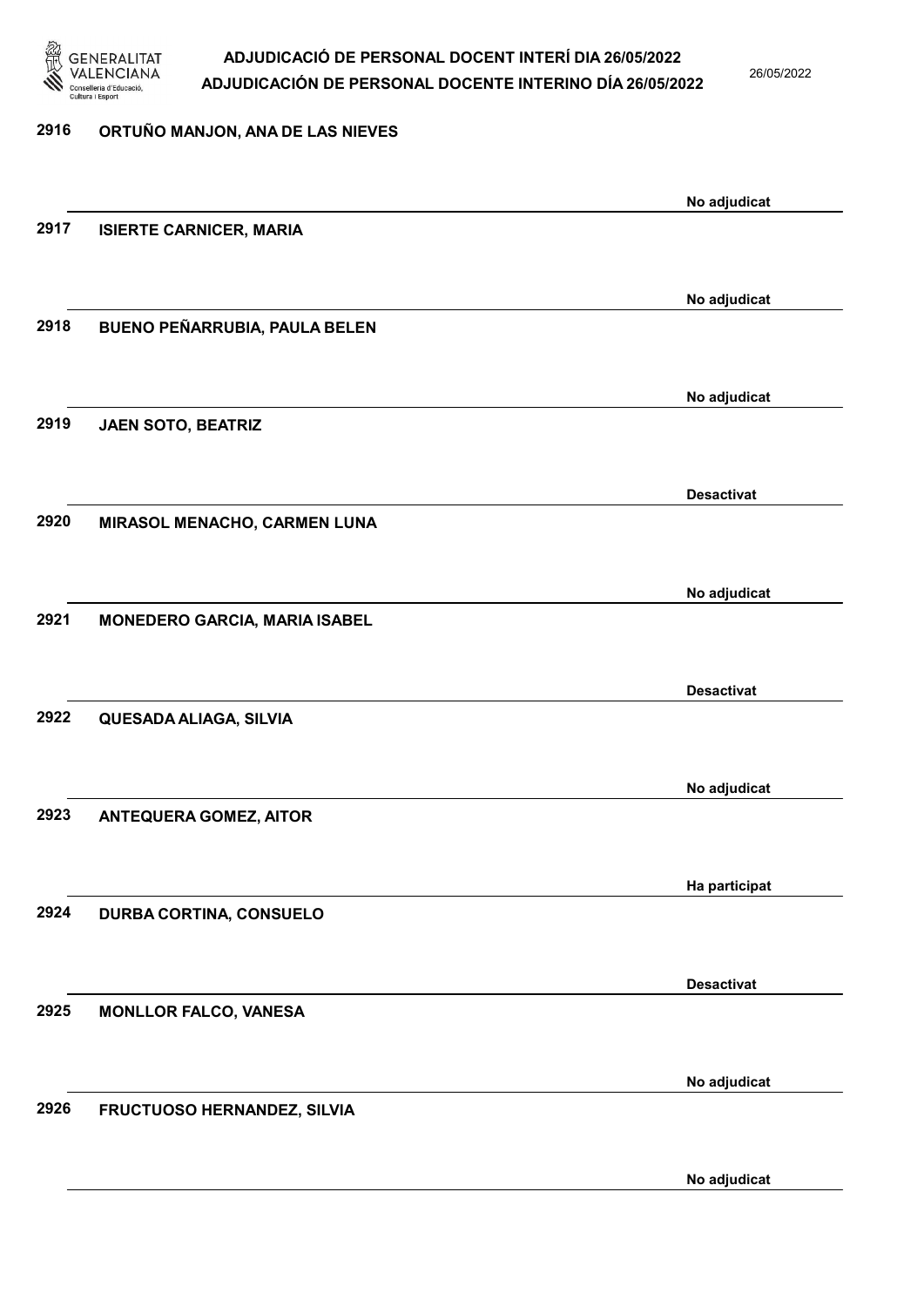2916 ORTUÑO MANJON, ANA DE LAS NIEVES

No adjudicat

2917 ISIERTE CARNICER, MARIA

No adjudicat

2918 BUENO PEÑARRUBIA, PAULA BELEN

No adjudicat

2919 JAEN SOTO, BEATRIZ

Desactivat

2920 MIRASOL MENACHO, CARMEN LUNA

No adjudicat

2921 MONEDERO GARCIA, MARIA ISABEL

Desactivat

2922 QUESADA ALIAGA, SILVIA

No adjudicat

2923 ANTEQUERA GOMEZ, AITOR

Ha participat

2924 DURBA CORTINA, CONSUELO

Desactivat

2925 MONLLOR FALCO, VANESA

No adjudicat

2926 FRUCTUOSO HERNANDEZ, SILVIA

No adjudicat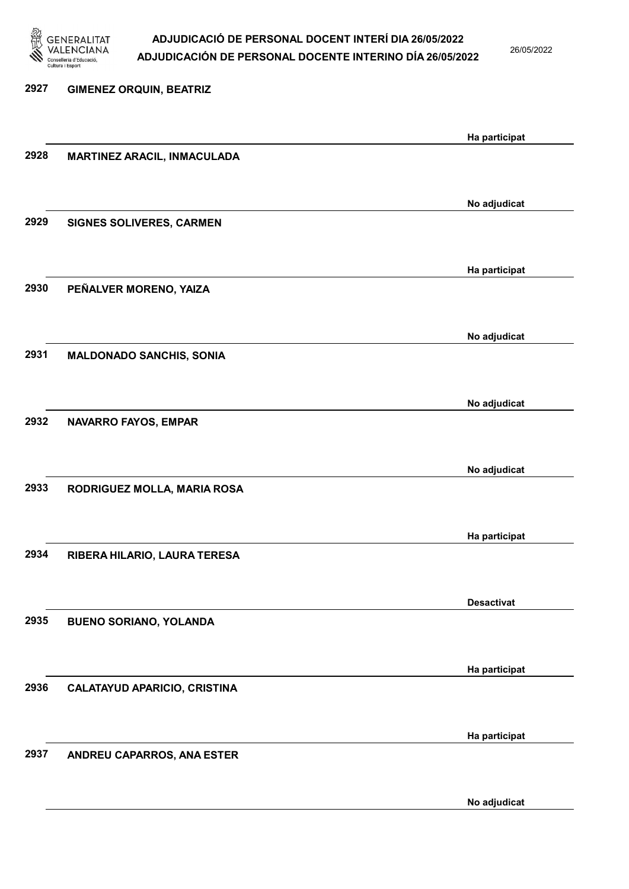| Núm. | Nom | Estat |
|---|---|---|
| 2927 | GIMENEZ ORQUIN, BEATRIZ | Ha participat |
| 2928 | MARTINEZ ARACIL, INMACULADA | No adjudicat |
| 2929 | SIGNES SOLIVERES, CARMEN | Ha participat |
| 2930 | PEÑALVER MORENO, YAIZA | No adjudicat |
| 2931 | MALDONADO SANCHIS, SONIA | No adjudicat |
| 2932 | NAVARRO FAYOS, EMPAR | No adjudicat |
| 2933 | RODRIGUEZ MOLLA, MARIA ROSA | Ha participat |
| 2934 | RIBERA HILARIO, LAURA TERESA | Desactivat |
| 2935 | BUENO SORIANO, YOLANDA | Ha participat |
| 2936 | CALATAYUD APARICIO, CRISTINA | Ha participat |
| 2937 | ANDREU CAPARROS, ANA ESTER | No adjudicat |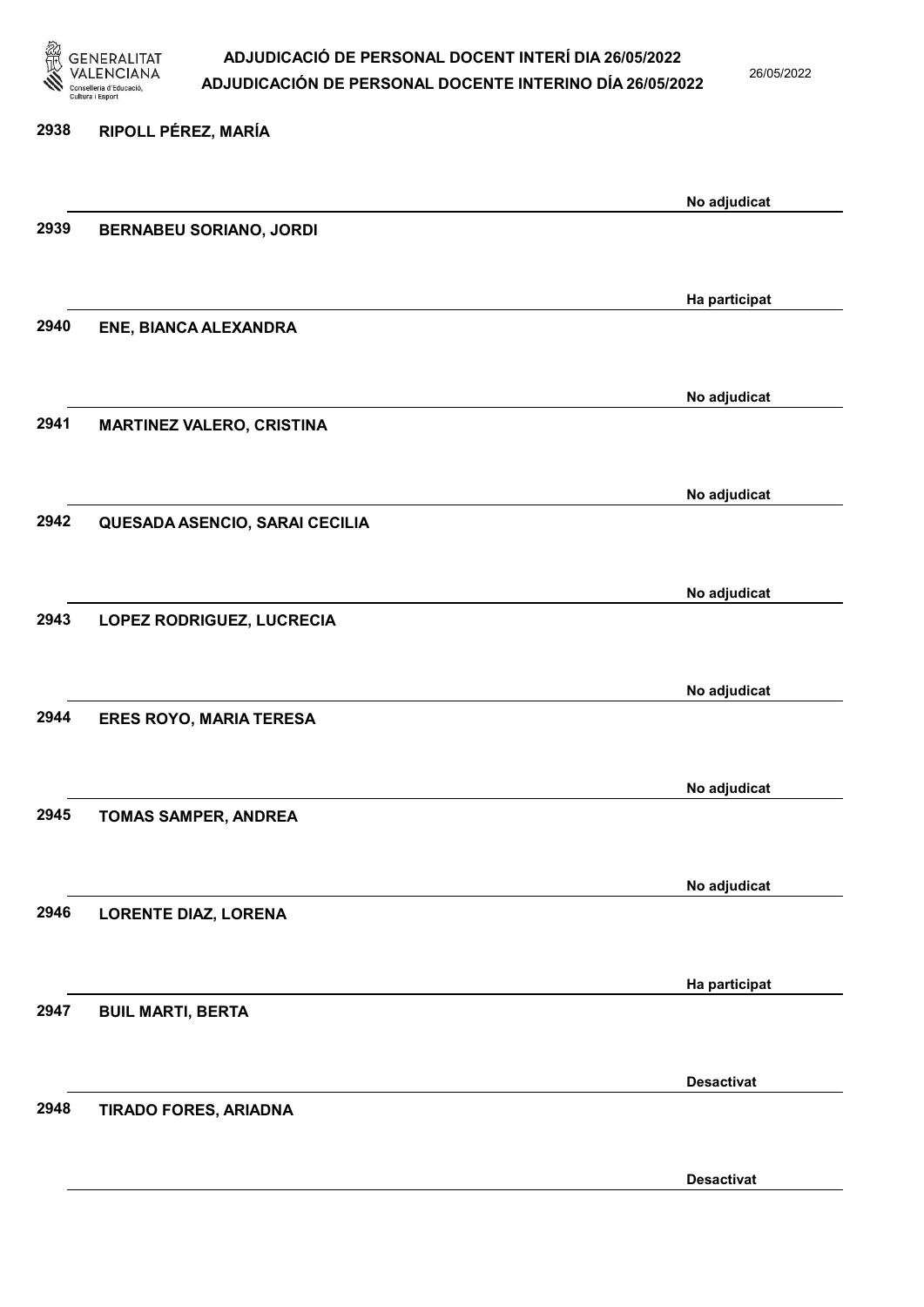2938 RIPOLL PÉREZ, MARÍA

No adjudicat

2939 BERNABEU SORIANO, JORDI

Ha participat

2940 ENE, BIANCA ALEXANDRA

No adjudicat

2941 MARTINEZ VALERO, CRISTINA

No adjudicat

2942 QUESADA ASENCIO, SARAI CECILIA

No adjudicat

2943 LOPEZ RODRIGUEZ, LUCRECIA

No adjudicat

2944 ERES ROYO, MARIA TERESA

No adjudicat

2945 TOMAS SAMPER, ANDREA

No adjudicat

2946 LORENTE DIAZ, LORENA

Ha participat

2947 BUIL MARTI, BERTA

Desactivat

2948 TIRADO FORES, ARIADNA

Desactivat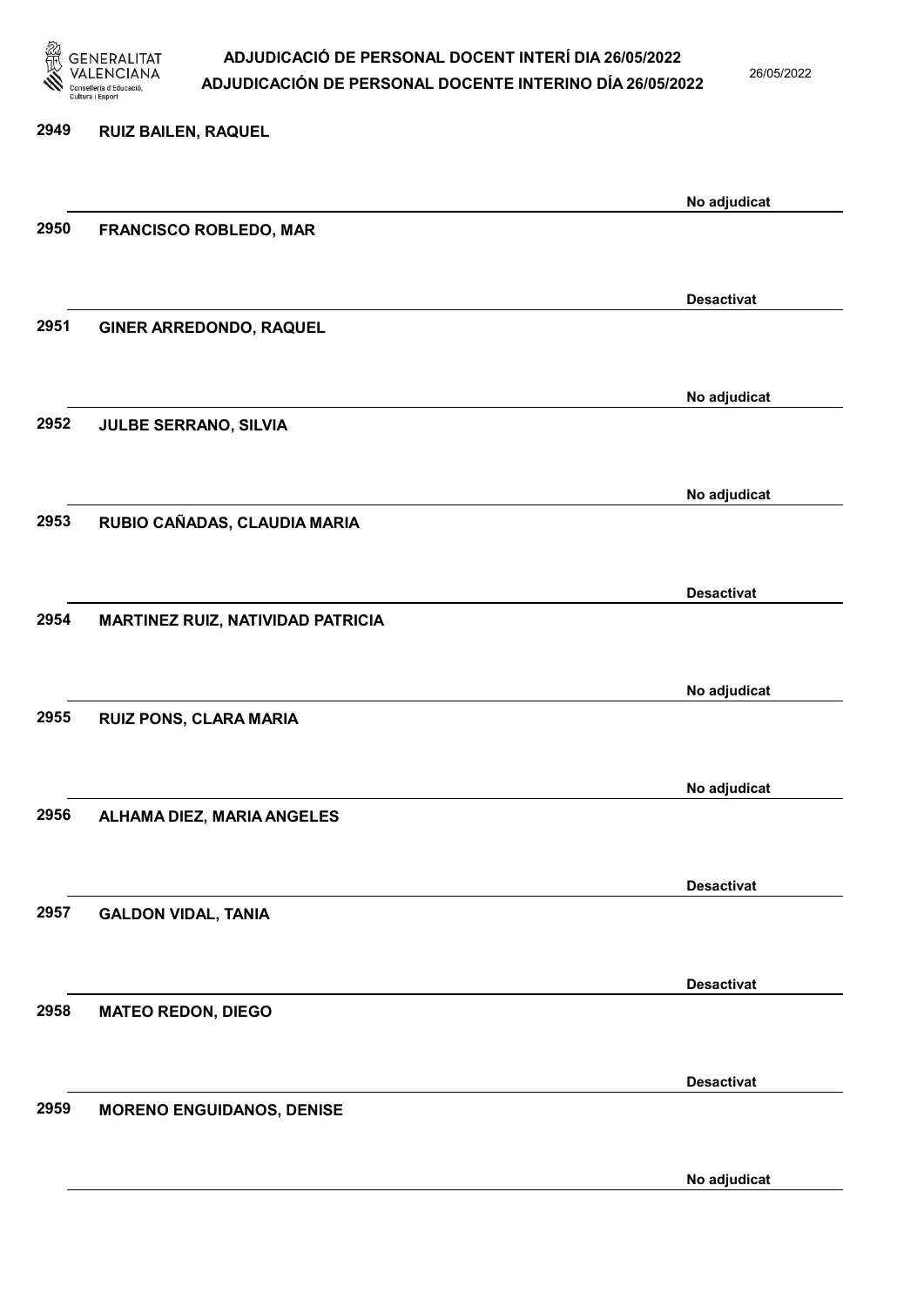2949 **RUIZ BAILEN, RAQUEL**

No adjudicat

2950 **FRANCISCO ROBLEDO, MAR**

Desactivat

2951 **GINER ARREDONDO, RAQUEL**

No adjudicat

2952 **JULBE SERRANO, SILVIA**

No adjudicat

2953 **RUBIO CAÑADAS, CLAUDIA MARIA**

Desactivat

2954 **MARTINEZ RUIZ, NATIVIDAD PATRICIA**

No adjudicat

2955 **RUIZ PONS, CLARA MARIA**

No adjudicat

2956 **ALHAMA DIEZ, MARIA ANGELES**

Desactivat

2957 **GALDON VIDAL, TANIA**

Desactivat

2958 **MATEO REDON, DIEGO**

Desactivat

2959 **MORENO ENGUIDANOS, DENISE**

No adjudicat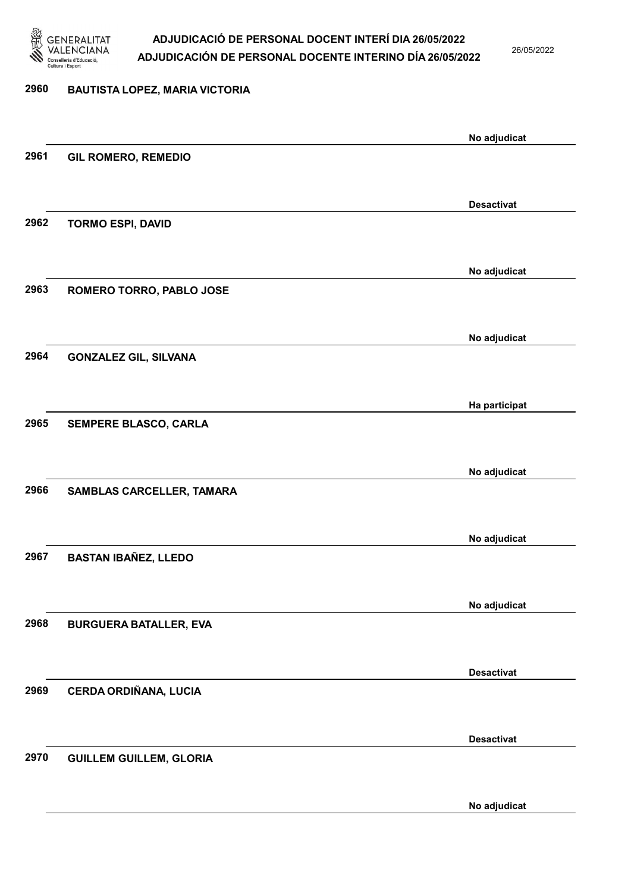2960 BAUTISTA LOPEZ, MARIA VICTORIA

No adjudicat

2961 GIL ROMERO, REMEDIO

Desactivat

2962 TORMO ESPI, DAVID

No adjudicat

2963 ROMERO TORRO, PABLO JOSE

No adjudicat

2964 GONZALEZ GIL, SILVANA

Ha participat

2965 SEMPERE BLASCO, CARLA

No adjudicat

2966 SAMBLAS CARCELLER, TAMARA

No adjudicat

2967 BASTAN IBAÑEZ, LLEDO

No adjudicat

2968 BURGUERA BATALLER, EVA

Desactivat

2969 CERDA ORDIÑANA, LUCIA

Desactivat

2970 GUILLEM GUILLEM, GLORIA

No adjudicat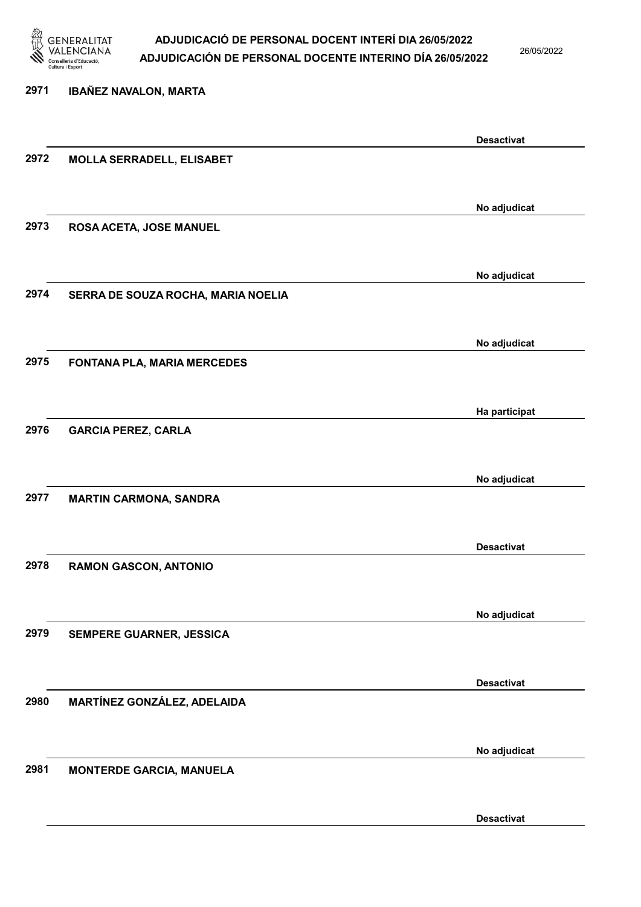| | | |
|---|---|---|
| 2971 | IBAÑEZ NAVALON, MARTA | Desactivat |
| 2972 | MOLLA SERRADELL, ELISABET | No adjudicat |
| 2973 | ROSA ACETA, JOSE MANUEL | No adjudicat |
| 2974 | SERRA DE SOUZA ROCHA, MARIA NOELIA | No adjudicat |
| 2975 | FONTANA PLA, MARIA MERCEDES | Ha participat |
| 2976 | GARCIA PEREZ, CARLA | No adjudicat |
| 2977 | MARTIN CARMONA, SANDRA | Desactivat |
| 2978 | RAMON GASCON, ANTONIO | No adjudicat |
| 2979 | SEMPERE GUARNER, JESSICA | Desactivat |
| 2980 | MARTÍNEZ GONZÁLEZ, ADELAIDA | No adjudicat |
| 2981 | MONTERDE GARCIA, MANUELA | Desactivat |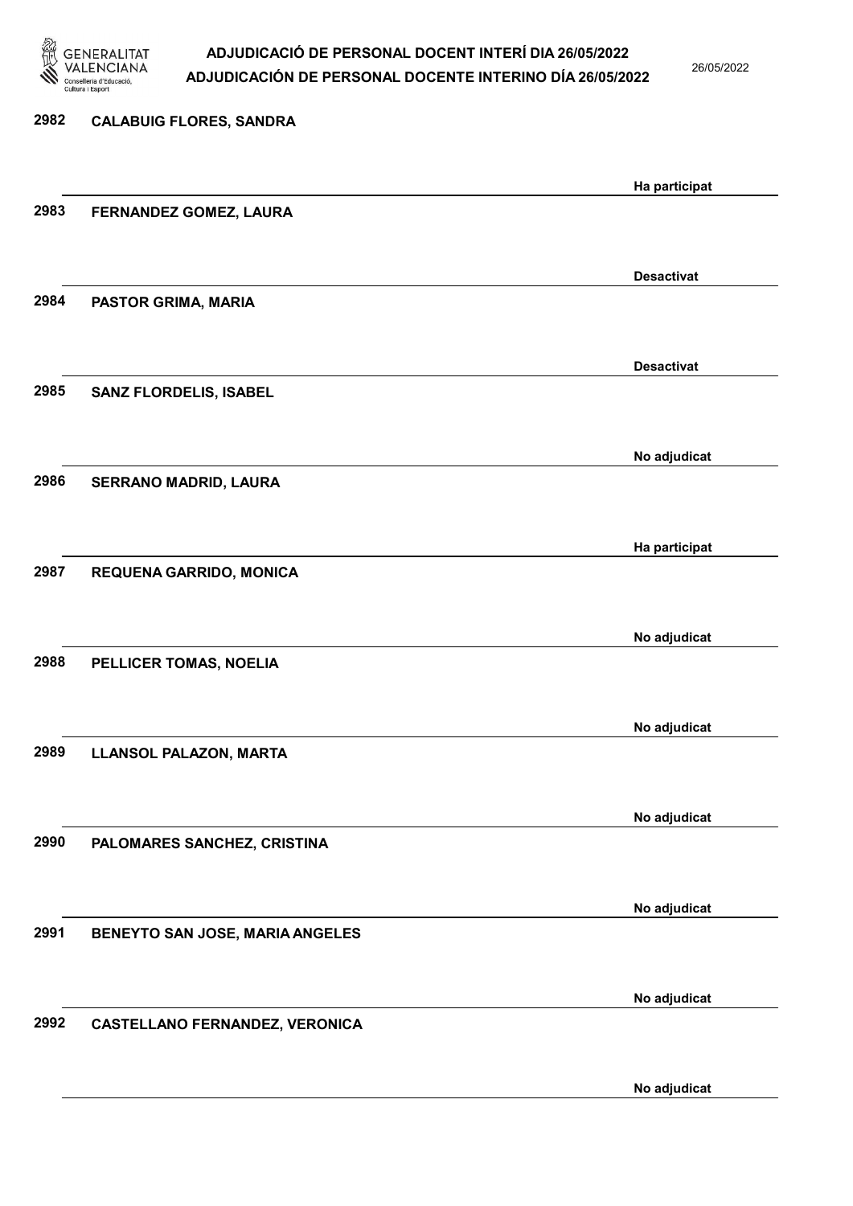| Núm. | Nom | Estat |
|---|---|---|
| 2982 | CALABUIG FLORES, SANDRA | Ha participat |
| 2983 | FERNANDEZ GOMEZ, LAURA | Desactivat |
| 2984 | PASTOR GRIMA, MARIA | Desactivat |
| 2985 | SANZ FLORDELIS, ISABEL | No adjudicat |
| 2986 | SERRANO MADRID, LAURA | Ha participat |
| 2987 | REQUENA GARRIDO, MONICA | No adjudicat |
| 2988 | PELLICER TOMAS, NOELIA | No adjudicat |
| 2989 | LLANSOL PALAZON, MARTA | No adjudicat |
| 2990 | PALOMARES SANCHEZ, CRISTINA | No adjudicat |
| 2991 | BENEYTO SAN JOSE, MARIA ANGELES | No adjudicat |
| 2992 | CASTELLANO FERNANDEZ, VERONICA | No adjudicat |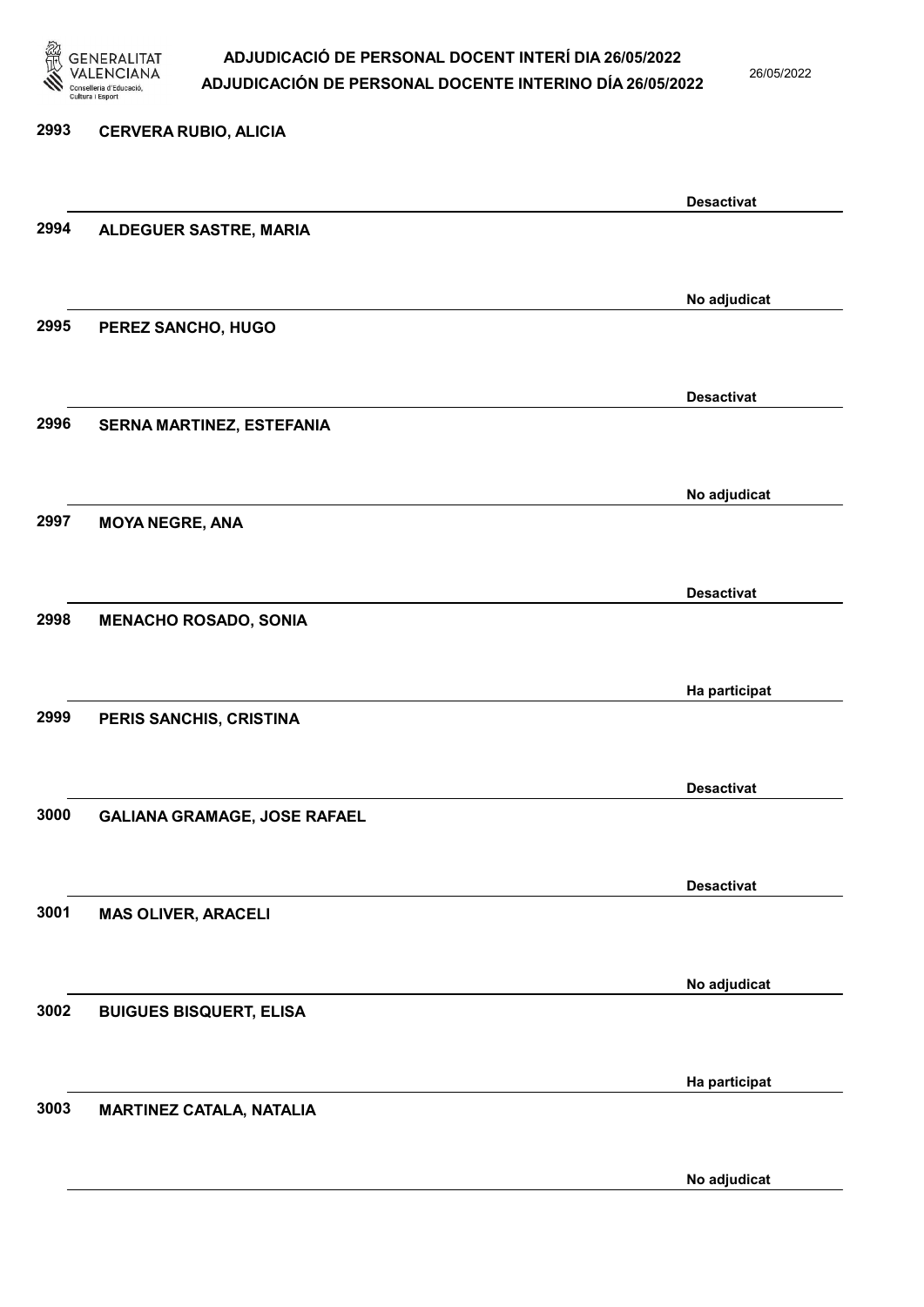2993 CERVERA RUBIO, ALICIA

Desactivat

2994 ALDEGUER SASTRE, MARIA

No adjudicat

2995 PEREZ SANCHO, HUGO

Desactivat

2996 SERNA MARTINEZ, ESTEFANIA

No adjudicat

2997 MOYA NEGRE, ANA

Desactivat

2998 MENACHO ROSADO, SONIA

Ha participat

2999 PERIS SANCHIS, CRISTINA

Desactivat

3000 GALIANA GRAMAGE, JOSE RAFAEL

Desactivat

3001 MAS OLIVER, ARACELI

No adjudicat

3002 BUIGUES BISQUERT, ELISA

Ha participat

3003 MARTINEZ CATALA, NATALIA

No adjudicat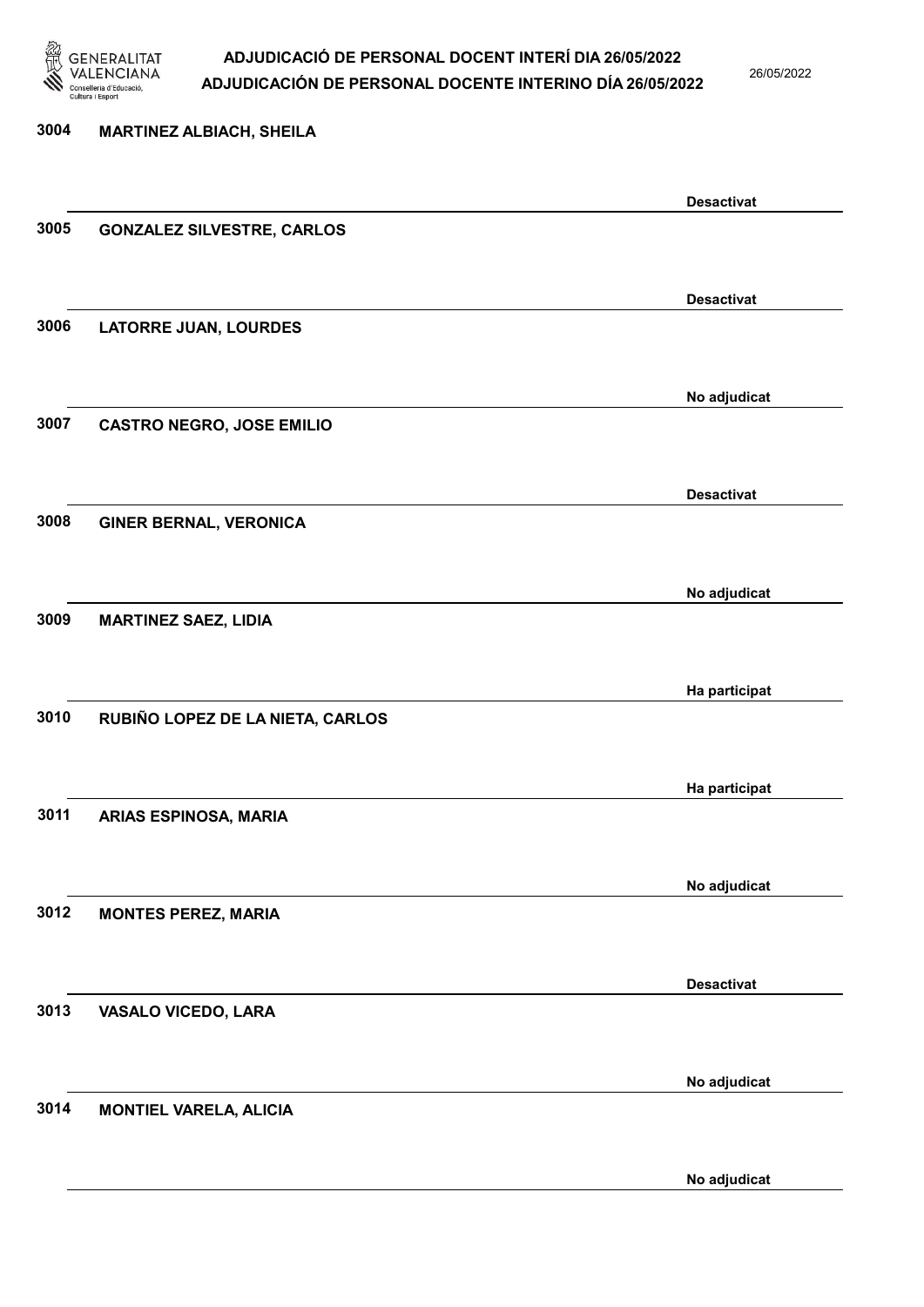| Núm. | Nom | Estat |
| --- | --- | --- |
| 3004 | MARTINEZ ALBIACH, SHEILA | Desactivat |
| 3005 | GONZALEZ SILVESTRE, CARLOS | Desactivat |
| 3006 | LATORRE JUAN, LOURDES | No adjudicat |
| 3007 | CASTRO NEGRO, JOSE EMILIO | Desactivat |
| 3008 | GINER BERNAL, VERONICA | No adjudicat |
| 3009 | MARTINEZ SAEZ, LIDIA | Ha participat |
| 3010 | RUBIÑO LOPEZ DE LA NIETA, CARLOS | Ha participat |
| 3011 | ARIAS ESPINOSA, MARIA | No adjudicat |
| 3012 | MONTES PEREZ, MARIA | Desactivat |
| 3013 | VASALO VICEDO, LARA | No adjudicat |
| 3014 | MONTIEL VARELA, ALICIA | No adjudicat |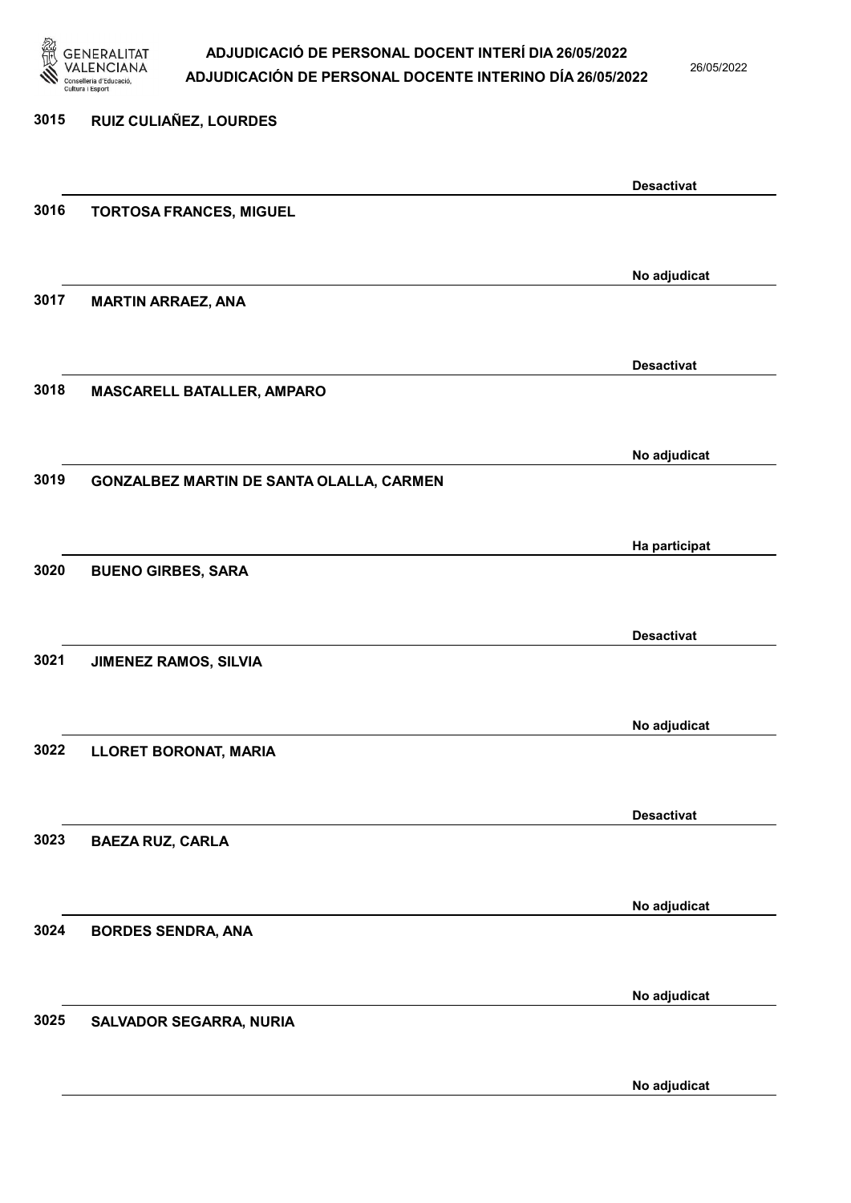| Núm. | Nom | Estat |
|---|---|---|
| 3015 | RUIZ CULIAÑEZ, LOURDES | Desactivat |
| 3016 | TORTOSA FRANCES, MIGUEL | No adjudicat |
| 3017 | MARTIN ARRAEZ, ANA | Desactivat |
| 3018 | MASCARELL BATALLER, AMPARO | No adjudicat |
| 3019 | GONZALBEZ MARTIN DE SANTA OLALLA, CARMEN | Ha participat |
| 3020 | BUENO GIRBES, SARA | Desactivat |
| 3021 | JIMENEZ RAMOS, SILVIA | No adjudicat |
| 3022 | LLORET BORONAT, MARIA | Desactivat |
| 3023 | BAEZA RUZ, CARLA | No adjudicat |
| 3024 | BORDES SENDRA, ANA | No adjudicat |
| 3025 | SALVADOR SEGARRA, NURIA | No adjudicat |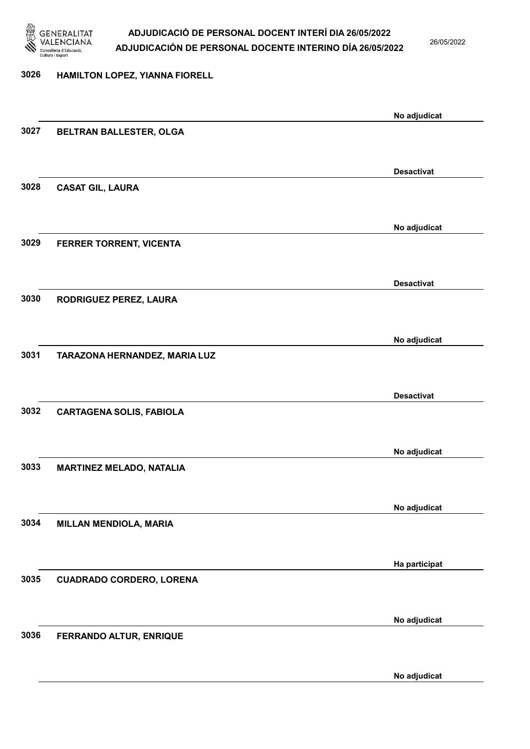3026 HAMILTON LOPEZ, YIANNA FIORELL

No adjudicat

3027 BELTRAN BALLESTER, OLGA

Desactivat

3028 CASAT GIL, LAURA

No adjudicat

3029 FERRER TORRENT, VICENTA

Desactivat

3030 RODRIGUEZ PEREZ, LAURA

No adjudicat

3031 TARAZONA HERNANDEZ, MARIA LUZ

Desactivat

3032 CARTAGENA SOLIS, FABIOLA

No adjudicat

3033 MARTINEZ MELADO, NATALIA

No adjudicat

3034 MILLAN MENDIOLA, MARIA

Ha participat

3035 CUADRADO CORDERO, LORENA

No adjudicat

3036 FERRANDO ALTUR, ENRIQUE

No adjudicat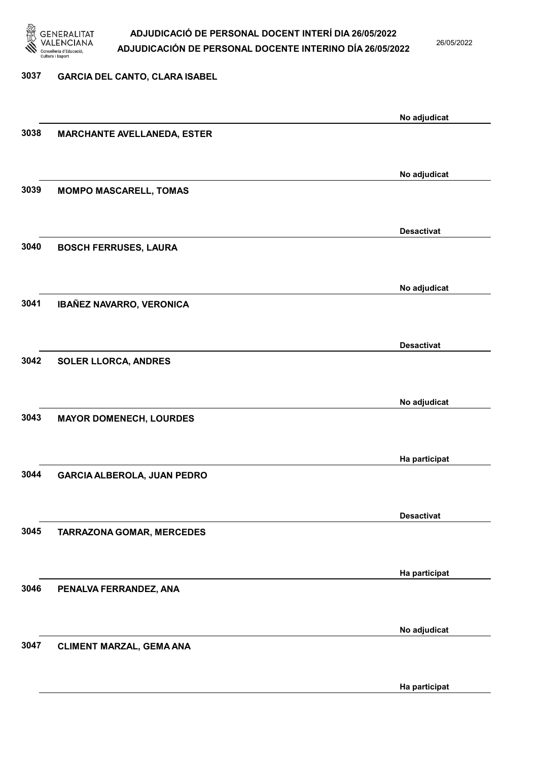| Núm. | Nom | Estat |
| --- | --- | --- |
| 3037 | GARCIA DEL CANTO, CLARA ISABEL | No adjudicat |
| 3038 | MARCHANTE AVELLANEDA, ESTER | No adjudicat |
| 3039 | MOMPO MASCARELL, TOMAS | Desactivat |
| 3040 | BOSCH FERRUSES, LAURA | No adjudicat |
| 3041 | IBAÑEZ NAVARRO, VERONICA | Desactivat |
| 3042 | SOLER LLORCA, ANDRES | No adjudicat |
| 3043 | MAYOR DOMENECH, LOURDES | Ha participat |
| 3044 | GARCIA ALBEROLA, JUAN PEDRO | Desactivat |
| 3045 | TARRAZONA GOMAR, MERCEDES | Ha participat |
| 3046 | PENALVA FERRANDEZ, ANA | No adjudicat |
| 3047 | CLIMENT MARZAL, GEMA ANA | Ha participat |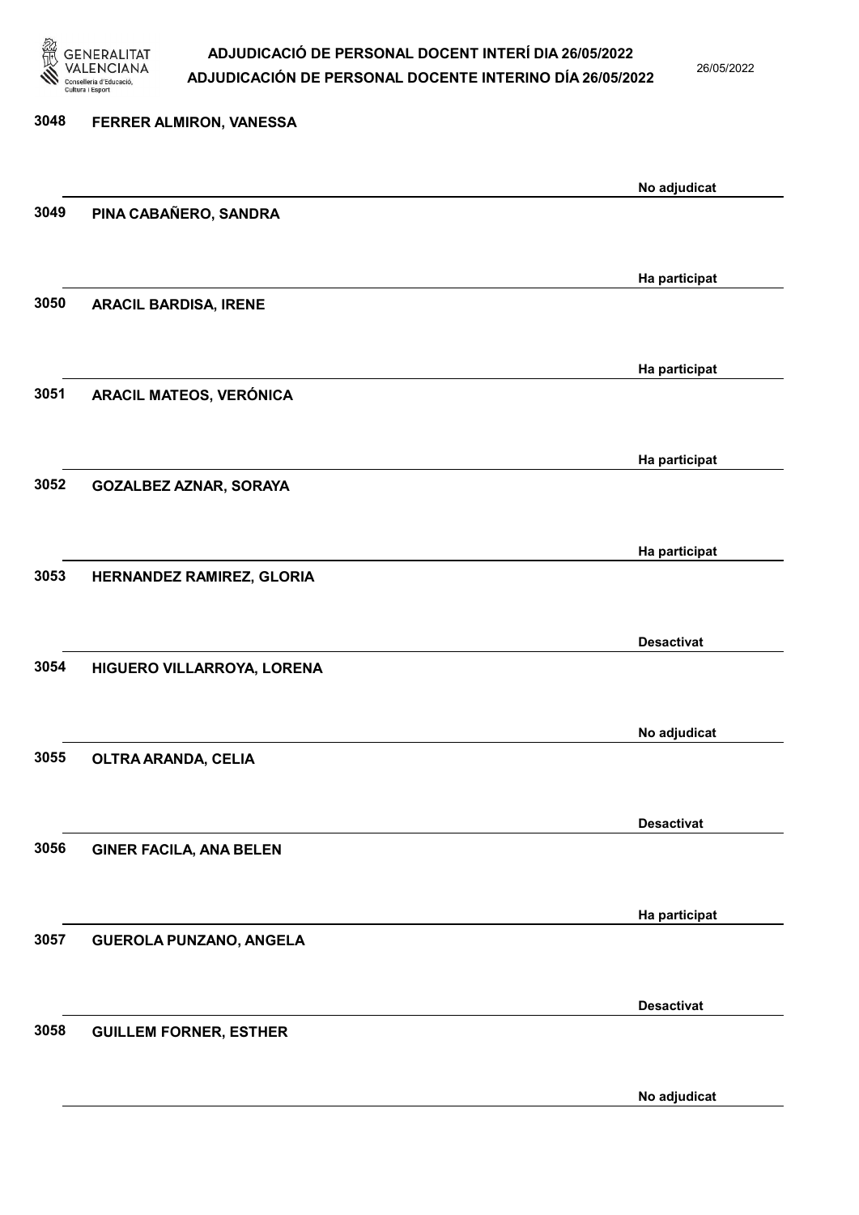| | | |
|---|---|---|
| 3048 | FERRER ALMIRON, VANESSA | No adjudicat |
| 3049 | PINA CABAÑERO, SANDRA | Ha participat |
| 3050 | ARACIL BARDISA, IRENE | Ha participat |
| 3051 | ARACIL MATEOS, VERÓNICA | Ha participat |
| 3052 | GOZALBEZ AZNAR, SORAYA | Ha participat |
| 3053 | HERNANDEZ RAMIREZ, GLORIA | Desactivat |
| 3054 | HIGUERO VILLARROYA, LORENA | No adjudicat |
| 3055 | OLTRA ARANDA, CELIA | Desactivat |
| 3056 | GINER FACILA, ANA BELEN | Ha participat |
| 3057 | GUEROLA PUNZANO, ANGELA | Desactivat |
| 3058 | GUILLEM FORNER, ESTHER | No adjudicat |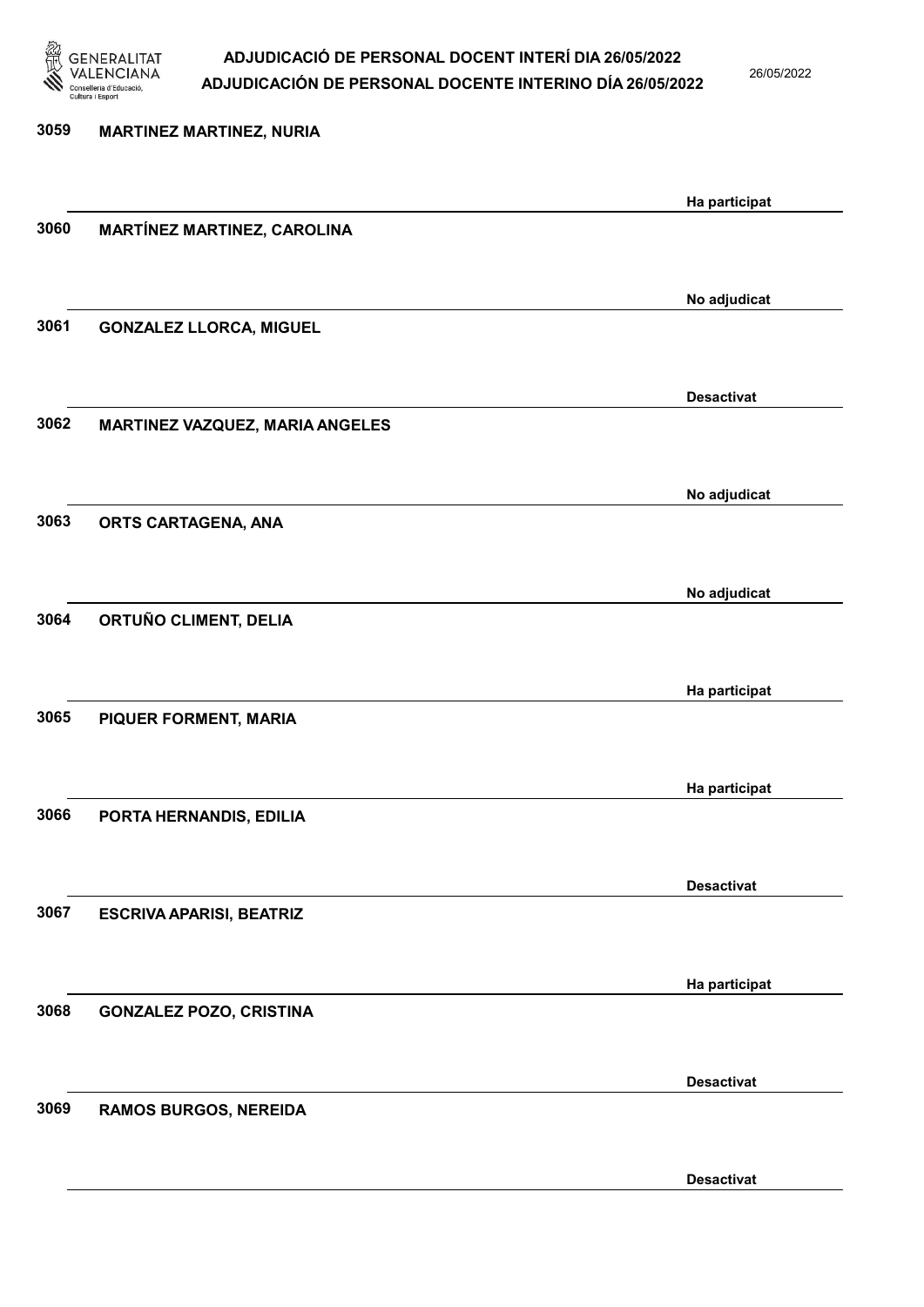| Núm. | Nom | Estat |
|---|---|---|
| 3059 | MARTINEZ MARTINEZ, NURIA | Ha participat |
| 3060 | MARTÍNEZ MARTINEZ, CAROLINA | No adjudicat |
| 3061 | GONZALEZ LLORCA, MIGUEL | Desactivat |
| 3062 | MARTINEZ VAZQUEZ, MARIA ANGELES | No adjudicat |
| 3063 | ORTS CARTAGENA, ANA | No adjudicat |
| 3064 | ORTUÑO CLIMENT, DELIA | Ha participat |
| 3065 | PIQUER FORMENT, MARIA | Ha participat |
| 3066 | PORTA HERNANDIS, EDILIA | Desactivat |
| 3067 | ESCRIVA APARISI, BEATRIZ | Ha participat |
| 3068 | GONZALEZ POZO, CRISTINA | Desactivat |
| 3069 | RAMOS BURGOS, NEREIDA | Desactivat |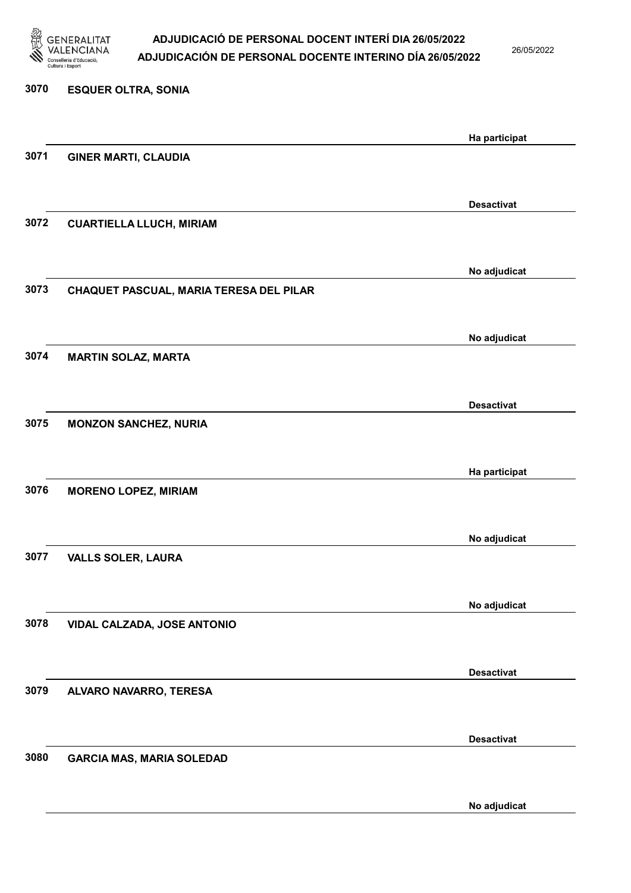| | | |
|---|---|---|
| 3070 | ESQUER OLTRA, SONIA | Ha participat |
| 3071 | GINER MARTI, CLAUDIA | Desactivat |
| 3072 | CUARTIELLA LLUCH, MIRIAM | No adjudicat |
| 3073 | CHAQUET PASCUAL, MARIA TERESA DEL PILAR | No adjudicat |
| 3074 | MARTIN SOLAZ, MARTA | Desactivat |
| 3075 | MONZON SANCHEZ, NURIA | Ha participat |
| 3076 | MORENO LOPEZ, MIRIAM | No adjudicat |
| 3077 | VALLS SOLER, LAURA | No adjudicat |
| 3078 | VIDAL CALZADA, JOSE ANTONIO | Desactivat |
| 3079 | ALVARO NAVARRO, TERESA | Desactivat |
| 3080 | GARCIA MAS, MARIA SOLEDAD | No adjudicat |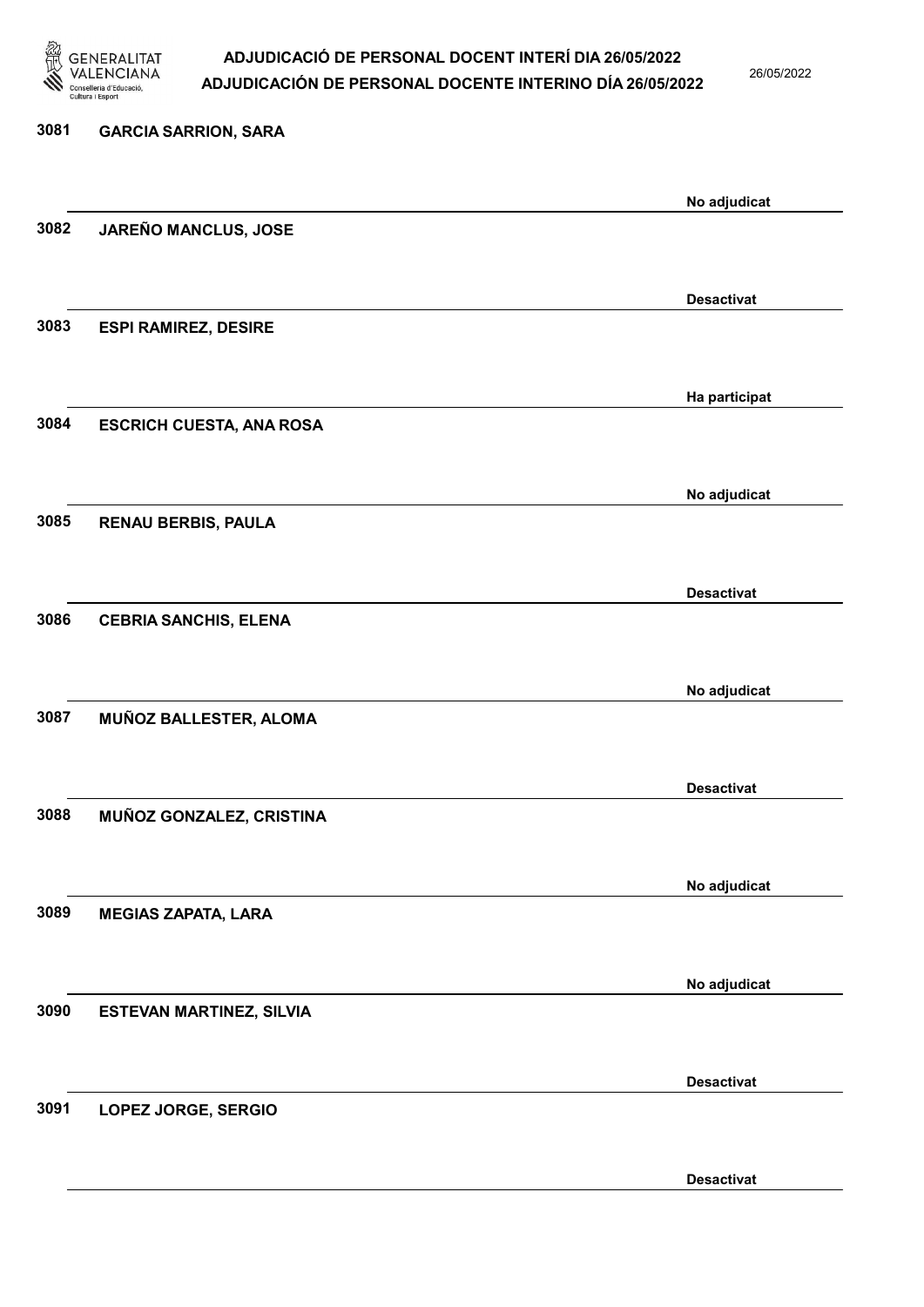3081 **GARCIA SARRION, SARA**

No adjudicat

3082 **JAREÑO MANCLUS, JOSE**

Desactivat

3083 **ESPI RAMIREZ, DESIRE**

Ha participat

3084 **ESCRICH CUESTA, ANA ROSA**

No adjudicat

3085 **RENAU BERBIS, PAULA**

Desactivat

3086 **CEBRIA SANCHIS, ELENA**

No adjudicat

3087 **MUÑOZ BALLESTER, ALOMA**

Desactivat

3088 **MUÑOZ GONZALEZ, CRISTINA**

No adjudicat

3089 **MEGIAS ZAPATA, LARA**

No adjudicat

3090 **ESTEVAN MARTINEZ, SILVIA**

Desactivat

3091 **LOPEZ JORGE, SERGIO**

Desactivat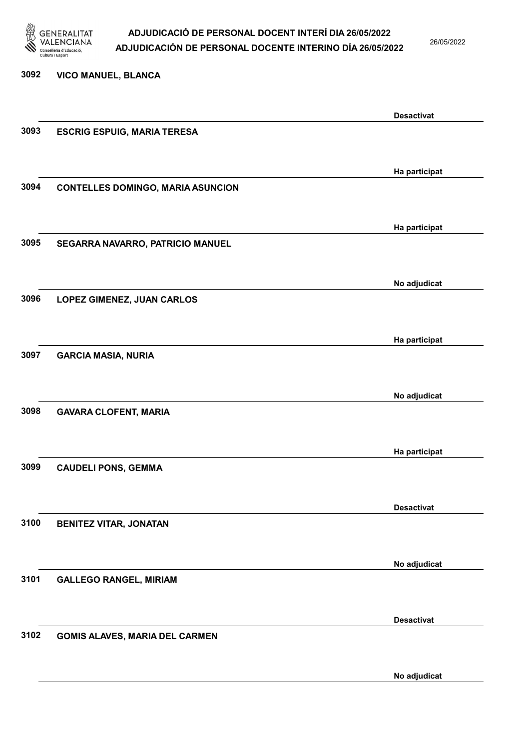| Núm. | Nom | Estat |
|---|---|---|
| 3092 | VICO MANUEL, BLANCA | Desactivat |
| 3093 | ESCRIG ESPUIG, MARIA TERESA | Ha participat |
| 3094 | CONTELLES DOMINGO, MARIA ASUNCION | Ha participat |
| 3095 | SEGARRA NAVARRO, PATRICIO MANUEL | No adjudicat |
| 3096 | LOPEZ GIMENEZ, JUAN CARLOS | Ha participat |
| 3097 | GARCIA MASIA, NURIA | No adjudicat |
| 3098 | GAVARA CLOFENT, MARIA | Ha participat |
| 3099 | CAUDELI PONS, GEMMA | Desactivat |
| 3100 | BENITEZ VITAR, JONATAN | No adjudicat |
| 3101 | GALLEGO RANGEL, MIRIAM | Desactivat |
| 3102 | GOMIS ALAVES, MARIA DEL CARMEN | No adjudicat |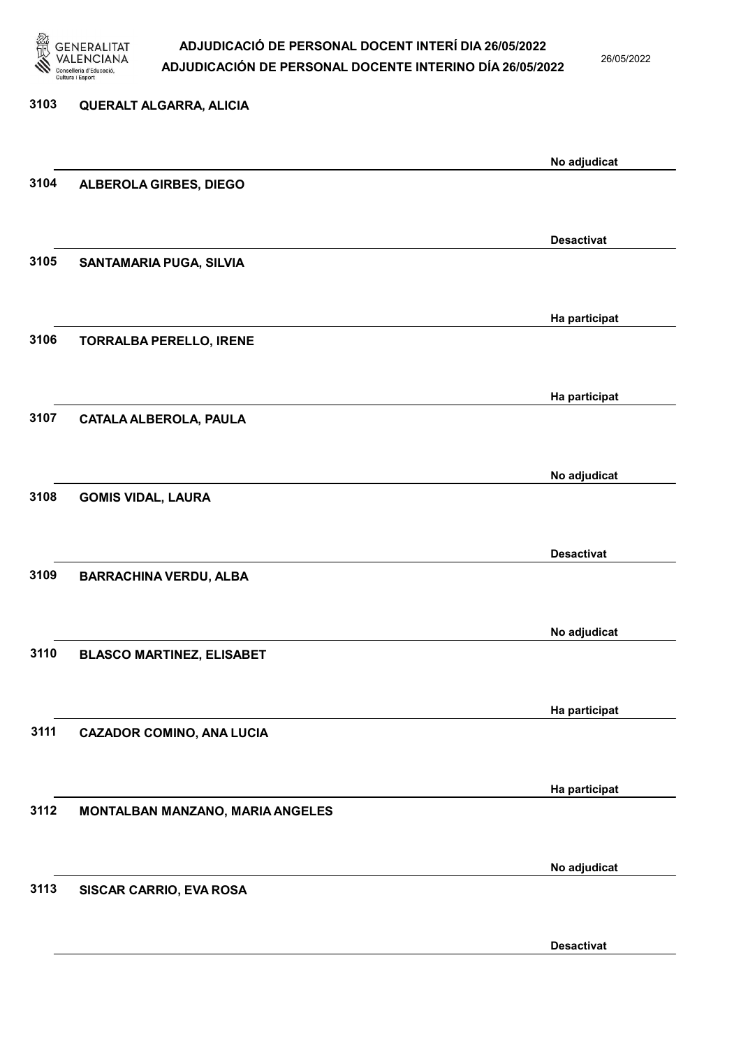3103 QUERALT ALGARRA, ALICIA

No adjudicat

3104 ALBEROLA GIRBES, DIEGO

Desactivat

3105 SANTAMARIA PUGA, SILVIA

Ha participat

3106 TORRALBA PERELLO, IRENE

Ha participat

3107 CATALA ALBEROLA, PAULA

No adjudicat

3108 GOMIS VIDAL, LAURA

Desactivat

3109 BARRACHINA VERDU, ALBA

No adjudicat

3110 BLASCO MARTINEZ, ELISABET

Ha participat

3111 CAZADOR COMINO, ANA LUCIA

Ha participat

3112 MONTALBAN MANZANO, MARIA ANGELES

No adjudicat

3113 SISCAR CARRIO, EVA ROSA

Desactivat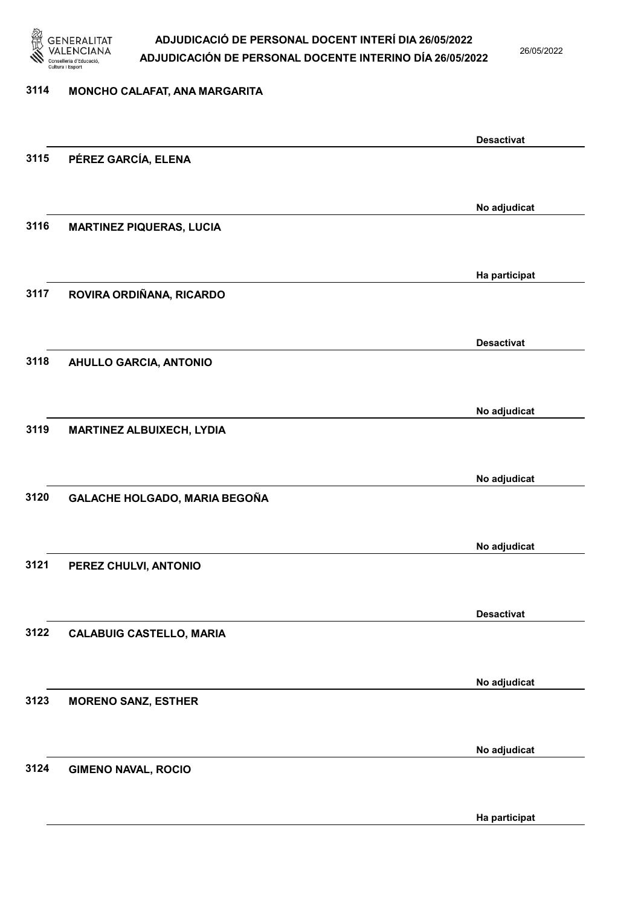| Núm. | Nom | Estat |
|---|---|---|
| 3114 | MONCHO CALAFAT, ANA MARGARITA | Desactivat |
| 3115 | PÉREZ GARCÍA, ELENA | No adjudicat |
| 3116 | MARTINEZ PIQUERAS, LUCIA | Ha participat |
| 3117 | ROVIRA ORDIÑANA, RICARDO | Desactivat |
| 3118 | AHULLO GARCIA, ANTONIO | No adjudicat |
| 3119 | MARTINEZ ALBUIXECH, LYDIA | No adjudicat |
| 3120 | GALACHE HOLGADO, MARIA BEGOÑA | No adjudicat |
| 3121 | PEREZ CHULVI, ANTONIO | Desactivat |
| 3122 | CALABUIG CASTELLO, MARIA | No adjudicat |
| 3123 | MORENO SANZ, ESTHER | No adjudicat |
| 3124 | GIMENO NAVAL, ROCIO | Ha participat |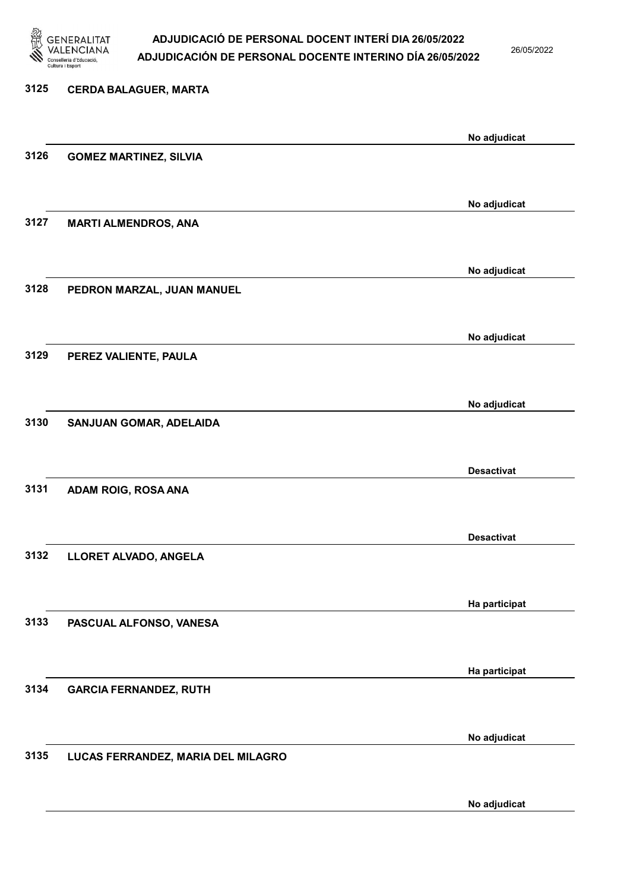| | | |
|---|---|---|
| 3125 | CERDA BALAGUER, MARTA | No adjudicat |
| 3126 | GOMEZ MARTINEZ, SILVIA | No adjudicat |
| 3127 | MARTI ALMENDROS, ANA | No adjudicat |
| 3128 | PEDRON MARZAL, JUAN MANUEL | No adjudicat |
| 3129 | PEREZ VALIENTE, PAULA | No adjudicat |
| 3130 | SANJUAN GOMAR, ADELAIDA | Desactivat |
| 3131 | ADAM ROIG, ROSA ANA | Desactivat |
| 3132 | LLORET ALVADO, ANGELA | Ha participat |
| 3133 | PASCUAL ALFONSO, VANESA | Ha participat |
| 3134 | GARCIA FERNANDEZ, RUTH | No adjudicat |
| 3135 | LUCAS FERRANDEZ, MARIA DEL MILAGRO | No adjudicat |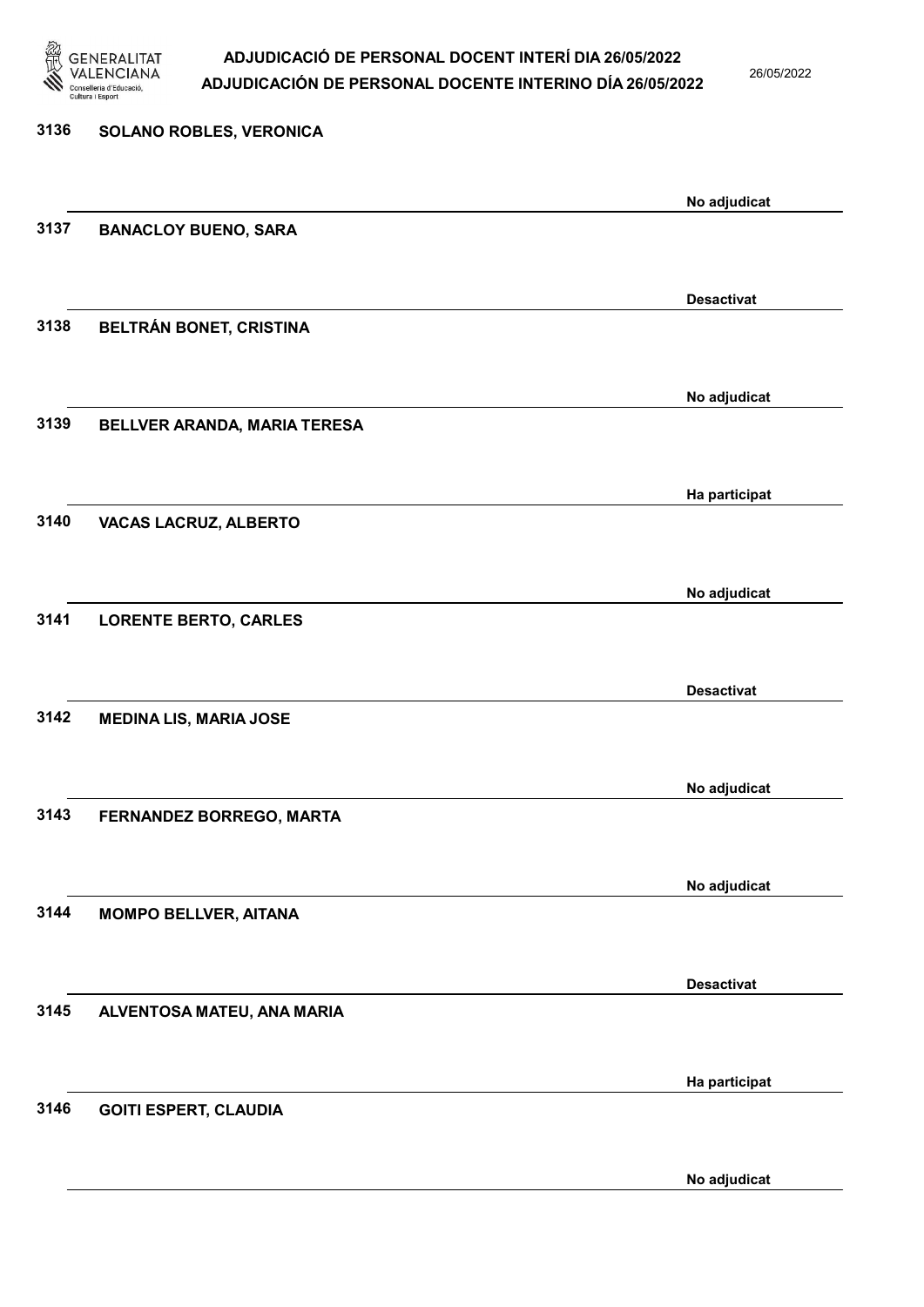| Núm. | Nom | Estat |
| --- | --- | --- |
| 3136 | SOLANO ROBLES, VERONICA | No adjudicat |
| 3137 | BANACLOY BUENO, SARA | Desactivat |
| 3138 | BELTRÁN BONET, CRISTINA | No adjudicat |
| 3139 | BELLVER ARANDA, MARIA TERESA | Ha participat |
| 3140 | VACAS LACRUZ, ALBERTO | No adjudicat |
| 3141 | LORENTE BERTO, CARLES | Desactivat |
| 3142 | MEDINA LIS, MARIA JOSE | No adjudicat |
| 3143 | FERNANDEZ BORREGO, MARTA | No adjudicat |
| 3144 | MOMPO BELLVER, AITANA | Desactivat |
| 3145 | ALVENTOSA MATEU, ANA MARIA | Ha participat |
| 3146 | GOITI ESPERT, CLAUDIA | No adjudicat |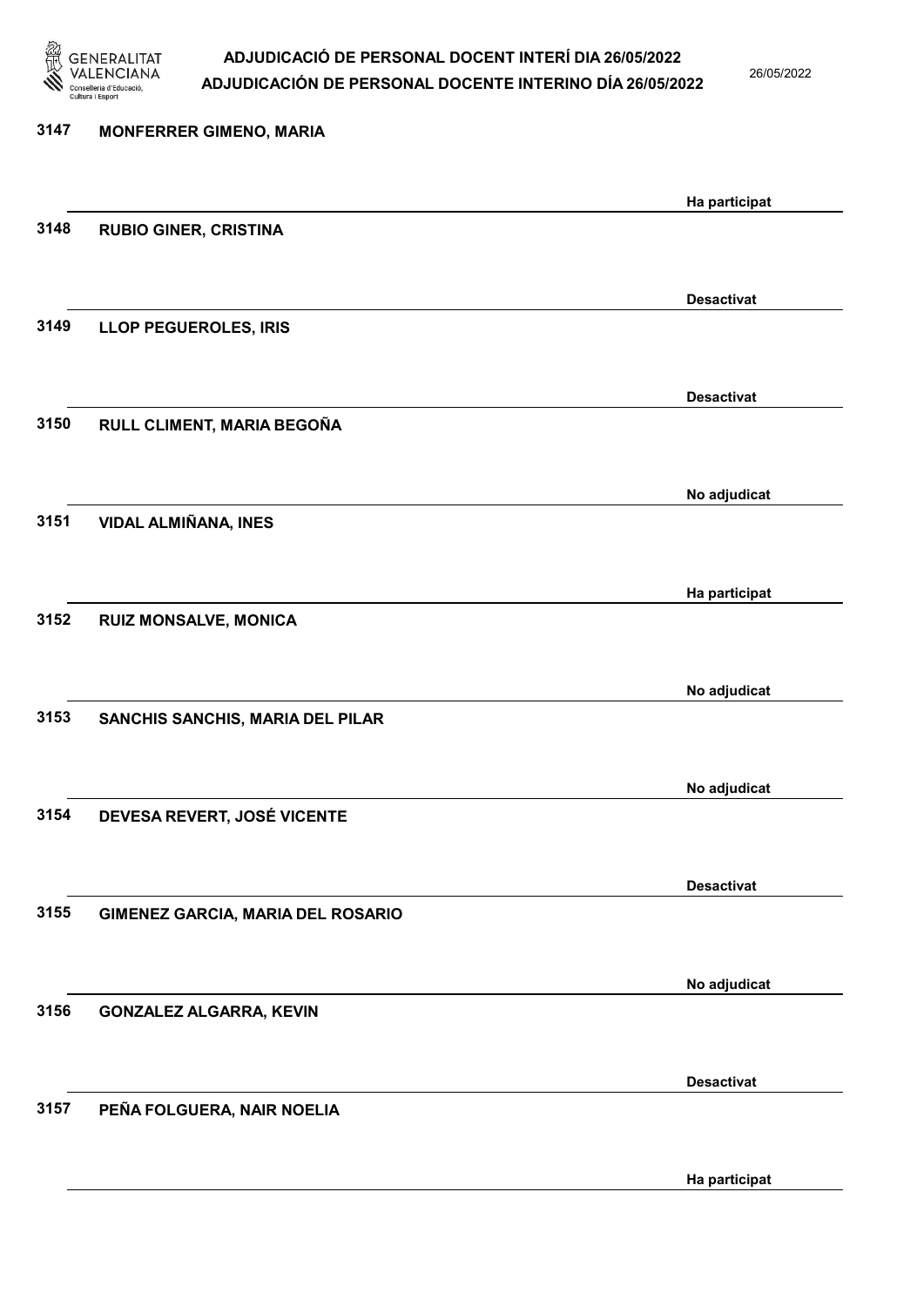3147 **MONFERRER GIMENO, MARIA**

**Ha participat**

3148 **RUBIO GINER, CRISTINA**

**Desactivat**

3149 **LLOP PEGUEROLES, IRIS**

**Desactivat**

3150 **RULL CLIMENT, MARIA BEGOÑA**

**No adjudicat**

3151 **VIDAL ALMIÑANA, INES**

**Ha participat**

3152 **RUIZ MONSALVE, MONICA**

**No adjudicat**

3153 **SANCHIS SANCHIS, MARIA DEL PILAR**

**No adjudicat**

3154 **DEVESA REVERT, JOSÉ VICENTE**

**Desactivat**

3155 **GIMENEZ GARCIA, MARIA DEL ROSARIO**

**No adjudicat**

3156 **GONZALEZ ALGARRA, KEVIN**

**Desactivat**

3157 **PEÑA FOLGUERA, NAIR NOELIA**

**Ha participat**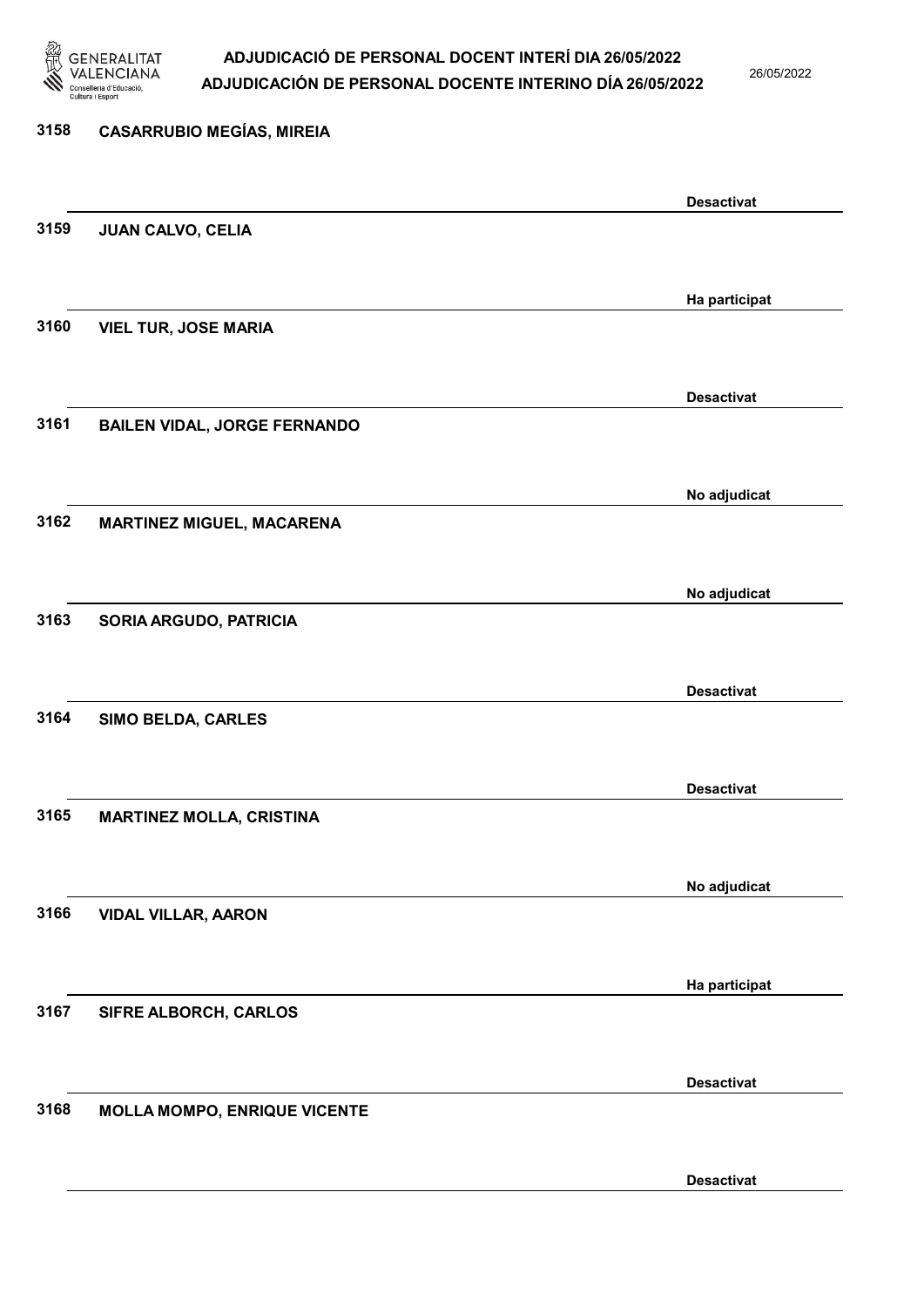| | | |
|---|---|---|
| 3158 | CASARRUBIO MEGÍAS, MIREIA | Desactivat |
| 3159 | JUAN CALVO, CELIA | Ha participat |
| 3160 | VIEL TUR, JOSE MARIA | Desactivat |
| 3161 | BAILEN VIDAL, JORGE FERNANDO | No adjudicat |
| 3162 | MARTINEZ MIGUEL, MACARENA | No adjudicat |
| 3163 | SORIA ARGUDO, PATRICIA | Desactivat |
| 3164 | SIMO BELDA, CARLES | Desactivat |
| 3165 | MARTINEZ MOLLA, CRISTINA | No adjudicat |
| 3166 | VIDAL VILLAR, AARON | Ha participat |
| 3167 | SIFRE ALBORCH, CARLOS | Desactivat |
| 3168 | MOLLA MOMPO, ENRIQUE VICENTE | Desactivat |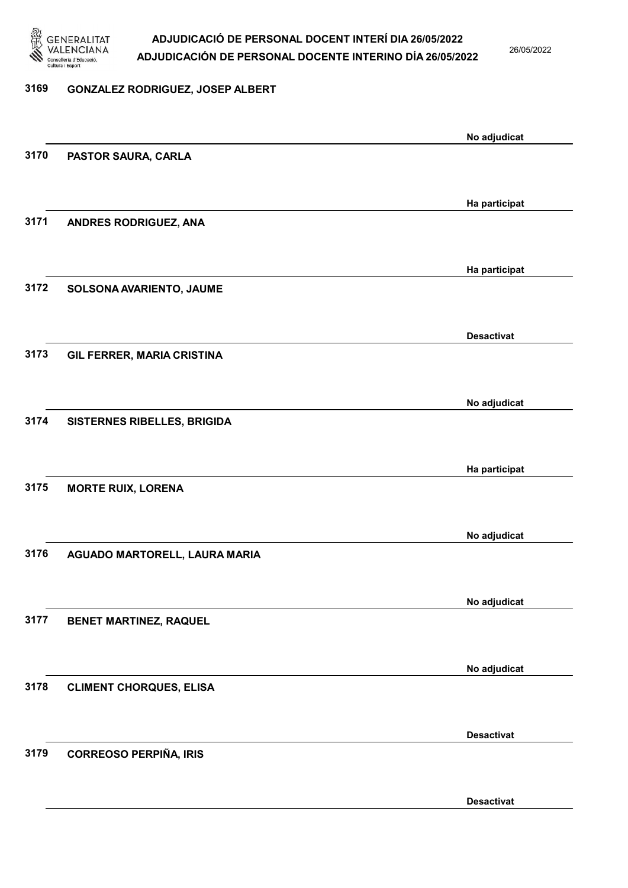| Núm. | Nom | Estat |
| --- | --- | --- |
| 3169 | GONZALEZ RODRIGUEZ, JOSEP ALBERT | No adjudicat |
| 3170 | PASTOR SAURA, CARLA | Ha participat |
| 3171 | ANDRES RODRIGUEZ, ANA | Ha participat |
| 3172 | SOLSONA AVARIENTO, JAUME | Desactivat |
| 3173 | GIL FERRER, MARIA CRISTINA | No adjudicat |
| 3174 | SISTERNES RIBELLES, BRIGIDA | Ha participat |
| 3175 | MORTE RUIX, LORENA | No adjudicat |
| 3176 | AGUADO MARTORELL, LAURA MARIA | No adjudicat |
| 3177 | BENET MARTINEZ, RAQUEL | No adjudicat |
| 3178 | CLIMENT CHORQUES, ELISA | Desactivat |
| 3179 | CORREOSO PERPIÑA, IRIS | Desactivat |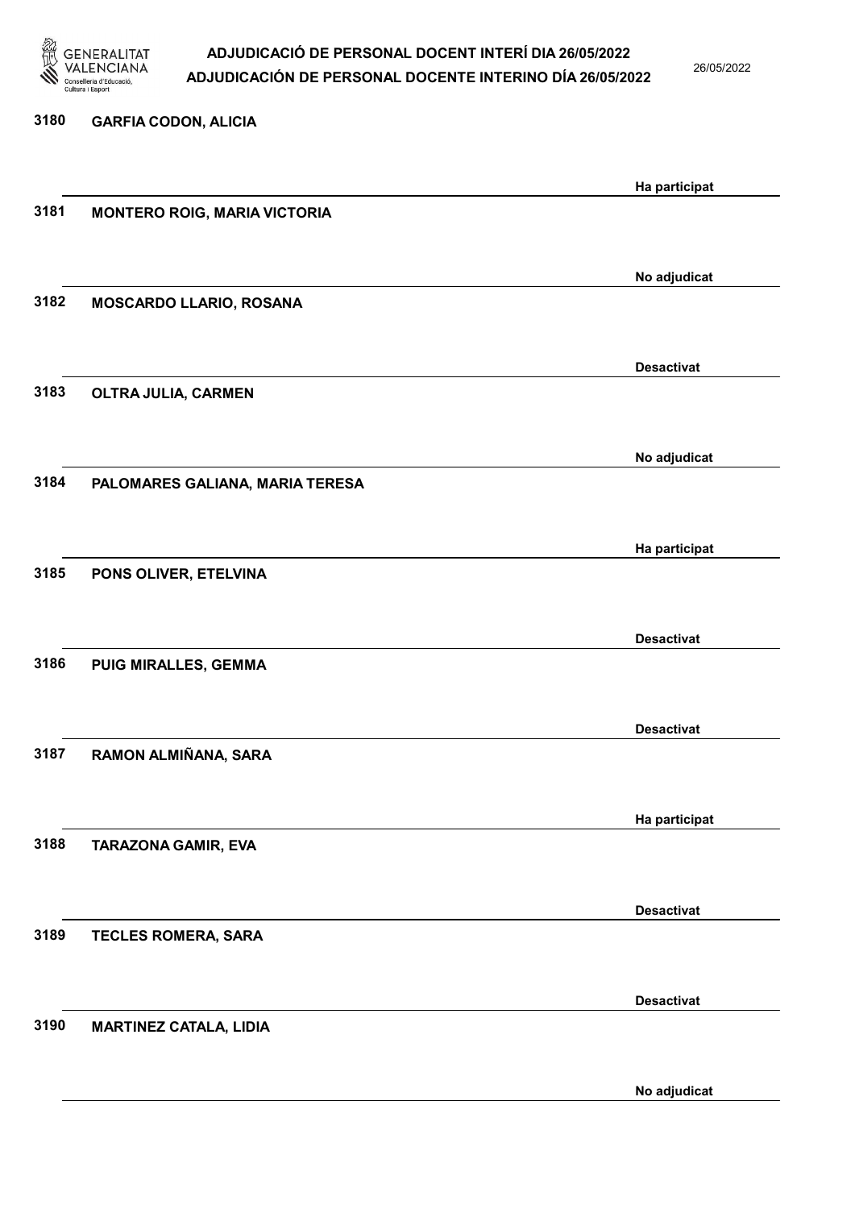| | | |
|---|---|---|
| 3180 | GARFIA CODON, ALICIA | Ha participat |
| 3181 | MONTERO ROIG, MARIA VICTORIA | No adjudicat |
| 3182 | MOSCARDO LLARIO, ROSANA | Desactivat |
| 3183 | OLTRA JULIA, CARMEN | No adjudicat |
| 3184 | PALOMARES GALIANA, MARIA TERESA | Ha participat |
| 3185 | PONS OLIVER, ETELVINA | Desactivat |
| 3186 | PUIG MIRALLES, GEMMA | Desactivat |
| 3187 | RAMON ALMIÑANA, SARA | Ha participat |
| 3188 | TARAZONA GAMIR, EVA | Desactivat |
| 3189 | TECLES ROMERA, SARA | Desactivat |
| 3190 | MARTINEZ CATALA, LIDIA | No adjudicat |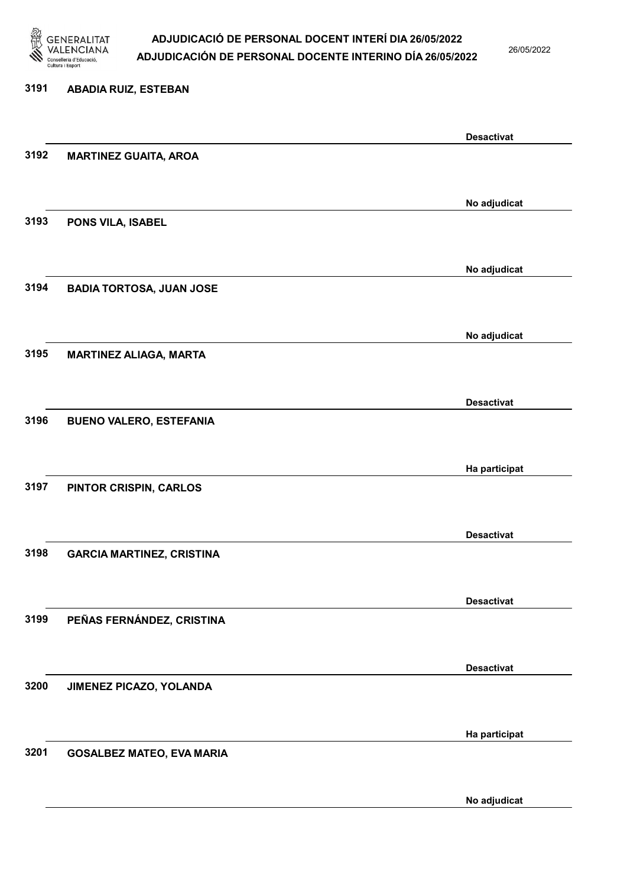3191 ABADIA RUIZ, ESTEBAN

Desactivat

3192 MARTINEZ GUAITA, AROA

No adjudicat

3193 PONS VILA, ISABEL

No adjudicat

3194 BADIA TORTOSA, JUAN JOSE

No adjudicat

3195 MARTINEZ ALIAGA, MARTA

Desactivat

3196 BUENO VALERO, ESTEFANIA

Ha participat

3197 PINTOR CRISPIN, CARLOS

Desactivat

3198 GARCIA MARTINEZ, CRISTINA

Desactivat

3199 PEÑAS FERNÁNDEZ, CRISTINA

Desactivat

3200 JIMENEZ PICAZO, YOLANDA

Ha participat

3201 GOSALBEZ MATEO, EVA MARIA

No adjudicat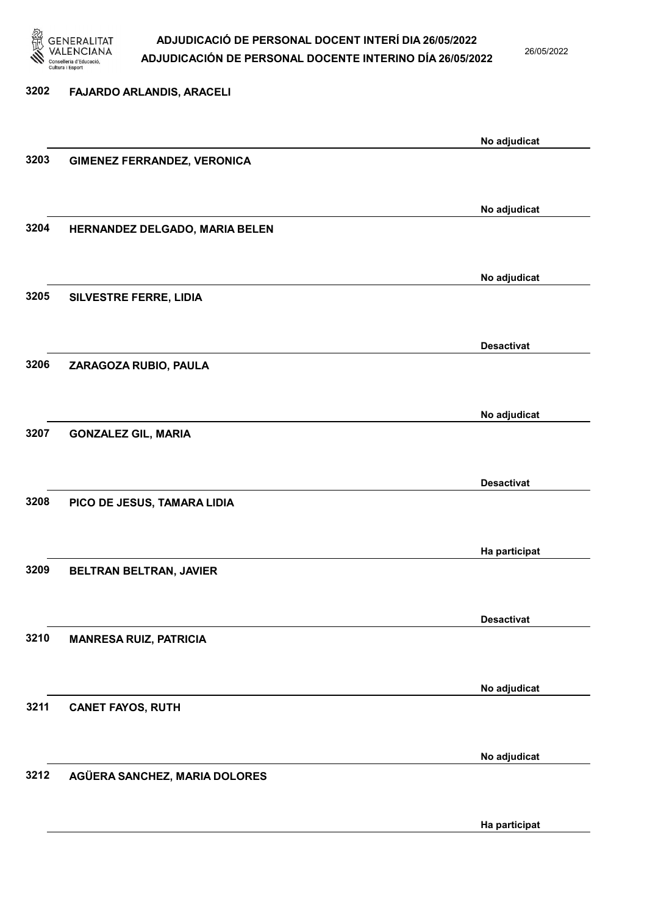| | | |
|---|---|---|
| 3202 | FAJARDO ARLANDIS, ARACELI | No adjudicat |
| 3203 | GIMENEZ FERRANDEZ, VERONICA | No adjudicat |
| 3204 | HERNANDEZ DELGADO, MARIA BELEN | No adjudicat |
| 3205 | SILVESTRE FERRE, LIDIA | Desactivat |
| 3206 | ZARAGOZA RUBIO, PAULA | No adjudicat |
| 3207 | GONZALEZ GIL, MARIA | Desactivat |
| 3208 | PICO DE JESUS, TAMARA LIDIA | Ha participat |
| 3209 | BELTRAN BELTRAN, JAVIER | Desactivat |
| 3210 | MANRESA RUIZ, PATRICIA | No adjudicat |
| 3211 | CANET FAYOS, RUTH | No adjudicat |
| 3212 | AGÜERA SANCHEZ, MARIA DOLORES | Ha participat |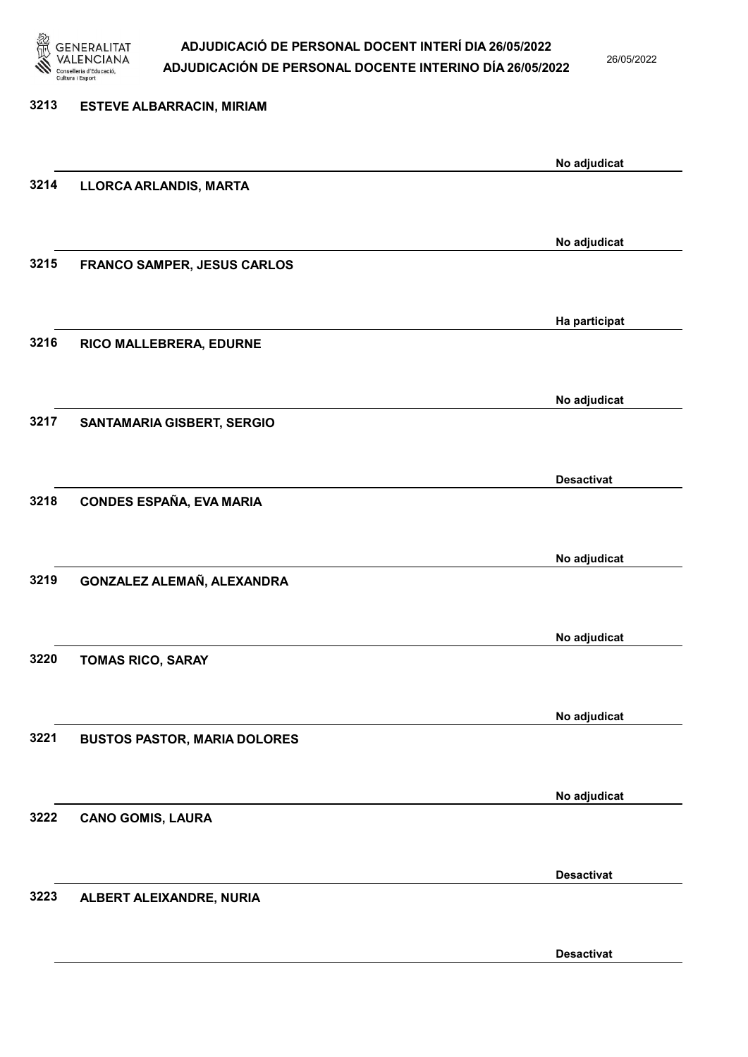3213 ESTEVE ALBARRACIN, MIRIAM

No adjudicat

3214 LLORCA ARLANDIS, MARTA

No adjudicat

3215 FRANCO SAMPER, JESUS CARLOS

Ha participat

3216 RICO MALLEBRERA, EDURNE

No adjudicat

3217 SANTAMARIA GISBERT, SERGIO

Desactivat

3218 CONDES ESPAÑA, EVA MARIA

No adjudicat

3219 GONZALEZ ALEMAÑ, ALEXANDRA

No adjudicat

3220 TOMAS RICO, SARAY

No adjudicat

3221 BUSTOS PASTOR, MARIA DOLORES

No adjudicat

3222 CANO GOMIS, LAURA

Desactivat

3223 ALBERT ALEIXANDRE, NURIA

Desactivat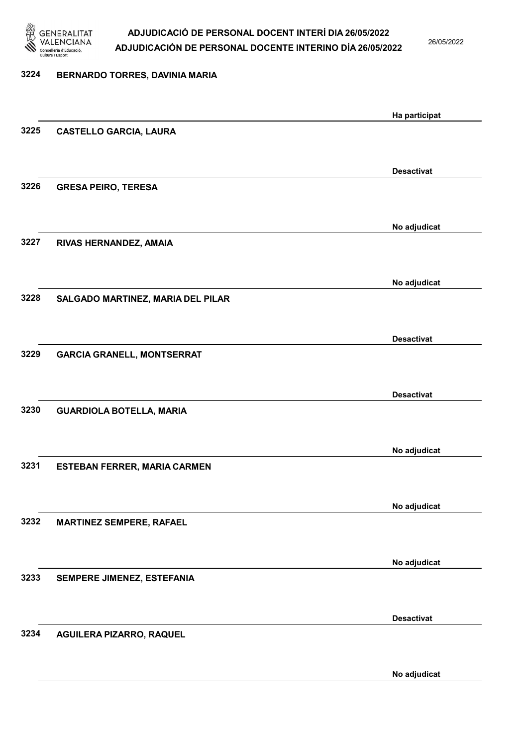3224 BERNARDO TORRES, DAVINIA MARIA

Ha participat

3225 CASTELLO GARCIA, LAURA

Desactivat

3226 GRESA PEIRO, TERESA

No adjudicat

3227 RIVAS HERNANDEZ, AMAIA

No adjudicat

3228 SALGADO MARTINEZ, MARIA DEL PILAR

Desactivat

3229 GARCIA GRANELL, MONTSERRAT

Desactivat

3230 GUARDIOLA BOTELLA, MARIA

No adjudicat

3231 ESTEBAN FERRER, MARIA CARMEN

No adjudicat

3232 MARTINEZ SEMPERE, RAFAEL

No adjudicat

3233 SEMPERE JIMENEZ, ESTEFANIA

Desactivat

3234 AGUILERA PIZARRO, RAQUEL

No adjudicat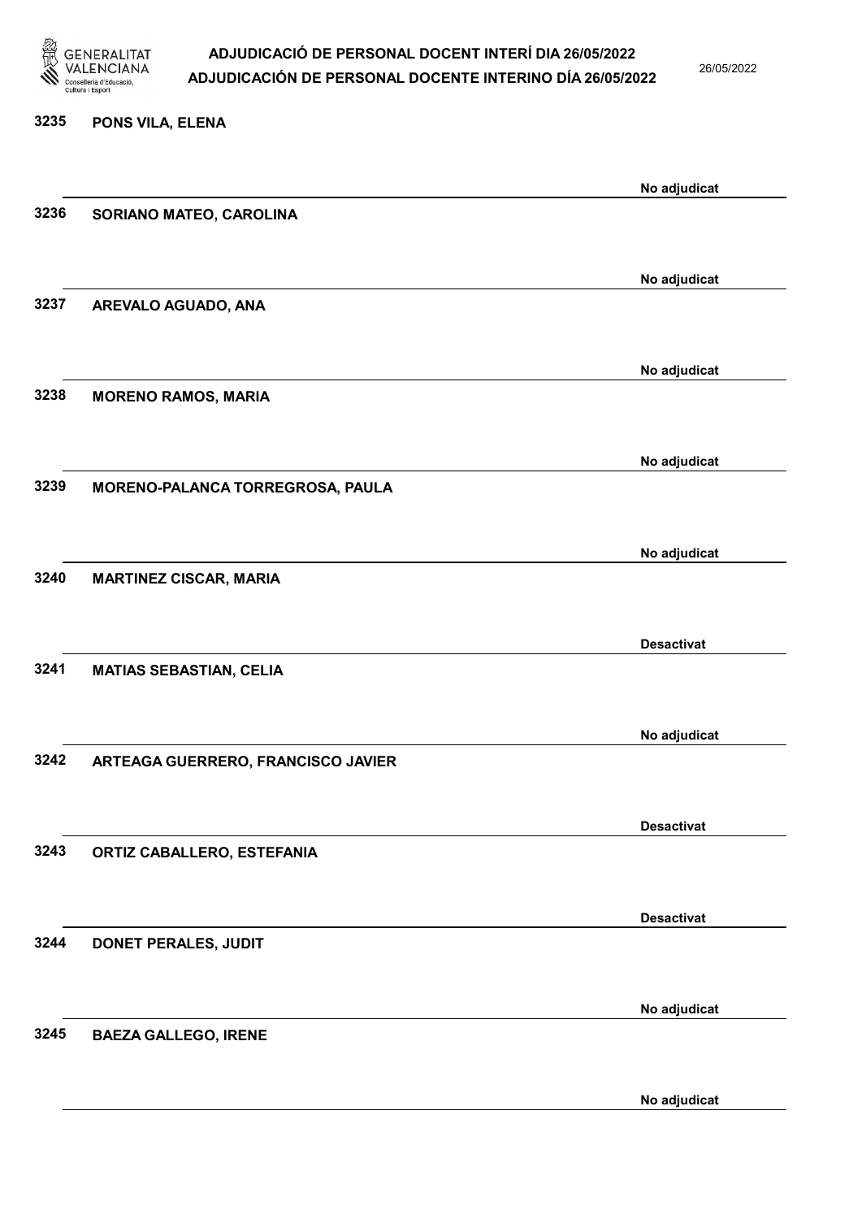3235 PONS VILA, ELENA

No adjudicat

3236 SORIANO MATEO, CAROLINA

No adjudicat

3237 AREVALO AGUADO, ANA

No adjudicat

3238 MORENO RAMOS, MARIA

No adjudicat

3239 MORENO-PALANCA TORREGROSA, PAULA

No adjudicat

3240 MARTINEZ CISCAR, MARIA

Desactivat

3241 MATIAS SEBASTIAN, CELIA

No adjudicat

3242 ARTEAGA GUERRERO, FRANCISCO JAVIER

Desactivat

3243 ORTIZ CABALLERO, ESTEFANIA

Desactivat

3244 DONET PERALES, JUDIT

No adjudicat

3245 BAEZA GALLEGO, IRENE

No adjudicat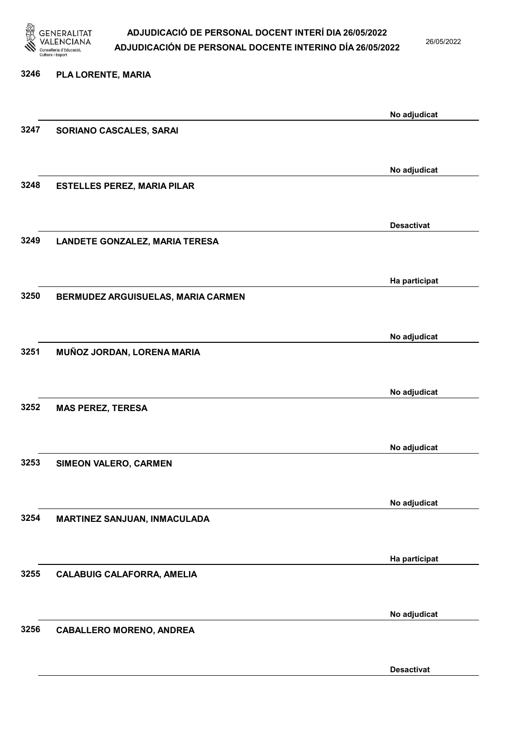3246 PLA LORENTE, MARIA

No adjudicat

3247 SORIANO CASCALES, SARAI

No adjudicat

3248 ESTELLES PEREZ, MARIA PILAR

Desactivat

3249 LANDETE GONZALEZ, MARIA TERESA

Ha participat

3250 BERMUDEZ ARGUISUELAS, MARIA CARMEN

No adjudicat

3251 MUÑOZ JORDAN, LORENA MARIA

No adjudicat

3252 MAS PEREZ, TERESA

No adjudicat

3253 SIMEON VALERO, CARMEN

No adjudicat

3254 MARTINEZ SANJUAN, INMACULADA

Ha participat

3255 CALABUIG CALAFORRA, AMELIA

No adjudicat

3256 CABALLERO MORENO, ANDREA

Desactivat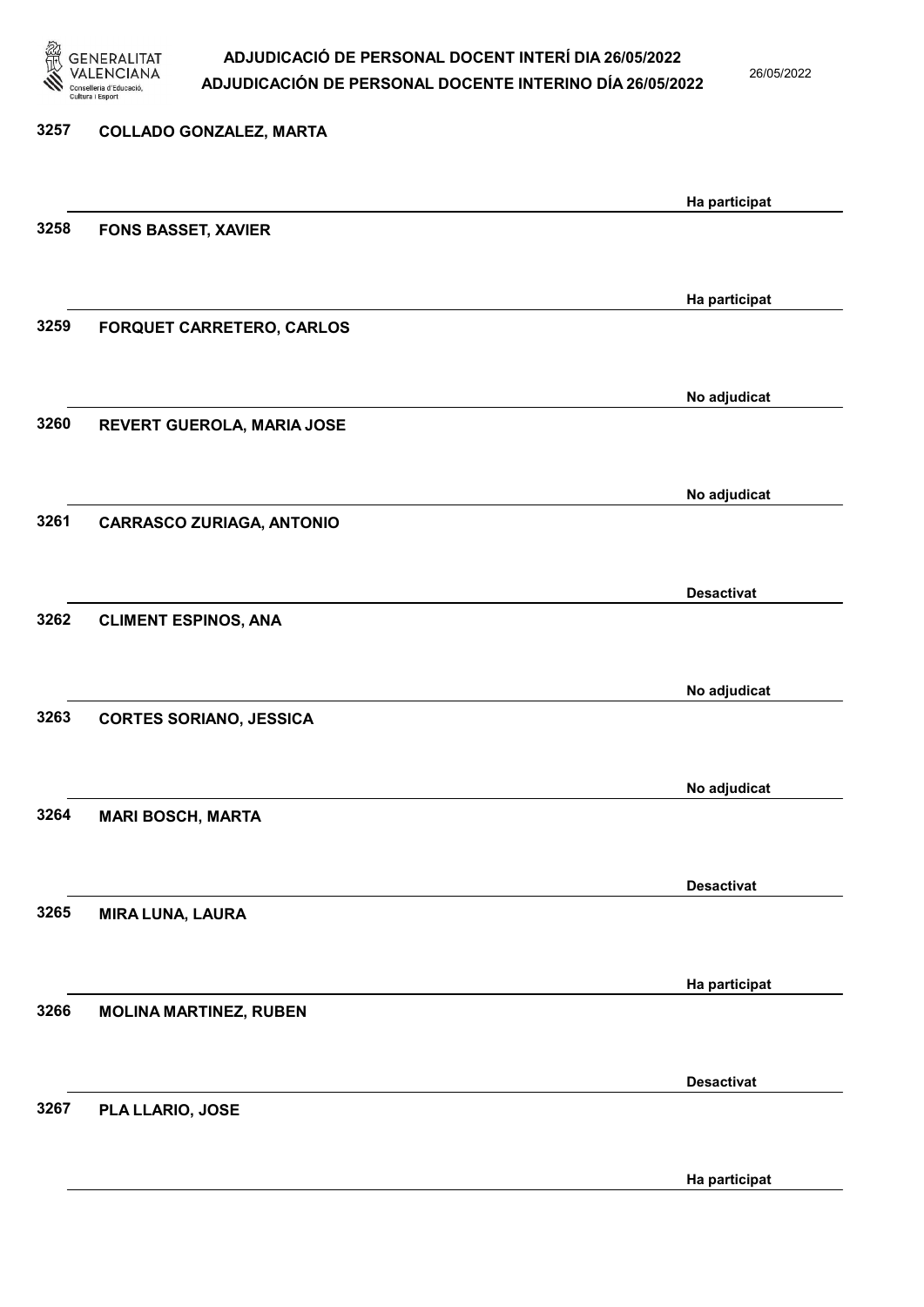| Núm. | Nom | Estat |
|---|---|---|
| 3257 | COLLADO GONZALEZ, MARTA | Ha participat |
| 3258 | FONS BASSET, XAVIER | Ha participat |
| 3259 | FORQUET CARRETERO, CARLOS | No adjudicat |
| 3260 | REVERT GUEROLA, MARIA JOSE | No adjudicat |
| 3261 | CARRASCO ZURIAGA, ANTONIO | Desactivat |
| 3262 | CLIMENT ESPINOS, ANA | No adjudicat |
| 3263 | CORTES SORIANO, JESSICA | No adjudicat |
| 3264 | MARI BOSCH, MARTA | Desactivat |
| 3265 | MIRA LUNA, LAURA | Ha participat |
| 3266 | MOLINA MARTINEZ, RUBEN | Desactivat |
| 3267 | PLA LLARIO, JOSE | Ha participat |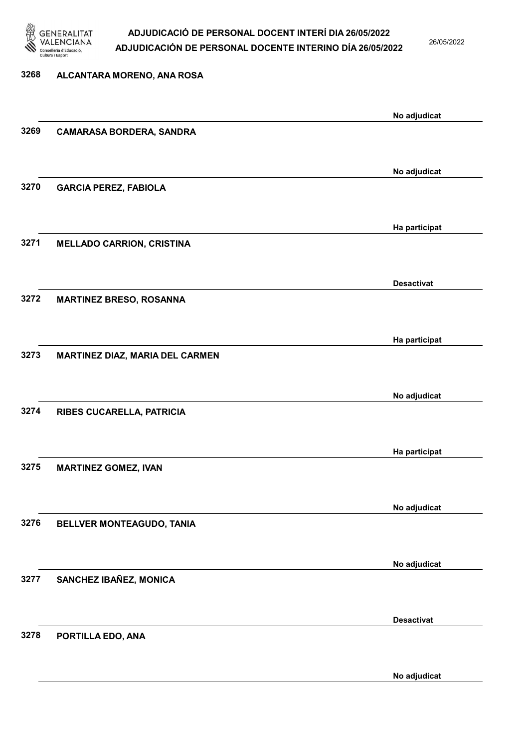3268 ALCANTARA MORENO, ANA ROSA

No adjudicat

3269 CAMARASA BORDERA, SANDRA

No adjudicat

3270 GARCIA PEREZ, FABIOLA

Ha participat

3271 MELLADO CARRION, CRISTINA

Desactivat

3272 MARTINEZ BRESO, ROSANNA

Ha participat

3273 MARTINEZ DIAZ, MARIA DEL CARMEN

No adjudicat

3274 RIBES CUCARELLA, PATRICIA

Ha participat

3275 MARTINEZ GOMEZ, IVAN

No adjudicat

3276 BELLVER MONTEAGUDO, TANIA

No adjudicat

3277 SANCHEZ IBAÑEZ, MONICA

Desactivat

3278 PORTILLA EDO, ANA

No adjudicat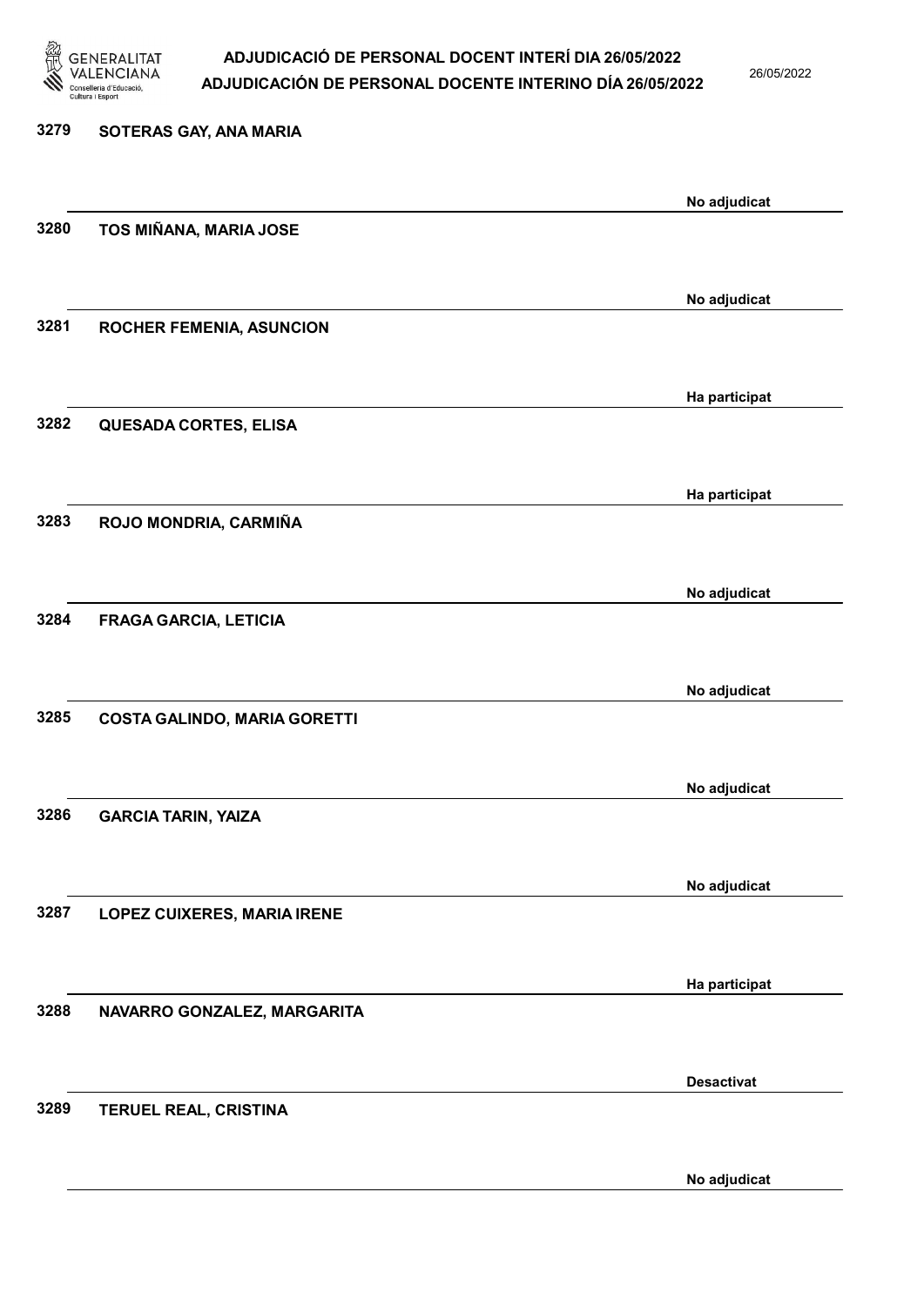3279 SOTERAS GAY, ANA MARIA

No adjudicat

3280 TOS MIÑANA, MARIA JOSE

No adjudicat

3281 ROCHER FEMENIA, ASUNCION

Ha participat

3282 QUESADA CORTES, ELISA

Ha participat

3283 ROJO MONDRIA, CARMIÑA

No adjudicat

3284 FRAGA GARCIA, LETICIA

No adjudicat

3285 COSTA GALINDO, MARIA GORETTI

No adjudicat

3286 GARCIA TARIN, YAIZA

No adjudicat

3287 LOPEZ CUIXERES, MARIA IRENE

Ha participat

3288 NAVARRO GONZALEZ, MARGARITA

Desactivat

3289 TERUEL REAL, CRISTINA

No adjudicat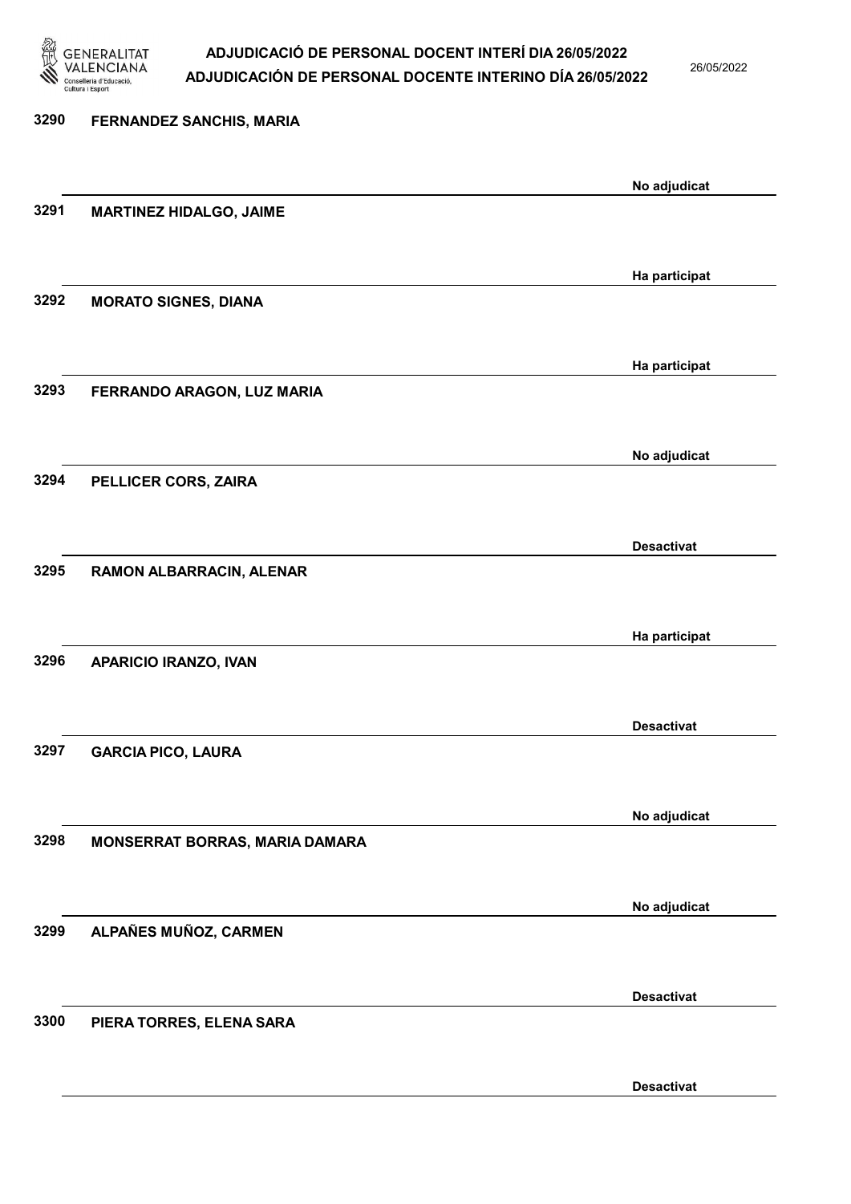| Núm. | Nom | Estat |
|---|---|---|
| 3290 | FERNANDEZ SANCHIS, MARIA | No adjudicat |
| 3291 | MARTINEZ HIDALGO, JAIME | Ha participat |
| 3292 | MORATO SIGNES, DIANA | Ha participat |
| 3293 | FERRANDO ARAGON, LUZ MARIA | No adjudicat |
| 3294 | PELLICER CORS, ZAIRA | Desactivat |
| 3295 | RAMON ALBARRACIN, ALENAR | Ha participat |
| 3296 | APARICIO IRANZO, IVAN | Desactivat |
| 3297 | GARCIA PICO, LAURA | No adjudicat |
| 3298 | MONSERRAT BORRAS, MARIA DAMARA | No adjudicat |
| 3299 | ALPAÑES MUÑOZ, CARMEN | Desactivat |
| 3300 | PIERA TORRES, ELENA SARA | Desactivat |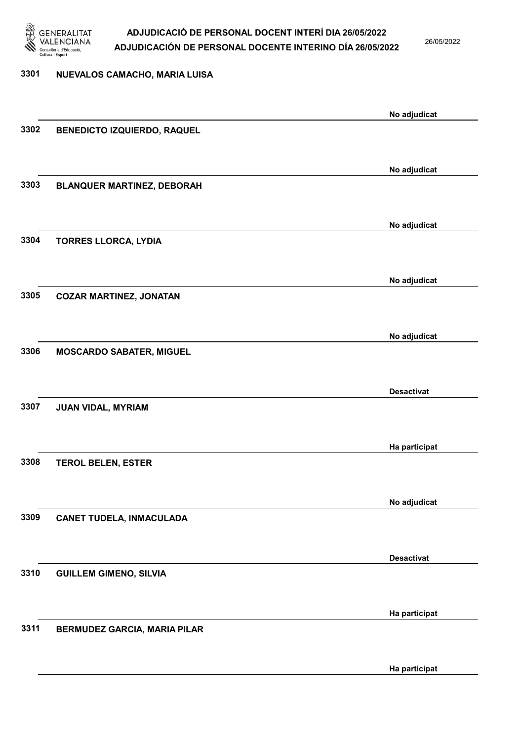3301 NUEVALOS CAMACHO, MARIA LUISA

No adjudicat

3302 BENEDICTO IZQUIERDO, RAQUEL

No adjudicat

3303 BLANQUER MARTINEZ, DEBORAH

No adjudicat

3304 TORRES LLORCA, LYDIA

No adjudicat

3305 COZAR MARTINEZ, JONATAN

No adjudicat

3306 MOSCARDO SABATER, MIGUEL

Desactivat

3307 JUAN VIDAL, MYRIAM

Ha participat

3308 TEROL BELEN, ESTER

No adjudicat

3309 CANET TUDELA, INMACULADA

Desactivat

3310 GUILLEM GIMENO, SILVIA

Ha participat

3311 BERMUDEZ GARCIA, MARIA PILAR

Ha participat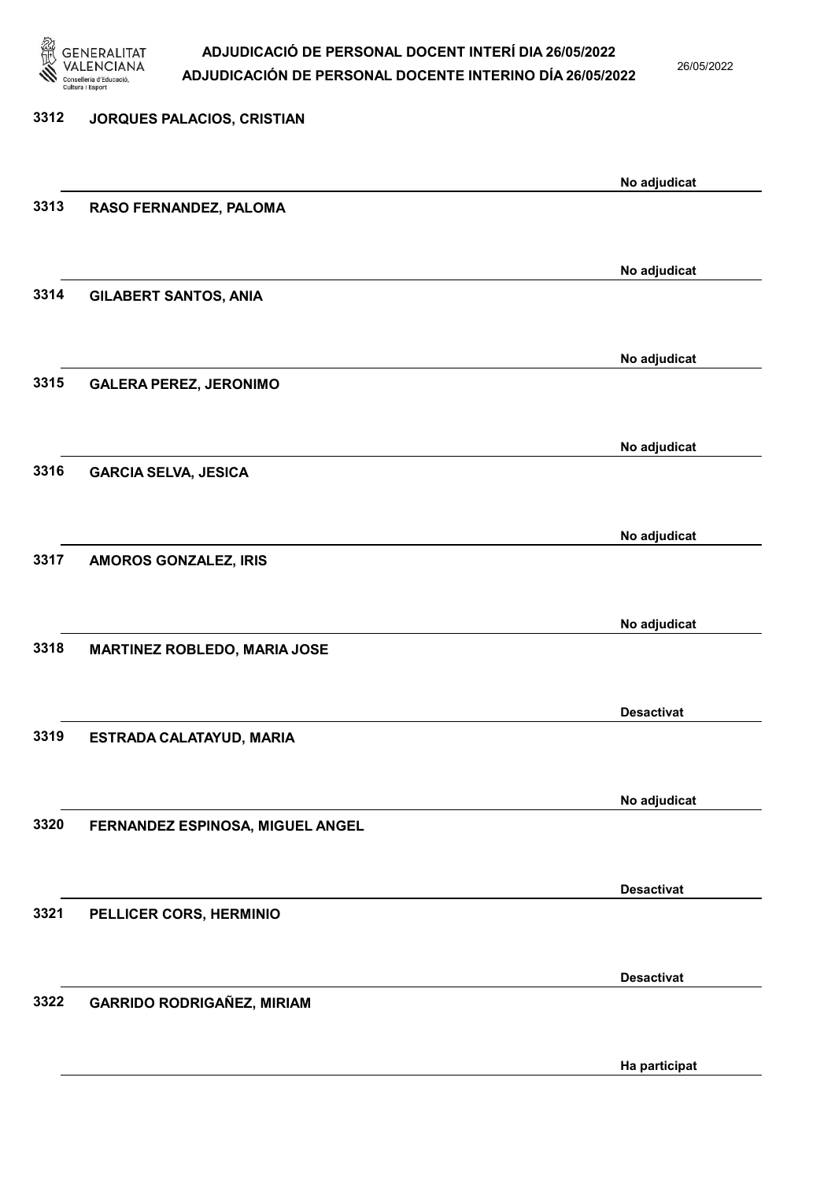3312 JORQUES PALACIOS, CRISTIAN

No adjudicat

3313 RASO FERNANDEZ, PALOMA

No adjudicat

3314 GILABERT SANTOS, ANIA

No adjudicat

3315 GALERA PEREZ, JERONIMO

No adjudicat

3316 GARCIA SELVA, JESICA

No adjudicat

3317 AMOROS GONZALEZ, IRIS

No adjudicat

3318 MARTINEZ ROBLEDO, MARIA JOSE

Desactivat

3319 ESTRADA CALATAYUD, MARIA

No adjudicat

3320 FERNANDEZ ESPINOSA, MIGUEL ANGEL

Desactivat

3321 PELLICER CORS, HERMINIO

Desactivat

3322 GARRIDO RODRIGAÑEZ, MIRIAM

Ha participat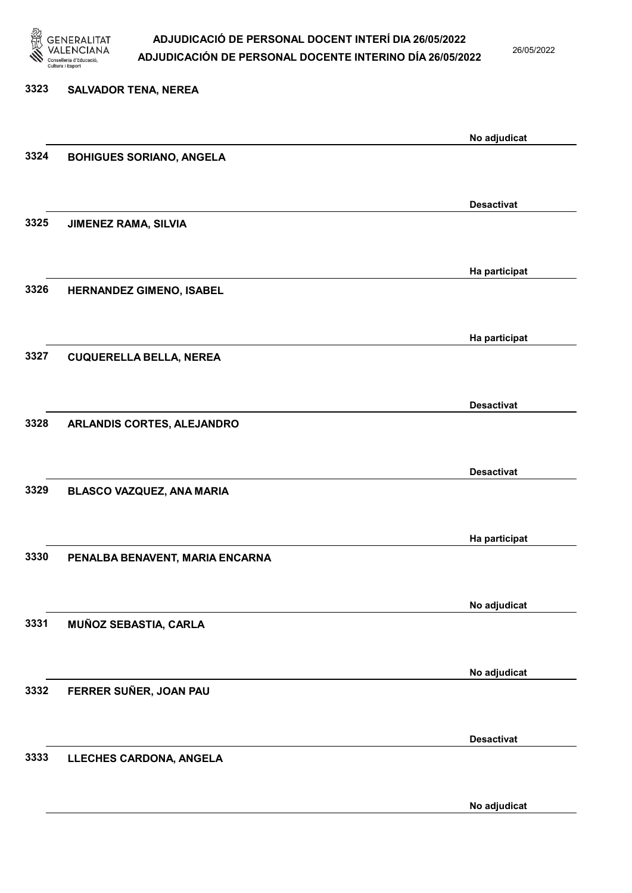| | | |
|---|---|---|
| 3323 | SALVADOR TENA, NEREA | No adjudicat |
| 3324 | BOHIGUES SORIANO, ANGELA | Desactivat |
| 3325 | JIMENEZ RAMA, SILVIA | Ha participat |
| 3326 | HERNANDEZ GIMENO, ISABEL | Ha participat |
| 3327 | CUQUERELLA BELLA, NEREA | Desactivat |
| 3328 | ARLANDIS CORTES, ALEJANDRO | Desactivat |
| 3329 | BLASCO VAZQUEZ, ANA MARIA | Ha participat |
| 3330 | PENALBA BENAVENT, MARIA ENCARNA | No adjudicat |
| 3331 | MUÑOZ SEBASTIA, CARLA | No adjudicat |
| 3332 | FERRER SUÑER, JOAN PAU | Desactivat |
| 3333 | LLECHES CARDONA, ANGELA | No adjudicat |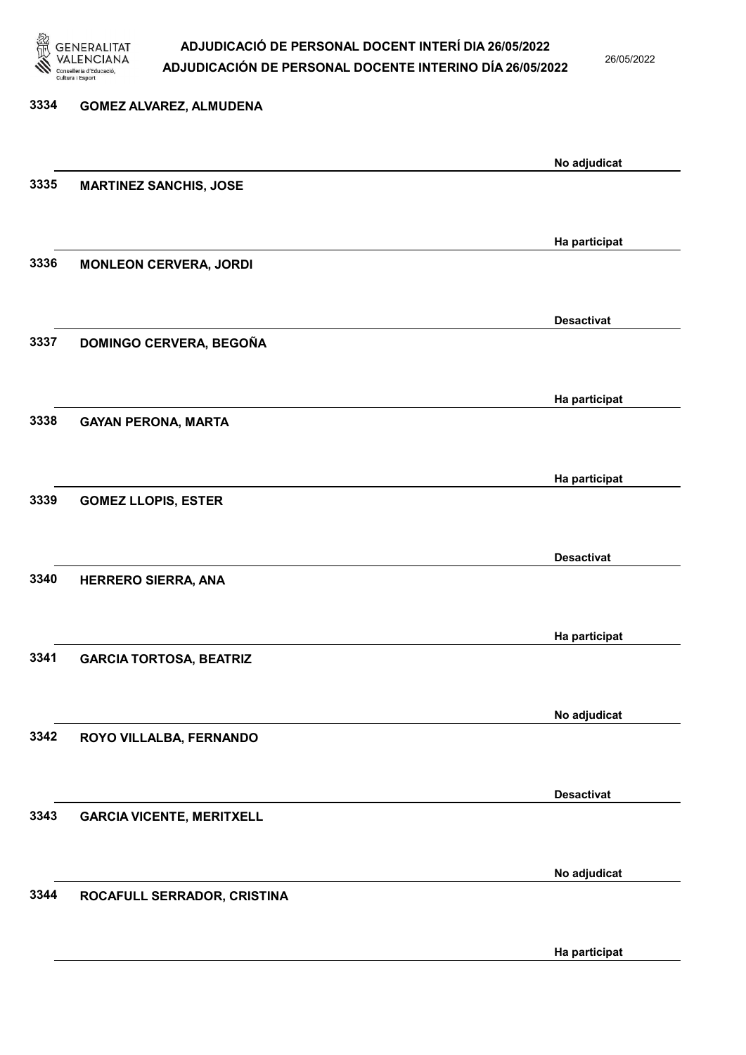| Núm. | Nom | Estat |
| --- | --- | --- |
| 3334 | GOMEZ ALVAREZ, ALMUDENA | No adjudicat |
| 3335 | MARTINEZ SANCHIS, JOSE | Ha participat |
| 3336 | MONLEON CERVERA, JORDI | Desactivat |
| 3337 | DOMINGO CERVERA, BEGOÑA | Ha participat |
| 3338 | GAYAN PERONA, MARTA | Ha participat |
| 3339 | GOMEZ LLOPIS, ESTER | Desactivat |
| 3340 | HERRERO SIERRA, ANA | Ha participat |
| 3341 | GARCIA TORTOSA, BEATRIZ | No adjudicat |
| 3342 | ROYO VILLALBA, FERNANDO | Desactivat |
| 3343 | GARCIA VICENTE, MERITXELL | No adjudicat |
| 3344 | ROCAFULL SERRADOR, CRISTINA | Ha participat |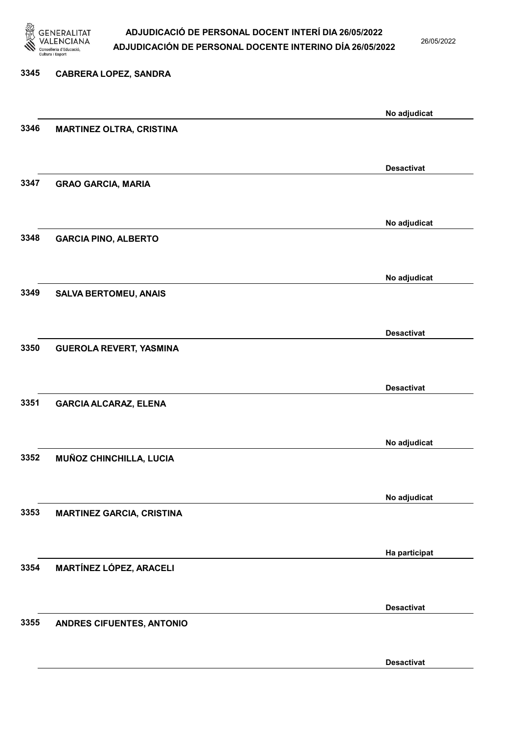3345 CABRERA LOPEZ, SANDRA

No adjudicat

3346 MARTINEZ OLTRA, CRISTINA

Desactivat

3347 GRAO GARCIA, MARIA

No adjudicat

3348 GARCIA PINO, ALBERTO

No adjudicat

3349 SALVA BERTOMEU, ANAIS

Desactivat

3350 GUEROLA REVERT, YASMINA

Desactivat

3351 GARCIA ALCARAZ, ELENA

No adjudicat

3352 MUÑOZ CHINCHILLA, LUCIA

No adjudicat

3353 MARTINEZ GARCIA, CRISTINA

Ha participat

3354 MARTÍNEZ LÓPEZ, ARACELI

Desactivat

3355 ANDRES CIFUENTES, ANTONIO

Desactivat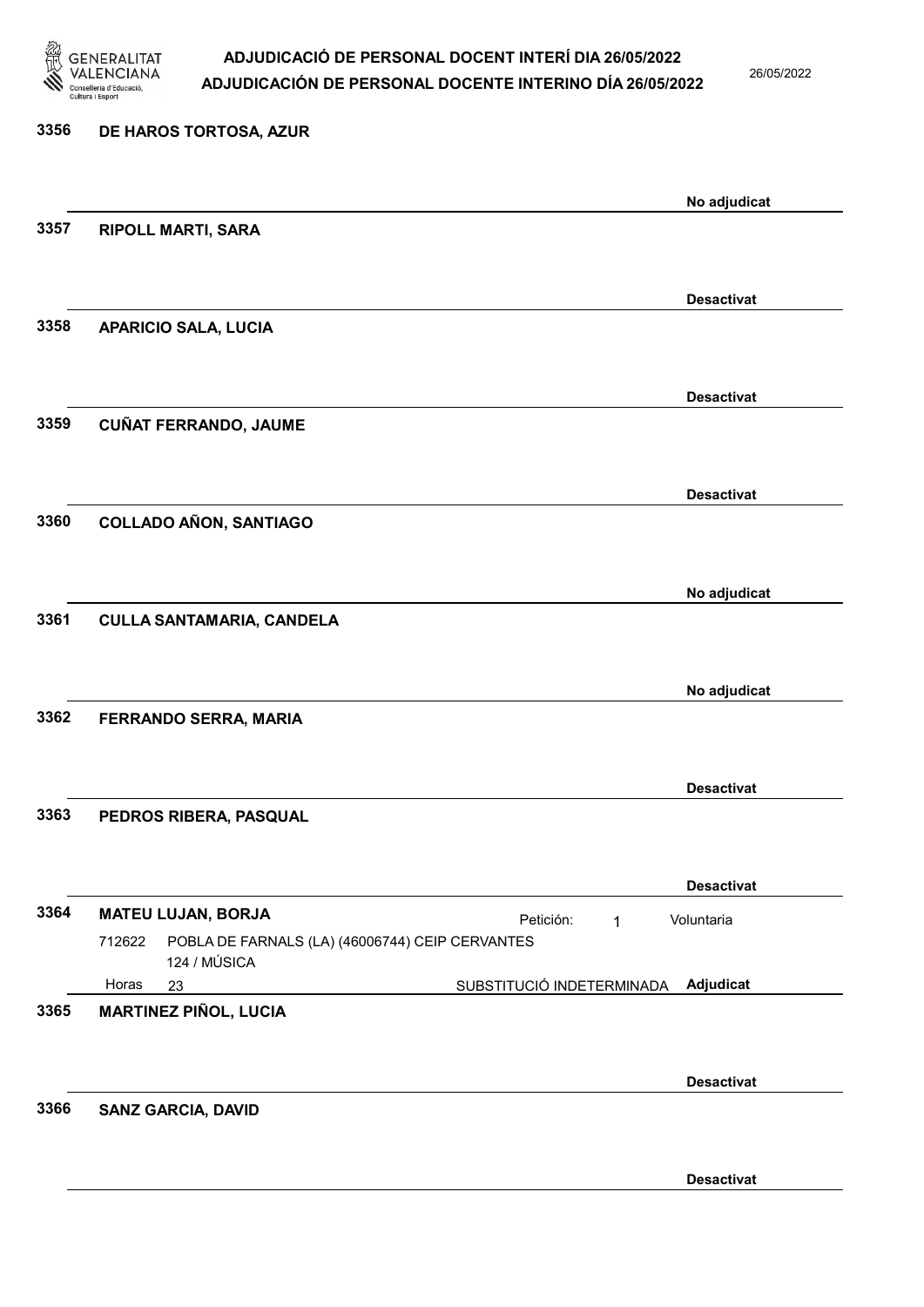3356 **DE HAROS TORTOSA, AZUR**

**No adjudicat**

3357 **RIPOLL MARTI, SARA**

**Desactivat**

3358 **APARICIO SALA, LUCIA**

**Desactivat**

3359 **CUÑAT FERRANDO, JAUME**

**Desactivat**

3360 **COLLADO AÑON, SANTIAGO**

**No adjudicat**

3361 **CULLA SANTAMARIA, CANDELA**

**No adjudicat**

3362 **FERRANDO SERRA, MARIA**

**Desactivat**

3363 **PEDROS RIBERA, PASQUAL**

**Desactivat**

3364 **MATEU LUJAN, BORJA**

Petición: 1 Voluntaria

712622 POBLA DE FARNALS (LA) (46006744) CEIP CERVANTES
124 / MÚSICA

Horas 23 SUBSTITUCIÓ INDETERMINADA **Adjudicat**

3365 **MARTINEZ PIÑOL, LUCIA**

**Desactivat**

3366 **SANZ GARCIA, DAVID**

**Desactivat**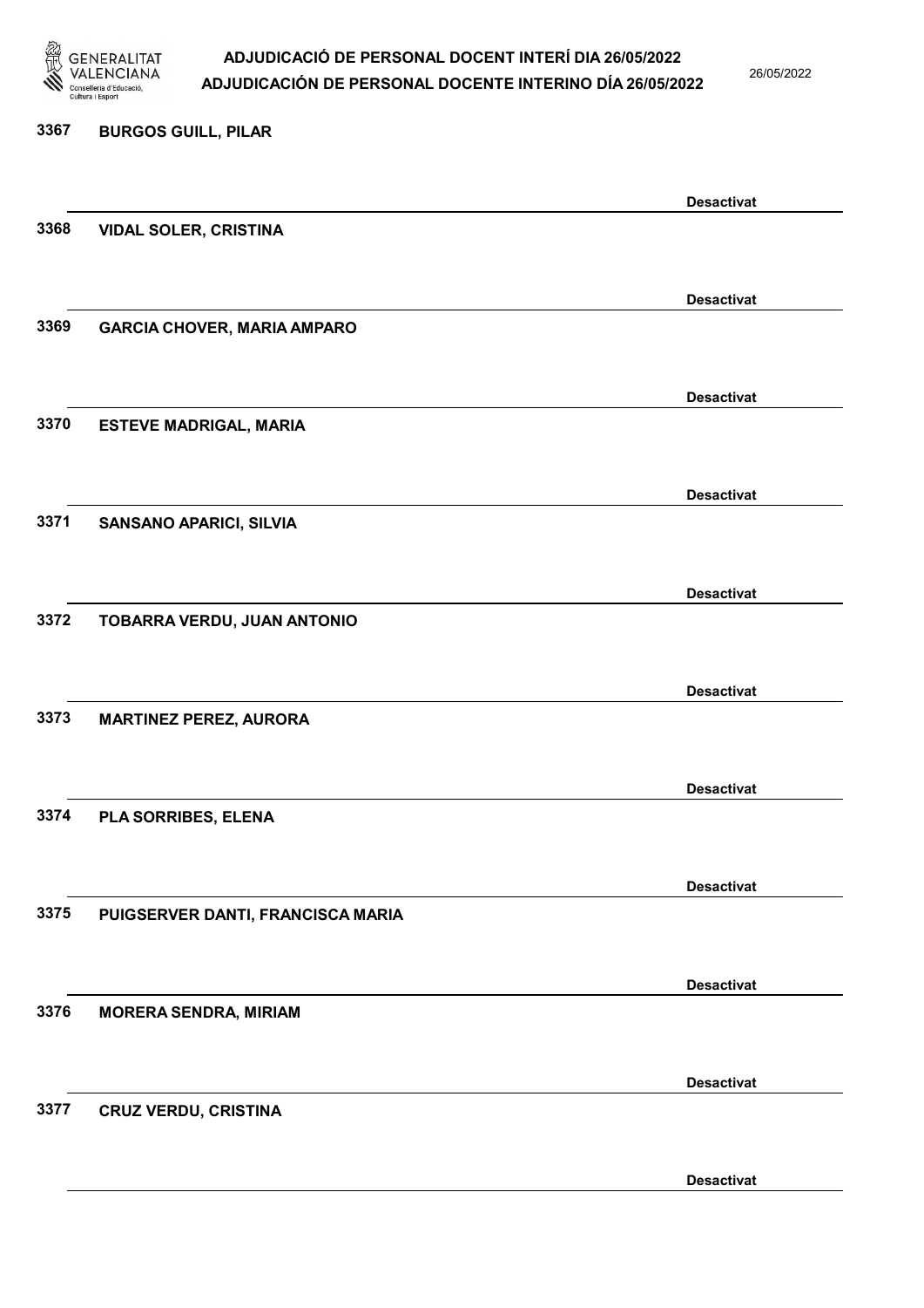3367 **BURGOS GUILL, PILAR**

**Desactivat**

3368 **VIDAL SOLER, CRISTINA**

**Desactivat**

3369 **GARCIA CHOVER, MARIA AMPARO**

**Desactivat**

3370 **ESTEVE MADRIGAL, MARIA**

**Desactivat**

3371 **SANSANO APARICI, SILVIA**

**Desactivat**

3372 **TOBARRA VERDU, JUAN ANTONIO**

**Desactivat**

3373 **MARTINEZ PEREZ, AURORA**

**Desactivat**

3374 **PLA SORRIBES, ELENA**

**Desactivat**

3375 **PUIGSERVER DANTI, FRANCISCA MARIA**

**Desactivat**

3376 **MORERA SENDRA, MIRIAM**

**Desactivat**

3377 **CRUZ VERDU, CRISTINA**

**Desactivat**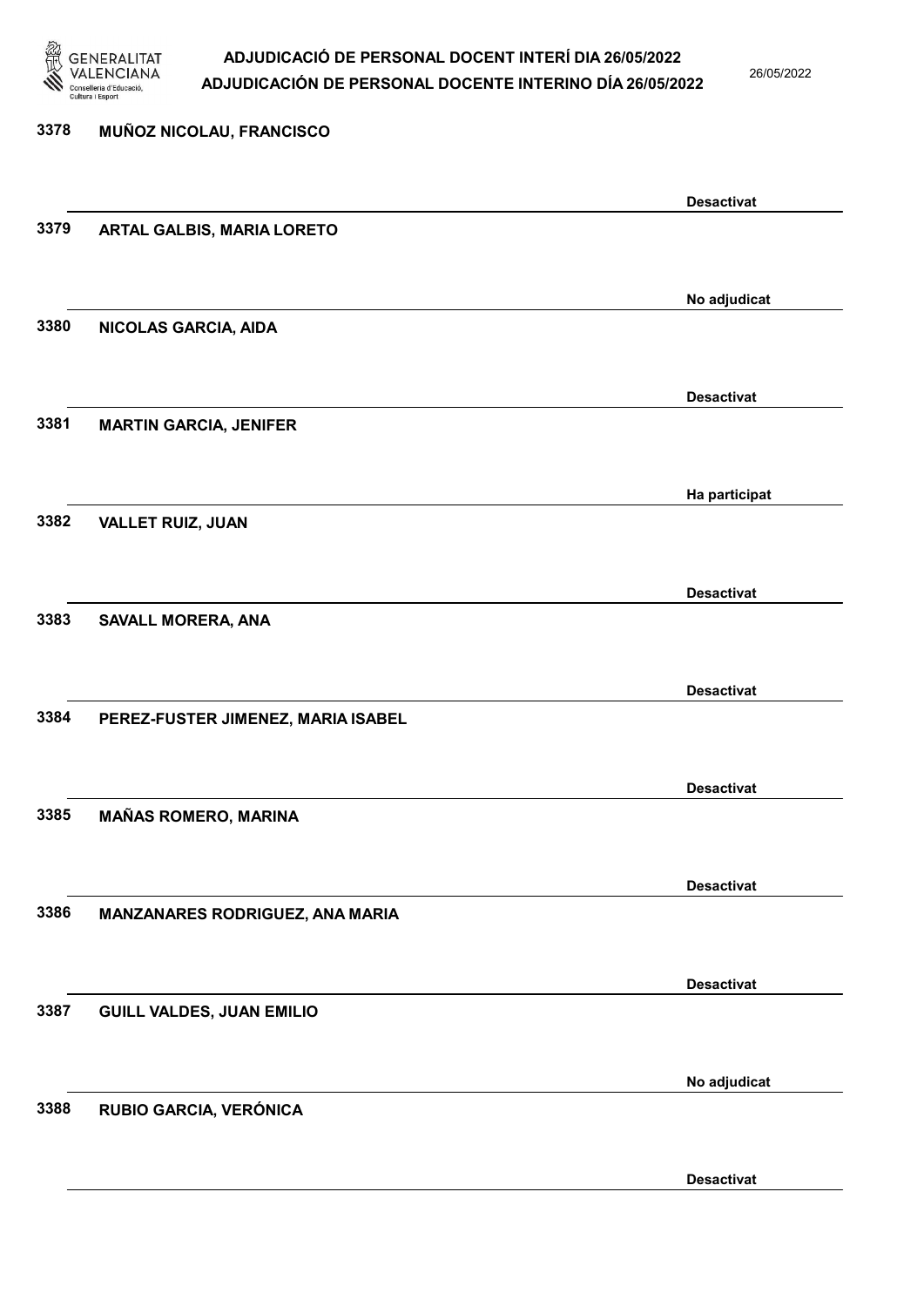| Núm. | Nom | Estat |
|---|---|---|
| 3378 | MUÑOZ NICOLAU, FRANCISCO | Desactivat |
| 3379 | ARTAL GALBIS, MARIA LORETO | No adjudicat |
| 3380 | NICOLAS GARCIA, AIDA | Desactivat |
| 3381 | MARTIN GARCIA, JENIFER | Ha participat |
| 3382 | VALLET RUIZ, JUAN | Desactivat |
| 3383 | SAVALL MORERA, ANA | Desactivat |
| 3384 | PEREZ-FUSTER JIMENEZ, MARIA ISABEL | Desactivat |
| 3385 | MAÑAS ROMERO, MARINA | Desactivat |
| 3386 | MANZANARES RODRIGUEZ, ANA MARIA | Desactivat |
| 3387 | GUILL VALDES, JUAN EMILIO | No adjudicat |
| 3388 | RUBIO GARCIA, VERÓNICA | Desactivat |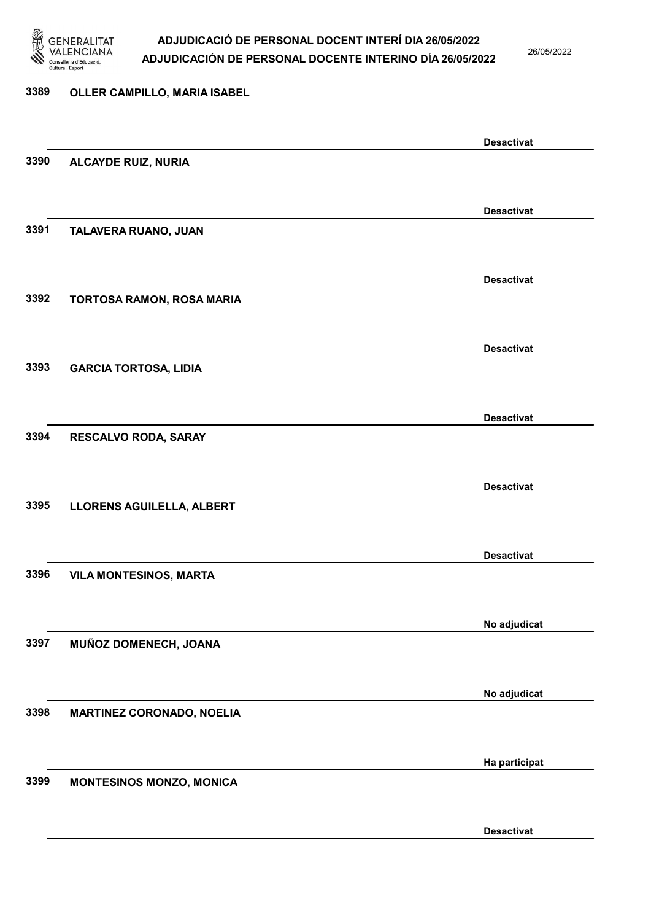3389 OLLER CAMPILLO, MARIA ISABEL

Desactivat

3390 ALCAYDE RUIZ, NURIA

Desactivat

3391 TALAVERA RUANO, JUAN

Desactivat

3392 TORTOSA RAMON, ROSA MARIA

Desactivat

3393 GARCIA TORTOSA, LIDIA

Desactivat

3394 RESCALVO RODA, SARAY

Desactivat

3395 LLORENS AGUILELLA, ALBERT

Desactivat

3396 VILA MONTESINOS, MARTA

No adjudicat

3397 MUÑOZ DOMENECH, JOANA

No adjudicat

3398 MARTINEZ CORONADO, NOELIA

Ha participat

3399 MONTESINOS MONZO, MONICA

Desactivat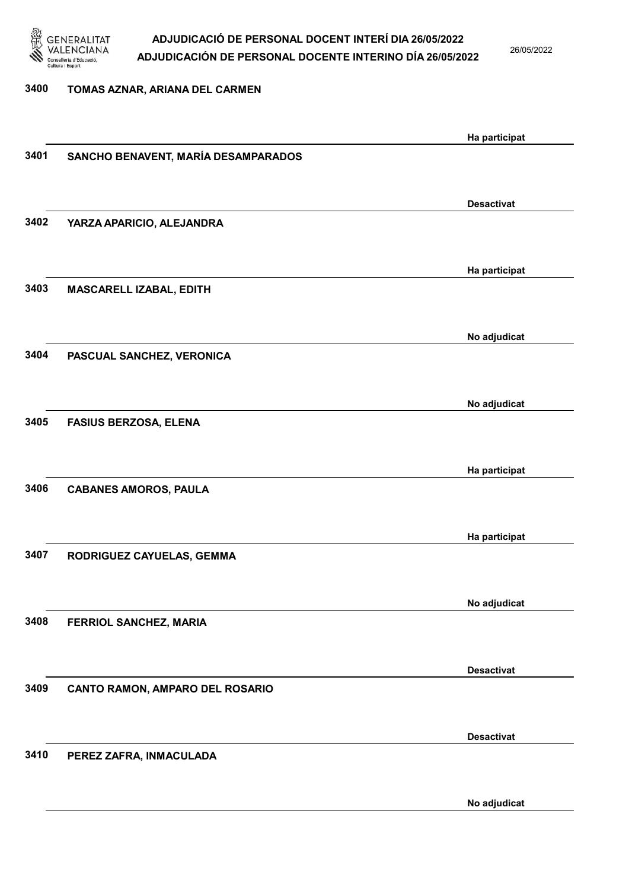| Núm. | Nom | Estat |
|---|---|---|
| 3400 | TOMAS AZNAR, ARIANA DEL CARMEN | Ha participat |
| 3401 | SANCHO BENAVENT, MARÍA DESAMPARADOS | Desactivat |
| 3402 | YARZA APARICIO, ALEJANDRA | Ha participat |
| 3403 | MASCARELL IZABAL, EDITH | No adjudicat |
| 3404 | PASCUAL SANCHEZ, VERONICA | No adjudicat |
| 3405 | FASIUS BERZOSA, ELENA | Ha participat |
| 3406 | CABANES AMOROS, PAULA | Ha participat |
| 3407 | RODRIGUEZ CAYUELAS, GEMMA | No adjudicat |
| 3408 | FERRIOL SANCHEZ, MARIA | Desactivat |
| 3409 | CANTO RAMON, AMPARO DEL ROSARIO | Desactivat |
| 3410 | PEREZ ZAFRA, INMACULADA | No adjudicat |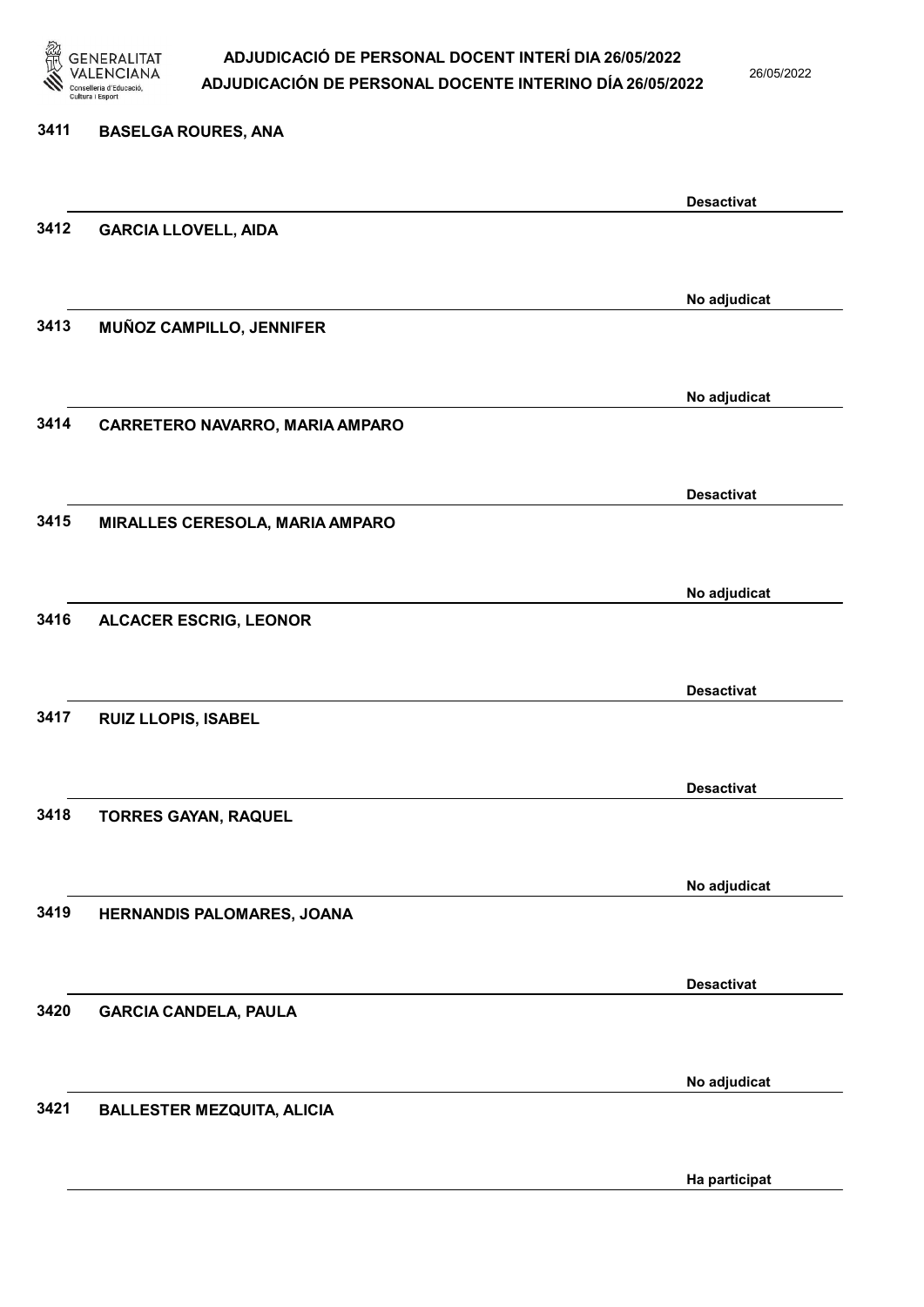| Núm. | Nom | Estat |
|---|---|---|
| 3411 | BASELGA ROURES, ANA | Desactivat |
| 3412 | GARCIA LLOVELL, AIDA | No adjudicat |
| 3413 | MUÑOZ CAMPILLO, JENNIFER | No adjudicat |
| 3414 | CARRETERO NAVARRO, MARIA AMPARO | Desactivat |
| 3415 | MIRALLES CERESOLA, MARIA AMPARO | No adjudicat |
| 3416 | ALCACER ESCRIG, LEONOR | Desactivat |
| 3417 | RUIZ LLOPIS, ISABEL | Desactivat |
| 3418 | TORRES GAYAN, RAQUEL | No adjudicat |
| 3419 | HERNANDIS PALOMARES, JOANA | Desactivat |
| 3420 | GARCIA CANDELA, PAULA | No adjudicat |
| 3421 | BALLESTER MEZQUITA, ALICIA | Ha participat |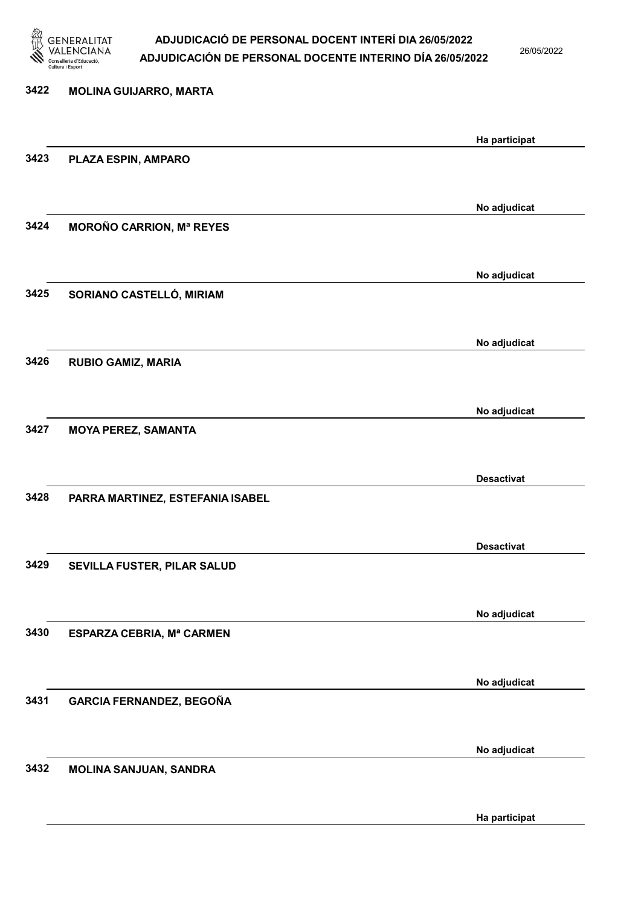| | | |
|---|---|---|
| 3422 | MOLINA GUIJARRO, MARTA | Ha participat |
| 3423 | PLAZA ESPIN, AMPARO | No adjudicat |
| 3424 | MOROÑO CARRION, Mª REYES | No adjudicat |
| 3425 | SORIANO CASTELLÓ, MIRIAM | No adjudicat |
| 3426 | RUBIO GAMIZ, MARIA | No adjudicat |
| 3427 | MOYA PEREZ, SAMANTA | Desactivat |
| 3428 | PARRA MARTINEZ, ESTEFANIA ISABEL | Desactivat |
| 3429 | SEVILLA FUSTER, PILAR SALUD | No adjudicat |
| 3430 | ESPARZA CEBRIA, Mª CARMEN | No adjudicat |
| 3431 | GARCIA FERNANDEZ, BEGOÑA | No adjudicat |
| 3432 | MOLINA SANJUAN, SANDRA | Ha participat |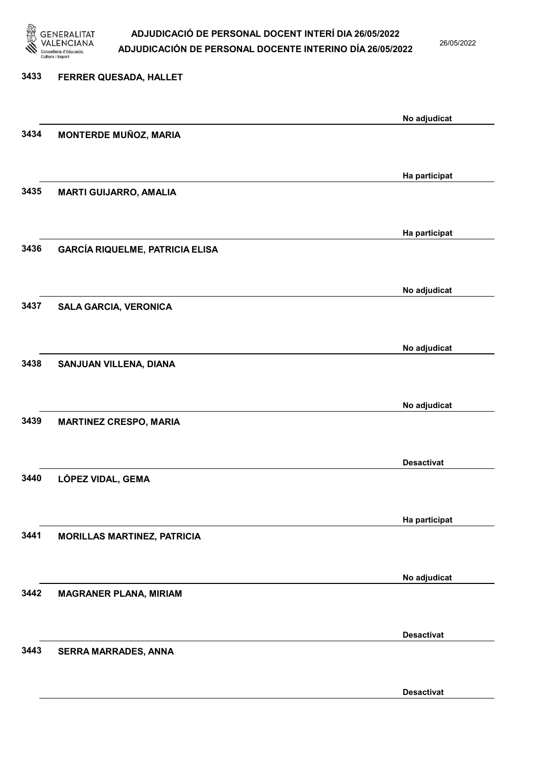| | | |
|---|---|---|
| 3433 | FERRER QUESADA, HALLET | No adjudicat |
| 3434 | MONTERDE MUÑOZ, MARIA | Ha participat |
| 3435 | MARTI GUIJARRO, AMALIA | Ha participat |
| 3436 | GARCÍA RIQUELME, PATRICIA ELISA | No adjudicat |
| 3437 | SALA GARCIA, VERONICA | No adjudicat |
| 3438 | SANJUAN VILLENA, DIANA | No adjudicat |
| 3439 | MARTINEZ CRESPO, MARIA | Desactivat |
| 3440 | LÓPEZ VIDAL, GEMA | Ha participat |
| 3441 | MORILLAS MARTINEZ, PATRICIA | No adjudicat |
| 3442 | MAGRANER PLANA, MIRIAM | Desactivat |
| 3443 | SERRA MARRADES, ANNA | Desactivat |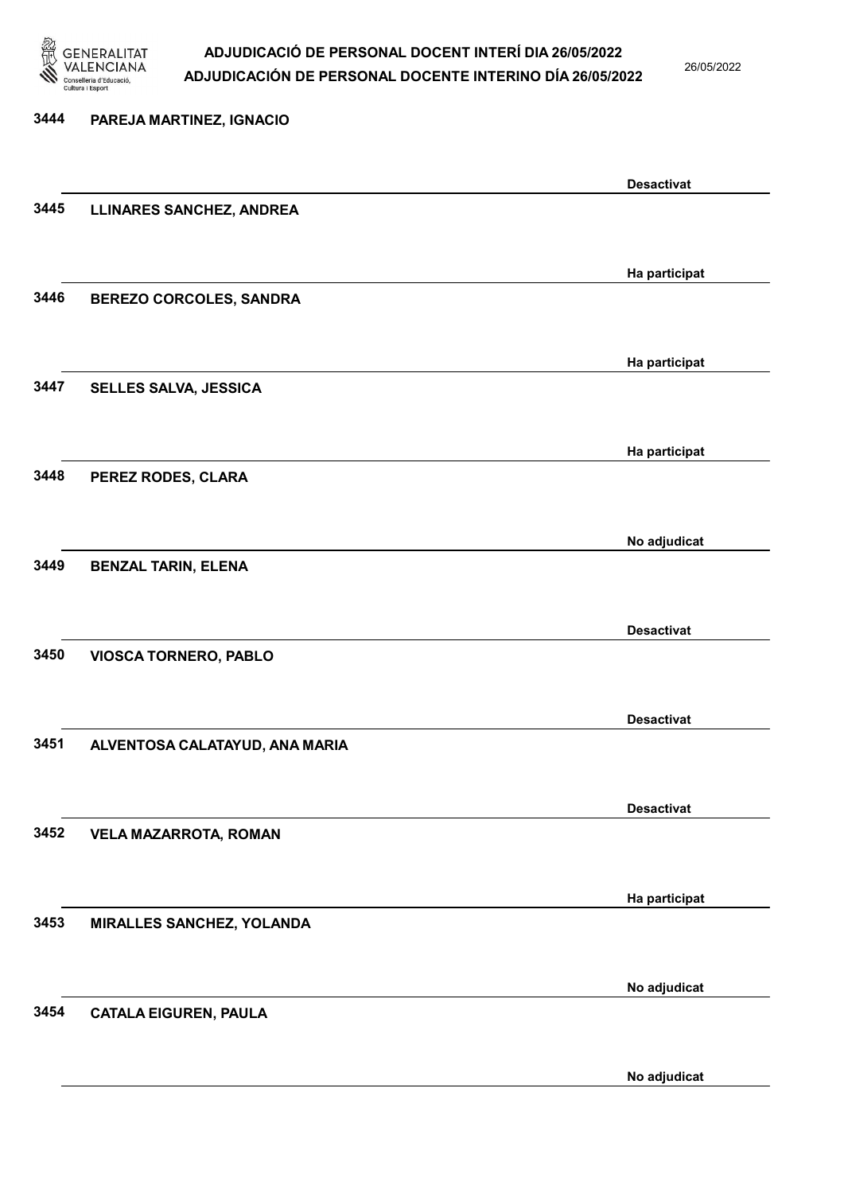| | | |
|---|---|---|
| 3444 | PAREJA MARTINEZ, IGNACIO | Desactivat |
| 3445 | LLINARES SANCHEZ, ANDREA | Ha participat |
| 3446 | BEREZO CORCOLES, SANDRA | Ha participat |
| 3447 | SELLES SALVA, JESSICA | Ha participat |
| 3448 | PEREZ RODES, CLARA | No adjudicat |
| 3449 | BENZAL TARIN, ELENA | Desactivat |
| 3450 | VIOSCA TORNERO, PABLO | Desactivat |
| 3451 | ALVENTOSA CALATAYUD, ANA MARIA | Desactivat |
| 3452 | VELA MAZARROTA, ROMAN | Ha participat |
| 3453 | MIRALLES SANCHEZ, YOLANDA | No adjudicat |
| 3454 | CATALA EIGUREN, PAULA | No adjudicat |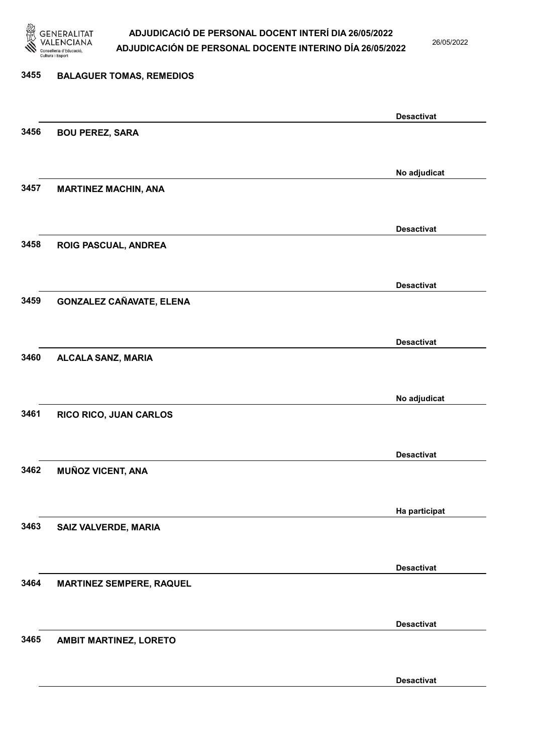# ADJUDICACIÓ DE PERSONAL DOCENT INTERÍ DIA 26/05/2022
# ADJUDICACIÓN DE PERSONAL DOCENTE INTERINO DÍA 26/05/2022

26/05/2022

| Núm. | Nom | Estat |
|---|---|---|
| 3455 | BALAGUER TOMAS, REMEDIOS | Desactivat |
| 3456 | BOU PEREZ, SARA | No adjudicat |
| 3457 | MARTINEZ MACHIN, ANA | Desactivat |
| 3458 | ROIG PASCUAL, ANDREA | Desactivat |
| 3459 | GONZALEZ CAÑAVATE, ELENA | Desactivat |
| 3460 | ALCALA SANZ, MARIA | No adjudicat |
| 3461 | RICO RICO, JUAN CARLOS | Desactivat |
| 3462 | MUÑOZ VICENT, ANA | Ha participat |
| 3463 | SAIZ VALVERDE, MARIA | Desactivat |
| 3464 | MARTINEZ SEMPERE, RAQUEL | Desactivat |
| 3465 | AMBIT MARTINEZ, LORETO | Desactivat |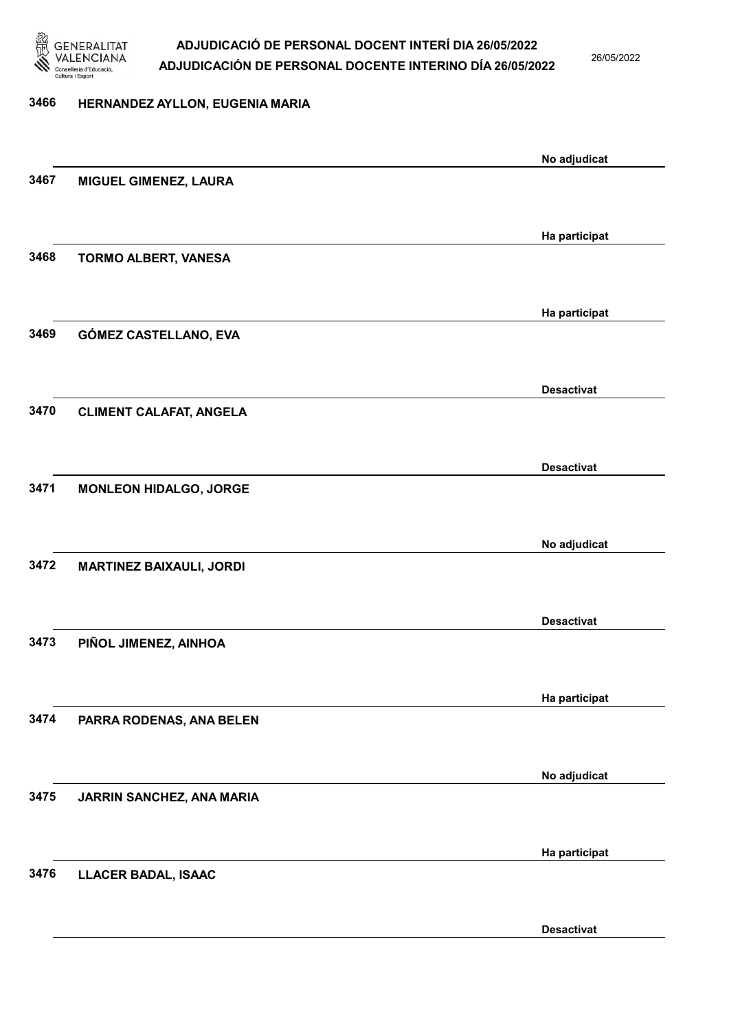3466 HERNANDEZ AYLLON, EUGENIA MARIA

No adjudicat

3467 MIGUEL GIMENEZ, LAURA

Ha participat

3468 TORMO ALBERT, VANESA

Ha participat

3469 GÓMEZ CASTELLANO, EVA

Desactivat

3470 CLIMENT CALAFAT, ANGELA

Desactivat

3471 MONLEON HIDALGO, JORGE

No adjudicat

3472 MARTINEZ BAIXAULI, JORDI

Desactivat

3473 PIÑOL JIMENEZ, AINHOA

Ha participat

3474 PARRA RODENAS, ANA BELEN

No adjudicat

3475 JARRIN SANCHEZ, ANA MARIA

Ha participat

3476 LLACER BADAL, ISAAC

Desactivat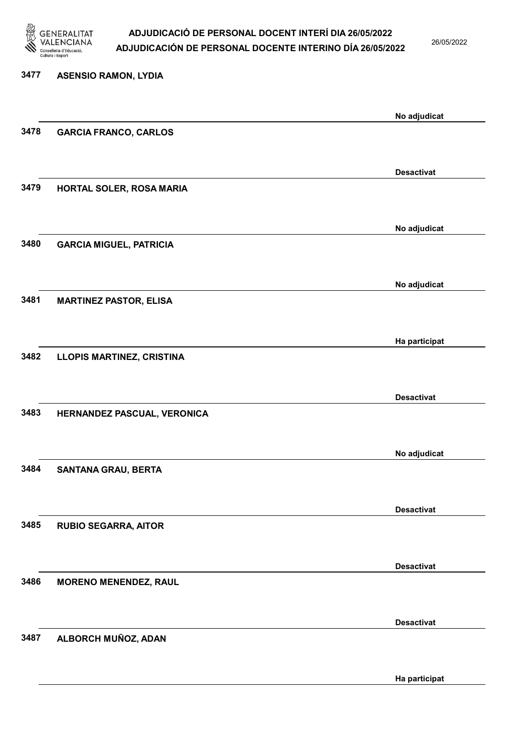| | | |
|---|---|---|
| 3477 | ASENSIO RAMON, LYDIA | No adjudicat |
| 3478 | GARCIA FRANCO, CARLOS | Desactivat |
| 3479 | HORTAL SOLER, ROSA MARIA | No adjudicat |
| 3480 | GARCIA MIGUEL, PATRICIA | No adjudicat |
| 3481 | MARTINEZ PASTOR, ELISA | Ha participat |
| 3482 | LLOPIS MARTINEZ, CRISTINA | Desactivat |
| 3483 | HERNANDEZ PASCUAL, VERONICA | No adjudicat |
| 3484 | SANTANA GRAU, BERTA | Desactivat |
| 3485 | RUBIO SEGARRA, AITOR | Desactivat |
| 3486 | MORENO MENENDEZ, RAUL | Desactivat |
| 3487 | ALBORCH MUÑOZ, ADAN | Ha participat |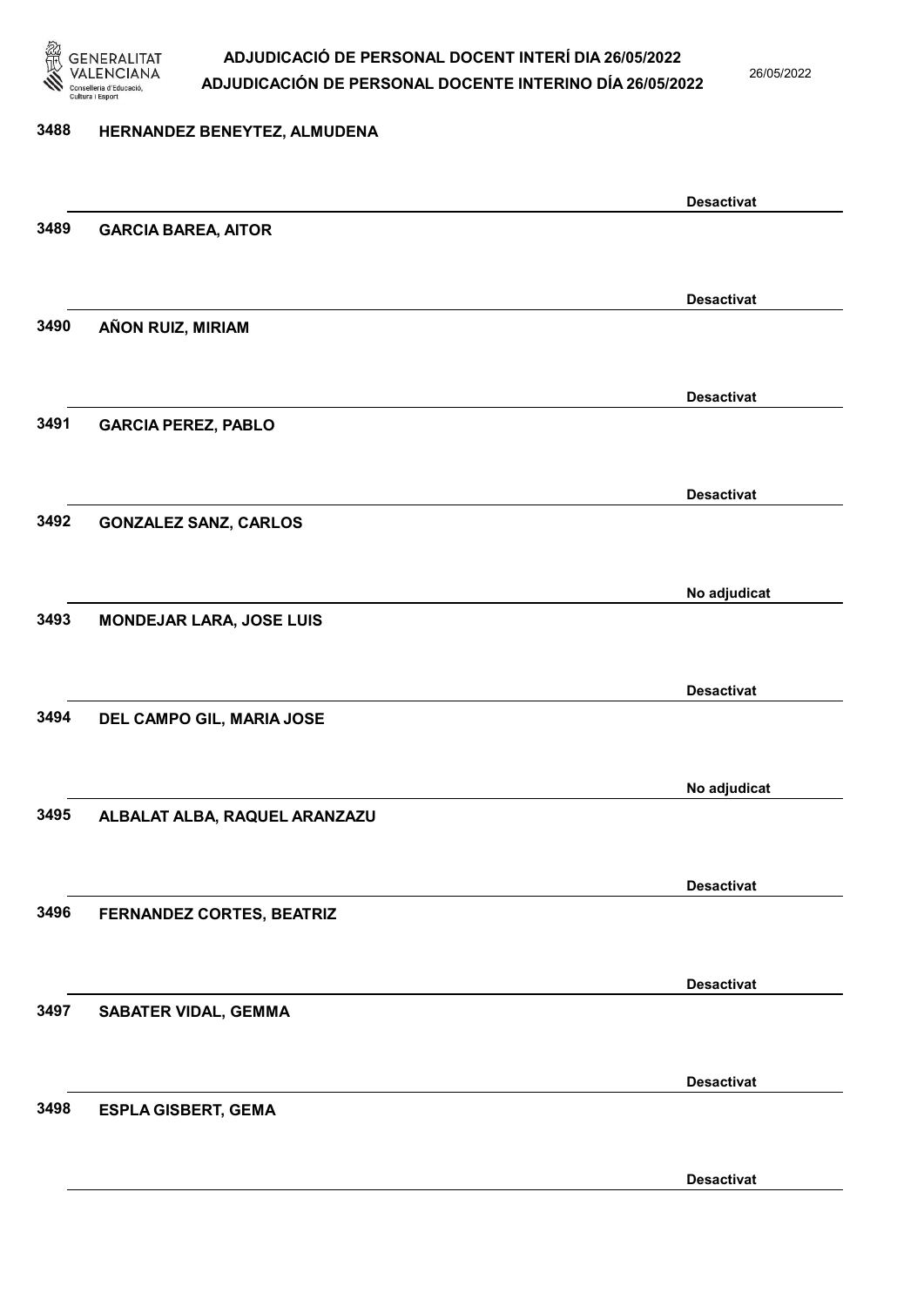3488 HERNANDEZ BENEYTEZ, ALMUDENA

Desactivat

3489 GARCIA BAREA, AITOR

Desactivat

3490 AÑON RUIZ, MIRIAM

Desactivat

3491 GARCIA PEREZ, PABLO

Desactivat

3492 GONZALEZ SANZ, CARLOS

No adjudicat

3493 MONDEJAR LARA, JOSE LUIS

Desactivat

3494 DEL CAMPO GIL, MARIA JOSE

No adjudicat

3495 ALBALAT ALBA, RAQUEL ARANZAZU

Desactivat

3496 FERNANDEZ CORTES, BEATRIZ

Desactivat

3497 SABATER VIDAL, GEMMA

Desactivat

3498 ESPLA GISBERT, GEMA

Desactivat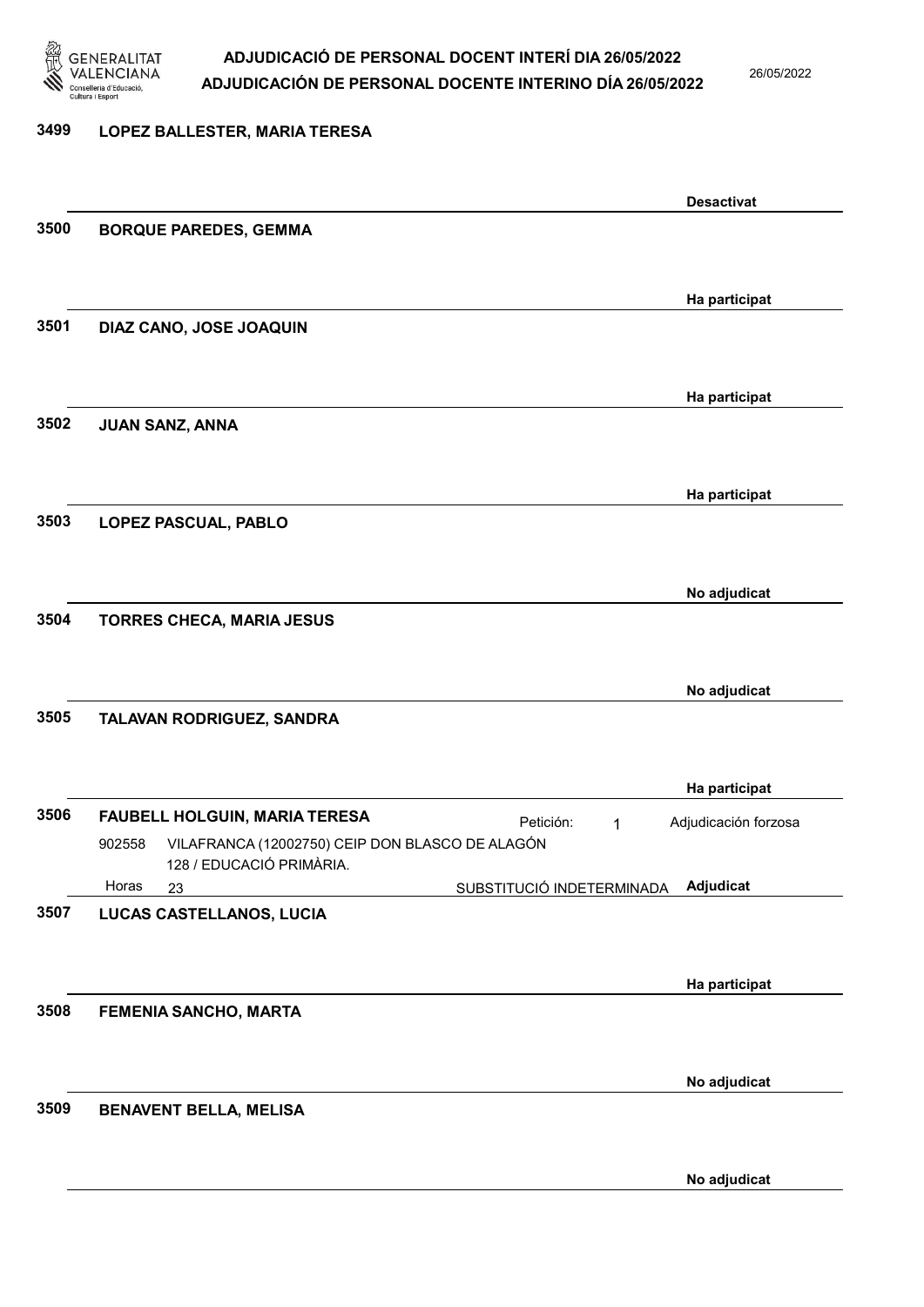3499 **LOPEZ BALLESTER, MARIA TERESA**

**Desactivat**

3500 **BORQUE PAREDES, GEMMA**

**Ha participat**

3501 **DIAZ CANO, JOSE JOAQUIN**

**Ha participat**

3502 **JUAN SANZ, ANNA**

**Ha participat**

3503 **LOPEZ PASCUAL, PABLO**

**No adjudicat**

3504 **TORRES CHECA, MARIA JESUS**

**No adjudicat**

3505 **TALAVAN RODRIGUEZ, SANDRA**

**Ha participat**

3506 **FAUBELL HOLGUIN, MARIA TERESA** Petición: 1 Adjudicación forzosa

902558 VILAFRANCA (12002750) CEIP DON BLASCO DE ALAGÓN 128 / EDUCACIÓ PRIMÀRIA.

Horas 23 SUBSTITUCIÓ INDETERMINADA **Adjudicat**

3507 **LUCAS CASTELLANOS, LUCIA**

**Ha participat**

3508 **FEMENIA SANCHO, MARTA**

**No adjudicat**

3509 **BENAVENT BELLA, MELISA**

**No adjudicat**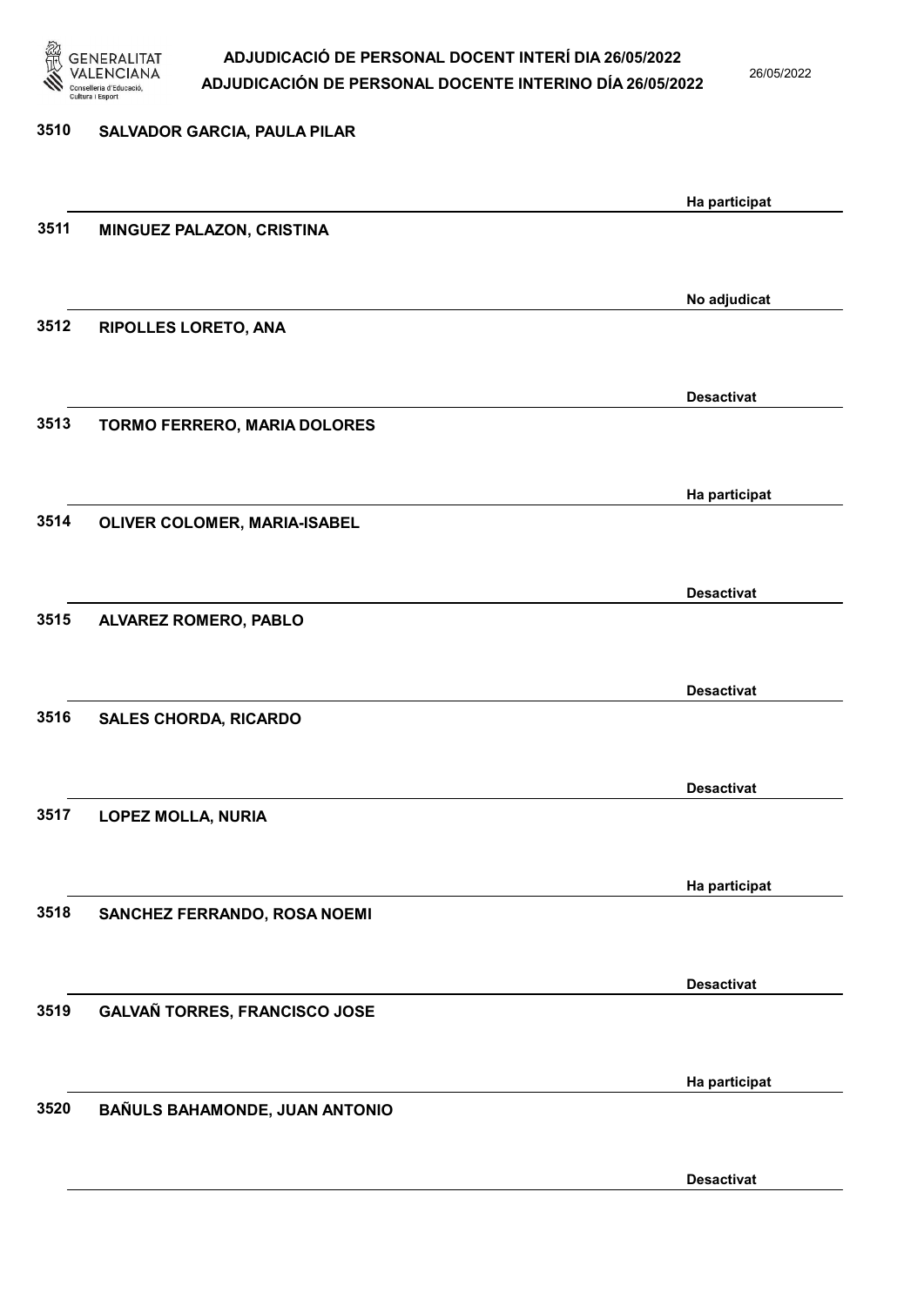| Núm. | Nom | Estat |
|---|---|---|
| 3510 | SALVADOR GARCIA, PAULA PILAR | Ha participat |
| 3511 | MINGUEZ PALAZON, CRISTINA | No adjudicat |
| 3512 | RIPOLLES LORETO, ANA | Desactivat |
| 3513 | TORMO FERRERO, MARIA DOLORES | Ha participat |
| 3514 | OLIVER COLOMER, MARIA-ISABEL | Desactivat |
| 3515 | ALVAREZ ROMERO, PABLO | Desactivat |
| 3516 | SALES CHORDA, RICARDO | Desactivat |
| 3517 | LOPEZ MOLLA, NURIA | Ha participat |
| 3518 | SANCHEZ FERRANDO, ROSA NOEMI | Desactivat |
| 3519 | GALVAÑ TORRES, FRANCISCO JOSE | Ha participat |
| 3520 | BAÑULS BAHAMONDE, JUAN ANTONIO | Desactivat |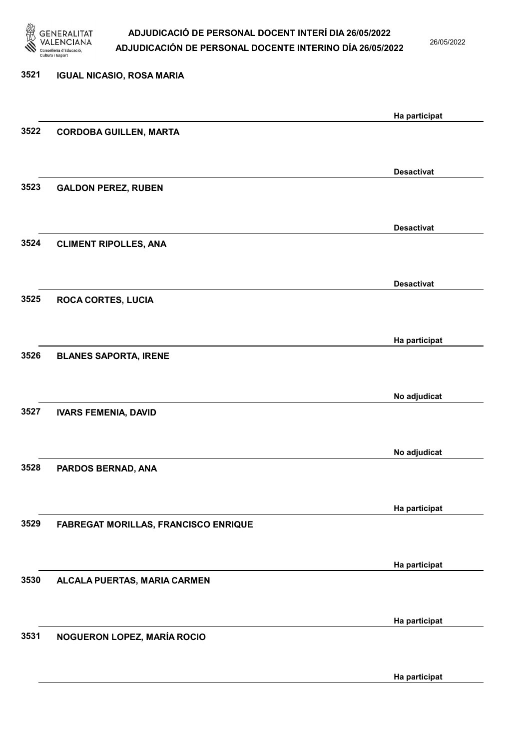| Nº | Nom | Estat |
|---|---|---|
| 3521 | IGUAL NICASIO, ROSA MARIA | Ha participat |
| 3522 | CORDOBA GUILLEN, MARTA | Desactivat |
| 3523 | GALDON PEREZ, RUBEN | Desactivat |
| 3524 | CLIMENT RIPOLLES, ANA | Desactivat |
| 3525 | ROCA CORTES, LUCIA | Ha participat |
| 3526 | BLANES SAPORTA, IRENE | No adjudicat |
| 3527 | IVARS FEMENIA, DAVID | No adjudicat |
| 3528 | PARDOS BERNAD, ANA | Ha participat |
| 3529 | FABREGAT MORILLAS, FRANCISCO ENRIQUE | Ha participat |
| 3530 | ALCALA PUERTAS, MARIA CARMEN | Ha participat |
| 3531 | NOGUERON LOPEZ, MARÍA ROCIO | Ha participat |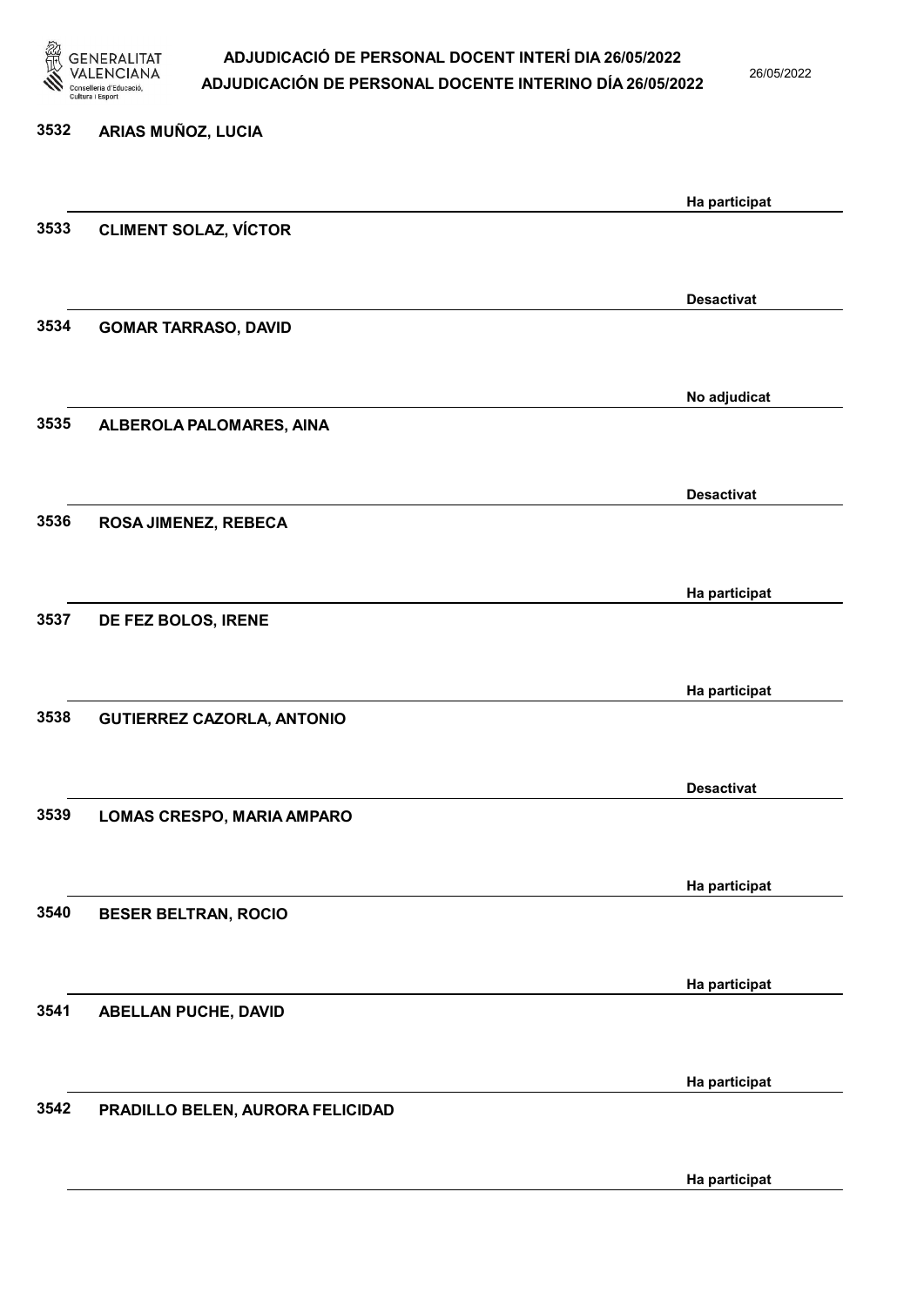| Núm. | Nom | Estat |
|---|---|---|
| 3532 | ARIAS MUÑOZ, LUCIA | Ha participat |
| 3533 | CLIMENT SOLAZ, VÍCTOR | Desactivat |
| 3534 | GOMAR TARRASO, DAVID | No adjudicat |
| 3535 | ALBEROLA PALOMARES, AINA | Desactivat |
| 3536 | ROSA JIMENEZ, REBECA | Ha participat |
| 3537 | DE FEZ BOLOS, IRENE | Ha participat |
| 3538 | GUTIERREZ CAZORLA, ANTONIO | Desactivat |
| 3539 | LOMAS CRESPO, MARIA AMPARO | Ha participat |
| 3540 | BESER BELTRAN, ROCIO | Ha participat |
| 3541 | ABELLAN PUCHE, DAVID | Ha participat |
| 3542 | PRADILLO BELEN, AURORA FELICIDAD | Ha participat |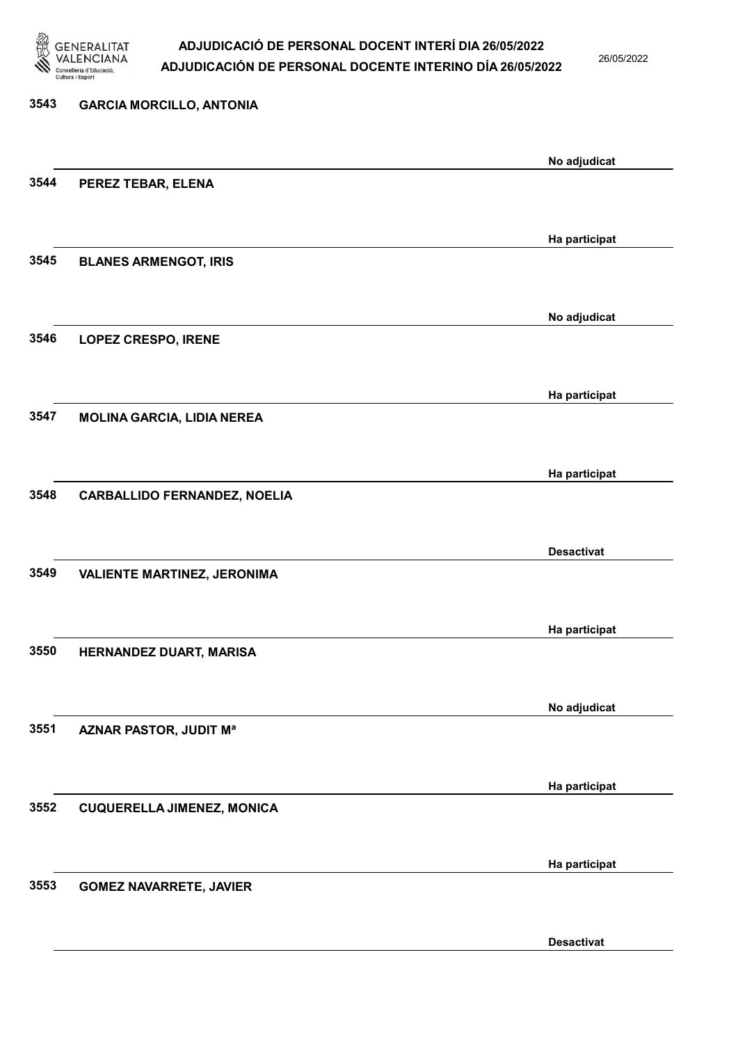| Núm. | Nom | Estat |
|---|---|---|
| 3543 | GARCIA MORCILLO, ANTONIA | No adjudicat |
| 3544 | PEREZ TEBAR, ELENA | Ha participat |
| 3545 | BLANES ARMENGOT, IRIS | No adjudicat |
| 3546 | LOPEZ CRESPO, IRENE | Ha participat |
| 3547 | MOLINA GARCIA, LIDIA NEREA | Ha participat |
| 3548 | CARBALLIDO FERNANDEZ, NOELIA | Desactivat |
| 3549 | VALIENTE MARTINEZ, JERONIMA | Ha participat |
| 3550 | HERNANDEZ DUART, MARISA | No adjudicat |
| 3551 | AZNAR PASTOR, JUDIT Mª | Ha participat |
| 3552 | CUQUERELLA JIMENEZ, MONICA | Ha participat |
| 3553 | GOMEZ NAVARRETE, JAVIER | Desactivat |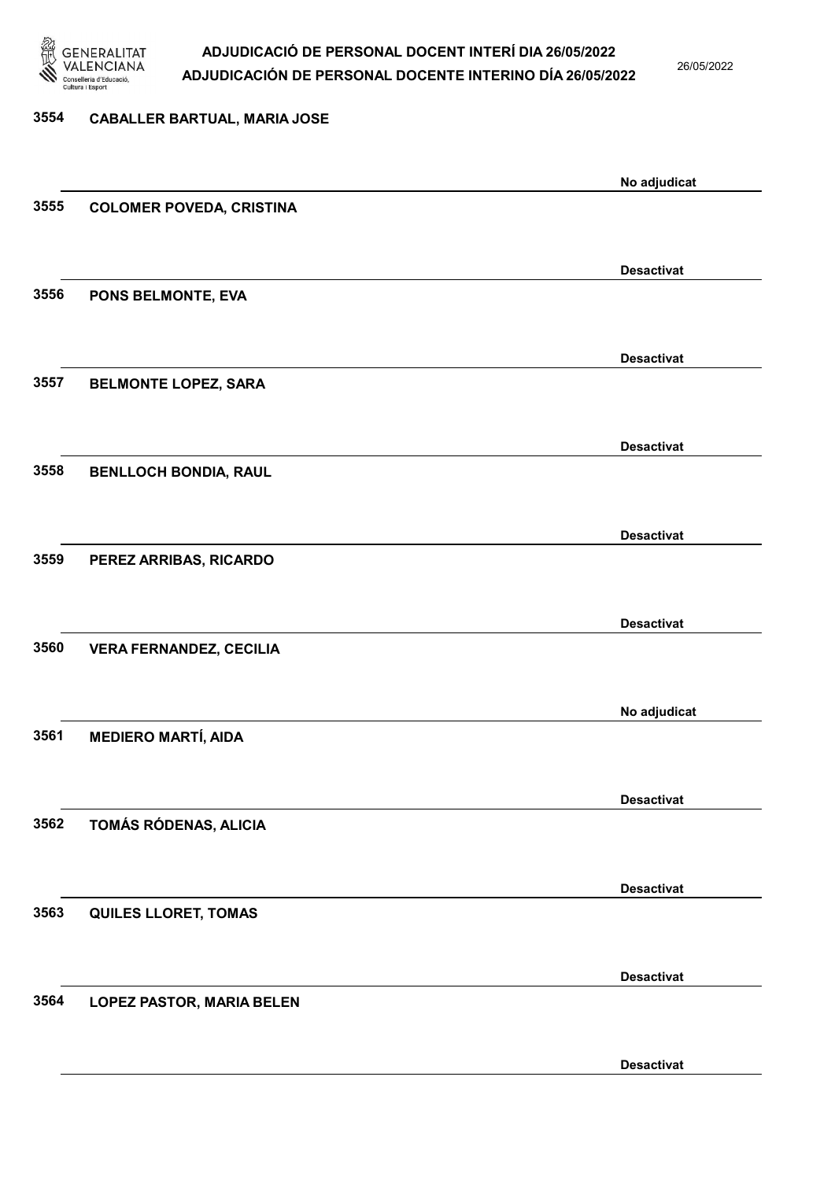3554 CABALLER BARTUAL, MARIA JOSE

No adjudicat

3555 COLOMER POVEDA, CRISTINA

Desactivat

3556 PONS BELMONTE, EVA

Desactivat

3557 BELMONTE LOPEZ, SARA

Desactivat

3558 BENLLOCH BONDIA, RAUL

Desactivat

3559 PEREZ ARRIBAS, RICARDO

Desactivat

3560 VERA FERNANDEZ, CECILIA

No adjudicat

3561 MEDIERO MARTÍ, AIDA

Desactivat

3562 TOMÁS RÓDENAS, ALICIA

Desactivat

3563 QUILES LLORET, TOMAS

Desactivat

3564 LOPEZ PASTOR, MARIA BELEN

Desactivat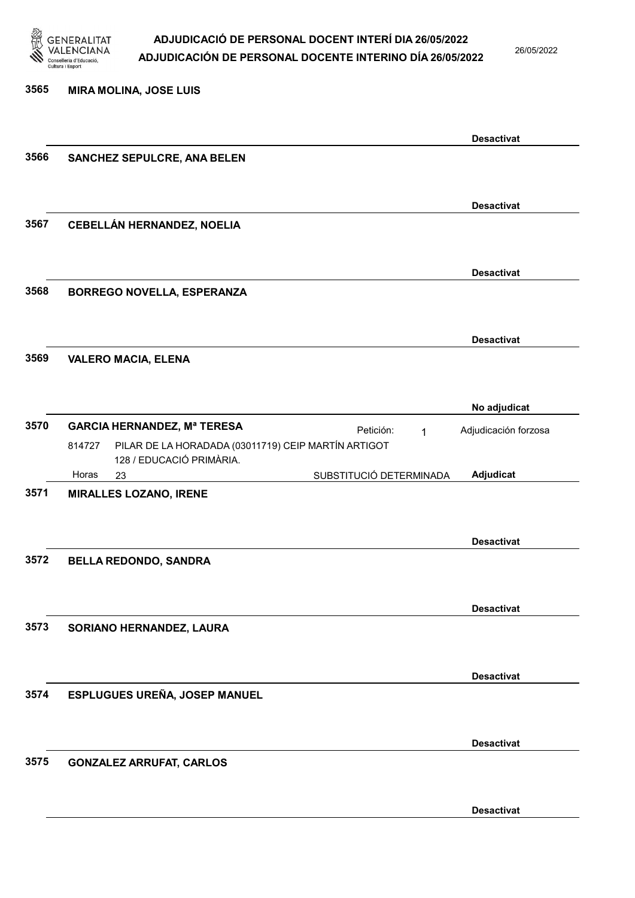3565 **MIRA MOLINA, JOSE LUIS**

**Desactivat**

3566 **SANCHEZ SEPULCRE, ANA BELEN**

**Desactivat**

3567 **CEBELLÁN HERNANDEZ, NOELIA**

**Desactivat**

3568 **BORREGO NOVELLA, ESPERANZA**

**Desactivat**

3569 **VALERO MACIA, ELENA**

**No adjudicat**

3570 **GARCIA HERNANDEZ, Mª TERESA** Petición: 1 Adjudicación forzosa

814727 PILAR DE LA HORADADA (03011719) CEIP MARTÍN ARTIGOT
128 / EDUCACIÓ PRIMÀRIA.
Horas 23 SUBSTITUCIÓ DETERMINADA **Adjudicat**

3571 **MIRALLES LOZANO, IRENE**

**Desactivat**

3572 **BELLA REDONDO, SANDRA**

**Desactivat**

3573 **SORIANO HERNANDEZ, LAURA**

**Desactivat**

3574 **ESPLUGUES UREÑA, JOSEP MANUEL**

**Desactivat**

3575 **GONZALEZ ARRUFAT, CARLOS**

**Desactivat**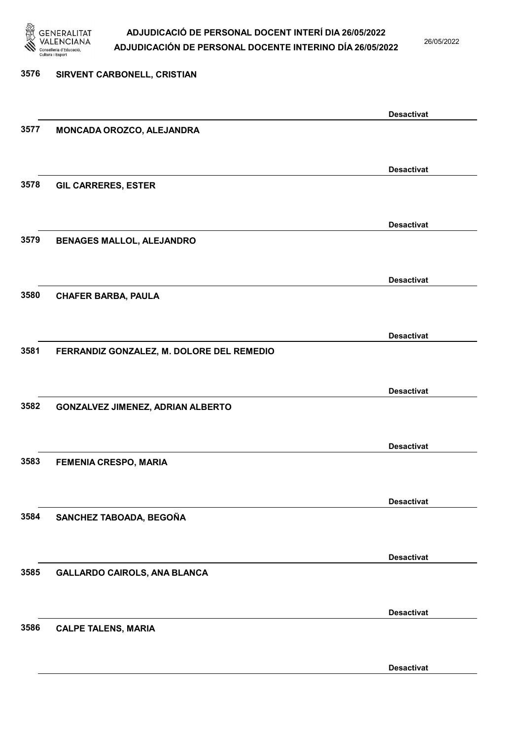3576 SIRVENT CARBONELL, CRISTIAN

Desactivat

3577 MONCADA OROZCO, ALEJANDRA

Desactivat

3578 GIL CARRERES, ESTER

Desactivat

3579 BENAGES MALLOL, ALEJANDRO

Desactivat

3580 CHAFER BARBA, PAULA

Desactivat

3581 FERRANDIZ GONZALEZ, M. DOLORE DEL REMEDIO

Desactivat

3582 GONZALVEZ JIMENEZ, ADRIAN ALBERTO

Desactivat

3583 FEMENIA CRESPO, MARIA

Desactivat

3584 SANCHEZ TABOADA, BEGOÑA

Desactivat

3585 GALLARDO CAIROLS, ANA BLANCA

Desactivat

3586 CALPE TALENS, MARIA

Desactivat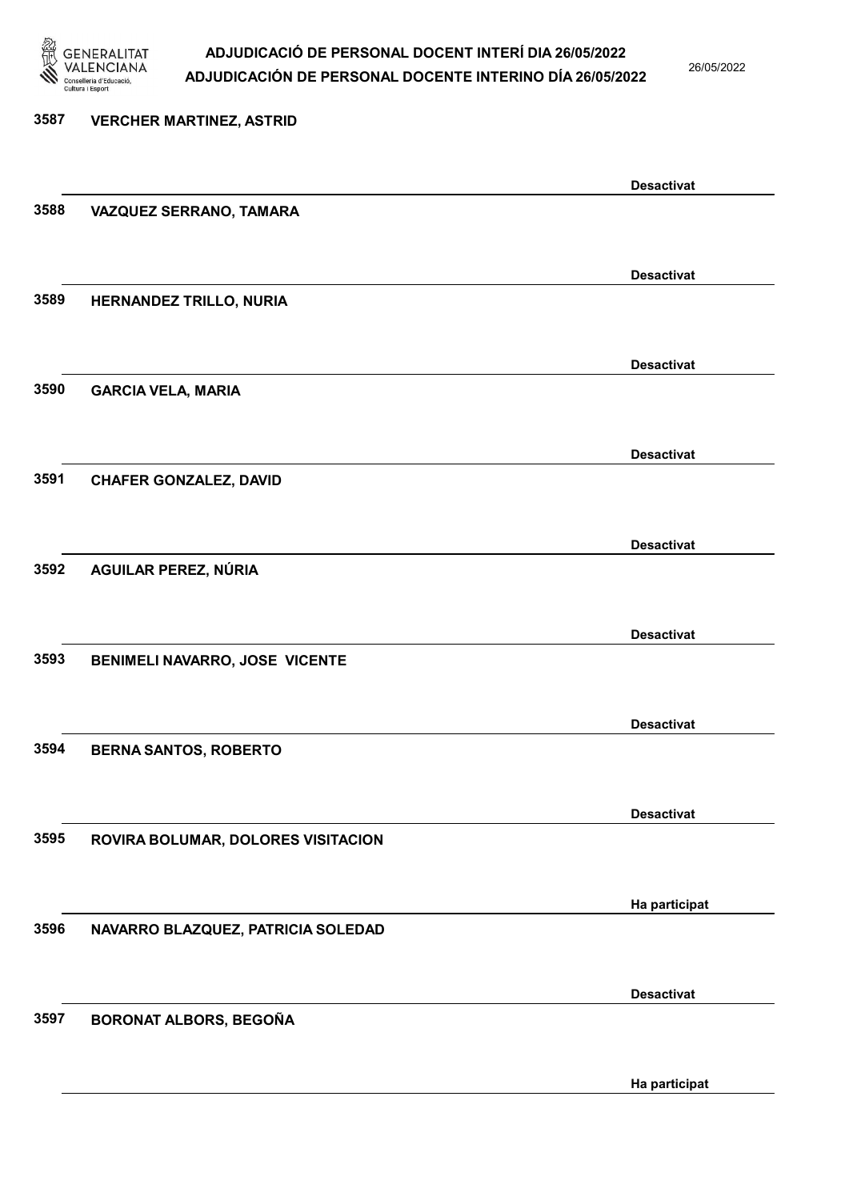| | | |
|---|---|---|
| 3587 | VERCHER MARTINEZ, ASTRID | Desactivat |
| 3588 | VAZQUEZ SERRANO, TAMARA | Desactivat |
| 3589 | HERNANDEZ TRILLO, NURIA | Desactivat |
| 3590 | GARCIA VELA, MARIA | Desactivat |
| 3591 | CHAFER GONZALEZ, DAVID | Desactivat |
| 3592 | AGUILAR PEREZ, NÚRIA | Desactivat |
| 3593 | BENIMELI NAVARRO, JOSE VICENTE | Desactivat |
| 3594 | BERNA SANTOS, ROBERTO | Desactivat |
| 3595 | ROVIRA BOLUMAR, DOLORES VISITACION | Ha participat |
| 3596 | NAVARRO BLAZQUEZ, PATRICIA SOLEDAD | Desactivat |
| 3597 | BORONAT ALBORS, BEGOÑA | Ha participat |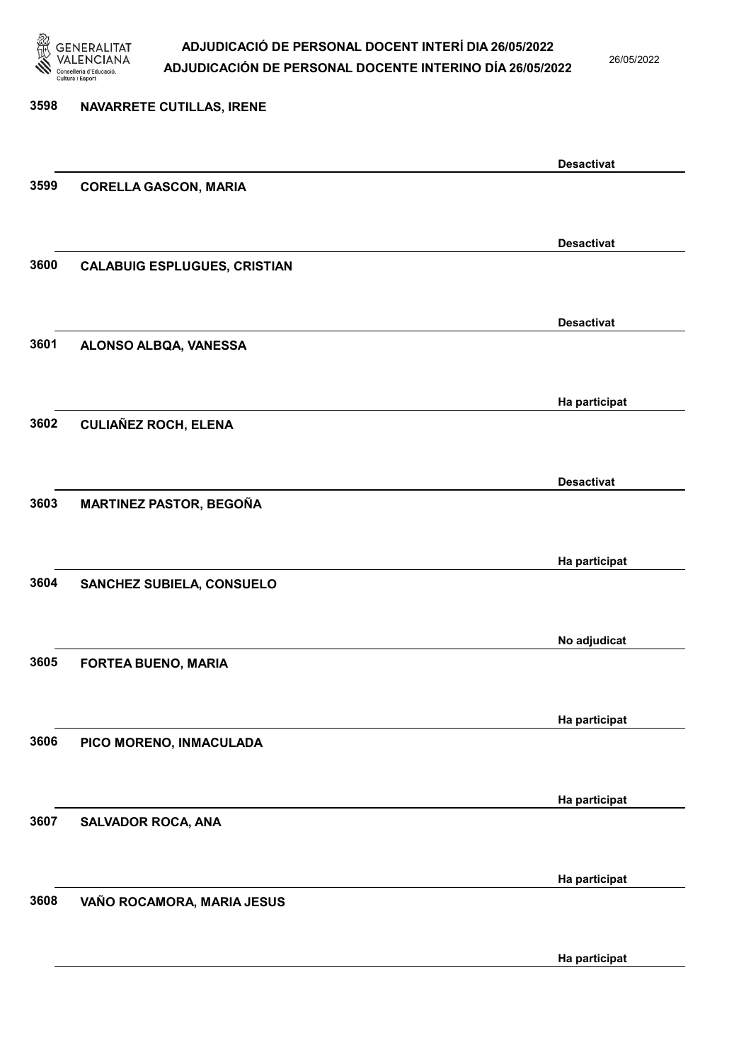| Nº | Nom | Estat |
|---|---|---|
| 3598 | NAVARRETE CUTILLAS, IRENE | Desactivat |
| 3599 | CORELLA GASCON, MARIA | Desactivat |
| 3600 | CALABUIG ESPLUGUES, CRISTIAN | Desactivat |
| 3601 | ALONSO ALBQA, VANESSA | Ha participat |
| 3602 | CULIAÑEZ ROCH, ELENA | Desactivat |
| 3603 | MARTINEZ PASTOR, BEGOÑA | Ha participat |
| 3604 | SANCHEZ SUBIELA, CONSUELO | No adjudicat |
| 3605 | FORTEA BUENO, MARIA | Ha participat |
| 3606 | PICO MORENO, INMACULADA | Ha participat |
| 3607 | SALVADOR ROCA, ANA | Ha participat |
| 3608 | VAÑO ROCAMORA, MARIA JESUS | Ha participat |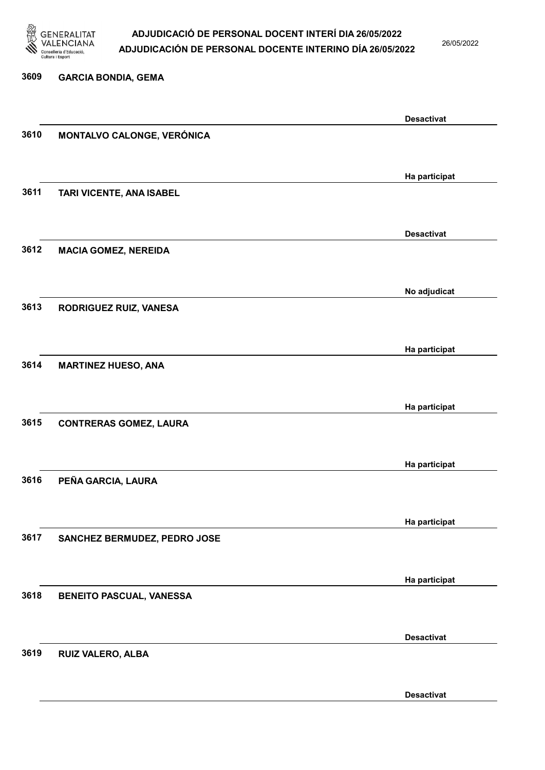| | | |
|---|---|---|
| 3609 | GARCIA BONDIA, GEMA | Desactivat |
| 3610 | MONTALVO CALONGE, VERÓNICA | Ha participat |
| 3611 | TARI VICENTE, ANA ISABEL | Desactivat |
| 3612 | MACIA GOMEZ, NEREIDA | No adjudicat |
| 3613 | RODRIGUEZ RUIZ, VANESA | Ha participat |
| 3614 | MARTINEZ HUESO, ANA | Ha participat |
| 3615 | CONTRERAS GOMEZ, LAURA | Ha participat |
| 3616 | PEÑA GARCIA, LAURA | Ha participat |
| 3617 | SANCHEZ BERMUDEZ, PEDRO JOSE | Ha participat |
| 3618 | BENEITO PASCUAL, VANESSA | Desactivat |
| 3619 | RUIZ VALERO, ALBA | Desactivat |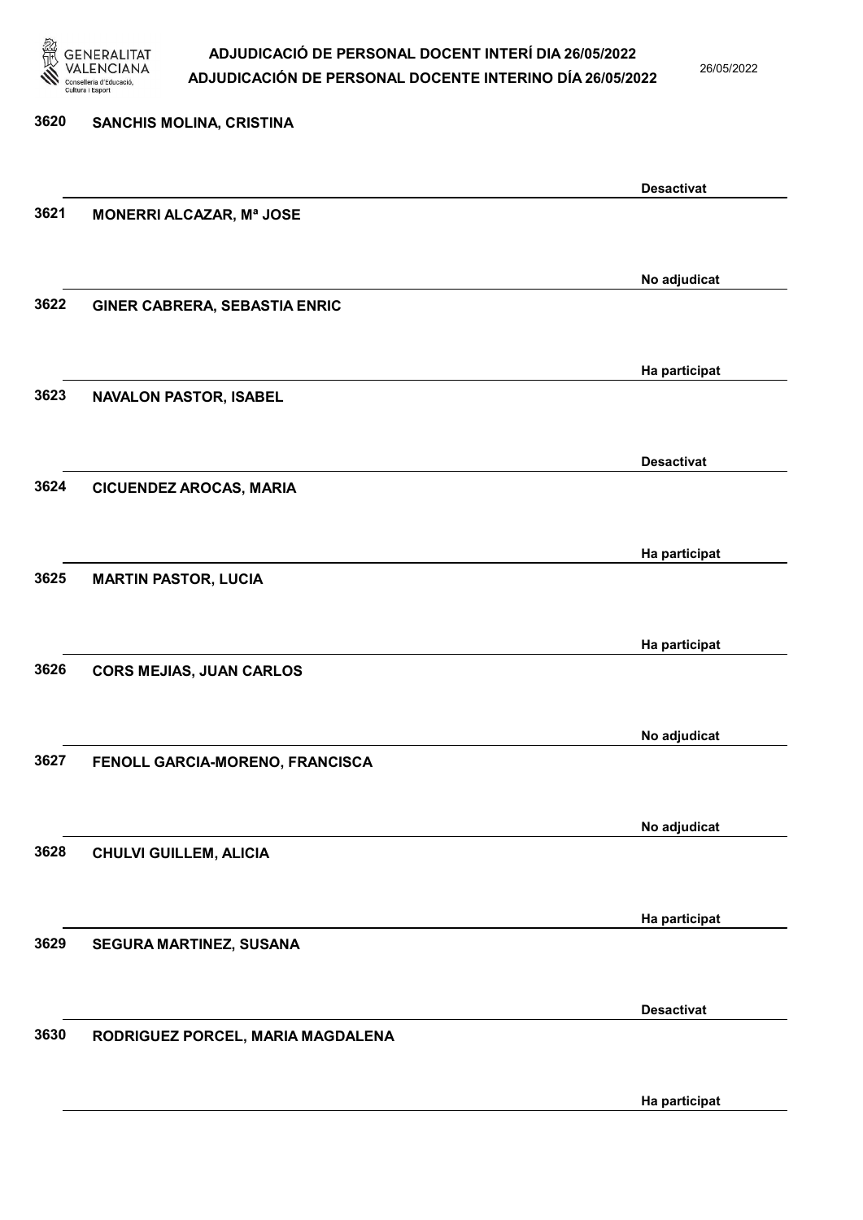| Nº | Nom | Estat |
|---|---|---|
| 3620 | SANCHIS MOLINA, CRISTINA | Desactivat |
| 3621 | MONERRI ALCAZAR, Mª JOSE | No adjudicat |
| 3622 | GINER CABRERA, SEBASTIA ENRIC | Ha participat |
| 3623 | NAVALON PASTOR, ISABEL | Desactivat |
| 3624 | CICUENDEZ AROCAS, MARIA | Ha participat |
| 3625 | MARTIN PASTOR, LUCIA | Ha participat |
| 3626 | CORS MEJIAS, JUAN CARLOS | No adjudicat |
| 3627 | FENOLL GARCIA-MORENO, FRANCISCA | No adjudicat |
| 3628 | CHULVI GUILLEM, ALICIA | Ha participat |
| 3629 | SEGURA MARTINEZ, SUSANA | Desactivat |
| 3630 | RODRIGUEZ PORCEL, MARIA MAGDALENA | Ha participat |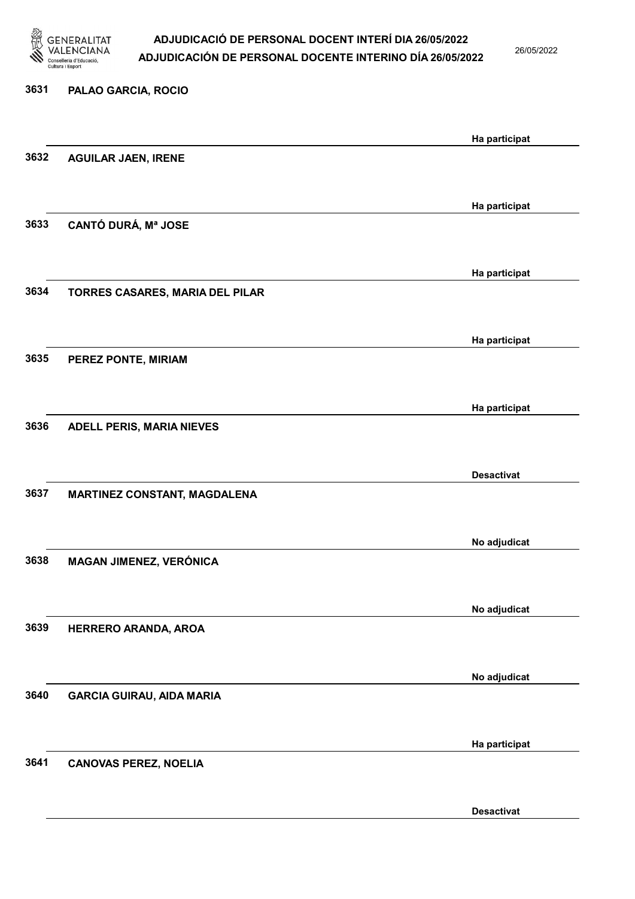| Núm. | Nom | Estat |
|---|---|---|
| 3631 | PALAO GARCIA, ROCIO | Ha participat |
| 3632 | AGUILAR JAEN, IRENE | Ha participat |
| 3633 | CANTÓ DURÁ, Mª JOSE | Ha participat |
| 3634 | TORRES CASARES, MARIA DEL PILAR | Ha participat |
| 3635 | PEREZ PONTE, MIRIAM | Ha participat |
| 3636 | ADELL PERIS, MARIA NIEVES | Desactivat |
| 3637 | MARTINEZ CONSTANT, MAGDALENA | No adjudicat |
| 3638 | MAGAN JIMENEZ, VERÓNICA | No adjudicat |
| 3639 | HERRERO ARANDA, AROA | No adjudicat |
| 3640 | GARCIA GUIRAU, AIDA MARIA | Ha participat |
| 3641 | CANOVAS PEREZ, NOELIA | Desactivat |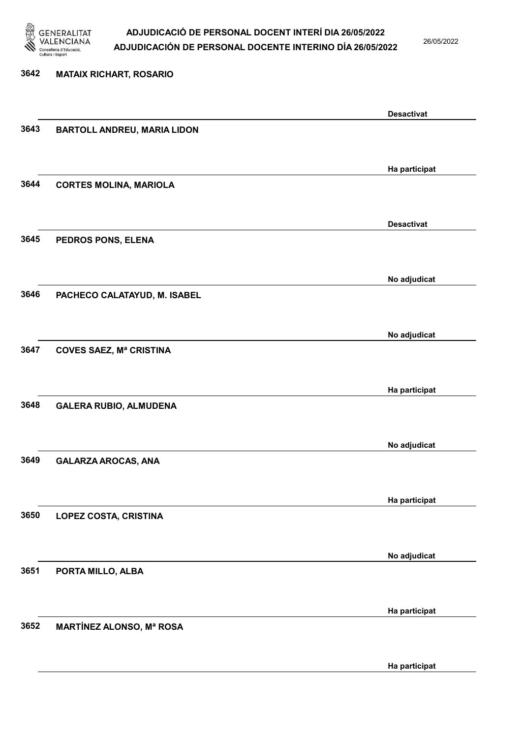| | | |
|---|---|---|
| 3642 | MATAIX RICHART, ROSARIO | Desactivat |
| 3643 | BARTOLL ANDREU, MARIA LIDON | Ha participat |
| 3644 | CORTES MOLINA, MARIOLA | Desactivat |
| 3645 | PEDROS PONS, ELENA | No adjudicat |
| 3646 | PACHECO CALATAYUD, M. ISABEL | No adjudicat |
| 3647 | COVES SAEZ, Mª CRISTINA | Ha participat |
| 3648 | GALERA RUBIO, ALMUDENA | No adjudicat |
| 3649 | GALARZA AROCAS, ANA | Ha participat |
| 3650 | LOPEZ COSTA, CRISTINA | No adjudicat |
| 3651 | PORTA MILLO, ALBA | Ha participat |
| 3652 | MARTÍNEZ ALONSO, Mª ROSA | Ha participat |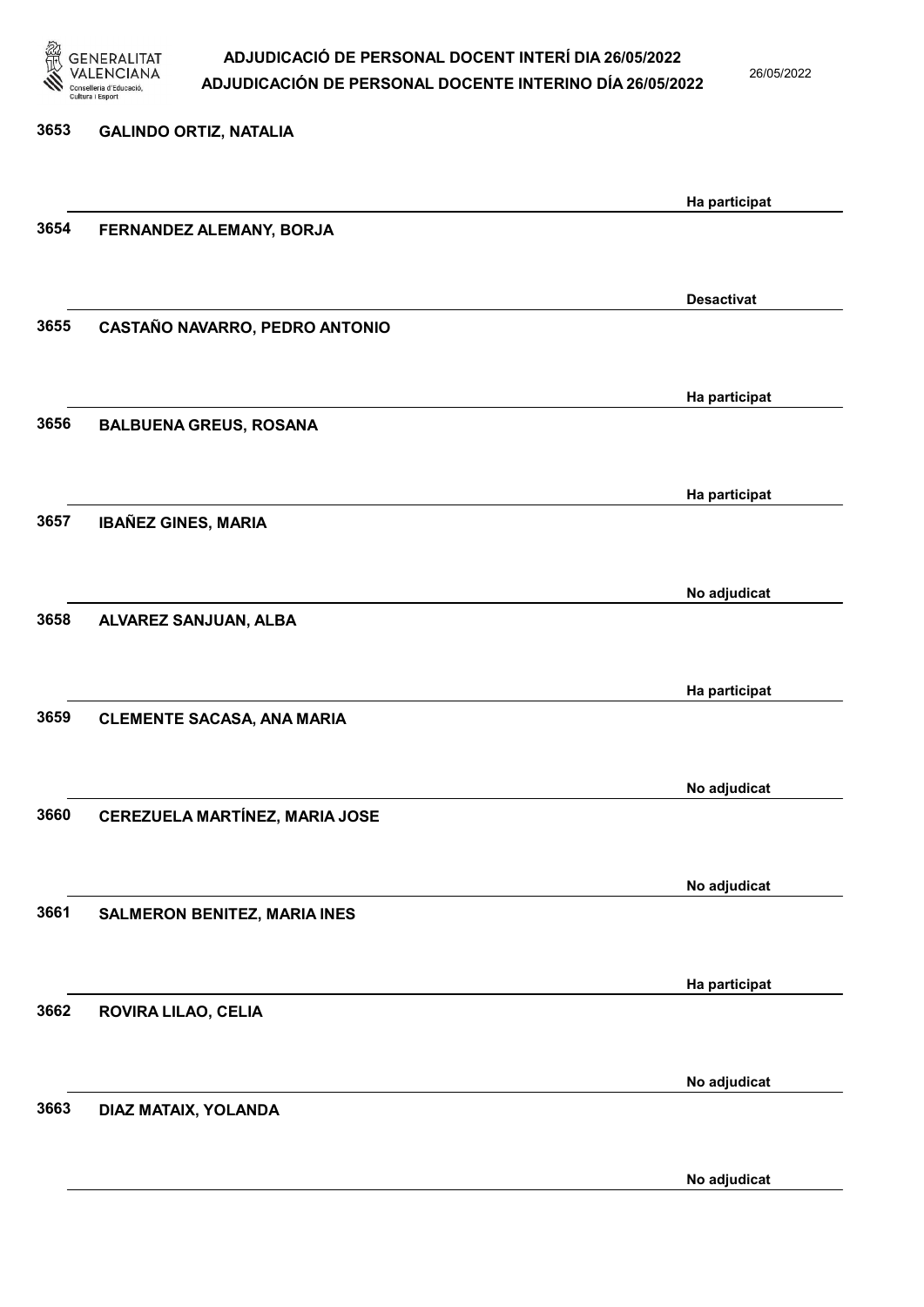| | | |
|---|---|---|
| 3653 | GALINDO ORTIZ, NATALIA | Ha participat |
| 3654 | FERNANDEZ ALEMANY, BORJA | Desactivat |
| 3655 | CASTAÑO NAVARRO, PEDRO ANTONIO | Ha participat |
| 3656 | BALBUENA GREUS, ROSANA | Ha participat |
| 3657 | IBAÑEZ GINES, MARIA | No adjudicat |
| 3658 | ALVAREZ SANJUAN, ALBA | Ha participat |
| 3659 | CLEMENTE SACASA, ANA MARIA | No adjudicat |
| 3660 | CEREZUELA MARTÍNEZ, MARIA JOSE | No adjudicat |
| 3661 | SALMERON BENITEZ, MARIA INES | Ha participat |
| 3662 | ROVIRA LILAO, CELIA | No adjudicat |
| 3663 | DIAZ MATAIX, YOLANDA | No adjudicat |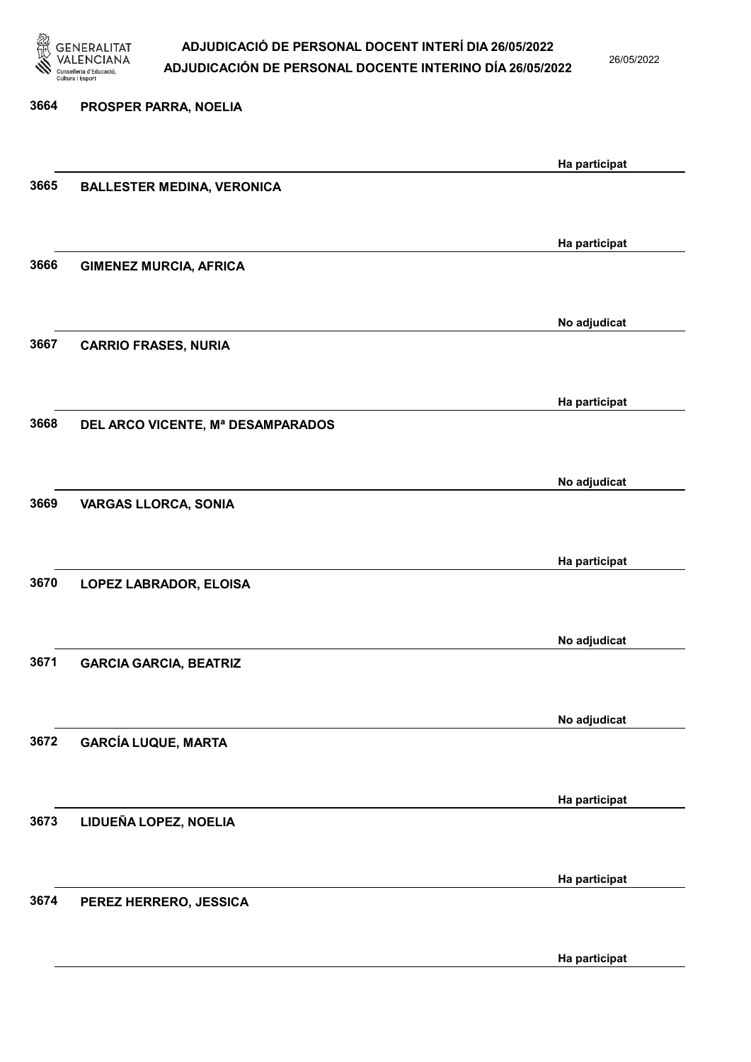| Núm. | Nom | Estat |
|---|---|---|
| 3664 | PROSPER PARRA, NOELIA | Ha participat |
| 3665 | BALLESTER MEDINA, VERONICA | Ha participat |
| 3666 | GIMENEZ MURCIA, AFRICA | No adjudicat |
| 3667 | CARRIO FRASES, NURIA | Ha participat |
| 3668 | DEL ARCO VICENTE, Mª DESAMPARADOS | No adjudicat |
| 3669 | VARGAS LLORCA, SONIA | Ha participat |
| 3670 | LOPEZ LABRADOR, ELOISA | No adjudicat |
| 3671 | GARCIA GARCIA, BEATRIZ | No adjudicat |
| 3672 | GARCÍA LUQUE, MARTA | Ha participat |
| 3673 | LIDUEÑA LOPEZ, NOELIA | Ha participat |
| 3674 | PEREZ HERRERO, JESSICA | Ha participat |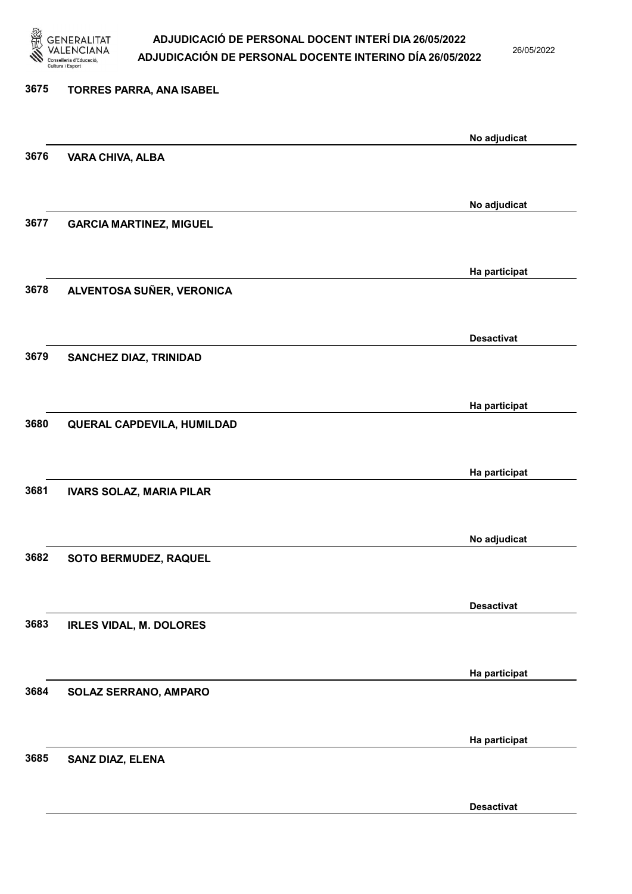3675 TORRES PARRA, ANA ISABEL

No adjudicat

3676 VARA CHIVA, ALBA

No adjudicat

3677 GARCIA MARTINEZ, MIGUEL

Ha participat

3678 ALVENTOSA SUÑER, VERONICA

Desactivat

3679 SANCHEZ DIAZ, TRINIDAD

Ha participat

3680 QUERAL CAPDEVILA, HUMILDAD

Ha participat

3681 IVARS SOLAZ, MARIA PILAR

No adjudicat

3682 SOTO BERMUDEZ, RAQUEL

Desactivat

3683 IRLES VIDAL, M. DOLORES

Ha participat

3684 SOLAZ SERRANO, AMPARO

Ha participat

3685 SANZ DIAZ, ELENA

Desactivat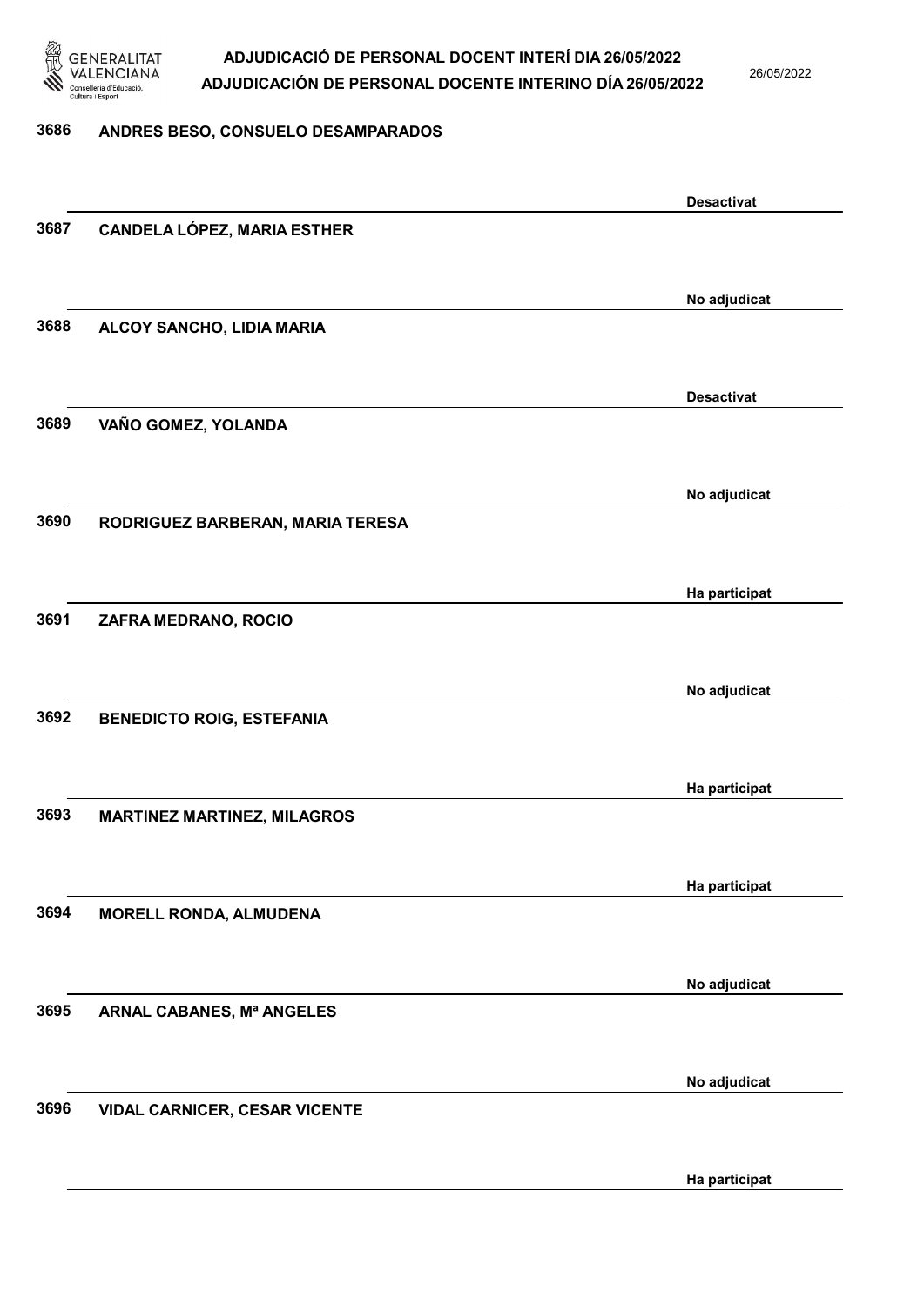| Núm. | Nom | Estat |
| --- | --- | --- |
| 3686 | ANDRES BESO, CONSUELO DESAMPARADOS | Desactivat |
| 3687 | CANDELA LÓPEZ, MARIA ESTHER | No adjudicat |
| 3688 | ALCOY SANCHO, LIDIA MARIA | Desactivat |
| 3689 | VAÑO GOMEZ, YOLANDA | No adjudicat |
| 3690 | RODRIGUEZ BARBERAN, MARIA TERESA | Ha participat |
| 3691 | ZAFRA MEDRANO, ROCIO | No adjudicat |
| 3692 | BENEDICTO ROIG, ESTEFANIA | Ha participat |
| 3693 | MARTINEZ MARTINEZ, MILAGROS | Ha participat |
| 3694 | MORELL RONDA, ALMUDENA | No adjudicat |
| 3695 | ARNAL CABANES, Mª ANGELES | No adjudicat |
| 3696 | VIDAL CARNICER, CESAR VICENTE | Ha participat |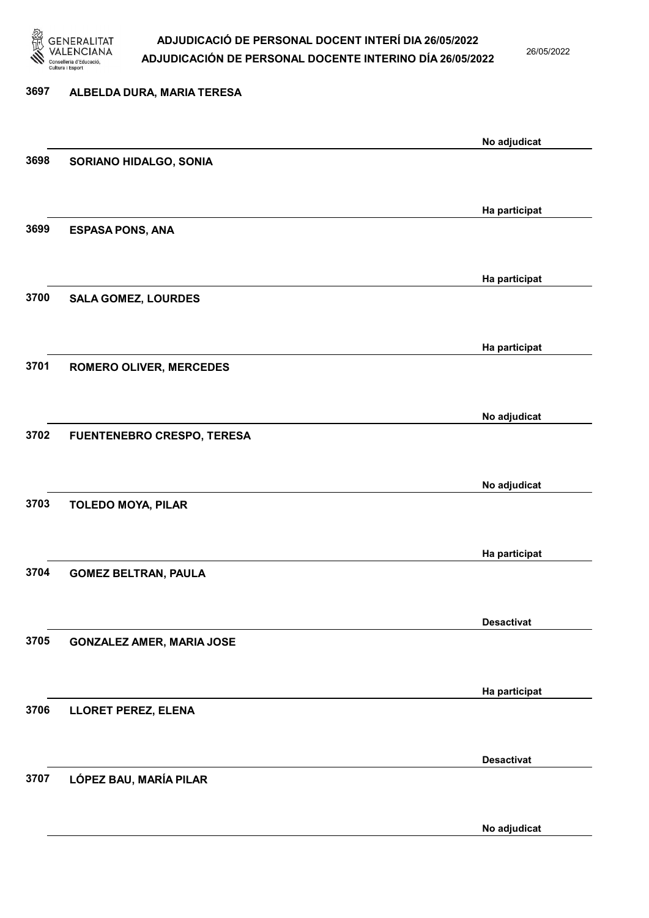| | | |
|---|---|---|
| 3697 | ALBELDA DURA, MARIA TERESA | No adjudicat |
| 3698 | SORIANO HIDALGO, SONIA | Ha participat |
| 3699 | ESPASA PONS, ANA | Ha participat |
| 3700 | SALA GOMEZ, LOURDES | Ha participat |
| 3701 | ROMERO OLIVER, MERCEDES | No adjudicat |
| 3702 | FUENTENEBRO CRESPO, TERESA | No adjudicat |
| 3703 | TOLEDO MOYA, PILAR | Ha participat |
| 3704 | GOMEZ BELTRAN, PAULA | Desactivat |
| 3705 | GONZALEZ AMER, MARIA JOSE | Ha participat |
| 3706 | LLORET PEREZ, ELENA | Desactivat |
| 3707 | LÓPEZ BAU, MARÍA PILAR | No adjudicat |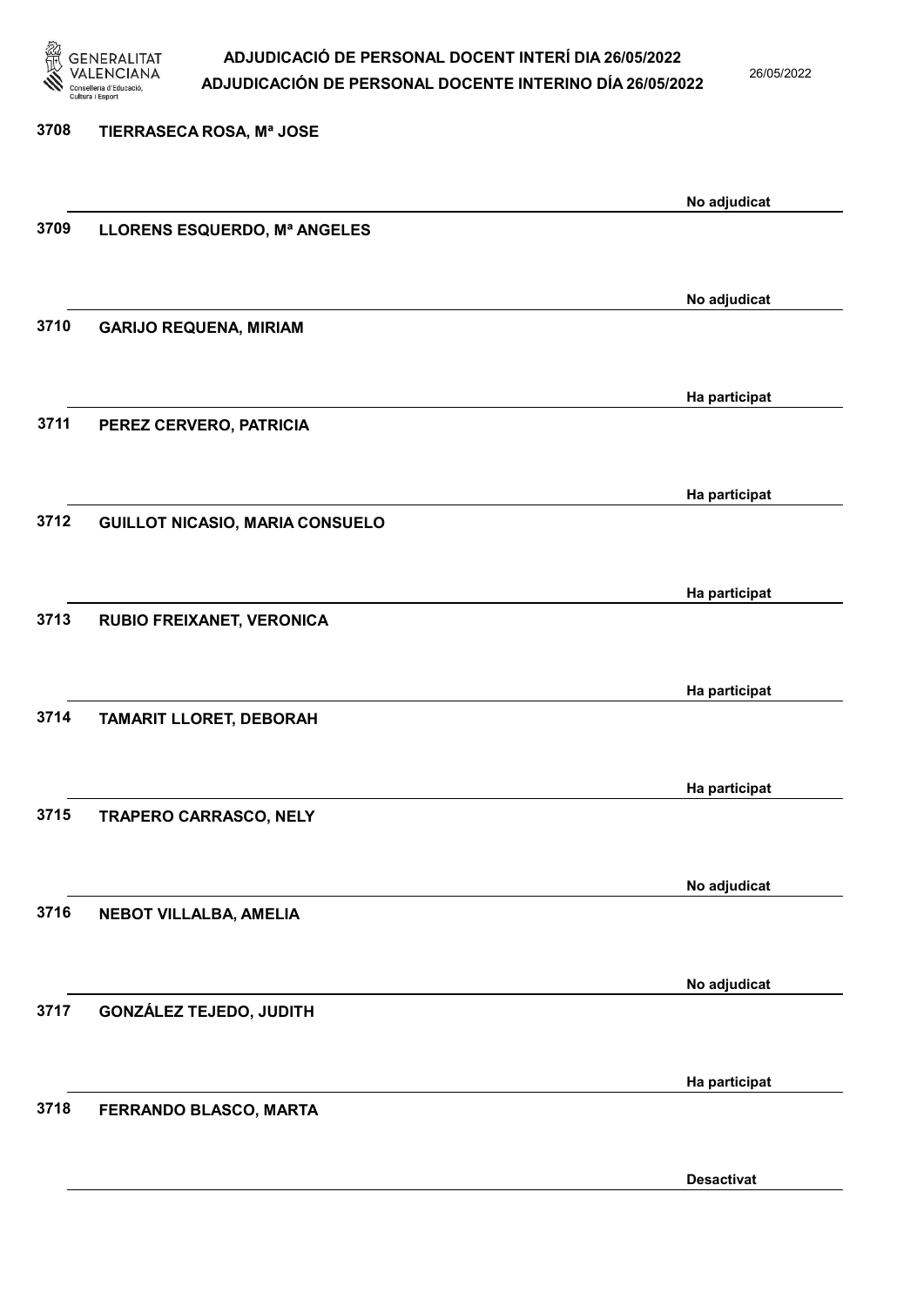| | | |
|---|---|---|
| 3708 | TIERRASECA ROSA, Mª JOSE | No adjudicat |
| 3709 | LLORENS ESQUERDO, Mª ANGELES | No adjudicat |
| 3710 | GARIJO REQUENA, MIRIAM | Ha participat |
| 3711 | PEREZ CERVERO, PATRICIA | Ha participat |
| 3712 | GUILLOT NICASIO, MARIA CONSUELO | Ha participat |
| 3713 | RUBIO FREIXANET, VERONICA | Ha participat |
| 3714 | TAMARIT LLORET, DEBORAH | Ha participat |
| 3715 | TRAPERO CARRASCO, NELY | No adjudicat |
| 3716 | NEBOT VILLALBA, AMELIA | No adjudicat |
| 3717 | GONZÁLEZ TEJEDO, JUDITH | Ha participat |
| 3718 | FERRANDO BLASCO, MARTA | Desactivat |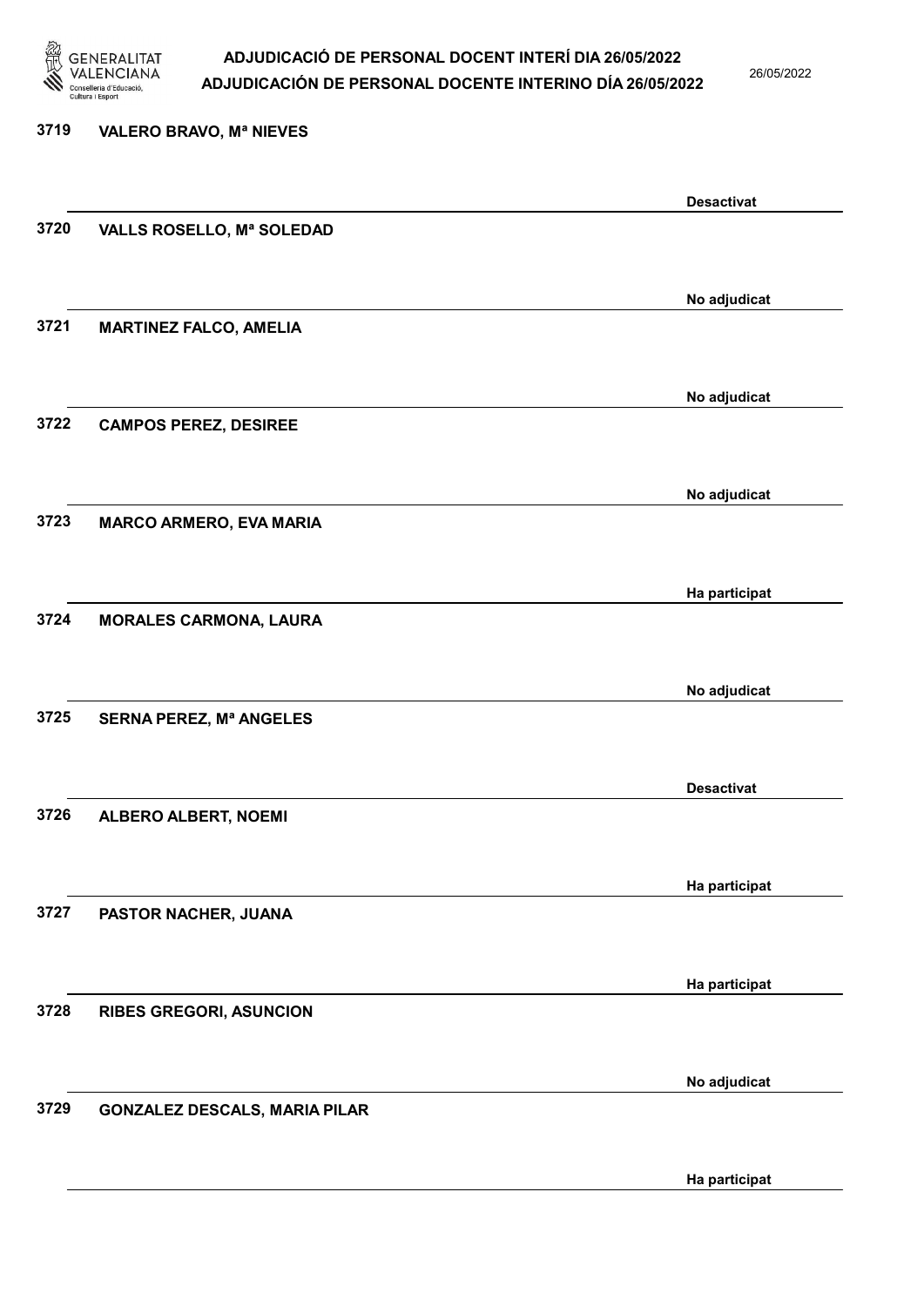| | | |
|---|---|---|
| 3719 | VALERO BRAVO, Mª NIEVES | Desactivat |
| 3720 | VALLS ROSELLO, Mª SOLEDAD | No adjudicat |
| 3721 | MARTINEZ FALCO, AMELIA | No adjudicat |
| 3722 | CAMPOS PEREZ, DESIREE | No adjudicat |
| 3723 | MARCO ARMERO, EVA MARIA | Ha participat |
| 3724 | MORALES CARMONA, LAURA | No adjudicat |
| 3725 | SERNA PEREZ, Mª ANGELES | Desactivat |
| 3726 | ALBERO ALBERT, NOEMI | Ha participat |
| 3727 | PASTOR NACHER, JUANA | Ha participat |
| 3728 | RIBES GREGORI, ASUNCION | No adjudicat |
| 3729 | GONZALEZ DESCALS, MARIA PILAR | Ha participat |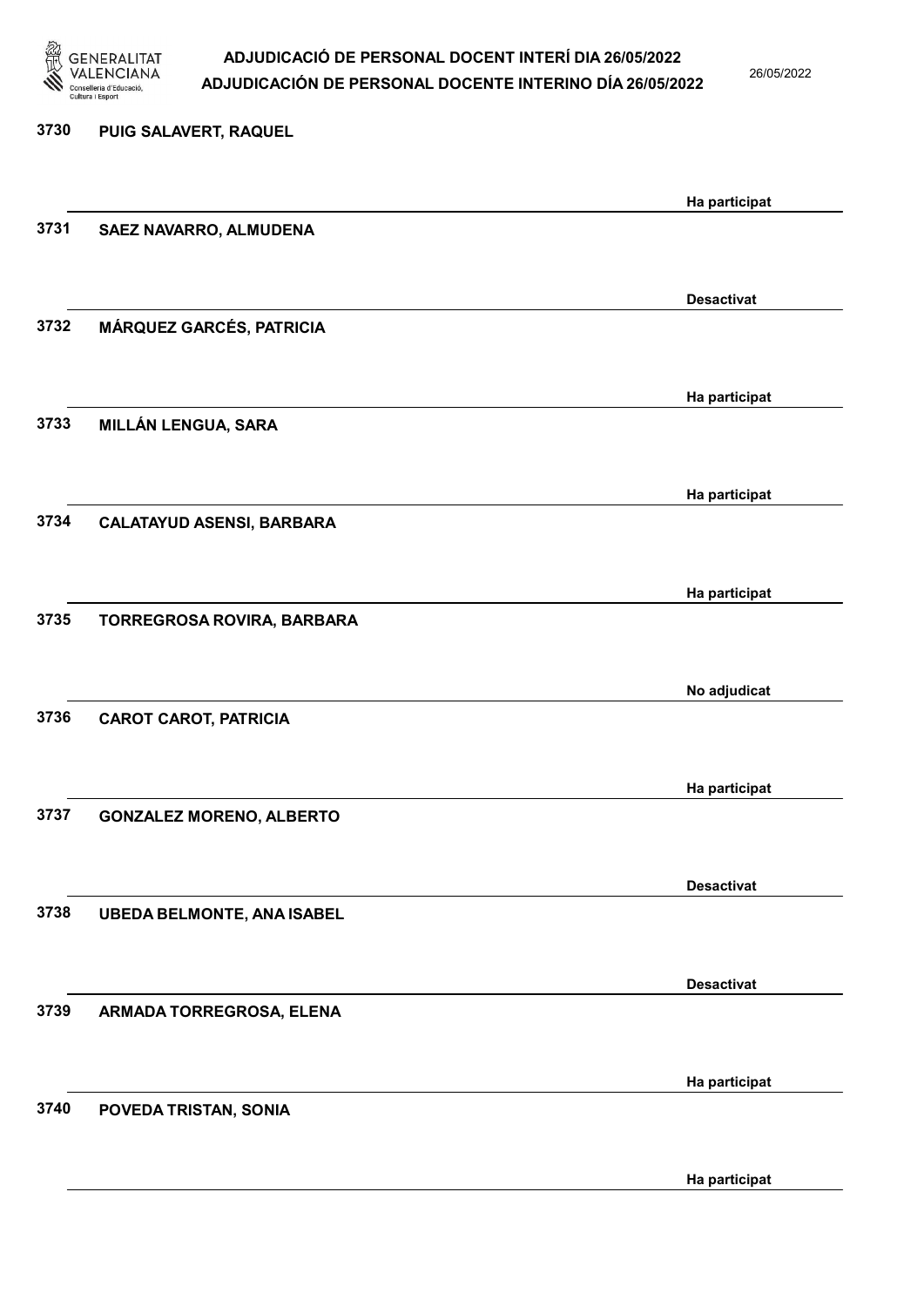| Núm. | Nom | Estat |
|---|---|---|
| 3730 | PUIG SALAVERT, RAQUEL | Ha participat |
| 3731 | SAEZ NAVARRO, ALMUDENA | Desactivat |
| 3732 | MÁRQUEZ GARCÉS, PATRICIA | Ha participat |
| 3733 | MILLÁN LENGUA, SARA | Ha participat |
| 3734 | CALATAYUD ASENSI, BARBARA | Ha participat |
| 3735 | TORREGROSA ROVIRA, BARBARA | No adjudicat |
| 3736 | CAROT CAROT, PATRICIA | Ha participat |
| 3737 | GONZALEZ MORENO, ALBERTO | Desactivat |
| 3738 | UBEDA BELMONTE, ANA ISABEL | Desactivat |
| 3739 | ARMADA TORREGROSA, ELENA | Ha participat |
| 3740 | POVEDA TRISTAN, SONIA | Ha participat |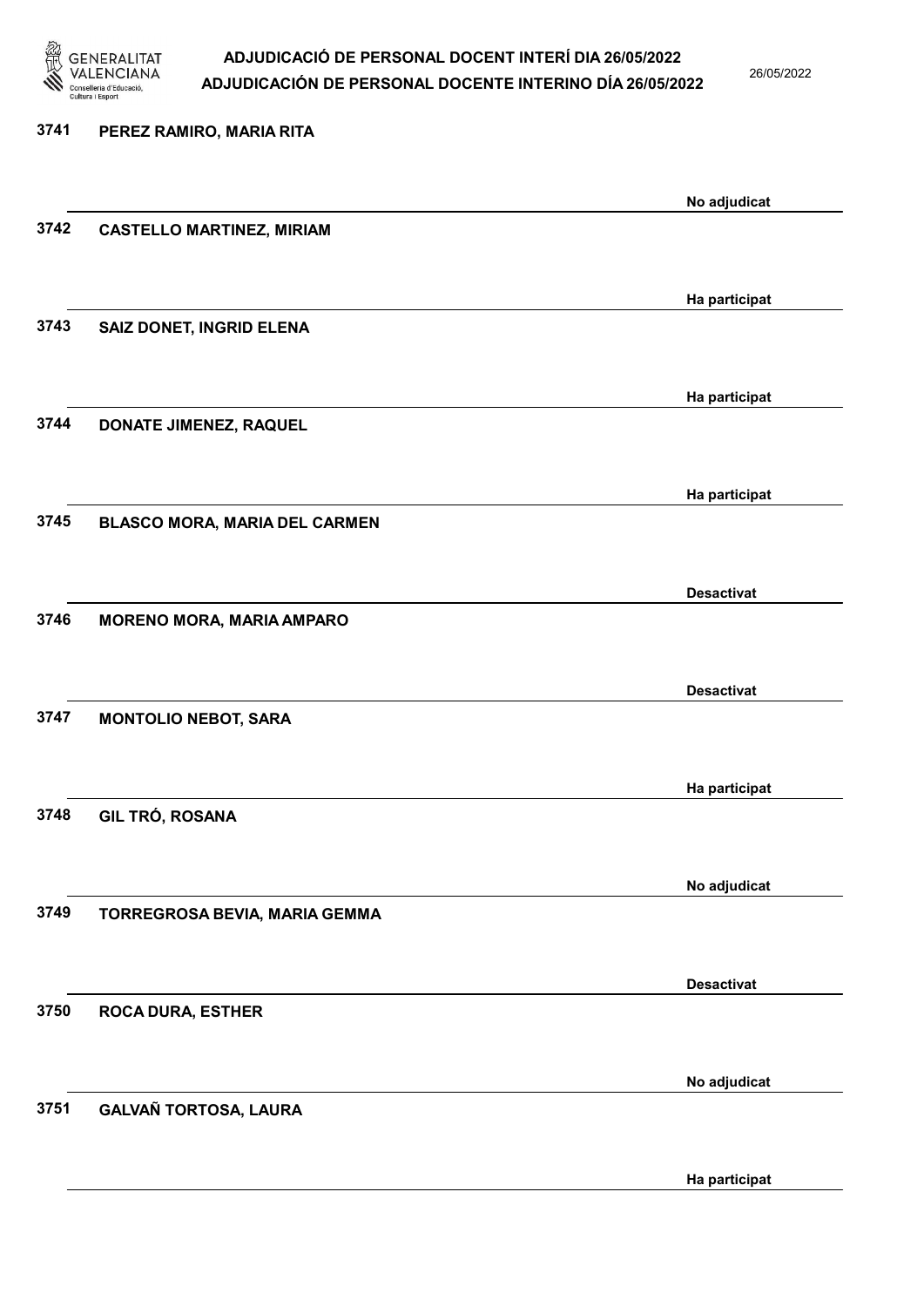| | | |
|---|---|---|
| 3741 | PEREZ RAMIRO, MARIA RITA | No adjudicat |
| 3742 | CASTELLO MARTINEZ, MIRIAM | Ha participat |
| 3743 | SAIZ DONET, INGRID ELENA | Ha participat |
| 3744 | DONATE JIMENEZ, RAQUEL | Ha participat |
| 3745 | BLASCO MORA, MARIA DEL CARMEN | Desactivat |
| 3746 | MORENO MORA, MARIA AMPARO | Desactivat |
| 3747 | MONTOLIO NEBOT, SARA | Ha participat |
| 3748 | GIL TRÓ, ROSANA | No adjudicat |
| 3749 | TORREGROSA BEVIA, MARIA GEMMA | Desactivat |
| 3750 | ROCA DURA, ESTHER | No adjudicat |
| 3751 | GALVAÑ TORTOSA, LAURA | Ha participat |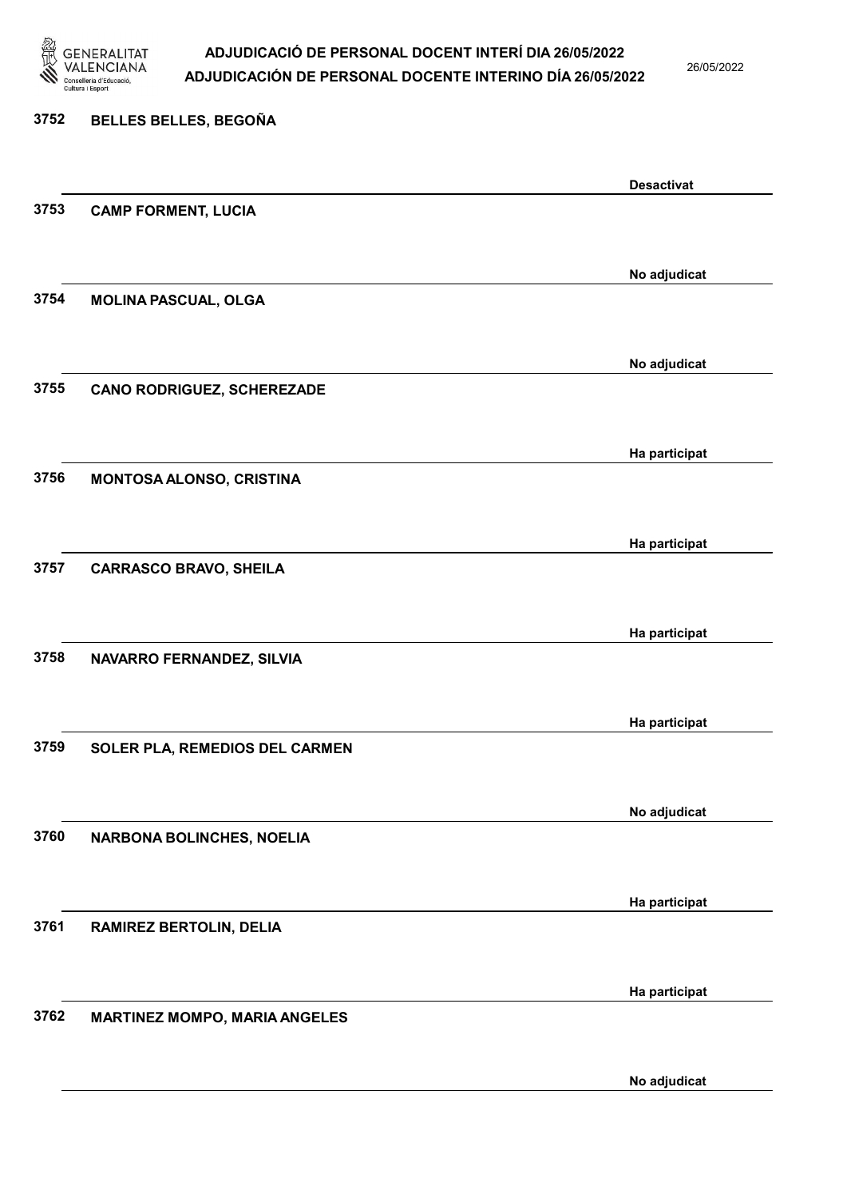| Núm. | Nom | Estat |
| --- | --- | --- |
| 3752 | BELLES BELLES, BEGOÑA | Desactivat |
| 3753 | CAMP FORMENT, LUCIA | No adjudicat |
| 3754 | MOLINA PASCUAL, OLGA | No adjudicat |
| 3755 | CANO RODRIGUEZ, SCHEREZADE | Ha participat |
| 3756 | MONTOSA ALONSO, CRISTINA | Ha participat |
| 3757 | CARRASCO BRAVO, SHEILA | Ha participat |
| 3758 | NAVARRO FERNANDEZ, SILVIA | Ha participat |
| 3759 | SOLER PLA, REMEDIOS DEL CARMEN | No adjudicat |
| 3760 | NARBONA BOLINCHES, NOELIA | Ha participat |
| 3761 | RAMIREZ BERTOLIN, DELIA | Ha participat |
| 3762 | MARTINEZ MOMPO, MARIA ANGELES | No adjudicat |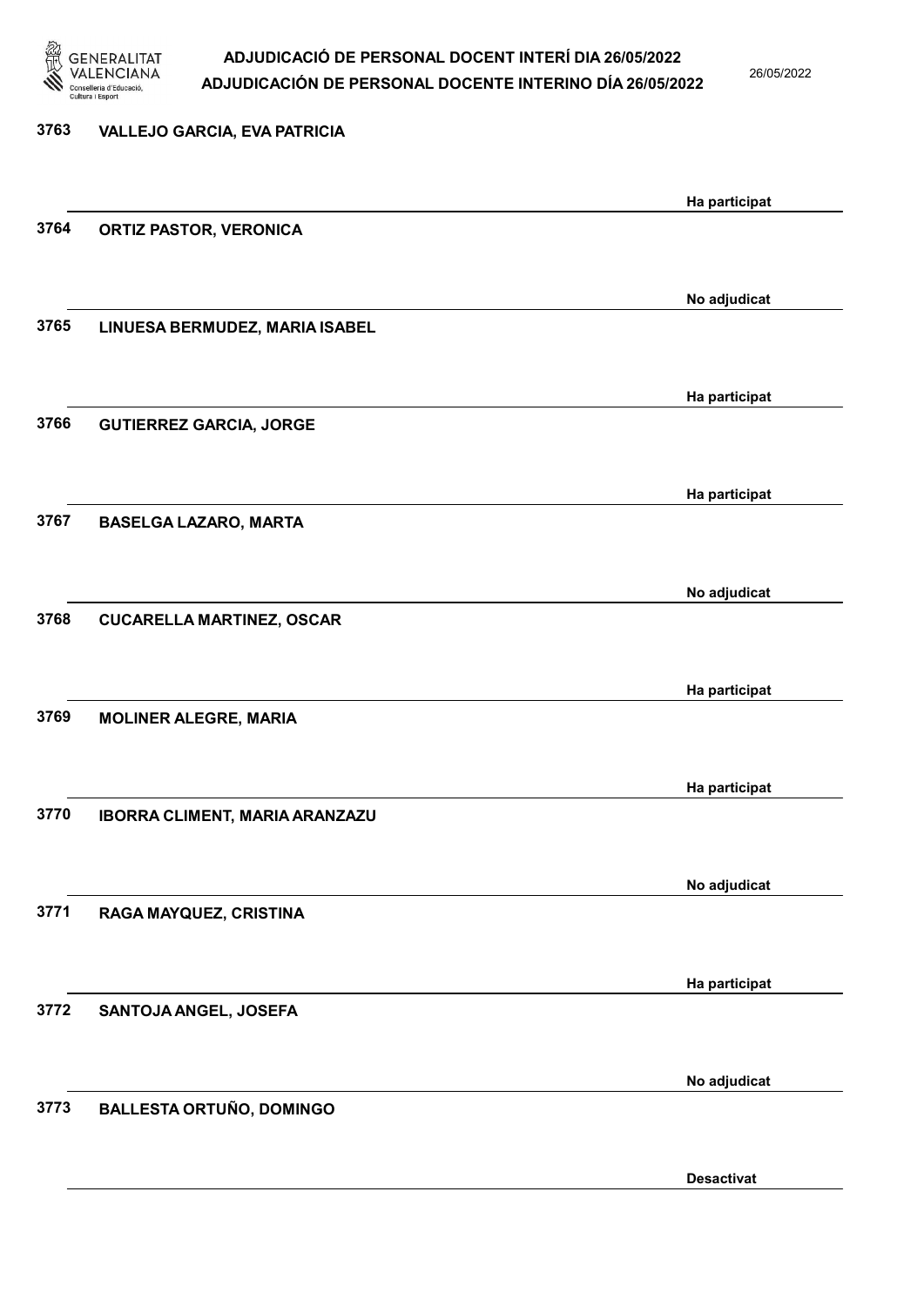3763 VALLEJO GARCIA, EVA PATRICIA

Ha participat

3764 ORTIZ PASTOR, VERONICA

No adjudicat

3765 LINUESA BERMUDEZ, MARIA ISABEL

Ha participat

3766 GUTIERREZ GARCIA, JORGE

Ha participat

3767 BASELGA LAZARO, MARTA

No adjudicat

3768 CUCARELLA MARTINEZ, OSCAR

Ha participat

3769 MOLINER ALEGRE, MARIA

Ha participat

3770 IBORRA CLIMENT, MARIA ARANZAZU

No adjudicat

3771 RAGA MAYQUEZ, CRISTINA

Ha participat

3772 SANTOJA ANGEL, JOSEFA

No adjudicat

3773 BALLESTA ORTUÑO, DOMINGO

Desactivat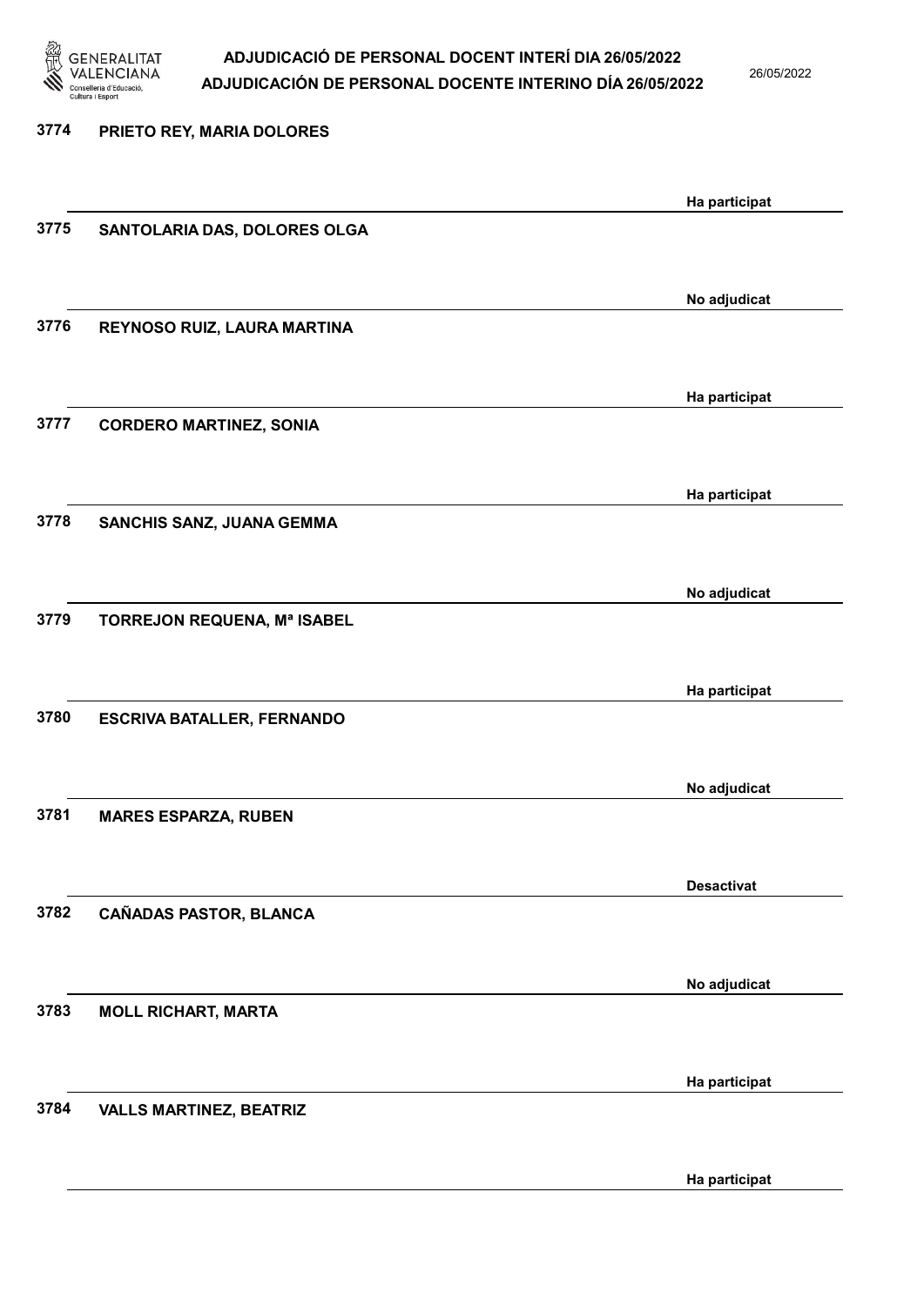| Núm. | Nom | Estat |
|---|---|---|
| 3774 | PRIETO REY, MARIA DOLORES | Ha participat |
| 3775 | SANTOLARIA DAS, DOLORES OLGA | No adjudicat |
| 3776 | REYNOSO RUIZ, LAURA MARTINA | Ha participat |
| 3777 | CORDERO MARTINEZ, SONIA | Ha participat |
| 3778 | SANCHIS SANZ, JUANA GEMMA | No adjudicat |
| 3779 | TORREJON REQUENA, Mª ISABEL | Ha participat |
| 3780 | ESCRIVA BATALLER, FERNANDO | No adjudicat |
| 3781 | MARES ESPARZA, RUBEN | Desactivat |
| 3782 | CAÑADAS PASTOR, BLANCA | No adjudicat |
| 3783 | MOLL RICHART, MARTA | Ha participat |
| 3784 | VALLS MARTINEZ, BEATRIZ | Ha participat |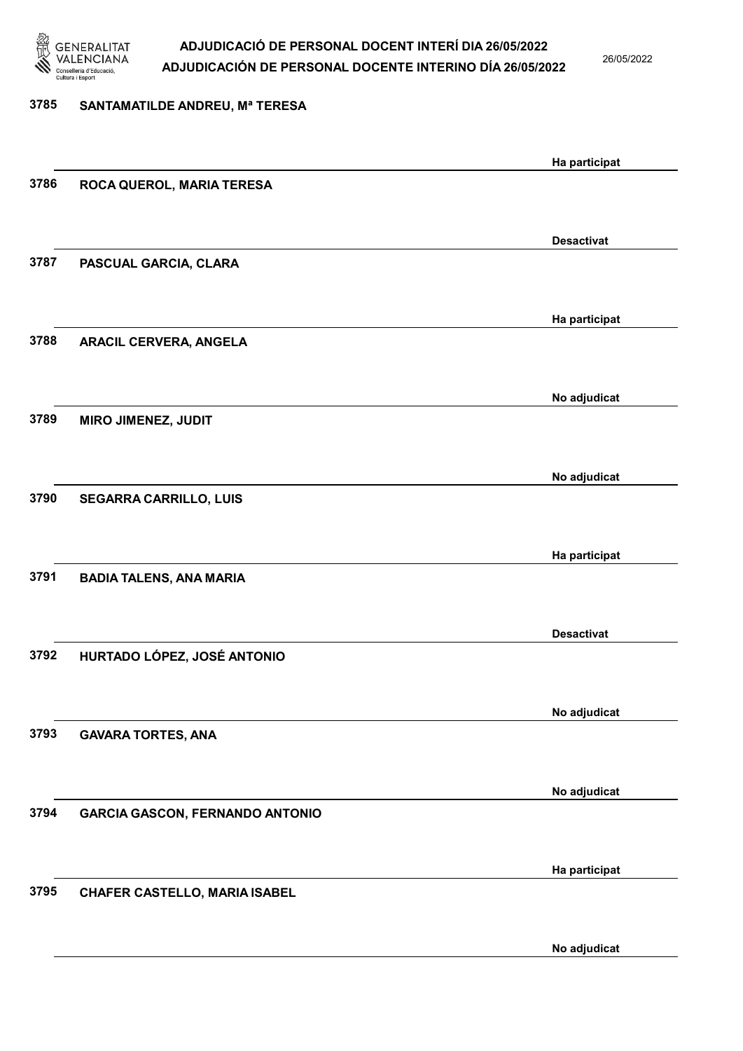| Núm. | Nom | Estat |
| --- | --- | --- |
| 3785 | SANTAMATILDE ANDREU, Mª TERESA | Ha participat |
| 3786 | ROCA QUEROL, MARIA TERESA | Desactivat |
| 3787 | PASCUAL GARCIA, CLARA | Ha participat |
| 3788 | ARACIL CERVERA, ANGELA | No adjudicat |
| 3789 | MIRO JIMENEZ, JUDIT | No adjudicat |
| 3790 | SEGARRA CARRILLO, LUIS | Ha participat |
| 3791 | BADIA TALENS, ANA MARIA | Desactivat |
| 3792 | HURTADO LÓPEZ, JOSÉ ANTONIO | No adjudicat |
| 3793 | GAVARA TORTES, ANA | No adjudicat |
| 3794 | GARCIA GASCON, FERNANDO ANTONIO | Ha participat |
| 3795 | CHAFER CASTELLO, MARIA ISABEL | No adjudicat |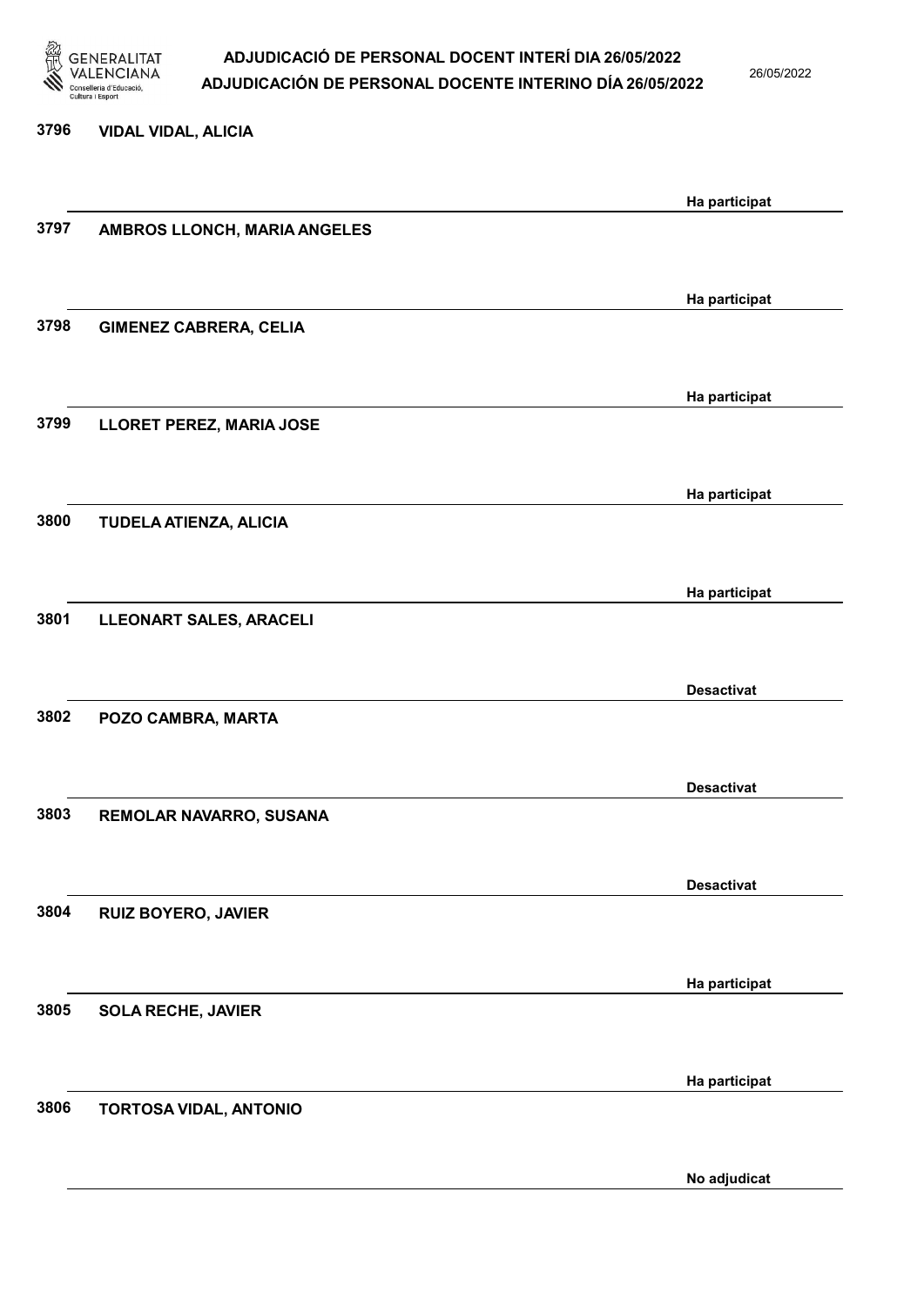| | | |
|---|---|---|
| 3796 | VIDAL VIDAL, ALICIA | Ha participat |
| 3797 | AMBROS LLONCH, MARIA ANGELES | Ha participat |
| 3798 | GIMENEZ CABRERA, CELIA | Ha participat |
| 3799 | LLORET PEREZ, MARIA JOSE | Ha participat |
| 3800 | TUDELA ATIENZA, ALICIA | Ha participat |
| 3801 | LLEONART SALES, ARACELI | Desactivat |
| 3802 | POZO CAMBRA, MARTA | Desactivat |
| 3803 | REMOLAR NAVARRO, SUSANA | Desactivat |
| 3804 | RUIZ BOYERO, JAVIER | Ha participat |
| 3805 | SOLA RECHE, JAVIER | Ha participat |
| 3806 | TORTOSA VIDAL, ANTONIO | No adjudicat |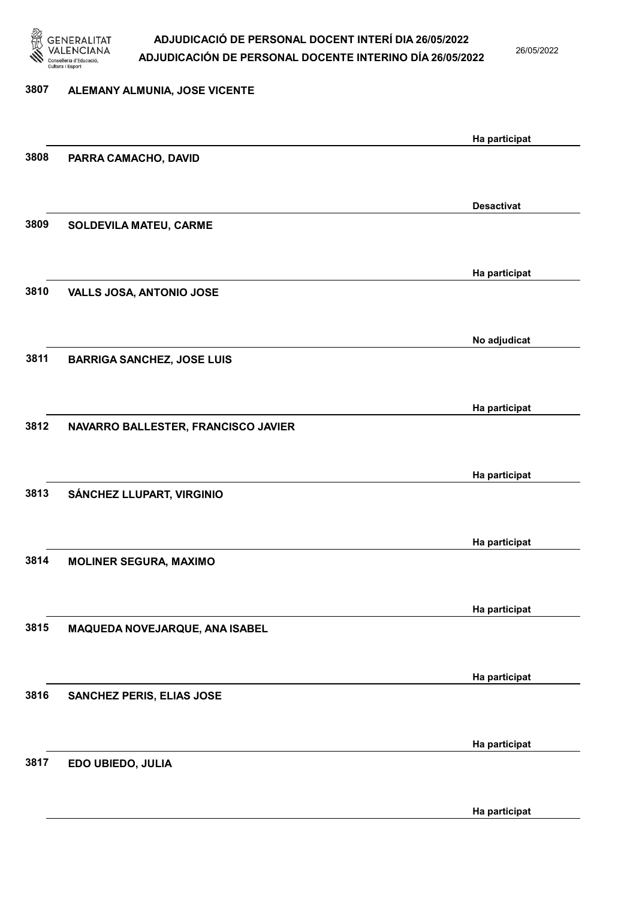| Núm. | Nom | Estat |
| --- | --- | --- |
| 3807 | ALEMANY ALMUNIA, JOSE VICENTE | Ha participat |
| 3808 | PARRA CAMACHO, DAVID | Desactivat |
| 3809 | SOLDEVILA MATEU, CARME | Ha participat |
| 3810 | VALLS JOSA, ANTONIO JOSE | No adjudicat |
| 3811 | BARRIGA SANCHEZ, JOSE LUIS | Ha participat |
| 3812 | NAVARRO BALLESTER, FRANCISCO JAVIER | Ha participat |
| 3813 | SÁNCHEZ LLUPART, VIRGINIO | Ha participat |
| 3814 | MOLINER SEGURA, MAXIMO | Ha participat |
| 3815 | MAQUEDA NOVEJARQUE, ANA ISABEL | Ha participat |
| 3816 | SANCHEZ PERIS, ELIAS JOSE | Ha participat |
| 3817 | EDO UBIEDO, JULIA | Ha participat |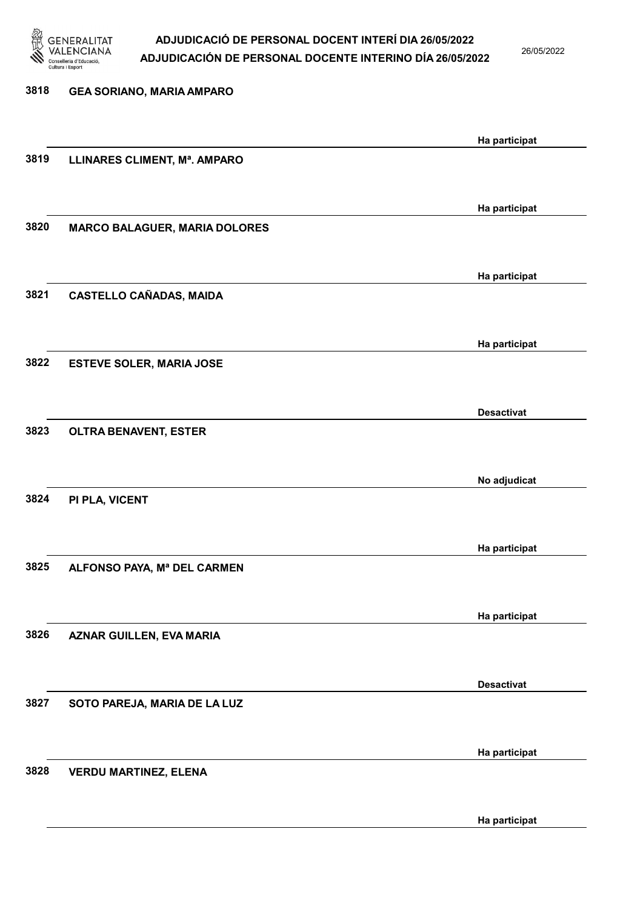3818 GEA SORIANO, MARIA AMPARO

Ha participat

3819 LLINARES CLIMENT, Mª. AMPARO

Ha participat

3820 MARCO BALAGUER, MARIA DOLORES

Ha participat

3821 CASTELLO CAÑADAS, MAIDA

Ha participat

3822 ESTEVE SOLER, MARIA JOSE

Desactivat

3823 OLTRA BENAVENT, ESTER

No adjudicat

3824 PI PLA, VICENT

Ha participat

3825 ALFONSO PAYA, Mª DEL CARMEN

Ha participat

3826 AZNAR GUILLEN, EVA MARIA

Desactivat

3827 SOTO PAREJA, MARIA DE LA LUZ

Ha participat

3828 VERDU MARTINEZ, ELENA

Ha participat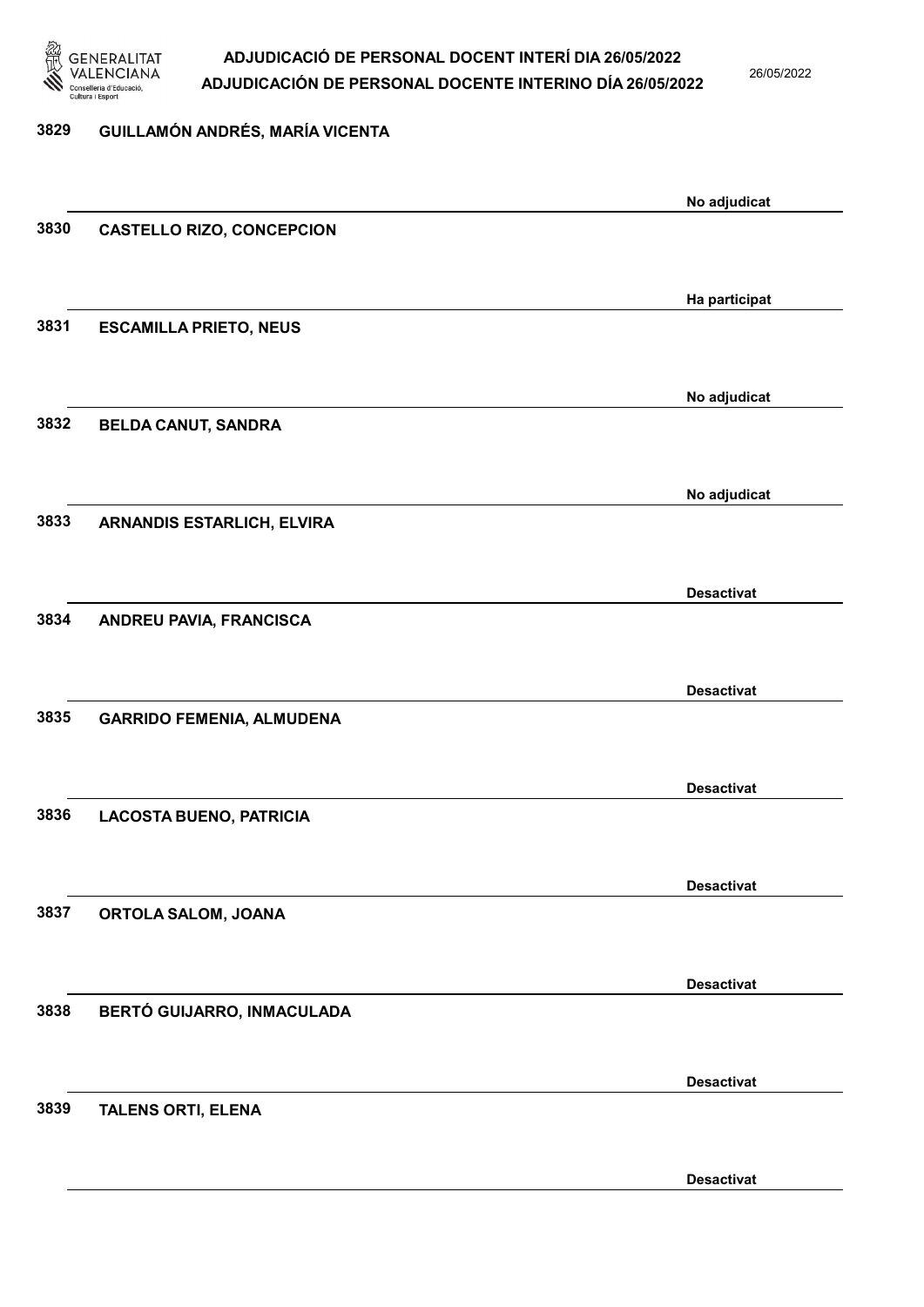| Núm. | Nom | Estat |
|---|---|---|
| 3829 | GUILLAMÓN ANDRÉS, MARÍA VICENTA | No adjudicat |
| 3830 | CASTELLO RIZO, CONCEPCION | Ha participat |
| 3831 | ESCAMILLA PRIETO, NEUS | No adjudicat |
| 3832 | BELDA CANUT, SANDRA | No adjudicat |
| 3833 | ARNANDIS ESTARLICH, ELVIRA | Desactivat |
| 3834 | ANDREU PAVIA, FRANCISCA | Desactivat |
| 3835 | GARRIDO FEMENIA, ALMUDENA | Desactivat |
| 3836 | LACOSTA BUENO, PATRICIA | Desactivat |
| 3837 | ORTOLA SALOM, JOANA | Desactivat |
| 3838 | BERTÓ GUIJARRO, INMACULADA | Desactivat |
| 3839 | TALENS ORTI, ELENA | Desactivat |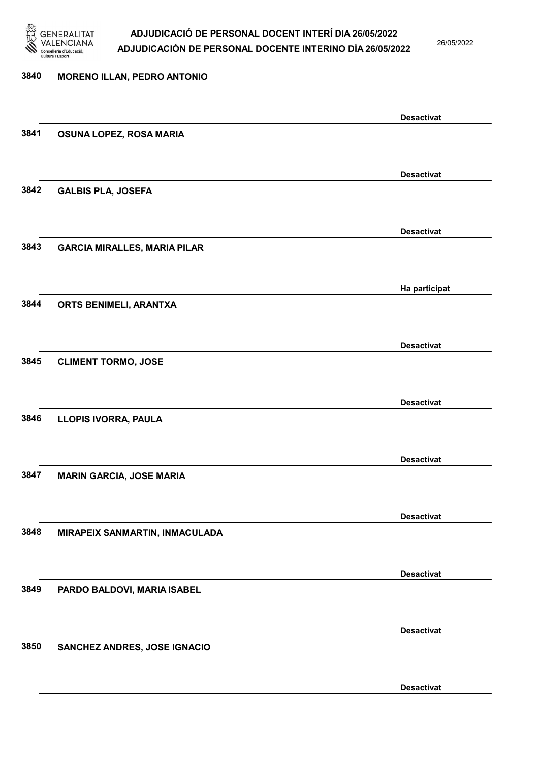| Núm. | Nom | Estat |
|---|---|---|
| 3840 | MORENO ILLAN, PEDRO ANTONIO | Desactivat |
| 3841 | OSUNA LOPEZ, ROSA MARIA | Desactivat |
| 3842 | GALBIS PLA, JOSEFA | Desactivat |
| 3843 | GARCIA MIRALLES, MARIA PILAR | Ha participat |
| 3844 | ORTS BENIMELI, ARANTXA | Desactivat |
| 3845 | CLIMENT TORMO, JOSE | Desactivat |
| 3846 | LLOPIS IVORRA, PAULA | Desactivat |
| 3847 | MARIN GARCIA, JOSE MARIA | Desactivat |
| 3848 | MIRAPEIX SANMARTIN, INMACULADA | Desactivat |
| 3849 | PARDO BALDOVI, MARIA ISABEL | Desactivat |
| 3850 | SANCHEZ ANDRES, JOSE IGNACIO | Desactivat |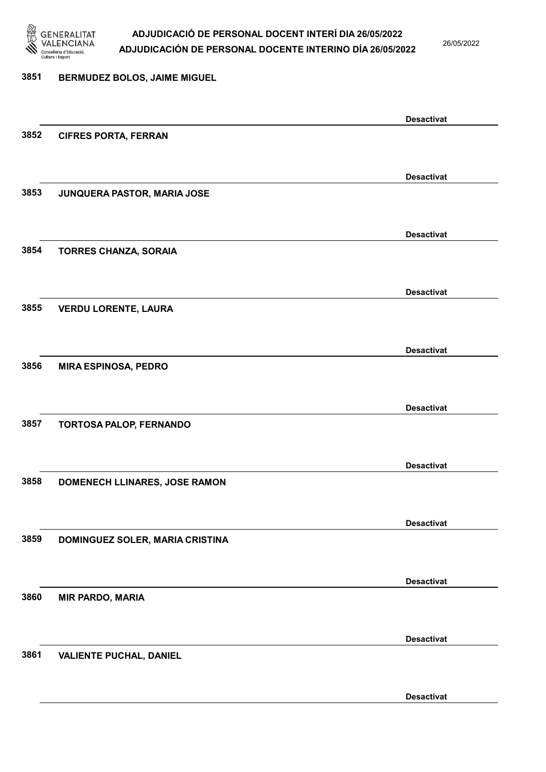3851 **BERMUDEZ BOLOS, JAIME MIGUEL**

**Desactivat**

3852 **CIFRES PORTA, FERRAN**

**Desactivat**

3853 **JUNQUERA PASTOR, MARIA JOSE**

**Desactivat**

3854 **TORRES CHANZA, SORAIA**

**Desactivat**

3855 **VERDU LORENTE, LAURA**

**Desactivat**

3856 **MIRA ESPINOSA, PEDRO**

**Desactivat**

3857 **TORTOSA PALOP, FERNANDO**

**Desactivat**

3858 **DOMENECH LLINARES, JOSE RAMON**

**Desactivat**

3859 **DOMINGUEZ SOLER, MARIA CRISTINA**

**Desactivat**

3860 **MIR PARDO, MARIA**

**Desactivat**

3861 **VALIENTE PUCHAL, DANIEL**

**Desactivat**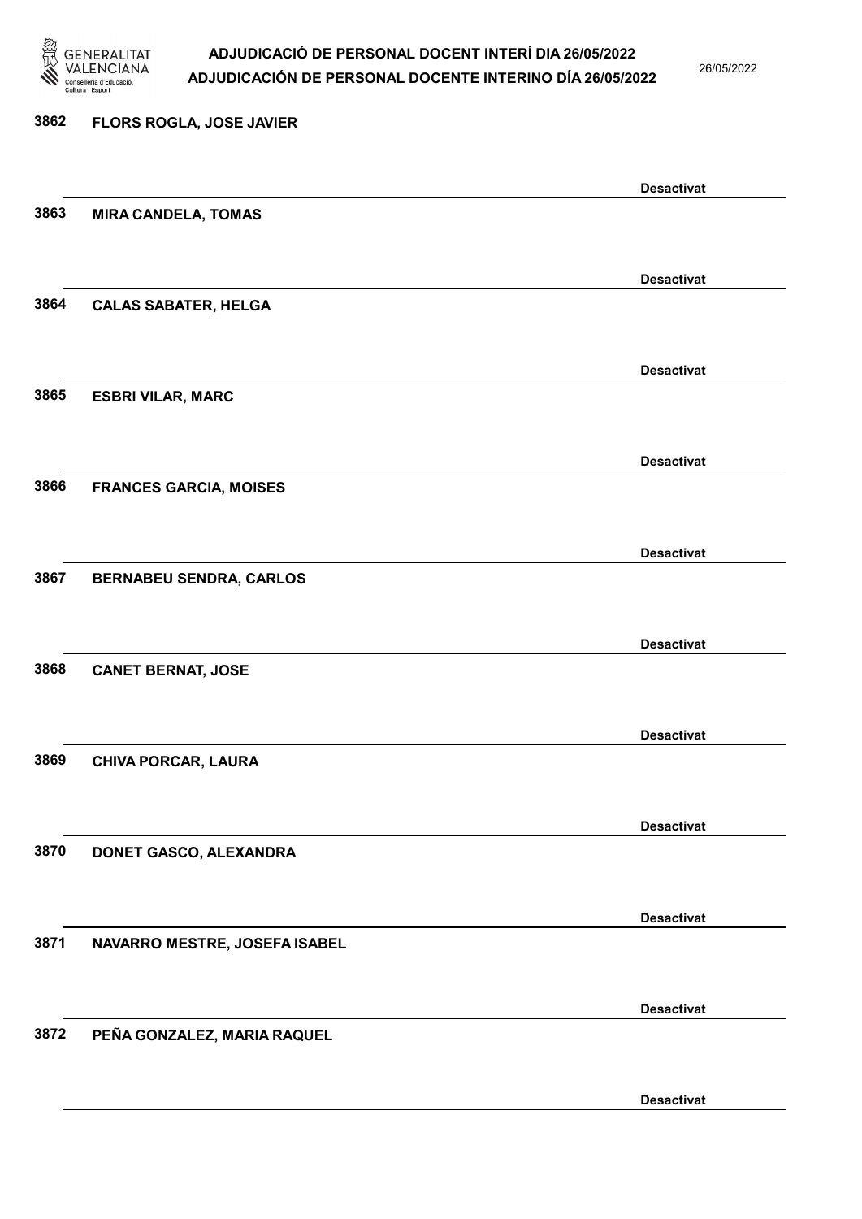3862 FLORS ROGLA, JOSE JAVIER

Desactivat

3863 MIRA CANDELA, TOMAS

Desactivat

3864 CALAS SABATER, HELGA

Desactivat

3865 ESBRI VILAR, MARC

Desactivat

3866 FRANCES GARCIA, MOISES

Desactivat

3867 BERNABEU SENDRA, CARLOS

Desactivat

3868 CANET BERNAT, JOSE

Desactivat

3869 CHIVA PORCAR, LAURA

Desactivat

3870 DONET GASCO, ALEXANDRA

Desactivat

3871 NAVARRO MESTRE, JOSEFA ISABEL

Desactivat

3872 PEÑA GONZALEZ, MARIA RAQUEL

Desactivat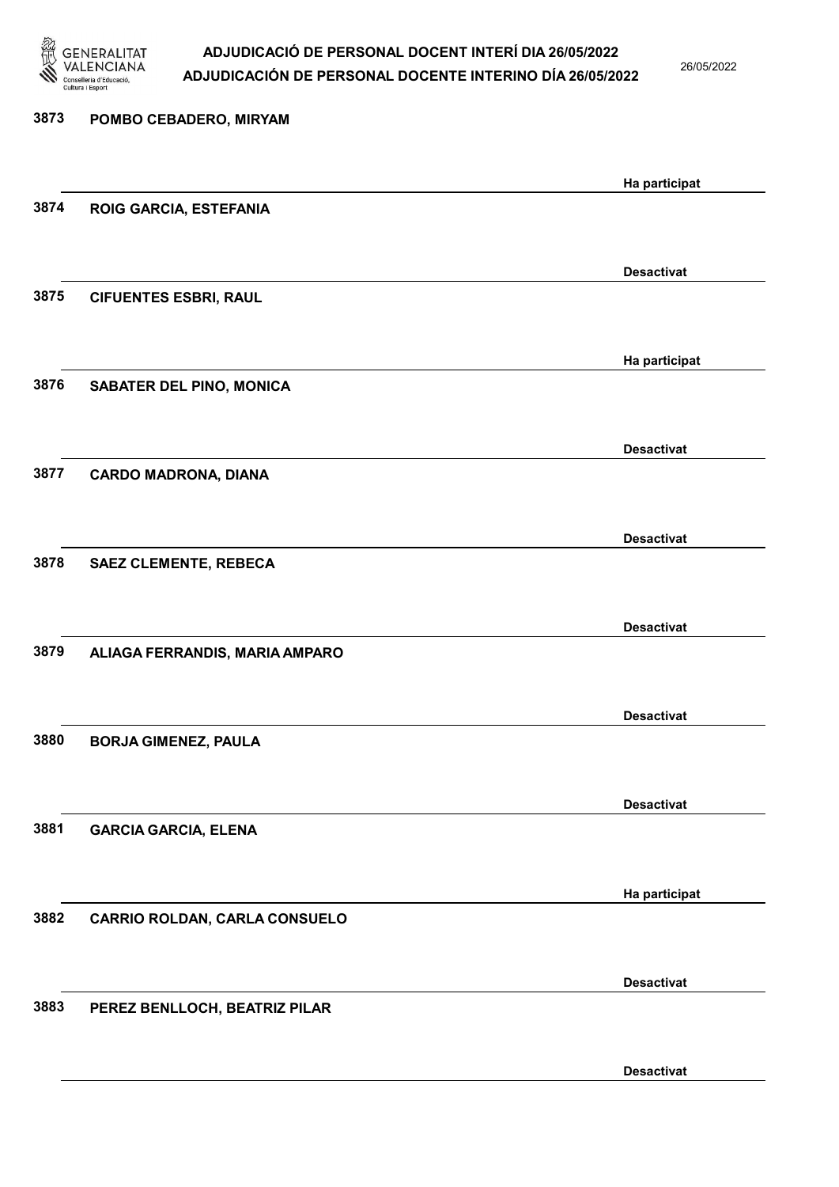| | | |
|---|---|---|
| 3873 | POMBO CEBADERO, MIRYAM | Ha participat |
| 3874 | ROIG GARCIA, ESTEFANIA | Desactivat |
| 3875 | CIFUENTES ESBRI, RAUL | Ha participat |
| 3876 | SABATER DEL PINO, MONICA | Desactivat |
| 3877 | CARDO MADRONA, DIANA | Desactivat |
| 3878 | SAEZ CLEMENTE, REBECA | Desactivat |
| 3879 | ALIAGA FERRANDIS, MARIA AMPARO | Desactivat |
| 3880 | BORJA GIMENEZ, PAULA | Desactivat |
| 3881 | GARCIA GARCIA, ELENA | Ha participat |
| 3882 | CARRIO ROLDAN, CARLA CONSUELO | Desactivat |
| 3883 | PEREZ BENLLOCH, BEATRIZ PILAR | Desactivat |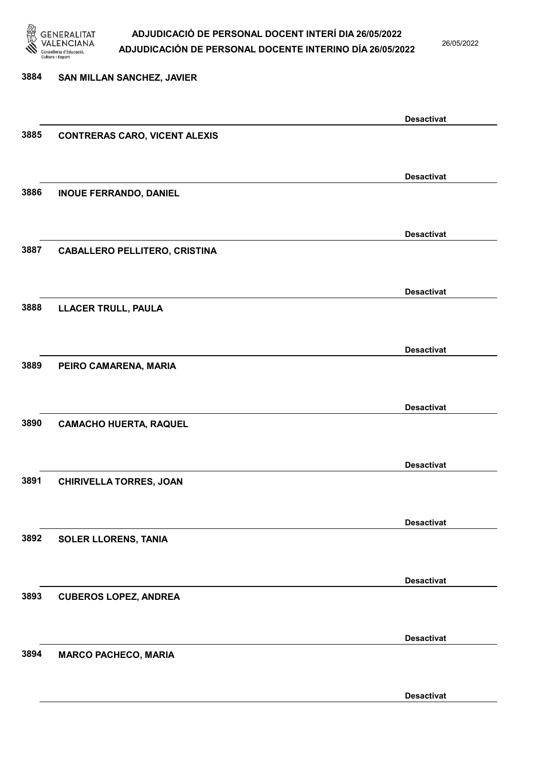| Núm. | Nom | Estat |
|---|---|---|
| 3884 | SAN MILLAN SANCHEZ, JAVIER | Desactivat |
| 3885 | CONTRERAS CARO, VICENT ALEXIS | Desactivat |
| 3886 | INOUE FERRANDO, DANIEL | Desactivat |
| 3887 | CABALLERO PELLITERO, CRISTINA | Desactivat |
| 3888 | LLACER TRULL, PAULA | Desactivat |
| 3889 | PEIRO CAMARENA, MARIA | Desactivat |
| 3890 | CAMACHO HUERTA, RAQUEL | Desactivat |
| 3891 | CHIRIVELLA TORRES, JOAN | Desactivat |
| 3892 | SOLER LLORENS, TANIA | Desactivat |
| 3893 | CUBEROS LOPEZ, ANDREA | Desactivat |
| 3894 | MARCO PACHECO, MARIA | Desactivat |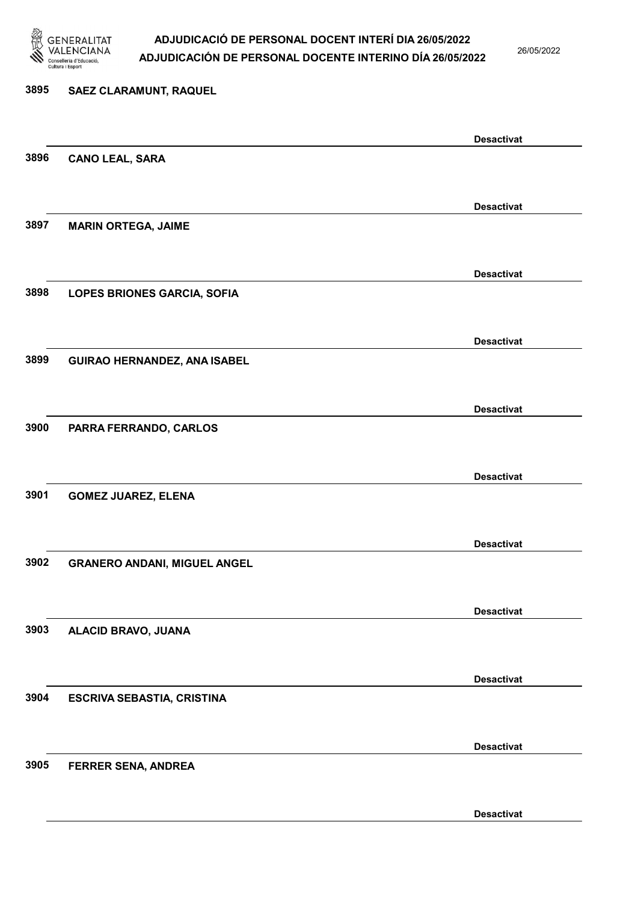| Núm. | Nom | Estat |
| --- | --- | --- |
| 3895 | SAEZ CLARAMUNT, RAQUEL | Desactivat |
| 3896 | CANO LEAL, SARA | Desactivat |
| 3897 | MARIN ORTEGA, JAIME | Desactivat |
| 3898 | LOPES BRIONES GARCIA, SOFIA | Desactivat |
| 3899 | GUIRAO HERNANDEZ, ANA ISABEL | Desactivat |
| 3900 | PARRA FERRANDO, CARLOS | Desactivat |
| 3901 | GOMEZ JUAREZ, ELENA | Desactivat |
| 3902 | GRANERO ANDANI, MIGUEL ANGEL | Desactivat |
| 3903 | ALACID BRAVO, JUANA | Desactivat |
| 3904 | ESCRIVA SEBASTIA, CRISTINA | Desactivat |
| 3905 | FERRER SENA, ANDREA | Desactivat |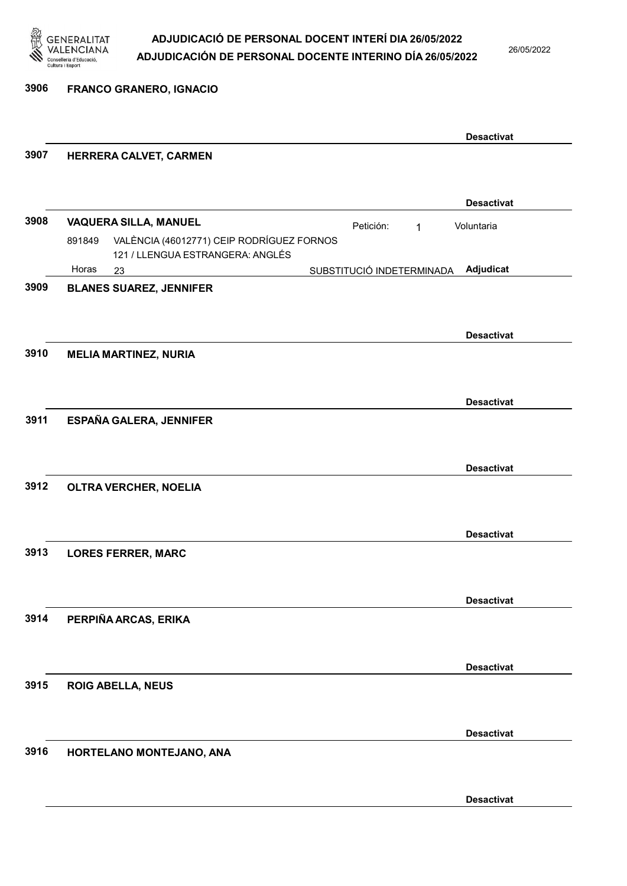3906 **FRANCO GRANERO, IGNACIO**

**Desactivat**

3907 **HERRERA CALVET, CARMEN**

**Desactivat**

3908 **VAQUERA SILLA, MANUEL** Petición: 1 Voluntaria

891849 VALÈNCIA (46012771) CEIP RODRÍGUEZ FORNOS
121 / LLENGUA ESTRANGERA: ANGLÉS
Horas 23 SUBSTITUCIÓ INDETERMINADA **Adjudicat**

3909 **BLANES SUAREZ, JENNIFER**

**Desactivat**

3910 **MELIA MARTINEZ, NURIA**

**Desactivat**

3911 **ESPAÑA GALERA, JENNIFER**

**Desactivat**

3912 **OLTRA VERCHER, NOELIA**

**Desactivat**

3913 **LORES FERRER, MARC**

**Desactivat**

3914 **PERPIÑA ARCAS, ERIKA**

**Desactivat**

3915 **ROIG ABELLA, NEUS**

**Desactivat**

3916 **HORTELANO MONTEJANO, ANA**

**Desactivat**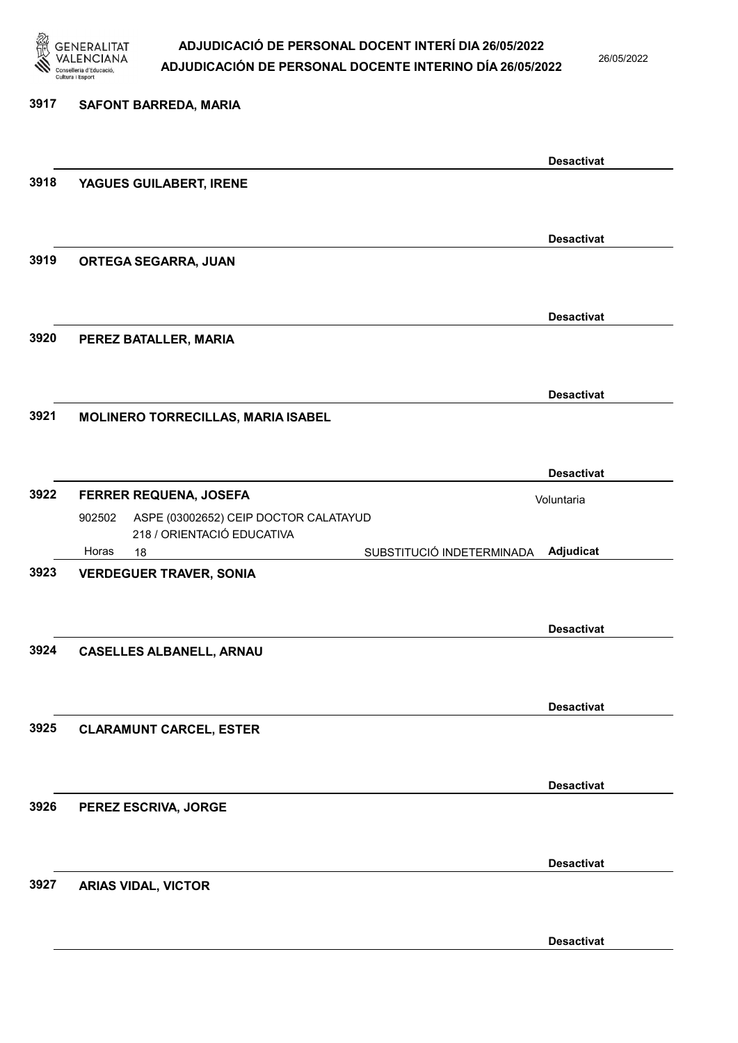**3917 SAFONT BARREDA, MARIA**

Desactivat

**3918 YAGUES GUILABERT, IRENE**

Desactivat

**3919 ORTEGA SEGARRA, JUAN**

Desactivat

**3920 PEREZ BATALLER, MARIA**

Desactivat

**3921 MOLINERO TORRECILLAS, MARIA ISABEL**

Desactivat

**3922 FERRER REQUENA, JOSEFA**

Voluntaria

902502 ASPE (03002652) CEIP DOCTOR CALATAYUD
218 / ORIENTACIÓ EDUCATIVA
Horas 18 SUBSTITUCIÓ INDETERMINADA **Adjudicat**

**3923 VERDEGUER TRAVER, SONIA**

Desactivat

**3924 CASELLES ALBANELL, ARNAU**

Desactivat

**3925 CLARAMUNT CARCEL, ESTER**

Desactivat

**3926 PEREZ ESCRIVA, JORGE**

Desactivat

**3927 ARIAS VIDAL, VICTOR**

Desactivat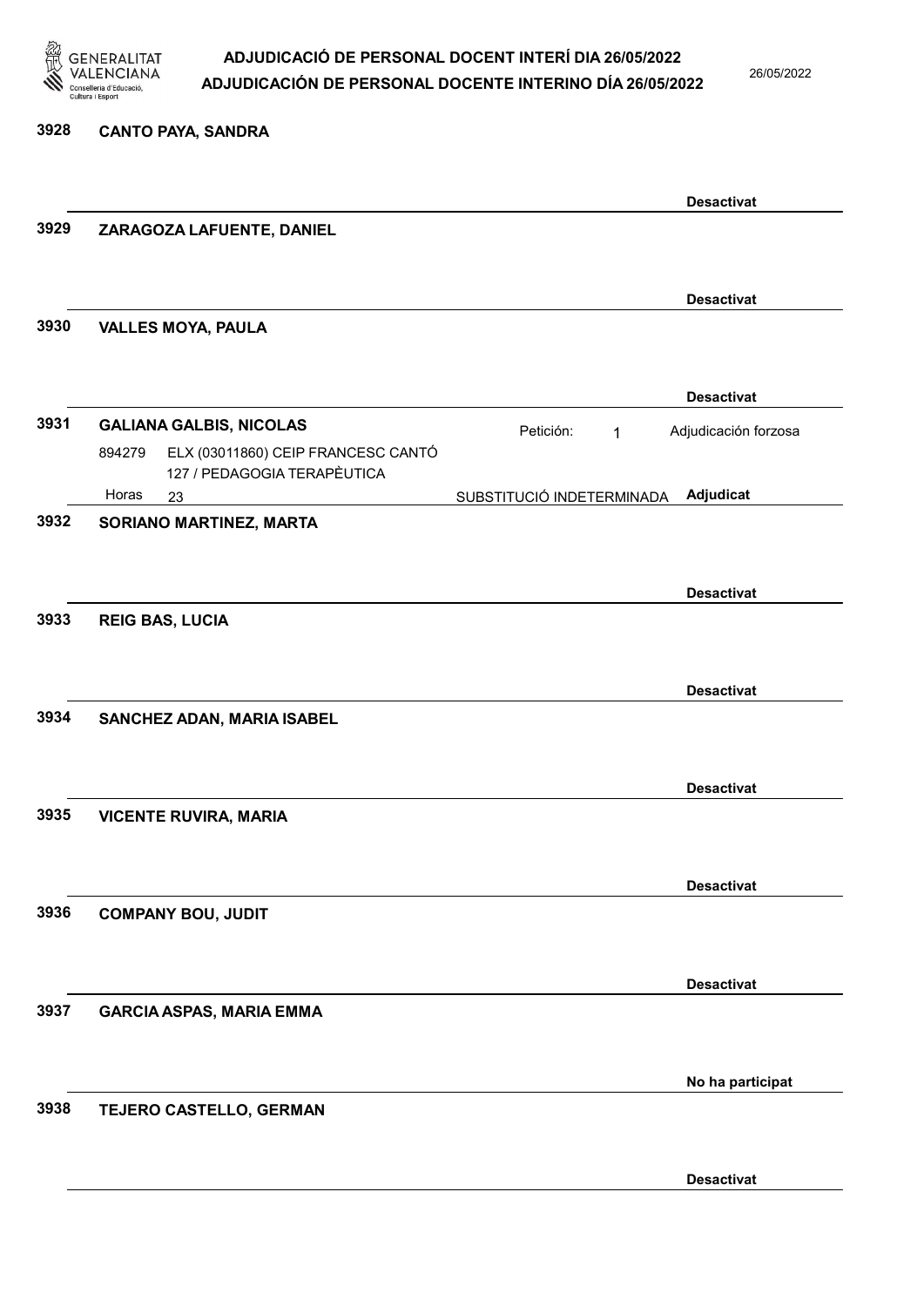**3928 CANTO PAYA, SANDRA**

Desactivat

**3929 ZARAGOZA LAFUENTE, DANIEL**

Desactivat

**3930 VALLES MOYA, PAULA**

Desactivat

**3931 GALIANA GALBIS, NICOLAS** — Petición: 1 — Adjudicación forzosa

894279 ELX (03011860) CEIP FRANCESC CANTÓ 127 / PEDAGOGIA TERAPÈUTICA

Horas 23 — SUBSTITUCIÓ INDETERMINADA — **Adjudicat**

**3932 SORIANO MARTINEZ, MARTA**

Desactivat

**3933 REIG BAS, LUCIA**

Desactivat

**3934 SANCHEZ ADAN, MARIA ISABEL**

Desactivat

**3935 VICENTE RUVIRA, MARIA**

Desactivat

**3936 COMPANY BOU, JUDIT**

Desactivat

**3937 GARCIA ASPAS, MARIA EMMA**

No ha participat

**3938 TEJERO CASTELLO, GERMAN**

Desactivat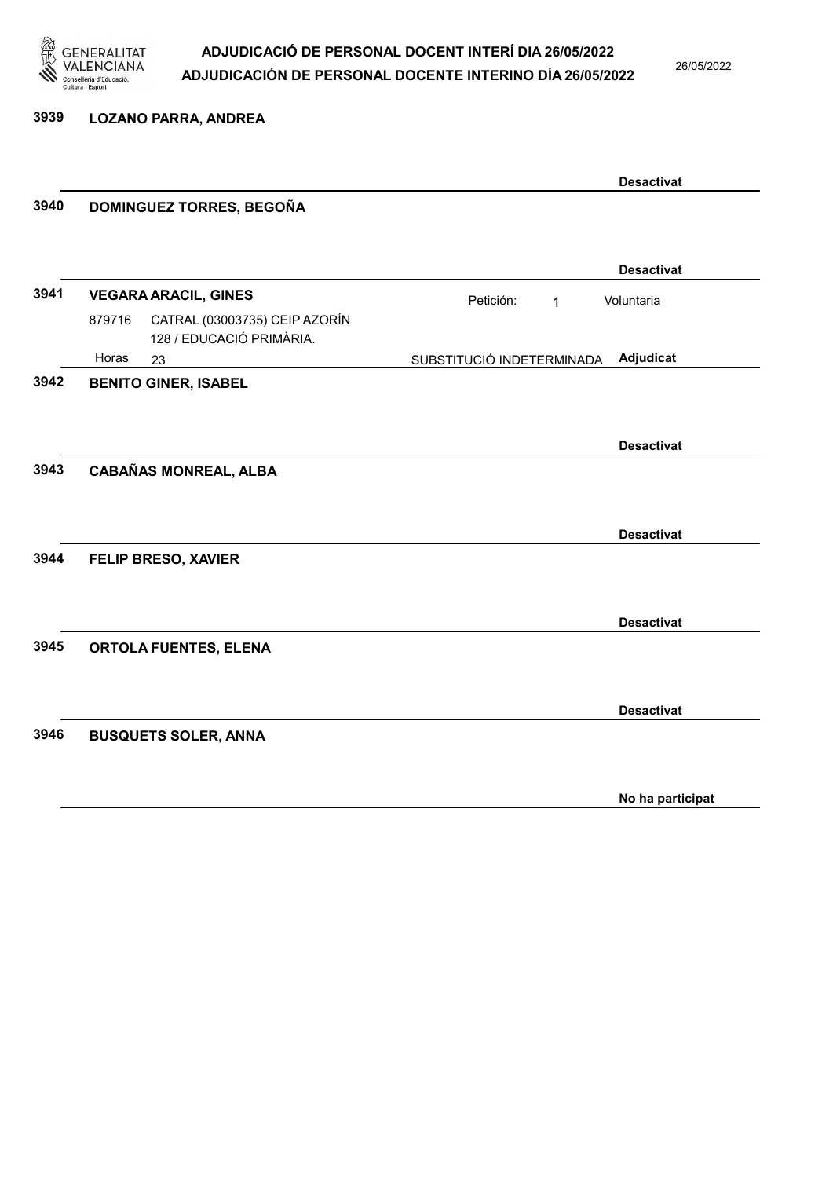**3939 LOZANO PARRA, ANDREA**

Desactivat

**3940 DOMINGUEZ TORRES, BEGOÑA**

Desactivat

**3941 VEGARA ARACIL, GINES**

Petición: 1 Voluntaria

879716 CATRAL (03003735) CEIP AZORÍN
128 / EDUCACIÓ PRIMÀRIA.

Horas 23 SUBSTITUCIÓ INDETERMINADA **Adjudicat**

**3942 BENITO GINER, ISABEL**

Desactivat

**3943 CABAÑAS MONREAL, ALBA**

Desactivat

**3944 FELIP BRESO, XAVIER**

Desactivat

**3945 ORTOLA FUENTES, ELENA**

Desactivat

**3946 BUSQUETS SOLER, ANNA**

No ha participat